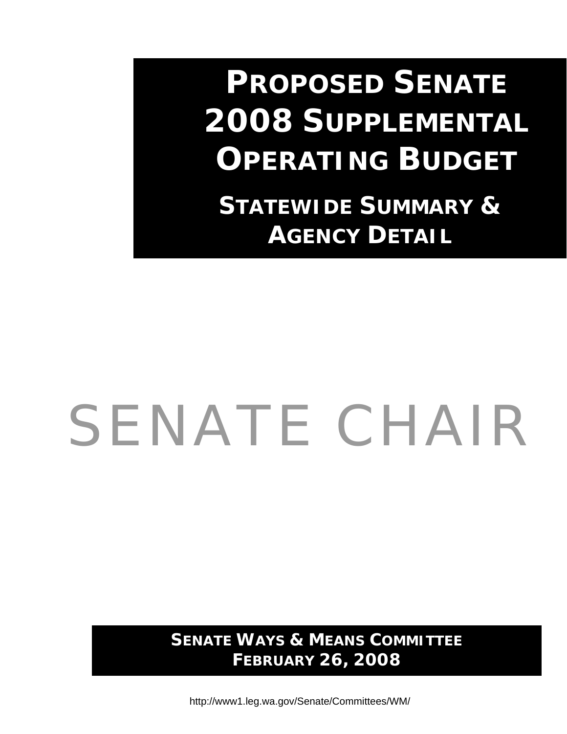# Proposed Senate 2008 Supplemental Operating Budget

## Statewide Summary & Agency Detail

# SENATE CHAIR

**Senate Ways & Means Committee**
**February 26, 2008**

http://www1.leg.wa.gov/Senate/Committees/WM/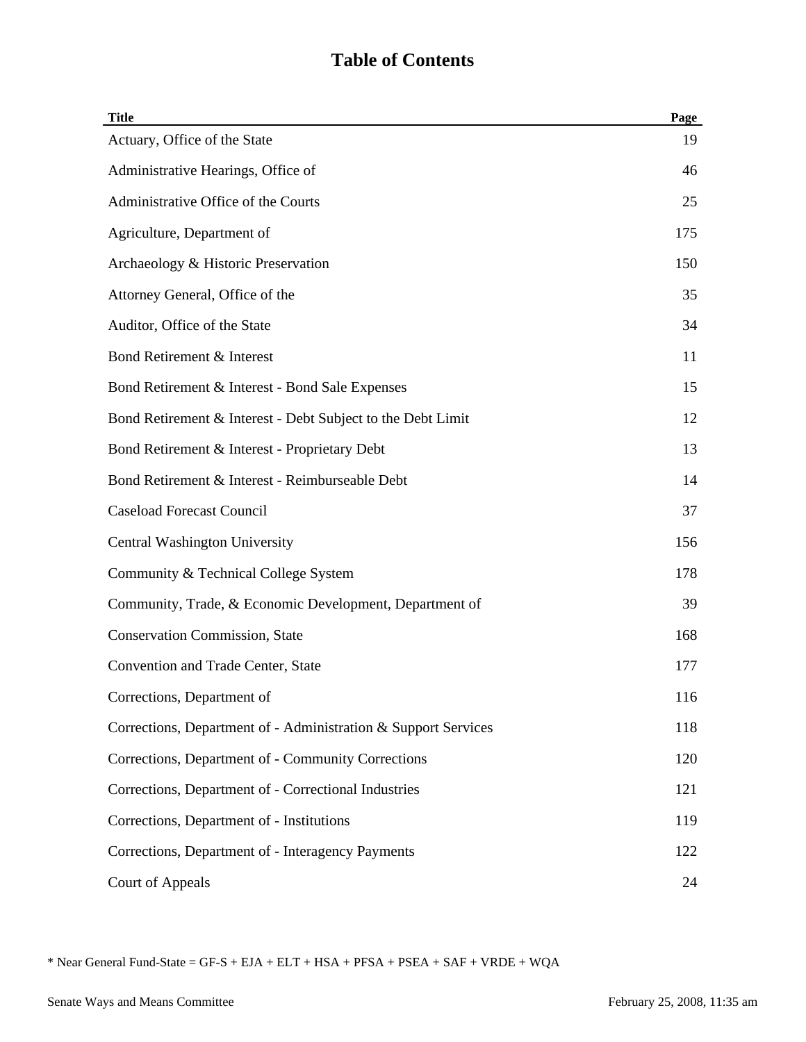# Table of Contents

| Title | Page |
|---|---|
| Actuary, Office of the State | 19 |
| Administrative Hearings, Office of | 46 |
| Administrative Office of the Courts | 25 |
| Agriculture, Department of | 175 |
| Archaeology & Historic Preservation | 150 |
| Attorney General, Office of the | 35 |
| Auditor, Office of the State | 34 |
| Bond Retirement & Interest | 11 |
| Bond Retirement & Interest - Bond Sale Expenses | 15 |
| Bond Retirement & Interest - Debt Subject to the Debt Limit | 12 |
| Bond Retirement & Interest - Proprietary Debt | 13 |
| Bond Retirement & Interest - Reimburseable Debt | 14 |
| Caseload Forecast Council | 37 |
| Central Washington University | 156 |
| Community & Technical College System | 178 |
| Community, Trade, & Economic Development, Department of | 39 |
| Conservation Commission, State | 168 |
| Convention and Trade Center, State | 177 |
| Corrections, Department of | 116 |
| Corrections, Department of - Administration & Support Services | 118 |
| Corrections, Department of - Community Corrections | 120 |
| Corrections, Department of - Correctional Industries | 121 |
| Corrections, Department of - Institutions | 119 |
| Corrections, Department of - Interagency Payments | 122 |
| Court of Appeals | 24 |

* Near General Fund-State = GF-S + EJA + ELT + HSA + PFSA + PSEA + SAF + VRDE + WQA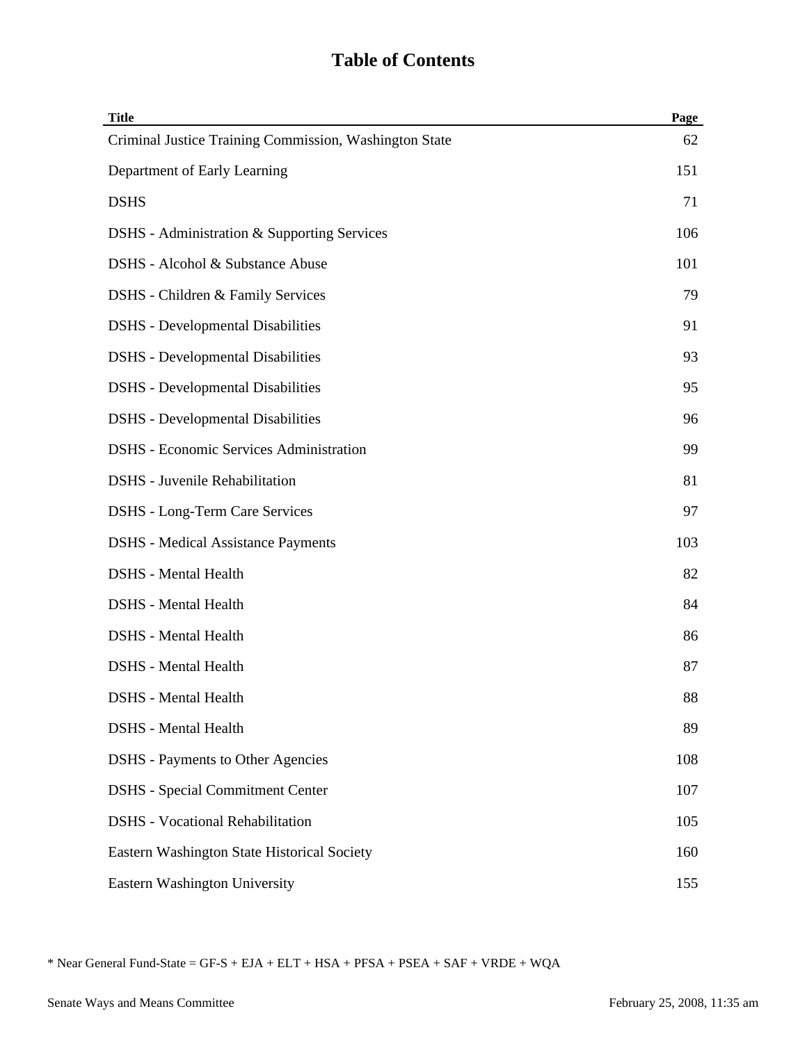# Table of Contents

| Title | Page |
|---|---|
| Criminal Justice Training Commission, Washington State | 62 |
| Department of Early Learning | 151 |
| DSHS | 71 |
| DSHS - Administration & Supporting Services | 106 |
| DSHS - Alcohol & Substance Abuse | 101 |
| DSHS - Children & Family Services | 79 |
| DSHS - Developmental Disabilities | 91 |
| DSHS - Developmental Disabilities | 93 |
| DSHS - Developmental Disabilities | 95 |
| DSHS - Developmental Disabilities | 96 |
| DSHS - Economic Services Administration | 99 |
| DSHS - Juvenile Rehabilitation | 81 |
| DSHS - Long-Term Care Services | 97 |
| DSHS - Medical Assistance Payments | 103 |
| DSHS - Mental Health | 82 |
| DSHS - Mental Health | 84 |
| DSHS - Mental Health | 86 |
| DSHS - Mental Health | 87 |
| DSHS - Mental Health | 88 |
| DSHS - Mental Health | 89 |
| DSHS - Payments to Other Agencies | 108 |
| DSHS - Special Commitment Center | 107 |
| DSHS - Vocational Rehabilitation | 105 |
| Eastern Washington State Historical Society | 160 |
| Eastern Washington University | 155 |

* Near General Fund-State = GF-S + EJA + ELT + HSA + PFSA + PSEA + SAF + VRDE + WQA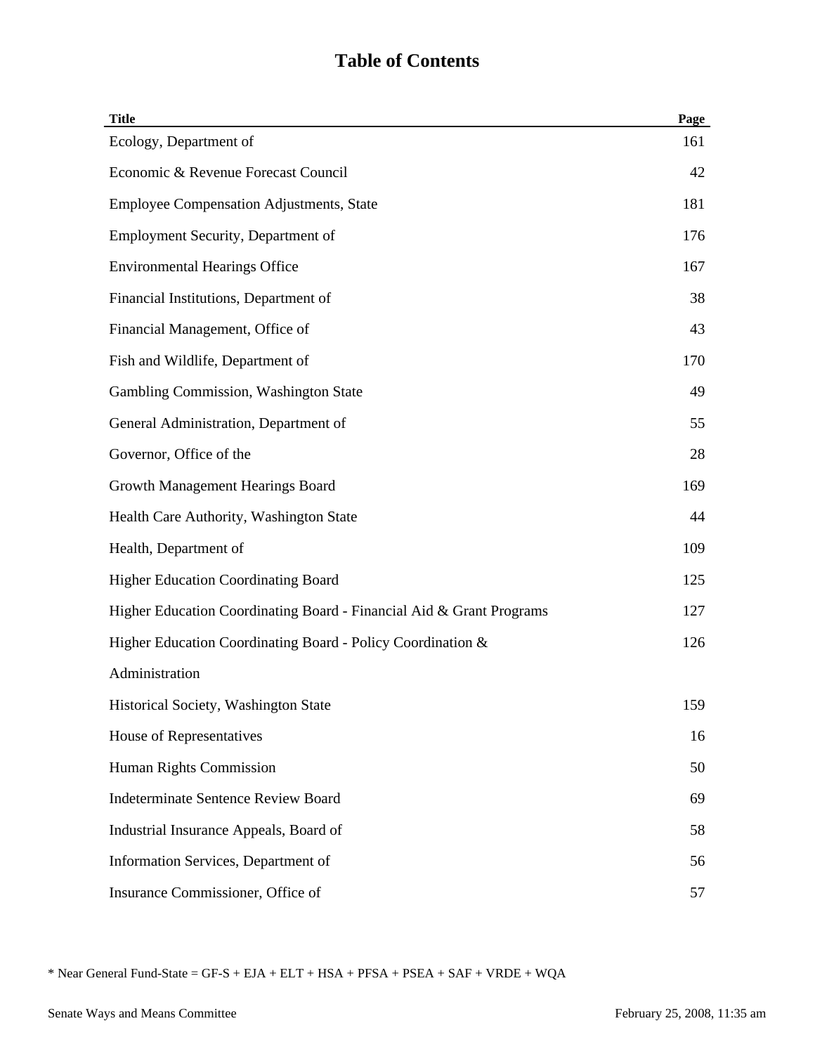# Table of Contents

| Title | Page |
|---|---|
| Ecology, Department of | 161 |
| Economic & Revenue Forecast Council | 42 |
| Employee Compensation Adjustments, State | 181 |
| Employment Security, Department of | 176 |
| Environmental Hearings Office | 167 |
| Financial Institutions, Department of | 38 |
| Financial Management, Office of | 43 |
| Fish and Wildlife, Department of | 170 |
| Gambling Commission, Washington State | 49 |
| General Administration, Department of | 55 |
| Governor, Office of the | 28 |
| Growth Management Hearings Board | 169 |
| Health Care Authority, Washington State | 44 |
| Health, Department of | 109 |
| Higher Education Coordinating Board | 125 |
| Higher Education Coordinating Board - Financial Aid & Grant Programs | 127 |
| Higher Education Coordinating Board - Policy Coordination & Administration | 126 |
| Historical Society, Washington State | 159 |
| House of Representatives | 16 |
| Human Rights Commission | 50 |
| Indeterminate Sentence Review Board | 69 |
| Industrial Insurance Appeals, Board of | 58 |
| Information Services, Department of | 56 |
| Insurance Commissioner, Office of | 57 |

* Near General Fund-State = GF-S + EJA + ELT + HSA + PFSA + PSEA + SAF + VRDE + WQA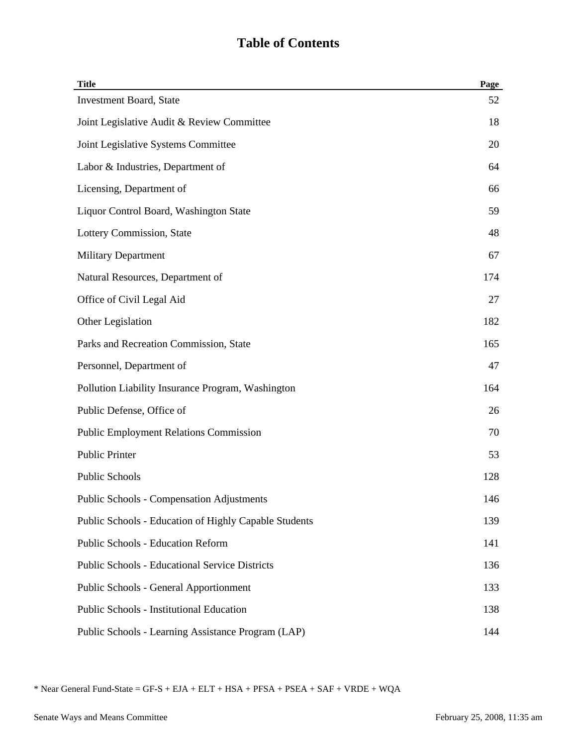# Table of Contents

| Title | Page |
|---|---|
| Investment Board, State | 52 |
| Joint Legislative Audit & Review Committee | 18 |
| Joint Legislative Systems Committee | 20 |
| Labor & Industries, Department of | 64 |
| Licensing, Department of | 66 |
| Liquor Control Board, Washington State | 59 |
| Lottery Commission, State | 48 |
| Military Department | 67 |
| Natural Resources, Department of | 174 |
| Office of Civil Legal Aid | 27 |
| Other Legislation | 182 |
| Parks and Recreation Commission, State | 165 |
| Personnel, Department of | 47 |
| Pollution Liability Insurance Program, Washington | 164 |
| Public Defense, Office of | 26 |
| Public Employment Relations Commission | 70 |
| Public Printer | 53 |
| Public Schools | 128 |
| Public Schools - Compensation Adjustments | 146 |
| Public Schools - Education of Highly Capable Students | 139 |
| Public Schools - Education Reform | 141 |
| Public Schools - Educational Service Districts | 136 |
| Public Schools - General Apportionment | 133 |
| Public Schools - Institutional Education | 138 |
| Public Schools - Learning Assistance Program (LAP) | 144 |

* Near General Fund-State = GF-S + EJA + ELT + HSA + PFSA + PSEA + SAF + VRDE + WQA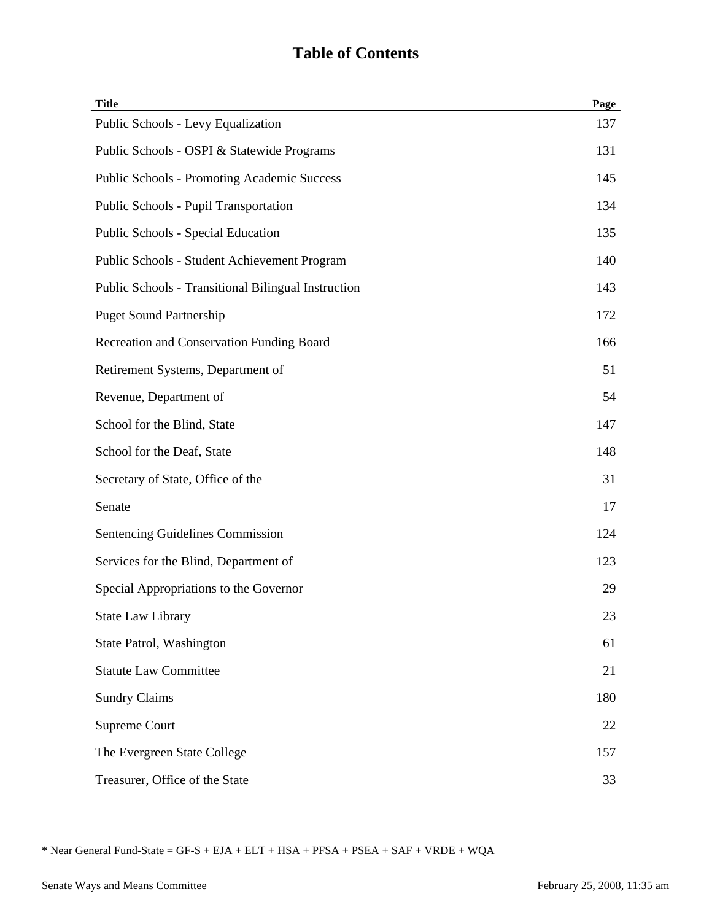# Table of Contents

| Title | Page |
| --- | --- |
| Public Schools - Levy Equalization | 137 |
| Public Schools - OSPI & Statewide Programs | 131 |
| Public Schools - Promoting Academic Success | 145 |
| Public Schools - Pupil Transportation | 134 |
| Public Schools - Special Education | 135 |
| Public Schools - Student Achievement Program | 140 |
| Public Schools - Transitional Bilingual Instruction | 143 |
| Puget Sound Partnership | 172 |
| Recreation and Conservation Funding Board | 166 |
| Retirement Systems, Department of | 51 |
| Revenue, Department of | 54 |
| School for the Blind, State | 147 |
| School for the Deaf, State | 148 |
| Secretary of State, Office of the | 31 |
| Senate | 17 |
| Sentencing Guidelines Commission | 124 |
| Services for the Blind, Department of | 123 |
| Special Appropriations to the Governor | 29 |
| State Law Library | 23 |
| State Patrol, Washington | 61 |
| Statute Law Committee | 21 |
| Sundry Claims | 180 |
| Supreme Court | 22 |
| The Evergreen State College | 157 |
| Treasurer, Office of the State | 33 |

* Near General Fund-State = GF-S + EJA + ELT + HSA + PFSA + PSEA + SAF + VRDE + WQA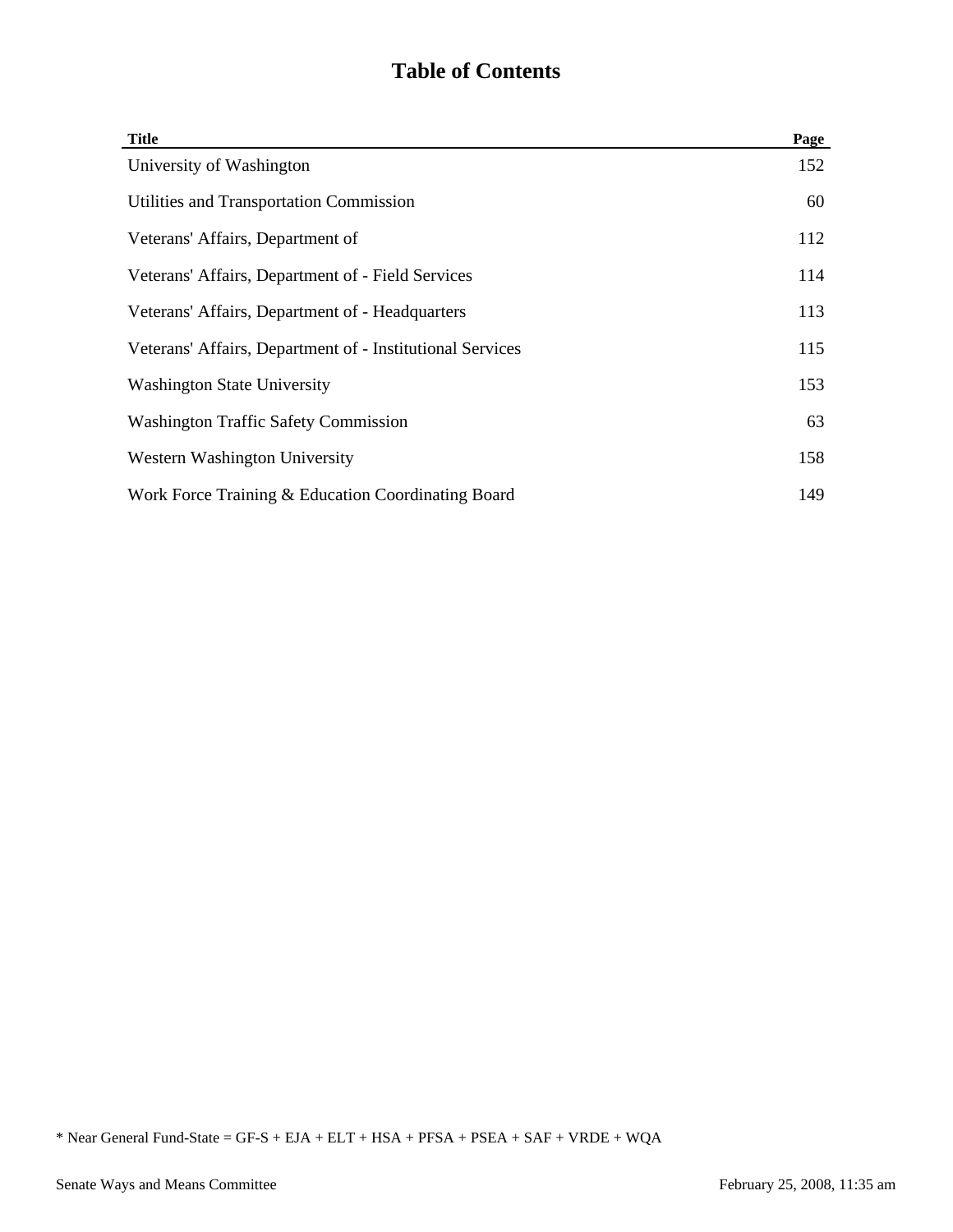# Table of Contents

| Title | Page |
| --- | --- |
| University of Washington | 152 |
| Utilities and Transportation Commission | 60 |
| Veterans' Affairs, Department of | 112 |
| Veterans' Affairs, Department of - Field Services | 114 |
| Veterans' Affairs, Department of - Headquarters | 113 |
| Veterans' Affairs, Department of - Institutional Services | 115 |
| Washington State University | 153 |
| Washington Traffic Safety Commission | 63 |
| Western Washington University | 158 |
| Work Force Training & Education Coordinating Board | 149 |

* Near General Fund-State = GF-S + EJA + ELT + HSA + PFSA + PSEA + SAF + VRDE + WQA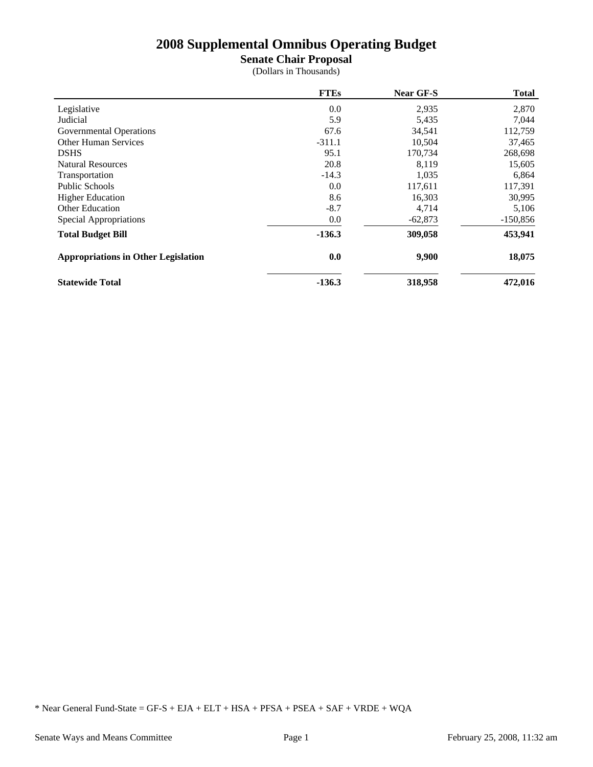# 2008 Supplemental Omnibus Operating Budget

## Senate Chair Proposal

(Dollars in Thousands)

| | FTEs | Near GF-S | Total |
|---|---|---|---|
| Legislative | 0.0 | 2,935 | 2,870 |
| Judicial | 5.9 | 5,435 | 7,044 |
| Governmental Operations | 67.6 | 34,541 | 112,759 |
| Other Human Services | -311.1 | 10,504 | 37,465 |
| DSHS | 95.1 | 170,734 | 268,698 |
| Natural Resources | 20.8 | 8,119 | 15,605 |
| Transportation | -14.3 | 1,035 | 6,864 |
| Public Schools | 0.0 | 117,611 | 117,391 |
| Higher Education | 8.6 | 16,303 | 30,995 |
| Other Education | -8.7 | 4,714 | 5,106 |
| Special Appropriations | 0.0 | -62,873 | -150,856 |
| **Total Budget Bill** | **-136.3** | **309,058** | **453,941** |
| **Appropriations in Other Legislation** | **0.0** | **9,900** | **18,075** |
| **Statewide Total** | **-136.3** | **318,958** | **472,016** |

* Near General Fund-State = GF-S + EJA + ELT + HSA + PFSA + PSEA + SAF + VRDE + WQA

Senate Ways and Means Committee — February 25, 2008, 11:32 am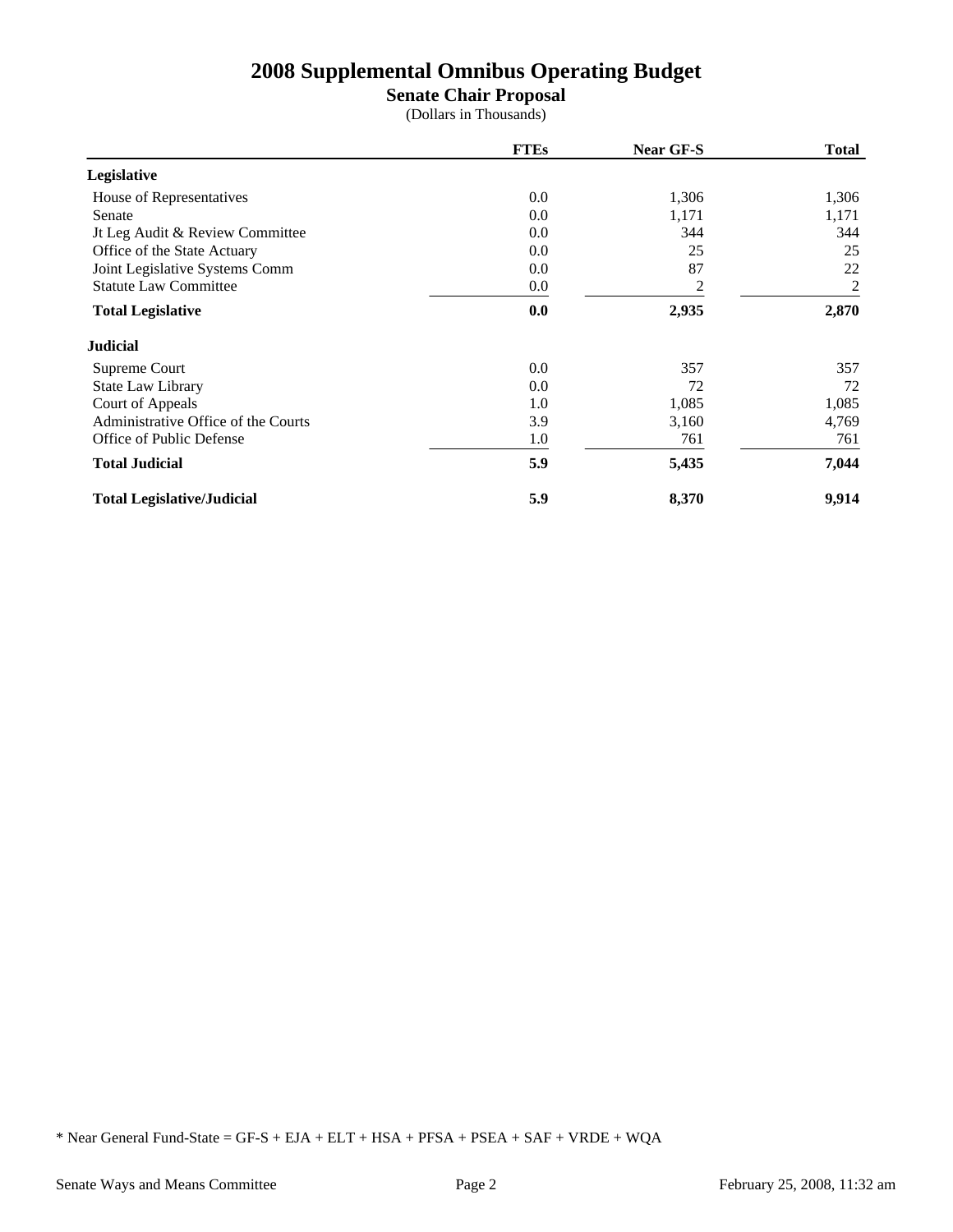# 2008 Supplemental Omnibus Operating Budget

## Senate Chair Proposal

(Dollars in Thousands)

| | FTEs | Near GF-S | Total |
|---|---|---|---|
| **Legislative** | | | |
| House of Representatives | 0.0 | 1,306 | 1,306 |
| Senate | 0.0 | 1,171 | 1,171 |
| Jt Leg Audit & Review Committee | 0.0 | 344 | 344 |
| Office of the State Actuary | 0.0 | 25 | 25 |
| Joint Legislative Systems Comm | 0.0 | 87 | 22 |
| Statute Law Committee | 0.0 | 2 | 2 |
| **Total Legislative** | **0.0** | **2,935** | **2,870** |
| **Judicial** | | | |
| Supreme Court | 0.0 | 357 | 357 |
| State Law Library | 0.0 | 72 | 72 |
| Court of Appeals | 1.0 | 1,085 | 1,085 |
| Administrative Office of the Courts | 3.9 | 3,160 | 4,769 |
| Office of Public Defense | 1.0 | 761 | 761 |
| **Total Judicial** | **5.9** | **5,435** | **7,044** |
| **Total Legislative/Judicial** | **5.9** | **8,370** | **9,914** |

* Near General Fund-State = GF-S + EJA + ELT + HSA + PFSA + PSEA + SAF + VRDE + WQA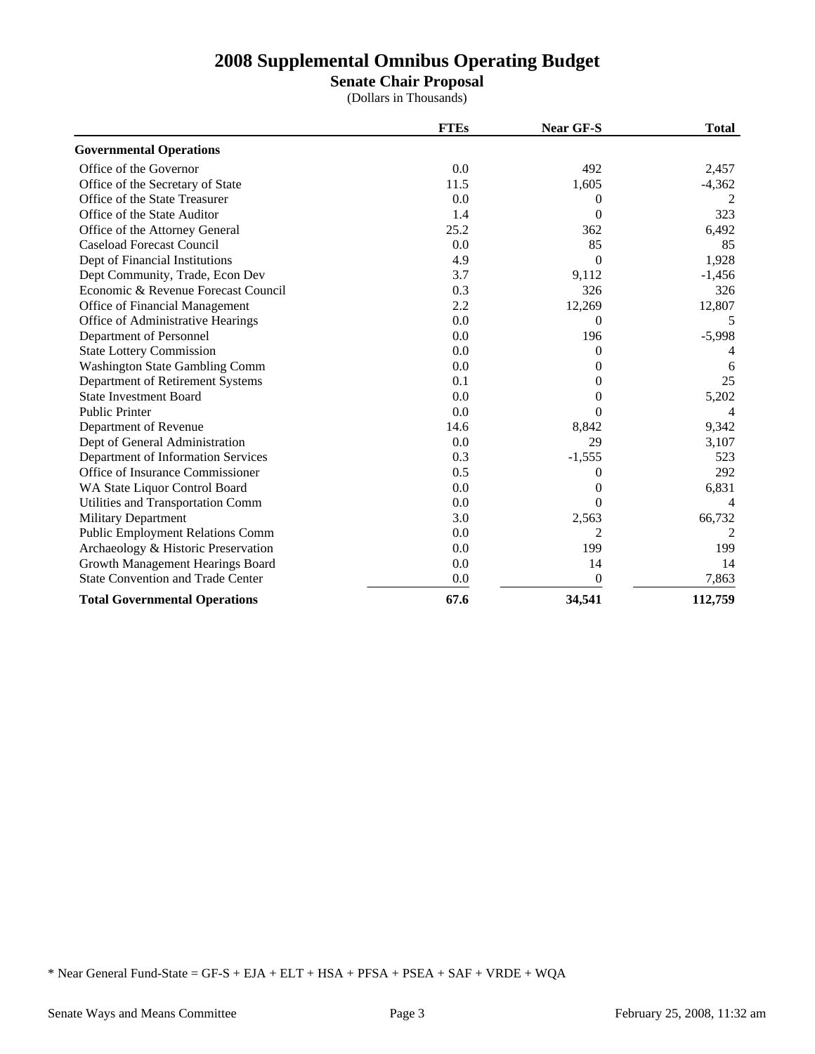# 2008 Supplemental Omnibus Operating Budget

## Senate Chair Proposal

(Dollars in Thousands)

| | FTEs | Near GF-S | Total |
|---|---|---|---|
| **Governmental Operations** | | | |
| Office of the Governor | 0.0 | 492 | 2,457 |
| Office of the Secretary of State | 11.5 | 1,605 | -4,362 |
| Office of the State Treasurer | 0.0 | 0 | 2 |
| Office of the State Auditor | 1.4 | 0 | 323 |
| Office of the Attorney General | 25.2 | 362 | 6,492 |
| Caseload Forecast Council | 0.0 | 85 | 85 |
| Dept of Financial Institutions | 4.9 | 0 | 1,928 |
| Dept Community, Trade, Econ Dev | 3.7 | 9,112 | -1,456 |
| Economic & Revenue Forecast Council | 0.3 | 326 | 326 |
| Office of Financial Management | 2.2 | 12,269 | 12,807 |
| Office of Administrative Hearings | 0.0 | 0 | 5 |
| Department of Personnel | 0.0 | 196 | -5,998 |
| State Lottery Commission | 0.0 | 0 | 4 |
| Washington State Gambling Comm | 0.0 | 0 | 6 |
| Department of Retirement Systems | 0.1 | 0 | 25 |
| State Investment Board | 0.0 | 0 | 5,202 |
| Public Printer | 0.0 | 0 | 4 |
| Department of Revenue | 14.6 | 8,842 | 9,342 |
| Dept of General Administration | 0.0 | 29 | 3,107 |
| Department of Information Services | 0.3 | -1,555 | 523 |
| Office of Insurance Commissioner | 0.5 | 0 | 292 |
| WA State Liquor Control Board | 0.0 | 0 | 6,831 |
| Utilities and Transportation Comm | 0.0 | 0 | 4 |
| Military Department | 3.0 | 2,563 | 66,732 |
| Public Employment Relations Comm | 0.0 | 2 | 2 |
| Archaeology & Historic Preservation | 0.0 | 199 | 199 |
| Growth Management Hearings Board | 0.0 | 14 | 14 |
| State Convention and Trade Center | 0.0 | 0 | 7,863 |
| **Total Governmental Operations** | **67.6** | **34,541** | **112,759** |

\* Near General Fund-State = GF-S + EJA + ELT + HSA + PFSA + PSEA + SAF + VRDE + WQA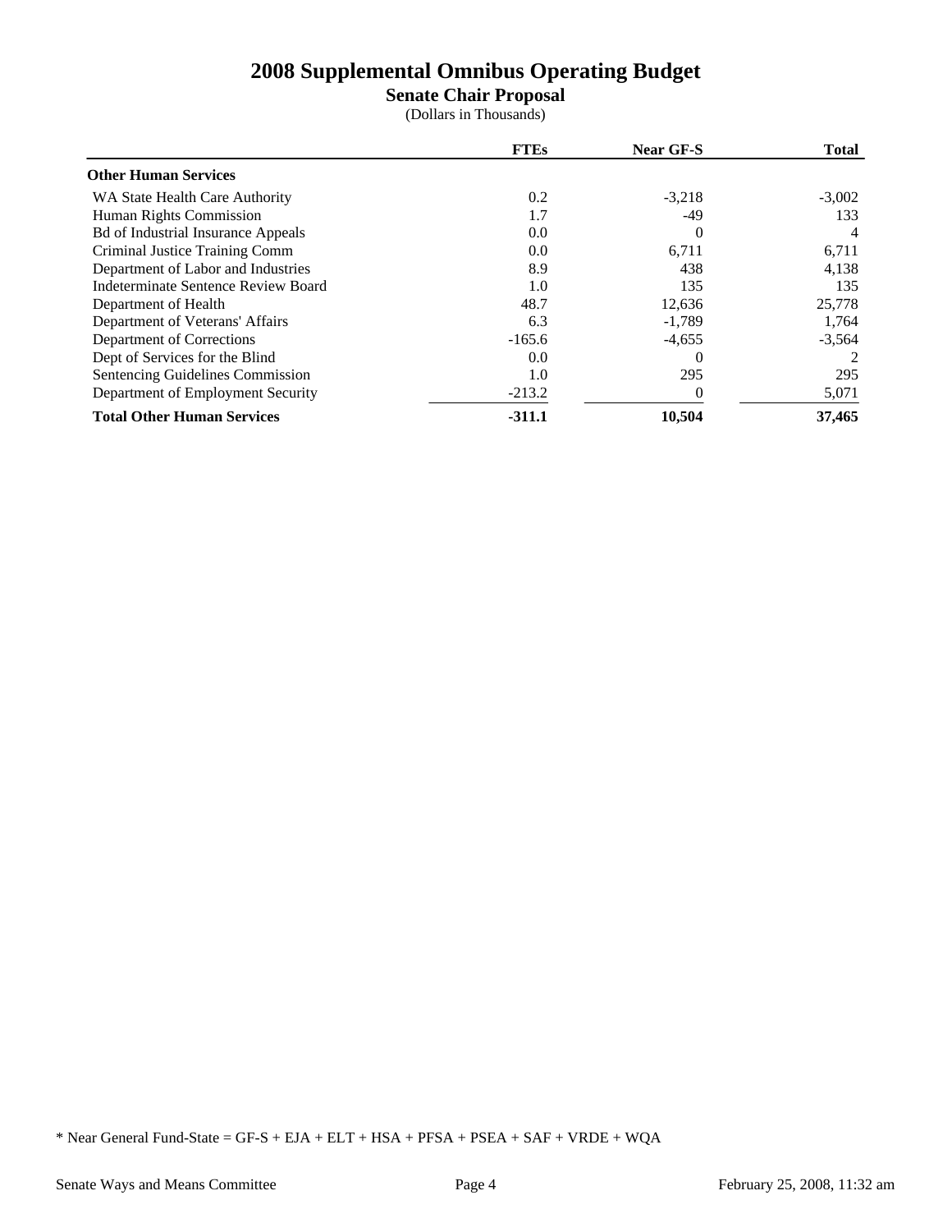# 2008 Supplemental Omnibus Operating Budget

## Senate Chair Proposal

(Dollars in Thousands)

| | FTEs | Near GF-S | Total |
|---|---|---|---|
| **Other Human Services** | | | |
| WA State Health Care Authority | 0.2 | -3,218 | -3,002 |
| Human Rights Commission | 1.7 | -49 | 133 |
| Bd of Industrial Insurance Appeals | 0.0 | 0 | 4 |
| Criminal Justice Training Comm | 0.0 | 6,711 | 6,711 |
| Department of Labor and Industries | 8.9 | 438 | 4,138 |
| Indeterminate Sentence Review Board | 1.0 | 135 | 135 |
| Department of Health | 48.7 | 12,636 | 25,778 |
| Department of Veterans' Affairs | 6.3 | -1,789 | 1,764 |
| Department of Corrections | -165.6 | -4,655 | -3,564 |
| Dept of Services for the Blind | 0.0 | 0 | 2 |
| Sentencing Guidelines Commission | 1.0 | 295 | 295 |
| Department of Employment Security | -213.2 | 0 | 5,071 |
| **Total Other Human Services** | **-311.1** | **10,504** | **37,465** |

* Near General Fund-State = GF-S + EJA + ELT + HSA + PFSA + PSEA + SAF + VRDE + WQA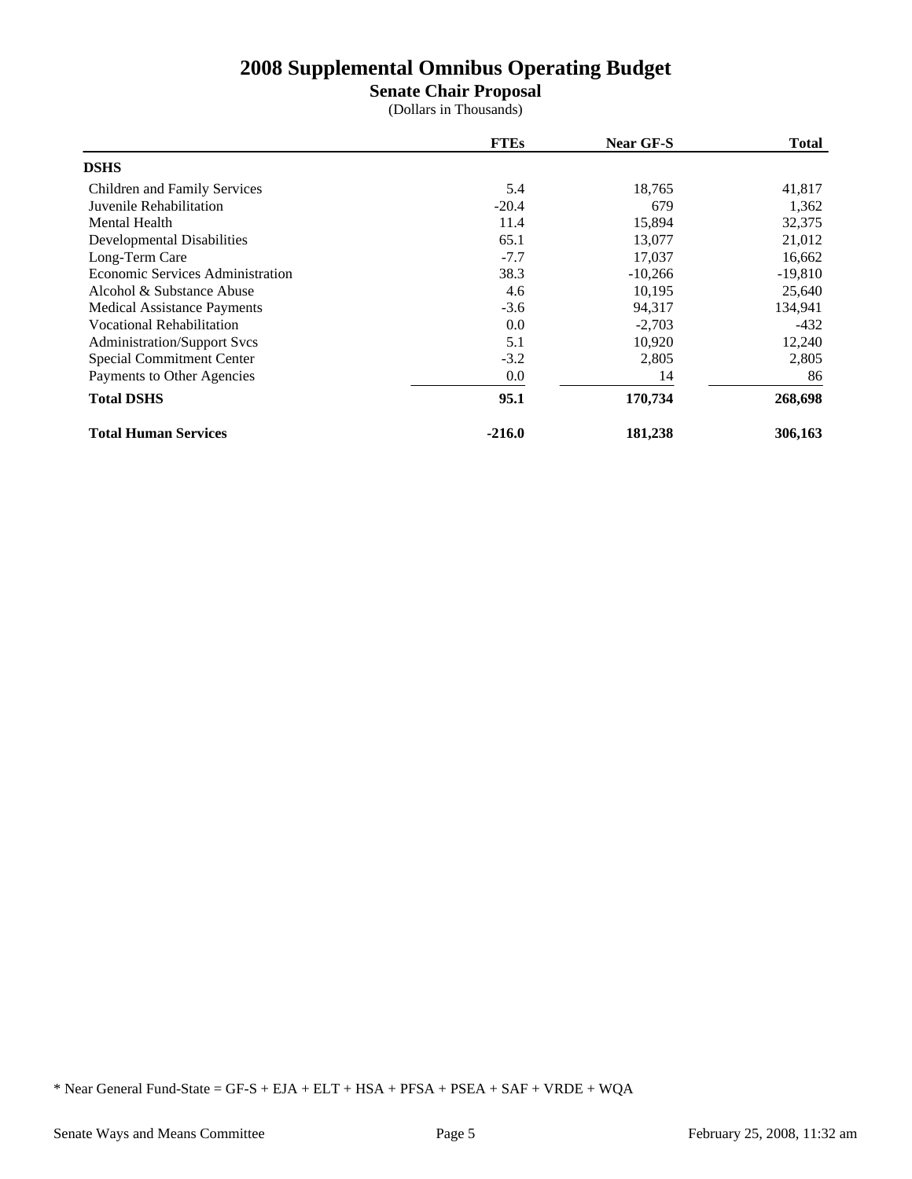# 2008 Supplemental Omnibus Operating Budget

## Senate Chair Proposal

(Dollars in Thousands)

| | FTEs | Near GF-S | Total |
|---|---|---|---|
| **DSHS** | | | |
| Children and Family Services | 5.4 | 18,765 | 41,817 |
| Juvenile Rehabilitation | -20.4 | 679 | 1,362 |
| Mental Health | 11.4 | 15,894 | 32,375 |
| Developmental Disabilities | 65.1 | 13,077 | 21,012 |
| Long-Term Care | -7.7 | 17,037 | 16,662 |
| Economic Services Administration | 38.3 | -10,266 | -19,810 |
| Alcohol & Substance Abuse | 4.6 | 10,195 | 25,640 |
| Medical Assistance Payments | -3.6 | 94,317 | 134,941 |
| Vocational Rehabilitation | 0.0 | -2,703 | -432 |
| Administration/Support Svcs | 5.1 | 10,920 | 12,240 |
| Special Commitment Center | -3.2 | 2,805 | 2,805 |
| Payments to Other Agencies | 0.0 | 14 | 86 |
| **Total DSHS** | **95.1** | **170,734** | **268,698** |
| **Total Human Services** | **-216.0** | **181,238** | **306,163** |

* Near General Fund-State = GF-S + EJA + ELT + HSA + PFSA + PSEA + SAF + VRDE + WQA

Senate Ways and Means Committee — February 25, 2008, 11:32 am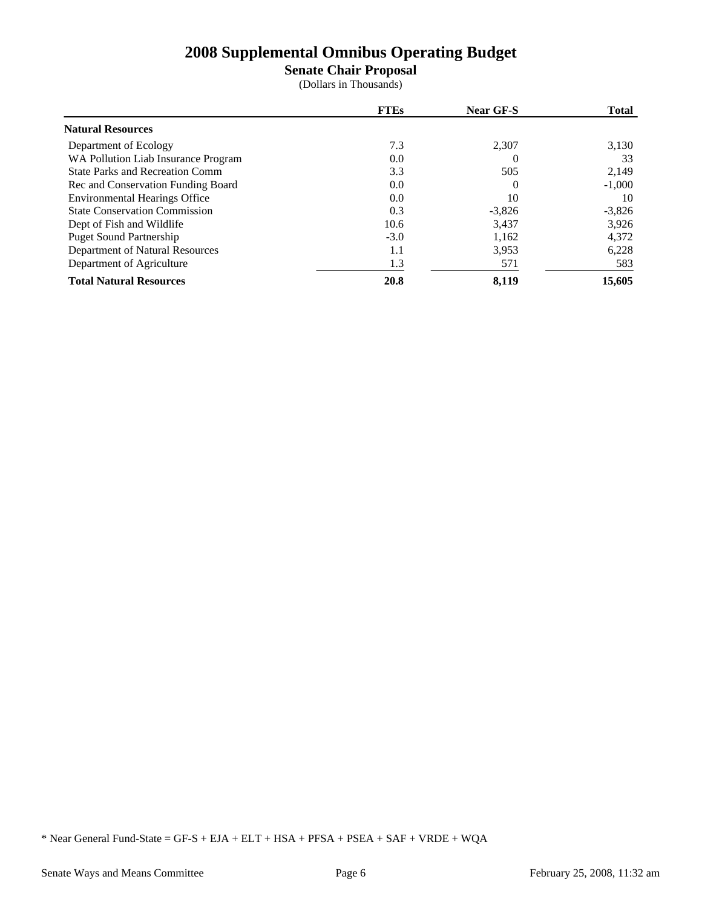# 2008 Supplemental Omnibus Operating Budget

## Senate Chair Proposal

(Dollars in Thousands)

| | FTEs | Near GF-S | Total |
|---|---|---|---|
| **Natural Resources** | | | |
| Department of Ecology | 7.3 | 2,307 | 3,130 |
| WA Pollution Liab Insurance Program | 0.0 | 0 | 33 |
| State Parks and Recreation Comm | 3.3 | 505 | 2,149 |
| Rec and Conservation Funding Board | 0.0 | 0 | -1,000 |
| Environmental Hearings Office | 0.0 | 10 | 10 |
| State Conservation Commission | 0.3 | -3,826 | -3,826 |
| Dept of Fish and Wildlife | 10.6 | 3,437 | 3,926 |
| Puget Sound Partnership | -3.0 | 1,162 | 4,372 |
| Department of Natural Resources | 1.1 | 3,953 | 6,228 |
| Department of Agriculture | 1.3 | 571 | 583 |
| **Total Natural Resources** | **20.8** | **8,119** | **15,605** |

* Near General Fund-State = GF-S + EJA + ELT + HSA + PFSA + PSEA + SAF + VRDE + WQA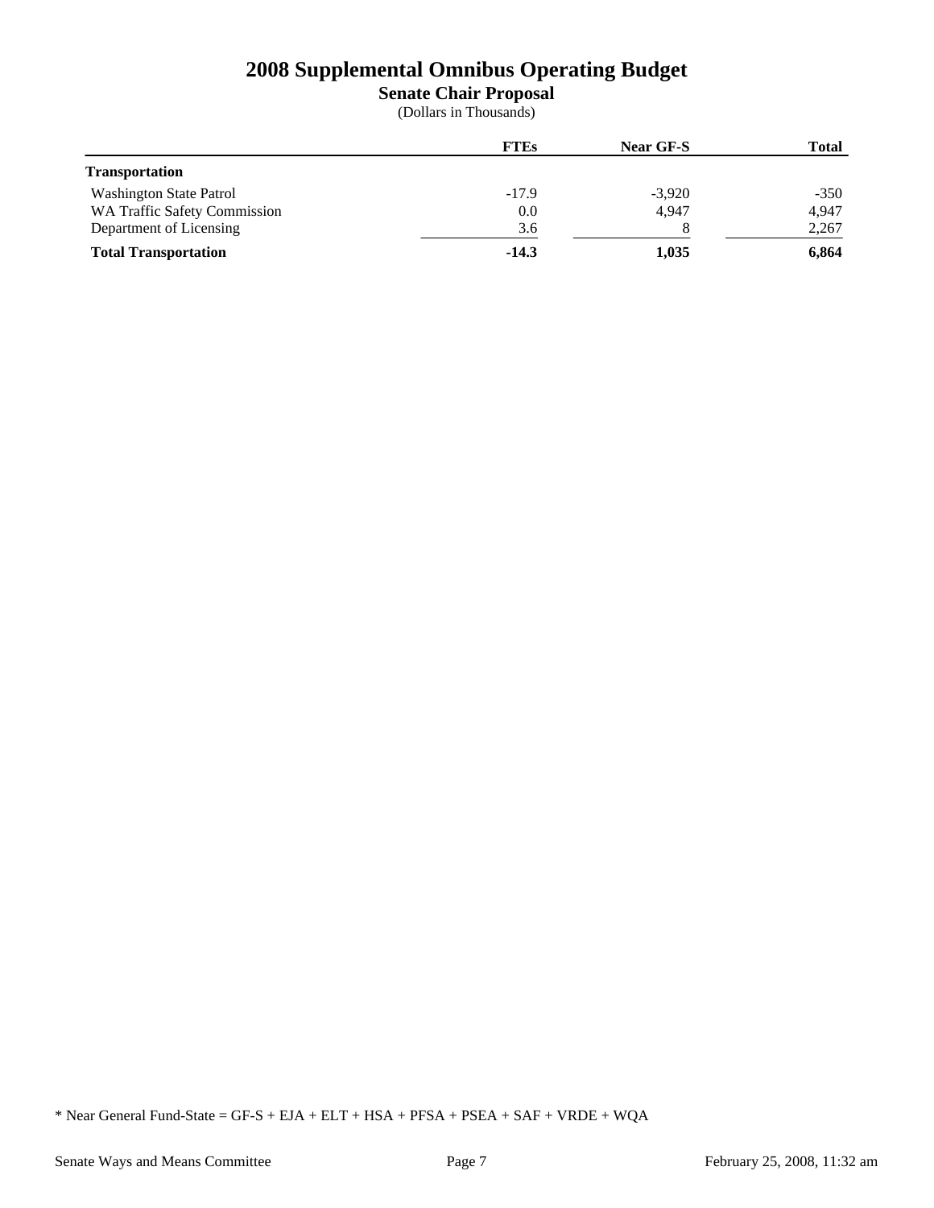# 2008 Supplemental Omnibus Operating Budget

## Senate Chair Proposal

(Dollars in Thousands)

| | FTEs | Near GF-S | Total |
|---|---|---|---|
| **Transportation** | | | |
| Washington State Patrol | -17.9 | -3,920 | -350 |
| WA Traffic Safety Commission | 0.0 | 4,947 | 4,947 |
| Department of Licensing | 3.6 | 8 | 2,267 |
| **Total Transportation** | **-14.3** | **1,035** | **6,864** |

* Near General Fund-State = GF-S + EJA + ELT + HSA + PFSA + PSEA + SAF + VRDE + WQA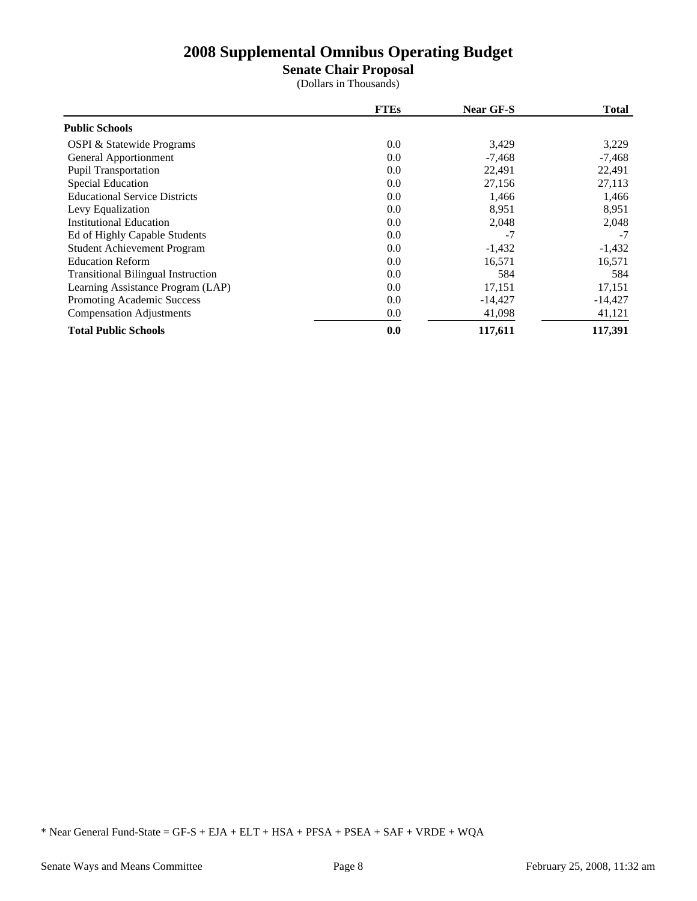# 2008 Supplemental Omnibus Operating Budget

## Senate Chair Proposal

(Dollars in Thousands)

| | FTEs | Near GF-S | Total |
|---|---|---|---|
| **Public Schools** | | | |
| OSPI & Statewide Programs | 0.0 | 3,429 | 3,229 |
| General Apportionment | 0.0 | -7,468 | -7,468 |
| Pupil Transportation | 0.0 | 22,491 | 22,491 |
| Special Education | 0.0 | 27,156 | 27,113 |
| Educational Service Districts | 0.0 | 1,466 | 1,466 |
| Levy Equalization | 0.0 | 8,951 | 8,951 |
| Institutional Education | 0.0 | 2,048 | 2,048 |
| Ed of Highly Capable Students | 0.0 | -7 | -7 |
| Student Achievement Program | 0.0 | -1,432 | -1,432 |
| Education Reform | 0.0 | 16,571 | 16,571 |
| Transitional Bilingual Instruction | 0.0 | 584 | 584 |
| Learning Assistance Program (LAP) | 0.0 | 17,151 | 17,151 |
| Promoting Academic Success | 0.0 | -14,427 | -14,427 |
| Compensation Adjustments | 0.0 | 41,098 | 41,121 |
| **Total Public Schools** | **0.0** | **117,611** | **117,391** |

* Near General Fund-State = GF-S + EJA + ELT + HSA + PFSA + PSEA + SAF + VRDE + WQA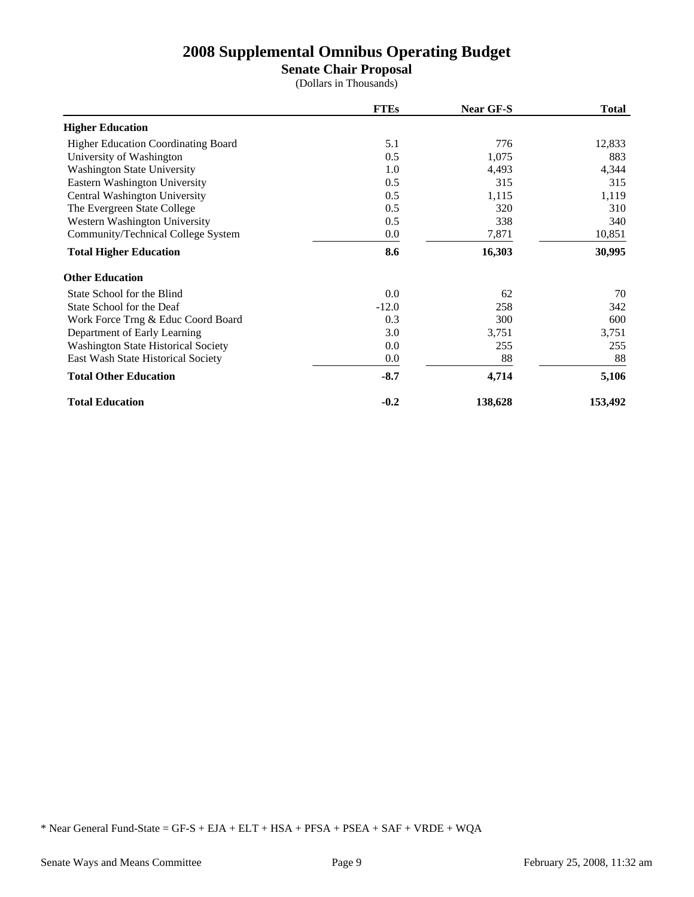# 2008 Supplemental Omnibus Operating Budget

## Senate Chair Proposal

(Dollars in Thousands)

| | FTEs | Near GF-S | Total |
|---|---|---|---|
| **Higher Education** | | | |
| Higher Education Coordinating Board | 5.1 | 776 | 12,833 |
| University of Washington | 0.5 | 1,075 | 883 |
| Washington State University | 1.0 | 4,493 | 4,344 |
| Eastern Washington University | 0.5 | 315 | 315 |
| Central Washington University | 0.5 | 1,115 | 1,119 |
| The Evergreen State College | 0.5 | 320 | 310 |
| Western Washington University | 0.5 | 338 | 340 |
| Community/Technical College System | 0.0 | 7,871 | 10,851 |
| **Total Higher Education** | **8.6** | **16,303** | **30,995** |
| **Other Education** | | | |
| State School for the Blind | 0.0 | 62 | 70 |
| State School for the Deaf | -12.0 | 258 | 342 |
| Work Force Trng & Educ Coord Board | 0.3 | 300 | 600 |
| Department of Early Learning | 3.0 | 3,751 | 3,751 |
| Washington State Historical Society | 0.0 | 255 | 255 |
| East Wash State Historical Society | 0.0 | 88 | 88 |
| **Total Other Education** | **-8.7** | **4,714** | **5,106** |
| **Total Education** | **-0.2** | **138,628** | **153,492** |

* Near General Fund-State = GF-S + EJA + ELT + HSA + PFSA + PSEA + SAF + VRDE + WQA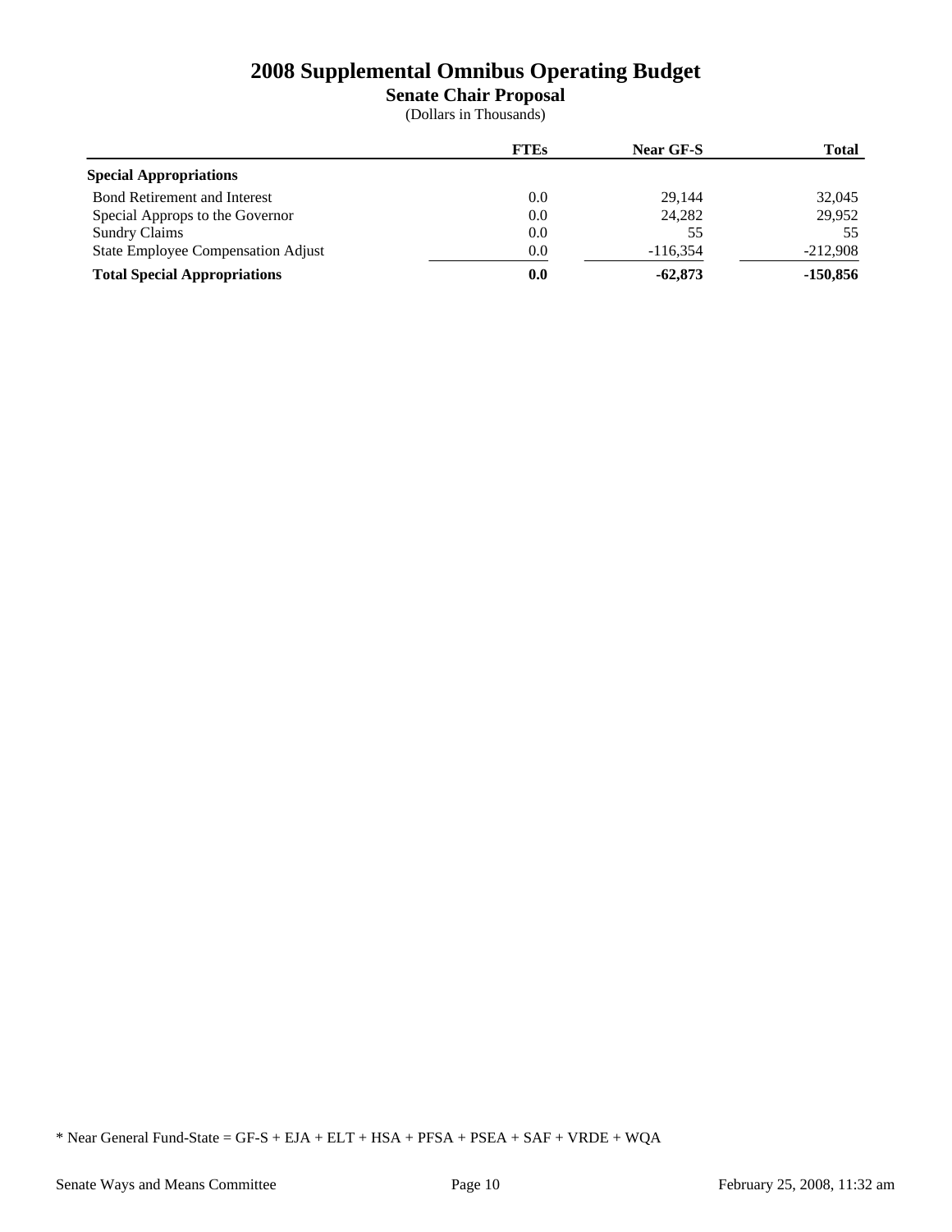# 2008 Supplemental Omnibus Operating Budget

## Senate Chair Proposal

(Dollars in Thousands)

| | FTEs | Near GF-S | Total |
|---|---|---|---|
| **Special Appropriations** | | | |
| Bond Retirement and Interest | 0.0 | 29,144 | 32,045 |
| Special Approps to the Governor | 0.0 | 24,282 | 29,952 |
| Sundry Claims | 0.0 | 55 | 55 |
| State Employee Compensation Adjust | 0.0 | -116,354 | -212,908 |
| **Total Special Appropriations** | **0.0** | **-62,873** | **-150,856** |

* Near General Fund-State = GF-S + EJA + ELT + HSA + PFSA + PSEA + SAF + VRDE + WQA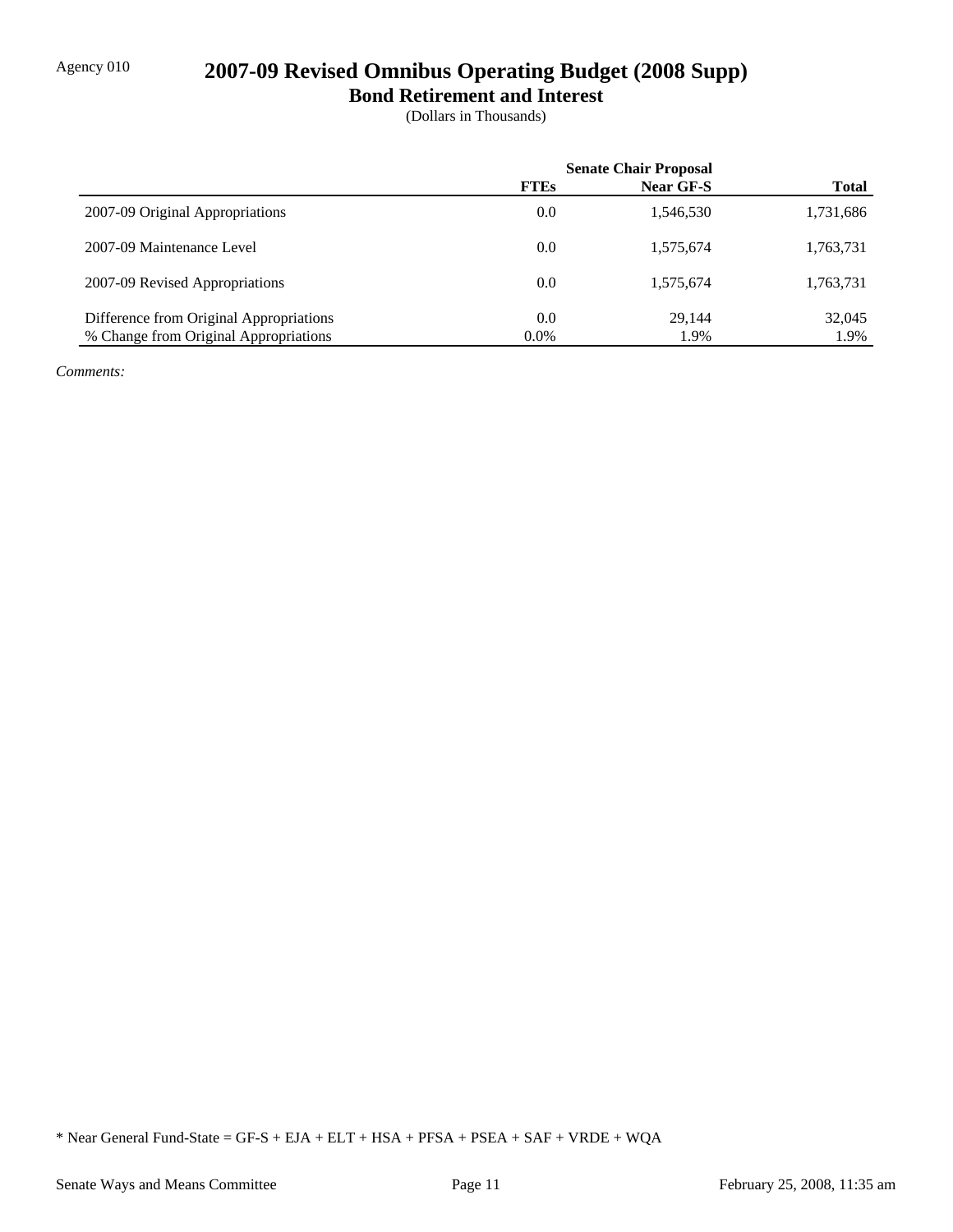Agency 010

# 2007-09 Revised Omnibus Operating Budget (2008 Supp)

## Bond Retirement and Interest

(Dollars in Thousands)

| | Senate Chair Proposal | | |
|---|---|---|---|
| | **FTEs** | **Near GF-S** | **Total** |
| 2007-09 Original Appropriations | 0.0 | 1,546,530 | 1,731,686 |
| 2007-09 Maintenance Level | 0.0 | 1,575,674 | 1,763,731 |
| 2007-09 Revised Appropriations | 0.0 | 1,575,674 | 1,763,731 |
| Difference from Original Appropriations | 0.0 | 29,144 | 32,045 |
| % Change from Original Appropriations | 0.0% | 1.9% | 1.9% |

*Comments:*

* Near General Fund-State = GF-S + EJA + ELT + HSA + PFSA + PSEA + SAF + VRDE + WQA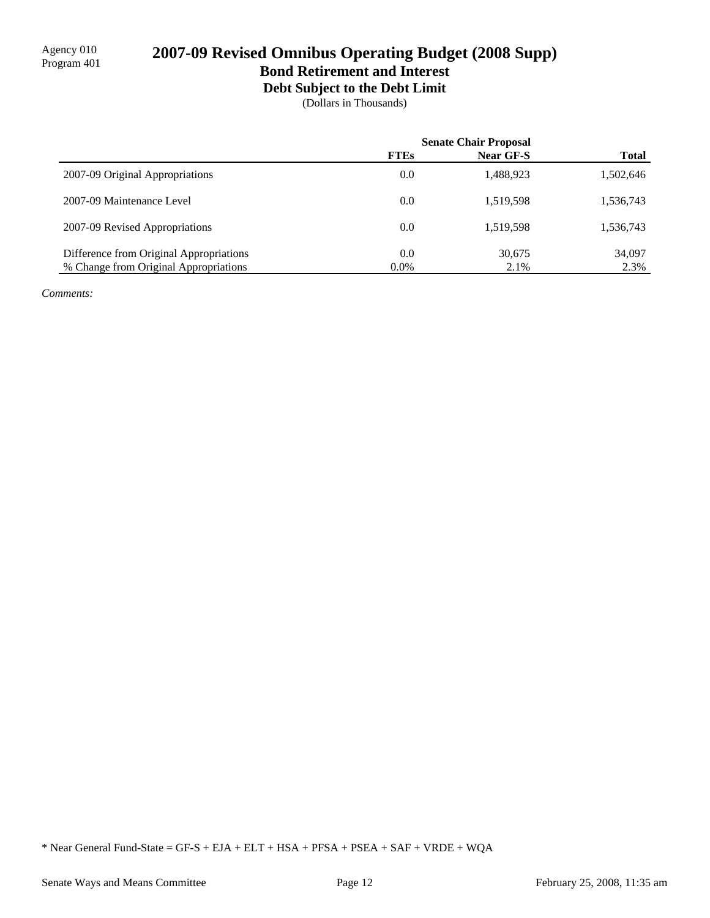Agency 010
Program 401

# 2007-09 Revised Omnibus Operating Budget (2008 Supp)

## Bond Retirement and Interest

### Debt Subject to the Debt Limit

(Dollars in Thousands)

| | Senate Chair Proposal | | |
|---|---|---|---|
| | **FTEs** | **Near GF-S** | **Total** |
| 2007-09 Original Appropriations | 0.0 | 1,488,923 | 1,502,646 |
| 2007-09 Maintenance Level | 0.0 | 1,519,598 | 1,536,743 |
| 2007-09 Revised Appropriations | 0.0 | 1,519,598 | 1,536,743 |
| Difference from Original Appropriations | 0.0 | 30,675 | 34,097 |
| % Change from Original Appropriations | 0.0% | 2.1% | 2.3% |

*Comments:*

* Near General Fund-State = GF-S + EJA + ELT + HSA + PFSA + PSEA + SAF + VRDE + WQA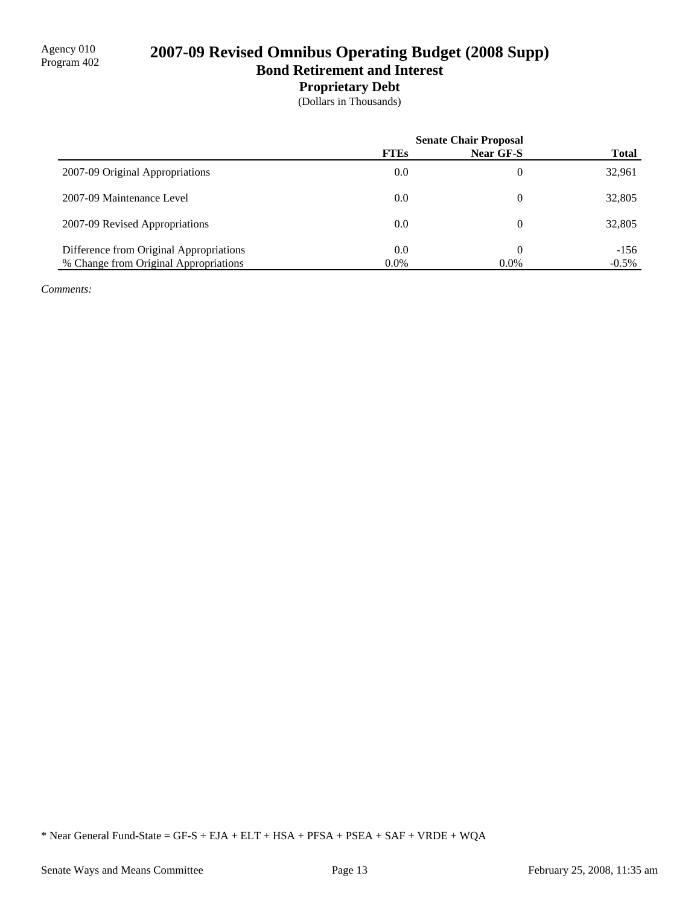Agency 010
Program 402

# 2007-09 Revised Omnibus Operating Budget (2008 Supp)

## Bond Retirement and Interest

### Proprietary Debt

(Dollars in Thousands)

| | Senate Chair Proposal | | |
|---|---|---|---|
| | FTEs | Near GF-S | Total |
| 2007-09 Original Appropriations | 0.0 | 0 | 32,961 |
| 2007-09 Maintenance Level | 0.0 | 0 | 32,805 |
| 2007-09 Revised Appropriations | 0.0 | 0 | 32,805 |
| Difference from Original Appropriations | 0.0 | 0 | -156 |
| % Change from Original Appropriations | 0.0% | 0.0% | -0.5% |

*Comments:*

* Near General Fund-State = GF-S + EJA + ELT + HSA + PFSA + PSEA + SAF + VRDE + WQA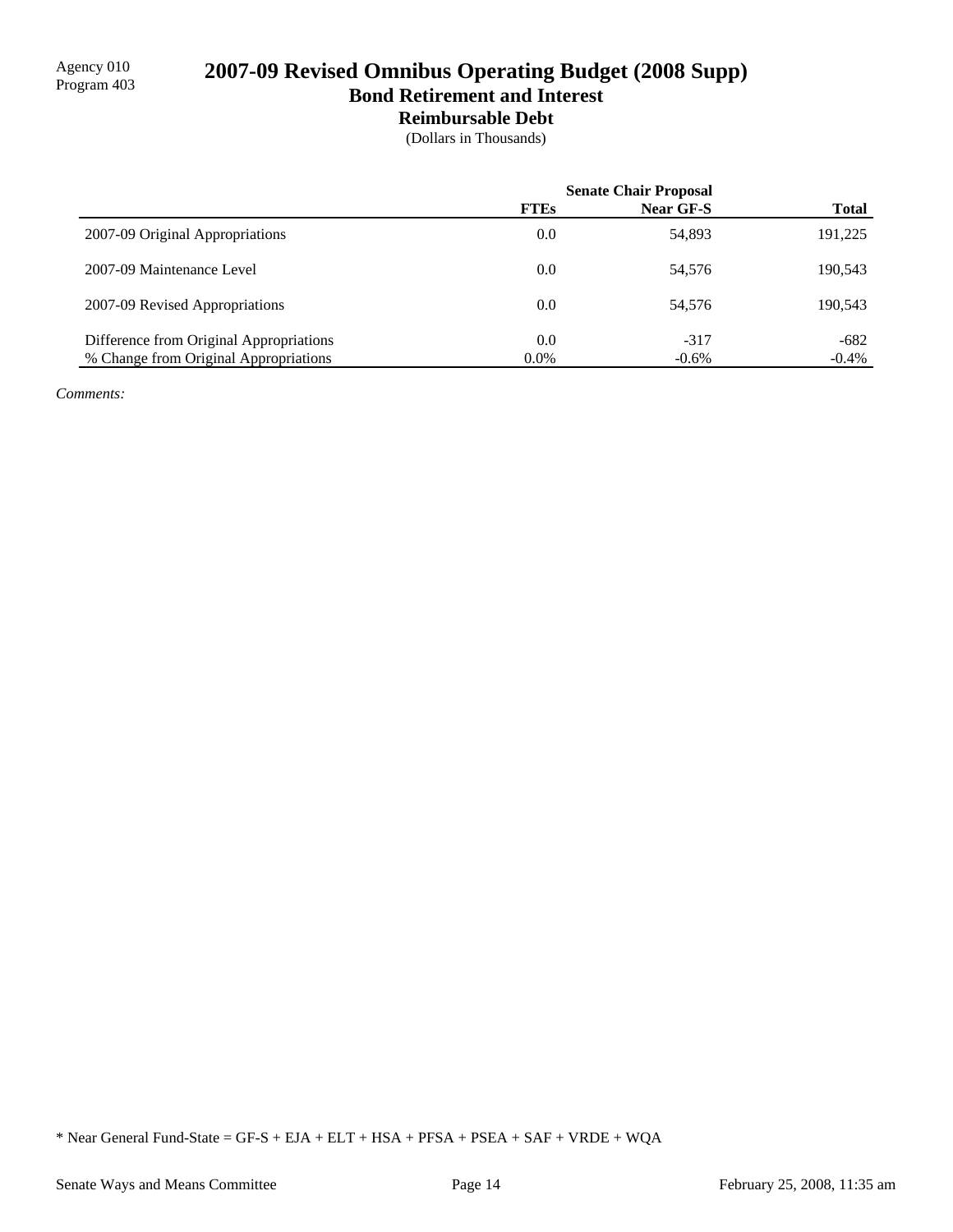Agency 010
Program 403

# 2007-09 Revised Omnibus Operating Budget (2008 Supp)
## Bond Retirement and Interest
### Reimbursable Debt
(Dollars in Thousands)

| | Senate Chair Proposal | | |
|---|---|---|---|
| | **FTEs** | **Near GF-S** | **Total** |
| 2007-09 Original Appropriations | 0.0 | 54,893 | 191,225 |
| 2007-09 Maintenance Level | 0.0 | 54,576 | 190,543 |
| 2007-09 Revised Appropriations | 0.0 | 54,576 | 190,543 |
| Difference from Original Appropriations | 0.0 | -317 | -682 |
| % Change from Original Appropriations | 0.0% | -0.6% | -0.4% |

*Comments:*

* Near General Fund-State = GF-S + EJA + ELT + HSA + PFSA + PSEA + SAF + VRDE + WQA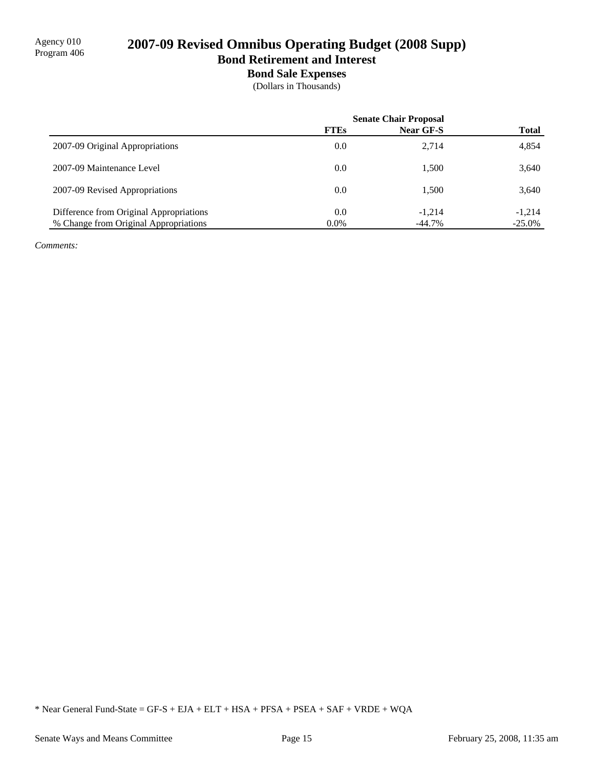Agency 010
Program 406

# 2007-09 Revised Omnibus Operating Budget (2008 Supp)

## Bond Retirement and Interest

### Bond Sale Expenses

(Dollars in Thousands)

| | Senate Chair Proposal | | |
|---|---|---|---|
| | FTEs | Near GF-S | Total |
| 2007-09 Original Appropriations | 0.0 | 2,714 | 4,854 |
| 2007-09 Maintenance Level | 0.0 | 1,500 | 3,640 |
| 2007-09 Revised Appropriations | 0.0 | 1,500 | 3,640 |
| Difference from Original Appropriations | 0.0 | -1,214 | -1,214 |
| % Change from Original Appropriations | 0.0% | -44.7% | -25.0% |

*Comments:*

* Near General Fund-State = GF-S + EJA + ELT + HSA + PFSA + PSEA + SAF + VRDE + WQA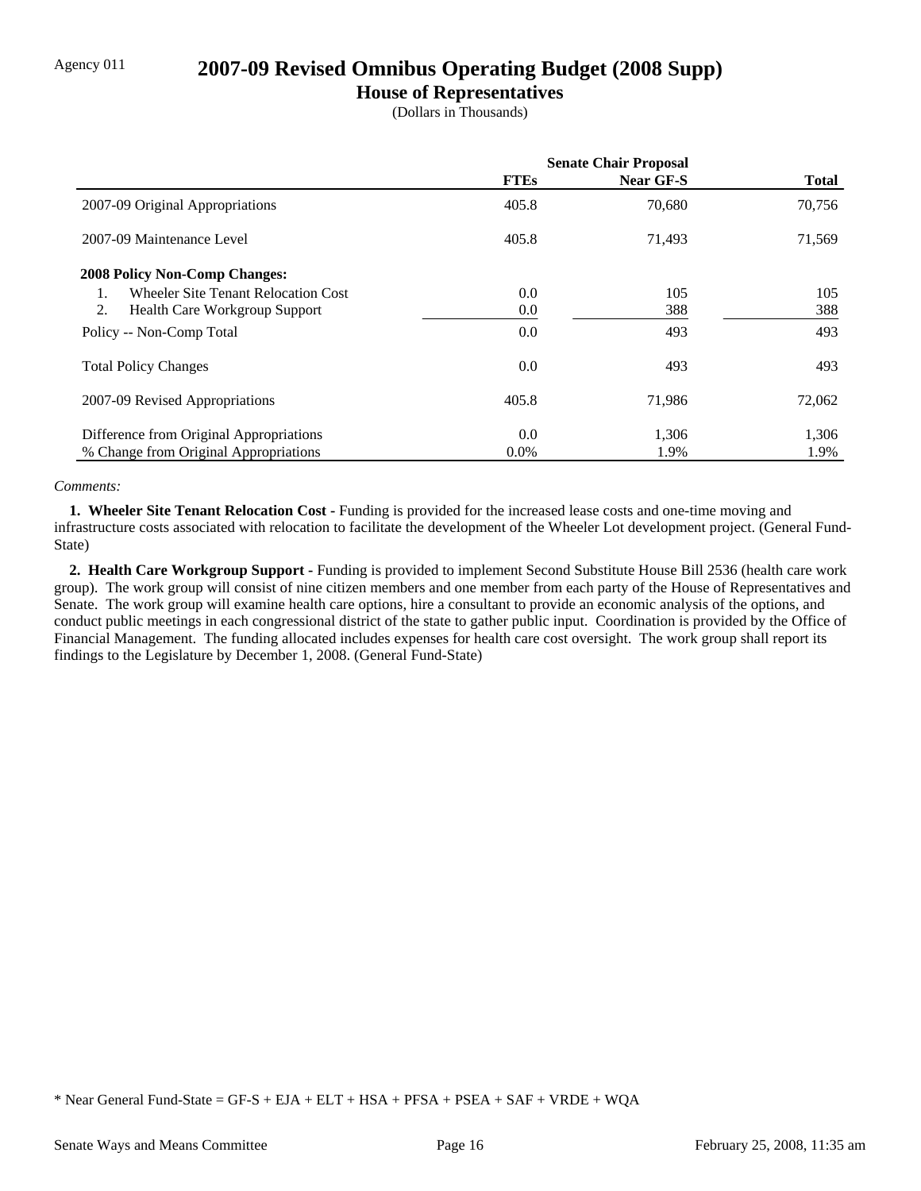Agency 011

# 2007-09 Revised Omnibus Operating Budget (2008 Supp)

## House of Representatives

(Dollars in Thousands)

| | Senate Chair Proposal | | |
|---|---|---|---|
| | FTEs | Near GF-S | Total |
| 2007-09 Original Appropriations | 405.8 | 70,680 | 70,756 |
| 2007-09 Maintenance Level | 405.8 | 71,493 | 71,569 |
| **2008 Policy Non-Comp Changes:** | | | |
| 1. Wheeler Site Tenant Relocation Cost | 0.0 | 105 | 105 |
| 2. Health Care Workgroup Support | 0.0 | 388 | 388 |
| Policy -- Non-Comp Total | 0.0 | 493 | 493 |
| Total Policy Changes | 0.0 | 493 | 493 |
| 2007-09 Revised Appropriations | 405.8 | 71,986 | 72,062 |
| Difference from Original Appropriations | 0.0 | 1,306 | 1,306 |
| % Change from Original Appropriations | 0.0% | 1.9% | 1.9% |

*Comments:*

**1. Wheeler Site Tenant Relocation Cost -** Funding is provided for the increased lease costs and one-time moving and infrastructure costs associated with relocation to facilitate the development of the Wheeler Lot development project. (General Fund-State)

**2. Health Care Workgroup Support -** Funding is provided to implement Second Substitute House Bill 2536 (health care work group). The work group will consist of nine citizen members and one member from each party of the House of Representatives and Senate. The work group will examine health care options, hire a consultant to provide an economic analysis of the options, and conduct public meetings in each congressional district of the state to gather public input. Coordination is provided by the Office of Financial Management. The funding allocated includes expenses for health care cost oversight. The work group shall report its findings to the Legislature by December 1, 2008. (General Fund-State)

* Near General Fund-State = GF-S + EJA + ELT + HSA + PFSA + PSEA + SAF + VRDE + WQA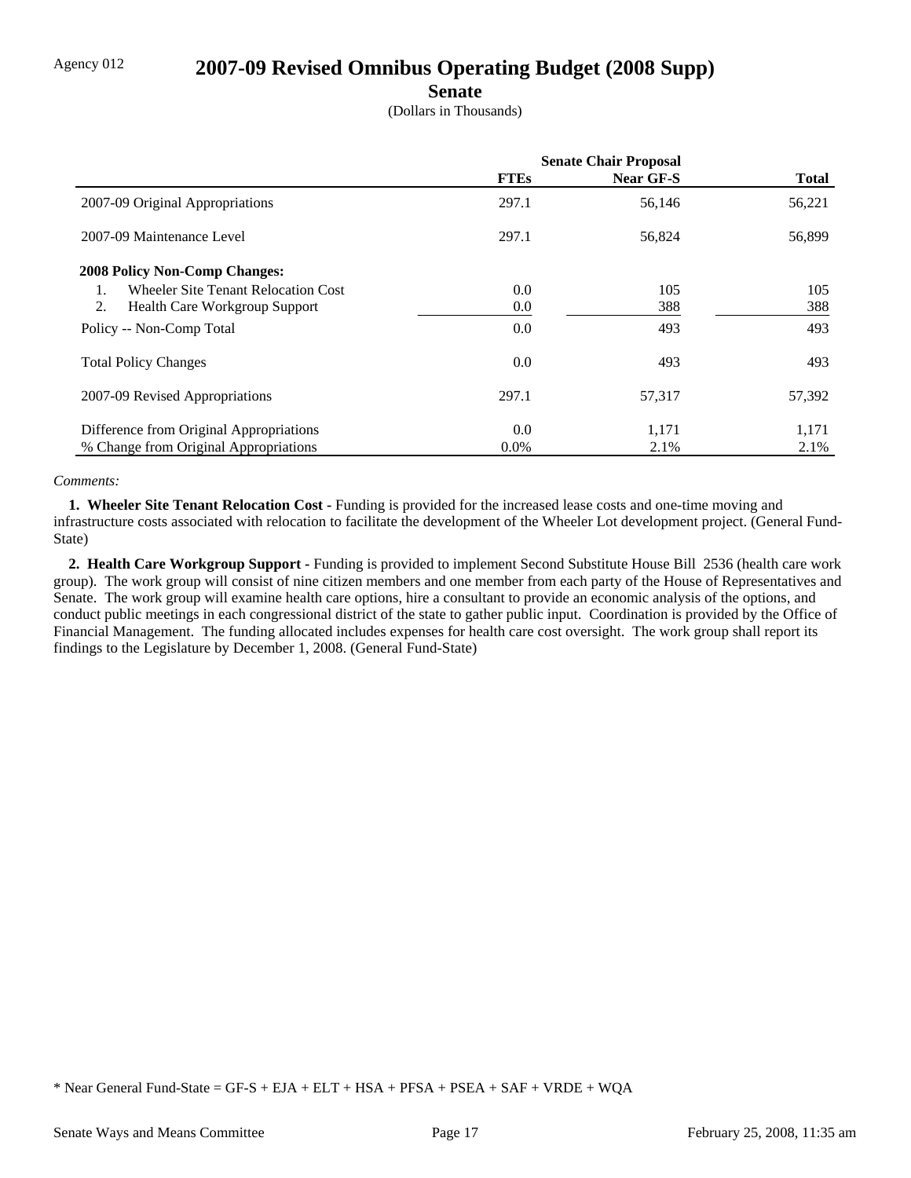Agency 012

# 2007-09 Revised Omnibus Operating Budget (2008 Supp)

## Senate

(Dollars in Thousands)

| | Senate Chair Proposal | | |
|---|---|---|---|
| | **FTEs** | **Near GF-S** | **Total** |
| 2007-09 Original Appropriations | 297.1 | 56,146 | 56,221 |
| 2007-09 Maintenance Level | 297.1 | 56,824 | 56,899 |
| **2008 Policy Non-Comp Changes:** | | | |
| 1. Wheeler Site Tenant Relocation Cost | 0.0 | 105 | 105 |
| 2. Health Care Workgroup Support | 0.0 | 388 | 388 |
| Policy -- Non-Comp Total | 0.0 | 493 | 493 |
| Total Policy Changes | 0.0 | 493 | 493 |
| 2007-09 Revised Appropriations | 297.1 | 57,317 | 57,392 |
| Difference from Original Appropriations | 0.0 | 1,171 | 1,171 |
| % Change from Original Appropriations | 0.0% | 2.1% | 2.1% |

*Comments:*

**1. Wheeler Site Tenant Relocation Cost -** Funding is provided for the increased lease costs and one-time moving and infrastructure costs associated with relocation to facilitate the development of the Wheeler Lot development project. (General Fund-State)

**2. Health Care Workgroup Support -** Funding is provided to implement Second Substitute House Bill 2536 (health care work group). The work group will consist of nine citizen members and one member from each party of the House of Representatives and Senate. The work group will examine health care options, hire a consultant to provide an economic analysis of the options, and conduct public meetings in each congressional district of the state to gather public input. Coordination is provided by the Office of Financial Management. The funding allocated includes expenses for health care cost oversight. The work group shall report its findings to the Legislature by December 1, 2008. (General Fund-State)

* Near General Fund-State = GF-S + EJA + ELT + HSA + PFSA + PSEA + SAF + VRDE + WQA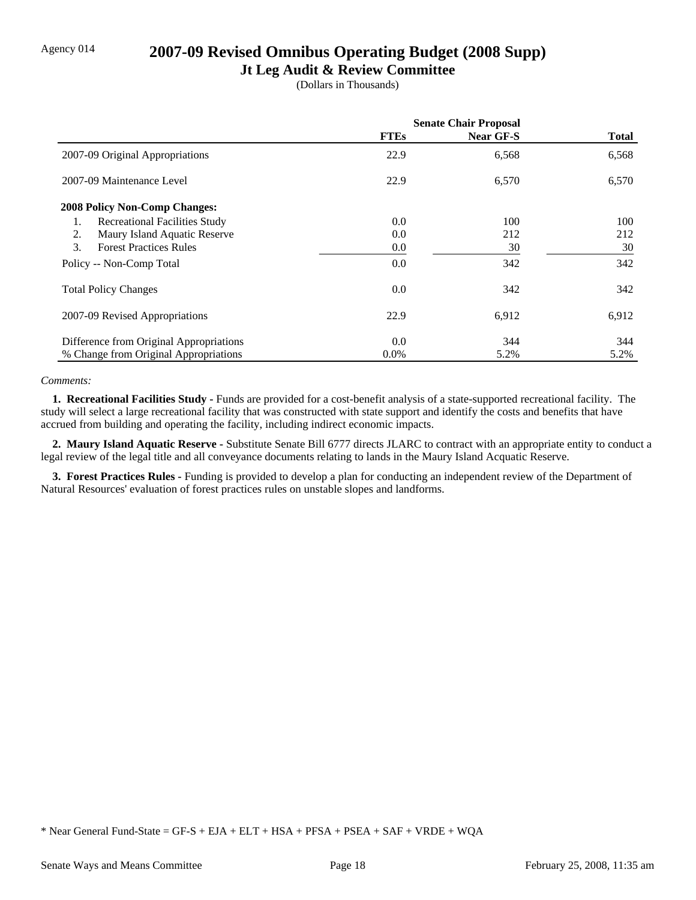Agency 014

# 2007-09 Revised Omnibus Operating Budget (2008 Supp)

## Jt Leg Audit & Review Committee

(Dollars in Thousands)

| | Senate Chair Proposal | | |
|---|---|---|---|
| | FTEs | Near GF-S | Total |
| 2007-09 Original Appropriations | 22.9 | 6,568 | 6,568 |
| 2007-09 Maintenance Level | 22.9 | 6,570 | 6,570 |
| **2008 Policy Non-Comp Changes:** | | | |
| 1. Recreational Facilities Study | 0.0 | 100 | 100 |
| 2. Maury Island Aquatic Reserve | 0.0 | 212 | 212 |
| 3. Forest Practices Rules | 0.0 | 30 | 30 |
| Policy -- Non-Comp Total | 0.0 | 342 | 342 |
| Total Policy Changes | 0.0 | 342 | 342 |
| 2007-09 Revised Appropriations | 22.9 | 6,912 | 6,912 |
| Difference from Original Appropriations | 0.0 | 344 | 344 |
| % Change from Original Appropriations | 0.0% | 5.2% | 5.2% |

*Comments:*

**1. Recreational Facilities Study -** Funds are provided for a cost-benefit analysis of a state-supported recreational facility. The study will select a large recreational facility that was constructed with state support and identify the costs and benefits that have accrued from building and operating the facility, including indirect economic impacts.

**2. Maury Island Aquatic Reserve -** Substitute Senate Bill 6777 directs JLARC to contract with an appropriate entity to conduct a legal review of the legal title and all conveyance documents relating to lands in the Maury Island Acquatic Reserve.

**3. Forest Practices Rules -** Funding is provided to develop a plan for conducting an independent review of the Department of Natural Resources' evaluation of forest practices rules on unstable slopes and landforms.

* Near General Fund-State = GF-S + EJA + ELT + HSA + PFSA + PSEA + SAF + VRDE + WQA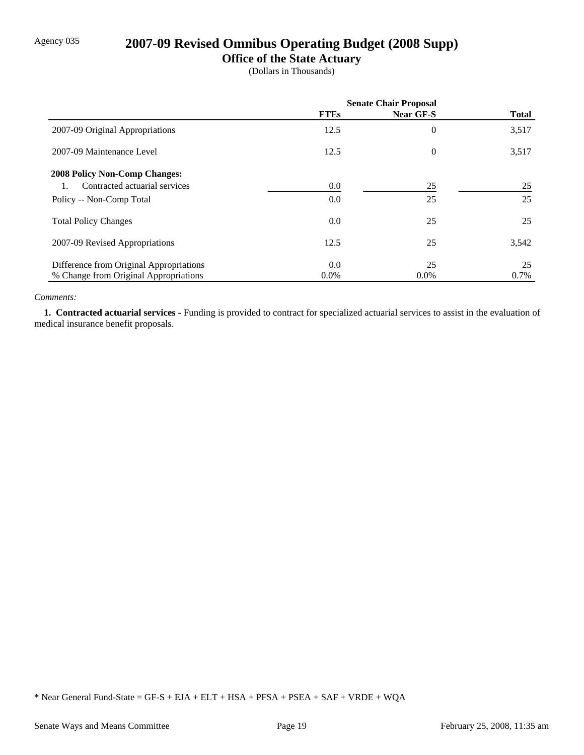Agency 035

# 2007-09 Revised Omnibus Operating Budget (2008 Supp)

## Office of the State Actuary

(Dollars in Thousands)

| | Senate Chair Proposal | | |
|---|---|---|---|
| | FTEs | Near GF-S | Total |
| 2007-09 Original Appropriations | 12.5 | 0 | 3,517 |
| 2007-09 Maintenance Level | 12.5 | 0 | 3,517 |
| **2008 Policy Non-Comp Changes:** | | | |
| 1. Contracted actuarial services | 0.0 | 25 | 25 |
| Policy -- Non-Comp Total | 0.0 | 25 | 25 |
| Total Policy Changes | 0.0 | 25 | 25 |
| 2007-09 Revised Appropriations | 12.5 | 25 | 3,542 |
| Difference from Original Appropriations | 0.0 | 25 | 25 |
| % Change from Original Appropriations | 0.0% | 0.0% | 0.7% |

*Comments:*

**1. Contracted actuarial services -** Funding is provided to contract for specialized actuarial services to assist in the evaluation of medical insurance benefit proposals.

\* Near General Fund-State = GF-S + EJA + ELT + HSA + PFSA + PSEA + SAF + VRDE + WQA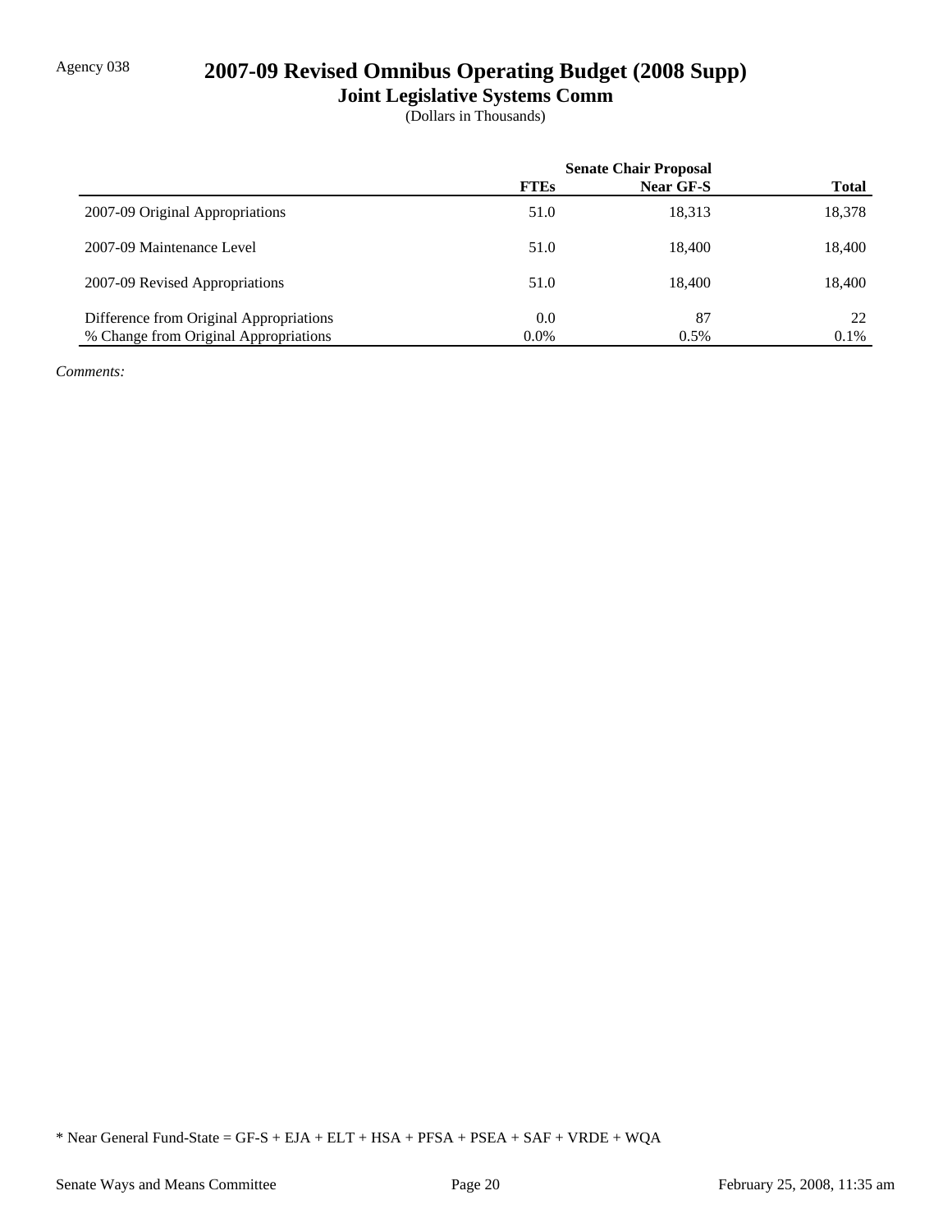Agency 038

# 2007-09 Revised Omnibus Operating Budget (2008 Supp)

## Joint Legislative Systems Comm

(Dollars in Thousands)

| | Senate Chair Proposal | | |
|---|---|---|---|
| | FTEs | Near GF-S | Total |
| 2007-09 Original Appropriations | 51.0 | 18,313 | 18,378 |
| 2007-09 Maintenance Level | 51.0 | 18,400 | 18,400 |
| 2007-09 Revised Appropriations | 51.0 | 18,400 | 18,400 |
| Difference from Original Appropriations | 0.0 | 87 | 22 |
| % Change from Original Appropriations | 0.0% | 0.5% | 0.1% |

*Comments:*

* Near General Fund-State = GF-S + EJA + ELT + HSA + PFSA + PSEA + SAF + VRDE + WQA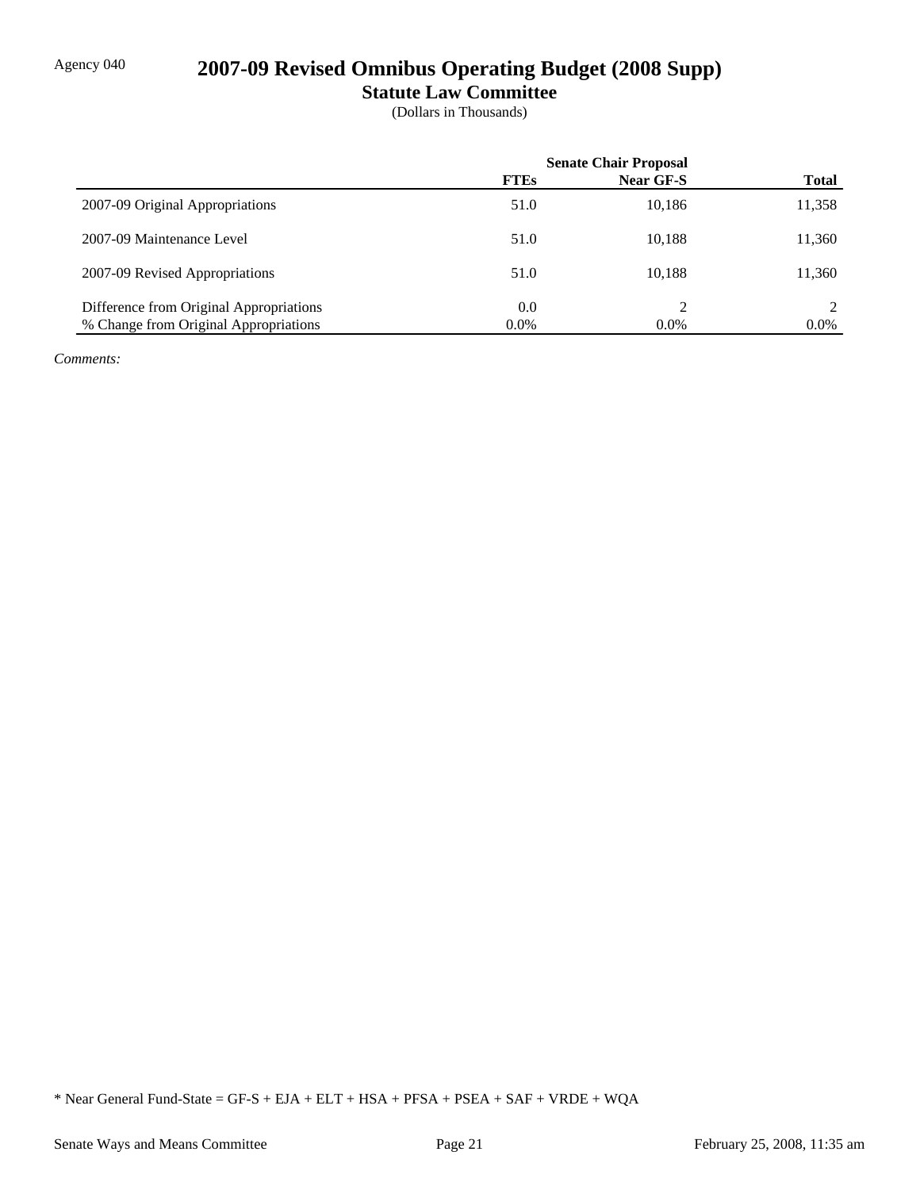Agency 040

# 2007-09 Revised Omnibus Operating Budget (2008 Supp)

## Statute Law Committee

(Dollars in Thousands)

| | Senate Chair Proposal | | |
|---|---|---|---|
| | **FTEs** | **Near GF-S** | **Total** |
| 2007-09 Original Appropriations | 51.0 | 10,186 | 11,358 |
| 2007-09 Maintenance Level | 51.0 | 10,188 | 11,360 |
| 2007-09 Revised Appropriations | 51.0 | 10,188 | 11,360 |
| Difference from Original Appropriations | 0.0 | 2 | 2 |
| % Change from Original Appropriations | 0.0% | 0.0% | 0.0% |

*Comments:*

* Near General Fund-State = GF-S + EJA + ELT + HSA + PFSA + PSEA + SAF + VRDE + WQA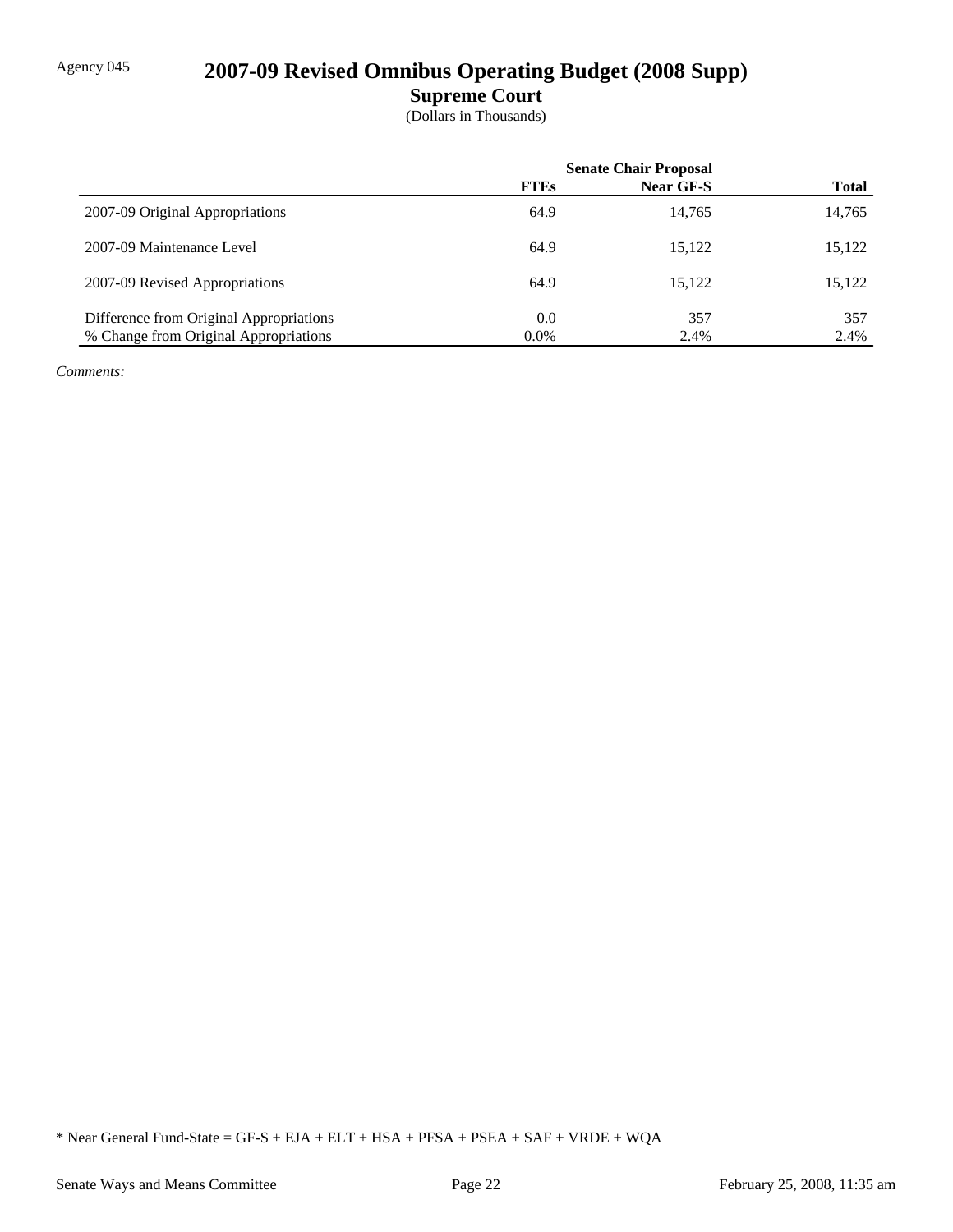Agency 045

# 2007-09 Revised Omnibus Operating Budget (2008 Supp)

## Supreme Court

(Dollars in Thousands)

| | Senate Chair Proposal | | |
|---|---|---|---|
| | **FTEs** | **Near GF-S** | **Total** |
| 2007-09 Original Appropriations | 64.9 | 14,765 | 14,765 |
| 2007-09 Maintenance Level | 64.9 | 15,122 | 15,122 |
| 2007-09 Revised Appropriations | 64.9 | 15,122 | 15,122 |
| Difference from Original Appropriations | 0.0 | 357 | 357 |
| % Change from Original Appropriations | 0.0% | 2.4% | 2.4% |

*Comments:*

* Near General Fund-State = GF-S + EJA + ELT + HSA + PFSA + PSEA + SAF + VRDE + WQA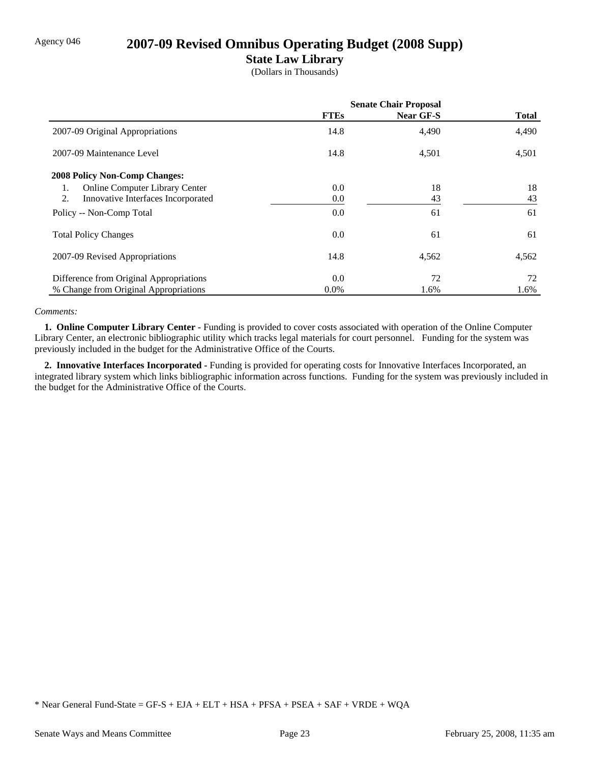Agency 046

# 2007-09 Revised Omnibus Operating Budget (2008 Supp)

## State Law Library

(Dollars in Thousands)

| | Senate Chair Proposal | | |
|---|---|---|---|
| | FTEs | Near GF-S | Total |
| 2007-09 Original Appropriations | 14.8 | 4,490 | 4,490 |
| 2007-09 Maintenance Level | 14.8 | 4,501 | 4,501 |
| **2008 Policy Non-Comp Changes:** | | | |
| 1. Online Computer Library Center | 0.0 | 18 | 18 |
| 2. Innovative Interfaces Incorporated | 0.0 | 43 | 43 |
| Policy -- Non-Comp Total | 0.0 | 61 | 61 |
| Total Policy Changes | 0.0 | 61 | 61 |
| 2007-09 Revised Appropriations | 14.8 | 4,562 | 4,562 |
| Difference from Original Appropriations | 0.0 | 72 | 72 |
| % Change from Original Appropriations | 0.0% | 1.6% | 1.6% |

*Comments:*

**1. Online Computer Library Center -** Funding is provided to cover costs associated with operation of the Online Computer Library Center, an electronic bibliographic utility which tracks legal materials for court personnel. Funding for the system was previously included in the budget for the Administrative Office of the Courts.

**2. Innovative Interfaces Incorporated -** Funding is provided for operating costs for Innovative Interfaces Incorporated, an integrated library system which links bibliographic information across functions. Funding for the system was previously included in the budget for the Administrative Office of the Courts.

* Near General Fund-State = GF-S + EJA + ELT + HSA + PFSA + PSEA + SAF + VRDE + WQA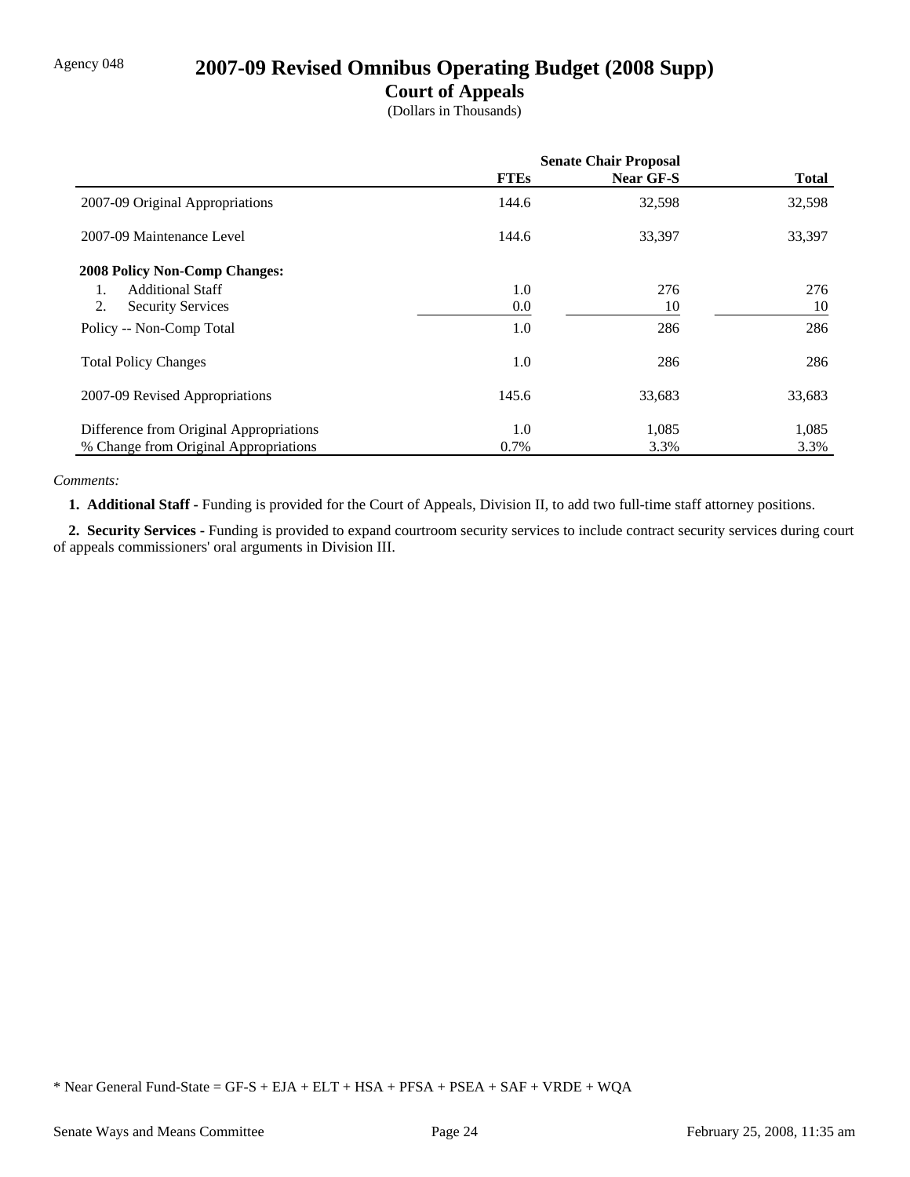Agency 048

# 2007-09 Revised Omnibus Operating Budget (2008 Supp)

## Court of Appeals

(Dollars in Thousands)

| | Senate Chair Proposal | | |
|---|---|---|---|
| | **FTEs** | **Near GF-S** | **Total** |
| 2007-09 Original Appropriations | 144.6 | 32,598 | 32,598 |
| 2007-09 Maintenance Level | 144.6 | 33,397 | 33,397 |
| **2008 Policy Non-Comp Changes:** | | | |
| 1. Additional Staff | 1.0 | 276 | 276 |
| 2. Security Services | 0.0 | 10 | 10 |
| Policy -- Non-Comp Total | 1.0 | 286 | 286 |
| Total Policy Changes | 1.0 | 286 | 286 |
| 2007-09 Revised Appropriations | 145.6 | 33,683 | 33,683 |
| Difference from Original Appropriations | 1.0 | 1,085 | 1,085 |
| % Change from Original Appropriations | 0.7% | 3.3% | 3.3% |

*Comments:*

**1. Additional Staff -** Funding is provided for the Court of Appeals, Division II, to add two full-time staff attorney positions.

**2. Security Services -** Funding is provided to expand courtroom security services to include contract security services during court of appeals commissioners' oral arguments in Division III.

* Near General Fund-State = GF-S + EJA + ELT + HSA + PFSA + PSEA + SAF + VRDE + WQA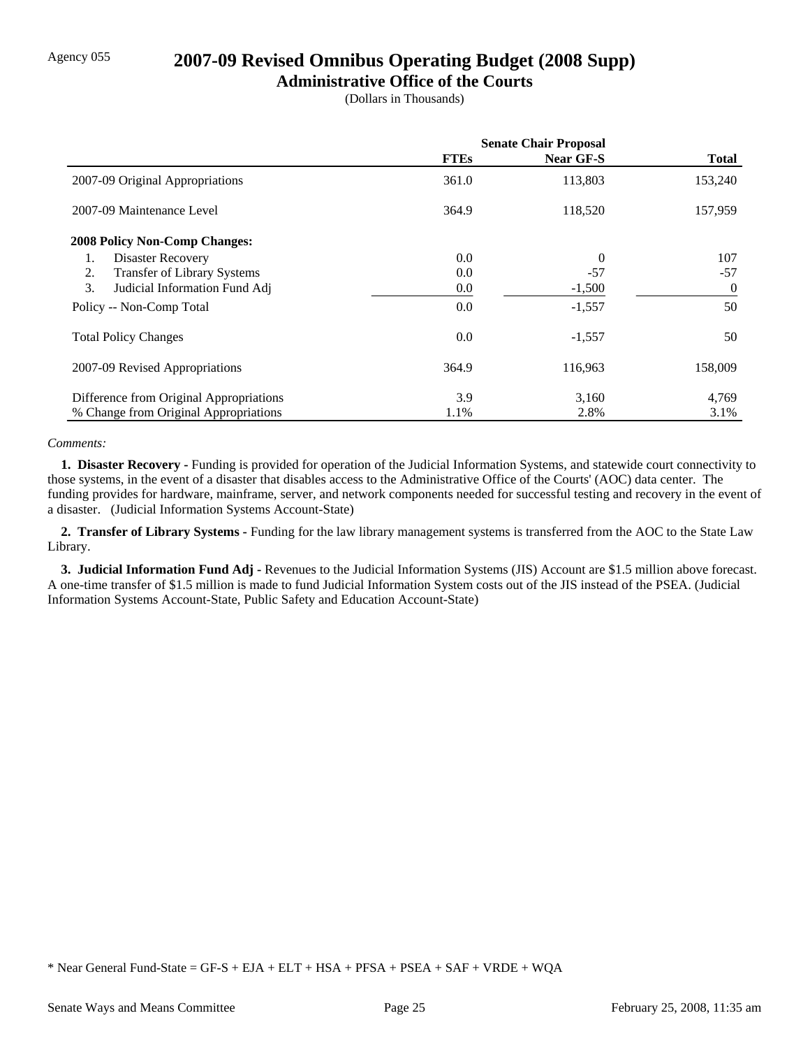Agency 055

# 2007-09 Revised Omnibus Operating Budget (2008 Supp)

## Administrative Office of the Courts

(Dollars in Thousands)

| | Senate Chair Proposal | | |
|---|---|---|---|
| | **FTEs** | **Near GF-S** | **Total** |
| 2007-09 Original Appropriations | 361.0 | 113,803 | 153,240 |
| 2007-09 Maintenance Level | 364.9 | 118,520 | 157,959 |
| **2008 Policy Non-Comp Changes:** | | | |
| 1. Disaster Recovery | 0.0 | 0 | 107 |
| 2. Transfer of Library Systems | 0.0 | -57 | -57 |
| 3. Judicial Information Fund Adj | 0.0 | -1,500 | 0 |
| Policy -- Non-Comp Total | 0.0 | -1,557 | 50 |
| Total Policy Changes | 0.0 | -1,557 | 50 |
| 2007-09 Revised Appropriations | 364.9 | 116,963 | 158,009 |
| Difference from Original Appropriations | 3.9 | 3,160 | 4,769 |
| % Change from Original Appropriations | 1.1% | 2.8% | 3.1% |

*Comments:*

**1. Disaster Recovery -** Funding is provided for operation of the Judicial Information Systems, and statewide court connectivity to those systems, in the event of a disaster that disables access to the Administrative Office of the Courts' (AOC) data center. The funding provides for hardware, mainframe, server, and network components needed for successful testing and recovery in the event of a disaster. (Judicial Information Systems Account-State)

**2. Transfer of Library Systems -** Funding for the law library management systems is transferred from the AOC to the State Law Library.

**3. Judicial Information Fund Adj -** Revenues to the Judicial Information Systems (JIS) Account are $1.5 million above forecast. A one-time transfer of $1.5 million is made to fund Judicial Information System costs out of the JIS instead of the PSEA. (Judicial Information Systems Account-State, Public Safety and Education Account-State)

* Near General Fund-State = GF-S + EJA + ELT + HSA + PFSA + PSEA + SAF + VRDE + WQA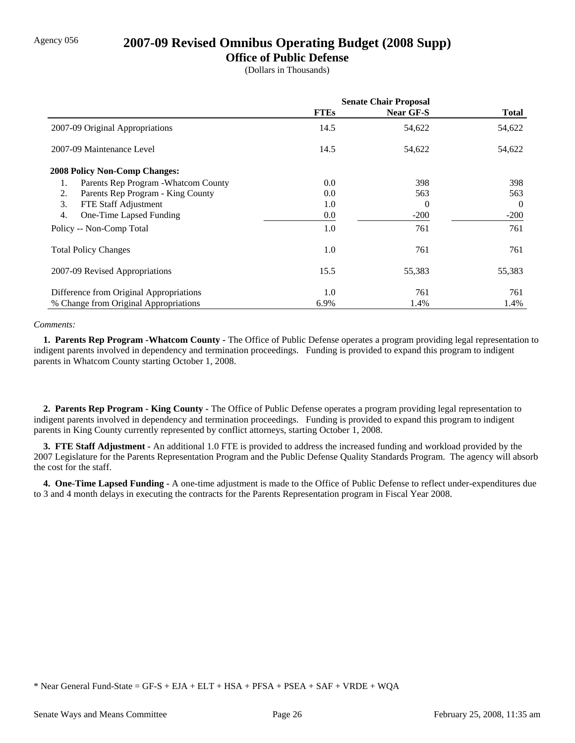Agency 056

# 2007-09 Revised Omnibus Operating Budget (2008 Supp)

## Office of Public Defense

(Dollars in Thousands)

| | Senate Chair Proposal | | |
|---|---|---|---|
| | FTEs | Near GF-S | Total |
| 2007-09 Original Appropriations | 14.5 | 54,622 | 54,622 |
| 2007-09 Maintenance Level | 14.5 | 54,622 | 54,622 |
| **2008 Policy Non-Comp Changes:** | | | |
| 1. Parents Rep Program -Whatcom County | 0.0 | 398 | 398 |
| 2. Parents Rep Program - King County | 0.0 | 563 | 563 |
| 3. FTE Staff Adjustment | 1.0 | 0 | 0 |
| 4. One-Time Lapsed Funding | 0.0 | -200 | -200 |
| Policy -- Non-Comp Total | 1.0 | 761 | 761 |
| Total Policy Changes | 1.0 | 761 | 761 |
| 2007-09 Revised Appropriations | 15.5 | 55,383 | 55,383 |
| Difference from Original Appropriations | 1.0 | 761 | 761 |
| % Change from Original Appropriations | 6.9% | 1.4% | 1.4% |

*Comments:*

**1. Parents Rep Program -Whatcom County -** The Office of Public Defense operates a program providing legal representation to indigent parents involved in dependency and termination proceedings. Funding is provided to expand this program to indigent parents in Whatcom County starting October 1, 2008.

**2. Parents Rep Program - King County -** The Office of Public Defense operates a program providing legal representation to indigent parents involved in dependency and termination proceedings. Funding is provided to expand this program to indigent parents in King County currently represented by conflict attorneys, starting October 1, 2008.

**3. FTE Staff Adjustment -** An additional 1.0 FTE is provided to address the increased funding and workload provided by the 2007 Legislature for the Parents Representation Program and the Public Defense Quality Standards Program. The agency will absorb the cost for the staff.

**4. One-Time Lapsed Funding -** A one-time adjustment is made to the Office of Public Defense to reflect under-expenditures due to 3 and 4 month delays in executing the contracts for the Parents Representation program in Fiscal Year 2008.

* Near General Fund-State = GF-S + EJA + ELT + HSA + PFSA + PSEA + SAF + VRDE + WQA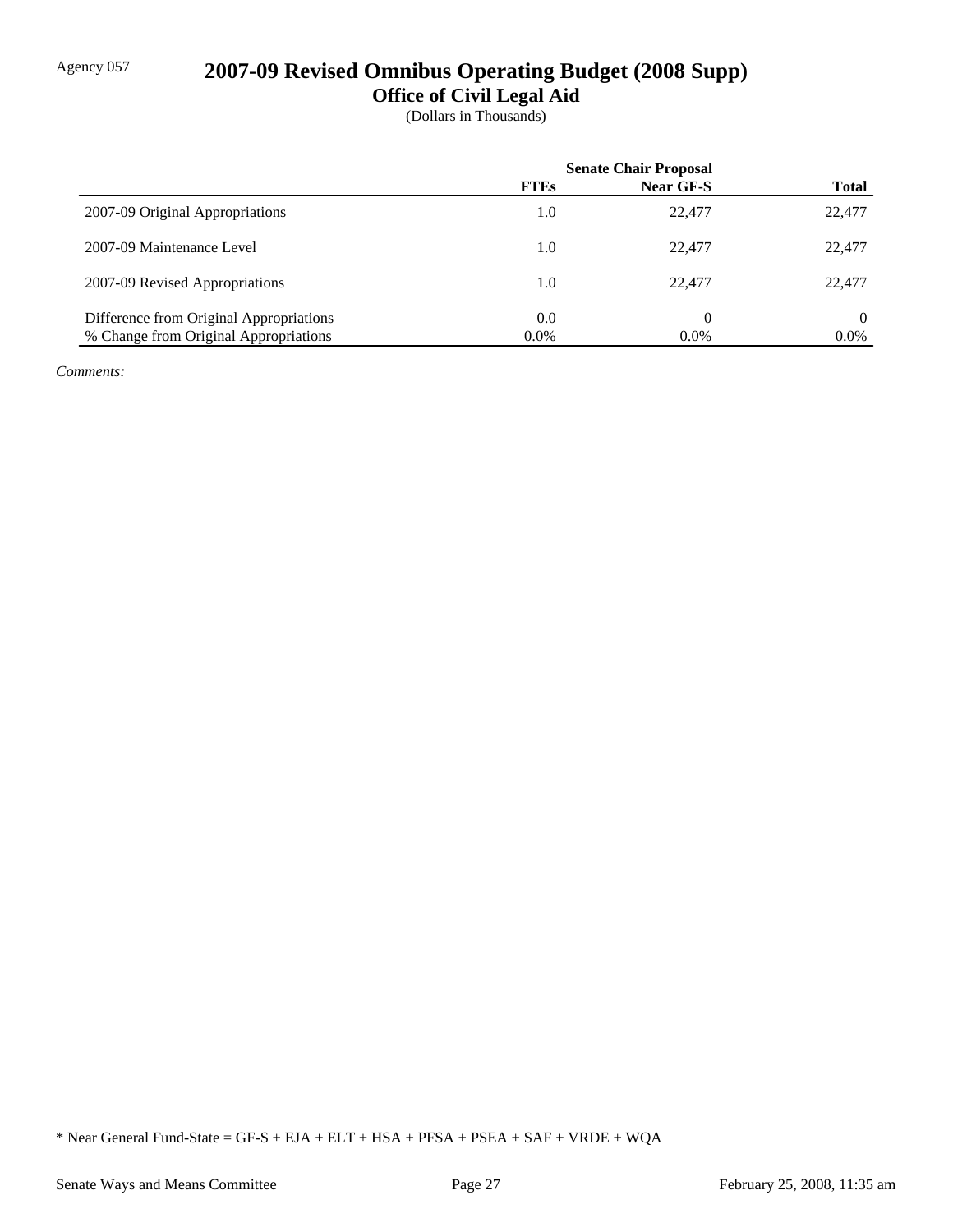Agency 057

# 2007-09 Revised Omnibus Operating Budget (2008 Supp)

## Office of Civil Legal Aid

(Dollars in Thousands)

| | Senate Chair Proposal | | |
|---|---|---|---|
| | FTEs | Near GF-S | Total |
| 2007-09 Original Appropriations | 1.0 | 22,477 | 22,477 |
| 2007-09 Maintenance Level | 1.0 | 22,477 | 22,477 |
| 2007-09 Revised Appropriations | 1.0 | 22,477 | 22,477 |
| Difference from Original Appropriations | 0.0 | 0 | 0 |
| % Change from Original Appropriations | 0.0% | 0.0% | 0.0% |

*Comments:*

* Near General Fund-State = GF-S + EJA + ELT + HSA + PFSA + PSEA + SAF + VRDE + WQA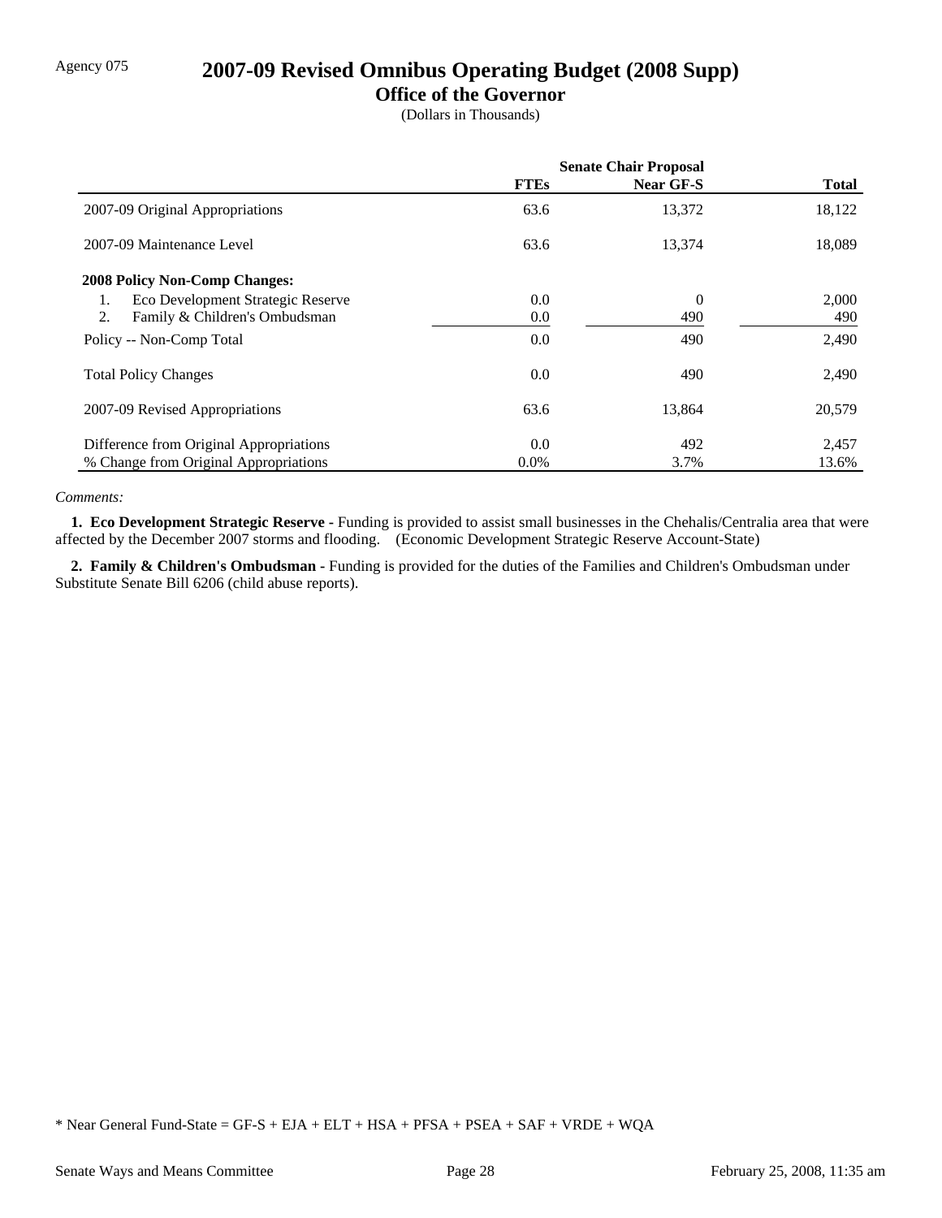Agency 075

# 2007-09 Revised Omnibus Operating Budget (2008 Supp)

## Office of the Governor

(Dollars in Thousands)

| | Senate Chair Proposal | | |
|---|---|---|---|
| | **FTEs** | **Near GF-S** | **Total** |
| 2007-09 Original Appropriations | 63.6 | 13,372 | 18,122 |
| 2007-09 Maintenance Level | 63.6 | 13,374 | 18,089 |
| **2008 Policy Non-Comp Changes:** | | | |
| 1. Eco Development Strategic Reserve | 0.0 | 0 | 2,000 |
| 2. Family & Children's Ombudsman | 0.0 | 490 | 490 |
| Policy -- Non-Comp Total | 0.0 | 490 | 2,490 |
| Total Policy Changes | 0.0 | 490 | 2,490 |
| 2007-09 Revised Appropriations | 63.6 | 13,864 | 20,579 |
| Difference from Original Appropriations | 0.0 | 492 | 2,457 |
| % Change from Original Appropriations | 0.0% | 3.7% | 13.6% |

*Comments:*

**1. Eco Development Strategic Reserve -** Funding is provided to assist small businesses in the Chehalis/Centralia area that were affected by the December 2007 storms and flooding. (Economic Development Strategic Reserve Account-State)

**2. Family & Children's Ombudsman -** Funding is provided for the duties of the Families and Children's Ombudsman under Substitute Senate Bill 6206 (child abuse reports).

* Near General Fund-State = GF-S + EJA + ELT + HSA + PFSA + PSEA + SAF + VRDE + WQA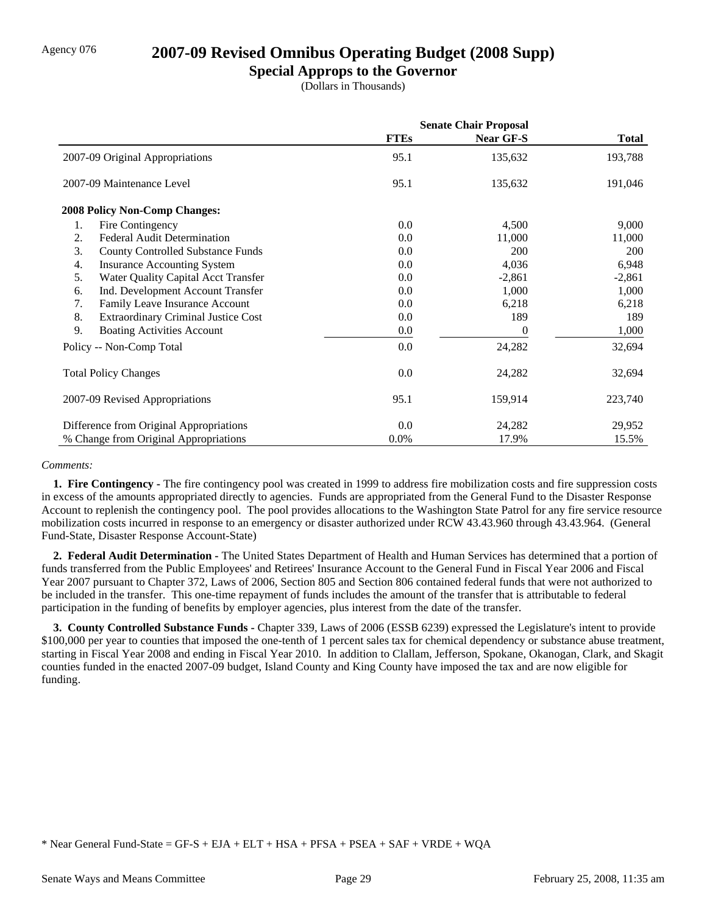Agency 076

# 2007-09 Revised Omnibus Operating Budget (2008 Supp)

## Special Approps to the Governor

(Dollars in Thousands)

| | Senate Chair Proposal | | |
|---|---|---|---|
| | **FTEs** | **Near GF-S** | **Total** |
| 2007-09 Original Appropriations | 95.1 | 135,632 | 193,788 |
| 2007-09 Maintenance Level | 95.1 | 135,632 | 191,046 |
| **2008 Policy Non-Comp Changes:** | | | |
| 1. Fire Contingency | 0.0 | 4,500 | 9,000 |
| 2. Federal Audit Determination | 0.0 | 11,000 | 11,000 |
| 3. County Controlled Substance Funds | 0.0 | 200 | 200 |
| 4. Insurance Accounting System | 0.0 | 4,036 | 6,948 |
| 5. Water Quality Capital Acct Transfer | 0.0 | -2,861 | -2,861 |
| 6. Ind. Development Account Transfer | 0.0 | 1,000 | 1,000 |
| 7. Family Leave Insurance Account | 0.0 | 6,218 | 6,218 |
| 8. Extraordinary Criminal Justice Cost | 0.0 | 189 | 189 |
| 9. Boating Activities Account | 0.0 | 0 | 1,000 |
| Policy -- Non-Comp Total | 0.0 | 24,282 | 32,694 |
| Total Policy Changes | 0.0 | 24,282 | 32,694 |
| 2007-09 Revised Appropriations | 95.1 | 159,914 | 223,740 |
| Difference from Original Appropriations | 0.0 | 24,282 | 29,952 |
| % Change from Original Appropriations | 0.0% | 17.9% | 15.5% |

*Comments:*

**1. Fire Contingency -** The fire contingency pool was created in 1999 to address fire mobilization costs and fire suppression costs in excess of the amounts appropriated directly to agencies. Funds are appropriated from the General Fund to the Disaster Response Account to replenish the contingency pool. The pool provides allocations to the Washington State Patrol for any fire service resource mobilization costs incurred in response to an emergency or disaster authorized under RCW 43.43.960 through 43.43.964. (General Fund-State, Disaster Response Account-State)

**2. Federal Audit Determination -** The United States Department of Health and Human Services has determined that a portion of funds transferred from the Public Employees' and Retirees' Insurance Account to the General Fund in Fiscal Year 2006 and Fiscal Year 2007 pursuant to Chapter 372, Laws of 2006, Section 805 and Section 806 contained federal funds that were not authorized to be included in the transfer. This one-time repayment of funds includes the amount of the transfer that is attributable to federal participation in the funding of benefits by employer agencies, plus interest from the date of the transfer.

**3. County Controlled Substance Funds -** Chapter 339, Laws of 2006 (ESSB 6239) expressed the Legislature's intent to provide $100,000 per year to counties that imposed the one-tenth of 1 percent sales tax for chemical dependency or substance abuse treatment, starting in Fiscal Year 2008 and ending in Fiscal Year 2010. In addition to Clallam, Jefferson, Spokane, Okanogan, Clark, and Skagit counties funded in the enacted 2007-09 budget, Island County and King County have imposed the tax and are now eligible for funding.

* Near General Fund-State = GF-S + EJA + ELT + HSA + PFSA + PSEA + SAF + VRDE + WQA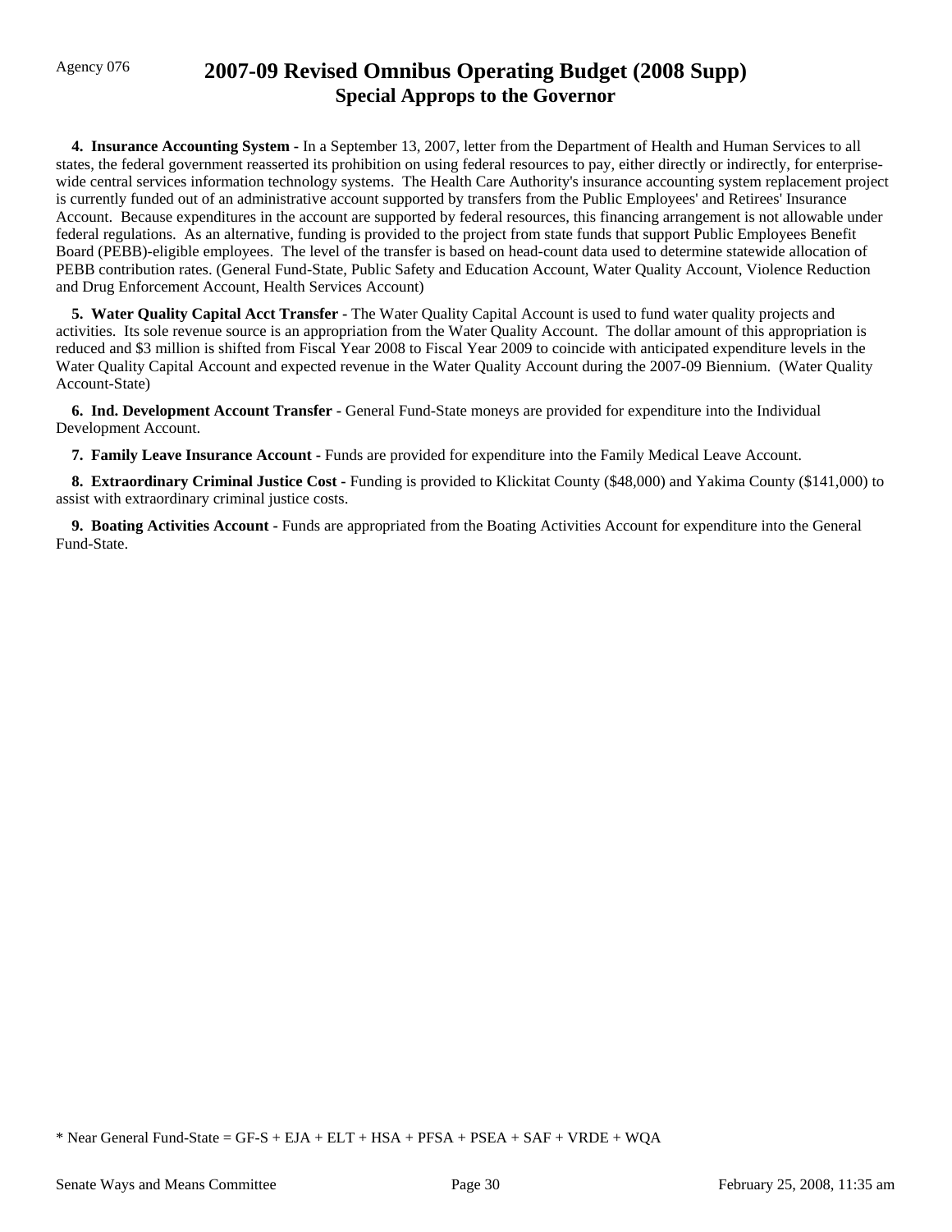Agency 076

# 2007-09 Revised Omnibus Operating Budget (2008 Supp)
## Special Approps to the Governor

**4. Insurance Accounting System -** In a September 13, 2007, letter from the Department of Health and Human Services to all states, the federal government reasserted its prohibition on using federal resources to pay, either directly or indirectly, for enterprise-wide central services information technology systems. The Health Care Authority's insurance accounting system replacement project is currently funded out of an administrative account supported by transfers from the Public Employees' and Retirees' Insurance Account. Because expenditures in the account are supported by federal resources, this financing arrangement is not allowable under federal regulations. As an alternative, funding is provided to the project from state funds that support Public Employees Benefit Board (PEBB)-eligible employees. The level of the transfer is based on head-count data used to determine statewide allocation of PEBB contribution rates. (General Fund-State, Public Safety and Education Account, Water Quality Account, Violence Reduction and Drug Enforcement Account, Health Services Account)

**5. Water Quality Capital Acct Transfer -** The Water Quality Capital Account is used to fund water quality projects and activities. Its sole revenue source is an appropriation from the Water Quality Account. The dollar amount of this appropriation is reduced and $3 million is shifted from Fiscal Year 2008 to Fiscal Year 2009 to coincide with anticipated expenditure levels in the Water Quality Capital Account and expected revenue in the Water Quality Account during the 2007-09 Biennium. (Water Quality Account-State)

**6. Ind. Development Account Transfer -** General Fund-State moneys are provided for expenditure into the Individual Development Account.

**7. Family Leave Insurance Account -** Funds are provided for expenditure into the Family Medical Leave Account.

**8. Extraordinary Criminal Justice Cost -** Funding is provided to Klickitat County ($48,000) and Yakima County ($141,000) to assist with extraordinary criminal justice costs.

**9. Boating Activities Account -** Funds are appropriated from the Boating Activities Account for expenditure into the General Fund-State.

* Near General Fund-State = GF-S + EJA + ELT + HSA + PFSA + PSEA + SAF + VRDE + WQA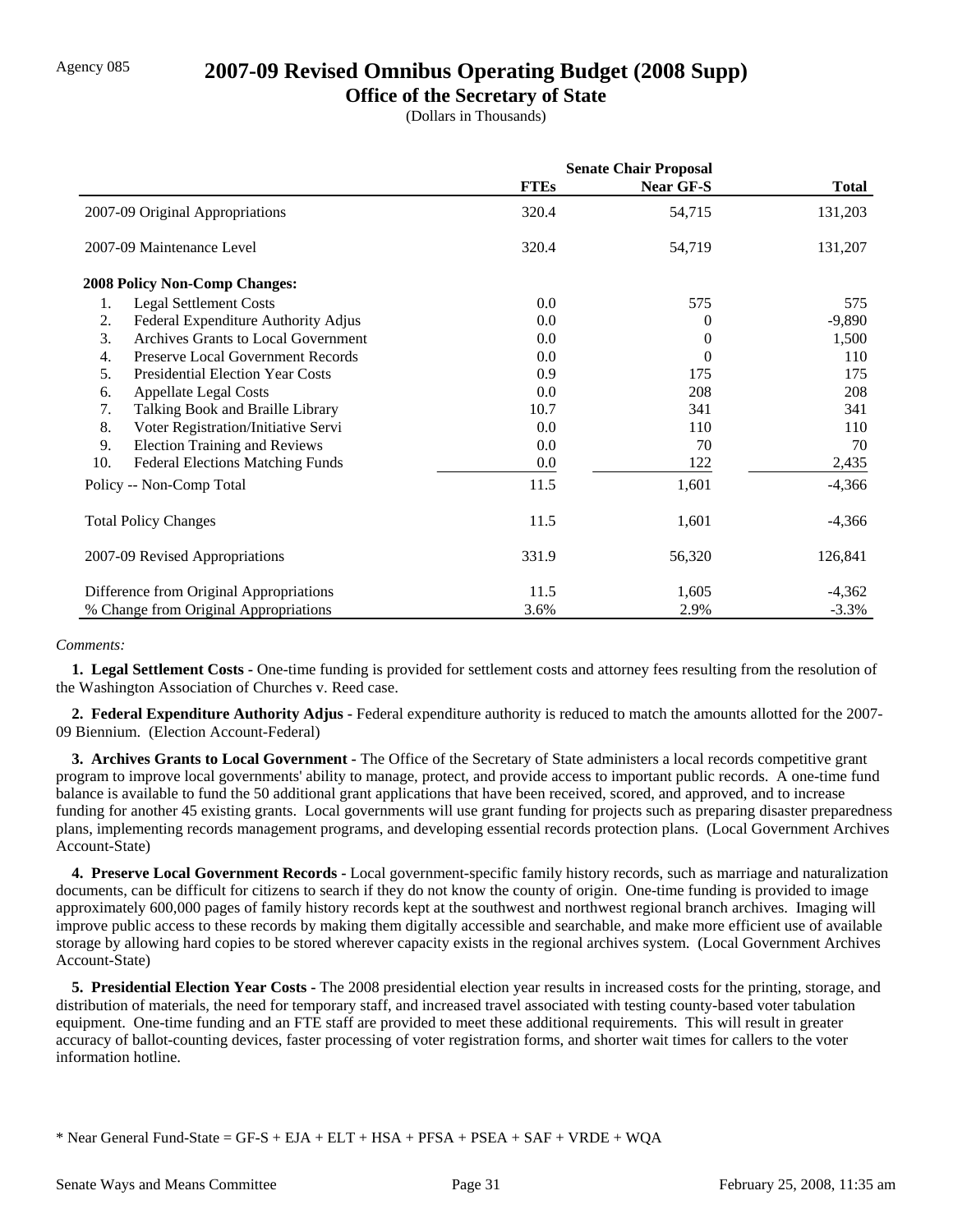Agency 085

# 2007-09 Revised Omnibus Operating Budget (2008 Supp)

## Office of the Secretary of State

(Dollars in Thousands)

| | Senate Chair Proposal | | |
|---|---|---|---|
| | FTEs | Near GF-S | Total |
| 2007-09 Original Appropriations | 320.4 | 54,715 | 131,203 |
| 2007-09 Maintenance Level | 320.4 | 54,719 | 131,207 |
| **2008 Policy Non-Comp Changes:** | | | |
| 1. Legal Settlement Costs | 0.0 | 575 | 575 |
| 2. Federal Expenditure Authority Adjus | 0.0 | 0 | -9,890 |
| 3. Archives Grants to Local Government | 0.0 | 0 | 1,500 |
| 4. Preserve Local Government Records | 0.0 | 0 | 110 |
| 5. Presidential Election Year Costs | 0.9 | 175 | 175 |
| 6. Appellate Legal Costs | 0.0 | 208 | 208 |
| 7. Talking Book and Braille Library | 10.7 | 341 | 341 |
| 8. Voter Registration/Initiative Servi | 0.0 | 110 | 110 |
| 9. Election Training and Reviews | 0.0 | 70 | 70 |
| 10. Federal Elections Matching Funds | 0.0 | 122 | 2,435 |
| Policy -- Non-Comp Total | 11.5 | 1,601 | -4,366 |
| Total Policy Changes | 11.5 | 1,601 | -4,366 |
| 2007-09 Revised Appropriations | 331.9 | 56,320 | 126,841 |
| Difference from Original Appropriations | 11.5 | 1,605 | -4,362 |
| % Change from Original Appropriations | 3.6% | 2.9% | -3.3% |

*Comments:*

**1. Legal Settlement Costs -** One-time funding is provided for settlement costs and attorney fees resulting from the resolution of the Washington Association of Churches v. Reed case.

**2. Federal Expenditure Authority Adjus -** Federal expenditure authority is reduced to match the amounts allotted for the 2007-09 Biennium. (Election Account-Federal)

**3. Archives Grants to Local Government -** The Office of the Secretary of State administers a local records competitive grant program to improve local governments' ability to manage, protect, and provide access to important public records. A one-time fund balance is available to fund the 50 additional grant applications that have been received, scored, and approved, and to increase funding for another 45 existing grants. Local governments will use grant funding for projects such as preparing disaster preparedness plans, implementing records management programs, and developing essential records protection plans. (Local Government Archives Account-State)

**4. Preserve Local Government Records -** Local government-specific family history records, such as marriage and naturalization documents, can be difficult for citizens to search if they do not know the county of origin. One-time funding is provided to image approximately 600,000 pages of family history records kept at the southwest and northwest regional branch archives. Imaging will improve public access to these records by making them digitally accessible and searchable, and make more efficient use of available storage by allowing hard copies to be stored wherever capacity exists in the regional archives system. (Local Government Archives Account-State)

**5. Presidential Election Year Costs -** The 2008 presidential election year results in increased costs for the printing, storage, and distribution of materials, the need for temporary staff, and increased travel associated with testing county-based voter tabulation equipment. One-time funding and an FTE staff are provided to meet these additional requirements. This will result in greater accuracy of ballot-counting devices, faster processing of voter registration forms, and shorter wait times for callers to the voter information hotline.

* Near General Fund-State = GF-S + EJA + ELT + HSA + PFSA + PSEA + SAF + VRDE + WQA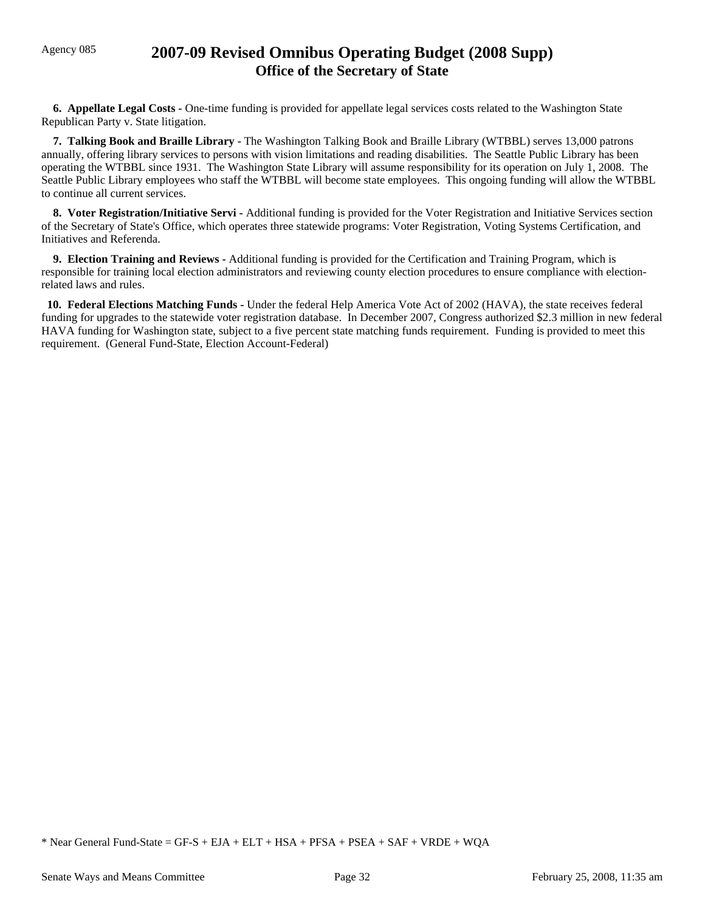Agency 085

# 2007-09 Revised Omnibus Operating Budget (2008 Supp)
## Office of the Secretary of State

**6. Appellate Legal Costs -** One-time funding is provided for appellate legal services costs related to the Washington State Republican Party v. State litigation.

**7. Talking Book and Braille Library -** The Washington Talking Book and Braille Library (WTBBL) serves 13,000 patrons annually, offering library services to persons with vision limitations and reading disabilities. The Seattle Public Library has been operating the WTBBL since 1931. The Washington State Library will assume responsibility for its operation on July 1, 2008. The Seattle Public Library employees who staff the WTBBL will become state employees. This ongoing funding will allow the WTBBL to continue all current services.

**8. Voter Registration/Initiative Servi -** Additional funding is provided for the Voter Registration and Initiative Services section of the Secretary of State's Office, which operates three statewide programs: Voter Registration, Voting Systems Certification, and Initiatives and Referenda.

**9. Election Training and Reviews -** Additional funding is provided for the Certification and Training Program, which is responsible for training local election administrators and reviewing county election procedures to ensure compliance with election-related laws and rules.

**10. Federal Elections Matching Funds -** Under the federal Help America Vote Act of 2002 (HAVA), the state receives federal funding for upgrades to the statewide voter registration database. In December 2007, Congress authorized $2.3 million in new federal HAVA funding for Washington state, subject to a five percent state matching funds requirement. Funding is provided to meet this requirement. (General Fund-State, Election Account-Federal)

* Near General Fund-State = GF-S + EJA + ELT + HSA + PFSA + PSEA + SAF + VRDE + WQA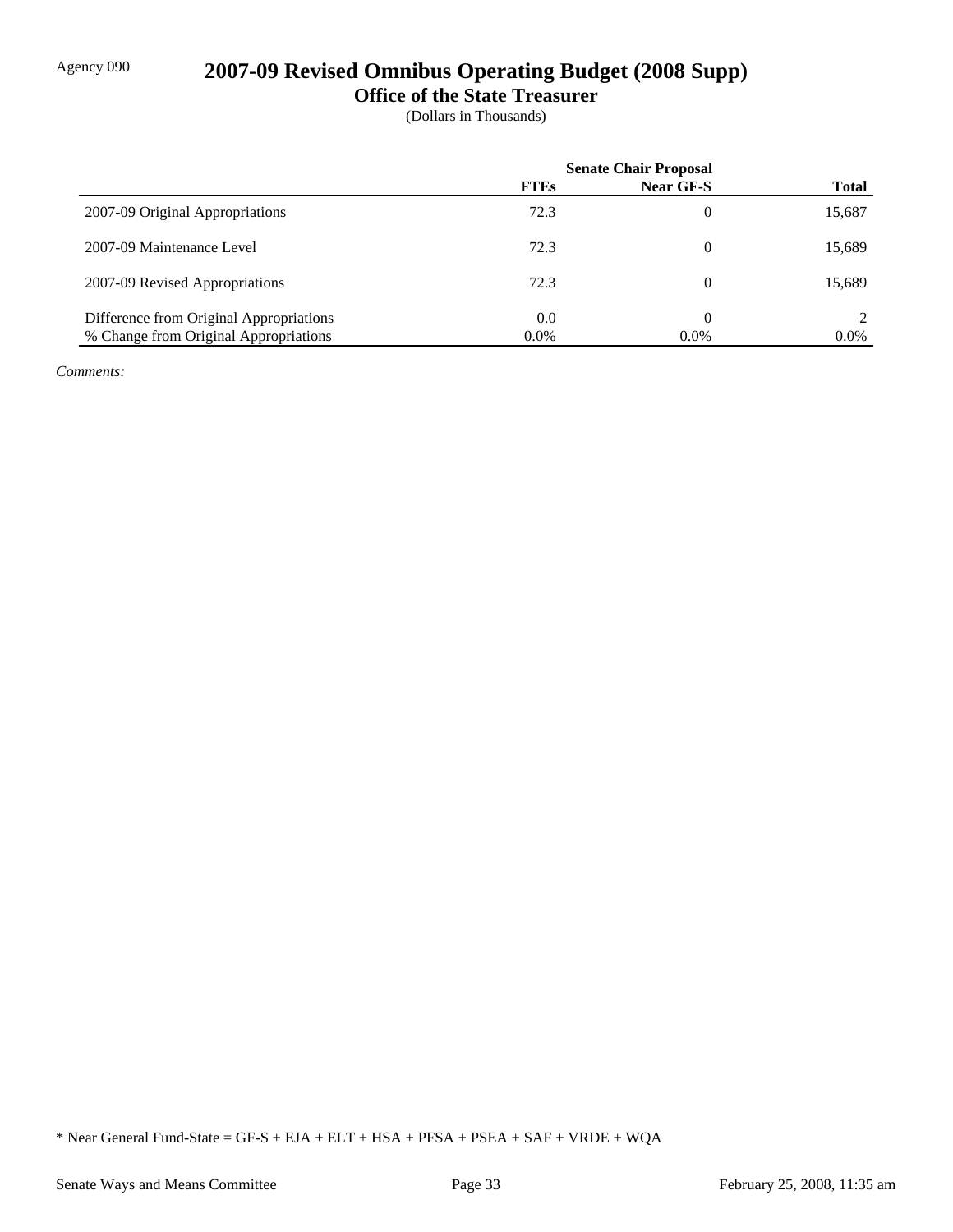Agency 090

# 2007-09 Revised Omnibus Operating Budget (2008 Supp)

## Office of the State Treasurer

(Dollars in Thousands)

| | Senate Chair Proposal | | |
|---|---|---|---|
| | **FTEs** | **Near GF-S** | **Total** |
| 2007-09 Original Appropriations | 72.3 | 0 | 15,687 |
| 2007-09 Maintenance Level | 72.3 | 0 | 15,689 |
| 2007-09 Revised Appropriations | 72.3 | 0 | 15,689 |
| Difference from Original Appropriations | 0.0 | 0 | 2 |
| % Change from Original Appropriations | 0.0% | 0.0% | 0.0% |

*Comments:*

* Near General Fund-State = GF-S + EJA + ELT + HSA + PFSA + PSEA + SAF + VRDE + WQA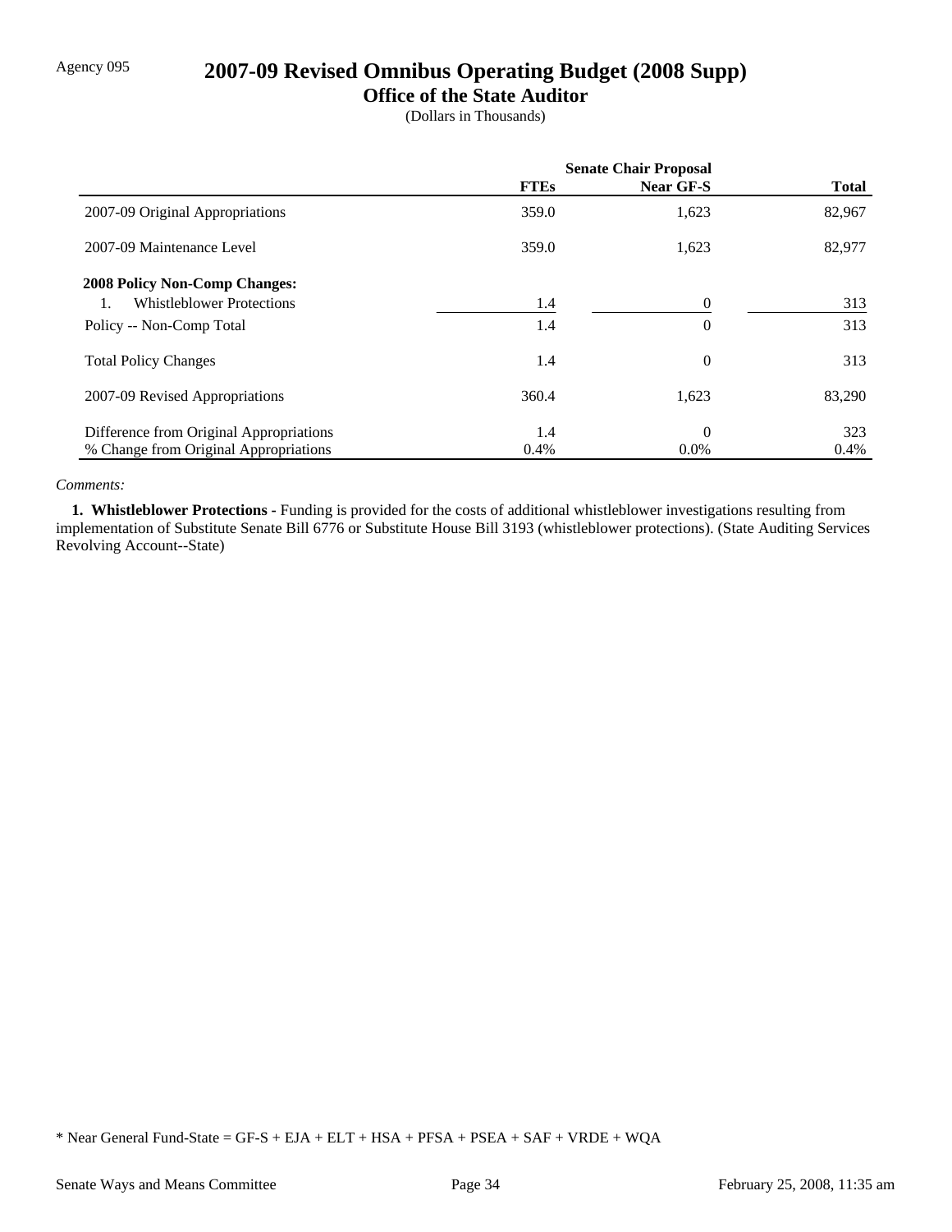Agency 095

# 2007-09 Revised Omnibus Operating Budget (2008 Supp)

## Office of the State Auditor

(Dollars in Thousands)

| | Senate Chair Proposal | | |
|---|---|---|---|
| | FTEs | Near GF-S | Total |
| 2007-09 Original Appropriations | 359.0 | 1,623 | 82,967 |
| 2007-09 Maintenance Level | 359.0 | 1,623 | 82,977 |
| **2008 Policy Non-Comp Changes:** | | | |
| 1. Whistleblower Protections | 1.4 | 0 | 313 |
| Policy -- Non-Comp Total | 1.4 | 0 | 313 |
| Total Policy Changes | 1.4 | 0 | 313 |
| 2007-09 Revised Appropriations | 360.4 | 1,623 | 83,290 |
| Difference from Original Appropriations | 1.4 | 0 | 323 |
| % Change from Original Appropriations | 0.4% | 0.0% | 0.4% |

*Comments:*

**1. Whistleblower Protections -** Funding is provided for the costs of additional whistleblower investigations resulting from implementation of Substitute Senate Bill 6776 or Substitute House Bill 3193 (whistleblower protections). (State Auditing Services Revolving Account--State)

* Near General Fund-State = GF-S + EJA + ELT + HSA + PFSA + PSEA + SAF + VRDE + WQA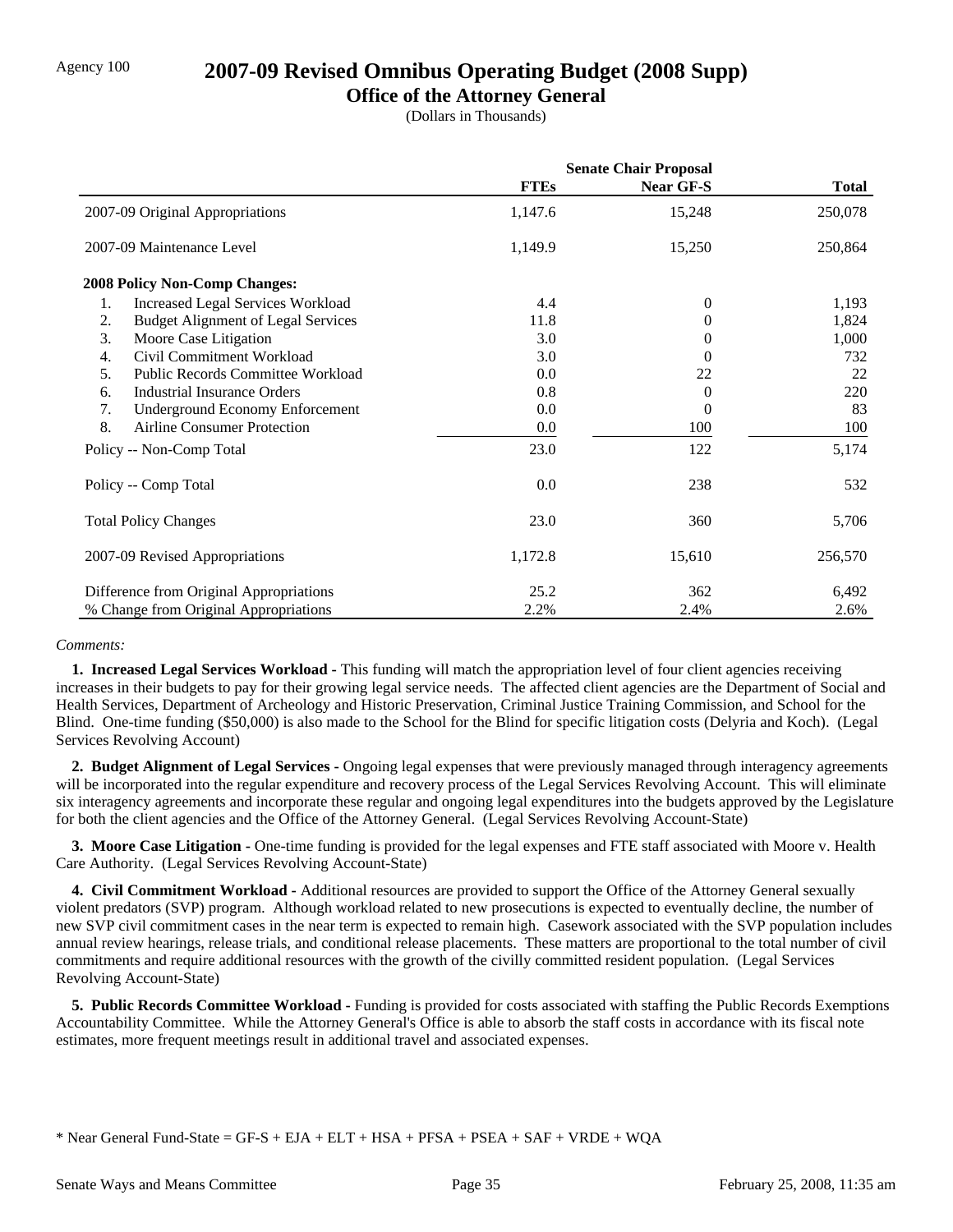Agency 100

# 2007-09 Revised Omnibus Operating Budget (2008 Supp)

## Office of the Attorney General

(Dollars in Thousands)

| | Senate Chair Proposal | | |
|---|---|---|---|
| | FTEs | Near GF-S | Total |
| 2007-09 Original Appropriations | 1,147.6 | 15,248 | 250,078 |
| 2007-09 Maintenance Level | 1,149.9 | 15,250 | 250,864 |
| **2008 Policy Non-Comp Changes:** | | | |
| 1. Increased Legal Services Workload | 4.4 | 0 | 1,193 |
| 2. Budget Alignment of Legal Services | 11.8 | 0 | 1,824 |
| 3. Moore Case Litigation | 3.0 | 0 | 1,000 |
| 4. Civil Commitment Workload | 3.0 | 0 | 732 |
| 5. Public Records Committee Workload | 0.0 | 22 | 22 |
| 6. Industrial Insurance Orders | 0.8 | 0 | 220 |
| 7. Underground Economy Enforcement | 0.0 | 0 | 83 |
| 8. Airline Consumer Protection | 0.0 | 100 | 100 |
| Policy -- Non-Comp Total | 23.0 | 122 | 5,174 |
| Policy -- Comp Total | 0.0 | 238 | 532 |
| Total Policy Changes | 23.0 | 360 | 5,706 |
| 2007-09 Revised Appropriations | 1,172.8 | 15,610 | 256,570 |
| Difference from Original Appropriations | 25.2 | 362 | 6,492 |
| % Change from Original Appropriations | 2.2% | 2.4% | 2.6% |

*Comments:*

**1. Increased Legal Services Workload -** This funding will match the appropriation level of four client agencies receiving increases in their budgets to pay for their growing legal service needs. The affected client agencies are the Department of Social and Health Services, Department of Archeology and Historic Preservation, Criminal Justice Training Commission, and School for the Blind. One-time funding ($50,000) is also made to the School for the Blind for specific litigation costs (Delyria and Koch). (Legal Services Revolving Account)

**2. Budget Alignment of Legal Services -** Ongoing legal expenses that were previously managed through interagency agreements will be incorporated into the regular expenditure and recovery process of the Legal Services Revolving Account. This will eliminate six interagency agreements and incorporate these regular and ongoing legal expenditures into the budgets approved by the Legislature for both the client agencies and the Office of the Attorney General. (Legal Services Revolving Account-State)

**3. Moore Case Litigation -** One-time funding is provided for the legal expenses and FTE staff associated with Moore v. Health Care Authority. (Legal Services Revolving Account-State)

**4. Civil Commitment Workload -** Additional resources are provided to support the Office of the Attorney General sexually violent predators (SVP) program. Although workload related to new prosecutions is expected to eventually decline, the number of new SVP civil commitment cases in the near term is expected to remain high. Casework associated with the SVP population includes annual review hearings, release trials, and conditional release placements. These matters are proportional to the total number of civil commitments and require additional resources with the growth of the civilly committed resident population. (Legal Services Revolving Account-State)

**5. Public Records Committee Workload -** Funding is provided for costs associated with staffing the Public Records Exemptions Accountability Committee. While the Attorney General's Office is able to absorb the staff costs in accordance with its fiscal note estimates, more frequent meetings result in additional travel and associated expenses.

\* Near General Fund-State = GF-S + EJA + ELT + HSA + PFSA + PSEA + SAF + VRDE + WQA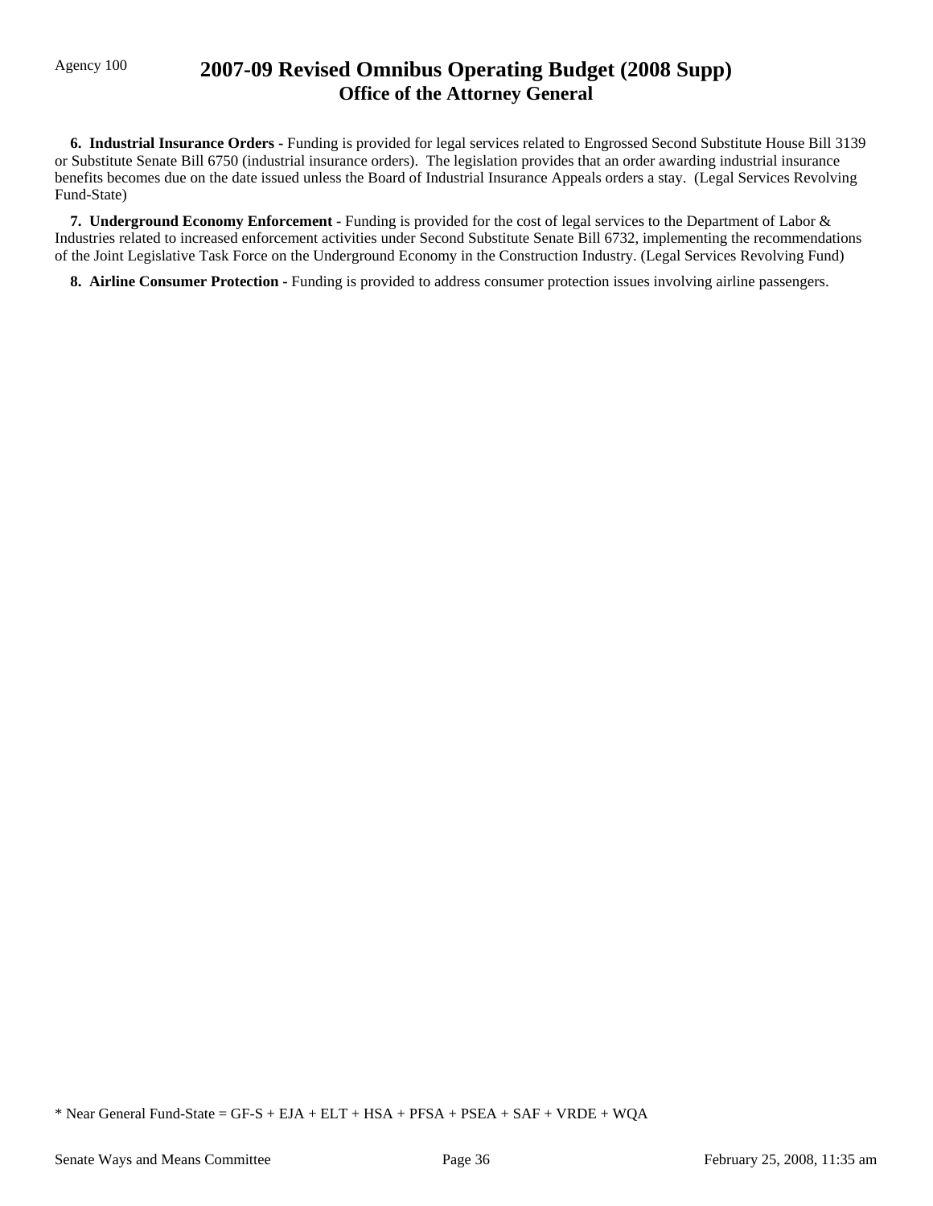**6. Industrial Insurance Orders -** Funding is provided for legal services related to Engrossed Second Substitute House Bill 3139 or Substitute Senate Bill 6750 (industrial insurance orders). The legislation provides that an order awarding industrial insurance benefits becomes due on the date issued unless the Board of Industrial Insurance Appeals orders a stay. (Legal Services Revolving Fund-State)

**7. Underground Economy Enforcement -** Funding is provided for the cost of legal services to the Department of Labor & Industries related to increased enforcement activities under Second Substitute Senate Bill 6732, implementing the recommendations of the Joint Legislative Task Force on the Underground Economy in the Construction Industry. (Legal Services Revolving Fund)

**8. Airline Consumer Protection -** Funding is provided to address consumer protection issues involving airline passengers.

* Near General Fund-State = GF-S + EJA + ELT + HSA + PFSA + PSEA + SAF + VRDE + WQA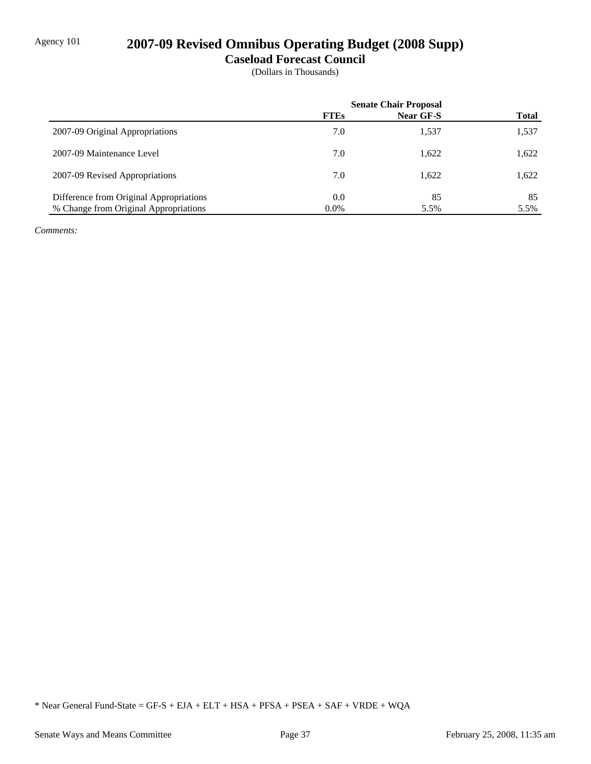Agency 101

# 2007-09 Revised Omnibus Operating Budget (2008 Supp)

## Caseload Forecast Council

(Dollars in Thousands)

| | Senate Chair Proposal | | |
|---|---|---|---|
| | **FTEs** | **Near GF-S** | **Total** |
| 2007-09 Original Appropriations | 7.0 | 1,537 | 1,537 |
| 2007-09 Maintenance Level | 7.0 | 1,622 | 1,622 |
| 2007-09 Revised Appropriations | 7.0 | 1,622 | 1,622 |
| Difference from Original Appropriations | 0.0 | 85 | 85 |
| % Change from Original Appropriations | 0.0% | 5.5% | 5.5% |

*Comments:*

* Near General Fund-State = GF-S + EJA + ELT + HSA + PFSA + PSEA + SAF + VRDE + WQA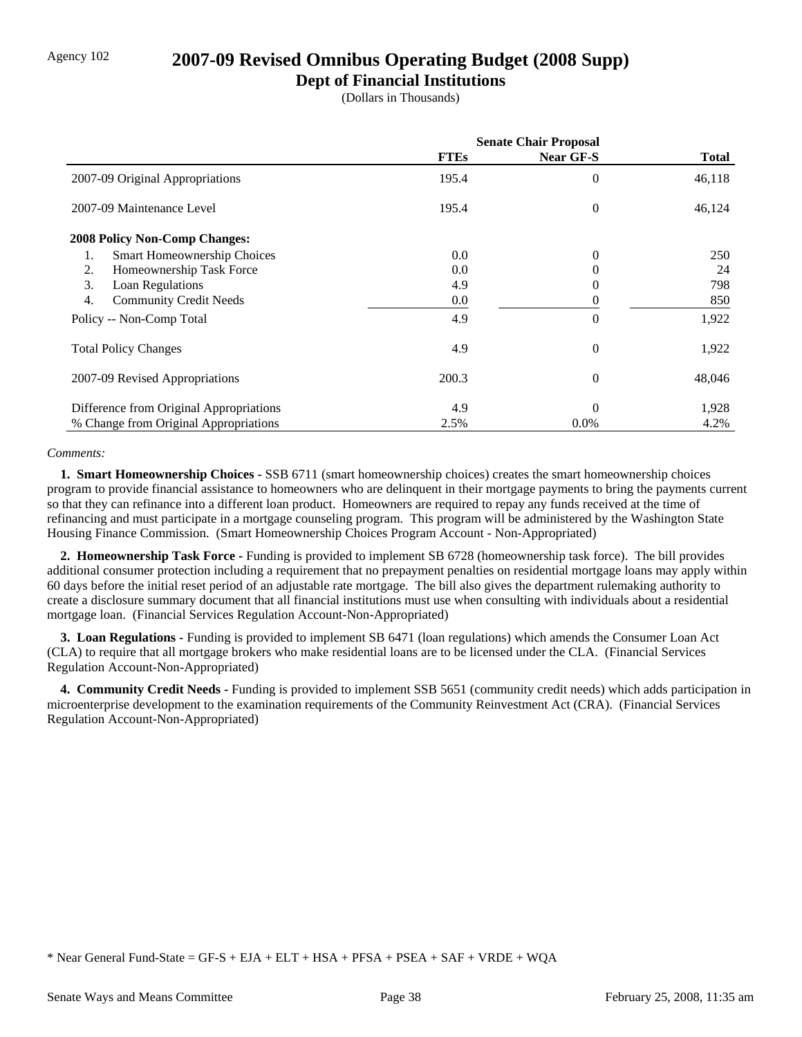Agency 102

# 2007-09 Revised Omnibus Operating Budget (2008 Supp)

## Dept of Financial Institutions

(Dollars in Thousands)

| | Senate Chair Proposal | | |
|---|---|---|---|
| | **FTEs** | **Near GF-S** | **Total** |
| 2007-09 Original Appropriations | 195.4 | 0 | 46,118 |
| 2007-09 Maintenance Level | 195.4 | 0 | 46,124 |
| **2008 Policy Non-Comp Changes:** | | | |
| 1. Smart Homeownership Choices | 0.0 | 0 | 250 |
| 2. Homeownership Task Force | 0.0 | 0 | 24 |
| 3. Loan Regulations | 4.9 | 0 | 798 |
| 4. Community Credit Needs | 0.0 | 0 | 850 |
| Policy -- Non-Comp Total | 4.9 | 0 | 1,922 |
| Total Policy Changes | 4.9 | 0 | 1,922 |
| 2007-09 Revised Appropriations | 200.3 | 0 | 48,046 |
| Difference from Original Appropriations | 4.9 | 0 | 1,928 |
| % Change from Original Appropriations | 2.5% | 0.0% | 4.2% |

*Comments:*

**1. Smart Homeownership Choices -** SSB 6711 (smart homeownership choices) creates the smart homeownership choices program to provide financial assistance to homeowners who are delinquent in their mortgage payments to bring the payments current so that they can refinance into a different loan product. Homeowners are required to repay any funds received at the time of refinancing and must participate in a mortgage counseling program. This program will be administered by the Washington State Housing Finance Commission. (Smart Homeownership Choices Program Account - Non-Appropriated)

**2. Homeownership Task Force -** Funding is provided to implement SB 6728 (homeownership task force). The bill provides additional consumer protection including a requirement that no prepayment penalties on residential mortgage loans may apply within 60 days before the initial reset period of an adjustable rate mortgage. The bill also gives the department rulemaking authority to create a disclosure summary document that all financial institutions must use when consulting with individuals about a residential mortgage loan. (Financial Services Regulation Account-Non-Appropriated)

**3. Loan Regulations -** Funding is provided to implement SB 6471 (loan regulations) which amends the Consumer Loan Act (CLA) to require that all mortgage brokers who make residential loans are to be licensed under the CLA. (Financial Services Regulation Account-Non-Appropriated)

**4. Community Credit Needs -** Funding is provided to implement SSB 5651 (community credit needs) which adds participation in microenterprise development to the examination requirements of the Community Reinvestment Act (CRA). (Financial Services Regulation Account-Non-Appropriated)

\* Near General Fund-State = GF-S + EJA + ELT + HSA + PFSA + PSEA + SAF + VRDE + WQA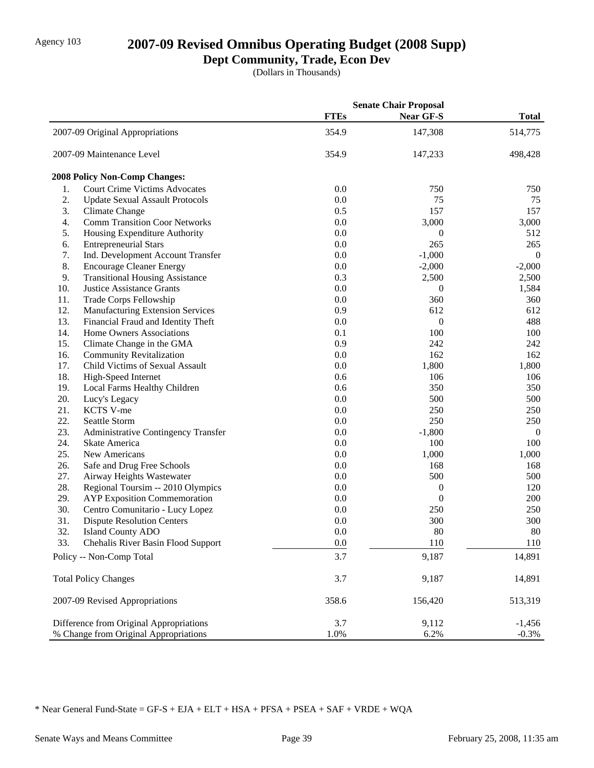Agency 103

# 2007-09 Revised Omnibus Operating Budget (2008 Supp)

## Dept Community, Trade, Econ Dev

(Dollars in Thousands)

| | Senate Chair Proposal | | |
|---|---|---|---|
| | **FTEs** | **Near GF-S** | **Total** |
| 2007-09 Original Appropriations | 354.9 | 147,308 | 514,775 |
| 2007-09 Maintenance Level | 354.9 | 147,233 | 498,428 |
| **2008 Policy Non-Comp Changes:** | | | |
| 1. Court Crime Victims Advocates | 0.0 | 750 | 750 |
| 2. Update Sexual Assault Protocols | 0.0 | 75 | 75 |
| 3. Climate Change | 0.5 | 157 | 157 |
| 4. Comm Transition Coor Networks | 0.0 | 3,000 | 3,000 |
| 5. Housing Expenditure Authority | 0.0 | 0 | 512 |
| 6. Entrepreneurial Stars | 0.0 | 265 | 265 |
| 7. Ind. Development Account Transfer | 0.0 | -1,000 | 0 |
| 8. Encourage Cleaner Energy | 0.0 | -2,000 | -2,000 |
| 9. Transitional Housing Assistance | 0.3 | 2,500 | 2,500 |
| 10. Justice Assistance Grants | 0.0 | 0 | 1,584 |
| 11. Trade Corps Fellowship | 0.0 | 360 | 360 |
| 12. Manufacturing Extension Services | 0.9 | 612 | 612 |
| 13. Financial Fraud and Identity Theft | 0.0 | 0 | 488 |
| 14. Home Owners Associations | 0.1 | 100 | 100 |
| 15. Climate Change in the GMA | 0.9 | 242 | 242 |
| 16. Community Revitalization | 0.0 | 162 | 162 |
| 17. Child Victims of Sexual Assault | 0.0 | 1,800 | 1,800 |
| 18. High-Speed Internet | 0.6 | 106 | 106 |
| 19. Local Farms Healthy Children | 0.6 | 350 | 350 |
| 20. Lucy's Legacy | 0.0 | 500 | 500 |
| 21. KCTS V-me | 0.0 | 250 | 250 |
| 22. Seattle Storm | 0.0 | 250 | 250 |
| 23. Administrative Contingency Transfer | 0.0 | -1,800 | 0 |
| 24. Skate America | 0.0 | 100 | 100 |
| 25. New Americans | 0.0 | 1,000 | 1,000 |
| 26. Safe and Drug Free Schools | 0.0 | 168 | 168 |
| 27. Airway Heights Wastewater | 0.0 | 500 | 500 |
| 28. Regional Toursim -- 2010 Olympics | 0.0 | 0 | 120 |
| 29. AYP Exposition Commemoration | 0.0 | 0 | 200 |
| 30. Centro Comunitario - Lucy Lopez | 0.0 | 250 | 250 |
| 31. Dispute Resolution Centers | 0.0 | 300 | 300 |
| 32. Island County ADO | 0.0 | 80 | 80 |
| 33. Chehalis River Basin Flood Support | 0.0 | 110 | 110 |
| Policy -- Non-Comp Total | 3.7 | 9,187 | 14,891 |
| Total Policy Changes | 3.7 | 9,187 | 14,891 |
| 2007-09 Revised Appropriations | 358.6 | 156,420 | 513,319 |
| Difference from Original Appropriations | 3.7 | 9,112 | -1,456 |
| % Change from Original Appropriations | 1.0% | 6.2% | -0.3% |

* Near General Fund-State = GF-S + EJA + ELT + HSA + PFSA + PSEA + SAF + VRDE + WQA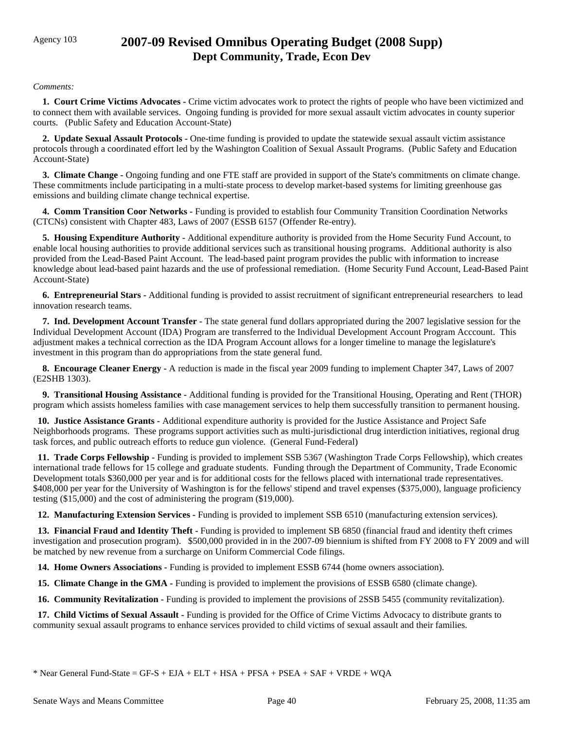Agency 103

# 2007-09 Revised Omnibus Operating Budget (2008 Supp)
## Dept Community, Trade, Econ Dev

*Comments:*

**1. Court Crime Victims Advocates -** Crime victim advocates work to protect the rights of people who have been victimized and to connect them with available services. Ongoing funding is provided for more sexual assault victim advocates in county superior courts. (Public Safety and Education Account-State)

**2. Update Sexual Assault Protocols -** One-time funding is provided to update the statewide sexual assault victim assistance protocols through a coordinated effort led by the Washington Coalition of Sexual Assault Programs. (Public Safety and Education Account-State)

**3. Climate Change -** Ongoing funding and one FTE staff are provided in support of the State's commitments on climate change. These commitments include participating in a multi-state process to develop market-based systems for limiting greenhouse gas emissions and building climate change technical expertise.

**4. Comm Transition Coor Networks -** Funding is provided to establish four Community Transition Coordination Networks (CTCNs) consistent with Chapter 483, Laws of 2007 (ESSB 6157 (Offender Re-entry).

**5. Housing Expenditure Authority -** Additional expenditure authority is provided from the Home Security Fund Account, to enable local housing authorities to provide additional services such as transitional housing programs. Additional authority is also provided from the Lead-Based Paint Account. The lead-based paint program provides the public with information to increase knowledge about lead-based paint hazards and the use of professional remediation. (Home Security Fund Account, Lead-Based Paint Account-State)

**6. Entrepreneurial Stars -** Additional funding is provided to assist recruitment of significant entrepreneurial researchers to lead innovation research teams.

**7. Ind. Development Account Transfer -** The state general fund dollars appropriated during the 2007 legislative session for the Individual Development Account (IDA) Program are transferred to the Individual Development Account Program Acccount. This adjustment makes a technical correction as the IDA Program Account allows for a longer timeline to manage the legislature's investment in this program than do appropriations from the state general fund.

**8. Encourage Cleaner Energy -** A reduction is made in the fiscal year 2009 funding to implement Chapter 347, Laws of 2007 (E2SHB 1303).

**9. Transitional Housing Assistance -** Additional funding is provided for the Transitional Housing, Operating and Rent (THOR) program which assists homeless families with case management services to help them successfully transition to permanent housing.

**10. Justice Assistance Grants -** Additional expenditure authority is provided for the Justice Assistance and Project Safe Neighborhoods programs. These programs support activities such as multi-jurisdictional drug interdiction initiatives, regional drug task forces, and public outreach efforts to reduce gun violence. (General Fund-Federal)

**11. Trade Corps Fellowship -** Funding is provided to implement SSB 5367 (Washington Trade Corps Fellowship), which creates international trade fellows for 15 college and graduate students. Funding through the Department of Community, Trade Economic Development totals $360,000 per year and is for additional costs for the fellows placed with international trade representatives. $408,000 per year for the University of Washington is for the fellows' stipend and travel expenses ($375,000), language proficiency testing ($15,000) and the cost of administering the program ($19,000).

**12. Manufacturing Extension Services -** Funding is provided to implement SSB 6510 (manufacturing extension services).

**13. Financial Fraud and Identity Theft -** Funding is provided to implement SB 6850 (financial fraud and identity theft crimes investigation and prosecution program). $500,000 provided in in the 2007-09 biennium is shifted from FY 2008 to FY 2009 and will be matched by new revenue from a surcharge on Uniform Commercial Code filings.

**14. Home Owners Associations -** Funding is provided to implement ESSB 6744 (home owners association).

**15. Climate Change in the GMA -** Funding is provided to implement the provisions of ESSB 6580 (climate change).

**16. Community Revitalization -** Funding is provided to implement the provisions of 2SSB 5455 (community revitalization).

**17. Child Victims of Sexual Assault -** Funding is provided for the Office of Crime Victims Advocacy to distribute grants to community sexual assault programs to enhance services provided to child victims of sexual assault and their families.

* Near General Fund-State = GF-S + EJA + ELT + HSA + PFSA + PSEA + SAF + VRDE + WQA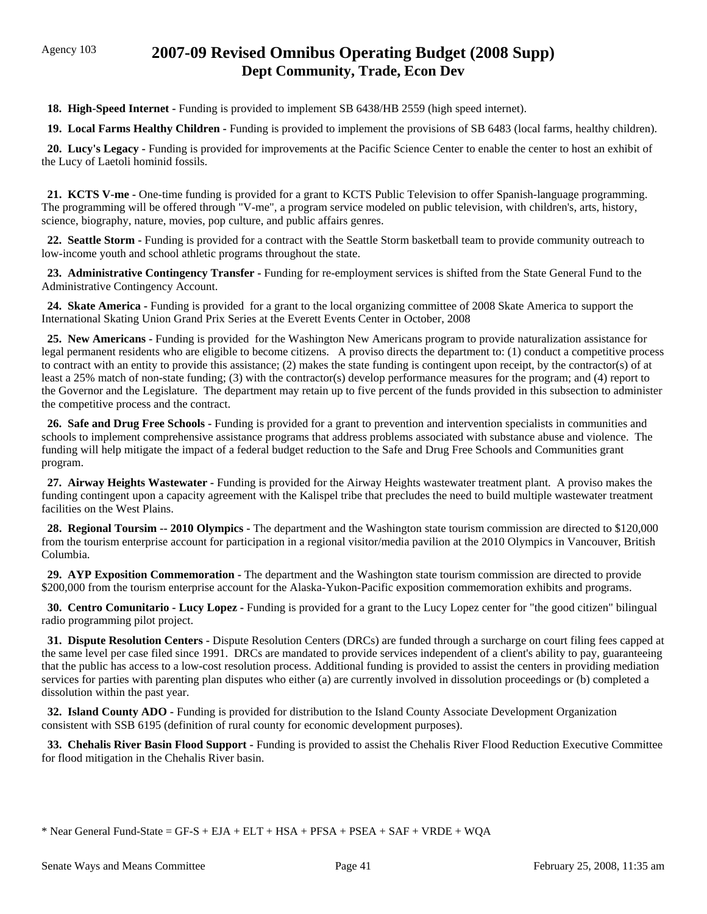Agency 103

# 2007-09 Revised Omnibus Operating Budget (2008 Supp)
## Dept Community, Trade, Econ Dev

**18. High-Speed Internet -** Funding is provided to implement SB 6438/HB 2559 (high speed internet).

**19. Local Farms Healthy Children -** Funding is provided to implement the provisions of SB 6483 (local farms, healthy children).

**20. Lucy's Legacy -** Funding is provided for improvements at the Pacific Science Center to enable the center to host an exhibit of the Lucy of Laetoli hominid fossils.

**21. KCTS V-me -** One-time funding is provided for a grant to KCTS Public Television to offer Spanish-language programming. The programming will be offered through "V-me", a program service modeled on public television, with children's, arts, history, science, biography, nature, movies, pop culture, and public affairs genres.

**22. Seattle Storm -** Funding is provided for a contract with the Seattle Storm basketball team to provide community outreach to low-income youth and school athletic programs throughout the state.

**23. Administrative Contingency Transfer -** Funding for re-employment services is shifted from the State General Fund to the Administrative Contingency Account.

**24. Skate America -** Funding is provided for a grant to the local organizing committee of 2008 Skate America to support the International Skating Union Grand Prix Series at the Everett Events Center in October, 2008

**25. New Americans -** Funding is provided for the Washington New Americans program to provide naturalization assistance for legal permanent residents who are eligible to become citizens. A proviso directs the department to: (1) conduct a competitive process to contract with an entity to provide this assistance; (2) makes the state funding is contingent upon receipt, by the contractor(s) of at least a 25% match of non-state funding; (3) with the contractor(s) develop performance measures for the program; and (4) report to the Governor and the Legislature. The department may retain up to five percent of the funds provided in this subsection to administer the competitive process and the contract.

**26. Safe and Drug Free Schools -** Funding is provided for a grant to prevention and intervention specialists in communities and schools to implement comprehensive assistance programs that address problems associated with substance abuse and violence. The funding will help mitigate the impact of a federal budget reduction to the Safe and Drug Free Schools and Communities grant program.

**27. Airway Heights Wastewater -** Funding is provided for the Airway Heights wastewater treatment plant. A proviso makes the funding contingent upon a capacity agreement with the Kalispel tribe that precludes the need to build multiple wastewater treatment facilities on the West Plains.

**28. Regional Toursim -- 2010 Olympics -** The department and the Washington state tourism commission are directed to $120,000 from the tourism enterprise account for participation in a regional visitor/media pavilion at the 2010 Olympics in Vancouver, British Columbia.

**29. AYP Exposition Commemoration -** The department and the Washington state tourism commission are directed to provide $200,000 from the tourism enterprise account for the Alaska-Yukon-Pacific exposition commemoration exhibits and programs.

**30. Centro Comunitario - Lucy Lopez -** Funding is provided for a grant to the Lucy Lopez center for "the good citizen" bilingual radio programming pilot project.

**31. Dispute Resolution Centers -** Dispute Resolution Centers (DRCs) are funded through a surcharge on court filing fees capped at the same level per case filed since 1991. DRCs are mandated to provide services independent of a client's ability to pay, guaranteeing that the public has access to a low-cost resolution process. Additional funding is provided to assist the centers in providing mediation services for parties with parenting plan disputes who either (a) are currently involved in dissolution proceedings or (b) completed a dissolution within the past year.

**32. Island County ADO -** Funding is provided for distribution to the Island County Associate Development Organization consistent with SSB 6195 (definition of rural county for economic development purposes).

**33. Chehalis River Basin Flood Support -** Funding is provided to assist the Chehalis River Flood Reduction Executive Committee for flood mitigation in the Chehalis River basin.

* Near General Fund-State = GF-S + EJA + ELT + HSA + PFSA + PSEA + SAF + VRDE + WQA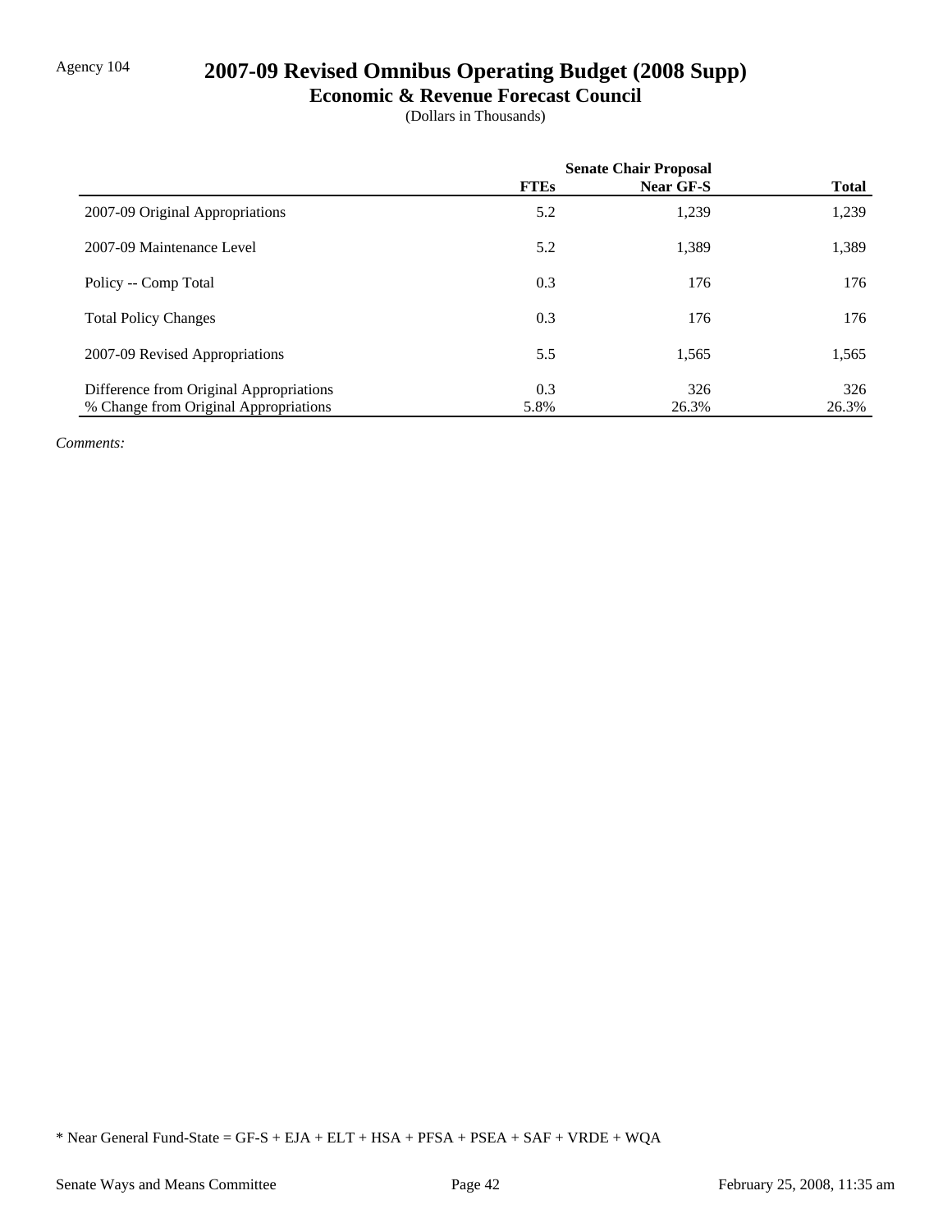Agency 104

# 2007-09 Revised Omnibus Operating Budget (2008 Supp)

## Economic & Revenue Forecast Council

(Dollars in Thousands)

| | Senate Chair Proposal | | |
|---|---|---|---|
| | **FTEs** | **Near GF-S** | **Total** |
| 2007-09 Original Appropriations | 5.2 | 1,239 | 1,239 |
| 2007-09 Maintenance Level | 5.2 | 1,389 | 1,389 |
| Policy -- Comp Total | 0.3 | 176 | 176 |
| Total Policy Changes | 0.3 | 176 | 176 |
| 2007-09 Revised Appropriations | 5.5 | 1,565 | 1,565 |
| Difference from Original Appropriations | 0.3 | 326 | 326 |
| % Change from Original Appropriations | 5.8% | 26.3% | 26.3% |

*Comments:*

* Near General Fund-State = GF-S + EJA + ELT + HSA + PFSA + PSEA + SAF + VRDE + WQA

Senate Ways and Means Committee | February 25, 2008, 11:35 am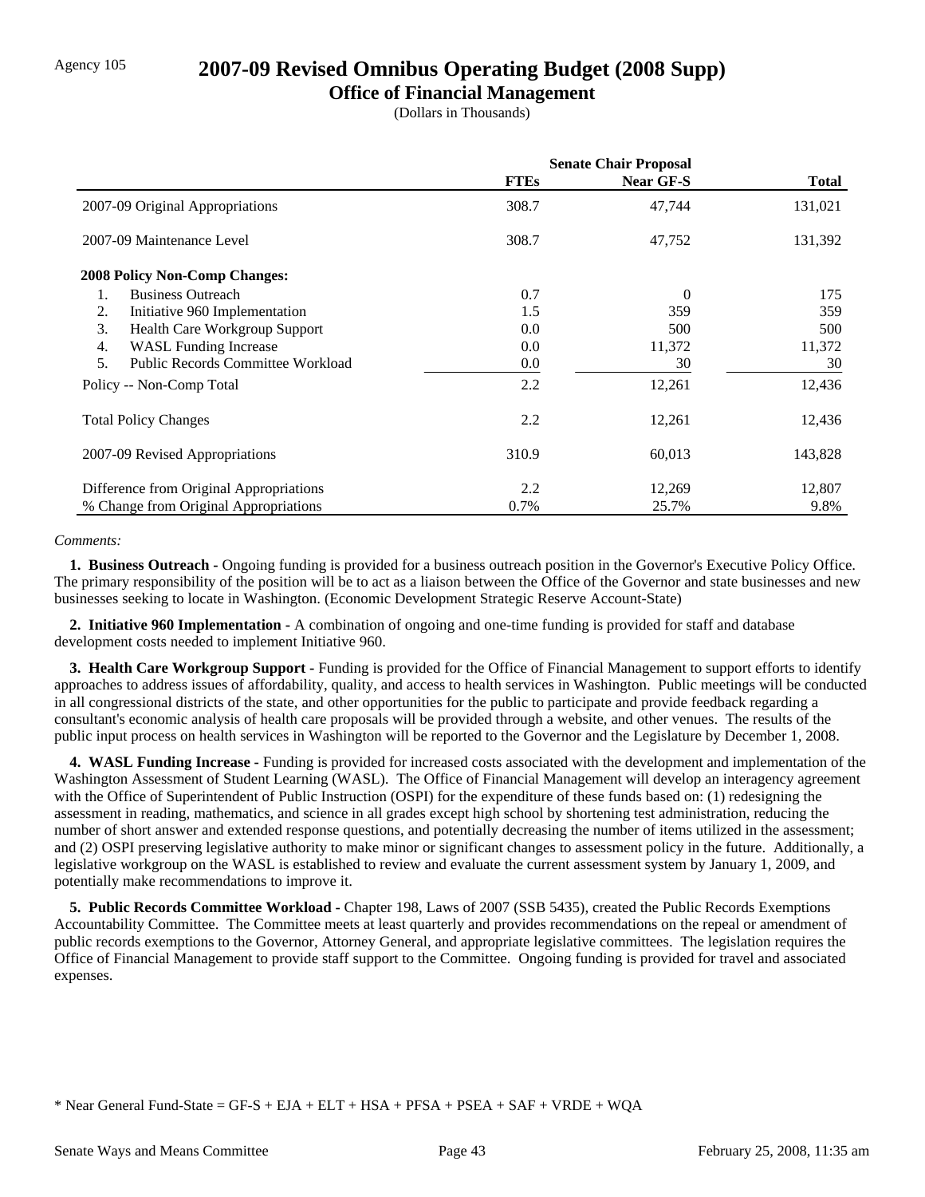Agency 105

# 2007-09 Revised Omnibus Operating Budget (2008 Supp)

## Office of Financial Management

(Dollars in Thousands)

| | Senate Chair Proposal | | |
|---|---|---|---|
| | **FTEs** | **Near GF-S** | **Total** |
| 2007-09 Original Appropriations | 308.7 | 47,744 | 131,021 |
| 2007-09 Maintenance Level | 308.7 | 47,752 | 131,392 |
| **2008 Policy Non-Comp Changes:** | | | |
| 1. Business Outreach | 0.7 | 0 | 175 |
| 2. Initiative 960 Implementation | 1.5 | 359 | 359 |
| 3. Health Care Workgroup Support | 0.0 | 500 | 500 |
| 4. WASL Funding Increase | 0.0 | 11,372 | 11,372 |
| 5. Public Records Committee Workload | 0.0 | 30 | 30 |
| Policy -- Non-Comp Total | 2.2 | 12,261 | 12,436 |
| Total Policy Changes | 2.2 | 12,261 | 12,436 |
| 2007-09 Revised Appropriations | 310.9 | 60,013 | 143,828 |
| Difference from Original Appropriations | 2.2 | 12,269 | 12,807 |
| % Change from Original Appropriations | 0.7% | 25.7% | 9.8% |

*Comments:*

**1. Business Outreach -** Ongoing funding is provided for a business outreach position in the Governor's Executive Policy Office. The primary responsibility of the position will be to act as a liaison between the Office of the Governor and state businesses and new businesses seeking to locate in Washington. (Economic Development Strategic Reserve Account-State)

**2. Initiative 960 Implementation -** A combination of ongoing and one-time funding is provided for staff and database development costs needed to implement Initiative 960.

**3. Health Care Workgroup Support -** Funding is provided for the Office of Financial Management to support efforts to identify approaches to address issues of affordability, quality, and access to health services in Washington. Public meetings will be conducted in all congressional districts of the state, and other opportunities for the public to participate and provide feedback regarding a consultant's economic analysis of health care proposals will be provided through a website, and other venues. The results of the public input process on health services in Washington will be reported to the Governor and the Legislature by December 1, 2008.

**4. WASL Funding Increase -** Funding is provided for increased costs associated with the development and implementation of the Washington Assessment of Student Learning (WASL). The Office of Financial Management will develop an interagency agreement with the Office of Superintendent of Public Instruction (OSPI) for the expenditure of these funds based on: (1) redesigning the assessment in reading, mathematics, and science in all grades except high school by shortening test administration, reducing the number of short answer and extended response questions, and potentially decreasing the number of items utilized in the assessment; and (2) OSPI preserving legislative authority to make minor or significant changes to assessment policy in the future. Additionally, a legislative workgroup on the WASL is established to review and evaluate the current assessment system by January 1, 2009, and potentially make recommendations to improve it.

**5. Public Records Committee Workload -** Chapter 198, Laws of 2007 (SSB 5435), created the Public Records Exemptions Accountability Committee. The Committee meets at least quarterly and provides recommendations on the repeal or amendment of public records exemptions to the Governor, Attorney General, and appropriate legislative committees. The legislation requires the Office of Financial Management to provide staff support to the Committee. Ongoing funding is provided for travel and associated expenses.

* Near General Fund-State = GF-S + EJA + ELT + HSA + PFSA + PSEA + SAF + VRDE + WQA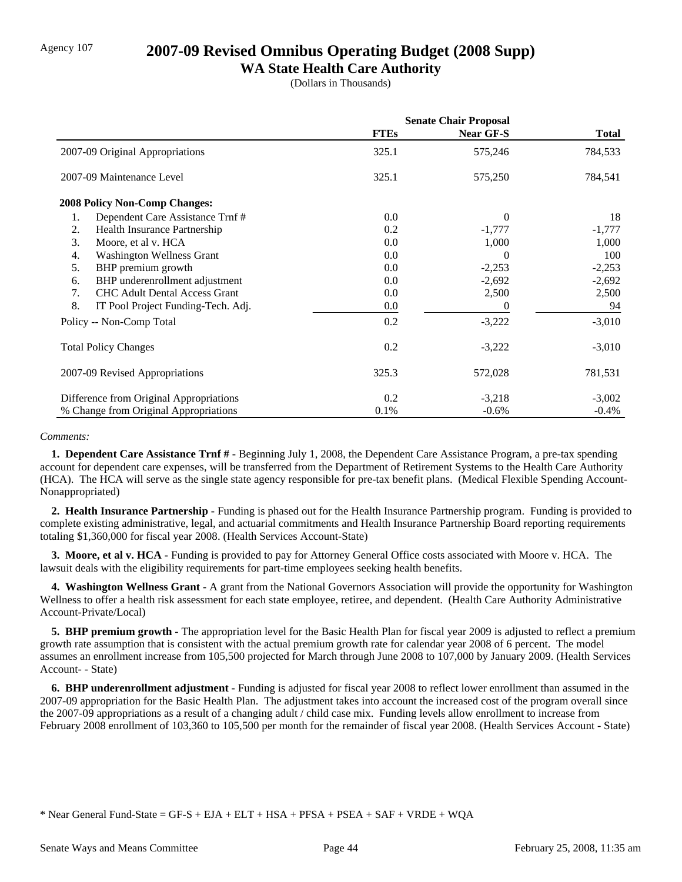Agency 107

# 2007-09 Revised Omnibus Operating Budget (2008 Supp)

## WA State Health Care Authority

(Dollars in Thousands)

| | Senate Chair Proposal | | |
|---|---|---|---|
| | FTEs | Near GF-S | Total |
| 2007-09 Original Appropriations | 325.1 | 575,246 | 784,533 |
| 2007-09 Maintenance Level | 325.1 | 575,250 | 784,541 |
| **2008 Policy Non-Comp Changes:** | | | |
| 1. Dependent Care Assistance Trnf # | 0.0 | 0 | 18 |
| 2. Health Insurance Partnership | 0.2 | -1,777 | -1,777 |
| 3. Moore, et al v. HCA | 0.0 | 1,000 | 1,000 |
| 4. Washington Wellness Grant | 0.0 | 0 | 100 |
| 5. BHP premium growth | 0.0 | -2,253 | -2,253 |
| 6. BHP underenrollment adjustment | 0.0 | -2,692 | -2,692 |
| 7. CHC Adult Dental Access Grant | 0.0 | 2,500 | 2,500 |
| 8. IT Pool Project Funding-Tech. Adj. | 0.0 | 0 | 94 |
| Policy -- Non-Comp Total | 0.2 | -3,222 | -3,010 |
| Total Policy Changes | 0.2 | -3,222 | -3,010 |
| 2007-09 Revised Appropriations | 325.3 | 572,028 | 781,531 |
| Difference from Original Appropriations | 0.2 | -3,218 | -3,002 |
| % Change from Original Appropriations | 0.1% | -0.6% | -0.4% |

*Comments:*

**1. Dependent Care Assistance Trnf # -** Beginning July 1, 2008, the Dependent Care Assistance Program, a pre-tax spending account for dependent care expenses, will be transferred from the Department of Retirement Systems to the Health Care Authority (HCA). The HCA will serve as the single state agency responsible for pre-tax benefit plans. (Medical Flexible Spending Account-Nonappropriated)

**2. Health Insurance Partnership -** Funding is phased out for the Health Insurance Partnership program. Funding is provided to complete existing administrative, legal, and actuarial commitments and Health Insurance Partnership Board reporting requirements totaling $1,360,000 for fiscal year 2008. (Health Services Account-State)

**3. Moore, et al v. HCA -** Funding is provided to pay for Attorney General Office costs associated with Moore v. HCA. The lawsuit deals with the eligibility requirements for part-time employees seeking health benefits.

**4. Washington Wellness Grant -** A grant from the National Governors Association will provide the opportunity for Washington Wellness to offer a health risk assessment for each state employee, retiree, and dependent. (Health Care Authority Administrative Account-Private/Local)

**5. BHP premium growth -** The appropriation level for the Basic Health Plan for fiscal year 2009 is adjusted to reflect a premium growth rate assumption that is consistent with the actual premium growth rate for calendar year 2008 of 6 percent. The model assumes an enrollment increase from 105,500 projected for March through June 2008 to 107,000 by January 2009. (Health Services Account- - State)

**6. BHP underenrollment adjustment -** Funding is adjusted for fiscal year 2008 to reflect lower enrollment than assumed in the 2007-09 appropriation for the Basic Health Plan. The adjustment takes into account the increased cost of the program overall since the 2007-09 appropriations as a result of a changing adult / child case mix. Funding levels allow enrollment to increase from February 2008 enrollment of 103,360 to 105,500 per month for the remainder of fiscal year 2008. (Health Services Account - State)

* Near General Fund-State = GF-S + EJA + ELT + HSA + PFSA + PSEA + SAF + VRDE + WQA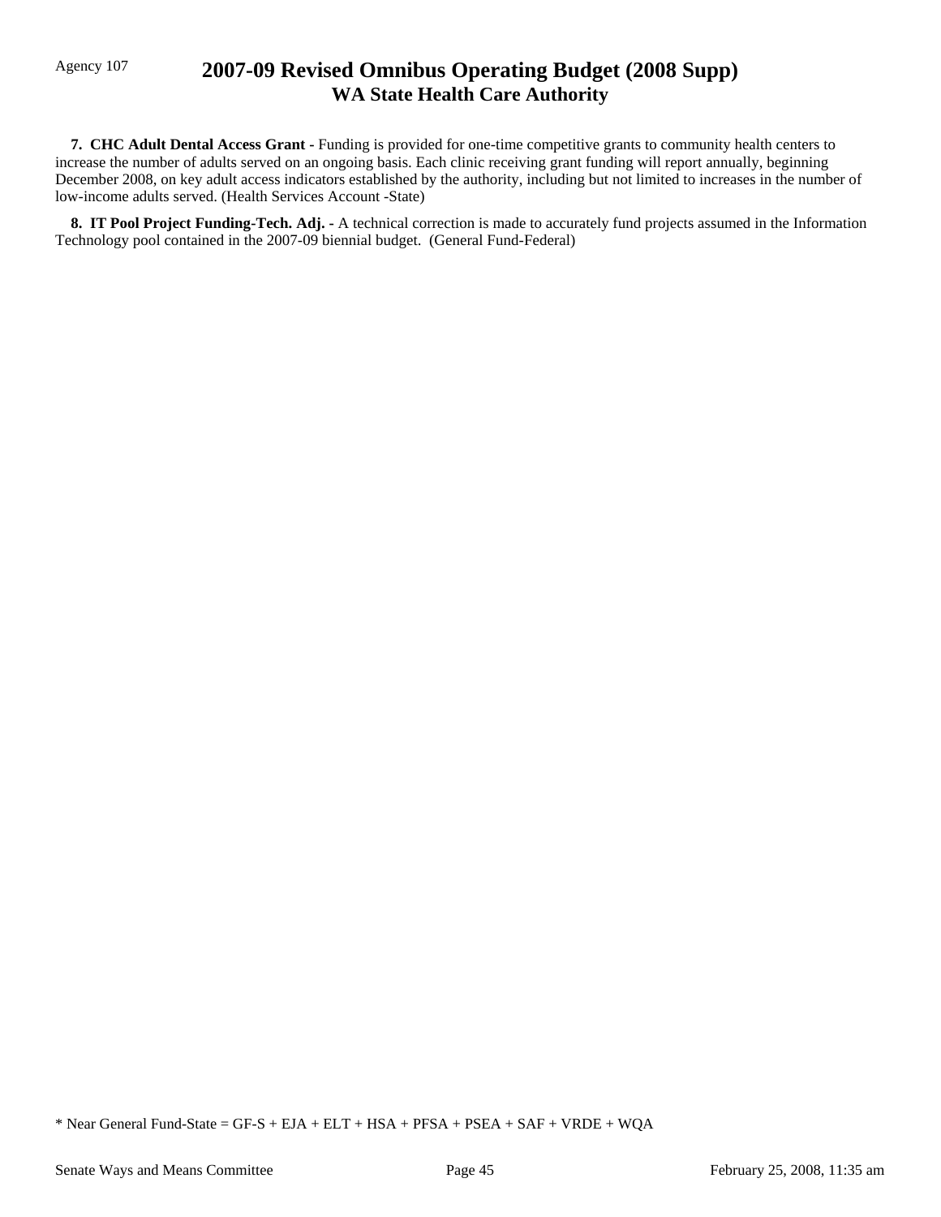**7. CHC Adult Dental Access Grant -** Funding is provided for one-time competitive grants to community health centers to increase the number of adults served on an ongoing basis. Each clinic receiving grant funding will report annually, beginning December 2008, on key adult access indicators established by the authority, including but not limited to increases in the number of low-income adults served. (Health Services Account -State)

**8. IT Pool Project Funding-Tech. Adj. -** A technical correction is made to accurately fund projects assumed in the Information Technology pool contained in the 2007-09 biennial budget. (General Fund-Federal)

* Near General Fund-State = GF-S + EJA + ELT + HSA + PFSA + PSEA + SAF + VRDE + WQA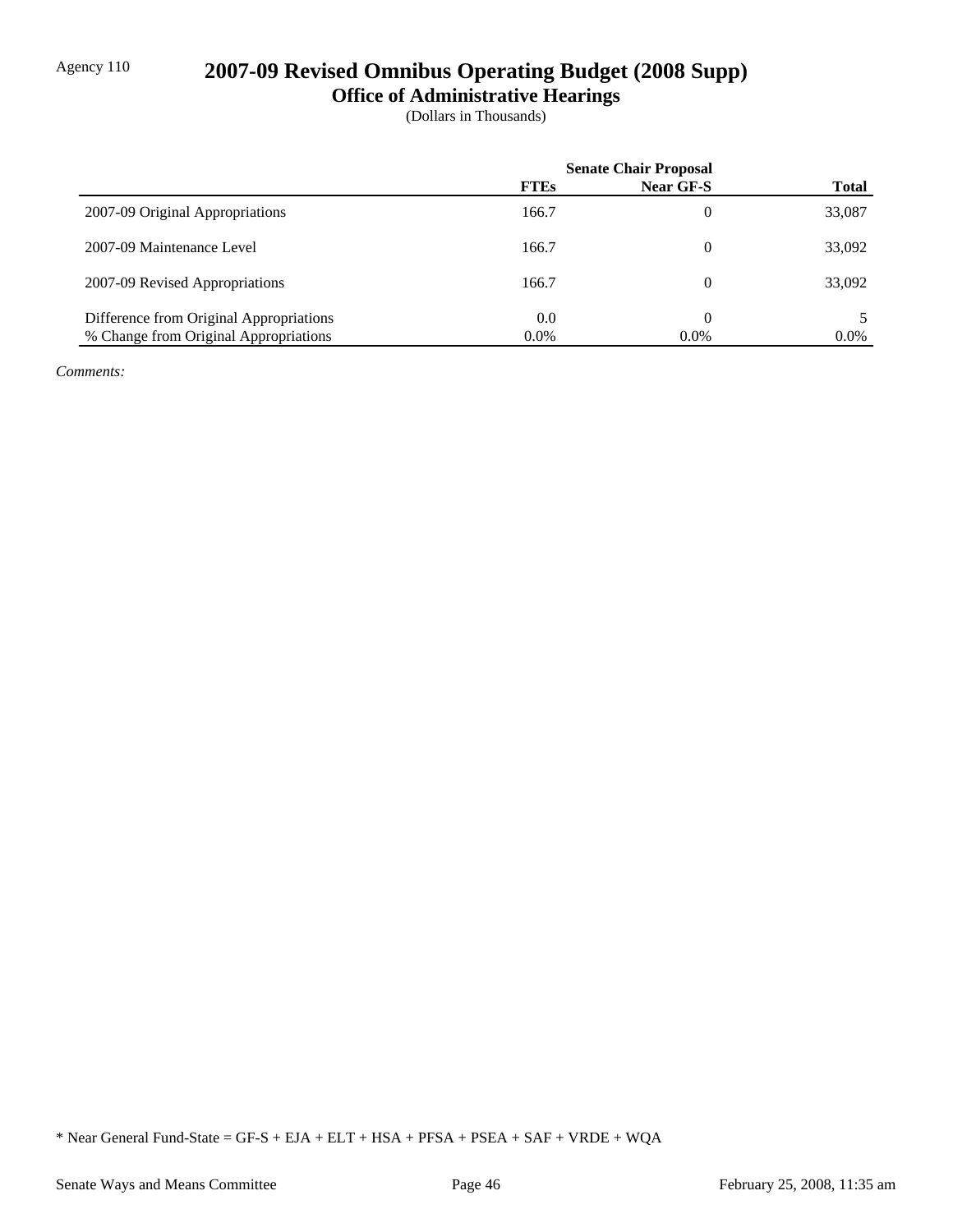Agency 110

# 2007-09 Revised Omnibus Operating Budget (2008 Supp)

## Office of Administrative Hearings

(Dollars in Thousands)

| | Senate Chair Proposal | | |
|---|---|---|---|
| | **FTEs** | **Near GF-S** | **Total** |
| 2007-09 Original Appropriations | 166.7 | 0 | 33,087 |
| 2007-09 Maintenance Level | 166.7 | 0 | 33,092 |
| 2007-09 Revised Appropriations | 166.7 | 0 | 33,092 |
| Difference from Original Appropriations | 0.0 | 0 | 5 |
| % Change from Original Appropriations | 0.0% | 0.0% | 0.0% |

*Comments:*

* Near General Fund-State = GF-S + EJA + ELT + HSA + PFSA + PSEA + SAF + VRDE + WQA

Senate Ways and Means Committee | February 25, 2008, 11:35 am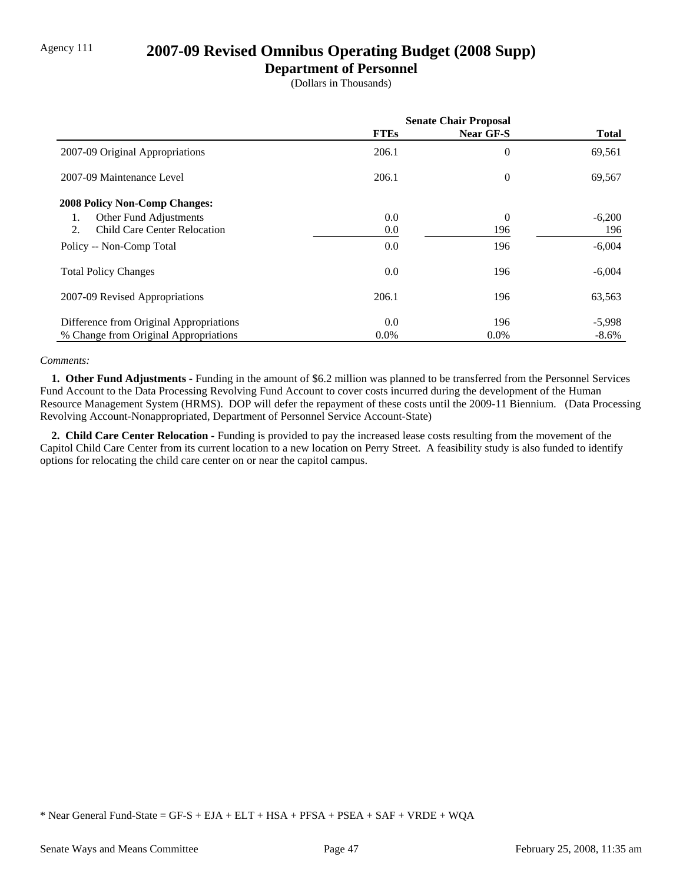Agency 111

# 2007-09 Revised Omnibus Operating Budget (2008 Supp)

## Department of Personnel

(Dollars in Thousands)

| | Senate Chair Proposal | | |
|---|---|---|---|
| | **FTEs** | **Near GF-S** | **Total** |
| 2007-09 Original Appropriations | 206.1 | 0 | 69,561 |
| 2007-09 Maintenance Level | 206.1 | 0 | 69,567 |
| **2008 Policy Non-Comp Changes:** | | | |
| 1. Other Fund Adjustments | 0.0 | 0 | -6,200 |
| 2. Child Care Center Relocation | 0.0 | 196 | 196 |
| Policy -- Non-Comp Total | 0.0 | 196 | -6,004 |
| Total Policy Changes | 0.0 | 196 | -6,004 |
| 2007-09 Revised Appropriations | 206.1 | 196 | 63,563 |
| Difference from Original Appropriations | 0.0 | 196 | -5,998 |
| % Change from Original Appropriations | 0.0% | 0.0% | -8.6% |

*Comments:*

**1. Other Fund Adjustments -** Funding in the amount of $6.2 million was planned to be transferred from the Personnel Services Fund Account to the Data Processing Revolving Fund Account to cover costs incurred during the development of the Human Resource Management System (HRMS). DOP will defer the repayment of these costs until the 2009-11 Biennium. (Data Processing Revolving Account-Nonappropriated, Department of Personnel Service Account-State)

**2. Child Care Center Relocation -** Funding is provided to pay the increased lease costs resulting from the movement of the Capitol Child Care Center from its current location to a new location on Perry Street. A feasibility study is also funded to identify options for relocating the child care center on or near the capitol campus.

* Near General Fund-State = GF-S + EJA + ELT + HSA + PFSA + PSEA + SAF + VRDE + WQA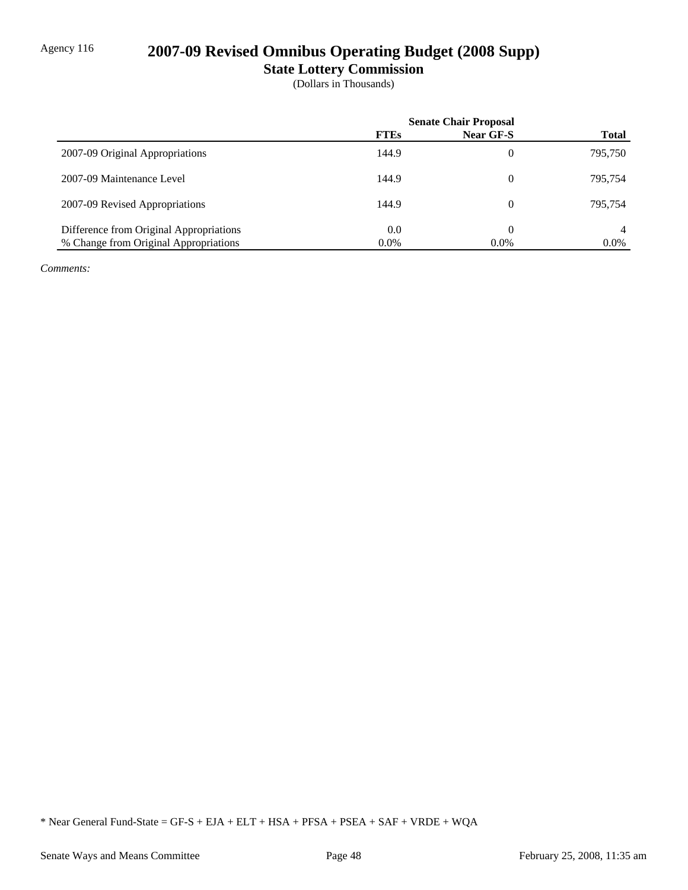Agency 116

# 2007-09 Revised Omnibus Operating Budget (2008 Supp)

## State Lottery Commission

(Dollars in Thousands)

| | Senate Chair Proposal | | |
|---|---|---|---|
| | **FTEs** | **Near GF-S** | **Total** |
| 2007-09 Original Appropriations | 144.9 | 0 | 795,750 |
| 2007-09 Maintenance Level | 144.9 | 0 | 795,754 |
| 2007-09 Revised Appropriations | 144.9 | 0 | 795,754 |
| Difference from Original Appropriations | 0.0 | 0 | 4 |
| % Change from Original Appropriations | 0.0% | 0.0% | 0.0% |

*Comments:*

* Near General Fund-State = GF-S + EJA + ELT + HSA + PFSA + PSEA + SAF + VRDE + WQA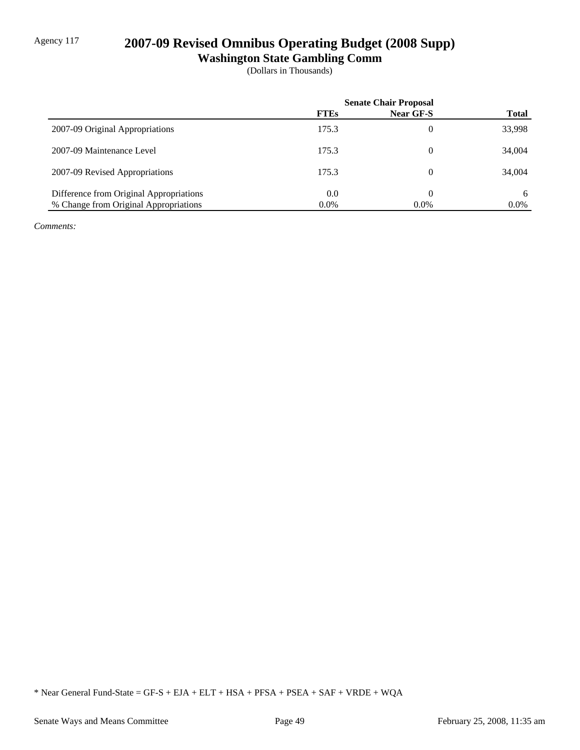Agency 117

# 2007-09 Revised Omnibus Operating Budget (2008 Supp)

## Washington State Gambling Comm

(Dollars in Thousands)

| | Senate Chair Proposal | | |
|---|---|---|---|
| | **FTEs** | **Near GF-S** | **Total** |
| 2007-09 Original Appropriations | 175.3 | 0 | 33,998 |
| 2007-09 Maintenance Level | 175.3 | 0 | 34,004 |
| 2007-09 Revised Appropriations | 175.3 | 0 | 34,004 |
| Difference from Original Appropriations | 0.0 | 0 | 6 |
| % Change from Original Appropriations | 0.0% | 0.0% | 0.0% |

*Comments:*

* Near General Fund-State = GF-S + EJA + ELT + HSA + PFSA + PSEA + SAF + VRDE + WQA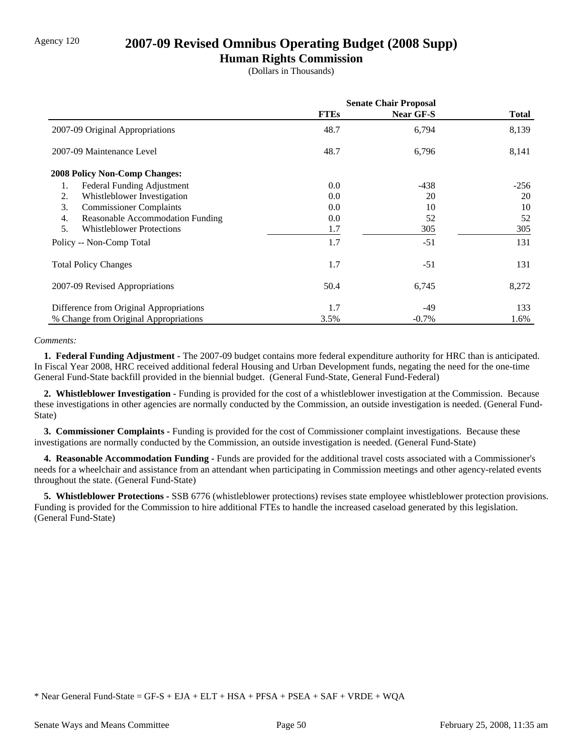Agency 120

# 2007-09 Revised Omnibus Operating Budget (2008 Supp)

## Human Rights Commission

(Dollars in Thousands)

| | Senate Chair Proposal | | |
|---|---|---|---|
| | **FTEs** | **Near GF-S** | **Total** |
| 2007-09 Original Appropriations | 48.7 | 6,794 | 8,139 |
| 2007-09 Maintenance Level | 48.7 | 6,796 | 8,141 |
| **2008 Policy Non-Comp Changes:** | | | |
| 1. Federal Funding Adjustment | 0.0 | -438 | -256 |
| 2. Whistleblower Investigation | 0.0 | 20 | 20 |
| 3. Commissioner Complaints | 0.0 | 10 | 10 |
| 4. Reasonable Accommodation Funding | 0.0 | 52 | 52 |
| 5. Whistleblower Protections | 1.7 | 305 | 305 |
| Policy -- Non-Comp Total | 1.7 | -51 | 131 |
| Total Policy Changes | 1.7 | -51 | 131 |
| 2007-09 Revised Appropriations | 50.4 | 6,745 | 8,272 |
| Difference from Original Appropriations | 1.7 | -49 | 133 |
| % Change from Original Appropriations | 3.5% | -0.7% | 1.6% |

*Comments:*

**1. Federal Funding Adjustment -** The 2007-09 budget contains more federal expenditure authority for HRC than is anticipated. In Fiscal Year 2008, HRC received additional federal Housing and Urban Development funds, negating the need for the one-time General Fund-State backfill provided in the biennial budget. (General Fund-State, General Fund-Federal)

**2. Whistleblower Investigation -** Funding is provided for the cost of a whistleblower investigation at the Commission. Because these investigations in other agencies are normally conducted by the Commission, an outside investigation is needed. (General Fund-State)

**3. Commissioner Complaints -** Funding is provided for the cost of Commissioner complaint investigations. Because these investigations are normally conducted by the Commission, an outside investigation is needed. (General Fund-State)

**4. Reasonable Accommodation Funding -** Funds are provided for the additional travel costs associated with a Commissioner's needs for a wheelchair and assistance from an attendant when participating in Commission meetings and other agency-related events throughout the state. (General Fund-State)

**5. Whistleblower Protections -** SSB 6776 (whistleblower protections) revises state employee whistleblower protection provisions. Funding is provided for the Commission to hire additional FTEs to handle the increased caseload generated by this legislation. (General Fund-State)

* Near General Fund-State = GF-S + EJA + ELT + HSA + PFSA + PSEA + SAF + VRDE + WQA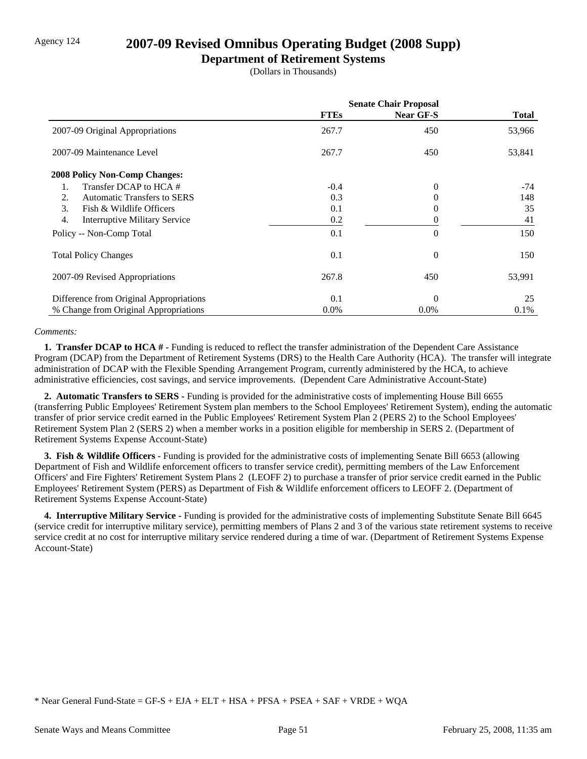Agency 124

# 2007-09 Revised Omnibus Operating Budget (2008 Supp)

## Department of Retirement Systems

(Dollars in Thousands)

| | Senate Chair Proposal | | |
|---|---|---|---|
| | FTEs | Near GF-S | Total |
| 2007-09 Original Appropriations | 267.7 | 450 | 53,966 |
| 2007-09 Maintenance Level | 267.7 | 450 | 53,841 |
| **2008 Policy Non-Comp Changes:** | | | |
| 1. Transfer DCAP to HCA # | -0.4 | 0 | -74 |
| 2. Automatic Transfers to SERS | 0.3 | 0 | 148 |
| 3. Fish & Wildlife Officers | 0.1 | 0 | 35 |
| 4. Interruptive Military Service | 0.2 | 0 | 41 |
| Policy -- Non-Comp Total | 0.1 | 0 | 150 |
| Total Policy Changes | 0.1 | 0 | 150 |
| 2007-09 Revised Appropriations | 267.8 | 450 | 53,991 |
| Difference from Original Appropriations | 0.1 | 0 | 25 |
| % Change from Original Appropriations | 0.0% | 0.0% | 0.1% |

*Comments:*

**1. Transfer DCAP to HCA # -** Funding is reduced to reflect the transfer administration of the Dependent Care Assistance Program (DCAP) from the Department of Retirement Systems (DRS) to the Health Care Authority (HCA). The transfer will integrate administration of DCAP with the Flexible Spending Arrangement Program, currently administered by the HCA, to achieve administrative efficiencies, cost savings, and service improvements. (Dependent Care Administrative Account-State)

**2. Automatic Transfers to SERS -** Funding is provided for the administrative costs of implementing House Bill 6655 (transferring Public Employees' Retirement System plan members to the School Employees' Retirement System), ending the automatic transfer of prior service credit earned in the Public Employees' Retirement System Plan 2 (PERS 2) to the School Employees' Retirement System Plan 2 (SERS 2) when a member works in a position eligible for membership in SERS 2. (Department of Retirement Systems Expense Account-State)

**3. Fish & Wildlife Officers -** Funding is provided for the administrative costs of implementing Senate Bill 6653 (allowing Department of Fish and Wildlife enforcement officers to transfer service credit), permitting members of the Law Enforcement Officers' and Fire Fighters' Retirement System Plans 2 (LEOFF 2) to purchase a transfer of prior service credit earned in the Public Employees' Retirement System (PERS) as Department of Fish & Wildlife enforcement officers to LEOFF 2. (Department of Retirement Systems Expense Account-State)

**4. Interruptive Military Service -** Funding is provided for the administrative costs of implementing Substitute Senate Bill 6645 (service credit for interruptive military service), permitting members of Plans 2 and 3 of the various state retirement systems to receive service credit at no cost for interruptive military service rendered during a time of war. (Department of Retirement Systems Expense Account-State)

* Near General Fund-State = GF-S + EJA + ELT + HSA + PFSA + PSEA + SAF + VRDE + WQA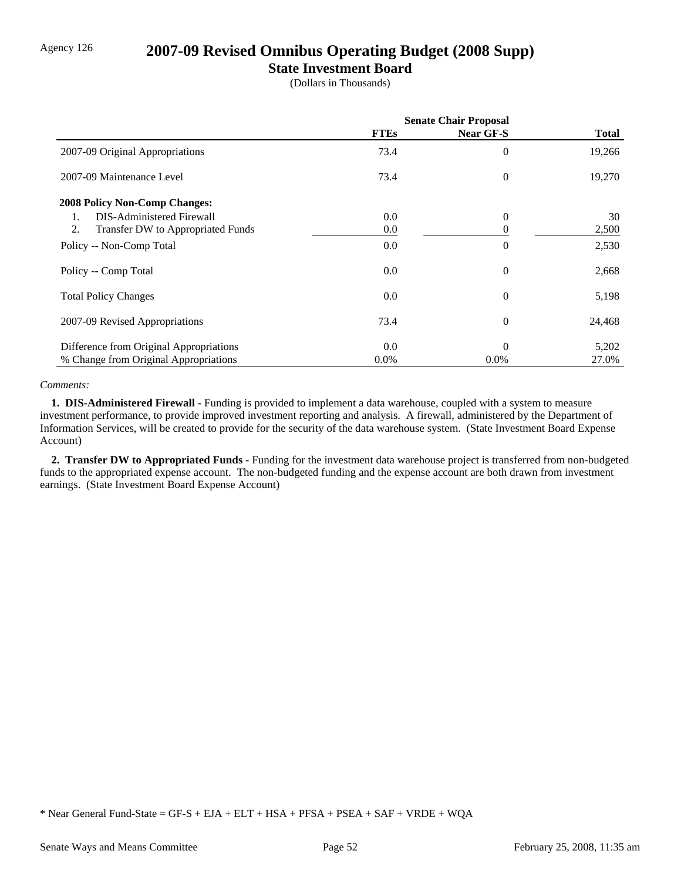Agency 126

# 2007-09 Revised Omnibus Operating Budget (2008 Supp)

## State Investment Board

(Dollars in Thousands)

| | Senate Chair Proposal | | |
|---|---|---|---|
| | **FTEs** | **Near GF-S** | **Total** |
| 2007-09 Original Appropriations | 73.4 | 0 | 19,266 |
| 2007-09 Maintenance Level | 73.4 | 0 | 19,270 |
| **2008 Policy Non-Comp Changes:** | | | |
| 1. DIS-Administered Firewall | 0.0 | 0 | 30 |
| 2. Transfer DW to Appropriated Funds | 0.0 | 0 | 2,500 |
| Policy -- Non-Comp Total | 0.0 | 0 | 2,530 |
| Policy -- Comp Total | 0.0 | 0 | 2,668 |
| Total Policy Changes | 0.0 | 0 | 5,198 |
| 2007-09 Revised Appropriations | 73.4 | 0 | 24,468 |
| Difference from Original Appropriations | 0.0 | 0 | 5,202 |
| % Change from Original Appropriations | 0.0% | 0.0% | 27.0% |

*Comments:*

**1. DIS-Administered Firewall -** Funding is provided to implement a data warehouse, coupled with a system to measure investment performance, to provide improved investment reporting and analysis. A firewall, administered by the Department of Information Services, will be created to provide for the security of the data warehouse system. (State Investment Board Expense Account)

**2. Transfer DW to Appropriated Funds -** Funding for the investment data warehouse project is transferred from non-budgeted funds to the appropriated expense account. The non-budgeted funding and the expense account are both drawn from investment earnings. (State Investment Board Expense Account)

* Near General Fund-State = GF-S + EJA + ELT + HSA + PFSA + PSEA + SAF + VRDE + WQA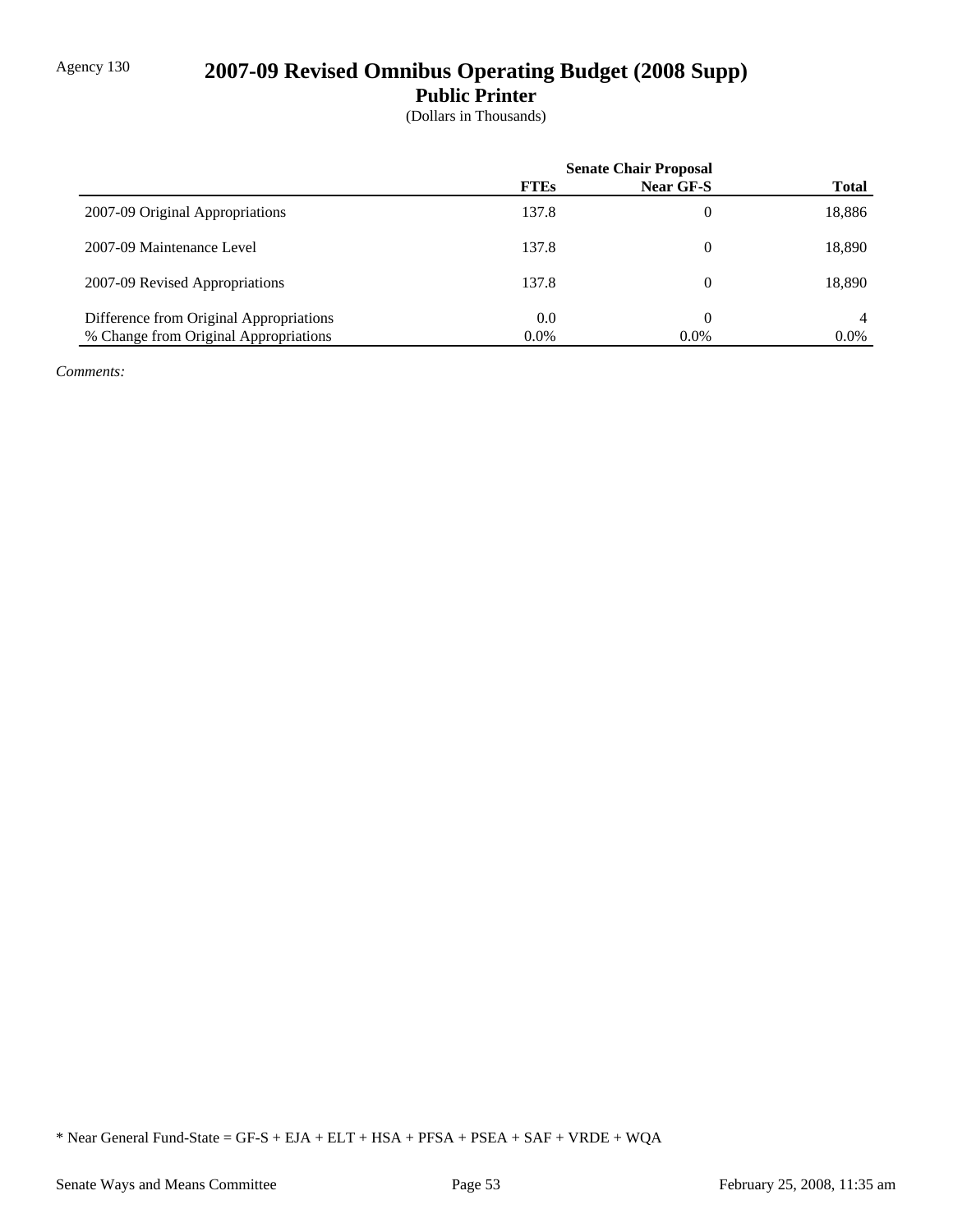Agency 130

# 2007-09 Revised Omnibus Operating Budget (2008 Supp)

## Public Printer

(Dollars in Thousands)

| | Senate Chair Proposal | | |
|---|---|---|---|
| | **FTEs** | **Near GF-S** | **Total** |
| 2007-09 Original Appropriations | 137.8 | 0 | 18,886 |
| 2007-09 Maintenance Level | 137.8 | 0 | 18,890 |
| 2007-09 Revised Appropriations | 137.8 | 0 | 18,890 |
| Difference from Original Appropriations | 0.0 | 0 | 4 |
| % Change from Original Appropriations | 0.0% | 0.0% | 0.0% |

*Comments:*

* Near General Fund-State = GF-S + EJA + ELT + HSA + PFSA + PSEA + SAF + VRDE + WQA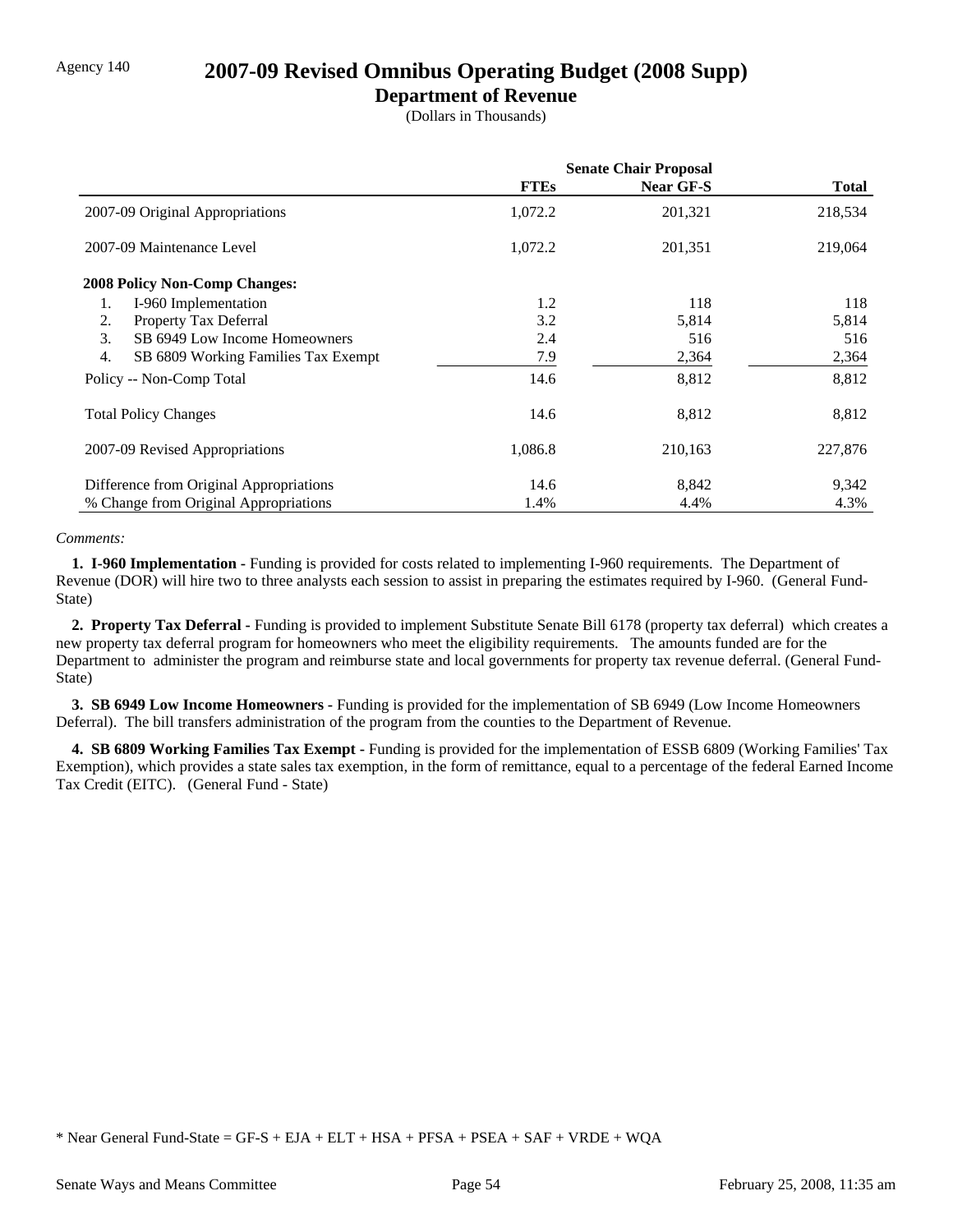Agency 140

# 2007-09 Revised Omnibus Operating Budget (2008 Supp)

## Department of Revenue

(Dollars in Thousands)

| | Senate Chair Proposal | | |
|---|---|---|---|
| | FTEs | Near GF-S | Total |
| 2007-09 Original Appropriations | 1,072.2 | 201,321 | 218,534 |
| 2007-09 Maintenance Level | 1,072.2 | 201,351 | 219,064 |
| **2008 Policy Non-Comp Changes:** | | | |
| 1. I-960 Implementation | 1.2 | 118 | 118 |
| 2. Property Tax Deferral | 3.2 | 5,814 | 5,814 |
| 3. SB 6949 Low Income Homeowners | 2.4 | 516 | 516 |
| 4. SB 6809 Working Families Tax Exempt | 7.9 | 2,364 | 2,364 |
| Policy -- Non-Comp Total | 14.6 | 8,812 | 8,812 |
| Total Policy Changes | 14.6 | 8,812 | 8,812 |
| 2007-09 Revised Appropriations | 1,086.8 | 210,163 | 227,876 |
| Difference from Original Appropriations | 14.6 | 8,842 | 9,342 |
| % Change from Original Appropriations | 1.4% | 4.4% | 4.3% |

*Comments:*

**1. I-960 Implementation -** Funding is provided for costs related to implementing I-960 requirements. The Department of Revenue (DOR) will hire two to three analysts each session to assist in preparing the estimates required by I-960. (General Fund-State)

**2. Property Tax Deferral -** Funding is provided to implement Substitute Senate Bill 6178 (property tax deferral) which creates a new property tax deferral program for homeowners who meet the eligibility requirements. The amounts funded are for the Department to administer the program and reimburse state and local governments for property tax revenue deferral. (General Fund-State)

**3. SB 6949 Low Income Homeowners -** Funding is provided for the implementation of SB 6949 (Low Income Homeowners Deferral). The bill transfers administration of the program from the counties to the Department of Revenue.

**4. SB 6809 Working Families Tax Exempt -** Funding is provided for the implementation of ESSB 6809 (Working Families' Tax Exemption), which provides a state sales tax exemption, in the form of remittance, equal to a percentage of the federal Earned Income Tax Credit (EITC). (General Fund - State)

* Near General Fund-State = GF-S + EJA + ELT + HSA + PFSA + PSEA + SAF + VRDE + WQA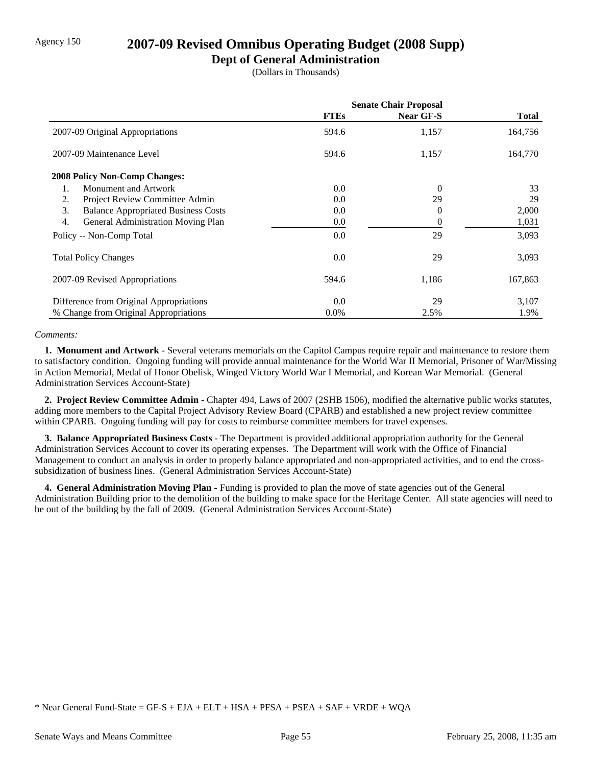Agency 150

# 2007-09 Revised Omnibus Operating Budget (2008 Supp)

## Dept of General Administration

(Dollars in Thousands)

| | Senate Chair Proposal | | |
|---|---|---|---|
| | FTEs | Near GF-S | Total |
| 2007-09 Original Appropriations | 594.6 | 1,157 | 164,756 |
| 2007-09 Maintenance Level | 594.6 | 1,157 | 164,770 |
| **2008 Policy Non-Comp Changes:** | | | |
| 1. Monument and Artwork | 0.0 | 0 | 33 |
| 2. Project Review Committee Admin | 0.0 | 29 | 29 |
| 3. Balance Appropriated Business Costs | 0.0 | 0 | 2,000 |
| 4. General Administration Moving Plan | 0.0 | 0 | 1,031 |
| Policy -- Non-Comp Total | 0.0 | 29 | 3,093 |
| Total Policy Changes | 0.0 | 29 | 3,093 |
| 2007-09 Revised Appropriations | 594.6 | 1,186 | 167,863 |
| Difference from Original Appropriations | 0.0 | 29 | 3,107 |
| % Change from Original Appropriations | 0.0% | 2.5% | 1.9% |

*Comments:*

**1. Monument and Artwork -** Several veterans memorials on the Capitol Campus require repair and maintenance to restore them to satisfactory condition. Ongoing funding will provide annual maintenance for the World War II Memorial, Prisoner of War/Missing in Action Memorial, Medal of Honor Obelisk, Winged Victory World War I Memorial, and Korean War Memorial. (General Administration Services Account-State)

**2. Project Review Committee Admin -** Chapter 494, Laws of 2007 (2SHB 1506), modified the alternative public works statutes, adding more members to the Capital Project Advisory Review Board (CPARB) and established a new project review committee within CPARB. Ongoing funding will pay for costs to reimburse committee members for travel expenses.

**3. Balance Appropriated Business Costs -** The Department is provided additional appropriation authority for the General Administration Services Account to cover its operating expenses. The Department will work with the Office of Financial Management to conduct an analysis in order to properly balance appropriated and non-appropriated activities, and to end the cross-subsidization of business lines. (General Administration Services Account-State)

**4. General Administration Moving Plan -** Funding is provided to plan the move of state agencies out of the General Administration Building prior to the demolition of the building to make space for the Heritage Center. All state agencies will need to be out of the building by the fall of 2009. (General Administration Services Account-State)

* Near General Fund-State = GF-S + EJA + ELT + HSA + PFSA + PSEA + SAF + VRDE + WQA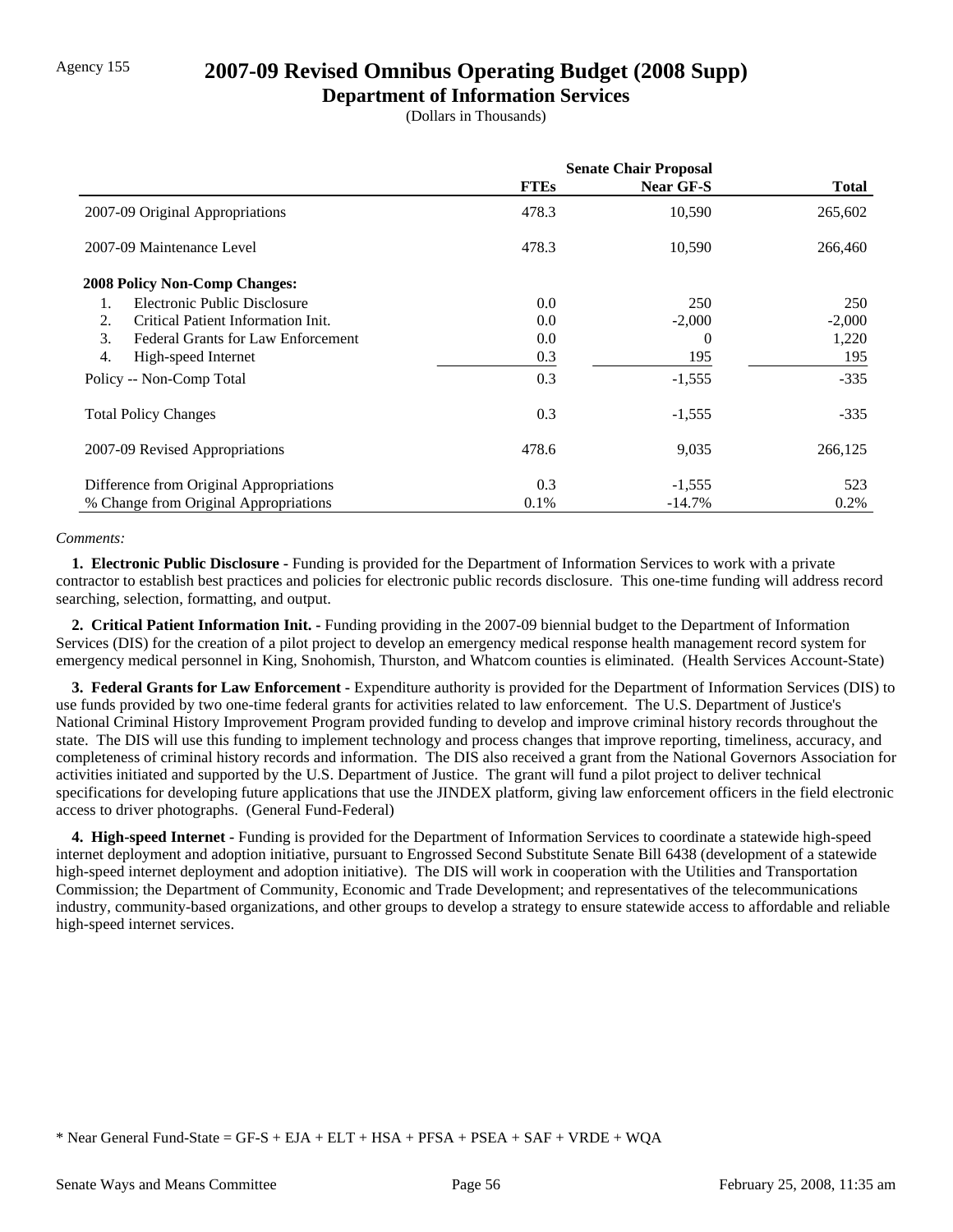Agency 155

# 2007-09 Revised Omnibus Operating Budget (2008 Supp)

## Department of Information Services

(Dollars in Thousands)

| | Senate Chair Proposal | | |
|---|---|---|---|
| | FTEs | Near GF-S | Total |
| 2007-09 Original Appropriations | 478.3 | 10,590 | 265,602 |
| 2007-09 Maintenance Level | 478.3 | 10,590 | 266,460 |
| **2008 Policy Non-Comp Changes:** | | | |
| 1. Electronic Public Disclosure | 0.0 | 250 | 250 |
| 2. Critical Patient Information Init. | 0.0 | -2,000 | -2,000 |
| 3. Federal Grants for Law Enforcement | 0.0 | 0 | 1,220 |
| 4. High-speed Internet | 0.3 | 195 | 195 |
| Policy -- Non-Comp Total | 0.3 | -1,555 | -335 |
| Total Policy Changes | 0.3 | -1,555 | -335 |
| 2007-09 Revised Appropriations | 478.6 | 9,035 | 266,125 |
| Difference from Original Appropriations | 0.3 | -1,555 | 523 |
| % Change from Original Appropriations | 0.1% | -14.7% | 0.2% |

*Comments:*

**1. Electronic Public Disclosure -** Funding is provided for the Department of Information Services to work with a private contractor to establish best practices and policies for electronic public records disclosure. This one-time funding will address record searching, selection, formatting, and output.

**2. Critical Patient Information Init. -** Funding providing in the 2007-09 biennial budget to the Department of Information Services (DIS) for the creation of a pilot project to develop an emergency medical response health management record system for emergency medical personnel in King, Snohomish, Thurston, and Whatcom counties is eliminated. (Health Services Account-State)

**3. Federal Grants for Law Enforcement -** Expenditure authority is provided for the Department of Information Services (DIS) to use funds provided by two one-time federal grants for activities related to law enforcement. The U.S. Department of Justice's National Criminal History Improvement Program provided funding to develop and improve criminal history records throughout the state. The DIS will use this funding to implement technology and process changes that improve reporting, timeliness, accuracy, and completeness of criminal history records and information. The DIS also received a grant from the National Governors Association for activities initiated and supported by the U.S. Department of Justice. The grant will fund a pilot project to deliver technical specifications for developing future applications that use the JINDEX platform, giving law enforcement officers in the field electronic access to driver photographs. (General Fund-Federal)

**4. High-speed Internet -** Funding is provided for the Department of Information Services to coordinate a statewide high-speed internet deployment and adoption initiative, pursuant to Engrossed Second Substitute Senate Bill 6438 (development of a statewide high-speed internet deployment and adoption initiative). The DIS will work in cooperation with the Utilities and Transportation Commission; the Department of Community, Economic and Trade Development; and representatives of the telecommunications industry, community-based organizations, and other groups to develop a strategy to ensure statewide access to affordable and reliable high-speed internet services.

* Near General Fund-State = GF-S + EJA + ELT + HSA + PFSA + PSEA + SAF + VRDE + WQA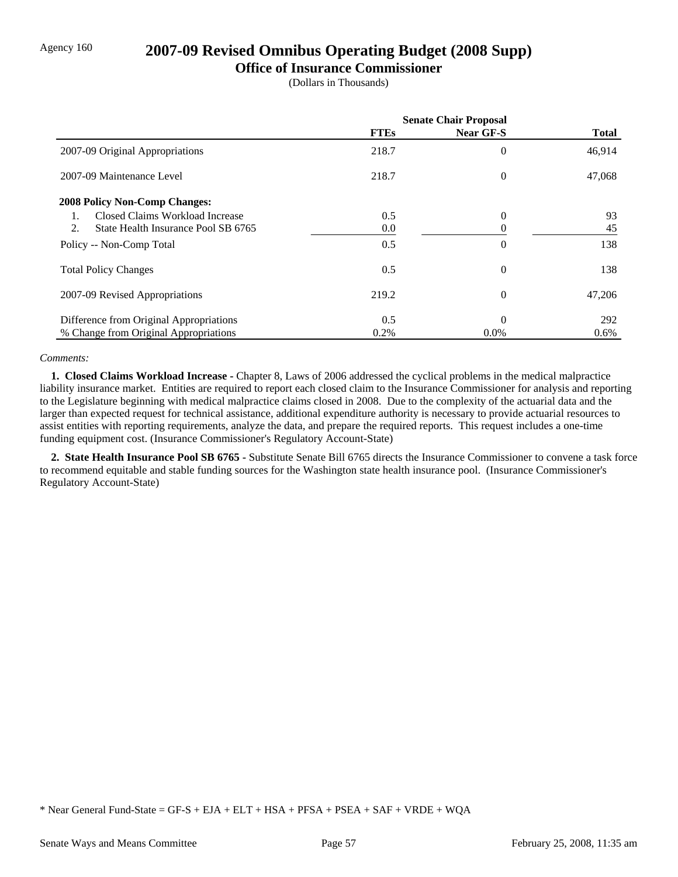Agency 160

# 2007-09 Revised Omnibus Operating Budget (2008 Supp)

## Office of Insurance Commissioner

(Dollars in Thousands)

| | Senate Chair Proposal | | |
|---|---|---|---|
| | **FTEs** | **Near GF-S** | **Total** |
| 2007-09 Original Appropriations | 218.7 | 0 | 46,914 |
| 2007-09 Maintenance Level | 218.7 | 0 | 47,068 |
| **2008 Policy Non-Comp Changes:** | | | |
| 1. Closed Claims Workload Increase | 0.5 | 0 | 93 |
| 2. State Health Insurance Pool SB 6765 | 0.0 | 0 | 45 |
| Policy -- Non-Comp Total | 0.5 | 0 | 138 |
| Total Policy Changes | 0.5 | 0 | 138 |
| 2007-09 Revised Appropriations | 219.2 | 0 | 47,206 |
| Difference from Original Appropriations | 0.5 | 0 | 292 |
| % Change from Original Appropriations | 0.2% | 0.0% | 0.6% |

*Comments:*

**1. Closed Claims Workload Increase -** Chapter 8, Laws of 2006 addressed the cyclical problems in the medical malpractice liability insurance market. Entities are required to report each closed claim to the Insurance Commissioner for analysis and reporting to the Legislature beginning with medical malpractice claims closed in 2008. Due to the complexity of the actuarial data and the larger than expected request for technical assistance, additional expenditure authority is necessary to provide actuarial resources to assist entities with reporting requirements, analyze the data, and prepare the required reports. This request includes a one-time funding equipment cost. (Insurance Commissioner's Regulatory Account-State)

**2. State Health Insurance Pool SB 6765 -** Substitute Senate Bill 6765 directs the Insurance Commissioner to convene a task force to recommend equitable and stable funding sources for the Washington state health insurance pool. (Insurance Commissioner's Regulatory Account-State)

* Near General Fund-State = GF-S + EJA + ELT + HSA + PFSA + PSEA + SAF + VRDE + WQA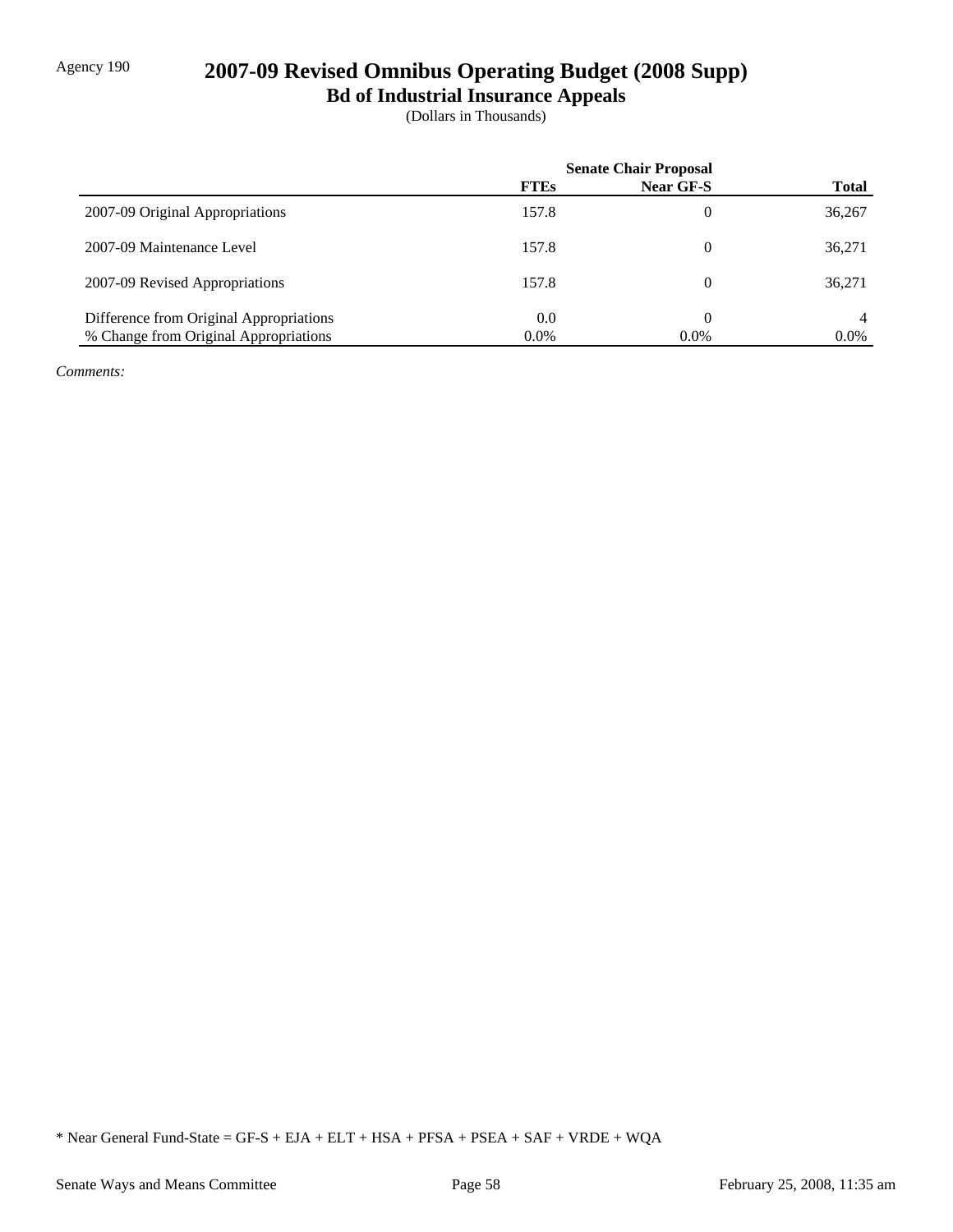Agency 190

# 2007-09 Revised Omnibus Operating Budget (2008 Supp)

## Bd of Industrial Insurance Appeals

(Dollars in Thousands)

| | Senate Chair Proposal | | |
|---|---|---|---|
| | **FTEs** | **Near GF-S** | **Total** |
| 2007-09 Original Appropriations | 157.8 | 0 | 36,267 |
| 2007-09 Maintenance Level | 157.8 | 0 | 36,271 |
| 2007-09 Revised Appropriations | 157.8 | 0 | 36,271 |
| Difference from Original Appropriations | 0.0 | 0 | 4 |
| % Change from Original Appropriations | 0.0% | 0.0% | 0.0% |

*Comments:*

* Near General Fund-State = GF-S + EJA + ELT + HSA + PFSA + PSEA + SAF + VRDE + WQA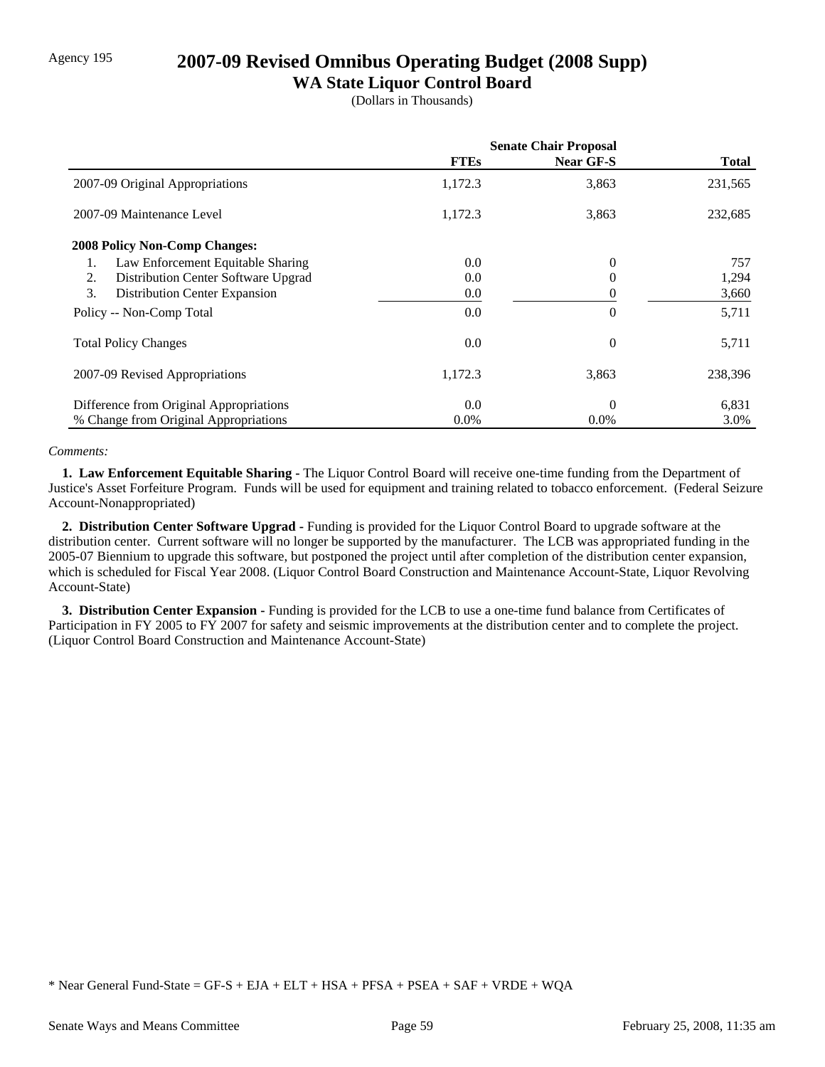Agency 195

# 2007-09 Revised Omnibus Operating Budget (2008 Supp)

## WA State Liquor Control Board

(Dollars in Thousands)

| | Senate Chair Proposal | | |
|---|---|---|---|
| | FTEs | Near GF-S | Total |
| 2007-09 Original Appropriations | 1,172.3 | 3,863 | 231,565 |
| 2007-09 Maintenance Level | 1,172.3 | 3,863 | 232,685 |
| **2008 Policy Non-Comp Changes:** | | | |
| 1. Law Enforcement Equitable Sharing | 0.0 | 0 | 757 |
| 2. Distribution Center Software Upgrad | 0.0 | 0 | 1,294 |
| 3. Distribution Center Expansion | 0.0 | 0 | 3,660 |
| Policy -- Non-Comp Total | 0.0 | 0 | 5,711 |
| Total Policy Changes | 0.0 | 0 | 5,711 |
| 2007-09 Revised Appropriations | 1,172.3 | 3,863 | 238,396 |
| Difference from Original Appropriations | 0.0 | 0 | 6,831 |
| % Change from Original Appropriations | 0.0% | 0.0% | 3.0% |

*Comments:*

**1. Law Enforcement Equitable Sharing -** The Liquor Control Board will receive one-time funding from the Department of Justice's Asset Forfeiture Program. Funds will be used for equipment and training related to tobacco enforcement. (Federal Seizure Account-Nonappropriated)

**2. Distribution Center Software Upgrad -** Funding is provided for the Liquor Control Board to upgrade software at the distribution center. Current software will no longer be supported by the manufacturer. The LCB was appropriated funding in the 2005-07 Biennium to upgrade this software, but postponed the project until after completion of the distribution center expansion, which is scheduled for Fiscal Year 2008. (Liquor Control Board Construction and Maintenance Account-State, Liquor Revolving Account-State)

**3. Distribution Center Expansion -** Funding is provided for the LCB to use a one-time fund balance from Certificates of Participation in FY 2005 to FY 2007 for safety and seismic improvements at the distribution center and to complete the project. (Liquor Control Board Construction and Maintenance Account-State)

\* Near General Fund-State = GF-S + EJA + ELT + HSA + PFSA + PSEA + SAF + VRDE + WQA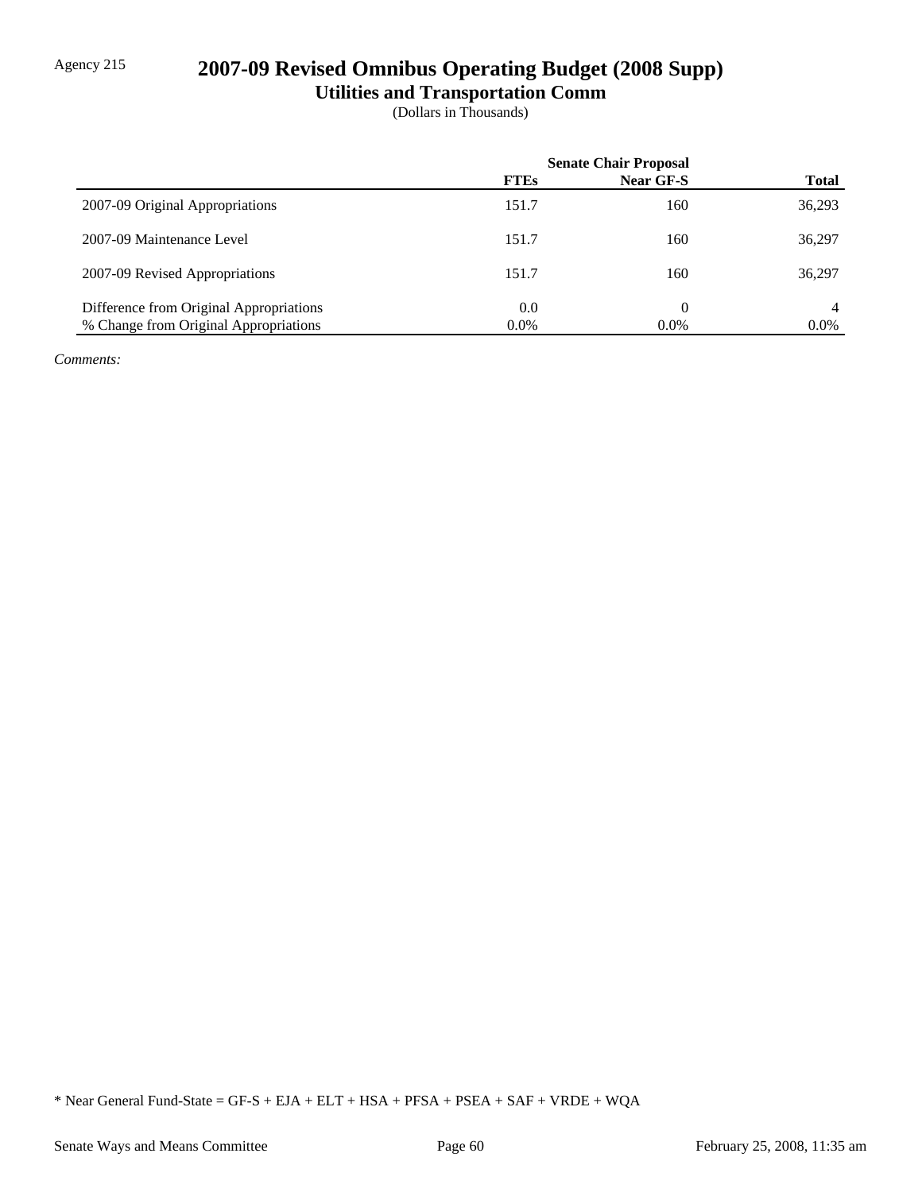Agency 215

# 2007-09 Revised Omnibus Operating Budget (2008 Supp)

## Utilities and Transportation Comm

(Dollars in Thousands)

| | Senate Chair Proposal | | |
|---|---|---|---|
| | **FTEs** | **Near GF-S** | **Total** |
| 2007-09 Original Appropriations | 151.7 | 160 | 36,293 |
| 2007-09 Maintenance Level | 151.7 | 160 | 36,297 |
| 2007-09 Revised Appropriations | 151.7 | 160 | 36,297 |
| Difference from Original Appropriations | 0.0 | 0 | 4 |
| % Change from Original Appropriations | 0.0% | 0.0% | 0.0% |

*Comments:*

* Near General Fund-State = GF-S + EJA + ELT + HSA + PFSA + PSEA + SAF + VRDE + WQA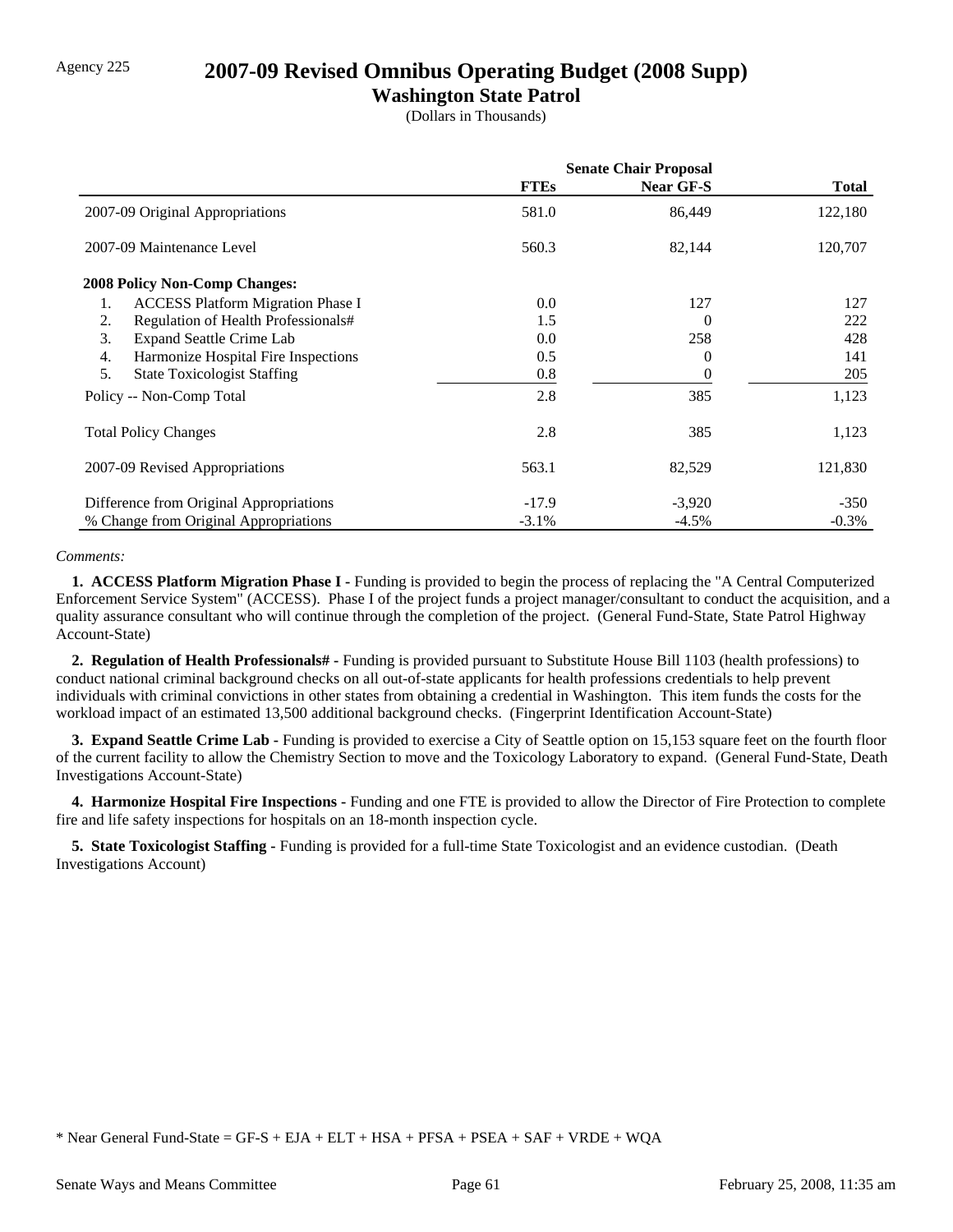Agency 225

# 2007-09 Revised Omnibus Operating Budget (2008 Supp)

## Washington State Patrol

(Dollars in Thousands)

| | Senate Chair Proposal | | |
|---|---|---|---|
| | FTEs | Near GF-S | Total |
| 2007-09 Original Appropriations | 581.0 | 86,449 | 122,180 |
| 2007-09 Maintenance Level | 560.3 | 82,144 | 120,707 |
| **2008 Policy Non-Comp Changes:** | | | |
| 1. ACCESS Platform Migration Phase I | 0.0 | 127 | 127 |
| 2. Regulation of Health Professionals# | 1.5 | 0 | 222 |
| 3. Expand Seattle Crime Lab | 0.0 | 258 | 428 |
| 4. Harmonize Hospital Fire Inspections | 0.5 | 0 | 141 |
| 5. State Toxicologist Staffing | 0.8 | 0 | 205 |
| Policy -- Non-Comp Total | 2.8 | 385 | 1,123 |
| Total Policy Changes | 2.8 | 385 | 1,123 |
| 2007-09 Revised Appropriations | 563.1 | 82,529 | 121,830 |
| Difference from Original Appropriations | -17.9 | -3,920 | -350 |
| % Change from Original Appropriations | -3.1% | -4.5% | -0.3% |

*Comments:*

**1. ACCESS Platform Migration Phase I -** Funding is provided to begin the process of replacing the "A Central Computerized Enforcement Service System" (ACCESS). Phase I of the project funds a project manager/consultant to conduct the acquisition, and a quality assurance consultant who will continue through the completion of the project. (General Fund-State, State Patrol Highway Account-State)

**2. Regulation of Health Professionals# -** Funding is provided pursuant to Substitute House Bill 1103 (health professions) to conduct national criminal background checks on all out-of-state applicants for health professions credentials to help prevent individuals with criminal convictions in other states from obtaining a credential in Washington. This item funds the costs for the workload impact of an estimated 13,500 additional background checks. (Fingerprint Identification Account-State)

**3. Expand Seattle Crime Lab -** Funding is provided to exercise a City of Seattle option on 15,153 square feet on the fourth floor of the current facility to allow the Chemistry Section to move and the Toxicology Laboratory to expand. (General Fund-State, Death Investigations Account-State)

**4. Harmonize Hospital Fire Inspections -** Funding and one FTE is provided to allow the Director of Fire Protection to complete fire and life safety inspections for hospitals on an 18-month inspection cycle.

**5. State Toxicologist Staffing -** Funding is provided for a full-time State Toxicologist and an evidence custodian. (Death Investigations Account)

\* Near General Fund-State = GF-S + EJA + ELT + HSA + PFSA + PSEA + SAF + VRDE + WQA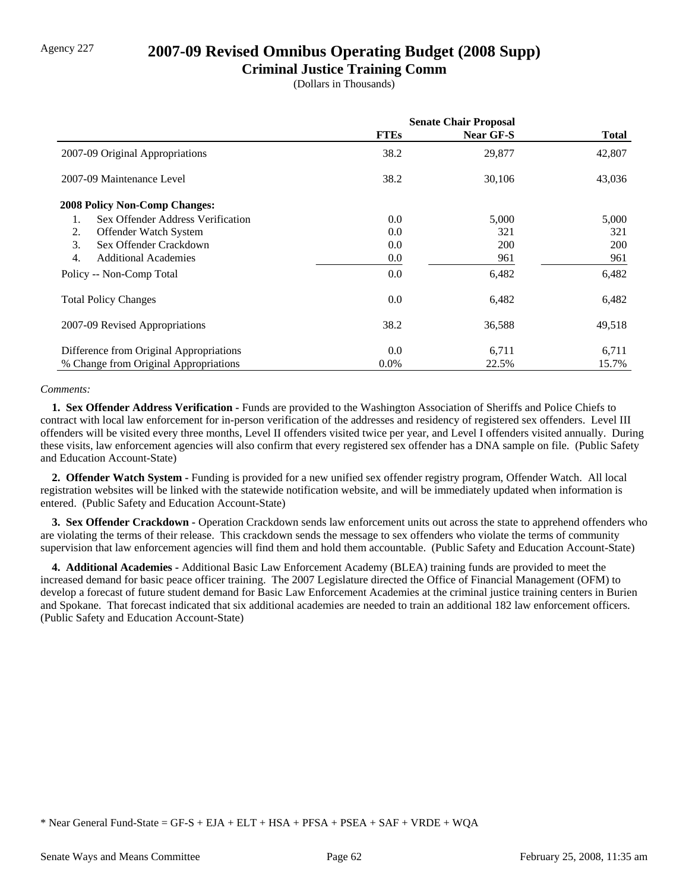Agency 227

# 2007-09 Revised Omnibus Operating Budget (2008 Supp)

## Criminal Justice Training Comm

(Dollars in Thousands)

| | Senate Chair Proposal | | |
|---|---|---|---|
| | **FTEs** | **Near GF-S** | **Total** |
| 2007-09 Original Appropriations | 38.2 | 29,877 | 42,807 |
| 2007-09 Maintenance Level | 38.2 | 30,106 | 43,036 |
| **2008 Policy Non-Comp Changes:** | | | |
| 1. Sex Offender Address Verification | 0.0 | 5,000 | 5,000 |
| 2. Offender Watch System | 0.0 | 321 | 321 |
| 3. Sex Offender Crackdown | 0.0 | 200 | 200 |
| 4. Additional Academies | 0.0 | 961 | 961 |
| Policy -- Non-Comp Total | 0.0 | 6,482 | 6,482 |
| Total Policy Changes | 0.0 | 6,482 | 6,482 |
| 2007-09 Revised Appropriations | 38.2 | 36,588 | 49,518 |
| Difference from Original Appropriations | 0.0 | 6,711 | 6,711 |
| % Change from Original Appropriations | 0.0% | 22.5% | 15.7% |

*Comments:*

**1. Sex Offender Address Verification -** Funds are provided to the Washington Association of Sheriffs and Police Chiefs to contract with local law enforcement for in-person verification of the addresses and residency of registered sex offenders. Level III offenders will be visited every three months, Level II offenders visited twice per year, and Level I offenders visited annually. During these visits, law enforcement agencies will also confirm that every registered sex offender has a DNA sample on file. (Public Safety and Education Account-State)

**2. Offender Watch System -** Funding is provided for a new unified sex offender registry program, Offender Watch. All local registration websites will be linked with the statewide notification website, and will be immediately updated when information is entered. (Public Safety and Education Account-State)

**3. Sex Offender Crackdown -** Operation Crackdown sends law enforcement units out across the state to apprehend offenders who are violating the terms of their release. This crackdown sends the message to sex offenders who violate the terms of community supervision that law enforcement agencies will find them and hold them accountable. (Public Safety and Education Account-State)

**4. Additional Academies -** Additional Basic Law Enforcement Academy (BLEA) training funds are provided to meet the increased demand for basic peace officer training. The 2007 Legislature directed the Office of Financial Management (OFM) to develop a forecast of future student demand for Basic Law Enforcement Academies at the criminal justice training centers in Burien and Spokane. That forecast indicated that six additional academies are needed to train an additional 182 law enforcement officers. (Public Safety and Education Account-State)

* Near General Fund-State = GF-S + EJA + ELT + HSA + PFSA + PSEA + SAF + VRDE + WQA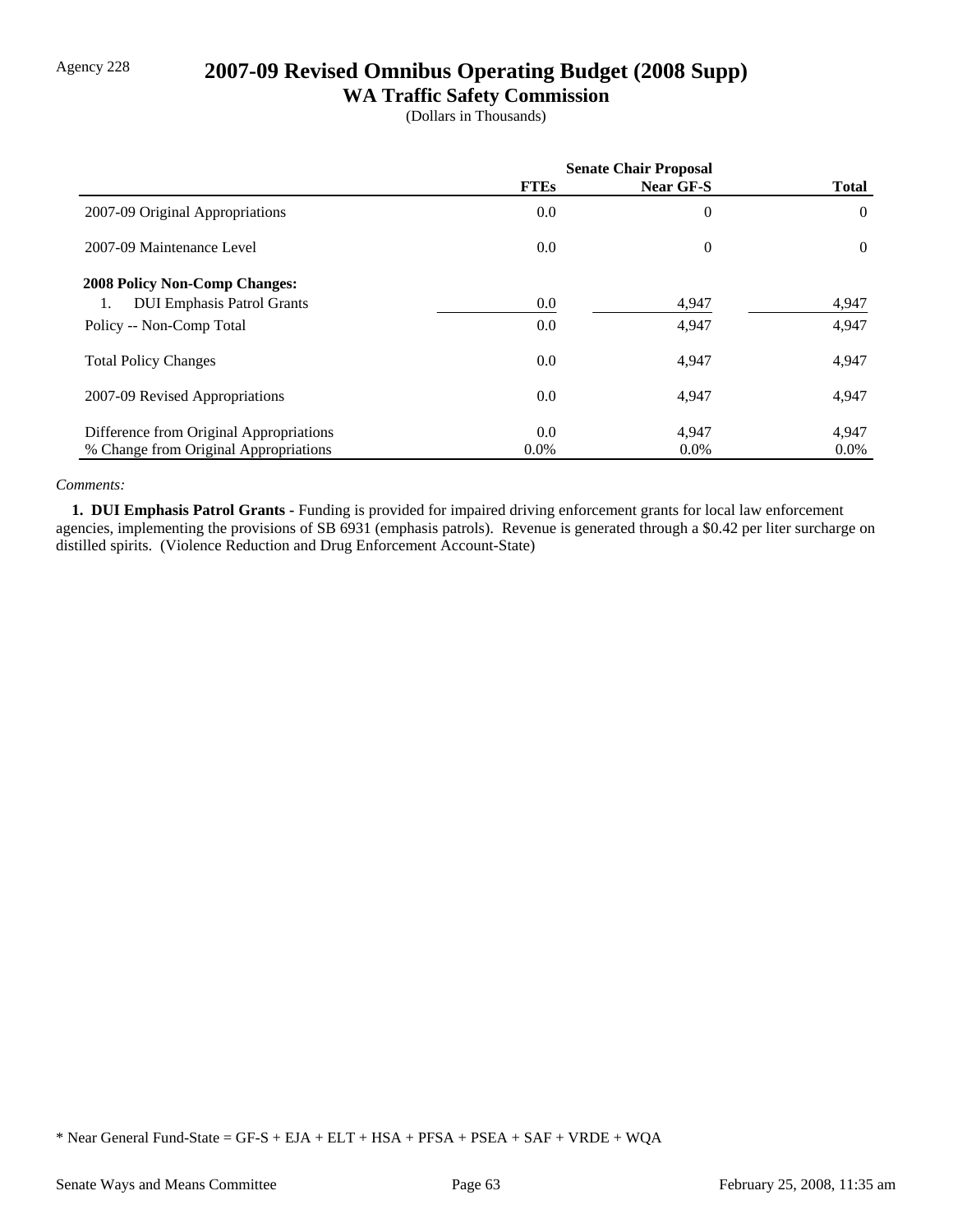Agency 228

# 2007-09 Revised Omnibus Operating Budget (2008 Supp)

## WA Traffic Safety Commission

(Dollars in Thousands)

| | Senate Chair Proposal | | |
|---|---|---|---|
| | **FTEs** | **Near GF-S** | **Total** |
| 2007-09 Original Appropriations | 0.0 | 0 | 0 |
| 2007-09 Maintenance Level | 0.0 | 0 | 0 |
| **2008 Policy Non-Comp Changes:** | | | |
| 1. DUI Emphasis Patrol Grants | 0.0 | 4,947 | 4,947 |
| Policy -- Non-Comp Total | 0.0 | 4,947 | 4,947 |
| Total Policy Changes | 0.0 | 4,947 | 4,947 |
| 2007-09 Revised Appropriations | 0.0 | 4,947 | 4,947 |
| Difference from Original Appropriations | 0.0 | 4,947 | 4,947 |
| % Change from Original Appropriations | 0.0% | 0.0% | 0.0% |

*Comments:*

**1. DUI Emphasis Patrol Grants -** Funding is provided for impaired driving enforcement grants for local law enforcement agencies, implementing the provisions of SB 6931 (emphasis patrols). Revenue is generated through a $0.42 per liter surcharge on distilled spirits. (Violence Reduction and Drug Enforcement Account-State)

* Near General Fund-State = GF-S + EJA + ELT + HSA + PFSA + PSEA + SAF + VRDE + WQA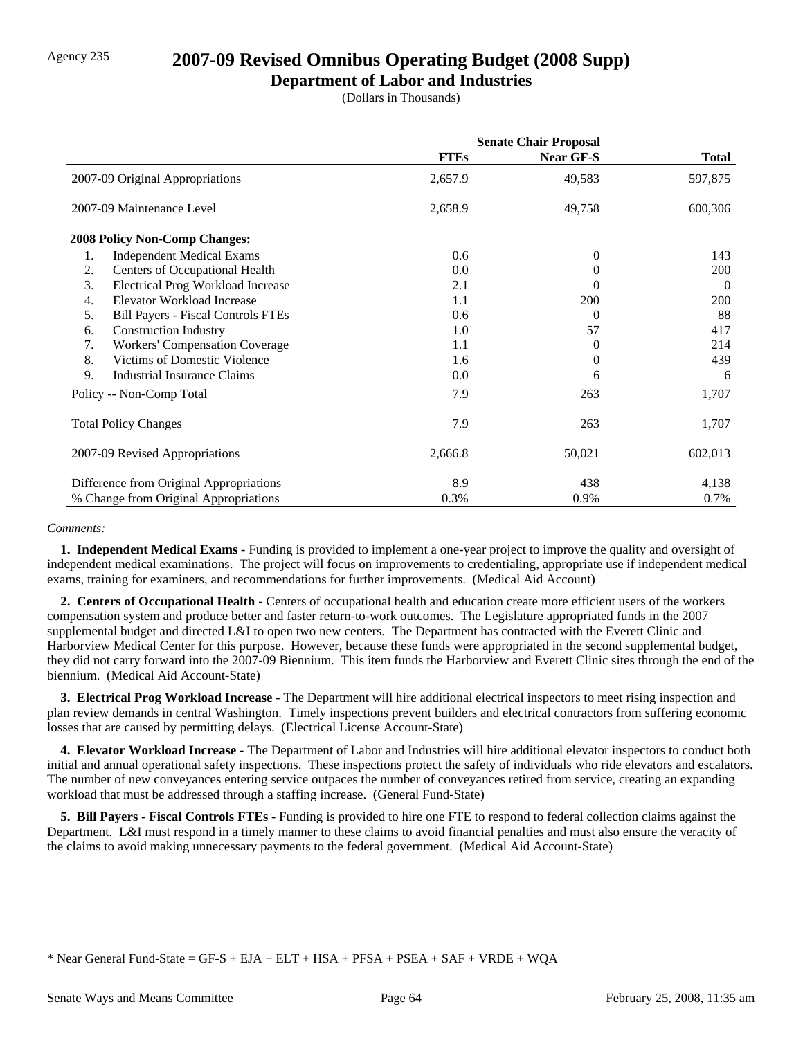Agency 235

# 2007-09 Revised Omnibus Operating Budget (2008 Supp)

## Department of Labor and Industries

(Dollars in Thousands)

| | Senate Chair Proposal | | |
|---|---|---|---|
| | FTEs | Near GF-S | Total |
| 2007-09 Original Appropriations | 2,657.9 | 49,583 | 597,875 |
| 2007-09 Maintenance Level | 2,658.9 | 49,758 | 600,306 |
| **2008 Policy Non-Comp Changes:** | | | |
| 1. Independent Medical Exams | 0.6 | 0 | 143 |
| 2. Centers of Occupational Health | 0.0 | 0 | 200 |
| 3. Electrical Prog Workload Increase | 2.1 | 0 | 0 |
| 4. Elevator Workload Increase | 1.1 | 200 | 200 |
| 5. Bill Payers - Fiscal Controls FTEs | 0.6 | 0 | 88 |
| 6. Construction Industry | 1.0 | 57 | 417 |
| 7. Workers' Compensation Coverage | 1.1 | 0 | 214 |
| 8. Victims of Domestic Violence | 1.6 | 0 | 439 |
| 9. Industrial Insurance Claims | 0.0 | 6 | 6 |
| Policy -- Non-Comp Total | 7.9 | 263 | 1,707 |
| Total Policy Changes | 7.9 | 263 | 1,707 |
| 2007-09 Revised Appropriations | 2,666.8 | 50,021 | 602,013 |
| Difference from Original Appropriations | 8.9 | 438 | 4,138 |
| % Change from Original Appropriations | 0.3% | 0.9% | 0.7% |

*Comments:*

**1. Independent Medical Exams -** Funding is provided to implement a one-year project to improve the quality and oversight of independent medical examinations. The project will focus on improvements to credentialing, appropriate use if independent medical exams, training for examiners, and recommendations for further improvements. (Medical Aid Account)

**2. Centers of Occupational Health -** Centers of occupational health and education create more efficient users of the workers compensation system and produce better and faster return-to-work outcomes. The Legislature appropriated funds in the 2007 supplemental budget and directed L&I to open two new centers. The Department has contracted with the Everett Clinic and Harborview Medical Center for this purpose. However, because these funds were appropriated in the second supplemental budget, they did not carry forward into the 2007-09 Biennium. This item funds the Harborview and Everett Clinic sites through the end of the biennium. (Medical Aid Account-State)

**3. Electrical Prog Workload Increase -** The Department will hire additional electrical inspectors to meet rising inspection and plan review demands in central Washington. Timely inspections prevent builders and electrical contractors from suffering economic losses that are caused by permitting delays. (Electrical License Account-State)

**4. Elevator Workload Increase -** The Department of Labor and Industries will hire additional elevator inspectors to conduct both initial and annual operational safety inspections. These inspections protect the safety of individuals who ride elevators and escalators. The number of new conveyances entering service outpaces the number of conveyances retired from service, creating an expanding workload that must be addressed through a staffing increase. (General Fund-State)

**5. Bill Payers - Fiscal Controls FTEs -** Funding is provided to hire one FTE to respond to federal collection claims against the Department. L&I must respond in a timely manner to these claims to avoid financial penalties and must also ensure the veracity of the claims to avoid making unnecessary payments to the federal government. (Medical Aid Account-State)

* Near General Fund-State = GF-S + EJA + ELT + HSA + PFSA + PSEA + SAF + VRDE + WQA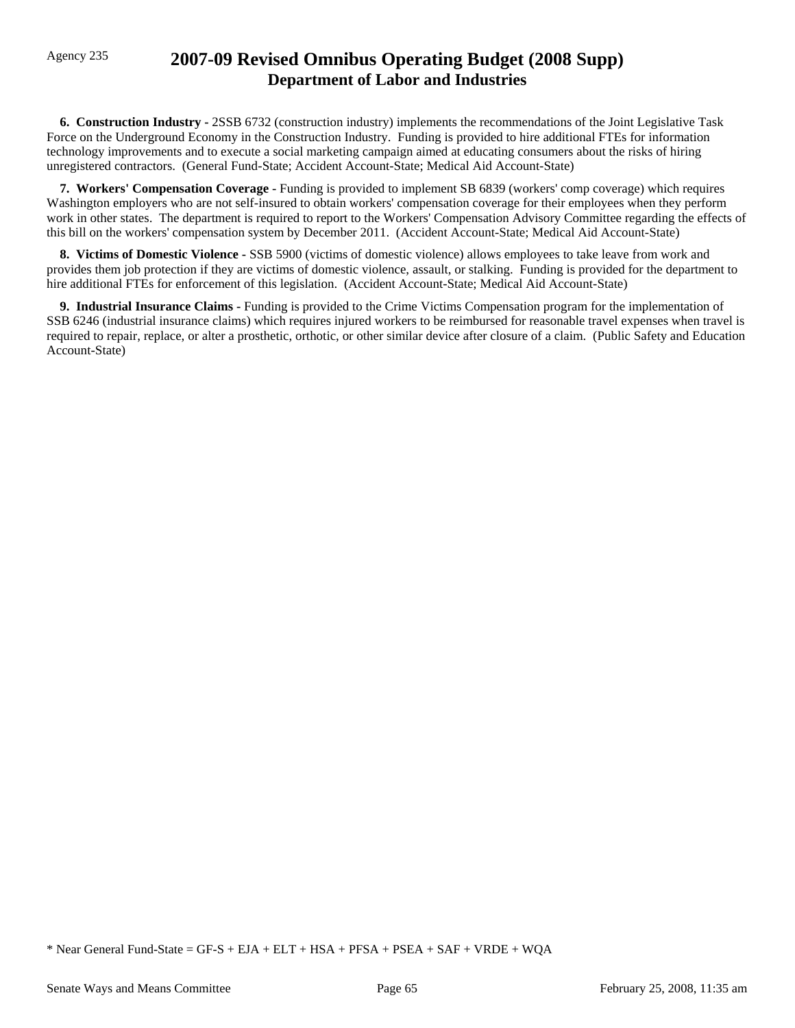**6. Construction Industry -** 2SSB 6732 (construction industry) implements the recommendations of the Joint Legislative Task Force on the Underground Economy in the Construction Industry. Funding is provided to hire additional FTEs for information technology improvements and to execute a social marketing campaign aimed at educating consumers about the risks of hiring unregistered contractors. (General Fund-State; Accident Account-State; Medical Aid Account-State)

**7. Workers' Compensation Coverage -** Funding is provided to implement SB 6839 (workers' comp coverage) which requires Washington employers who are not self-insured to obtain workers' compensation coverage for their employees when they perform work in other states. The department is required to report to the Workers' Compensation Advisory Committee regarding the effects of this bill on the workers' compensation system by December 2011. (Accident Account-State; Medical Aid Account-State)

**8. Victims of Domestic Violence -** SSB 5900 (victims of domestic violence) allows employees to take leave from work and provides them job protection if they are victims of domestic violence, assault, or stalking. Funding is provided for the department to hire additional FTEs for enforcement of this legislation. (Accident Account-State; Medical Aid Account-State)

**9. Industrial Insurance Claims -** Funding is provided to the Crime Victims Compensation program for the implementation of SSB 6246 (industrial insurance claims) which requires injured workers to be reimbursed for reasonable travel expenses when travel is required to repair, replace, or alter a prosthetic, orthotic, or other similar device after closure of a claim. (Public Safety and Education Account-State)

* Near General Fund-State = GF-S + EJA + ELT + HSA + PFSA + PSEA + SAF + VRDE + WQA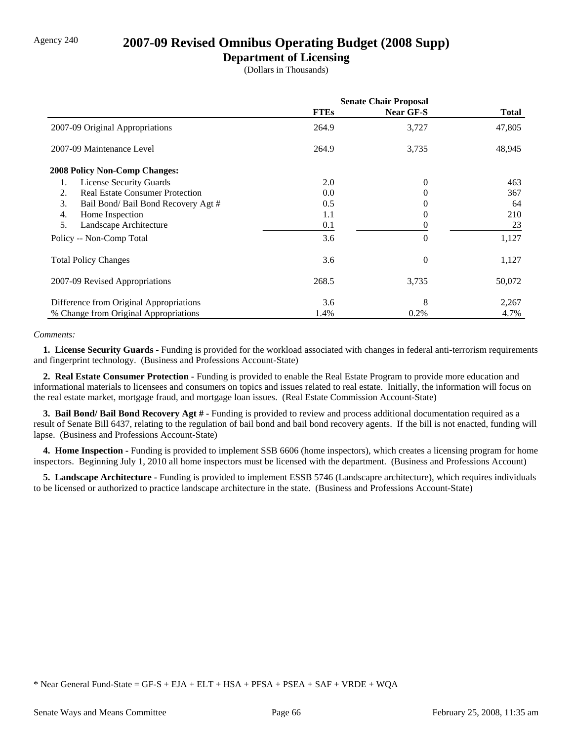Agency 240

# 2007-09 Revised Omnibus Operating Budget (2008 Supp)

## Department of Licensing

(Dollars in Thousands)

| | Senate Chair Proposal | | |
|---|---|---|---|
| | **FTEs** | **Near GF-S** | **Total** |
| 2007-09 Original Appropriations | 264.9 | 3,727 | 47,805 |
| 2007-09 Maintenance Level | 264.9 | 3,735 | 48,945 |
| **2008 Policy Non-Comp Changes:** | | | |
| 1. License Security Guards | 2.0 | 0 | 463 |
| 2. Real Estate Consumer Protection | 0.0 | 0 | 367 |
| 3. Bail Bond/ Bail Bond Recovery Agt # | 0.5 | 0 | 64 |
| 4. Home Inspection | 1.1 | 0 | 210 |
| 5. Landscape Architecture | 0.1 | 0 | 23 |
| Policy -- Non-Comp Total | 3.6 | 0 | 1,127 |
| Total Policy Changes | 3.6 | 0 | 1,127 |
| 2007-09 Revised Appropriations | 268.5 | 3,735 | 50,072 |
| Difference from Original Appropriations | 3.6 | 8 | 2,267 |
| % Change from Original Appropriations | 1.4% | 0.2% | 4.7% |

*Comments:*

**1. License Security Guards -** Funding is provided for the workload associated with changes in federal anti-terrorism requirements and fingerprint technology. (Business and Professions Account-State)

**2. Real Estate Consumer Protection -** Funding is provided to enable the Real Estate Program to provide more education and informational materials to licensees and consumers on topics and issues related to real estate. Initially, the information will focus on the real estate market, mortgage fraud, and mortgage loan issues. (Real Estate Commission Account-State)

**3. Bail Bond/ Bail Bond Recovery Agt # -** Funding is provided to review and process additional documentation required as a result of Senate Bill 6437, relating to the regulation of bail bond and bail bond recovery agents. If the bill is not enacted, funding will lapse. (Business and Professions Account-State)

**4. Home Inspection -** Funding is provided to implement SSB 6606 (home inspectors), which creates a licensing program for home inspectors. Beginning July 1, 2010 all home inspectors must be licensed with the department. (Business and Professions Account)

**5. Landscape Architecture -** Funding is provided to implement ESSB 5746 (Landscapre architecture), which requires individuals to be licensed or authorized to practice landscape architecture in the state. (Business and Professions Account-State)

\* Near General Fund-State = GF-S + EJA + ELT + HSA + PFSA + PSEA + SAF + VRDE + WQA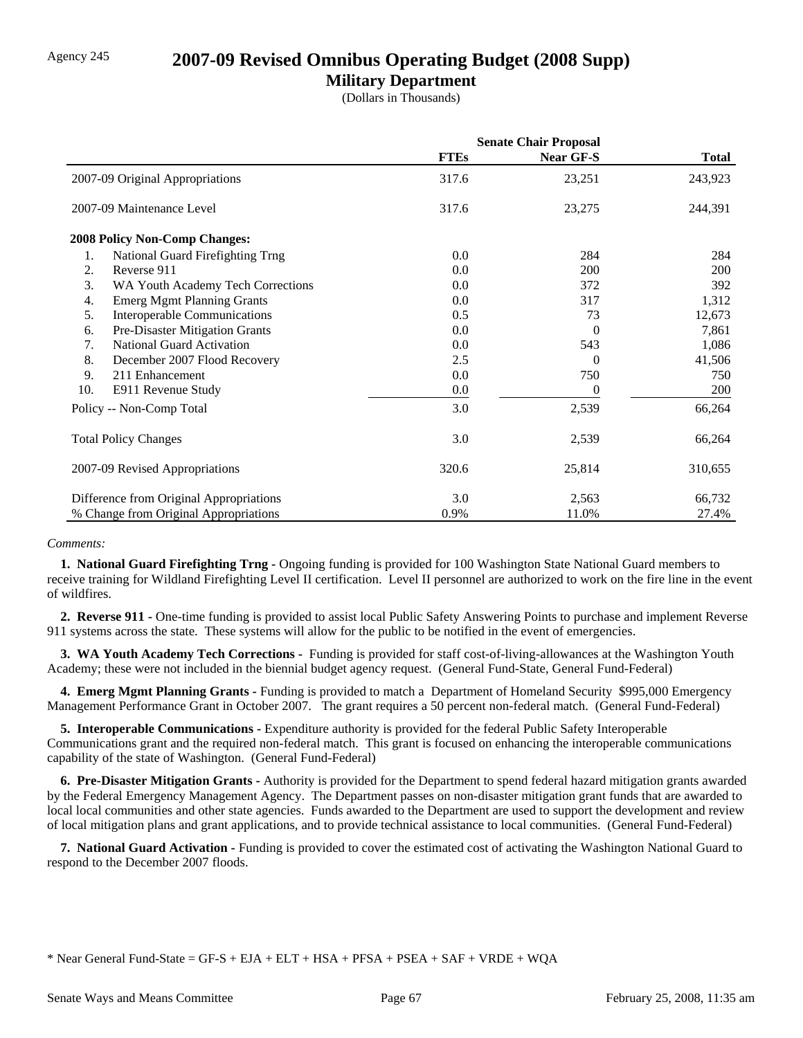Agency 245

# 2007-09 Revised Omnibus Operating Budget (2008 Supp)

## Military Department

(Dollars in Thousands)

| | Senate Chair Proposal | | |
|---|---|---|---|
| | **FTEs** | **Near GF-S** | **Total** |
| 2007-09 Original Appropriations | 317.6 | 23,251 | 243,923 |
| 2007-09 Maintenance Level | 317.6 | 23,275 | 244,391 |
| **2008 Policy Non-Comp Changes:** | | | |
| 1. National Guard Firefighting Trng | 0.0 | 284 | 284 |
| 2. Reverse 911 | 0.0 | 200 | 200 |
| 3. WA Youth Academy Tech Corrections | 0.0 | 372 | 392 |
| 4. Emerg Mgmt Planning Grants | 0.0 | 317 | 1,312 |
| 5. Interoperable Communications | 0.5 | 73 | 12,673 |
| 6. Pre-Disaster Mitigation Grants | 0.0 | 0 | 7,861 |
| 7. National Guard Activation | 0.0 | 543 | 1,086 |
| 8. December 2007 Flood Recovery | 2.5 | 0 | 41,506 |
| 9. 211 Enhancement | 0.0 | 750 | 750 |
| 10. E911 Revenue Study | 0.0 | 0 | 200 |
| Policy -- Non-Comp Total | 3.0 | 2,539 | 66,264 |
| Total Policy Changes | 3.0 | 2,539 | 66,264 |
| 2007-09 Revised Appropriations | 320.6 | 25,814 | 310,655 |
| Difference from Original Appropriations | 3.0 | 2,563 | 66,732 |
| % Change from Original Appropriations | 0.9% | 11.0% | 27.4% |

*Comments:*

**1. National Guard Firefighting Trng -** Ongoing funding is provided for 100 Washington State National Guard members to receive training for Wildland Firefighting Level II certification. Level II personnel are authorized to work on the fire line in the event of wildfires.

**2. Reverse 911 -** One-time funding is provided to assist local Public Safety Answering Points to purchase and implement Reverse 911 systems across the state. These systems will allow for the public to be notified in the event of emergencies.

**3. WA Youth Academy Tech Corrections -** Funding is provided for staff cost-of-living-allowances at the Washington Youth Academy; these were not included in the biennial budget agency request. (General Fund-State, General Fund-Federal)

**4. Emerg Mgmt Planning Grants -** Funding is provided to match a Department of Homeland Security $995,000 Emergency Management Performance Grant in October 2007. The grant requires a 50 percent non-federal match. (General Fund-Federal)

**5. Interoperable Communications -** Expenditure authority is provided for the federal Public Safety Interoperable Communications grant and the required non-federal match. This grant is focused on enhancing the interoperable communications capability of the state of Washington. (General Fund-Federal)

**6. Pre-Disaster Mitigation Grants -** Authority is provided for the Department to spend federal hazard mitigation grants awarded by the Federal Emergency Management Agency. The Department passes on non-disaster mitigation grant funds that are awarded to local local communities and other state agencies. Funds awarded to the Department are used to support the development and review of local mitigation plans and grant applications, and to provide technical assistance to local communities. (General Fund-Federal)

**7. National Guard Activation -** Funding is provided to cover the estimated cost of activating the Washington National Guard to respond to the December 2007 floods.

\* Near General Fund-State = GF-S + EJA + ELT + HSA + PFSA + PSEA + SAF + VRDE + WQA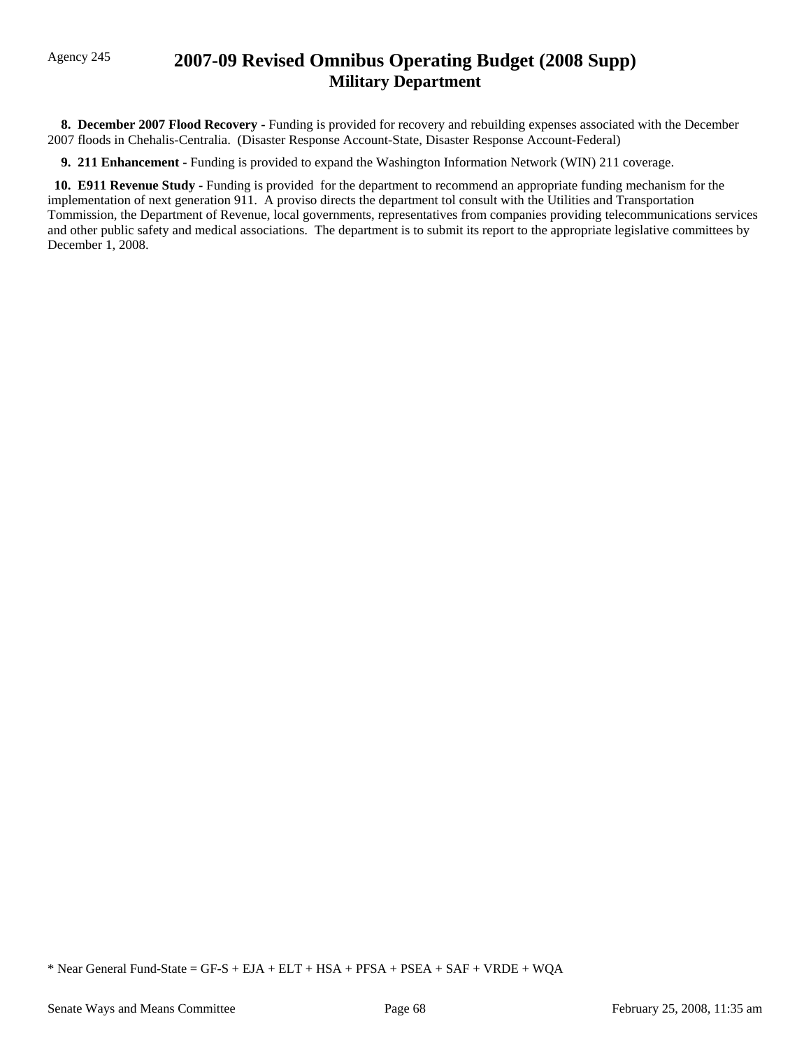Agency 245

# 2007-09 Revised Omnibus Operating Budget (2008 Supp)
## Military Department

**8. December 2007 Flood Recovery -** Funding is provided for recovery and rebuilding expenses associated with the December 2007 floods in Chehalis-Centralia. (Disaster Response Account-State, Disaster Response Account-Federal)

**9. 211 Enhancement -** Funding is provided to expand the Washington Information Network (WIN) 211 coverage.

**10. E911 Revenue Study -** Funding is provided for the department to recommend an appropriate funding mechanism for the implementation of next generation 911. A proviso directs the department tol consult with the Utilities and Transportation Tommission, the Department of Revenue, local governments, representatives from companies providing telecommunications services and other public safety and medical associations. The department is to submit its report to the appropriate legislative committees by December 1, 2008.

* Near General Fund-State = GF-S + EJA + ELT + HSA + PFSA + PSEA + SAF + VRDE + WQA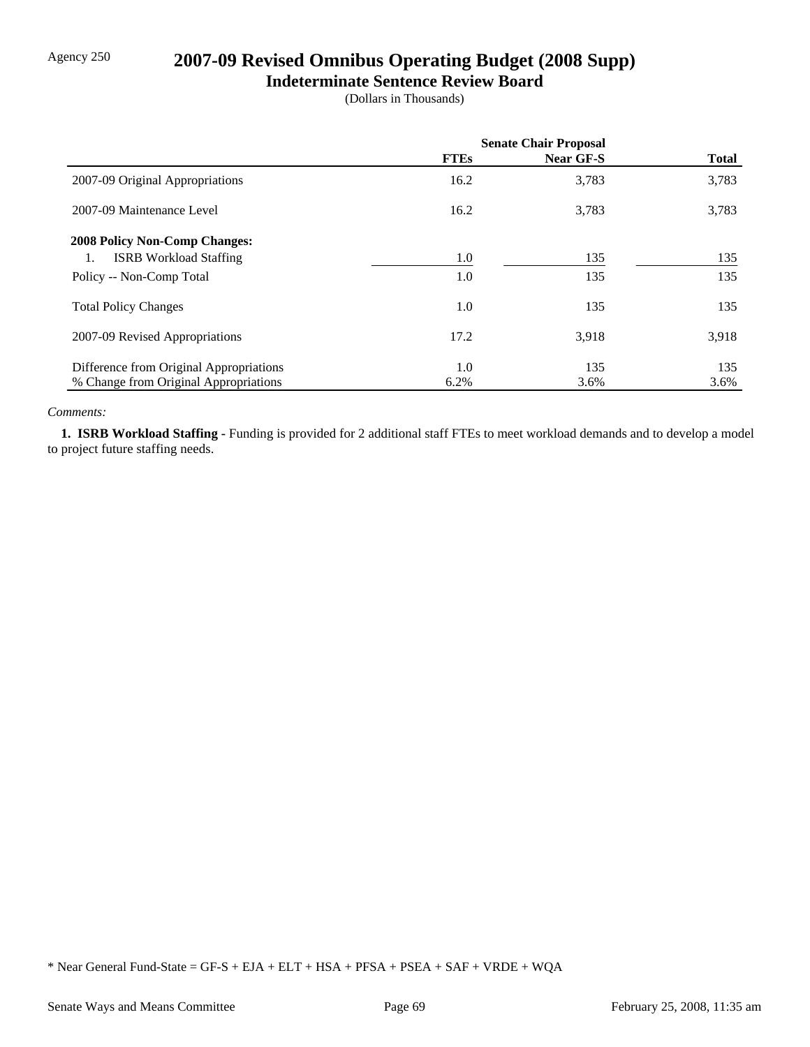Agency 250

# 2007-09 Revised Omnibus Operating Budget (2008 Supp)

## Indeterminate Sentence Review Board

(Dollars in Thousands)

| | Senate Chair Proposal | | |
|---|---|---|---|
| | **FTEs** | **Near GF-S** | **Total** |
| 2007-09 Original Appropriations | 16.2 | 3,783 | 3,783 |
| 2007-09 Maintenance Level | 16.2 | 3,783 | 3,783 |
| **2008 Policy Non-Comp Changes:** | | | |
| 1. ISRB Workload Staffing | 1.0 | 135 | 135 |
| Policy -- Non-Comp Total | 1.0 | 135 | 135 |
| Total Policy Changes | 1.0 | 135 | 135 |
| 2007-09 Revised Appropriations | 17.2 | 3,918 | 3,918 |
| Difference from Original Appropriations | 1.0 | 135 | 135 |
| % Change from Original Appropriations | 6.2% | 3.6% | 3.6% |

*Comments:*

**1. ISRB Workload Staffing -** Funding is provided for 2 additional staff FTEs to meet workload demands and to develop a model to project future staffing needs.

\* Near General Fund-State = GF-S + EJA + ELT + HSA + PFSA + PSEA + SAF + VRDE + WQA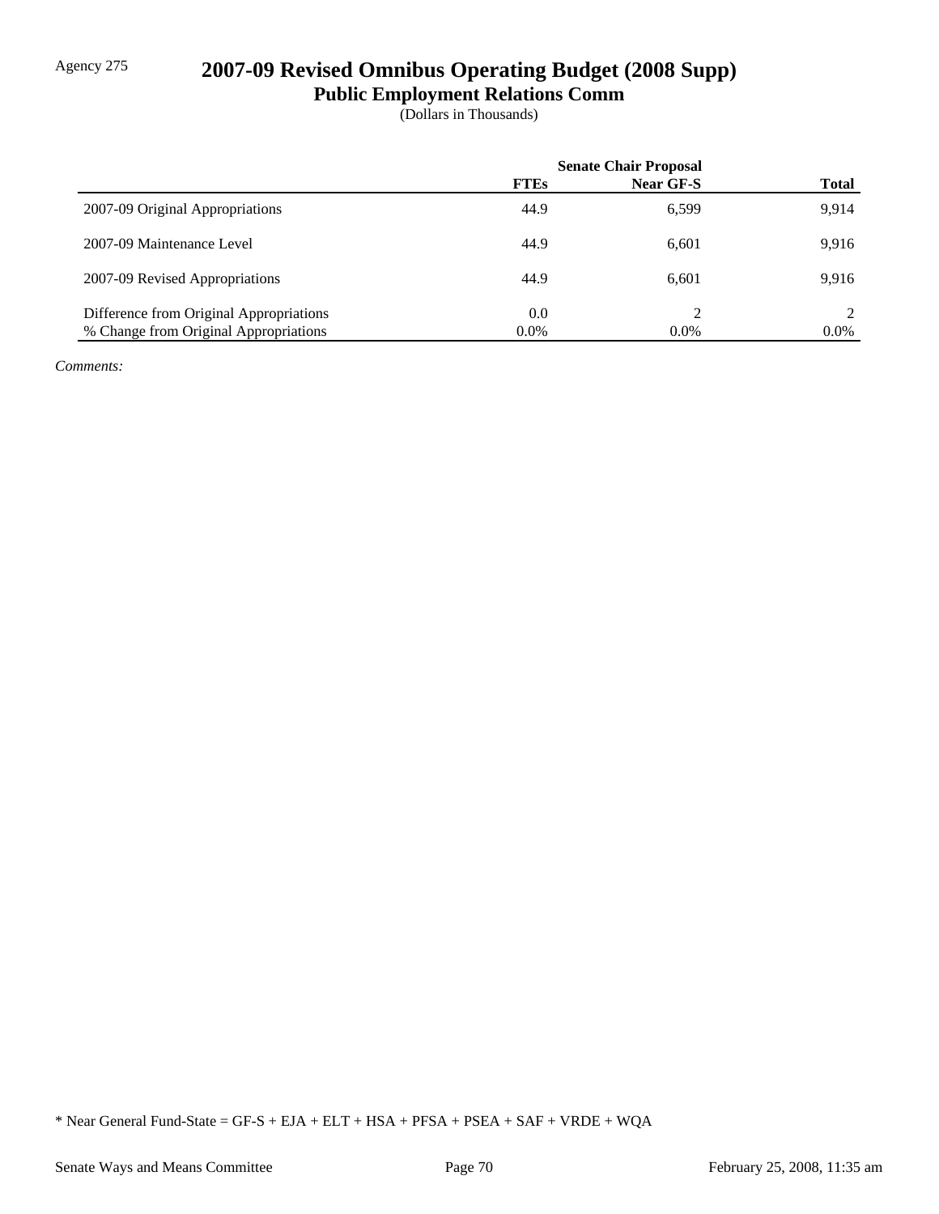Agency 275

# 2007-09 Revised Omnibus Operating Budget (2008 Supp)

## Public Employment Relations Comm

(Dollars in Thousands)

| | Senate Chair Proposal | | |
|---|---|---|---|
| | **FTEs** | **Near GF-S** | **Total** |
| 2007-09 Original Appropriations | 44.9 | 6,599 | 9,914 |
| 2007-09 Maintenance Level | 44.9 | 6,601 | 9,916 |
| 2007-09 Revised Appropriations | 44.9 | 6,601 | 9,916 |
| Difference from Original Appropriations | 0.0 | 2 | 2 |
| % Change from Original Appropriations | 0.0% | 0.0% | 0.0% |

*Comments:*

* Near General Fund-State = GF-S + EJA + ELT + HSA + PFSA + PSEA + SAF + VRDE + WQA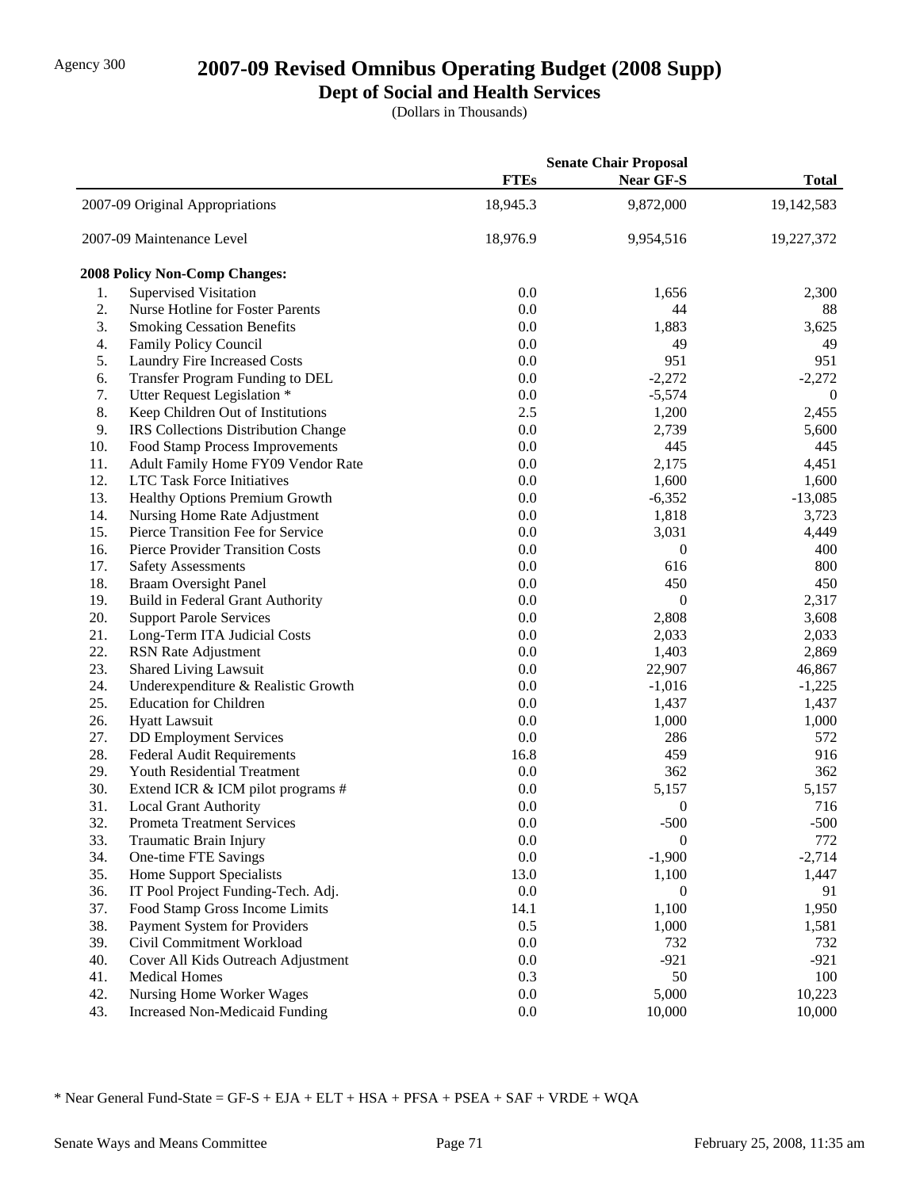Agency 300

# 2007-09 Revised Omnibus Operating Budget (2008 Supp)

## Dept of Social and Health Services

(Dollars in Thousands)

| | | Senate Chair Proposal | | |
|---|---|---|---|---|
| | | FTEs | Near GF-S | Total |
| | 2007-09 Original Appropriations | 18,945.3 | 9,872,000 | 19,142,583 |
| | 2007-09 Maintenance Level | 18,976.9 | 9,954,516 | 19,227,372 |
| | **2008 Policy Non-Comp Changes:** | | | |
| 1. | Supervised Visitation | 0.0 | 1,656 | 2,300 |
| 2. | Nurse Hotline for Foster Parents | 0.0 | 44 | 88 |
| 3. | Smoking Cessation Benefits | 0.0 | 1,883 | 3,625 |
| 4. | Family Policy Council | 0.0 | 49 | 49 |
| 5. | Laundry Fire Increased Costs | 0.0 | 951 | 951 |
| 6. | Transfer Program Funding to DEL | 0.0 | -2,272 | -2,272 |
| 7. | Utter Request Legislation * | 0.0 | -5,574 | 0 |
| 8. | Keep Children Out of Institutions | 2.5 | 1,200 | 2,455 |
| 9. | IRS Collections Distribution Change | 0.0 | 2,739 | 5,600 |
| 10. | Food Stamp Process Improvements | 0.0 | 445 | 445 |
| 11. | Adult Family Home FY09 Vendor Rate | 0.0 | 2,175 | 4,451 |
| 12. | LTC Task Force Initiatives | 0.0 | 1,600 | 1,600 |
| 13. | Healthy Options Premium Growth | 0.0 | -6,352 | -13,085 |
| 14. | Nursing Home Rate Adjustment | 0.0 | 1,818 | 3,723 |
| 15. | Pierce Transition Fee for Service | 0.0 | 3,031 | 4,449 |
| 16. | Pierce Provider Transition Costs | 0.0 | 0 | 400 |
| 17. | Safety Assessments | 0.0 | 616 | 800 |
| 18. | Braam Oversight Panel | 0.0 | 450 | 450 |
| 19. | Build in Federal Grant Authority | 0.0 | 0 | 2,317 |
| 20. | Support Parole Services | 0.0 | 2,808 | 3,608 |
| 21. | Long-Term ITA Judicial Costs | 0.0 | 2,033 | 2,033 |
| 22. | RSN Rate Adjustment | 0.0 | 1,403 | 2,869 |
| 23. | Shared Living Lawsuit | 0.0 | 22,907 | 46,867 |
| 24. | Underexpenditure & Realistic Growth | 0.0 | -1,016 | -1,225 |
| 25. | Education for Children | 0.0 | 1,437 | 1,437 |
| 26. | Hyatt Lawsuit | 0.0 | 1,000 | 1,000 |
| 27. | DD Employment Services | 0.0 | 286 | 572 |
| 28. | Federal Audit Requirements | 16.8 | 459 | 916 |
| 29. | Youth Residential Treatment | 0.0 | 362 | 362 |
| 30. | Extend ICR & ICM pilot programs # | 0.0 | 5,157 | 5,157 |
| 31. | Local Grant Authority | 0.0 | 0 | 716 |
| 32. | Prometa Treatment Services | 0.0 | -500 | -500 |
| 33. | Traumatic Brain Injury | 0.0 | 0 | 772 |
| 34. | One-time FTE Savings | 0.0 | -1,900 | -2,714 |
| 35. | Home Support Specialists | 13.0 | 1,100 | 1,447 |
| 36. | IT Pool Project Funding-Tech. Adj. | 0.0 | 0 | 91 |
| 37. | Food Stamp Gross Income Limits | 14.1 | 1,100 | 1,950 |
| 38. | Payment System for Providers | 0.5 | 1,000 | 1,581 |
| 39. | Civil Commitment Workload | 0.0 | 732 | 732 |
| 40. | Cover All Kids Outreach Adjustment | 0.0 | -921 | -921 |
| 41. | Medical Homes | 0.3 | 50 | 100 |
| 42. | Nursing Home Worker Wages | 0.0 | 5,000 | 10,223 |
| 43. | Increased Non-Medicaid Funding | 0.0 | 10,000 | 10,000 |

* Near General Fund-State = GF-S + EJA + ELT + HSA + PFSA + PSEA + SAF + VRDE + WQA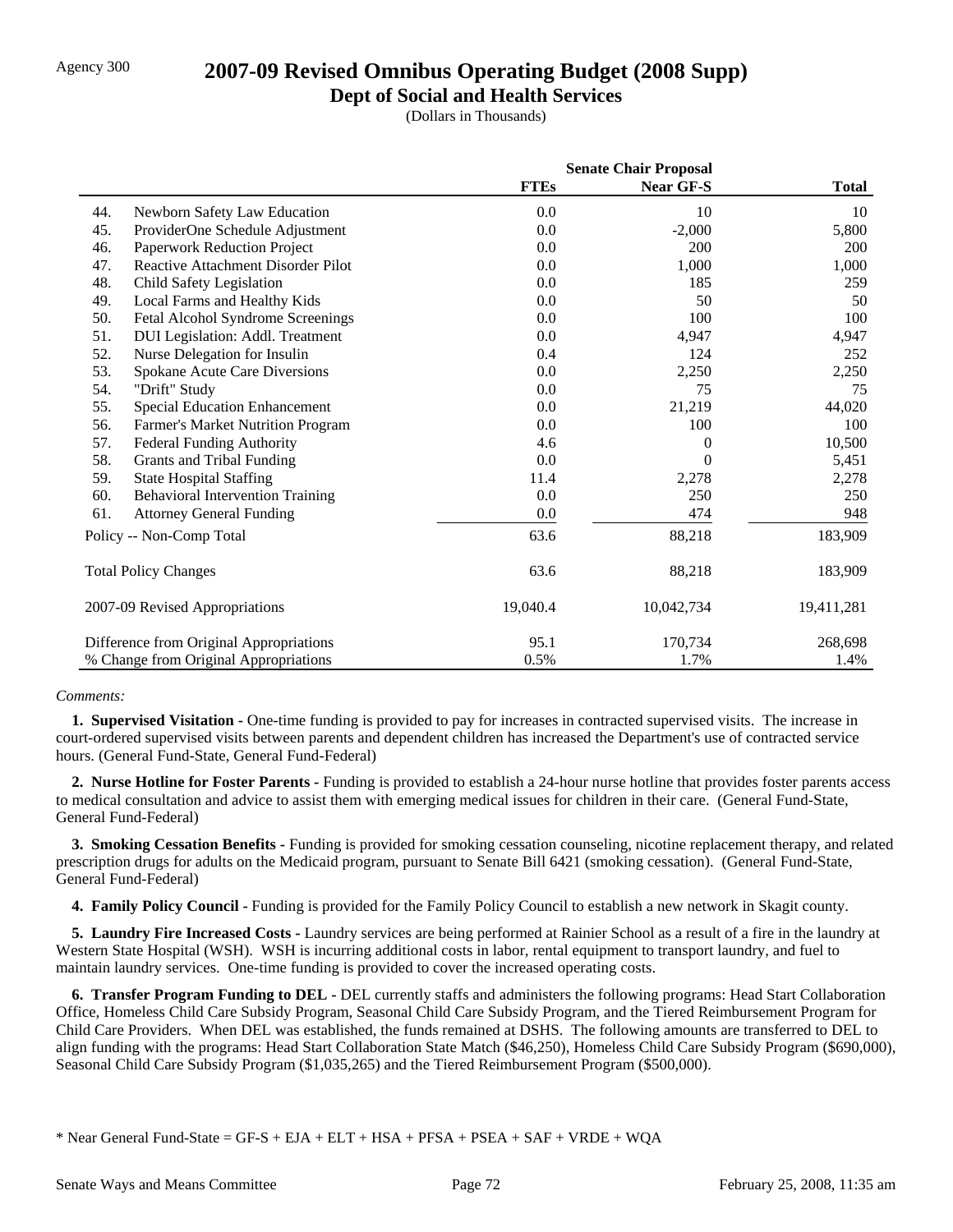# 2007-09 Revised Omnibus Operating Budget (2008 Supp)

## Dept of Social and Health Services

(Dollars in Thousands)

| | | Senate Chair Proposal | | |
|---|---|---|---|---|
| | | FTEs | Near GF-S | Total |
| 44. | Newborn Safety Law Education | 0.0 | 10 | 10 |
| 45. | ProviderOne Schedule Adjustment | 0.0 | -2,000 | 5,800 |
| 46. | Paperwork Reduction Project | 0.0 | 200 | 200 |
| 47. | Reactive Attachment Disorder Pilot | 0.0 | 1,000 | 1,000 |
| 48. | Child Safety Legislation | 0.0 | 185 | 259 |
| 49. | Local Farms and Healthy Kids | 0.0 | 50 | 50 |
| 50. | Fetal Alcohol Syndrome Screenings | 0.0 | 100 | 100 |
| 51. | DUI Legislation: Addl. Treatment | 0.0 | 4,947 | 4,947 |
| 52. | Nurse Delegation for Insulin | 0.4 | 124 | 252 |
| 53. | Spokane Acute Care Diversions | 0.0 | 2,250 | 2,250 |
| 54. | "Drift" Study | 0.0 | 75 | 75 |
| 55. | Special Education Enhancement | 0.0 | 21,219 | 44,020 |
| 56. | Farmer's Market Nutrition Program | 0.0 | 100 | 100 |
| 57. | Federal Funding Authority | 4.6 | 0 | 10,500 |
| 58. | Grants and Tribal Funding | 0.0 | 0 | 5,451 |
| 59. | State Hospital Staffing | 11.4 | 2,278 | 2,278 |
| 60. | Behavioral Intervention Training | 0.0 | 250 | 250 |
| 61. | Attorney General Funding | 0.0 | 474 | 948 |
| Policy -- Non-Comp Total | | 63.6 | 88,218 | 183,909 |
| Total Policy Changes | | 63.6 | 88,218 | 183,909 |
| 2007-09 Revised Appropriations | | 19,040.4 | 10,042,734 | 19,411,281 |
| Difference from Original Appropriations | | 95.1 | 170,734 | 268,698 |
| % Change from Original Appropriations | | 0.5% | 1.7% | 1.4% |

*Comments:*

**1. Supervised Visitation -** One-time funding is provided to pay for increases in contracted supervised visits. The increase in court-ordered supervised visits between parents and dependent children has increased the Department's use of contracted service hours. (General Fund-State, General Fund-Federal)

**2. Nurse Hotline for Foster Parents -** Funding is provided to establish a 24-hour nurse hotline that provides foster parents access to medical consultation and advice to assist them with emerging medical issues for children in their care. (General Fund-State, General Fund-Federal)

**3. Smoking Cessation Benefits -** Funding is provided for smoking cessation counseling, nicotine replacement therapy, and related prescription drugs for adults on the Medicaid program, pursuant to Senate Bill 6421 (smoking cessation). (General Fund-State, General Fund-Federal)

**4. Family Policy Council -** Funding is provided for the Family Policy Council to establish a new network in Skagit county.

**5. Laundry Fire Increased Costs -** Laundry services are being performed at Rainier School as a result of a fire in the laundry at Western State Hospital (WSH). WSH is incurring additional costs in labor, rental equipment to transport laundry, and fuel to maintain laundry services. One-time funding is provided to cover the increased operating costs.

**6. Transfer Program Funding to DEL -** DEL currently staffs and administers the following programs: Head Start Collaboration Office, Homeless Child Care Subsidy Program, Seasonal Child Care Subsidy Program, and the Tiered Reimbursement Program for Child Care Providers. When DEL was established, the funds remained at DSHS. The following amounts are transferred to DEL to align funding with the programs: Head Start Collaboration State Match ($46,250), Homeless Child Care Subsidy Program ($690,000), Seasonal Child Care Subsidy Program ($1,035,265) and the Tiered Reimbursement Program ($500,000).

* Near General Fund-State = GF-S + EJA + ELT + HSA + PFSA + PSEA + SAF + VRDE + WQA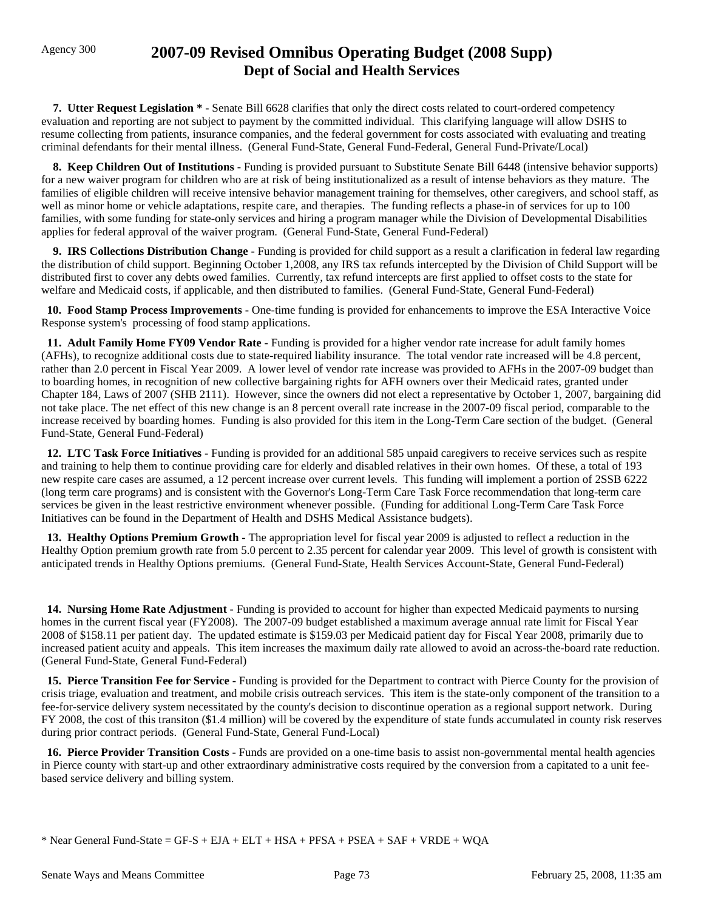**7. Utter Request Legislation * -** Senate Bill 6628 clarifies that only the direct costs related to court-ordered competency evaluation and reporting are not subject to payment by the committed individual. This clarifying language will allow DSHS to resume collecting from patients, insurance companies, and the federal government for costs associated with evaluating and treating criminal defendants for their mental illness. (General Fund-State, General Fund-Federal, General Fund-Private/Local)

**8. Keep Children Out of Institutions -** Funding is provided pursuant to Substitute Senate Bill 6448 (intensive behavior supports) for a new waiver program for children who are at risk of being institutionalized as a result of intense behaviors as they mature. The families of eligible children will receive intensive behavior management training for themselves, other caregivers, and school staff, as well as minor home or vehicle adaptations, respite care, and therapies. The funding reflects a phase-in of services for up to 100 families, with some funding for state-only services and hiring a program manager while the Division of Developmental Disabilities applies for federal approval of the waiver program. (General Fund-State, General Fund-Federal)

**9. IRS Collections Distribution Change -** Funding is provided for child support as a result a clarification in federal law regarding the distribution of child support. Beginning October 1,2008, any IRS tax refunds intercepted by the Division of Child Support will be distributed first to cover any debts owed families. Currently, tax refund intercepts are first applied to offset costs to the state for welfare and Medicaid costs, if applicable, and then distributed to families. (General Fund-State, General Fund-Federal)

**10. Food Stamp Process Improvements -** One-time funding is provided for enhancements to improve the ESA Interactive Voice Response system's processing of food stamp applications.

**11. Adult Family Home FY09 Vendor Rate -** Funding is provided for a higher vendor rate increase for adult family homes (AFHs), to recognize additional costs due to state-required liability insurance. The total vendor rate increased will be 4.8 percent, rather than 2.0 percent in Fiscal Year 2009. A lower level of vendor rate increase was provided to AFHs in the 2007-09 budget than to boarding homes, in recognition of new collective bargaining rights for AFH owners over their Medicaid rates, granted under Chapter 184, Laws of 2007 (SHB 2111). However, since the owners did not elect a representative by October 1, 2007, bargaining did not take place. The net effect of this new change is an 8 percent overall rate increase in the 2007-09 fiscal period, comparable to the increase received by boarding homes. Funding is also provided for this item in the Long-Term Care section of the budget. (General Fund-State, General Fund-Federal)

**12. LTC Task Force Initiatives -** Funding is provided for an additional 585 unpaid caregivers to receive services such as respite and training to help them to continue providing care for elderly and disabled relatives in their own homes. Of these, a total of 193 new respite care cases are assumed, a 12 percent increase over current levels. This funding will implement a portion of 2SSB 6222 (long term care programs) and is consistent with the Governor's Long-Term Care Task Force recommendation that long-term care services be given in the least restrictive environment whenever possible. (Funding for additional Long-Term Care Task Force Initiatives can be found in the Department of Health and DSHS Medical Assistance budgets).

**13. Healthy Options Premium Growth -** The appropriation level for fiscal year 2009 is adjusted to reflect a reduction in the Healthy Option premium growth rate from 5.0 percent to 2.35 percent for calendar year 2009. This level of growth is consistent with anticipated trends in Healthy Options premiums. (General Fund-State, Health Services Account-State, General Fund-Federal)

**14. Nursing Home Rate Adjustment -** Funding is provided to account for higher than expected Medicaid payments to nursing homes in the current fiscal year (FY2008). The 2007-09 budget established a maximum average annual rate limit for Fiscal Year 2008 of $158.11 per patient day. The updated estimate is $159.03 per Medicaid patient day for Fiscal Year 2008, primarily due to increased patient acuity and appeals. This item increases the maximum daily rate allowed to avoid an across-the-board rate reduction. (General Fund-State, General Fund-Federal)

**15. Pierce Transition Fee for Service -** Funding is provided for the Department to contract with Pierce County for the provision of crisis triage, evaluation and treatment, and mobile crisis outreach services. This item is the state-only component of the transition to a fee-for-service delivery system necessitated by the county's decision to discontinue operation as a regional support network. During FY 2008, the cost of this transiton ($1.4 million) will be covered by the expenditure of state funds accumulated in county risk reserves during prior contract periods. (General Fund-State, General Fund-Local)

**16. Pierce Provider Transition Costs -** Funds are provided on a one-time basis to assist non-governmental mental health agencies in Pierce county with start-up and other extraordinary administrative costs required by the conversion from a capitated to a unit fee-based service delivery and billing system.

* Near General Fund-State = GF-S + EJA + ELT + HSA + PFSA + PSEA + SAF + VRDE + WQA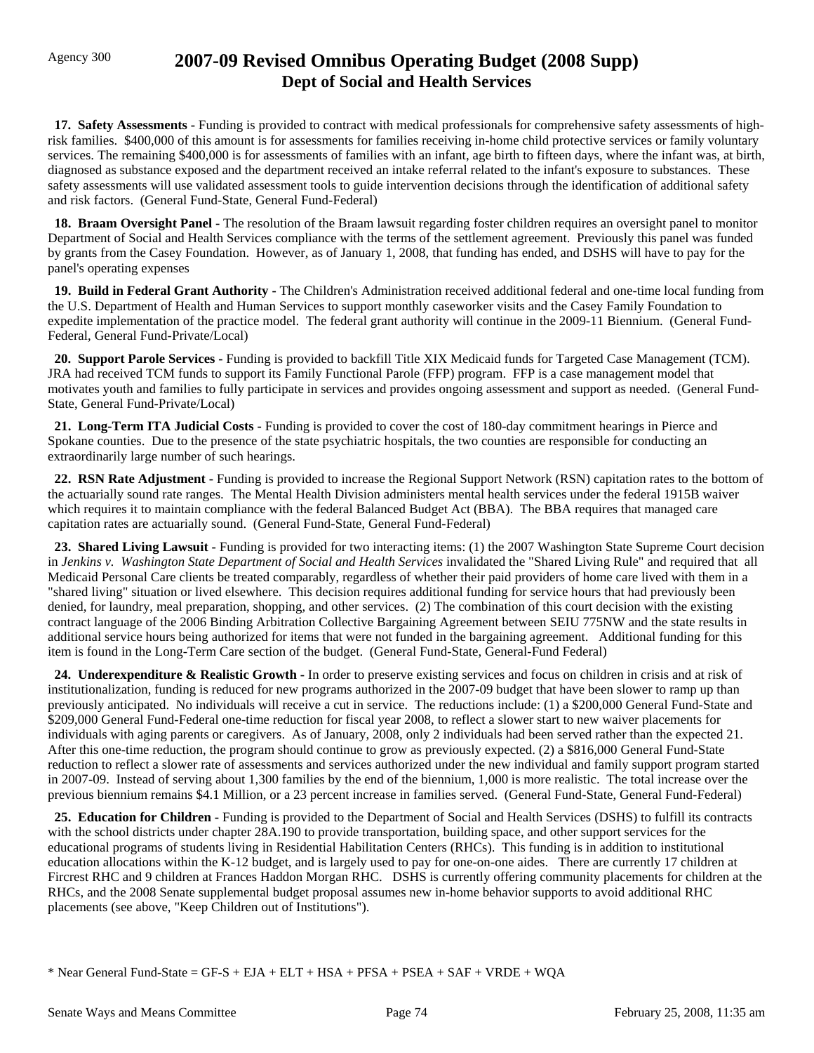**17. Safety Assessments -** Funding is provided to contract with medical professionals for comprehensive safety assessments of high-risk families. $400,000 of this amount is for assessments for families receiving in-home child protective services or family voluntary services. The remaining $400,000 is for assessments of families with an infant, age birth to fifteen days, where the infant was, at birth, diagnosed as substance exposed and the department received an intake referral related to the infant's exposure to substances. These safety assessments will use validated assessment tools to guide intervention decisions through the identification of additional safety and risk factors. (General Fund-State, General Fund-Federal)

**18. Braam Oversight Panel -** The resolution of the Braam lawsuit regarding foster children requires an oversight panel to monitor Department of Social and Health Services compliance with the terms of the settlement agreement. Previously this panel was funded by grants from the Casey Foundation. However, as of January 1, 2008, that funding has ended, and DSHS will have to pay for the panel's operating expenses

**19. Build in Federal Grant Authority -** The Children's Administration received additional federal and one-time local funding from the U.S. Department of Health and Human Services to support monthly caseworker visits and the Casey Family Foundation to expedite implementation of the practice model. The federal grant authority will continue in the 2009-11 Biennium. (General Fund-Federal, General Fund-Private/Local)

**20. Support Parole Services -** Funding is provided to backfill Title XIX Medicaid funds for Targeted Case Management (TCM). JRA had received TCM funds to support its Family Functional Parole (FFP) program. FFP is a case management model that motivates youth and families to fully participate in services and provides ongoing assessment and support as needed. (General Fund-State, General Fund-Private/Local)

**21. Long-Term ITA Judicial Costs -** Funding is provided to cover the cost of 180-day commitment hearings in Pierce and Spokane counties. Due to the presence of the state psychiatric hospitals, the two counties are responsible for conducting an extraordinarily large number of such hearings.

**22. RSN Rate Adjustment -** Funding is provided to increase the Regional Support Network (RSN) capitation rates to the bottom of the actuarially sound rate ranges. The Mental Health Division administers mental health services under the federal 1915B waiver which requires it to maintain compliance with the federal Balanced Budget Act (BBA). The BBA requires that managed care capitation rates are actuarially sound. (General Fund-State, General Fund-Federal)

**23. Shared Living Lawsuit -** Funding is provided for two interacting items: (1) the 2007 Washington State Supreme Court decision in *Jenkins v. Washington State Department of Social and Health Services* invalidated the "Shared Living Rule" and required that all Medicaid Personal Care clients be treated comparably, regardless of whether their paid providers of home care lived with them in a "shared living" situation or lived elsewhere. This decision requires additional funding for service hours that had previously been denied, for laundry, meal preparation, shopping, and other services. (2) The combination of this court decision with the existing contract language of the 2006 Binding Arbitration Collective Bargaining Agreement between SEIU 775NW and the state results in additional service hours being authorized for items that were not funded in the bargaining agreement. Additional funding for this item is found in the Long-Term Care section of the budget. (General Fund-State, General-Fund Federal)

**24. Underexpenditure & Realistic Growth -** In order to preserve existing services and focus on children in crisis and at risk of institutionalization, funding is reduced for new programs authorized in the 2007-09 budget that have been slower to ramp up than previously anticipated. No individuals will receive a cut in service. The reductions include: (1) a $200,000 General Fund-State and $209,000 General Fund-Federal one-time reduction for fiscal year 2008, to reflect a slower start to new waiver placements for individuals with aging parents or caregivers. As of January, 2008, only 2 individuals had been served rather than the expected 21. After this one-time reduction, the program should continue to grow as previously expected. (2) a $816,000 General Fund-State reduction to reflect a slower rate of assessments and services authorized under the new individual and family support program started in 2007-09. Instead of serving about 1,300 families by the end of the biennium, 1,000 is more realistic. The total increase over the previous biennium remains $4.1 Million, or a 23 percent increase in families served. (General Fund-State, General Fund-Federal)

**25. Education for Children -** Funding is provided to the Department of Social and Health Services (DSHS) to fulfill its contracts with the school districts under chapter 28A.190 to provide transportation, building space, and other support services for the educational programs of students living in Residential Habilitation Centers (RHCs). This funding is in addition to institutional education allocations within the K-12 budget, and is largely used to pay for one-on-one aides. There are currently 17 children at Fircrest RHC and 9 children at Frances Haddon Morgan RHC. DSHS is currently offering community placements for children at the RHCs, and the 2008 Senate supplemental budget proposal assumes new in-home behavior supports to avoid additional RHC placements (see above, "Keep Children out of Institutions").

* Near General Fund-State = GF-S + EJA + ELT + HSA + PFSA + PSEA + SAF + VRDE + WQA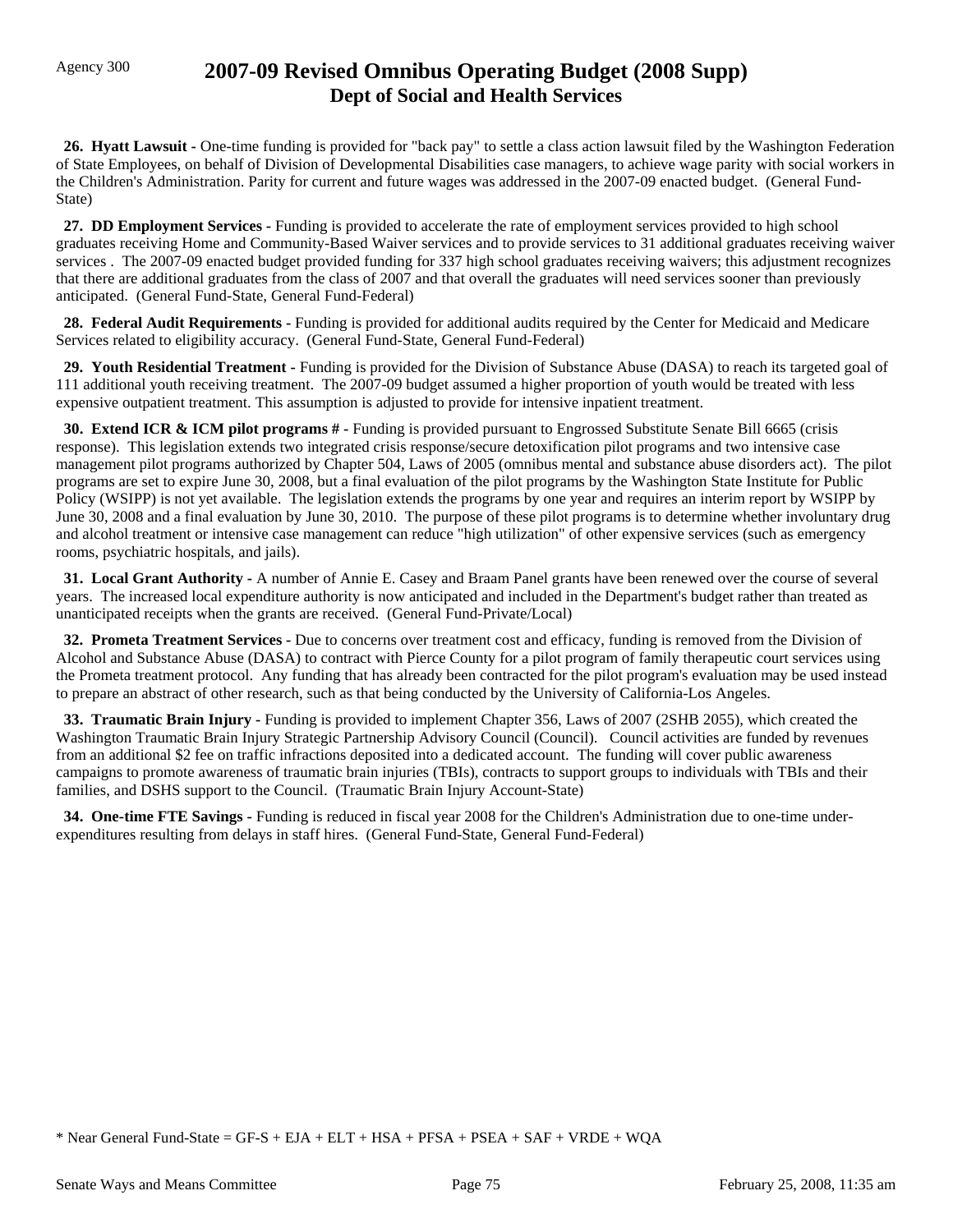Agency 300

# 2007-09 Revised Omnibus Operating Budget (2008 Supp)
## Dept of Social and Health Services

**26. Hyatt Lawsuit -** One-time funding is provided for "back pay" to settle a class action lawsuit filed by the Washington Federation of State Employees, on behalf of Division of Developmental Disabilities case managers, to achieve wage parity with social workers in the Children's Administration. Parity for current and future wages was addressed in the 2007-09 enacted budget. (General Fund-State)

**27. DD Employment Services -** Funding is provided to accelerate the rate of employment services provided to high school graduates receiving Home and Community-Based Waiver services and to provide services to 31 additional graduates receiving waiver services . The 2007-09 enacted budget provided funding for 337 high school graduates receiving waivers; this adjustment recognizes that there are additional graduates from the class of 2007 and that overall the graduates will need services sooner than previously anticipated. (General Fund-State, General Fund-Federal)

**28. Federal Audit Requirements -** Funding is provided for additional audits required by the Center for Medicaid and Medicare Services related to eligibility accuracy. (General Fund-State, General Fund-Federal)

**29. Youth Residential Treatment -** Funding is provided for the Division of Substance Abuse (DASA) to reach its targeted goal of 111 additional youth receiving treatment. The 2007-09 budget assumed a higher proportion of youth would be treated with less expensive outpatient treatment. This assumption is adjusted to provide for intensive inpatient treatment.

**30. Extend ICR & ICM pilot programs # -** Funding is provided pursuant to Engrossed Substitute Senate Bill 6665 (crisis response). This legislation extends two integrated crisis response/secure detoxification pilot programs and two intensive case management pilot programs authorized by Chapter 504, Laws of 2005 (omnibus mental and substance abuse disorders act). The pilot programs are set to expire June 30, 2008, but a final evaluation of the pilot programs by the Washington State Institute for Public Policy (WSIPP) is not yet available. The legislation extends the programs by one year and requires an interim report by WSIPP by June 30, 2008 and a final evaluation by June 30, 2010. The purpose of these pilot programs is to determine whether involuntary drug and alcohol treatment or intensive case management can reduce "high utilization" of other expensive services (such as emergency rooms, psychiatric hospitals, and jails).

**31. Local Grant Authority -** A number of Annie E. Casey and Braam Panel grants have been renewed over the course of several years. The increased local expenditure authority is now anticipated and included in the Department's budget rather than treated as unanticipated receipts when the grants are received. (General Fund-Private/Local)

**32. Prometa Treatment Services -** Due to concerns over treatment cost and efficacy, funding is removed from the Division of Alcohol and Substance Abuse (DASA) to contract with Pierce County for a pilot program of family therapeutic court services using the Prometa treatment protocol. Any funding that has already been contracted for the pilot program's evaluation may be used instead to prepare an abstract of other research, such as that being conducted by the University of California-Los Angeles.

**33. Traumatic Brain Injury -** Funding is provided to implement Chapter 356, Laws of 2007 (2SHB 2055), which created the Washington Traumatic Brain Injury Strategic Partnership Advisory Council (Council). Council activities are funded by revenues from an additional $2 fee on traffic infractions deposited into a dedicated account. The funding will cover public awareness campaigns to promote awareness of traumatic brain injuries (TBIs), contracts to support groups to individuals with TBIs and their families, and DSHS support to the Council. (Traumatic Brain Injury Account-State)

**34. One-time FTE Savings -** Funding is reduced in fiscal year 2008 for the Children's Administration due to one-time under-expenditures resulting from delays in staff hires. (General Fund-State, General Fund-Federal)

* Near General Fund-State = GF-S + EJA + ELT + HSA + PFSA + PSEA + SAF + VRDE + WQA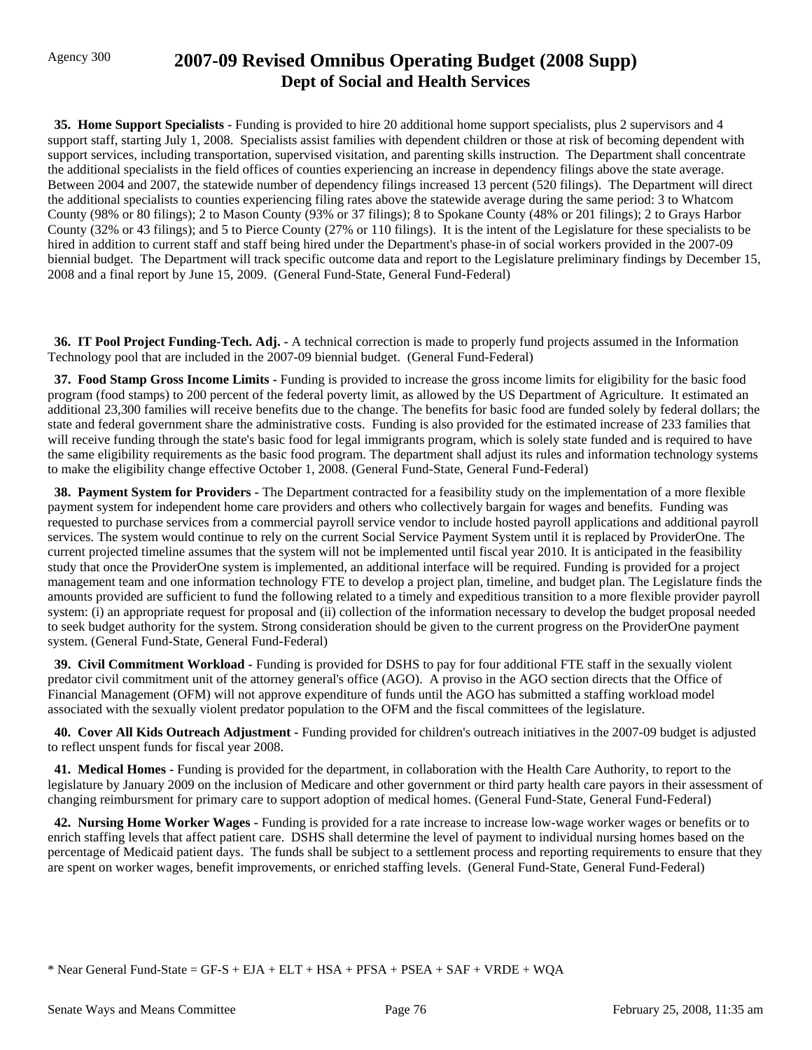Agency 300

# 2007-09 Revised Omnibus Operating Budget (2008 Supp)
## Dept of Social and Health Services

**35. Home Support Specialists -** Funding is provided to hire 20 additional home support specialists, plus 2 supervisors and 4 support staff, starting July 1, 2008. Specialists assist families with dependent children or those at risk of becoming dependent with support services, including transportation, supervised visitation, and parenting skills instruction. The Department shall concentrate the additional specialists in the field offices of counties experiencing an increase in dependency filings above the state average. Between 2004 and 2007, the statewide number of dependency filings increased 13 percent (520 filings). The Department will direct the additional specialists to counties experiencing filing rates above the statewide average during the same period: 3 to Whatcom County (98% or 80 filings); 2 to Mason County (93% or 37 filings); 8 to Spokane County (48% or 201 filings); 2 to Grays Harbor County (32% or 43 filings); and 5 to Pierce County (27% or 110 filings). It is the intent of the Legislature for these specialists to be hired in addition to current staff and staff being hired under the Department's phase-in of social workers provided in the 2007-09 biennial budget. The Department will track specific outcome data and report to the Legislature preliminary findings by December 15, 2008 and a final report by June 15, 2009. (General Fund-State, General Fund-Federal)

**36. IT Pool Project Funding-Tech. Adj. -** A technical correction is made to properly fund projects assumed in the Information Technology pool that are included in the 2007-09 biennial budget. (General Fund-Federal)

**37. Food Stamp Gross Income Limits -** Funding is provided to increase the gross income limits for eligibility for the basic food program (food stamps) to 200 percent of the federal poverty limit, as allowed by the US Department of Agriculture. It estimated an additional 23,300 families will receive benefits due to the change. The benefits for basic food are funded solely by federal dollars; the state and federal government share the administrative costs. Funding is also provided for the estimated increase of 233 families that will receive funding through the state's basic food for legal immigrants program, which is solely state funded and is required to have the same eligibility requirements as the basic food program. The department shall adjust its rules and information technology systems to make the eligibility change effective October 1, 2008. (General Fund-State, General Fund-Federal)

**38. Payment System for Providers -** The Department contracted for a feasibility study on the implementation of a more flexible payment system for independent home care providers and others who collectively bargain for wages and benefits. Funding was requested to purchase services from a commercial payroll service vendor to include hosted payroll applications and additional payroll services. The system would continue to rely on the current Social Service Payment System until it is replaced by ProviderOne. The current projected timeline assumes that the system will not be implemented until fiscal year 2010. It is anticipated in the feasibility study that once the ProviderOne system is implemented, an additional interface will be required. Funding is provided for a project management team and one information technology FTE to develop a project plan, timeline, and budget plan. The Legislature finds the amounts provided are sufficient to fund the following related to a timely and expeditious transition to a more flexible provider payroll system: (i) an appropriate request for proposal and (ii) collection of the information necessary to develop the budget proposal needed to seek budget authority for the system. Strong consideration should be given to the current progress on the ProviderOne payment system. (General Fund-State, General Fund-Federal)

**39. Civil Commitment Workload -** Funding is provided for DSHS to pay for four additional FTE staff in the sexually violent predator civil commitment unit of the attorney general's office (AGO). A proviso in the AGO section directs that the Office of Financial Management (OFM) will not approve expenditure of funds until the AGO has submitted a staffing workload model associated with the sexually violent predator population to the OFM and the fiscal committees of the legislature.

**40. Cover All Kids Outreach Adjustment -** Funding provided for children's outreach initiatives in the 2007-09 budget is adjusted to reflect unspent funds for fiscal year 2008.

**41. Medical Homes -** Funding is provided for the department, in collaboration with the Health Care Authority, to report to the legislature by January 2009 on the inclusion of Medicare and other government or third party health care payors in their assessment of changing reimbursment for primary care to support adoption of medical homes. (General Fund-State, General Fund-Federal)

**42. Nursing Home Worker Wages -** Funding is provided for a rate increase to increase low-wage worker wages or benefits or to enrich staffing levels that affect patient care. DSHS shall determine the level of payment to individual nursing homes based on the percentage of Medicaid patient days. The funds shall be subject to a settlement process and reporting requirements to ensure that they are spent on worker wages, benefit improvements, or enriched staffing levels. (General Fund-State, General Fund-Federal)

* Near General Fund-State = GF-S + EJA + ELT + HSA + PFSA + PSEA + SAF + VRDE + WQA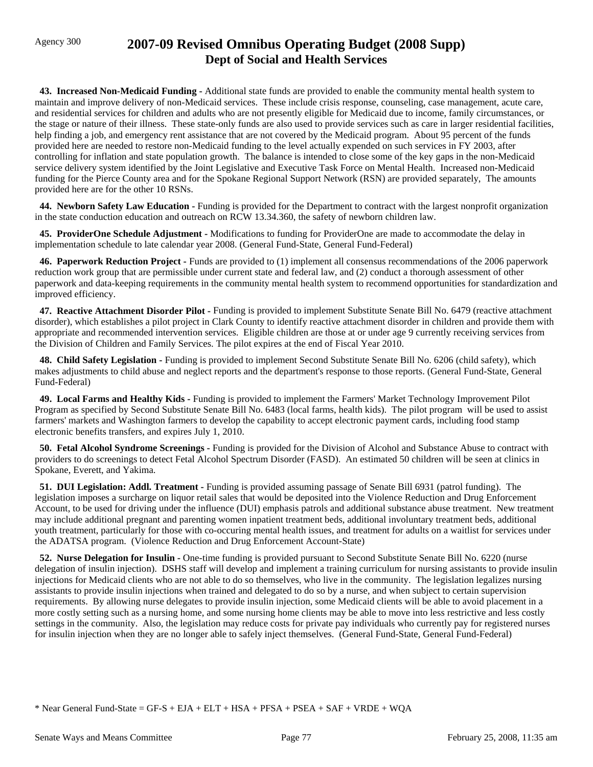**43. Increased Non-Medicaid Funding -** Additional state funds are provided to enable the community mental health system to maintain and improve delivery of non-Medicaid services. These include crisis response, counseling, case management, acute care, and residential services for children and adults who are not presently eligible for Medicaid due to income, family circumstances, or the stage or nature of their illness. These state-only funds are also used to provide services such as care in larger residential facilities, help finding a job, and emergency rent assistance that are not covered by the Medicaid program. About 95 percent of the funds provided here are needed to restore non-Medicaid funding to the level actually expended on such services in FY 2003, after controlling for inflation and state population growth. The balance is intended to close some of the key gaps in the non-Medicaid service delivery system identified by the Joint Legislative and Executive Task Force on Mental Health. Increased non-Medicaid funding for the Pierce County area and for the Spokane Regional Support Network (RSN) are provided separately, The amounts provided here are for the other 10 RSNs.

**44. Newborn Safety Law Education -** Funding is provided for the Department to contract with the largest nonprofit organization in the state conduction education and outreach on RCW 13.34.360, the safety of newborn children law.

**45. ProviderOne Schedule Adjustment -** Modifications to funding for ProviderOne are made to accommodate the delay in implementation schedule to late calendar year 2008. (General Fund-State, General Fund-Federal)

**46. Paperwork Reduction Project -** Funds are provided to (1) implement all consensus recommendations of the 2006 paperwork reduction work group that are permissible under current state and federal law, and (2) conduct a thorough assessment of other paperwork and data-keeping requirements in the community mental health system to recommend opportunities for standardization and improved efficiency.

**47. Reactive Attachment Disorder Pilot -** Funding is provided to implement Substitute Senate Bill No. 6479 (reactive attachment disorder), which establishes a pilot project in Clark County to identify reactive attachment disorder in children and provide them with appropriate and recommended intervention services. Eligible children are those at or under age 9 currently receiving services from the Division of Children and Family Services. The pilot expires at the end of Fiscal Year 2010.

**48. Child Safety Legislation -** Funding is provided to implement Second Substitute Senate Bill No. 6206 (child safety), which makes adjustments to child abuse and neglect reports and the department's response to those reports. (General Fund-State, General Fund-Federal)

**49. Local Farms and Healthy Kids -** Funding is provided to implement the Farmers' Market Technology Improvement Pilot Program as specified by Second Substitute Senate Bill No. 6483 (local farms, health kids). The pilot program will be used to assist farmers' markets and Washington farmers to develop the capability to accept electronic payment cards, including food stamp electronic benefits transfers, and expires July 1, 2010.

**50. Fetal Alcohol Syndrome Screenings -** Funding is provided for the Division of Alcohol and Substance Abuse to contract with providers to do screenings to detect Fetal Alcohol Spectrum Disorder (FASD). An estimated 50 children will be seen at clinics in Spokane, Everett, and Yakima.

**51. DUI Legislation: Addl. Treatment -** Funding is provided assuming passage of Senate Bill 6931 (patrol funding). The legislation imposes a surcharge on liquor retail sales that would be deposited into the Violence Reduction and Drug Enforcement Account, to be used for driving under the influence (DUI) emphasis patrols and additional substance abuse treatment. New treatment may include additional pregnant and parenting women inpatient treatment beds, additional involuntary treatment beds, additional youth treatment, particularly for those with co-occuring mental health issues, and treatment for adults on a waitlist for services under the ADATSA program. (Violence Reduction and Drug Enforcement Account-State)

**52. Nurse Delegation for Insulin -** One-time funding is provided pursuant to Second Substitute Senate Bill No. 6220 (nurse delegation of insulin injection). DSHS staff will develop and implement a training curriculum for nursing assistants to provide insulin injections for Medicaid clients who are not able to do so themselves, who live in the community. The legislation legalizes nursing assistants to provide insulin injections when trained and delegated to do so by a nurse, and when subject to certain supervision requirements. By allowing nurse delegates to provide insulin injection, some Medicaid clients will be able to avoid placement in a more costly setting such as a nursing home, and some nursing home clients may be able to move into less restrictive and less costly settings in the community. Also, the legislation may reduce costs for private pay individuals who currently pay for registered nurses for insulin injection when they are no longer able to safely inject themselves. (General Fund-State, General Fund-Federal)

* Near General Fund-State = GF-S + EJA + ELT + HSA + PFSA + PSEA + SAF + VRDE + WQA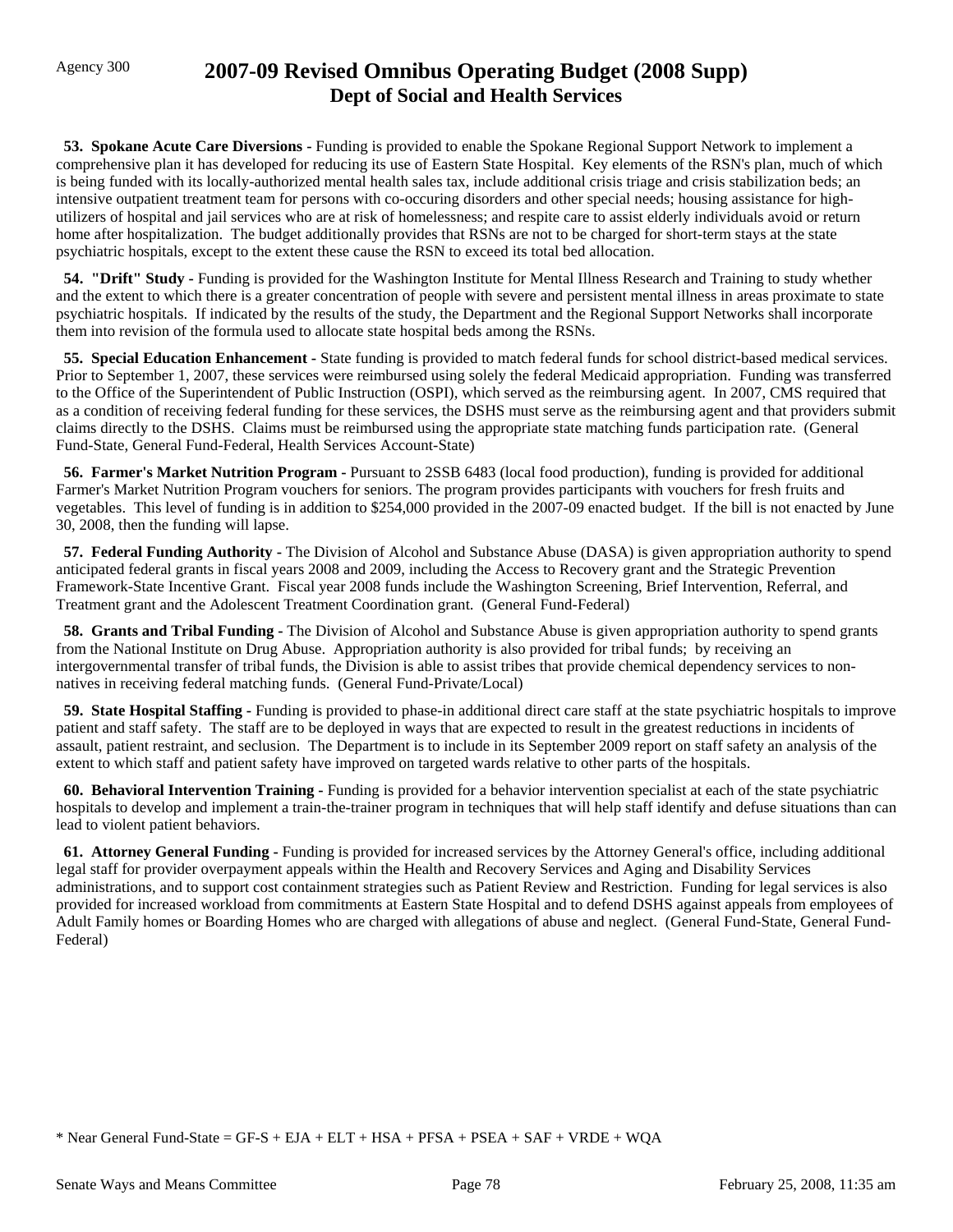Agency 300

# 2007-09 Revised Omnibus Operating Budget (2008 Supp)
## Dept of Social and Health Services

**53. Spokane Acute Care Diversions -** Funding is provided to enable the Spokane Regional Support Network to implement a comprehensive plan it has developed for reducing its use of Eastern State Hospital. Key elements of the RSN's plan, much of which is being funded with its locally-authorized mental health sales tax, include additional crisis triage and crisis stabilization beds; an intensive outpatient treatment team for persons with co-occuring disorders and other special needs; housing assistance for high-utilizers of hospital and jail services who are at risk of homelessness; and respite care to assist elderly individuals avoid or return home after hospitalization. The budget additionally provides that RSNs are not to be charged for short-term stays at the state psychiatric hospitals, except to the extent these cause the RSN to exceed its total bed allocation.

**54. "Drift" Study -** Funding is provided for the Washington Institute for Mental Illness Research and Training to study whether and the extent to which there is a greater concentration of people with severe and persistent mental illness in areas proximate to state psychiatric hospitals. If indicated by the results of the study, the Department and the Regional Support Networks shall incorporate them into revision of the formula used to allocate state hospital beds among the RSNs.

**55. Special Education Enhancement -** State funding is provided to match federal funds for school district-based medical services. Prior to September 1, 2007, these services were reimbursed using solely the federal Medicaid appropriation. Funding was transferred to the Office of the Superintendent of Public Instruction (OSPI), which served as the reimbursing agent. In 2007, CMS required that as a condition of receiving federal funding for these services, the DSHS must serve as the reimbursing agent and that providers submit claims directly to the DSHS. Claims must be reimbursed using the appropriate state matching funds participation rate. (General Fund-State, General Fund-Federal, Health Services Account-State)

**56. Farmer's Market Nutrition Program -** Pursuant to 2SSB 6483 (local food production), funding is provided for additional Farmer's Market Nutrition Program vouchers for seniors. The program provides participants with vouchers for fresh fruits and vegetables. This level of funding is in addition to $254,000 provided in the 2007-09 enacted budget. If the bill is not enacted by June 30, 2008, then the funding will lapse.

**57. Federal Funding Authority -** The Division of Alcohol and Substance Abuse (DASA) is given appropriation authority to spend anticipated federal grants in fiscal years 2008 and 2009, including the Access to Recovery grant and the Strategic Prevention Framework-State Incentive Grant. Fiscal year 2008 funds include the Washington Screening, Brief Intervention, Referral, and Treatment grant and the Adolescent Treatment Coordination grant. (General Fund-Federal)

**58. Grants and Tribal Funding -** The Division of Alcohol and Substance Abuse is given appropriation authority to spend grants from the National Institute on Drug Abuse. Appropriation authority is also provided for tribal funds; by receiving an intergovernmental transfer of tribal funds, the Division is able to assist tribes that provide chemical dependency services to non-natives in receiving federal matching funds. (General Fund-Private/Local)

**59. State Hospital Staffing -** Funding is provided to phase-in additional direct care staff at the state psychiatric hospitals to improve patient and staff safety. The staff are to be deployed in ways that are expected to result in the greatest reductions in incidents of assault, patient restraint, and seclusion. The Department is to include in its September 2009 report on staff safety an analysis of the extent to which staff and patient safety have improved on targeted wards relative to other parts of the hospitals.

**60. Behavioral Intervention Training -** Funding is provided for a behavior intervention specialist at each of the state psychiatric hospitals to develop and implement a train-the-trainer program in techniques that will help staff identify and defuse situations than can lead to violent patient behaviors.

**61. Attorney General Funding -** Funding is provided for increased services by the Attorney General's office, including additional legal staff for provider overpayment appeals within the Health and Recovery Services and Aging and Disability Services administrations, and to support cost containment strategies such as Patient Review and Restriction. Funding for legal services is also provided for increased workload from commitments at Eastern State Hospital and to defend DSHS against appeals from employees of Adult Family homes or Boarding Homes who are charged with allegations of abuse and neglect. (General Fund-State, General Fund-Federal)

* Near General Fund-State = GF-S + EJA + ELT + HSA + PFSA + PSEA + SAF + VRDE + WQA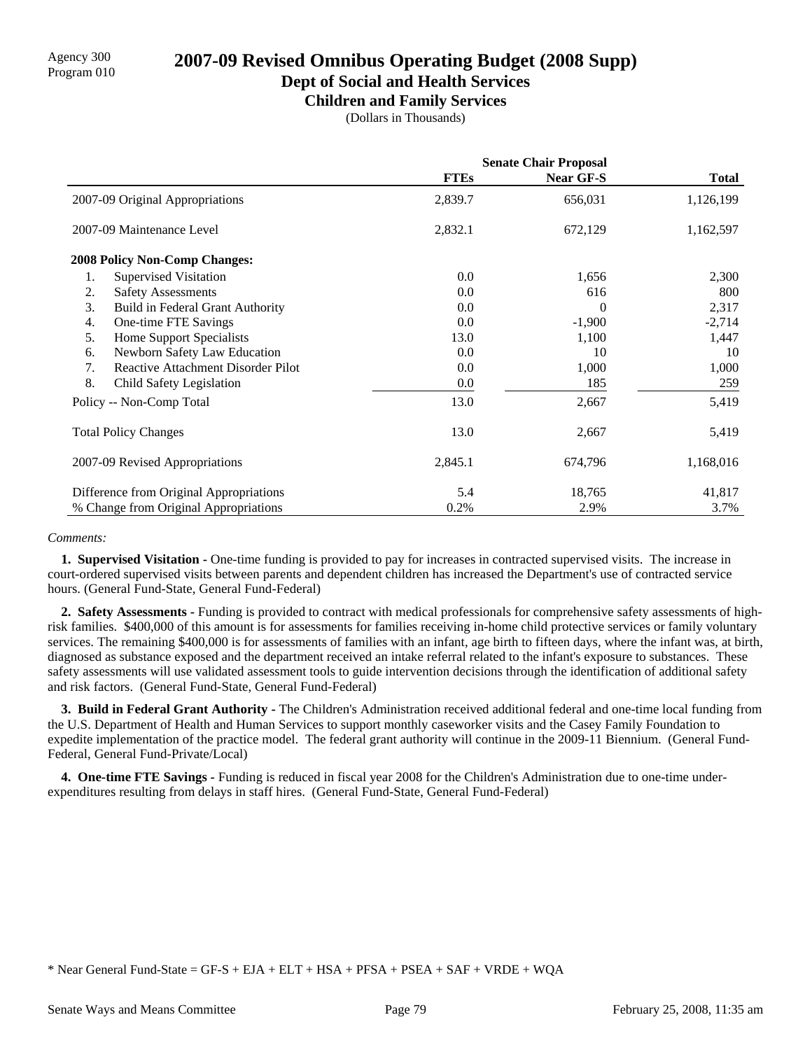Agency 300
Program 010

# 2007-09 Revised Omnibus Operating Budget (2008 Supp)

## Dept of Social and Health Services

### Children and Family Services

(Dollars in Thousands)

| | Senate Chair Proposal | | |
|---|---|---|---|
| | **FTEs** | **Near GF-S** | **Total** |
| 2007-09 Original Appropriations | 2,839.7 | 656,031 | 1,126,199 |
| 2007-09 Maintenance Level | 2,832.1 | 672,129 | 1,162,597 |
| **2008 Policy Non-Comp Changes:** | | | |
| 1. Supervised Visitation | 0.0 | 1,656 | 2,300 |
| 2. Safety Assessments | 0.0 | 616 | 800 |
| 3. Build in Federal Grant Authority | 0.0 | 0 | 2,317 |
| 4. One-time FTE Savings | 0.0 | -1,900 | -2,714 |
| 5. Home Support Specialists | 13.0 | 1,100 | 1,447 |
| 6. Newborn Safety Law Education | 0.0 | 10 | 10 |
| 7. Reactive Attachment Disorder Pilot | 0.0 | 1,000 | 1,000 |
| 8. Child Safety Legislation | 0.0 | 185 | 259 |
| Policy -- Non-Comp Total | 13.0 | 2,667 | 5,419 |
| Total Policy Changes | 13.0 | 2,667 | 5,419 |
| 2007-09 Revised Appropriations | 2,845.1 | 674,796 | 1,168,016 |
| Difference from Original Appropriations | 5.4 | 18,765 | 41,817 |
| % Change from Original Appropriations | 0.2% | 2.9% | 3.7% |

*Comments:*

**1. Supervised Visitation -** One-time funding is provided to pay for increases in contracted supervised visits. The increase in court-ordered supervised visits between parents and dependent children has increased the Department's use of contracted service hours. (General Fund-State, General Fund-Federal)

**2. Safety Assessments -** Funding is provided to contract with medical professionals for comprehensive safety assessments of high-risk families. $400,000 of this amount is for assessments for families receiving in-home child protective services or family voluntary services. The remaining $400,000 is for assessments of families with an infant, age birth to fifteen days, where the infant was, at birth, diagnosed as substance exposed and the department received an intake referral related to the infant's exposure to substances. These safety assessments will use validated assessment tools to guide intervention decisions through the identification of additional safety and risk factors. (General Fund-State, General Fund-Federal)

**3. Build in Federal Grant Authority -** The Children's Administration received additional federal and one-time local funding from the U.S. Department of Health and Human Services to support monthly caseworker visits and the Casey Family Foundation to expedite implementation of the practice model. The federal grant authority will continue in the 2009-11 Biennium. (General Fund-Federal, General Fund-Private/Local)

**4. One-time FTE Savings -** Funding is reduced in fiscal year 2008 for the Children's Administration due to one-time under-expenditures resulting from delays in staff hires. (General Fund-State, General Fund-Federal)

* Near General Fund-State = GF-S + EJA + ELT + HSA + PFSA + PSEA + SAF + VRDE + WQA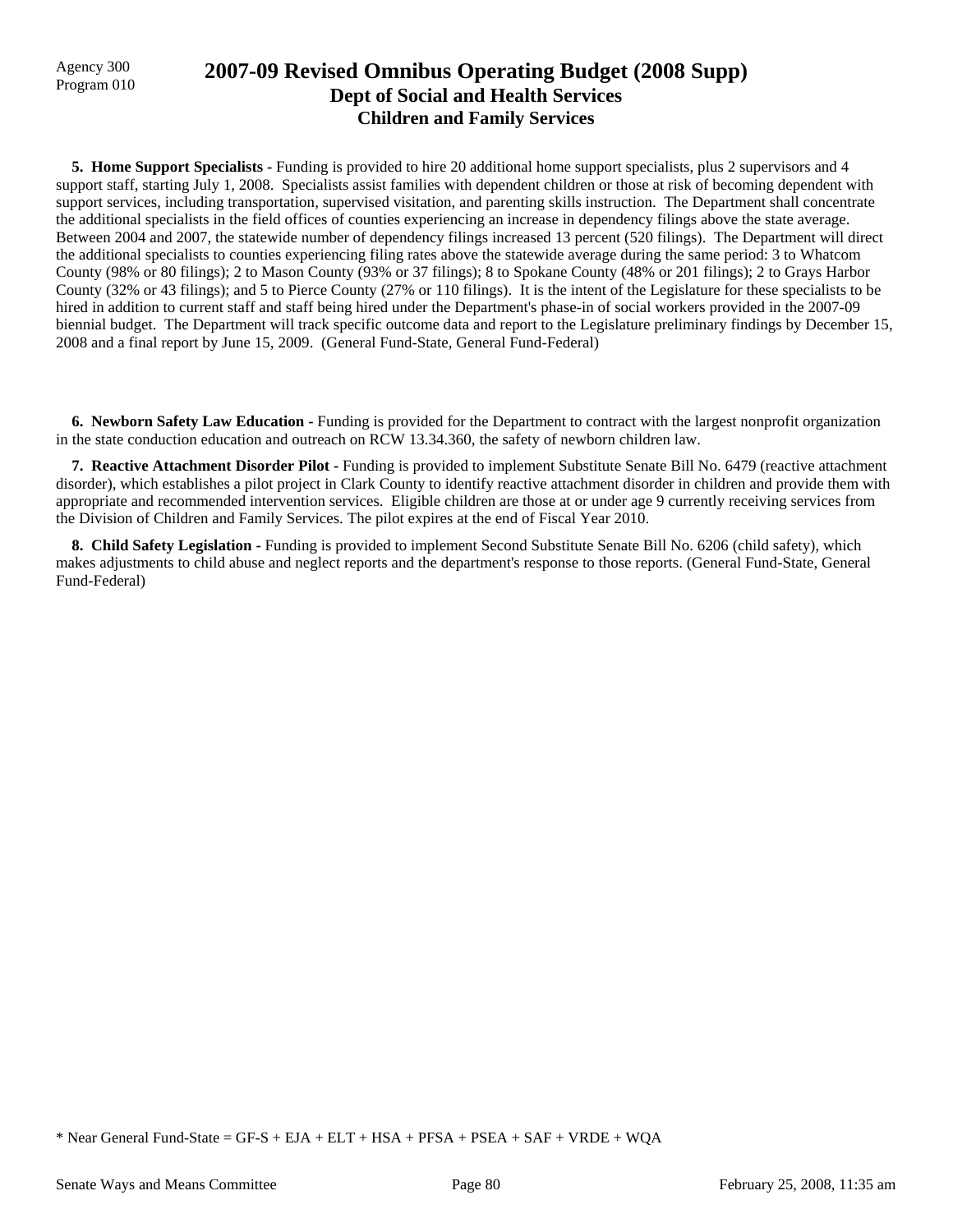Agency 300
Program 010

# 2007-09 Revised Omnibus Operating Budget (2008 Supp)
## Dept of Social and Health Services
### Children and Family Services

**5. Home Support Specialists -** Funding is provided to hire 20 additional home support specialists, plus 2 supervisors and 4 support staff, starting July 1, 2008. Specialists assist families with dependent children or those at risk of becoming dependent with support services, including transportation, supervised visitation, and parenting skills instruction. The Department shall concentrate the additional specialists in the field offices of counties experiencing an increase in dependency filings above the state average. Between 2004 and 2007, the statewide number of dependency filings increased 13 percent (520 filings). The Department will direct the additional specialists to counties experiencing filing rates above the statewide average during the same period: 3 to Whatcom County (98% or 80 filings); 2 to Mason County (93% or 37 filings); 8 to Spokane County (48% or 201 filings); 2 to Grays Harbor County (32% or 43 filings); and 5 to Pierce County (27% or 110 filings). It is the intent of the Legislature for these specialists to be hired in addition to current staff and staff being hired under the Department's phase-in of social workers provided in the 2007-09 biennial budget. The Department will track specific outcome data and report to the Legislature preliminary findings by December 15, 2008 and a final report by June 15, 2009. (General Fund-State, General Fund-Federal)

**6. Newborn Safety Law Education -** Funding is provided for the Department to contract with the largest nonprofit organization in the state conduction education and outreach on RCW 13.34.360, the safety of newborn children law.

**7. Reactive Attachment Disorder Pilot -** Funding is provided to implement Substitute Senate Bill No. 6479 (reactive attachment disorder), which establishes a pilot project in Clark County to identify reactive attachment disorder in children and provide them with appropriate and recommended intervention services. Eligible children are those at or under age 9 currently receiving services from the Division of Children and Family Services. The pilot expires at the end of Fiscal Year 2010.

**8. Child Safety Legislation -** Funding is provided to implement Second Substitute Senate Bill No. 6206 (child safety), which makes adjustments to child abuse and neglect reports and the department's response to those reports. (General Fund-State, General Fund-Federal)

* Near General Fund-State = GF-S + EJA + ELT + HSA + PFSA + PSEA + SAF + VRDE + WQA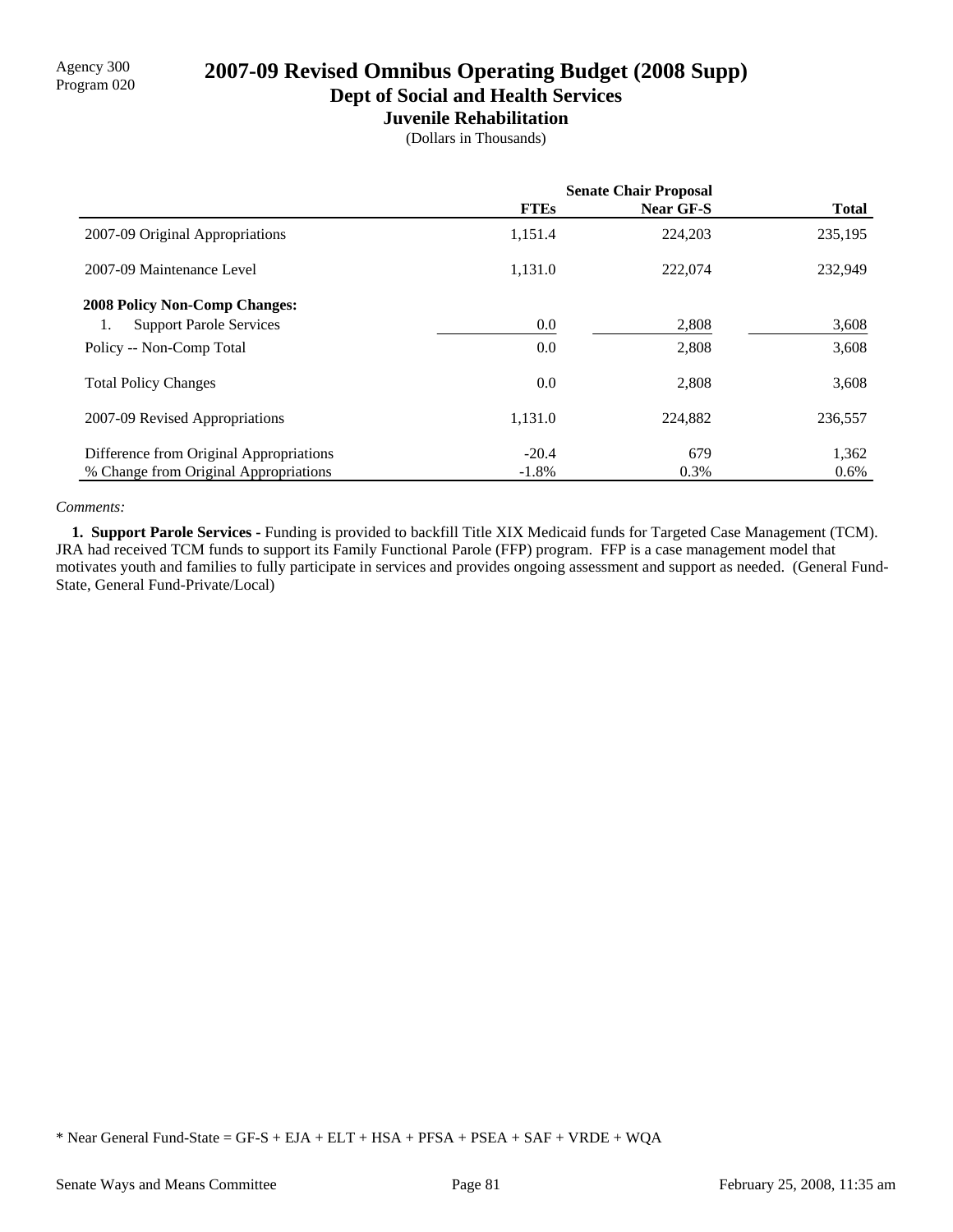Agency 300
Program 020

# 2007-09 Revised Omnibus Operating Budget (2008 Supp)

## Dept of Social and Health Services

### Juvenile Rehabilitation

(Dollars in Thousands)

| | Senate Chair Proposal | | |
|---|---|---|---|
| | **FTEs** | **Near GF-S** | **Total** |
| 2007-09 Original Appropriations | 1,151.4 | 224,203 | 235,195 |
| 2007-09 Maintenance Level | 1,131.0 | 222,074 | 232,949 |
| **2008 Policy Non-Comp Changes:** | | | |
| 1. Support Parole Services | 0.0 | 2,808 | 3,608 |
| Policy -- Non-Comp Total | 0.0 | 2,808 | 3,608 |
| Total Policy Changes | 0.0 | 2,808 | 3,608 |
| 2007-09 Revised Appropriations | 1,131.0 | 224,882 | 236,557 |
| Difference from Original Appropriations | -20.4 | 679 | 1,362 |
| % Change from Original Appropriations | -1.8% | 0.3% | 0.6% |

*Comments:*

**1. Support Parole Services -** Funding is provided to backfill Title XIX Medicaid funds for Targeted Case Management (TCM). JRA had received TCM funds to support its Family Functional Parole (FFP) program. FFP is a case management model that motivates youth and families to fully participate in services and provides ongoing assessment and support as needed. (General Fund-State, General Fund-Private/Local)

* Near General Fund-State = GF-S + EJA + ELT + HSA + PFSA + PSEA + SAF + VRDE + WQA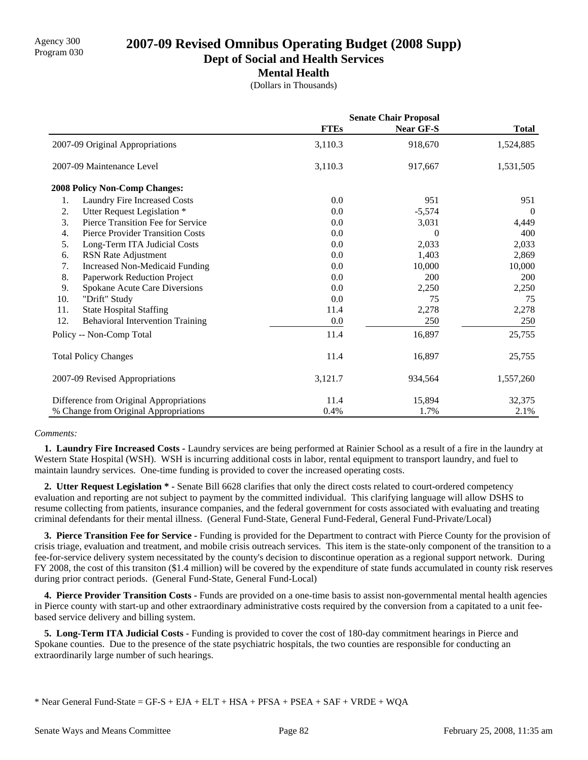Agency 300
Program 030

# 2007-09 Revised Omnibus Operating Budget (2008 Supp)

## Dept of Social and Health Services

### Mental Health

(Dollars in Thousands)

| | Senate Chair Proposal | | |
|---|---|---|---|
| | **FTEs** | **Near GF-S** | **Total** |
| 2007-09 Original Appropriations | 3,110.3 | 918,670 | 1,524,885 |
| 2007-09 Maintenance Level | 3,110.3 | 917,667 | 1,531,505 |
| **2008 Policy Non-Comp Changes:** | | | |
| 1. Laundry Fire Increased Costs | 0.0 | 951 | 951 |
| 2. Utter Request Legislation * | 0.0 | -5,574 | 0 |
| 3. Pierce Transition Fee for Service | 0.0 | 3,031 | 4,449 |
| 4. Pierce Provider Transition Costs | 0.0 | 0 | 400 |
| 5. Long-Term ITA Judicial Costs | 0.0 | 2,033 | 2,033 |
| 6. RSN Rate Adjustment | 0.0 | 1,403 | 2,869 |
| 7. Increased Non-Medicaid Funding | 0.0 | 10,000 | 10,000 |
| 8. Paperwork Reduction Project | 0.0 | 200 | 200 |
| 9. Spokane Acute Care Diversions | 0.0 | 2,250 | 2,250 |
| 10. "Drift" Study | 0.0 | 75 | 75 |
| 11. State Hospital Staffing | 11.4 | 2,278 | 2,278 |
| 12. Behavioral Intervention Training | 0.0 | 250 | 250 |
| Policy -- Non-Comp Total | 11.4 | 16,897 | 25,755 |
| Total Policy Changes | 11.4 | 16,897 | 25,755 |
| 2007-09 Revised Appropriations | 3,121.7 | 934,564 | 1,557,260 |
| Difference from Original Appropriations | 11.4 | 15,894 | 32,375 |
| % Change from Original Appropriations | 0.4% | 1.7% | 2.1% |

*Comments:*

**1. Laundry Fire Increased Costs -** Laundry services are being performed at Rainier School as a result of a fire in the laundry at Western State Hospital (WSH). WSH is incurring additional costs in labor, rental equipment to transport laundry, and fuel to maintain laundry services. One-time funding is provided to cover the increased operating costs.

**2. Utter Request Legislation * -** Senate Bill 6628 clarifies that only the direct costs related to court-ordered competency evaluation and reporting are not subject to payment by the committed individual. This clarifying language will allow DSHS to resume collecting from patients, insurance companies, and the federal government for costs associated with evaluating and treating criminal defendants for their mental illness. (General Fund-State, General Fund-Federal, General Fund-Private/Local)

**3. Pierce Transition Fee for Service -** Funding is provided for the Department to contract with Pierce County for the provision of crisis triage, evaluation and treatment, and mobile crisis outreach services. This item is the state-only component of the transition to a fee-for-service delivery system necessitated by the county's decision to discontinue operation as a regional support network. During FY 2008, the cost of this transiton ($1.4 million) will be covered by the expenditure of state funds accumulated in county risk reserves during prior contract periods. (General Fund-State, General Fund-Local)

**4. Pierce Provider Transition Costs -** Funds are provided on a one-time basis to assist non-governmental mental health agencies in Pierce county with start-up and other extraordinary administrative costs required by the conversion from a capitated to a unit fee-based service delivery and billing system.

**5. Long-Term ITA Judicial Costs -** Funding is provided to cover the cost of 180-day commitment hearings in Pierce and Spokane counties. Due to the presence of the state psychiatric hospitals, the two counties are responsible for conducting an extraordinarily large number of such hearings.

* Near General Fund-State = GF-S + EJA + ELT + HSA + PFSA + PSEA + SAF + VRDE + WQA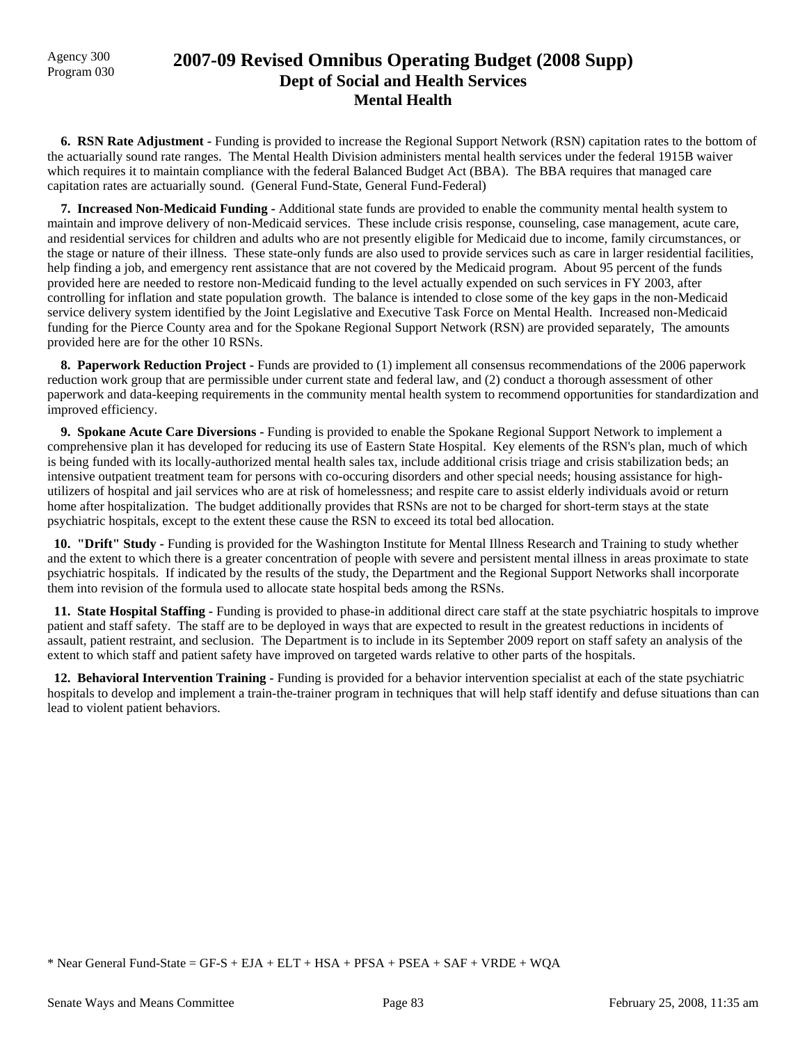Agency 300
Program 030

# 2007-09 Revised Omnibus Operating Budget (2008 Supp)
## Dept of Social and Health Services
### Mental Health

**6. RSN Rate Adjustment -** Funding is provided to increase the Regional Support Network (RSN) capitation rates to the bottom of the actuarially sound rate ranges. The Mental Health Division administers mental health services under the federal 1915B waiver which requires it to maintain compliance with the federal Balanced Budget Act (BBA). The BBA requires that managed care capitation rates are actuarially sound. (General Fund-State, General Fund-Federal)

**7. Increased Non-Medicaid Funding -** Additional state funds are provided to enable the community mental health system to maintain and improve delivery of non-Medicaid services. These include crisis response, counseling, case management, acute care, and residential services for children and adults who are not presently eligible for Medicaid due to income, family circumstances, or the stage or nature of their illness. These state-only funds are also used to provide services such as care in larger residential facilities, help finding a job, and emergency rent assistance that are not covered by the Medicaid program. About 95 percent of the funds provided here are needed to restore non-Medicaid funding to the level actually expended on such services in FY 2003, after controlling for inflation and state population growth. The balance is intended to close some of the key gaps in the non-Medicaid service delivery system identified by the Joint Legislative and Executive Task Force on Mental Health. Increased non-Medicaid funding for the Pierce County area and for the Spokane Regional Support Network (RSN) are provided separately, The amounts provided here are for the other 10 RSNs.

**8. Paperwork Reduction Project -** Funds are provided to (1) implement all consensus recommendations of the 2006 paperwork reduction work group that are permissible under current state and federal law, and (2) conduct a thorough assessment of other paperwork and data-keeping requirements in the community mental health system to recommend opportunities for standardization and improved efficiency.

**9. Spokane Acute Care Diversions -** Funding is provided to enable the Spokane Regional Support Network to implement a comprehensive plan it has developed for reducing its use of Eastern State Hospital. Key elements of the RSN's plan, much of which is being funded with its locally-authorized mental health sales tax, include additional crisis triage and crisis stabilization beds; an intensive outpatient treatment team for persons with co-occuring disorders and other special needs; housing assistance for high-utilizers of hospital and jail services who are at risk of homelessness; and respite care to assist elderly individuals avoid or return home after hospitalization. The budget additionally provides that RSNs are not to be charged for short-term stays at the state psychiatric hospitals, except to the extent these cause the RSN to exceed its total bed allocation.

**10. "Drift" Study -** Funding is provided for the Washington Institute for Mental Illness Research and Training to study whether and the extent to which there is a greater concentration of people with severe and persistent mental illness in areas proximate to state psychiatric hospitals. If indicated by the results of the study, the Department and the Regional Support Networks shall incorporate them into revision of the formula used to allocate state hospital beds among the RSNs.

**11. State Hospital Staffing -** Funding is provided to phase-in additional direct care staff at the state psychiatric hospitals to improve patient and staff safety. The staff are to be deployed in ways that are expected to result in the greatest reductions in incidents of assault, patient restraint, and seclusion. The Department is to include in its September 2009 report on staff safety an analysis of the extent to which staff and patient safety have improved on targeted wards relative to other parts of the hospitals.

**12. Behavioral Intervention Training -** Funding is provided for a behavior intervention specialist at each of the state psychiatric hospitals to develop and implement a train-the-trainer program in techniques that will help staff identify and defuse situations than can lead to violent patient behaviors.

* Near General Fund-State = GF-S + EJA + ELT + HSA + PFSA + PSEA + SAF + VRDE + WQA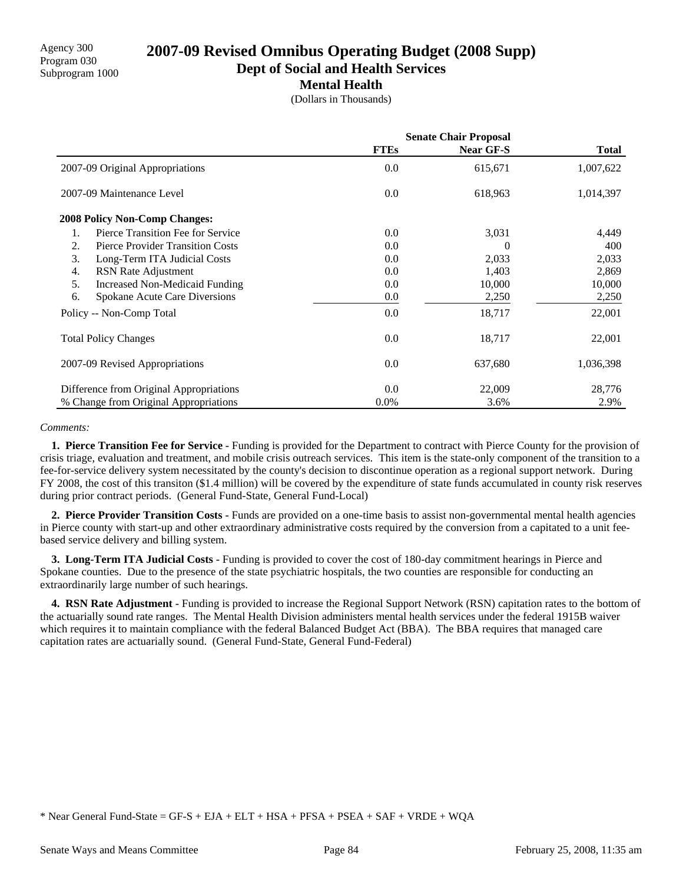Agency 300
Program 030
Subprogram 1000

# 2007-09 Revised Omnibus Operating Budget (2008 Supp)

## Dept of Social and Health Services

### Mental Health

(Dollars in Thousands)

| | Senate Chair Proposal | | |
|---|---|---|---|
| | **FTEs** | **Near GF-S** | **Total** |
| 2007-09 Original Appropriations | 0.0 | 615,671 | 1,007,622 |
| 2007-09 Maintenance Level | 0.0 | 618,963 | 1,014,397 |
| **2008 Policy Non-Comp Changes:** | | | |
| 1. Pierce Transition Fee for Service | 0.0 | 3,031 | 4,449 |
| 2. Pierce Provider Transition Costs | 0.0 | 0 | 400 |
| 3. Long-Term ITA Judicial Costs | 0.0 | 2,033 | 2,033 |
| 4. RSN Rate Adjustment | 0.0 | 1,403 | 2,869 |
| 5. Increased Non-Medicaid Funding | 0.0 | 10,000 | 10,000 |
| 6. Spokane Acute Care Diversions | 0.0 | 2,250 | 2,250 |
| Policy -- Non-Comp Total | 0.0 | 18,717 | 22,001 |
| Total Policy Changes | 0.0 | 18,717 | 22,001 |
| 2007-09 Revised Appropriations | 0.0 | 637,680 | 1,036,398 |
| Difference from Original Appropriations | 0.0 | 22,009 | 28,776 |
| % Change from Original Appropriations | 0.0% | 3.6% | 2.9% |

*Comments:*

**1. Pierce Transition Fee for Service -** Funding is provided for the Department to contract with Pierce County for the provision of crisis triage, evaluation and treatment, and mobile crisis outreach services. This item is the state-only component of the transition to a fee-for-service delivery system necessitated by the county's decision to discontinue operation as a regional support network. During FY 2008, the cost of this transiton ($1.4 million) will be covered by the expenditure of state funds accumulated in county risk reserves during prior contract periods. (General Fund-State, General Fund-Local)

**2. Pierce Provider Transition Costs -** Funds are provided on a one-time basis to assist non-governmental mental health agencies in Pierce county with start-up and other extraordinary administrative costs required by the conversion from a capitated to a unit fee-based service delivery and billing system.

**3. Long-Term ITA Judicial Costs -** Funding is provided to cover the cost of 180-day commitment hearings in Pierce and Spokane counties. Due to the presence of the state psychiatric hospitals, the two counties are responsible for conducting an extraordinarily large number of such hearings.

**4. RSN Rate Adjustment -** Funding is provided to increase the Regional Support Network (RSN) capitation rates to the bottom of the actuarially sound rate ranges. The Mental Health Division administers mental health services under the federal 1915B waiver which requires it to maintain compliance with the federal Balanced Budget Act (BBA). The BBA requires that managed care capitation rates are actuarially sound. (General Fund-State, General Fund-Federal)

\* Near General Fund-State = GF-S + EJA + ELT + HSA + PFSA + PSEA + SAF + VRDE + WQA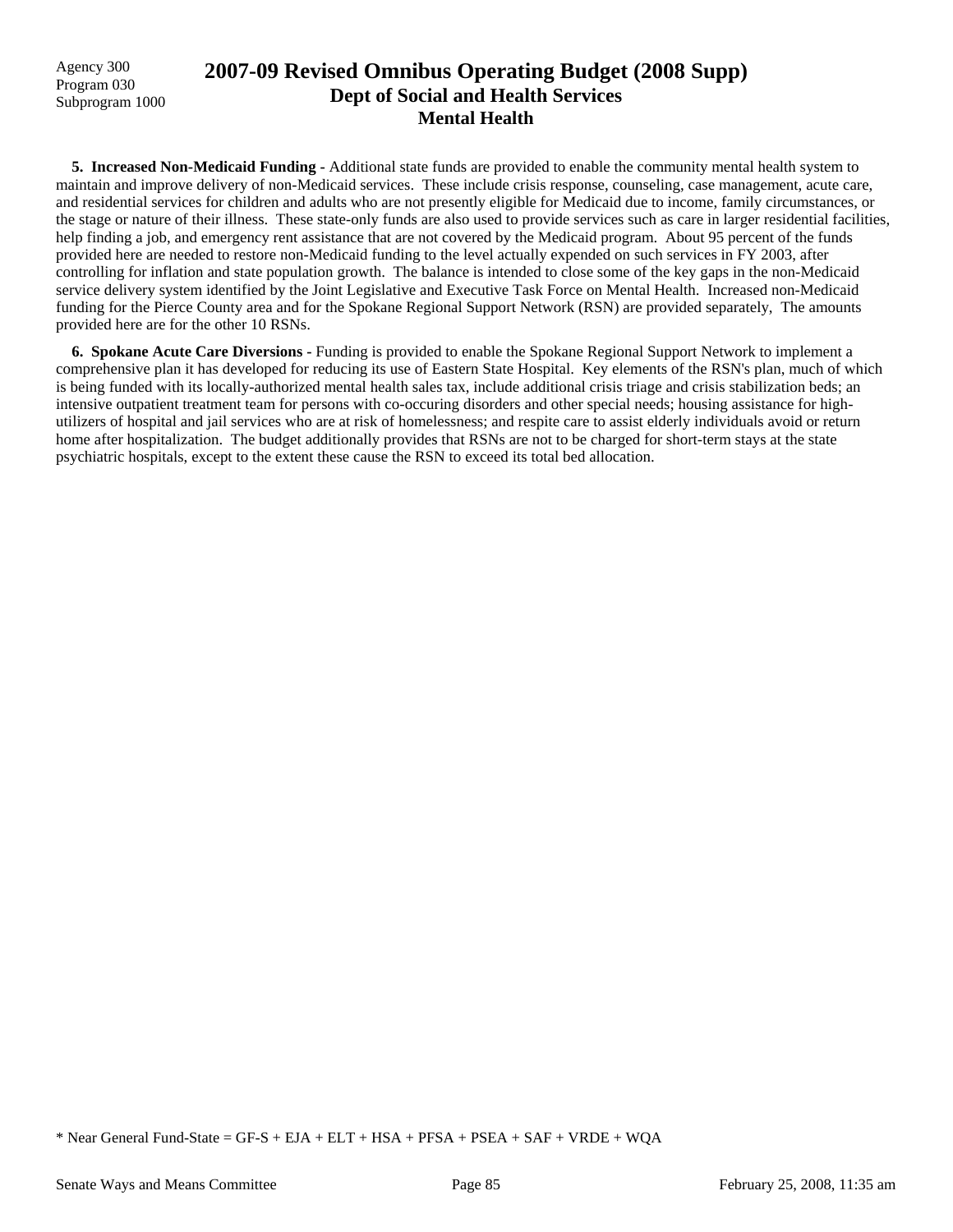**5. Increased Non-Medicaid Funding -** Additional state funds are provided to enable the community mental health system to maintain and improve delivery of non-Medicaid services. These include crisis response, counseling, case management, acute care, and residential services for children and adults who are not presently eligible for Medicaid due to income, family circumstances, or the stage or nature of their illness. These state-only funds are also used to provide services such as care in larger residential facilities, help finding a job, and emergency rent assistance that are not covered by the Medicaid program. About 95 percent of the funds provided here are needed to restore non-Medicaid funding to the level actually expended on such services in FY 2003, after controlling for inflation and state population growth. The balance is intended to close some of the key gaps in the non-Medicaid service delivery system identified by the Joint Legislative and Executive Task Force on Mental Health. Increased non-Medicaid funding for the Pierce County area and for the Spokane Regional Support Network (RSN) are provided separately, The amounts provided here are for the other 10 RSNs.

**6. Spokane Acute Care Diversions -** Funding is provided to enable the Spokane Regional Support Network to implement a comprehensive plan it has developed for reducing its use of Eastern State Hospital. Key elements of the RSN's plan, much of which is being funded with its locally-authorized mental health sales tax, include additional crisis triage and crisis stabilization beds; an intensive outpatient treatment team for persons with co-occuring disorders and other special needs; housing assistance for high-utilizers of hospital and jail services who are at risk of homelessness; and respite care to assist elderly individuals avoid or return home after hospitalization. The budget additionally provides that RSNs are not to be charged for short-term stays at the state psychiatric hospitals, except to the extent these cause the RSN to exceed its total bed allocation.

* Near General Fund-State = GF-S + EJA + ELT + HSA + PFSA + PSEA + SAF + VRDE + WQA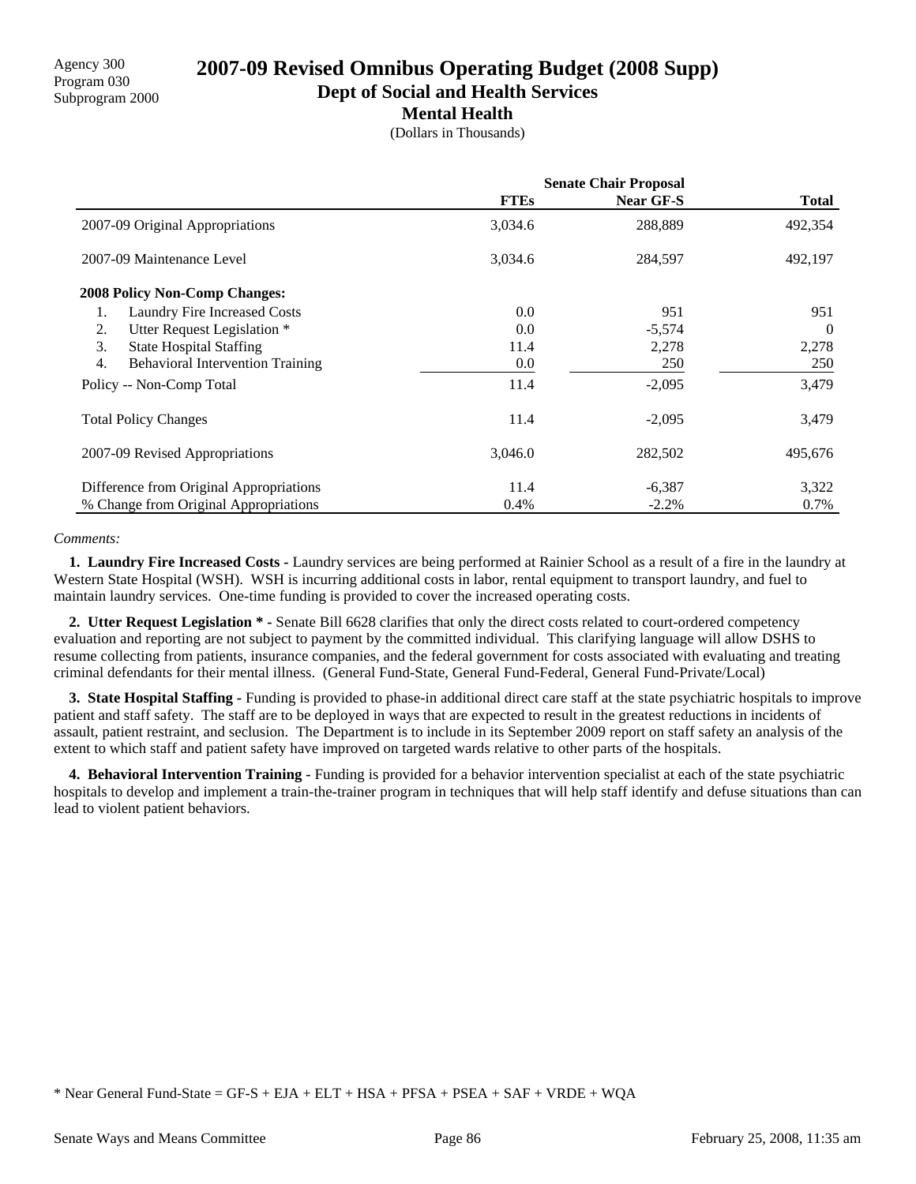Agency 300
Program 030
Subprogram 2000

# 2007-09 Revised Omnibus Operating Budget (2008 Supp)
## Dept of Social and Health Services
### Mental Health

(Dollars in Thousands)

| | Senate Chair Proposal | | |
|---|---|---|---|
| | **FTEs** | **Near GF-S** | **Total** |
| 2007-09 Original Appropriations | 3,034.6 | 288,889 | 492,354 |
| 2007-09 Maintenance Level | 3,034.6 | 284,597 | 492,197 |
| **2008 Policy Non-Comp Changes:** | | | |
| 1. Laundry Fire Increased Costs | 0.0 | 951 | 951 |
| 2. Utter Request Legislation * | 0.0 | -5,574 | 0 |
| 3. State Hospital Staffing | 11.4 | 2,278 | 2,278 |
| 4. Behavioral Intervention Training | 0.0 | 250 | 250 |
| Policy -- Non-Comp Total | 11.4 | -2,095 | 3,479 |
| Total Policy Changes | 11.4 | -2,095 | 3,479 |
| 2007-09 Revised Appropriations | 3,046.0 | 282,502 | 495,676 |
| Difference from Original Appropriations | 11.4 | -6,387 | 3,322 |
| % Change from Original Appropriations | 0.4% | -2.2% | 0.7% |

*Comments:*

**1. Laundry Fire Increased Costs -** Laundry services are being performed at Rainier School as a result of a fire in the laundry at Western State Hospital (WSH). WSH is incurring additional costs in labor, rental equipment to transport laundry, and fuel to maintain laundry services. One-time funding is provided to cover the increased operating costs.

**2. Utter Request Legislation * -** Senate Bill 6628 clarifies that only the direct costs related to court-ordered competency evaluation and reporting are not subject to payment by the committed individual. This clarifying language will allow DSHS to resume collecting from patients, insurance companies, and the federal government for costs associated with evaluating and treating criminal defendants for their mental illness. (General Fund-State, General Fund-Federal, General Fund-Private/Local)

**3. State Hospital Staffing -** Funding is provided to phase-in additional direct care staff at the state psychiatric hospitals to improve patient and staff safety. The staff are to be deployed in ways that are expected to result in the greatest reductions in incidents of assault, patient restraint, and seclusion. The Department is to include in its September 2009 report on staff safety an analysis of the extent to which staff and patient safety have improved on targeted wards relative to other parts of the hospitals.

**4. Behavioral Intervention Training -** Funding is provided for a behavior intervention specialist at each of the state psychiatric hospitals to develop and implement a train-the-trainer program in techniques that will help staff identify and defuse situations than can lead to violent patient behaviors.

* Near General Fund-State = GF-S + EJA + ELT + HSA + PFSA + PSEA + SAF + VRDE + WQA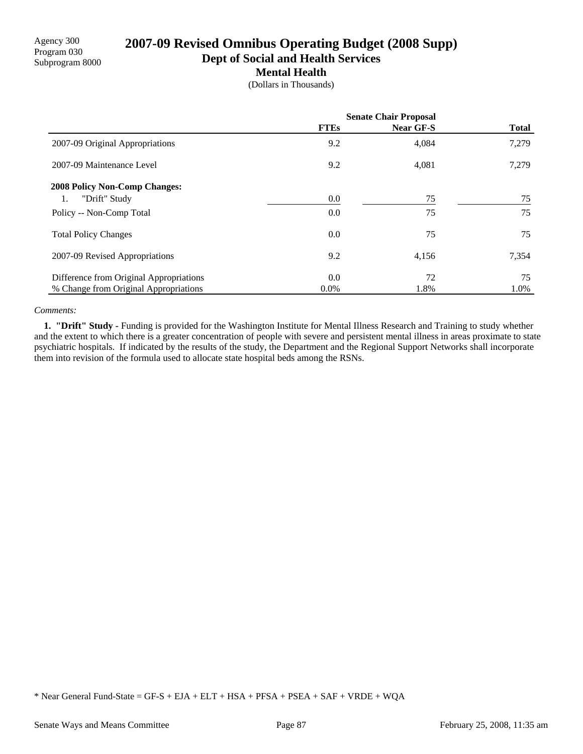Agency 300
Program 030
Subprogram 8000

# 2007-09 Revised Omnibus Operating Budget (2008 Supp)
## Dept of Social and Health Services
### Mental Health
(Dollars in Thousands)

| | Senate Chair Proposal | | |
|---|---|---|---|
| | FTEs | Near GF-S | Total |
| 2007-09 Original Appropriations | 9.2 | 4,084 | 7,279 |
| 2007-09 Maintenance Level | 9.2 | 4,081 | 7,279 |
| **2008 Policy Non-Comp Changes:** | | | |
| 1. "Drift" Study | 0.0 | 75 | 75 |
| Policy -- Non-Comp Total | 0.0 | 75 | 75 |
| Total Policy Changes | 0.0 | 75 | 75 |
| 2007-09 Revised Appropriations | 9.2 | 4,156 | 7,354 |
| Difference from Original Appropriations | 0.0 | 72 | 75 |
| % Change from Original Appropriations | 0.0% | 1.8% | 1.0% |

*Comments:*

**1. "Drift" Study -** Funding is provided for the Washington Institute for Mental Illness Research and Training to study whether and the extent to which there is a greater concentration of people with severe and persistent mental illness in areas proximate to state psychiatric hospitals. If indicated by the results of the study, the Department and the Regional Support Networks shall incorporate them into revision of the formula used to allocate state hospital beds among the RSNs.

* Near General Fund-State = GF-S + EJA + ELT + HSA + PFSA + PSEA + SAF + VRDE + WQA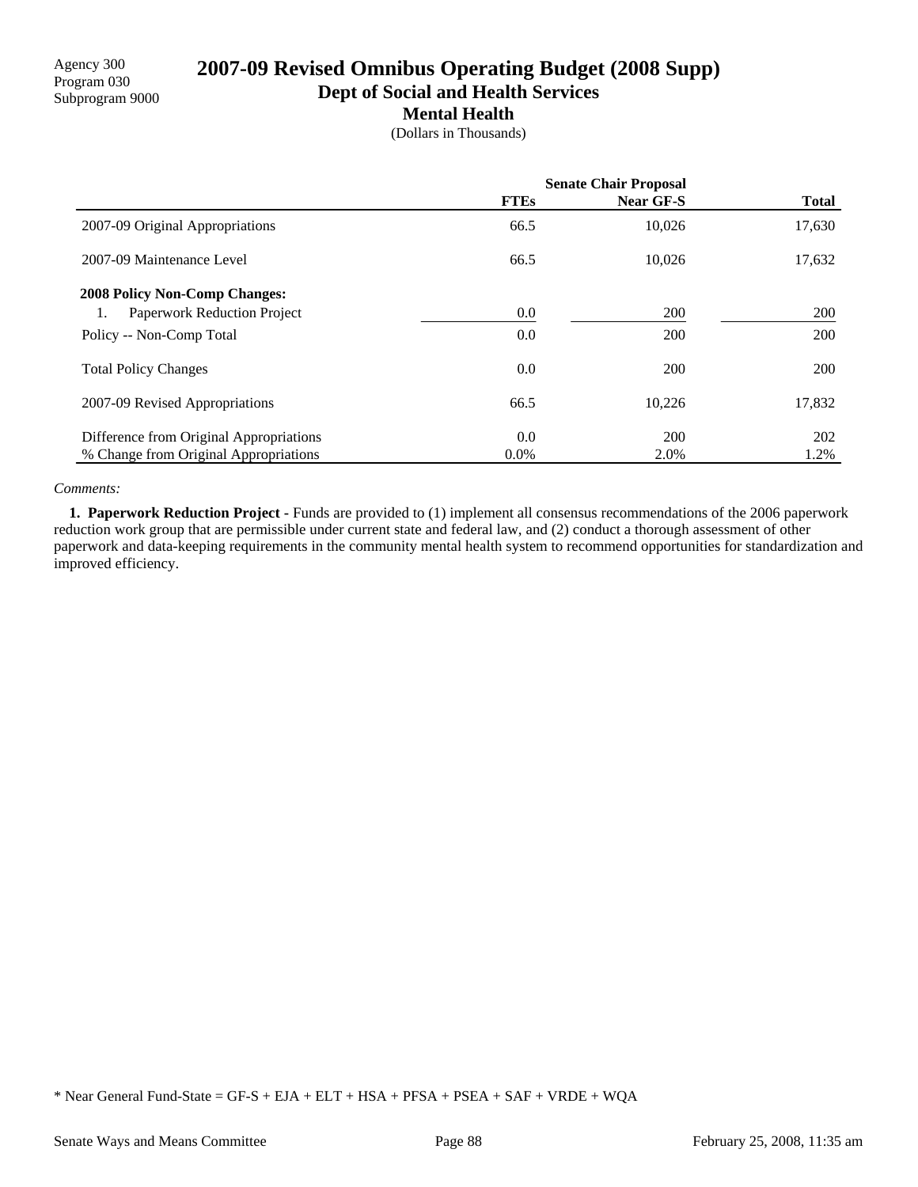Agency 300
Program 030
Subprogram 9000

# 2007-09 Revised Omnibus Operating Budget (2008 Supp)

## Dept of Social and Health Services

### Mental Health

(Dollars in Thousands)

| | Senate Chair Proposal | | |
|---|---|---|---|
| | FTEs | Near GF-S | Total |
| 2007-09 Original Appropriations | 66.5 | 10,026 | 17,630 |
| 2007-09 Maintenance Level | 66.5 | 10,026 | 17,632 |
| **2008 Policy Non-Comp Changes:** | | | |
| 1. Paperwork Reduction Project | 0.0 | 200 | 200 |
| Policy -- Non-Comp Total | 0.0 | 200 | 200 |
| Total Policy Changes | 0.0 | 200 | 200 |
| 2007-09 Revised Appropriations | 66.5 | 10,226 | 17,832 |
| Difference from Original Appropriations | 0.0 | 200 | 202 |
| % Change from Original Appropriations | 0.0% | 2.0% | 1.2% |

*Comments:*

**1. Paperwork Reduction Project -** Funds are provided to (1) implement all consensus recommendations of the 2006 paperwork reduction work group that are permissible under current state and federal law, and (2) conduct a thorough assessment of other paperwork and data-keeping requirements in the community mental health system to recommend opportunities for standardization and improved efficiency.

* Near General Fund-State = GF-S + EJA + ELT + HSA + PFSA + PSEA + SAF + VRDE + WQA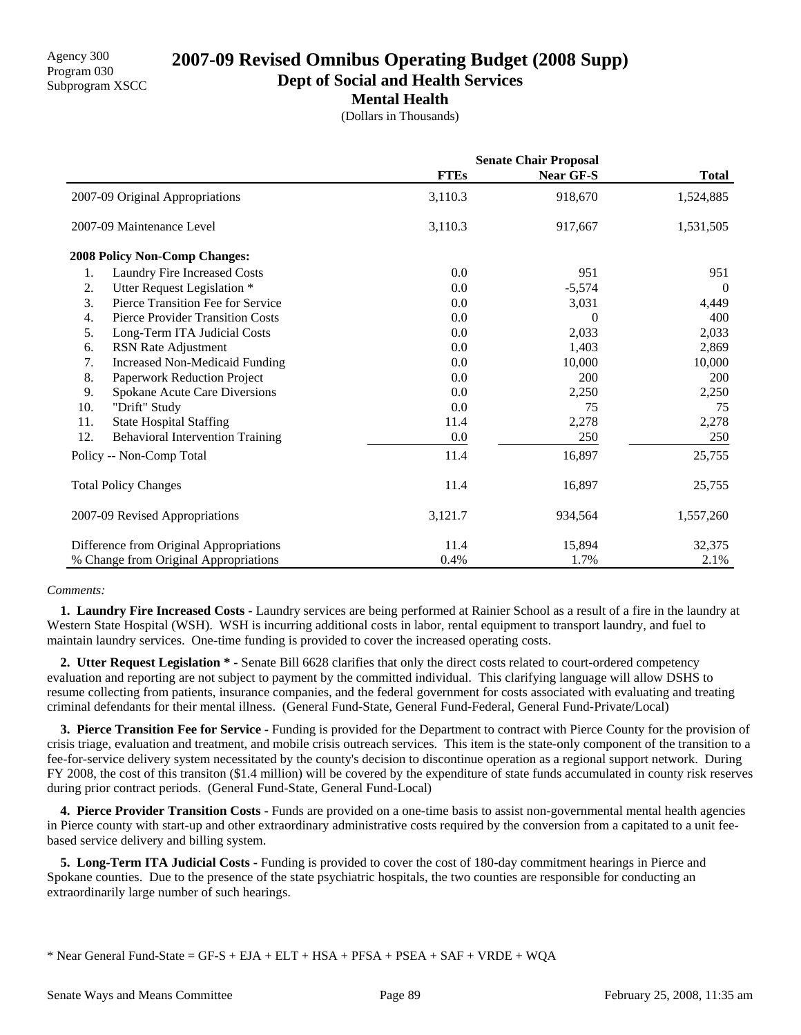Agency 300
Program 030
Subprogram XSCC

# 2007-09 Revised Omnibus Operating Budget (2008 Supp)

## Dept of Social and Health Services

### Mental Health

(Dollars in Thousands)

| | Senate Chair Proposal | | |
|---|---|---|---|
| | **FTEs** | **Near GF-S** | **Total** |
| 2007-09 Original Appropriations | 3,110.3 | 918,670 | 1,524,885 |
| 2007-09 Maintenance Level | 3,110.3 | 917,667 | 1,531,505 |
| **2008 Policy Non-Comp Changes:** | | | |
| 1. Laundry Fire Increased Costs | 0.0 | 951 | 951 |
| 2. Utter Request Legislation * | 0.0 | -5,574 | 0 |
| 3. Pierce Transition Fee for Service | 0.0 | 3,031 | 4,449 |
| 4. Pierce Provider Transition Costs | 0.0 | 0 | 400 |
| 5. Long-Term ITA Judicial Costs | 0.0 | 2,033 | 2,033 |
| 6. RSN Rate Adjustment | 0.0 | 1,403 | 2,869 |
| 7. Increased Non-Medicaid Funding | 0.0 | 10,000 | 10,000 |
| 8. Paperwork Reduction Project | 0.0 | 200 | 200 |
| 9. Spokane Acute Care Diversions | 0.0 | 2,250 | 2,250 |
| 10. "Drift" Study | 0.0 | 75 | 75 |
| 11. State Hospital Staffing | 11.4 | 2,278 | 2,278 |
| 12. Behavioral Intervention Training | 0.0 | 250 | 250 |
| Policy -- Non-Comp Total | 11.4 | 16,897 | 25,755 |
| Total Policy Changes | 11.4 | 16,897 | 25,755 |
| 2007-09 Revised Appropriations | 3,121.7 | 934,564 | 1,557,260 |
| Difference from Original Appropriations | 11.4 | 15,894 | 32,375 |
| % Change from Original Appropriations | 0.4% | 1.7% | 2.1% |

*Comments:*

**1. Laundry Fire Increased Costs -** Laundry services are being performed at Rainier School as a result of a fire in the laundry at Western State Hospital (WSH). WSH is incurring additional costs in labor, rental equipment to transport laundry, and fuel to maintain laundry services. One-time funding is provided to cover the increased operating costs.

**2. Utter Request Legislation * -** Senate Bill 6628 clarifies that only the direct costs related to court-ordered competency evaluation and reporting are not subject to payment by the committed individual. This clarifying language will allow DSHS to resume collecting from patients, insurance companies, and the federal government for costs associated with evaluating and treating criminal defendants for their mental illness. (General Fund-State, General Fund-Federal, General Fund-Private/Local)

**3. Pierce Transition Fee for Service -** Funding is provided for the Department to contract with Pierce County for the provision of crisis triage, evaluation and treatment, and mobile crisis outreach services. This item is the state-only component of the transition to a fee-for-service delivery system necessitated by the county's decision to discontinue operation as a regional support network. During FY 2008, the cost of this transiton ($1.4 million) will be covered by the expenditure of state funds accumulated in county risk reserves during prior contract periods. (General Fund-State, General Fund-Local)

**4. Pierce Provider Transition Costs -** Funds are provided on a one-time basis to assist non-governmental mental health agencies in Pierce county with start-up and other extraordinary administrative costs required by the conversion from a capitated to a unit fee-based service delivery and billing system.

**5. Long-Term ITA Judicial Costs -** Funding is provided to cover the cost of 180-day commitment hearings in Pierce and Spokane counties. Due to the presence of the state psychiatric hospitals, the two counties are responsible for conducting an extraordinarily large number of such hearings.

* Near General Fund-State = GF-S + EJA + ELT + HSA + PFSA + PSEA + SAF + VRDE + WQA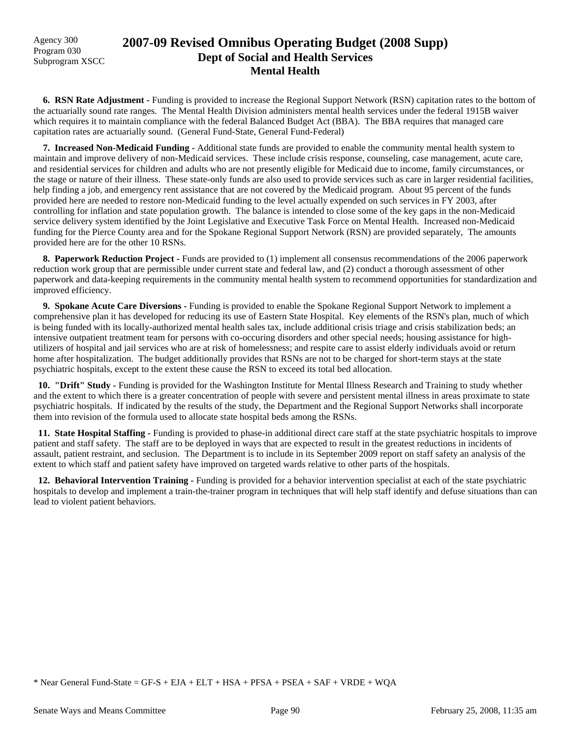**6. RSN Rate Adjustment -** Funding is provided to increase the Regional Support Network (RSN) capitation rates to the bottom of the actuarially sound rate ranges. The Mental Health Division administers mental health services under the federal 1915B waiver which requires it to maintain compliance with the federal Balanced Budget Act (BBA). The BBA requires that managed care capitation rates are actuarially sound. (General Fund-State, General Fund-Federal)

**7. Increased Non-Medicaid Funding -** Additional state funds are provided to enable the community mental health system to maintain and improve delivery of non-Medicaid services. These include crisis response, counseling, case management, acute care, and residential services for children and adults who are not presently eligible for Medicaid due to income, family circumstances, or the stage or nature of their illness. These state-only funds are also used to provide services such as care in larger residential facilities, help finding a job, and emergency rent assistance that are not covered by the Medicaid program. About 95 percent of the funds provided here are needed to restore non-Medicaid funding to the level actually expended on such services in FY 2003, after controlling for inflation and state population growth. The balance is intended to close some of the key gaps in the non-Medicaid service delivery system identified by the Joint Legislative and Executive Task Force on Mental Health. Increased non-Medicaid funding for the Pierce County area and for the Spokane Regional Support Network (RSN) are provided separately, The amounts provided here are for the other 10 RSNs.

**8. Paperwork Reduction Project -** Funds are provided to (1) implement all consensus recommendations of the 2006 paperwork reduction work group that are permissible under current state and federal law, and (2) conduct a thorough assessment of other paperwork and data-keeping requirements in the community mental health system to recommend opportunities for standardization and improved efficiency.

**9. Spokane Acute Care Diversions -** Funding is provided to enable the Spokane Regional Support Network to implement a comprehensive plan it has developed for reducing its use of Eastern State Hospital. Key elements of the RSN's plan, much of which is being funded with its locally-authorized mental health sales tax, include additional crisis triage and crisis stabilization beds; an intensive outpatient treatment team for persons with co-occuring disorders and other special needs; housing assistance for high-utilizers of hospital and jail services who are at risk of homelessness; and respite care to assist elderly individuals avoid or return home after hospitalization. The budget additionally provides that RSNs are not to be charged for short-term stays at the state psychiatric hospitals, except to the extent these cause the RSN to exceed its total bed allocation.

**10. "Drift" Study -** Funding is provided for the Washington Institute for Mental Illness Research and Training to study whether and the extent to which there is a greater concentration of people with severe and persistent mental illness in areas proximate to state psychiatric hospitals. If indicated by the results of the study, the Department and the Regional Support Networks shall incorporate them into revision of the formula used to allocate state hospital beds among the RSNs.

**11. State Hospital Staffing -** Funding is provided to phase-in additional direct care staff at the state psychiatric hospitals to improve patient and staff safety. The staff are to be deployed in ways that are expected to result in the greatest reductions in incidents of assault, patient restraint, and seclusion. The Department is to include in its September 2009 report on staff safety an analysis of the extent to which staff and patient safety have improved on targeted wards relative to other parts of the hospitals.

**12. Behavioral Intervention Training -** Funding is provided for a behavior intervention specialist at each of the state psychiatric hospitals to develop and implement a train-the-trainer program in techniques that will help staff identify and defuse situations than can lead to violent patient behaviors.

* Near General Fund-State = GF-S + EJA + ELT + HSA + PFSA + PSEA + SAF + VRDE + WQA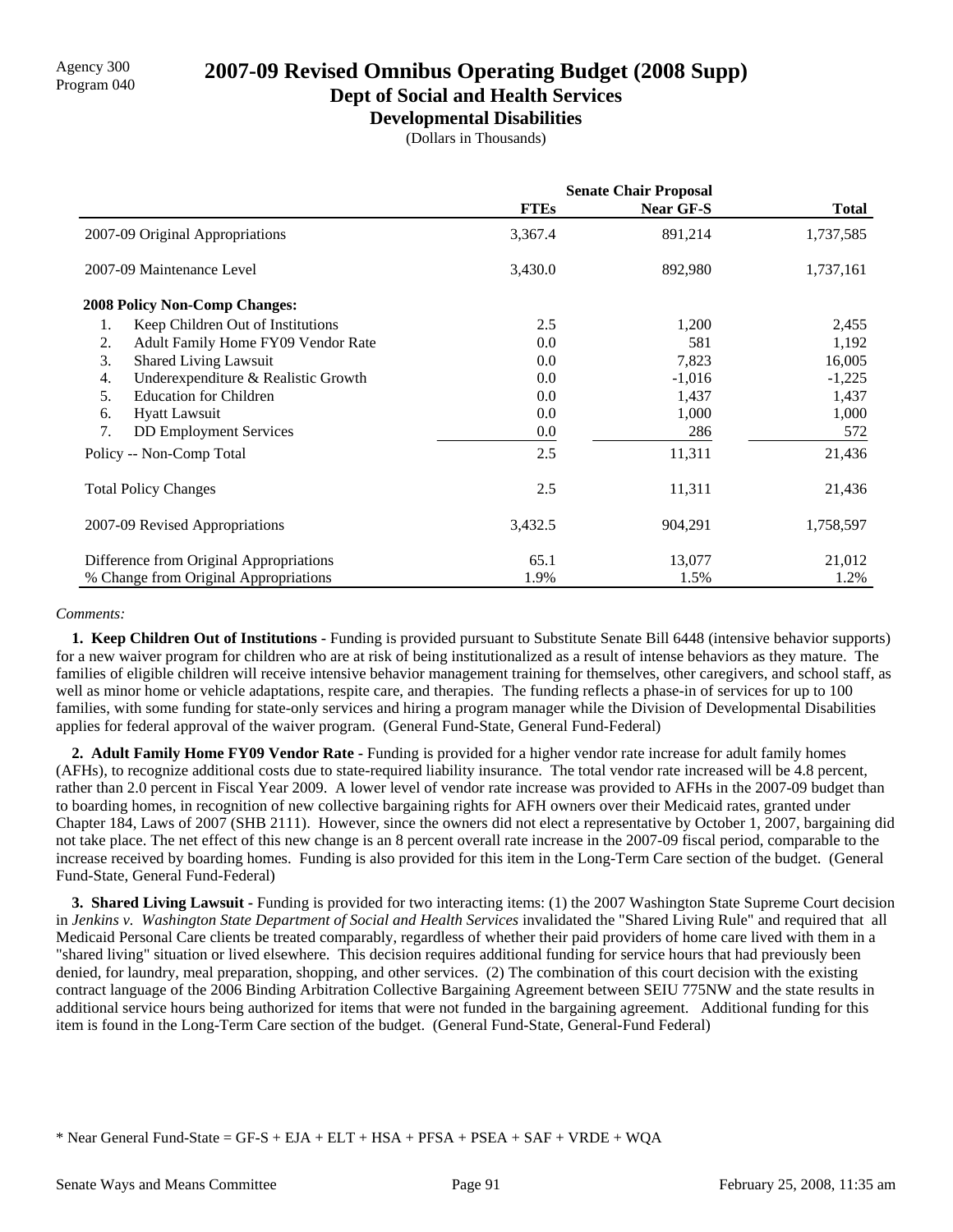Agency 300
Program 040

# 2007-09 Revised Omnibus Operating Budget (2008 Supp)

## Dept of Social and Health Services

### Developmental Disabilities

(Dollars in Thousands)

| | Senate Chair Proposal | | |
|---|---|---|---|
| | **FTEs** | **Near GF-S** | **Total** |
| 2007-09 Original Appropriations | 3,367.4 | 891,214 | 1,737,585 |
| 2007-09 Maintenance Level | 3,430.0 | 892,980 | 1,737,161 |
| **2008 Policy Non-Comp Changes:** | | | |
| 1. Keep Children Out of Institutions | 2.5 | 1,200 | 2,455 |
| 2. Adult Family Home FY09 Vendor Rate | 0.0 | 581 | 1,192 |
| 3. Shared Living Lawsuit | 0.0 | 7,823 | 16,005 |
| 4. Underexpenditure & Realistic Growth | 0.0 | -1,016 | -1,225 |
| 5. Education for Children | 0.0 | 1,437 | 1,437 |
| 6. Hyatt Lawsuit | 0.0 | 1,000 | 1,000 |
| 7. DD Employment Services | 0.0 | 286 | 572 |
| Policy -- Non-Comp Total | 2.5 | 11,311 | 21,436 |
| Total Policy Changes | 2.5 | 11,311 | 21,436 |
| 2007-09 Revised Appropriations | 3,432.5 | 904,291 | 1,758,597 |
| Difference from Original Appropriations | 65.1 | 13,077 | 21,012 |
| % Change from Original Appropriations | 1.9% | 1.5% | 1.2% |

*Comments:*

**1. Keep Children Out of Institutions -** Funding is provided pursuant to Substitute Senate Bill 6448 (intensive behavior supports) for a new waiver program for children who are at risk of being institutionalized as a result of intense behaviors as they mature. The families of eligible children will receive intensive behavior management training for themselves, other caregivers, and school staff, as well as minor home or vehicle adaptations, respite care, and therapies. The funding reflects a phase-in of services for up to 100 families, with some funding for state-only services and hiring a program manager while the Division of Developmental Disabilities applies for federal approval of the waiver program. (General Fund-State, General Fund-Federal)

**2. Adult Family Home FY09 Vendor Rate -** Funding is provided for a higher vendor rate increase for adult family homes (AFHs), to recognize additional costs due to state-required liability insurance. The total vendor rate increased will be 4.8 percent, rather than 2.0 percent in Fiscal Year 2009. A lower level of vendor rate increase was provided to AFHs in the 2007-09 budget than to boarding homes, in recognition of new collective bargaining rights for AFH owners over their Medicaid rates, granted under Chapter 184, Laws of 2007 (SHB 2111). However, since the owners did not elect a representative by October 1, 2007, bargaining did not take place. The net effect of this new change is an 8 percent overall rate increase in the 2007-09 fiscal period, comparable to the increase received by boarding homes. Funding is also provided for this item in the Long-Term Care section of the budget. (General Fund-State, General Fund-Federal)

**3. Shared Living Lawsuit -** Funding is provided for two interacting items: (1) the 2007 Washington State Supreme Court decision in *Jenkins v. Washington State Department of Social and Health Services* invalidated the "Shared Living Rule" and required that all Medicaid Personal Care clients be treated comparably, regardless of whether their paid providers of home care lived with them in a "shared living" situation or lived elsewhere. This decision requires additional funding for service hours that had previously been denied, for laundry, meal preparation, shopping, and other services. (2) The combination of this court decision with the existing contract language of the 2006 Binding Arbitration Collective Bargaining Agreement between SEIU 775NW and the state results in additional service hours being authorized for items that were not funded in the bargaining agreement. Additional funding for this item is found in the Long-Term Care section of the budget. (General Fund-State, General-Fund Federal)

* Near General Fund-State = GF-S + EJA + ELT + HSA + PFSA + PSEA + SAF + VRDE + WQA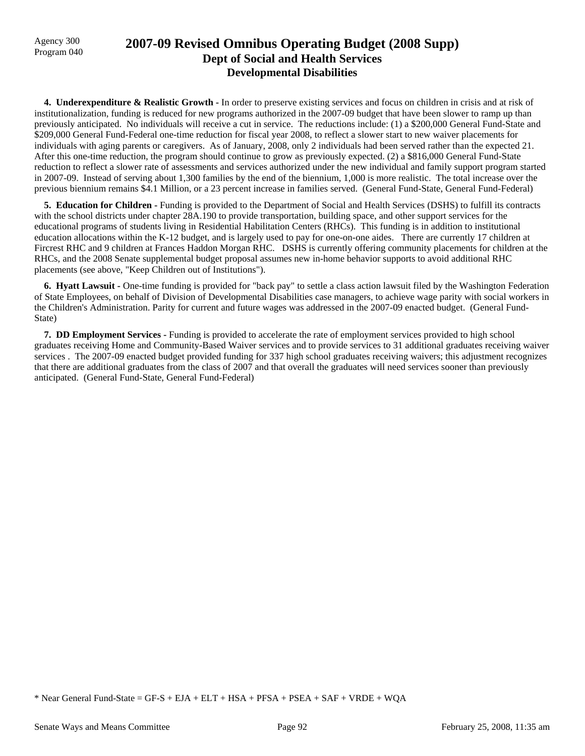Agency 300
Program 040

# 2007-09 Revised Omnibus Operating Budget (2008 Supp)
## Dept of Social and Health Services
### Developmental Disabilities

**4. Underexpenditure & Realistic Growth -** In order to preserve existing services and focus on children in crisis and at risk of institutionalization, funding is reduced for new programs authorized in the 2007-09 budget that have been slower to ramp up than previously anticipated. No individuals will receive a cut in service. The reductions include: (1) a $200,000 General Fund-State and $209,000 General Fund-Federal one-time reduction for fiscal year 2008, to reflect a slower start to new waiver placements for individuals with aging parents or caregivers. As of January, 2008, only 2 individuals had been served rather than the expected 21. After this one-time reduction, the program should continue to grow as previously expected. (2) a $816,000 General Fund-State reduction to reflect a slower rate of assessments and services authorized under the new individual and family support program started in 2007-09. Instead of serving about 1,300 families by the end of the biennium, 1,000 is more realistic. The total increase over the previous biennium remains $4.1 Million, or a 23 percent increase in families served. (General Fund-State, General Fund-Federal)

**5. Education for Children -** Funding is provided to the Department of Social and Health Services (DSHS) to fulfill its contracts with the school districts under chapter 28A.190 to provide transportation, building space, and other support services for the educational programs of students living in Residential Habilitation Centers (RHCs). This funding is in addition to institutional education allocations within the K-12 budget, and is largely used to pay for one-on-one aides. There are currently 17 children at Fircrest RHC and 9 children at Frances Haddon Morgan RHC. DSHS is currently offering community placements for children at the RHCs, and the 2008 Senate supplemental budget proposal assumes new in-home behavior supports to avoid additional RHC placements (see above, "Keep Children out of Institutions").

**6. Hyatt Lawsuit -** One-time funding is provided for "back pay" to settle a class action lawsuit filed by the Washington Federation of State Employees, on behalf of Division of Developmental Disabilities case managers, to achieve wage parity with social workers in the Children's Administration. Parity for current and future wages was addressed in the 2007-09 enacted budget. (General Fund-State)

**7. DD Employment Services -** Funding is provided to accelerate the rate of employment services provided to high school graduates receiving Home and Community-Based Waiver services and to provide services to 31 additional graduates receiving waiver services . The 2007-09 enacted budget provided funding for 337 high school graduates receiving waivers; this adjustment recognizes that there are additional graduates from the class of 2007 and that overall the graduates will need services sooner than previously anticipated. (General Fund-State, General Fund-Federal)

* Near General Fund-State = GF-S + EJA + ELT + HSA + PFSA + PSEA + SAF + VRDE + WQA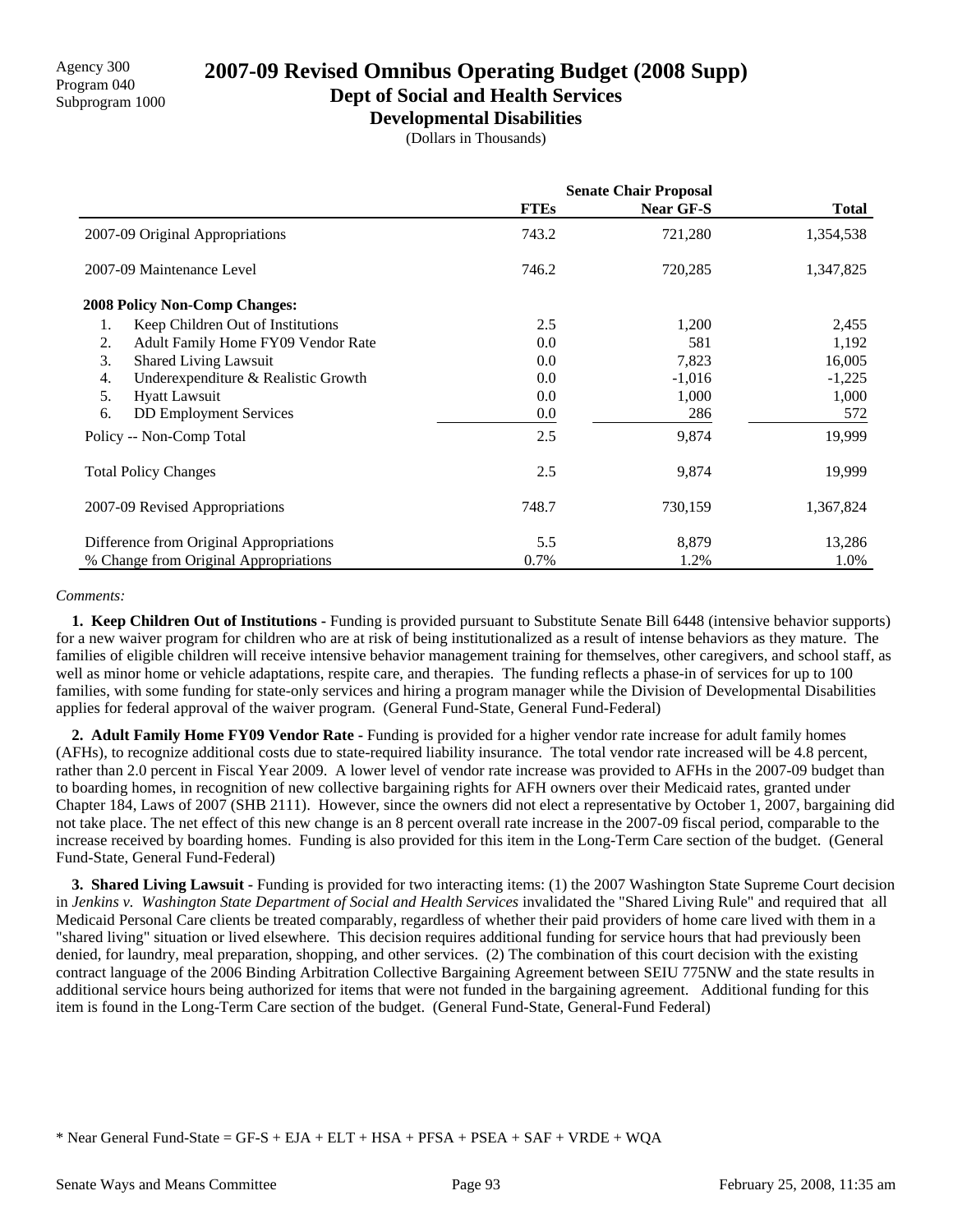Agency 300
Program 040
Subprogram 1000

# 2007-09 Revised Omnibus Operating Budget (2008 Supp)

## Dept of Social and Health Services

### Developmental Disabilities

(Dollars in Thousands)

| | Senate Chair Proposal | | |
|---|---|---|---|
| | FTEs | Near GF-S | Total |
| 2007-09 Original Appropriations | 743.2 | 721,280 | 1,354,538 |
| 2007-09 Maintenance Level | 746.2 | 720,285 | 1,347,825 |
| **2008 Policy Non-Comp Changes:** | | | |
| 1. Keep Children Out of Institutions | 2.5 | 1,200 | 2,455 |
| 2. Adult Family Home FY09 Vendor Rate | 0.0 | 581 | 1,192 |
| 3. Shared Living Lawsuit | 0.0 | 7,823 | 16,005 |
| 4. Underexpenditure & Realistic Growth | 0.0 | -1,016 | -1,225 |
| 5. Hyatt Lawsuit | 0.0 | 1,000 | 1,000 |
| 6. DD Employment Services | 0.0 | 286 | 572 |
| Policy -- Non-Comp Total | 2.5 | 9,874 | 19,999 |
| Total Policy Changes | 2.5 | 9,874 | 19,999 |
| 2007-09 Revised Appropriations | 748.7 | 730,159 | 1,367,824 |
| Difference from Original Appropriations | 5.5 | 8,879 | 13,286 |
| % Change from Original Appropriations | 0.7% | 1.2% | 1.0% |

*Comments:*

**1. Keep Children Out of Institutions -** Funding is provided pursuant to Substitute Senate Bill 6448 (intensive behavior supports) for a new waiver program for children who are at risk of being institutionalized as a result of intense behaviors as they mature. The families of eligible children will receive intensive behavior management training for themselves, other caregivers, and school staff, as well as minor home or vehicle adaptations, respite care, and therapies. The funding reflects a phase-in of services for up to 100 families, with some funding for state-only services and hiring a program manager while the Division of Developmental Disabilities applies for federal approval of the waiver program. (General Fund-State, General Fund-Federal)

**2. Adult Family Home FY09 Vendor Rate -** Funding is provided for a higher vendor rate increase for adult family homes (AFHs), to recognize additional costs due to state-required liability insurance. The total vendor rate increased will be 4.8 percent, rather than 2.0 percent in Fiscal Year 2009. A lower level of vendor rate increase was provided to AFHs in the 2007-09 budget than to boarding homes, in recognition of new collective bargaining rights for AFH owners over their Medicaid rates, granted under Chapter 184, Laws of 2007 (SHB 2111). However, since the owners did not elect a representative by October 1, 2007, bargaining did not take place. The net effect of this new change is an 8 percent overall rate increase in the 2007-09 fiscal period, comparable to the increase received by boarding homes. Funding is also provided for this item in the Long-Term Care section of the budget. (General Fund-State, General Fund-Federal)

**3. Shared Living Lawsuit -** Funding is provided for two interacting items: (1) the 2007 Washington State Supreme Court decision in *Jenkins v. Washington State Department of Social and Health Services* invalidated the "Shared Living Rule" and required that all Medicaid Personal Care clients be treated comparably, regardless of whether their paid providers of home care lived with them in a "shared living" situation or lived elsewhere. This decision requires additional funding for service hours that had previously been denied, for laundry, meal preparation, shopping, and other services. (2) The combination of this court decision with the existing contract language of the 2006 Binding Arbitration Collective Bargaining Agreement between SEIU 775NW and the state results in additional service hours being authorized for items that were not funded in the bargaining agreement. Additional funding for this item is found in the Long-Term Care section of the budget. (General Fund-State, General-Fund Federal)

* Near General Fund-State = GF-S + EJA + ELT + HSA + PFSA + PSEA + SAF + VRDE + WQA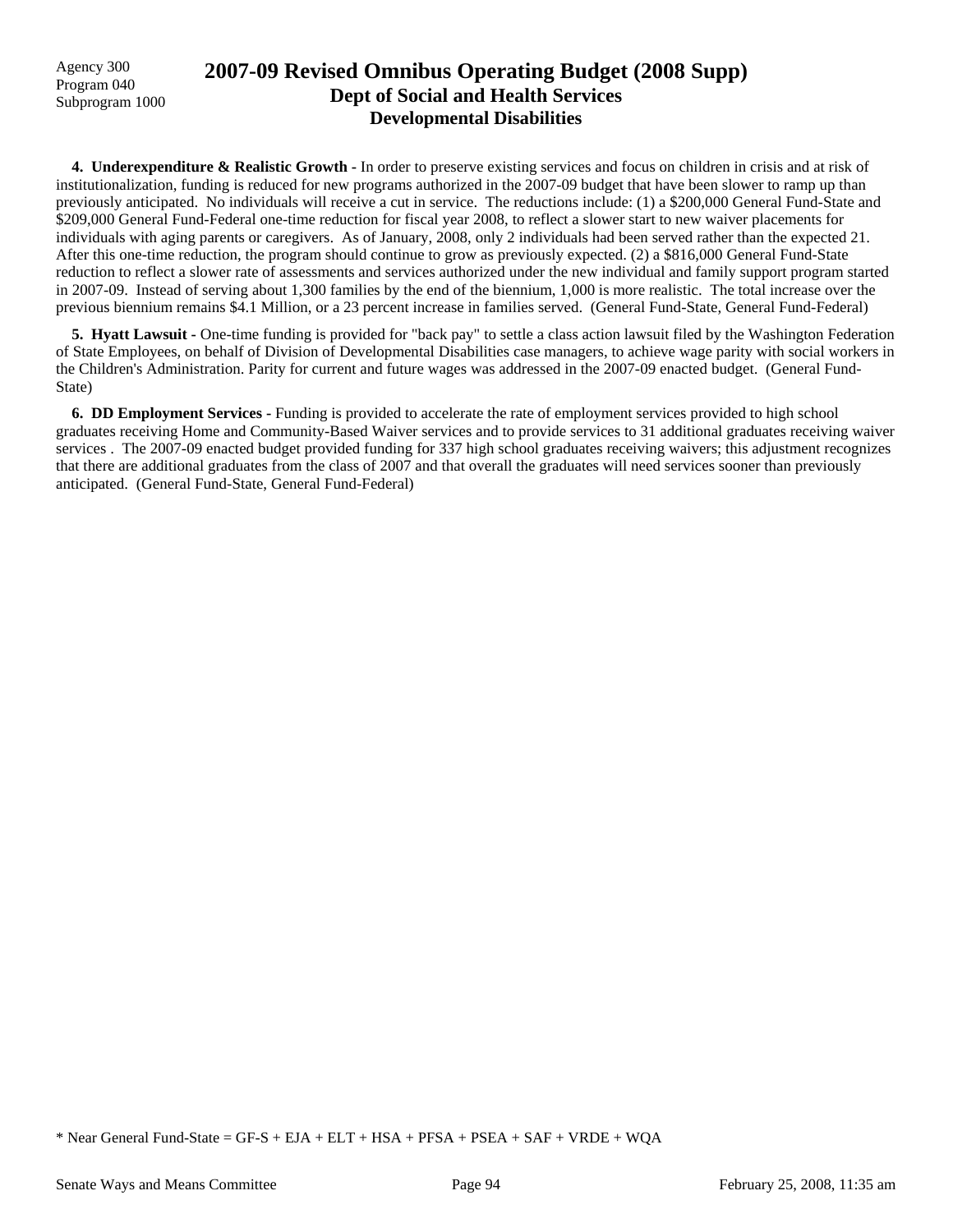**4. Underexpenditure & Realistic Growth -** In order to preserve existing services and focus on children in crisis and at risk of institutionalization, funding is reduced for new programs authorized in the 2007-09 budget that have been slower to ramp up than previously anticipated. No individuals will receive a cut in service. The reductions include: (1) a $200,000 General Fund-State and $209,000 General Fund-Federal one-time reduction for fiscal year 2008, to reflect a slower start to new waiver placements for individuals with aging parents or caregivers. As of January, 2008, only 2 individuals had been served rather than the expected 21. After this one-time reduction, the program should continue to grow as previously expected. (2) a $816,000 General Fund-State reduction to reflect a slower rate of assessments and services authorized under the new individual and family support program started in 2007-09. Instead of serving about 1,300 families by the end of the biennium, 1,000 is more realistic. The total increase over the previous biennium remains $4.1 Million, or a 23 percent increase in families served. (General Fund-State, General Fund-Federal)

**5. Hyatt Lawsuit -** One-time funding is provided for "back pay" to settle a class action lawsuit filed by the Washington Federation of State Employees, on behalf of Division of Developmental Disabilities case managers, to achieve wage parity with social workers in the Children's Administration. Parity for current and future wages was addressed in the 2007-09 enacted budget. (General Fund-State)

**6. DD Employment Services -** Funding is provided to accelerate the rate of employment services provided to high school graduates receiving Home and Community-Based Waiver services and to provide services to 31 additional graduates receiving waiver services . The 2007-09 enacted budget provided funding for 337 high school graduates receiving waivers; this adjustment recognizes that there are additional graduates from the class of 2007 and that overall the graduates will need services sooner than previously anticipated. (General Fund-State, General Fund-Federal)

* Near General Fund-State = GF-S + EJA + ELT + HSA + PFSA + PSEA + SAF + VRDE + WQA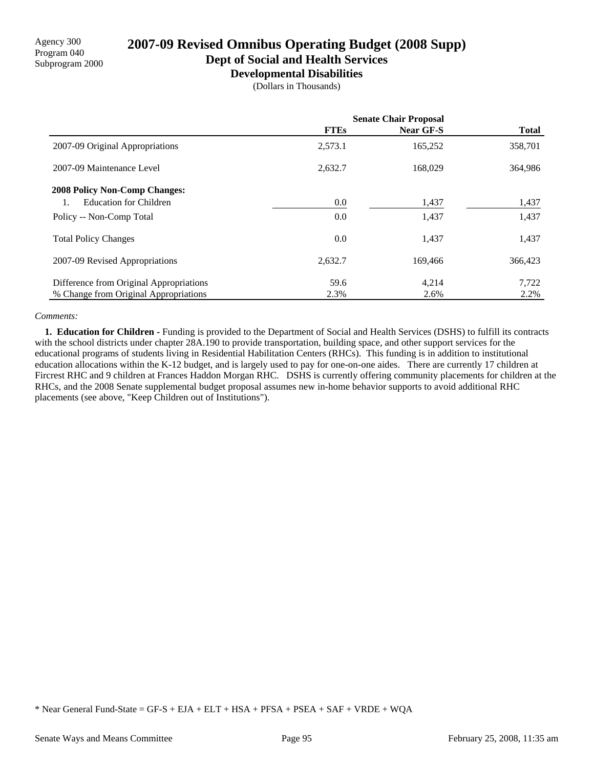Agency 300
Program 040
Subprogram 2000

# 2007-09 Revised Omnibus Operating Budget (2008 Supp)
## Dept of Social and Health Services
### Developmental Disabilities
(Dollars in Thousands)

| | Senate Chair Proposal | | |
|---|---|---|---|
| | **FTEs** | **Near GF-S** | **Total** |
| 2007-09 Original Appropriations | 2,573.1 | 165,252 | 358,701 |
| 2007-09 Maintenance Level | 2,632.7 | 168,029 | 364,986 |
| **2008 Policy Non-Comp Changes:** | | | |
| 1. Education for Children | 0.0 | 1,437 | 1,437 |
| Policy -- Non-Comp Total | 0.0 | 1,437 | 1,437 |
| Total Policy Changes | 0.0 | 1,437 | 1,437 |
| 2007-09 Revised Appropriations | 2,632.7 | 169,466 | 366,423 |
| Difference from Original Appropriations | 59.6 | 4,214 | 7,722 |
| % Change from Original Appropriations | 2.3% | 2.6% | 2.2% |

*Comments:*

**1. Education for Children -** Funding is provided to the Department of Social and Health Services (DSHS) to fulfill its contracts with the school districts under chapter 28A.190 to provide transportation, building space, and other support services for the educational programs of students living in Residential Habilitation Centers (RHCs). This funding is in addition to institutional education allocations within the K-12 budget, and is largely used to pay for one-on-one aides. There are currently 17 children at Fircrest RHC and 9 children at Frances Haddon Morgan RHC. DSHS is currently offering community placements for children at the RHCs, and the 2008 Senate supplemental budget proposal assumes new in-home behavior supports to avoid additional RHC placements (see above, "Keep Children out of Institutions").

* Near General Fund-State = GF-S + EJA + ELT + HSA + PFSA + PSEA + SAF + VRDE + WQA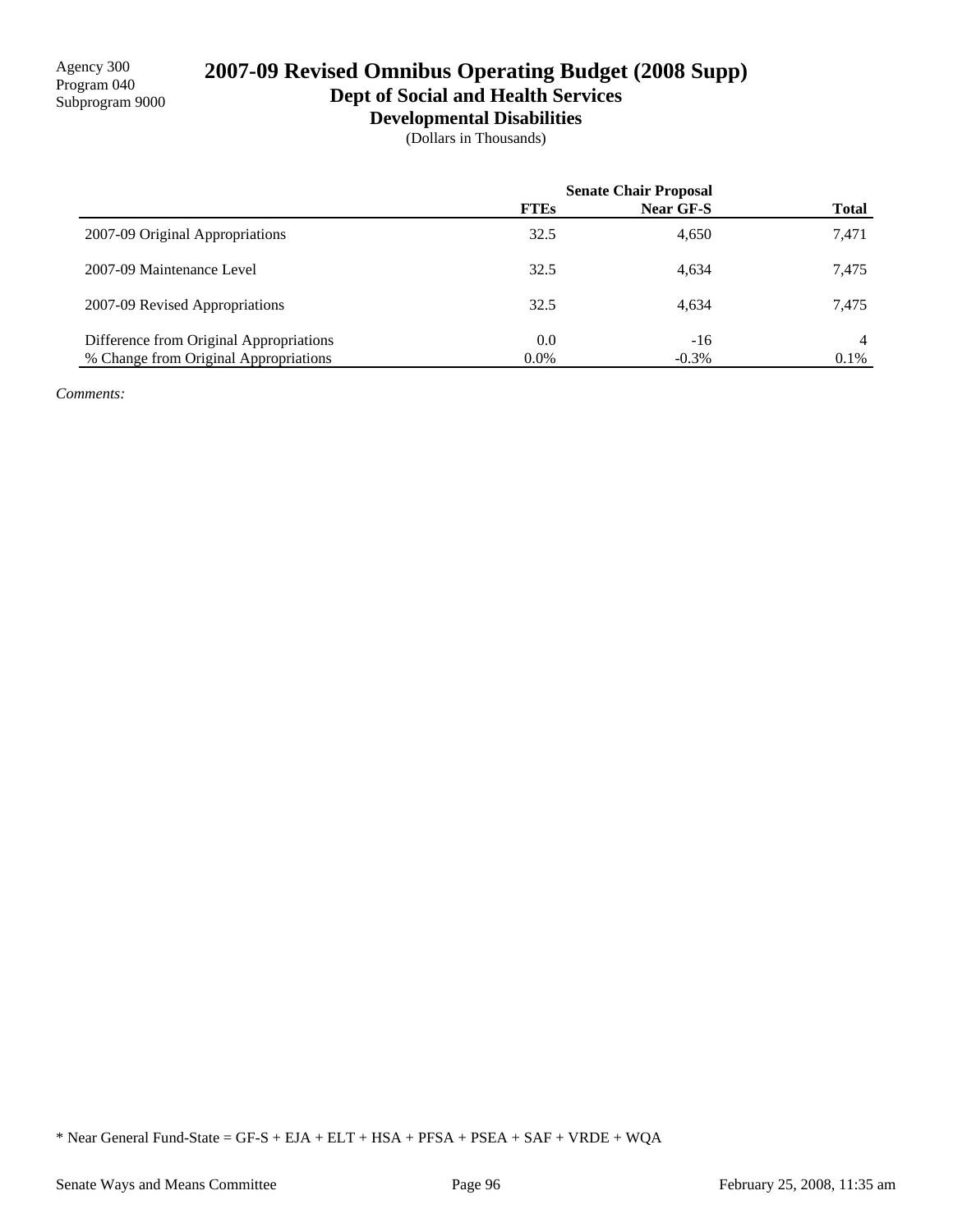Agency 300
Program 040
Subprogram 9000

# 2007-09 Revised Omnibus Operating Budget (2008 Supp)
## Dept of Social and Health Services
### Developmental Disabilities
(Dollars in Thousands)

| | Senate Chair Proposal | | |
|---|---|---|---|
| | **FTEs** | **Near GF-S** | **Total** |
| 2007-09 Original Appropriations | 32.5 | 4,650 | 7,471 |
| 2007-09 Maintenance Level | 32.5 | 4,634 | 7,475 |
| 2007-09 Revised Appropriations | 32.5 | 4,634 | 7,475 |
| Difference from Original Appropriations | 0.0 | -16 | 4 |
| % Change from Original Appropriations | 0.0% | -0.3% | 0.1% |

*Comments:*

* Near General Fund-State = GF-S + EJA + ELT + HSA + PFSA + PSEA + SAF + VRDE + WQA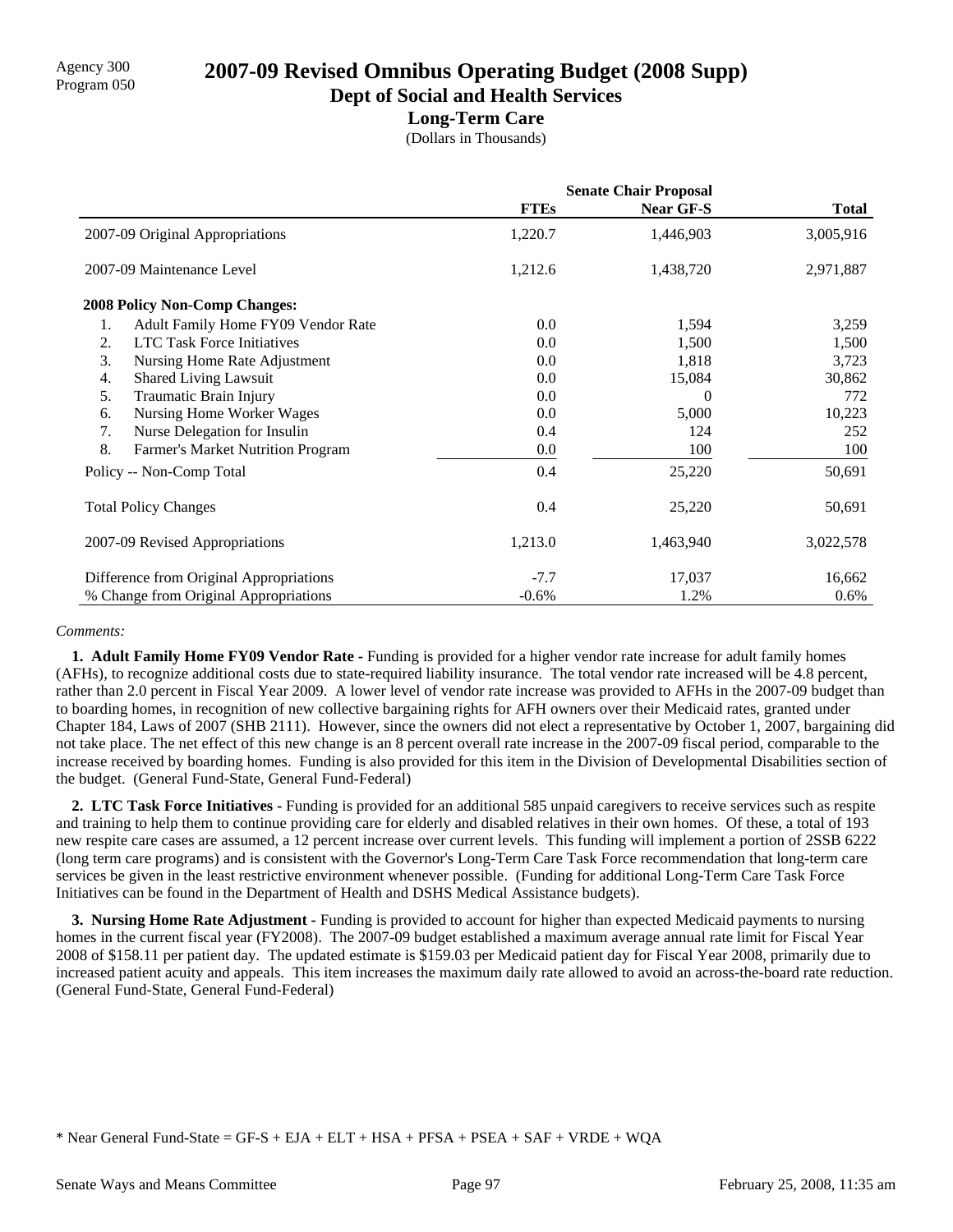Agency 300
Program 050

# 2007-09 Revised Omnibus Operating Budget (2008 Supp)

## Dept of Social and Health Services

### Long-Term Care

(Dollars in Thousands)

| | Senate Chair Proposal | | |
|---|---|---|---|
| | **FTEs** | **Near GF-S** | **Total** |
| 2007-09 Original Appropriations | 1,220.7 | 1,446,903 | 3,005,916 |
| 2007-09 Maintenance Level | 1,212.6 | 1,438,720 | 2,971,887 |
| **2008 Policy Non-Comp Changes:** | | | |
| 1. Adult Family Home FY09 Vendor Rate | 0.0 | 1,594 | 3,259 |
| 2. LTC Task Force Initiatives | 0.0 | 1,500 | 1,500 |
| 3. Nursing Home Rate Adjustment | 0.0 | 1,818 | 3,723 |
| 4. Shared Living Lawsuit | 0.0 | 15,084 | 30,862 |
| 5. Traumatic Brain Injury | 0.0 | 0 | 772 |
| 6. Nursing Home Worker Wages | 0.0 | 5,000 | 10,223 |
| 7. Nurse Delegation for Insulin | 0.4 | 124 | 252 |
| 8. Farmer's Market Nutrition Program | 0.0 | 100 | 100 |
| Policy -- Non-Comp Total | 0.4 | 25,220 | 50,691 |
| Total Policy Changes | 0.4 | 25,220 | 50,691 |
| 2007-09 Revised Appropriations | 1,213.0 | 1,463,940 | 3,022,578 |
| Difference from Original Appropriations | -7.7 | 17,037 | 16,662 |
| % Change from Original Appropriations | -0.6% | 1.2% | 0.6% |

*Comments:*

**1. Adult Family Home FY09 Vendor Rate -** Funding is provided for a higher vendor rate increase for adult family homes (AFHs), to recognize additional costs due to state-required liability insurance. The total vendor rate increased will be 4.8 percent, rather than 2.0 percent in Fiscal Year 2009. A lower level of vendor rate increase was provided to AFHs in the 2007-09 budget than to boarding homes, in recognition of new collective bargaining rights for AFH owners over their Medicaid rates, granted under Chapter 184, Laws of 2007 (SHB 2111). However, since the owners did not elect a representative by October 1, 2007, bargaining did not take place. The net effect of this new change is an 8 percent overall rate increase in the 2007-09 fiscal period, comparable to the increase received by boarding homes. Funding is also provided for this item in the Division of Developmental Disabilities section of the budget. (General Fund-State, General Fund-Federal)

**2. LTC Task Force Initiatives -** Funding is provided for an additional 585 unpaid caregivers to receive services such as respite and training to help them to continue providing care for elderly and disabled relatives in their own homes. Of these, a total of 193 new respite care cases are assumed, a 12 percent increase over current levels. This funding will implement a portion of 2SSB 6222 (long term care programs) and is consistent with the Governor's Long-Term Care Task Force recommendation that long-term care services be given in the least restrictive environment whenever possible. (Funding for additional Long-Term Care Task Force Initiatives can be found in the Department of Health and DSHS Medical Assistance budgets).

**3. Nursing Home Rate Adjustment -** Funding is provided to account for higher than expected Medicaid payments to nursing homes in the current fiscal year (FY2008). The 2007-09 budget established a maximum average annual rate limit for Fiscal Year 2008 of $158.11 per patient day. The updated estimate is $159.03 per Medicaid patient day for Fiscal Year 2008, primarily due to increased patient acuity and appeals. This item increases the maximum daily rate allowed to avoid an across-the-board rate reduction. (General Fund-State, General Fund-Federal)

* Near General Fund-State = GF-S + EJA + ELT + HSA + PFSA + PSEA + SAF + VRDE + WQA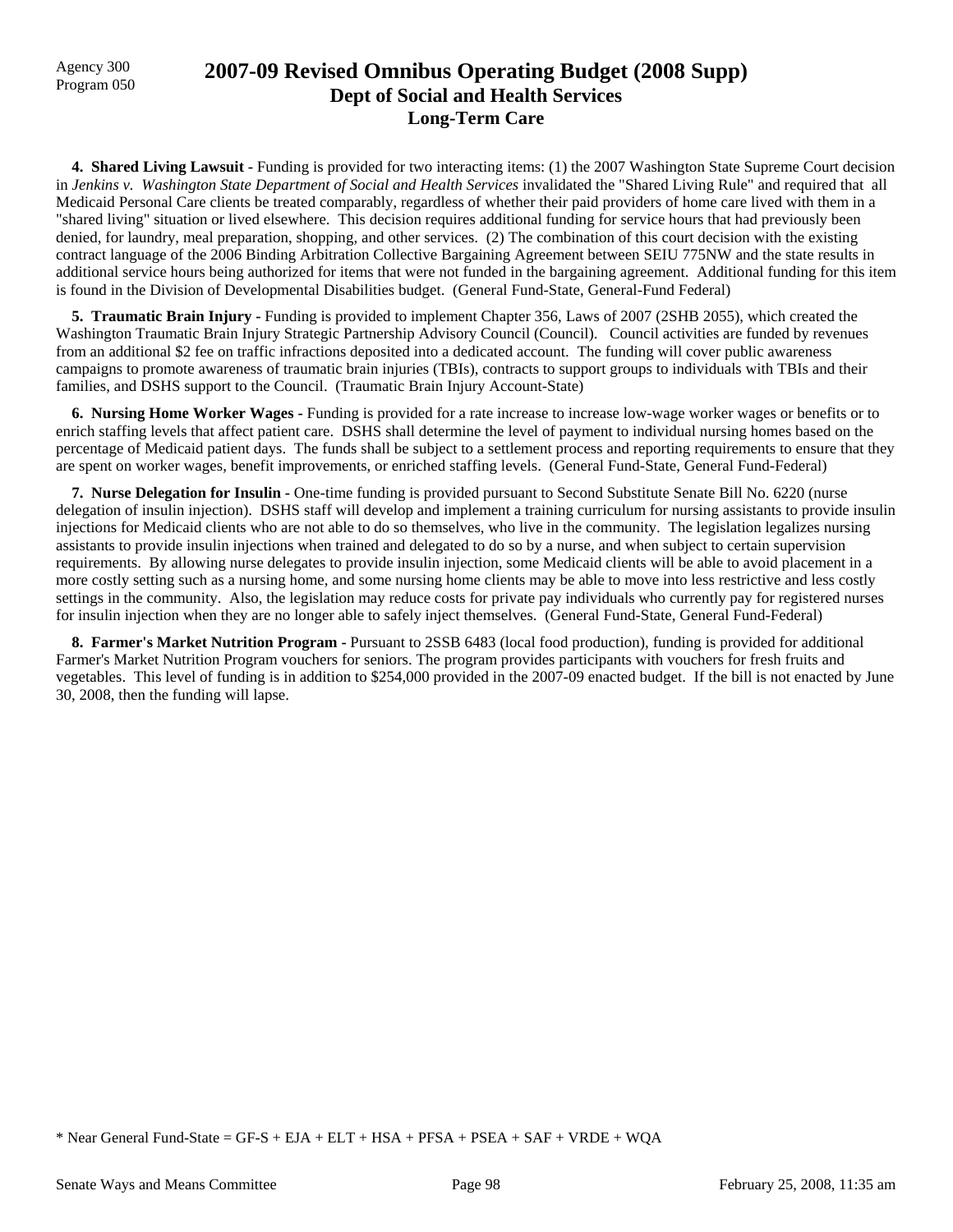Agency 300
Program 050

# 2007-09 Revised Omnibus Operating Budget (2008 Supp)
## Dept of Social and Health Services
### Long-Term Care

**4. Shared Living Lawsuit -** Funding is provided for two interacting items: (1) the 2007 Washington State Supreme Court decision in *Jenkins v. Washington State Department of Social and Health Services* invalidated the "Shared Living Rule" and required that all Medicaid Personal Care clients be treated comparably, regardless of whether their paid providers of home care lived with them in a "shared living" situation or lived elsewhere. This decision requires additional funding for service hours that had previously been denied, for laundry, meal preparation, shopping, and other services. (2) The combination of this court decision with the existing contract language of the 2006 Binding Arbitration Collective Bargaining Agreement between SEIU 775NW and the state results in additional service hours being authorized for items that were not funded in the bargaining agreement. Additional funding for this item is found in the Division of Developmental Disabilities budget. (General Fund-State, General-Fund Federal)

**5. Traumatic Brain Injury -** Funding is provided to implement Chapter 356, Laws of 2007 (2SHB 2055), which created the Washington Traumatic Brain Injury Strategic Partnership Advisory Council (Council). Council activities are funded by revenues from an additional $2 fee on traffic infractions deposited into a dedicated account. The funding will cover public awareness campaigns to promote awareness of traumatic brain injuries (TBIs), contracts to support groups to individuals with TBIs and their families, and DSHS support to the Council. (Traumatic Brain Injury Account-State)

**6. Nursing Home Worker Wages -** Funding is provided for a rate increase to increase low-wage worker wages or benefits or to enrich staffing levels that affect patient care. DSHS shall determine the level of payment to individual nursing homes based on the percentage of Medicaid patient days. The funds shall be subject to a settlement process and reporting requirements to ensure that they are spent on worker wages, benefit improvements, or enriched staffing levels. (General Fund-State, General Fund-Federal)

**7. Nurse Delegation for Insulin -** One-time funding is provided pursuant to Second Substitute Senate Bill No. 6220 (nurse delegation of insulin injection). DSHS staff will develop and implement a training curriculum for nursing assistants to provide insulin injections for Medicaid clients who are not able to do so themselves, who live in the community. The legislation legalizes nursing assistants to provide insulin injections when trained and delegated to do so by a nurse, and when subject to certain supervision requirements. By allowing nurse delegates to provide insulin injection, some Medicaid clients will be able to avoid placement in a more costly setting such as a nursing home, and some nursing home clients may be able to move into less restrictive and less costly settings in the community. Also, the legislation may reduce costs for private pay individuals who currently pay for registered nurses for insulin injection when they are no longer able to safely inject themselves. (General Fund-State, General Fund-Federal)

**8. Farmer's Market Nutrition Program -** Pursuant to 2SSB 6483 (local food production), funding is provided for additional Farmer's Market Nutrition Program vouchers for seniors. The program provides participants with vouchers for fresh fruits and vegetables. This level of funding is in addition to $254,000 provided in the 2007-09 enacted budget. If the bill is not enacted by June 30, 2008, then the funding will lapse.

* Near General Fund-State = GF-S + EJA + ELT + HSA + PFSA + PSEA + SAF + VRDE + WQA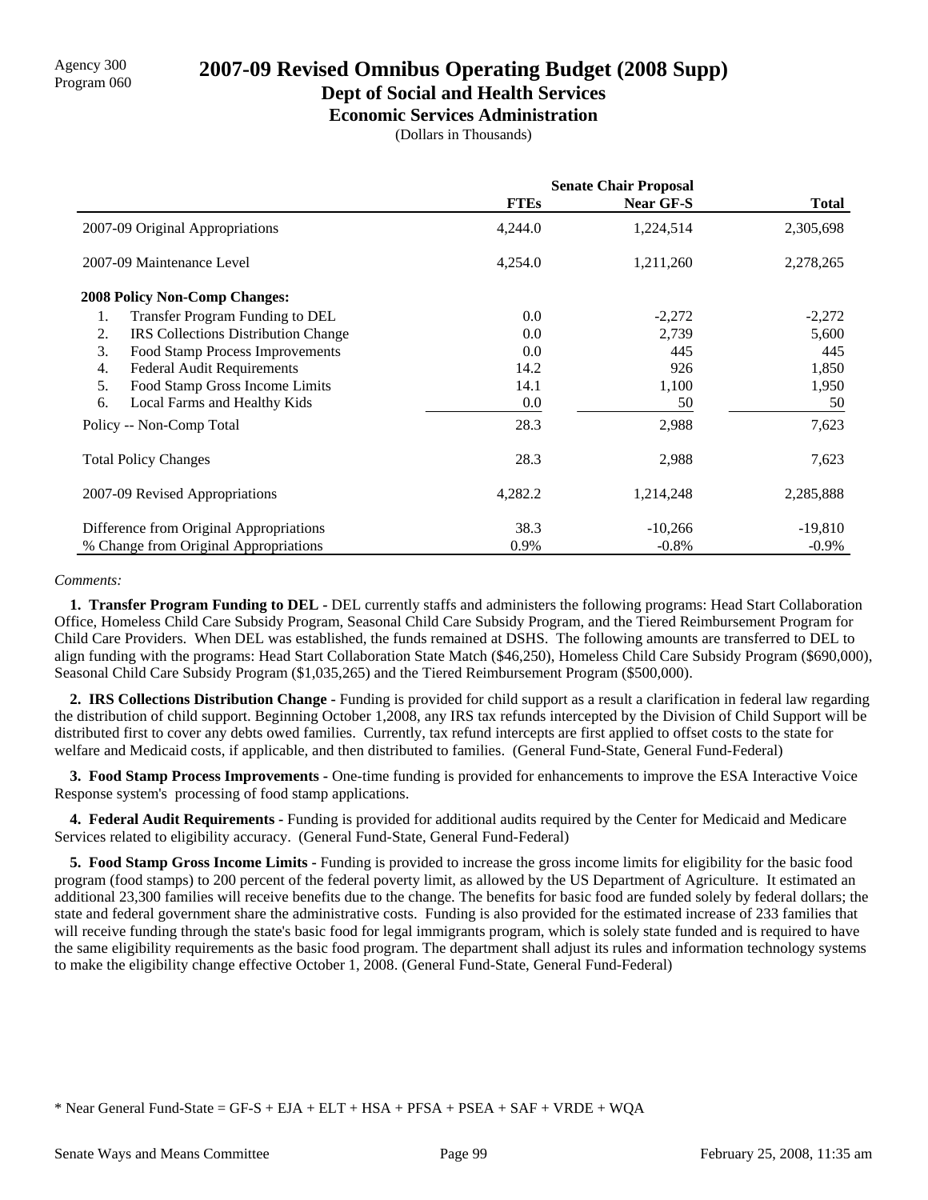Agency 300
Program 060

# 2007-09 Revised Omnibus Operating Budget (2008 Supp)

## Dept of Social and Health Services

### Economic Services Administration

(Dollars in Thousands)

| | Senate Chair Proposal | | |
|---|---|---|---|
| | **FTEs** | **Near GF-S** | **Total** |
| 2007-09 Original Appropriations | 4,244.0 | 1,224,514 | 2,305,698 |
| 2007-09 Maintenance Level | 4,254.0 | 1,211,260 | 2,278,265 |
| **2008 Policy Non-Comp Changes:** | | | |
| 1. Transfer Program Funding to DEL | 0.0 | -2,272 | -2,272 |
| 2. IRS Collections Distribution Change | 0.0 | 2,739 | 5,600 |
| 3. Food Stamp Process Improvements | 0.0 | 445 | 445 |
| 4. Federal Audit Requirements | 14.2 | 926 | 1,850 |
| 5. Food Stamp Gross Income Limits | 14.1 | 1,100 | 1,950 |
| 6. Local Farms and Healthy Kids | 0.0 | 50 | 50 |
| Policy -- Non-Comp Total | 28.3 | 2,988 | 7,623 |
| Total Policy Changes | 28.3 | 2,988 | 7,623 |
| 2007-09 Revised Appropriations | 4,282.2 | 1,214,248 | 2,285,888 |
| Difference from Original Appropriations | 38.3 | -10,266 | -19,810 |
| % Change from Original Appropriations | 0.9% | -0.8% | -0.9% |

*Comments:*

**1. Transfer Program Funding to DEL -** DEL currently staffs and administers the following programs: Head Start Collaboration Office, Homeless Child Care Subsidy Program, Seasonal Child Care Subsidy Program, and the Tiered Reimbursement Program for Child Care Providers. When DEL was established, the funds remained at DSHS. The following amounts are transferred to DEL to align funding with the programs: Head Start Collaboration State Match ($46,250), Homeless Child Care Subsidy Program ($690,000), Seasonal Child Care Subsidy Program ($1,035,265) and the Tiered Reimbursement Program ($500,000).

**2. IRS Collections Distribution Change -** Funding is provided for child support as a result a clarification in federal law regarding the distribution of child support. Beginning October 1,2008, any IRS tax refunds intercepted by the Division of Child Support will be distributed first to cover any debts owed families. Currently, tax refund intercepts are first applied to offset costs to the state for welfare and Medicaid costs, if applicable, and then distributed to families. (General Fund-State, General Fund-Federal)

**3. Food Stamp Process Improvements -** One-time funding is provided for enhancements to improve the ESA Interactive Voice Response system's processing of food stamp applications.

**4. Federal Audit Requirements -** Funding is provided for additional audits required by the Center for Medicaid and Medicare Services related to eligibility accuracy. (General Fund-State, General Fund-Federal)

**5. Food Stamp Gross Income Limits -** Funding is provided to increase the gross income limits for eligibility for the basic food program (food stamps) to 200 percent of the federal poverty limit, as allowed by the US Department of Agriculture. It estimated an additional 23,300 families will receive benefits due to the change. The benefits for basic food are funded solely by federal dollars; the state and federal government share the administrative costs. Funding is also provided for the estimated increase of 233 families that will receive funding through the state's basic food for legal immigrants program, which is solely state funded and is required to have the same eligibility requirements as the basic food program. The department shall adjust its rules and information technology systems to make the eligibility change effective October 1, 2008. (General Fund-State, General Fund-Federal)

* Near General Fund-State = GF-S + EJA + ELT + HSA + PFSA + PSEA + SAF + VRDE + WQA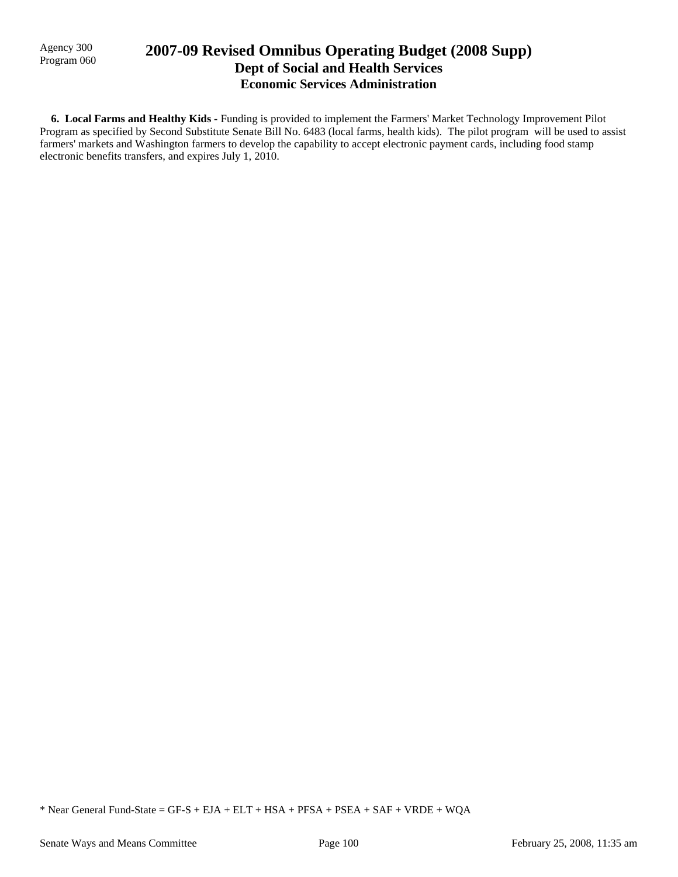**6. Local Farms and Healthy Kids -** Funding is provided to implement the Farmers' Market Technology Improvement Pilot Program as specified by Second Substitute Senate Bill No. 6483 (local farms, health kids). The pilot program will be used to assist farmers' markets and Washington farmers to develop the capability to accept electronic payment cards, including food stamp electronic benefits transfers, and expires July 1, 2010.

* Near General Fund-State = GF-S + EJA + ELT + HSA + PFSA + PSEA + SAF + VRDE + WQA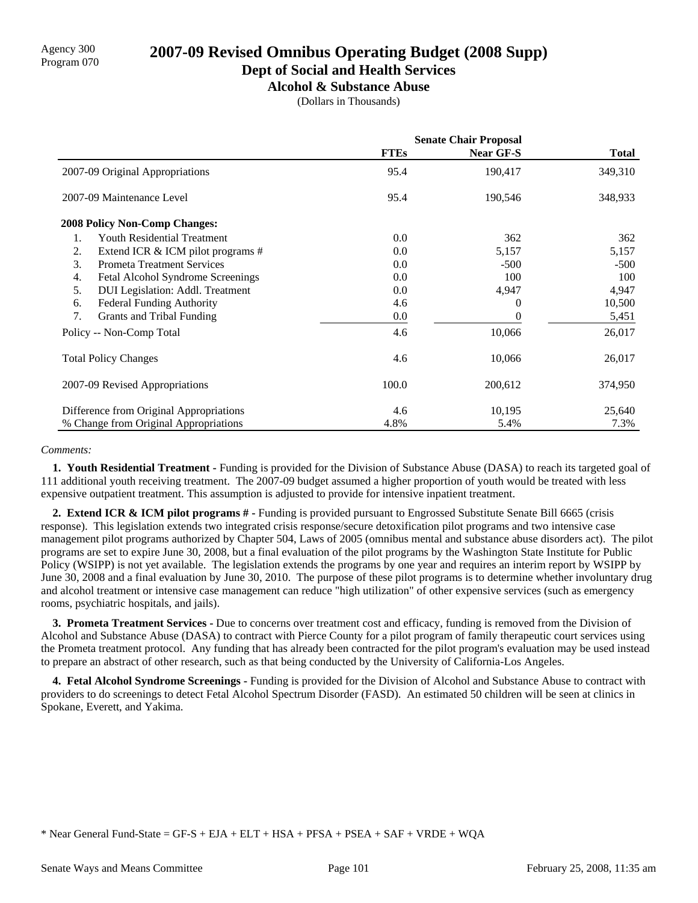Agency 300
Program 070

# 2007-09 Revised Omnibus Operating Budget (2008 Supp)

## Dept of Social and Health Services

### Alcohol & Substance Abuse

(Dollars in Thousands)

| | Senate Chair Proposal | | |
|---|---|---|---|
| | FTEs | Near GF-S | Total |
| 2007-09 Original Appropriations | 95.4 | 190,417 | 349,310 |
| 2007-09 Maintenance Level | 95.4 | 190,546 | 348,933 |
| **2008 Policy Non-Comp Changes:** | | | |
| 1. Youth Residential Treatment | 0.0 | 362 | 362 |
| 2. Extend ICR & ICM pilot programs # | 0.0 | 5,157 | 5,157 |
| 3. Prometa Treatment Services | 0.0 | -500 | -500 |
| 4. Fetal Alcohol Syndrome Screenings | 0.0 | 100 | 100 |
| 5. DUI Legislation: Addl. Treatment | 0.0 | 4,947 | 4,947 |
| 6. Federal Funding Authority | 4.6 | 0 | 10,500 |
| 7. Grants and Tribal Funding | 0.0 | 0 | 5,451 |
| Policy -- Non-Comp Total | 4.6 | 10,066 | 26,017 |
| Total Policy Changes | 4.6 | 10,066 | 26,017 |
| 2007-09 Revised Appropriations | 100.0 | 200,612 | 374,950 |
| Difference from Original Appropriations | 4.6 | 10,195 | 25,640 |
| % Change from Original Appropriations | 4.8% | 5.4% | 7.3% |

*Comments:*

**1. Youth Residential Treatment -** Funding is provided for the Division of Substance Abuse (DASA) to reach its targeted goal of 111 additional youth receiving treatment. The 2007-09 budget assumed a higher proportion of youth would be treated with less expensive outpatient treatment. This assumption is adjusted to provide for intensive inpatient treatment.

**2. Extend ICR & ICM pilot programs # -** Funding is provided pursuant to Engrossed Substitute Senate Bill 6665 (crisis response). This legislation extends two integrated crisis response/secure detoxification pilot programs and two intensive case management pilot programs authorized by Chapter 504, Laws of 2005 (omnibus mental and substance abuse disorders act). The pilot programs are set to expire June 30, 2008, but a final evaluation of the pilot programs by the Washington State Institute for Public Policy (WSIPP) is not yet available. The legislation extends the programs by one year and requires an interim report by WSIPP by June 30, 2008 and a final evaluation by June 30, 2010. The purpose of these pilot programs is to determine whether involuntary drug and alcohol treatment or intensive case management can reduce "high utilization" of other expensive services (such as emergency rooms, psychiatric hospitals, and jails).

**3. Prometa Treatment Services -** Due to concerns over treatment cost and efficacy, funding is removed from the Division of Alcohol and Substance Abuse (DASA) to contract with Pierce County for a pilot program of family therapeutic court services using the Prometa treatment protocol. Any funding that has already been contracted for the pilot program's evaluation may be used instead to prepare an abstract of other research, such as that being conducted by the University of California-Los Angeles.

**4. Fetal Alcohol Syndrome Screenings -** Funding is provided for the Division of Alcohol and Substance Abuse to contract with providers to do screenings to detect Fetal Alcohol Spectrum Disorder (FASD). An estimated 50 children will be seen at clinics in Spokane, Everett, and Yakima.

\* Near General Fund-State = GF-S + EJA + ELT + HSA + PFSA + PSEA + SAF + VRDE + WQA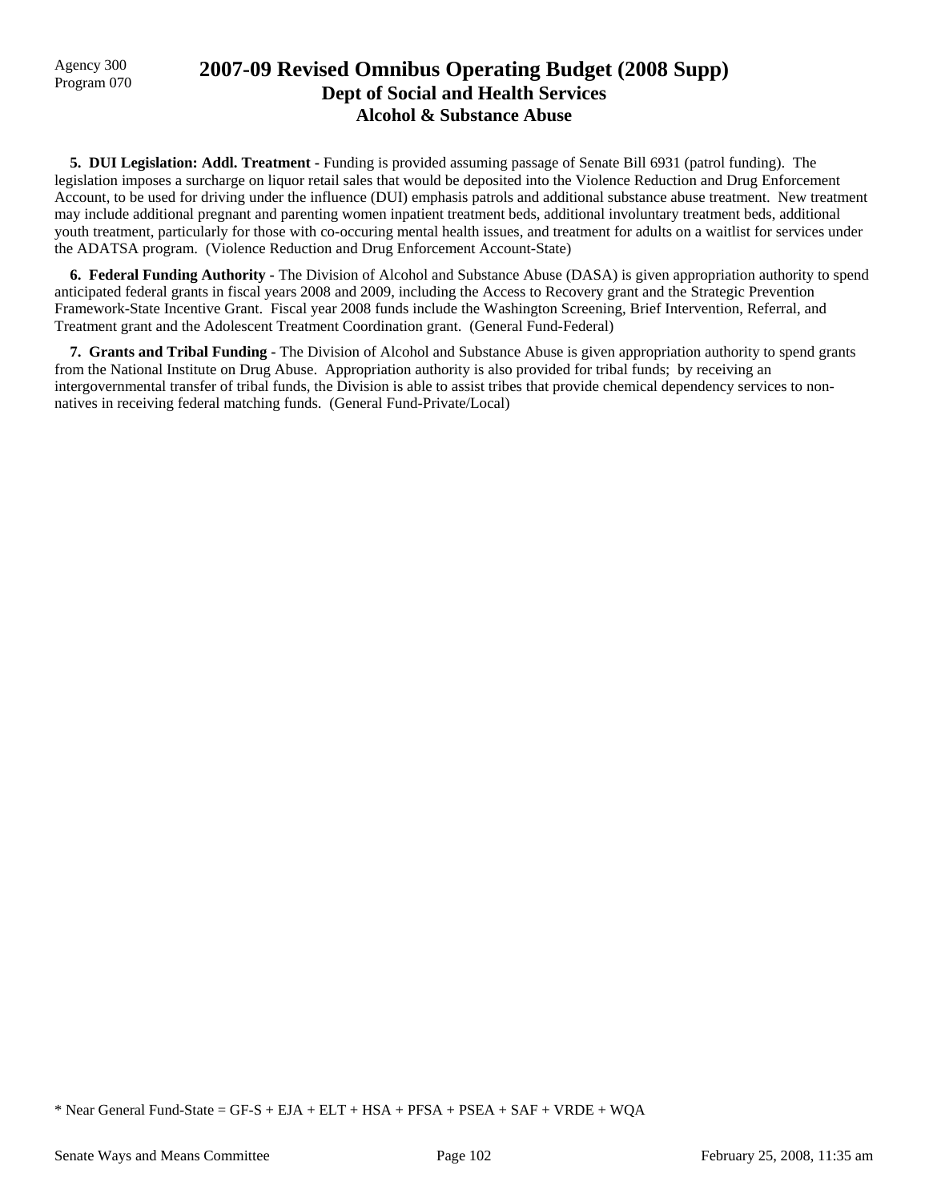# 2007-09 Revised Omnibus Operating Budget (2008 Supp)

## Dept of Social and Health Services

### Alcohol & Substance Abuse

Agency 300
Program 070

**5. DUI Legislation: Addl. Treatment -** Funding is provided assuming passage of Senate Bill 6931 (patrol funding). The legislation imposes a surcharge on liquor retail sales that would be deposited into the Violence Reduction and Drug Enforcement Account, to be used for driving under the influence (DUI) emphasis patrols and additional substance abuse treatment. New treatment may include additional pregnant and parenting women inpatient treatment beds, additional involuntary treatment beds, additional youth treatment, particularly for those with co-occuring mental health issues, and treatment for adults on a waitlist for services under the ADATSA program. (Violence Reduction and Drug Enforcement Account-State)

**6. Federal Funding Authority -** The Division of Alcohol and Substance Abuse (DASA) is given appropriation authority to spend anticipated federal grants in fiscal years 2008 and 2009, including the Access to Recovery grant and the Strategic Prevention Framework-State Incentive Grant. Fiscal year 2008 funds include the Washington Screening, Brief Intervention, Referral, and Treatment grant and the Adolescent Treatment Coordination grant. (General Fund-Federal)

**7. Grants and Tribal Funding -** The Division of Alcohol and Substance Abuse is given appropriation authority to spend grants from the National Institute on Drug Abuse. Appropriation authority is also provided for tribal funds; by receiving an intergovernmental transfer of tribal funds, the Division is able to assist tribes that provide chemical dependency services to non-natives in receiving federal matching funds. (General Fund-Private/Local)

* Near General Fund-State = GF-S + EJA + ELT + HSA + PFSA + PSEA + SAF + VRDE + WQA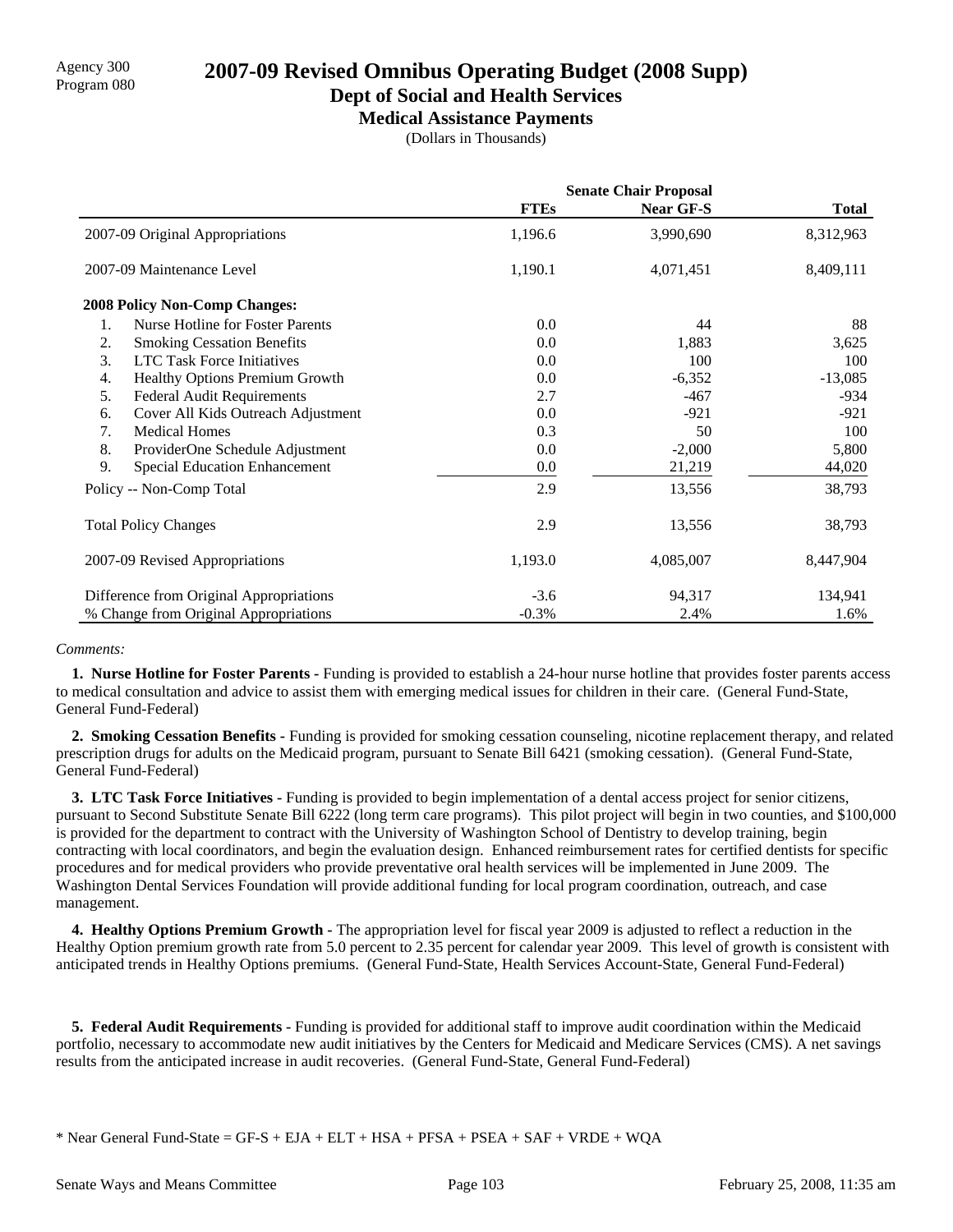Agency 300
Program 080

# 2007-09 Revised Omnibus Operating Budget (2008 Supp)

## Dept of Social and Health Services

### Medical Assistance Payments

(Dollars in Thousands)

| | Senate Chair Proposal | | |
|---|---|---|---|
| | FTEs | Near GF-S | Total |
| 2007-09 Original Appropriations | 1,196.6 | 3,990,690 | 8,312,963 |
| 2007-09 Maintenance Level | 1,190.1 | 4,071,451 | 8,409,111 |
| **2008 Policy Non-Comp Changes:** | | | |
| 1. Nurse Hotline for Foster Parents | 0.0 | 44 | 88 |
| 2. Smoking Cessation Benefits | 0.0 | 1,883 | 3,625 |
| 3. LTC Task Force Initiatives | 0.0 | 100 | 100 |
| 4. Healthy Options Premium Growth | 0.0 | -6,352 | -13,085 |
| 5. Federal Audit Requirements | 2.7 | -467 | -934 |
| 6. Cover All Kids Outreach Adjustment | 0.0 | -921 | -921 |
| 7. Medical Homes | 0.3 | 50 | 100 |
| 8. ProviderOne Schedule Adjustment | 0.0 | -2,000 | 5,800 |
| 9. Special Education Enhancement | 0.0 | 21,219 | 44,020 |
| Policy -- Non-Comp Total | 2.9 | 13,556 | 38,793 |
| Total Policy Changes | 2.9 | 13,556 | 38,793 |
| 2007-09 Revised Appropriations | 1,193.0 | 4,085,007 | 8,447,904 |
| Difference from Original Appropriations | -3.6 | 94,317 | 134,941 |
| % Change from Original Appropriations | -0.3% | 2.4% | 1.6% |

*Comments:*

**1. Nurse Hotline for Foster Parents -** Funding is provided to establish a 24-hour nurse hotline that provides foster parents access to medical consultation and advice to assist them with emerging medical issues for children in their care. (General Fund-State, General Fund-Federal)

**2. Smoking Cessation Benefits -** Funding is provided for smoking cessation counseling, nicotine replacement therapy, and related prescription drugs for adults on the Medicaid program, pursuant to Senate Bill 6421 (smoking cessation). (General Fund-State, General Fund-Federal)

**3. LTC Task Force Initiatives -** Funding is provided to begin implementation of a dental access project for senior citizens, pursuant to Second Substitute Senate Bill 6222 (long term care programs). This pilot project will begin in two counties, and $100,000 is provided for the department to contract with the University of Washington School of Dentistry to develop training, begin contracting with local coordinators, and begin the evaluation design. Enhanced reimbursement rates for certified dentists for specific procedures and for medical providers who provide preventative oral health services will be implemented in June 2009. The Washington Dental Services Foundation will provide additional funding for local program coordination, outreach, and case management.

**4. Healthy Options Premium Growth -** The appropriation level for fiscal year 2009 is adjusted to reflect a reduction in the Healthy Option premium growth rate from 5.0 percent to 2.35 percent for calendar year 2009. This level of growth is consistent with anticipated trends in Healthy Options premiums. (General Fund-State, Health Services Account-State, General Fund-Federal)

**5. Federal Audit Requirements -** Funding is provided for additional staff to improve audit coordination within the Medicaid portfolio, necessary to accommodate new audit initiatives by the Centers for Medicaid and Medicare Services (CMS). A net savings results from the anticipated increase in audit recoveries. (General Fund-State, General Fund-Federal)

* Near General Fund-State = GF-S + EJA + ELT + HSA + PFSA + PSEA + SAF + VRDE + WQA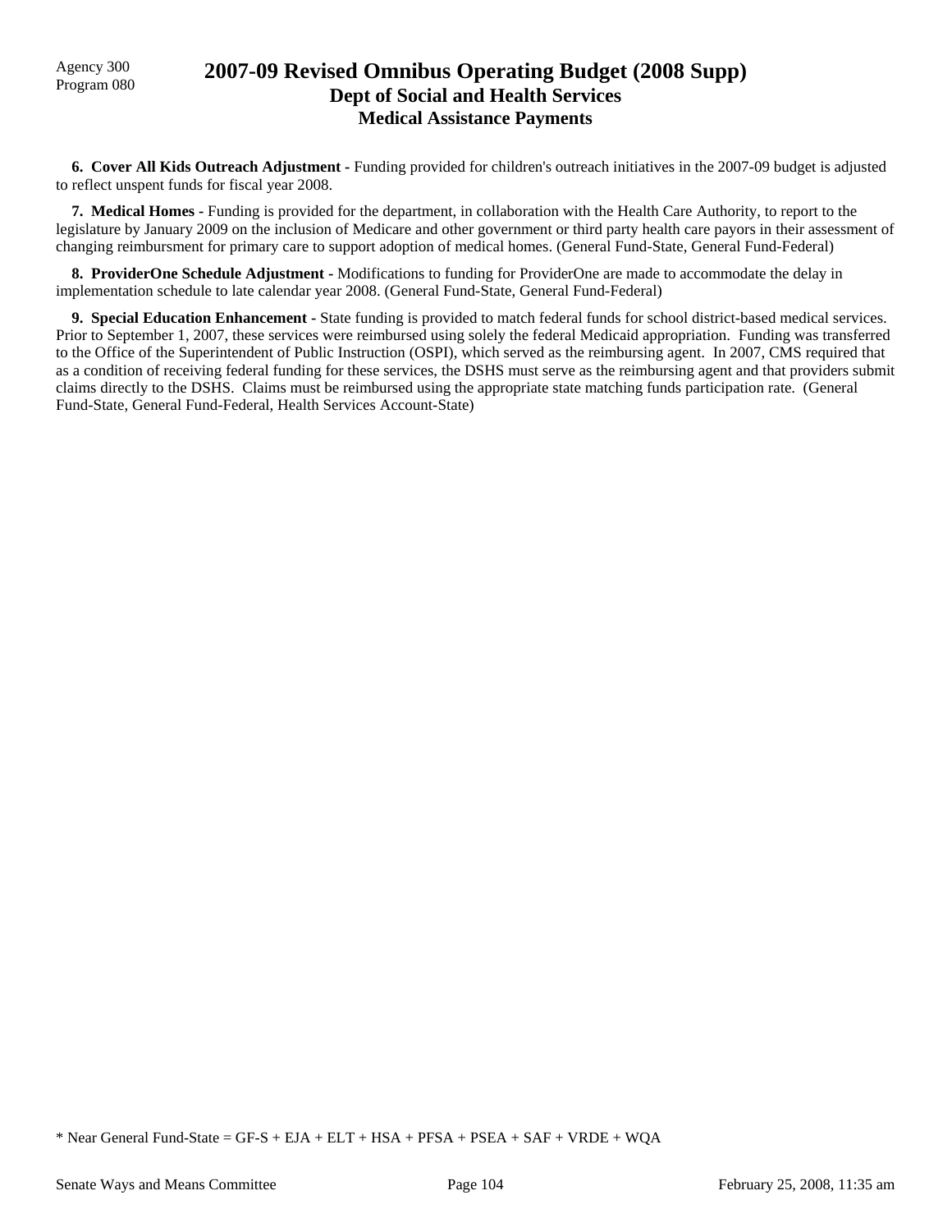Agency 300
Program 080

# 2007-09 Revised Omnibus Operating Budget (2008 Supp)
## Dept of Social and Health Services
### Medical Assistance Payments

**6. Cover All Kids Outreach Adjustment -** Funding provided for children's outreach initiatives in the 2007-09 budget is adjusted to reflect unspent funds for fiscal year 2008.

**7. Medical Homes -** Funding is provided for the department, in collaboration with the Health Care Authority, to report to the legislature by January 2009 on the inclusion of Medicare and other government or third party health care payors in their assessment of changing reimbursment for primary care to support adoption of medical homes. (General Fund-State, General Fund-Federal)

**8. ProviderOne Schedule Adjustment -** Modifications to funding for ProviderOne are made to accommodate the delay in implementation schedule to late calendar year 2008. (General Fund-State, General Fund-Federal)

**9. Special Education Enhancement -** State funding is provided to match federal funds for school district-based medical services. Prior to September 1, 2007, these services were reimbursed using solely the federal Medicaid appropriation. Funding was transferred to the Office of the Superintendent of Public Instruction (OSPI), which served as the reimbursing agent. In 2007, CMS required that as a condition of receiving federal funding for these services, the DSHS must serve as the reimbursing agent and that providers submit claims directly to the DSHS. Claims must be reimbursed using the appropriate state matching funds participation rate. (General Fund-State, General Fund-Federal, Health Services Account-State)

* Near General Fund-State = GF-S + EJA + ELT + HSA + PFSA + PSEA + SAF + VRDE + WQA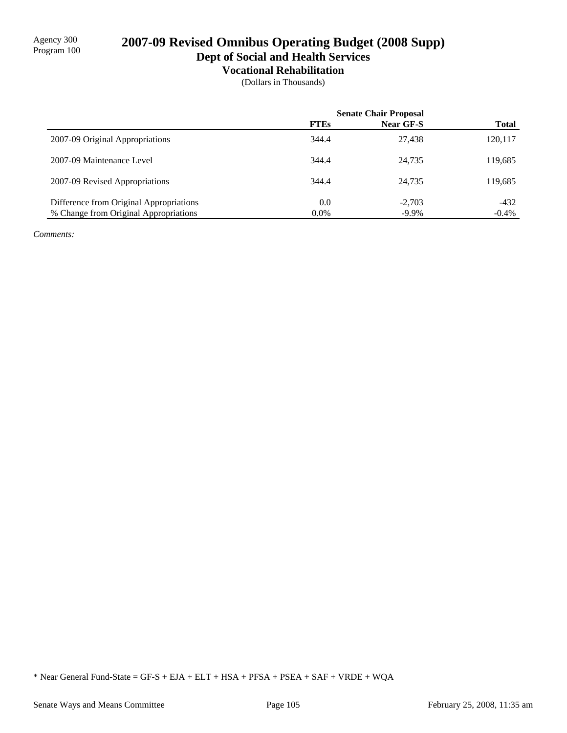Agency 300
Program 100

# 2007-09 Revised Omnibus Operating Budget (2008 Supp)

## Dept of Social and Health Services

### Vocational Rehabilitation

(Dollars in Thousands)

| | Senate Chair Proposal | | |
|---|---|---|---|
| | FTEs | Near GF-S | Total |
| 2007-09 Original Appropriations | 344.4 | 27,438 | 120,117 |
| 2007-09 Maintenance Level | 344.4 | 24,735 | 119,685 |
| 2007-09 Revised Appropriations | 344.4 | 24,735 | 119,685 |
| Difference from Original Appropriations | 0.0 | -2,703 | -432 |
| % Change from Original Appropriations | 0.0% | -9.9% | -0.4% |

*Comments:*

* Near General Fund-State = GF-S + EJA + ELT + HSA + PFSA + PSEA + SAF + VRDE + WQA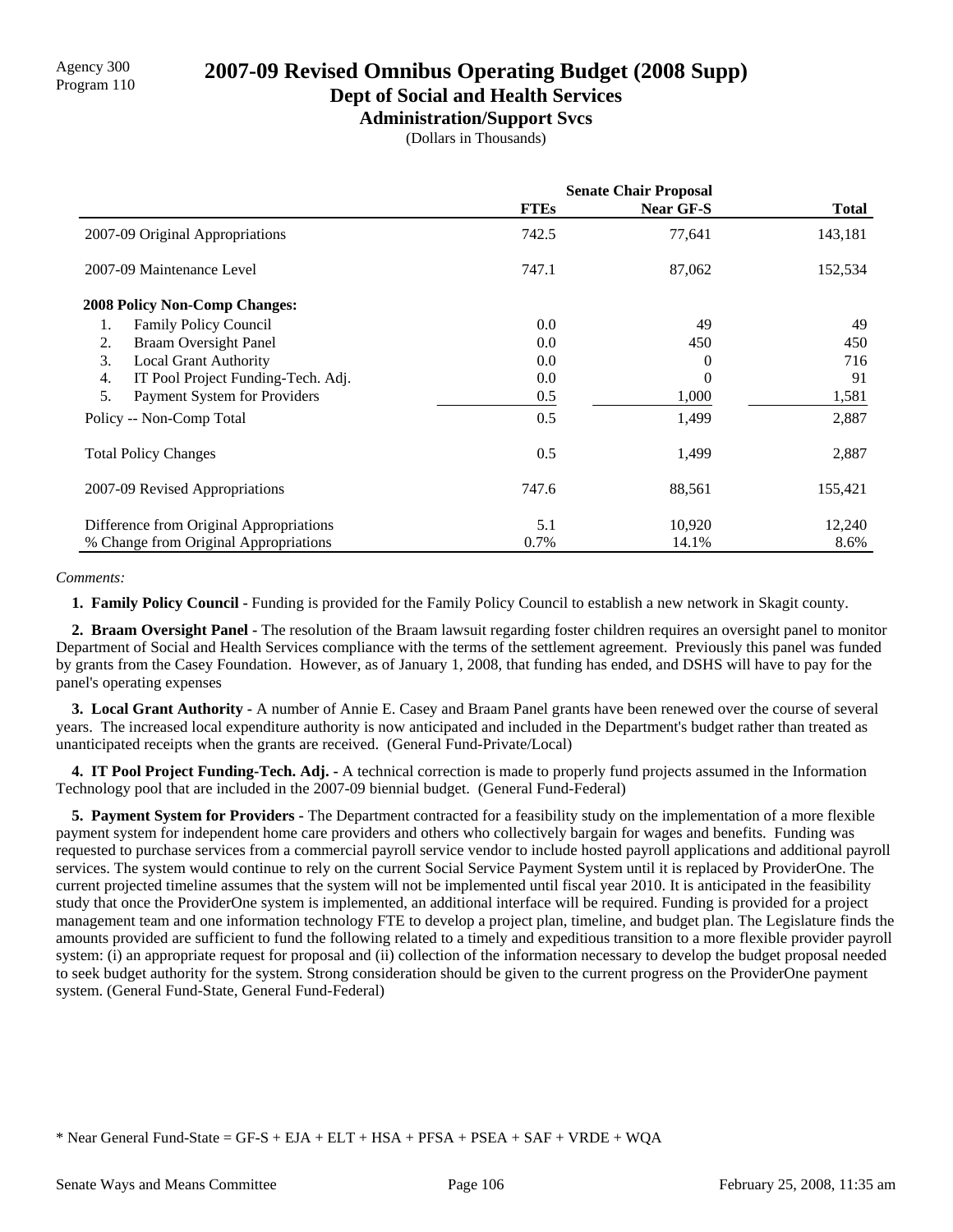Agency 300
Program 110

# 2007-09 Revised Omnibus Operating Budget (2008 Supp)

## Dept of Social and Health Services

### Administration/Support Svcs

(Dollars in Thousands)

| | Senate Chair Proposal | | |
|---|---|---|---|
| | **FTEs** | **Near GF-S** | **Total** |
| 2007-09 Original Appropriations | 742.5 | 77,641 | 143,181 |
| 2007-09 Maintenance Level | 747.1 | 87,062 | 152,534 |
| **2008 Policy Non-Comp Changes:** | | | |
| 1. Family Policy Council | 0.0 | 49 | 49 |
| 2. Braam Oversight Panel | 0.0 | 450 | 450 |
| 3. Local Grant Authority | 0.0 | 0 | 716 |
| 4. IT Pool Project Funding-Tech. Adj. | 0.0 | 0 | 91 |
| 5. Payment System for Providers | 0.5 | 1,000 | 1,581 |
| Policy -- Non-Comp Total | 0.5 | 1,499 | 2,887 |
| Total Policy Changes | 0.5 | 1,499 | 2,887 |
| 2007-09 Revised Appropriations | 747.6 | 88,561 | 155,421 |
| Difference from Original Appropriations | 5.1 | 10,920 | 12,240 |
| % Change from Original Appropriations | 0.7% | 14.1% | 8.6% |

*Comments:*

**1. Family Policy Council -** Funding is provided for the Family Policy Council to establish a new network in Skagit county.

**2. Braam Oversight Panel -** The resolution of the Braam lawsuit regarding foster children requires an oversight panel to monitor Department of Social and Health Services compliance with the terms of the settlement agreement. Previously this panel was funded by grants from the Casey Foundation. However, as of January 1, 2008, that funding has ended, and DSHS will have to pay for the panel's operating expenses

**3. Local Grant Authority -** A number of Annie E. Casey and Braam Panel grants have been renewed over the course of several years. The increased local expenditure authority is now anticipated and included in the Department's budget rather than treated as unanticipated receipts when the grants are received. (General Fund-Private/Local)

**4. IT Pool Project Funding-Tech. Adj. -** A technical correction is made to properly fund projects assumed in the Information Technology pool that are included in the 2007-09 biennial budget. (General Fund-Federal)

**5. Payment System for Providers -** The Department contracted for a feasibility study on the implementation of a more flexible payment system for independent home care providers and others who collectively bargain for wages and benefits. Funding was requested to purchase services from a commercial payroll service vendor to include hosted payroll applications and additional payroll services. The system would continue to rely on the current Social Service Payment System until it is replaced by ProviderOne. The current projected timeline assumes that the system will not be implemented until fiscal year 2010. It is anticipated in the feasibility study that once the ProviderOne system is implemented, an additional interface will be required. Funding is provided for a project management team and one information technology FTE to develop a project plan, timeline, and budget plan. The Legislature finds the amounts provided are sufficient to fund the following related to a timely and expeditious transition to a more flexible provider payroll system: (i) an appropriate request for proposal and (ii) collection of the information necessary to develop the budget proposal needed to seek budget authority for the system. Strong consideration should be given to the current progress on the ProviderOne payment system. (General Fund-State, General Fund-Federal)

\* Near General Fund-State = GF-S + EJA + ELT + HSA + PFSA + PSEA + SAF + VRDE + WQA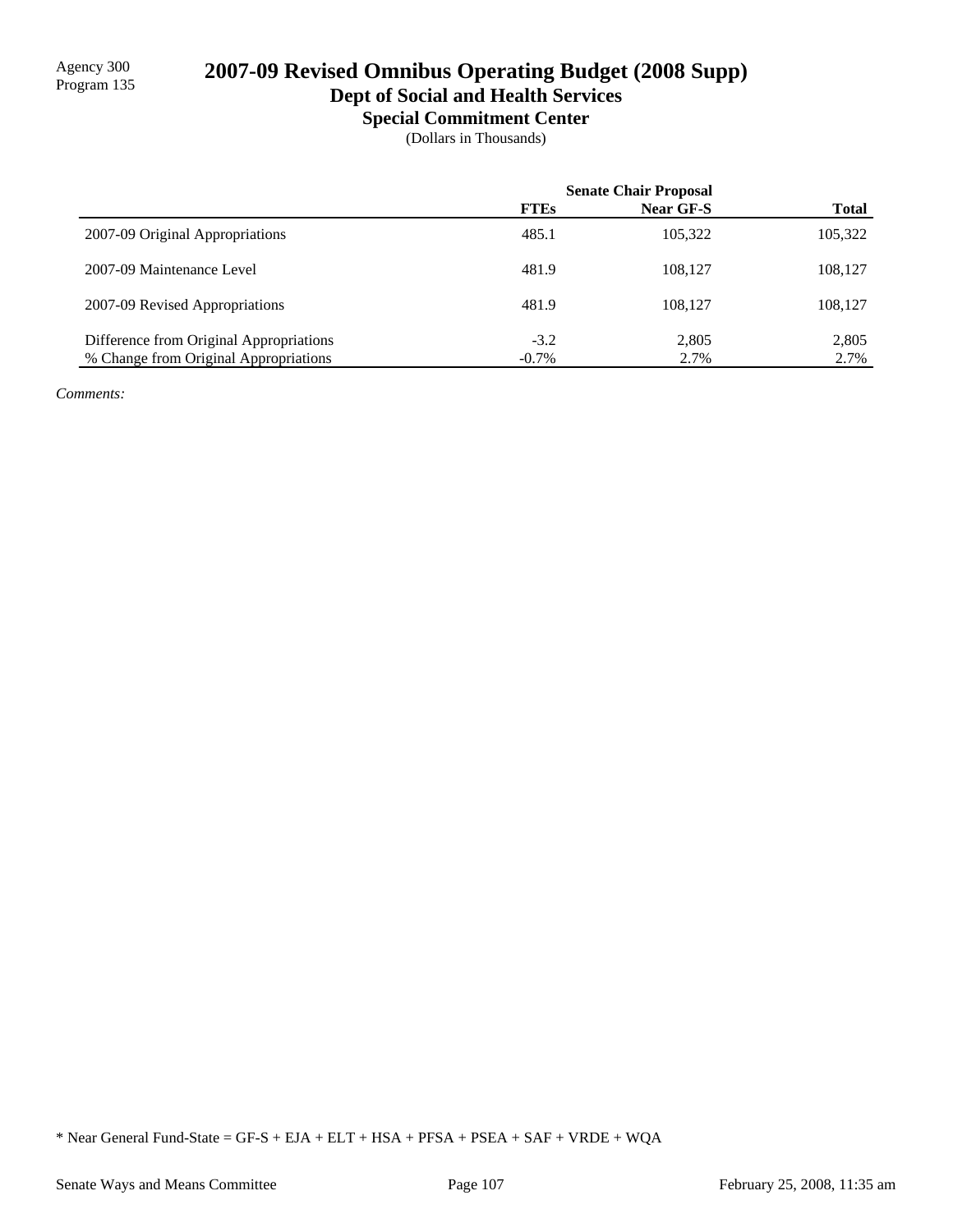Agency 300
Program 135

# 2007-09 Revised Omnibus Operating Budget (2008 Supp)

## Dept of Social and Health Services

### Special Commitment Center

(Dollars in Thousands)

| | Senate Chair Proposal | | |
|---|---|---|---|
| | FTEs | Near GF-S | Total |
| 2007-09 Original Appropriations | 485.1 | 105,322 | 105,322 |
| 2007-09 Maintenance Level | 481.9 | 108,127 | 108,127 |
| 2007-09 Revised Appropriations | 481.9 | 108,127 | 108,127 |
| Difference from Original Appropriations | -3.2 | 2,805 | 2,805 |
| % Change from Original Appropriations | -0.7% | 2.7% | 2.7% |

*Comments:*

* Near General Fund-State = GF-S + EJA + ELT + HSA + PFSA + PSEA + SAF + VRDE + WQA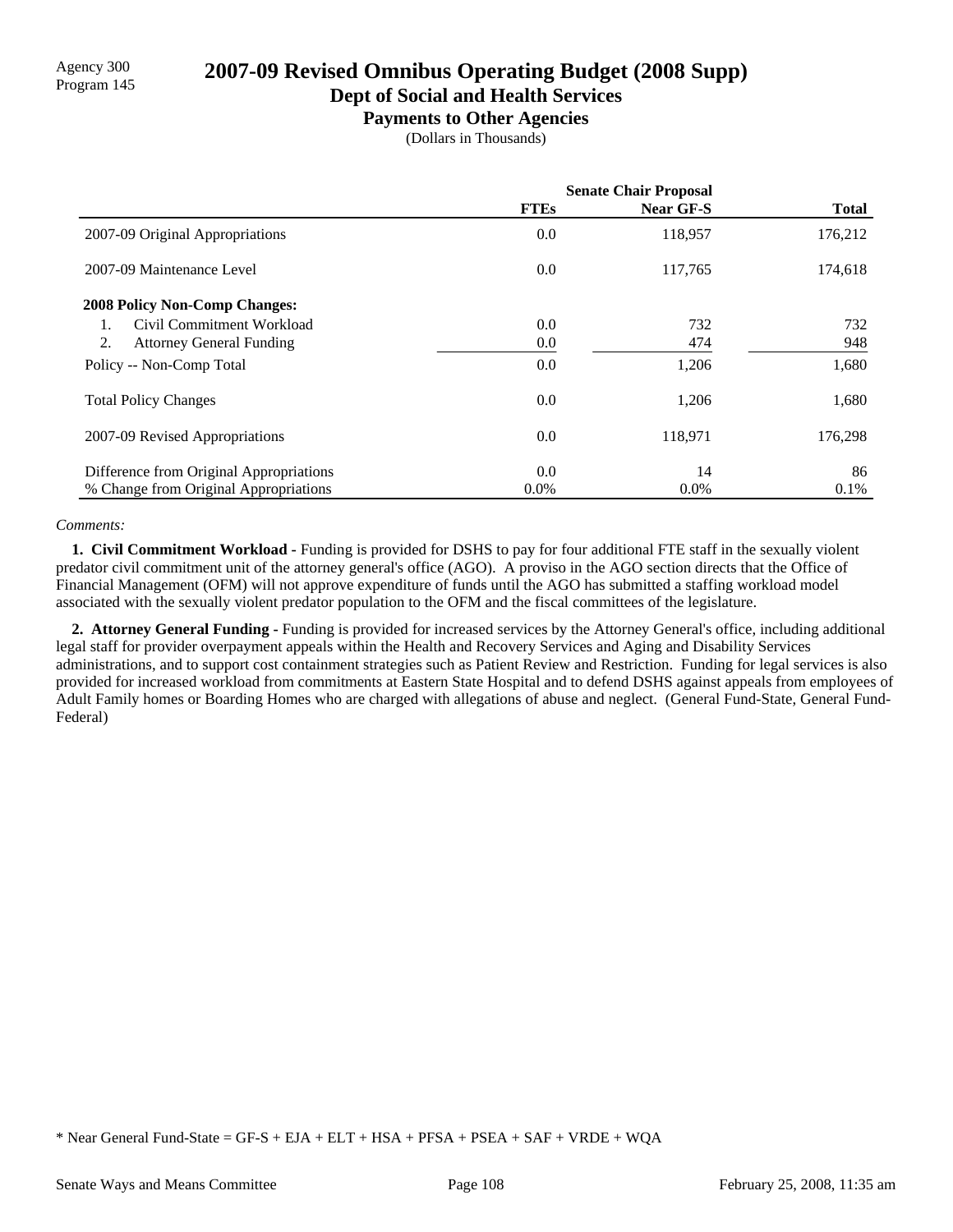Agency 300
Program 145

# 2007-09 Revised Omnibus Operating Budget (2008 Supp)

## Dept of Social and Health Services

### Payments to Other Agencies

(Dollars in Thousands)

| | Senate Chair Proposal | | |
|---|---|---|---|
| | **FTEs** | **Near GF-S** | **Total** |
| 2007-09 Original Appropriations | 0.0 | 118,957 | 176,212 |
| 2007-09 Maintenance Level | 0.0 | 117,765 | 174,618 |
| **2008 Policy Non-Comp Changes:** | | | |
| 1. Civil Commitment Workload | 0.0 | 732 | 732 |
| 2. Attorney General Funding | 0.0 | 474 | 948 |
| Policy -- Non-Comp Total | 0.0 | 1,206 | 1,680 |
| Total Policy Changes | 0.0 | 1,206 | 1,680 |
| 2007-09 Revised Appropriations | 0.0 | 118,971 | 176,298 |
| Difference from Original Appropriations | 0.0 | 14 | 86 |
| % Change from Original Appropriations | 0.0% | 0.0% | 0.1% |

*Comments:*

**1. Civil Commitment Workload -** Funding is provided for DSHS to pay for four additional FTE staff in the sexually violent predator civil commitment unit of the attorney general's office (AGO). A proviso in the AGO section directs that the Office of Financial Management (OFM) will not approve expenditure of funds until the AGO has submitted a staffing workload model associated with the sexually violent predator population to the OFM and the fiscal committees of the legislature.

**2. Attorney General Funding -** Funding is provided for increased services by the Attorney General's office, including additional legal staff for provider overpayment appeals within the Health and Recovery Services and Aging and Disability Services administrations, and to support cost containment strategies such as Patient Review and Restriction. Funding for legal services is also provided for increased workload from commitments at Eastern State Hospital and to defend DSHS against appeals from employees of Adult Family homes or Boarding Homes who are charged with allegations of abuse and neglect. (General Fund-State, General Fund-Federal)

* Near General Fund-State = GF-S + EJA + ELT + HSA + PFSA + PSEA + SAF + VRDE + WQA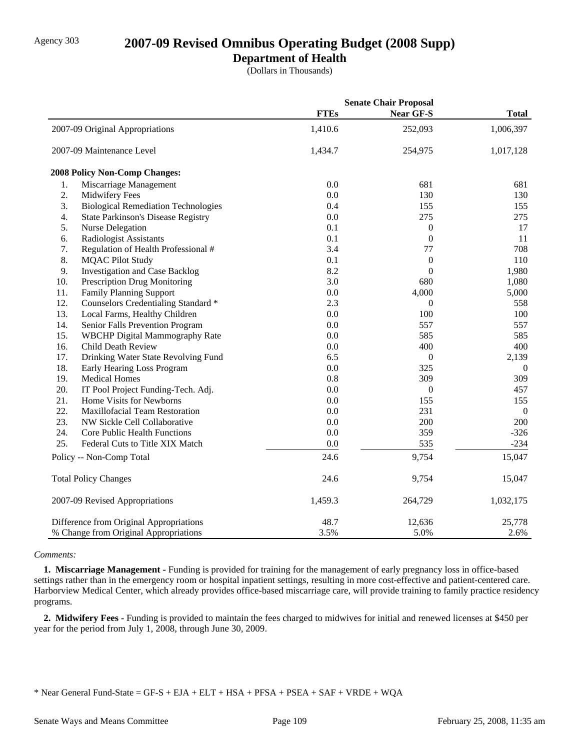Agency 303

# 2007-09 Revised Omnibus Operating Budget (2008 Supp)

## Department of Health

(Dollars in Thousands)

| | Senate Chair Proposal | | |
|---|---|---|---|
| | **FTEs** | **Near GF-S** | **Total** |
| 2007-09 Original Appropriations | 1,410.6 | 252,093 | 1,006,397 |
| 2007-09 Maintenance Level | 1,434.7 | 254,975 | 1,017,128 |
| **2008 Policy Non-Comp Changes:** | | | |
| 1. Miscarriage Management | 0.0 | 681 | 681 |
| 2. Midwifery Fees | 0.0 | 130 | 130 |
| 3. Biological Remediation Technologies | 0.4 | 155 | 155 |
| 4. State Parkinson's Disease Registry | 0.0 | 275 | 275 |
| 5. Nurse Delegation | 0.1 | 0 | 17 |
| 6. Radiologist Assistants | 0.1 | 0 | 11 |
| 7. Regulation of Health Professional # | 3.4 | 77 | 708 |
| 8. MQAC Pilot Study | 0.1 | 0 | 110 |
| 9. Investigation and Case Backlog | 8.2 | 0 | 1,980 |
| 10. Prescription Drug Monitoring | 3.0 | 680 | 1,080 |
| 11. Family Planning Support | 0.0 | 4,000 | 5,000 |
| 12. Counselors Credentialing Standard * | 2.3 | 0 | 558 |
| 13. Local Farms, Healthy Children | 0.0 | 100 | 100 |
| 14. Senior Falls Prevention Program | 0.0 | 557 | 557 |
| 15. WBCHP Digital Mammography Rate | 0.0 | 585 | 585 |
| 16. Child Death Review | 0.0 | 400 | 400 |
| 17. Drinking Water State Revolving Fund | 6.5 | 0 | 2,139 |
| 18. Early Hearing Loss Program | 0.0 | 325 | 0 |
| 19. Medical Homes | 0.8 | 309 | 309 |
| 20. IT Pool Project Funding-Tech. Adj. | 0.0 | 0 | 457 |
| 21. Home Visits for Newborns | 0.0 | 155 | 155 |
| 22. Maxillofacial Team Restoration | 0.0 | 231 | 0 |
| 23. NW Sickle Cell Collaborative | 0.0 | 200 | 200 |
| 24. Core Public Health Functions | 0.0 | 359 | -326 |
| 25. Federal Cuts to Title XIX Match | 0.0 | 535 | -234 |
| Policy -- Non-Comp Total | 24.6 | 9,754 | 15,047 |
| Total Policy Changes | 24.6 | 9,754 | 15,047 |
| 2007-09 Revised Appropriations | 1,459.3 | 264,729 | 1,032,175 |
| Difference from Original Appropriations | 48.7 | 12,636 | 25,778 |
| % Change from Original Appropriations | 3.5% | 5.0% | 2.6% |

*Comments:*

**1. Miscarriage Management -** Funding is provided for training for the management of early pregnancy loss in office-based settings rather than in the emergency room or hospital inpatient settings, resulting in more cost-effective and patient-centered care. Harborview Medical Center, which already provides office-based miscarriage care, will provide training to family practice residency programs.

**2. Midwifery Fees -** Funding is provided to maintain the fees charged to midwives for initial and renewed licenses at $450 per year for the period from July 1, 2008, through June 30, 2009.

* Near General Fund-State = GF-S + EJA + ELT + HSA + PFSA + PSEA + SAF + VRDE + WQA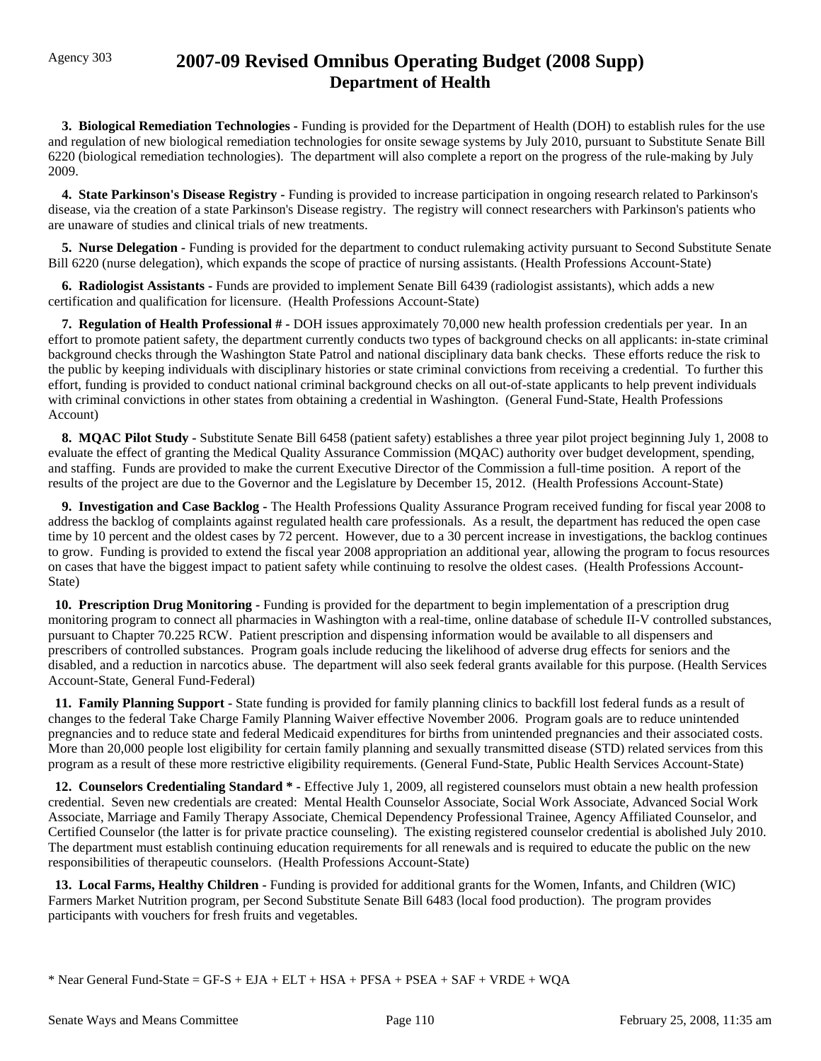Agency 303

# 2007-09 Revised Omnibus Operating Budget (2008 Supp)
## Department of Health

**3. Biological Remediation Technologies -** Funding is provided for the Department of Health (DOH) to establish rules for the use and regulation of new biological remediation technologies for onsite sewage systems by July 2010, pursuant to Substitute Senate Bill 6220 (biological remediation technologies). The department will also complete a report on the progress of the rule-making by July 2009.

**4. State Parkinson's Disease Registry -** Funding is provided to increase participation in ongoing research related to Parkinson's disease, via the creation of a state Parkinson's Disease registry. The registry will connect researchers with Parkinson's patients who are unaware of studies and clinical trials of new treatments.

**5. Nurse Delegation -** Funding is provided for the department to conduct rulemaking activity pursuant to Second Substitute Senate Bill 6220 (nurse delegation), which expands the scope of practice of nursing assistants. (Health Professions Account-State)

**6. Radiologist Assistants -** Funds are provided to implement Senate Bill 6439 (radiologist assistants), which adds a new certification and qualification for licensure. (Health Professions Account-State)

**7. Regulation of Health Professional # -** DOH issues approximately 70,000 new health profession credentials per year. In an effort to promote patient safety, the department currently conducts two types of background checks on all applicants: in-state criminal background checks through the Washington State Patrol and national disciplinary data bank checks. These efforts reduce the risk to the public by keeping individuals with disciplinary histories or state criminal convictions from receiving a credential. To further this effort, funding is provided to conduct national criminal background checks on all out-of-state applicants to help prevent individuals with criminal convictions in other states from obtaining a credential in Washington. (General Fund-State, Health Professions Account)

**8. MQAC Pilot Study -** Substitute Senate Bill 6458 (patient safety) establishes a three year pilot project beginning July 1, 2008 to evaluate the effect of granting the Medical Quality Assurance Commission (MQAC) authority over budget development, spending, and staffing. Funds are provided to make the current Executive Director of the Commission a full-time position. A report of the results of the project are due to the Governor and the Legislature by December 15, 2012. (Health Professions Account-State)

**9. Investigation and Case Backlog -** The Health Professions Quality Assurance Program received funding for fiscal year 2008 to address the backlog of complaints against regulated health care professionals. As a result, the department has reduced the open case time by 10 percent and the oldest cases by 72 percent. However, due to a 30 percent increase in investigations, the backlog continues to grow. Funding is provided to extend the fiscal year 2008 appropriation an additional year, allowing the program to focus resources on cases that have the biggest impact to patient safety while continuing to resolve the oldest cases. (Health Professions Account-State)

**10. Prescription Drug Monitoring -** Funding is provided for the department to begin implementation of a prescription drug monitoring program to connect all pharmacies in Washington with a real-time, online database of schedule II-V controlled substances, pursuant to Chapter 70.225 RCW. Patient prescription and dispensing information would be available to all dispensers and prescribers of controlled substances. Program goals include reducing the likelihood of adverse drug effects for seniors and the disabled, and a reduction in narcotics abuse. The department will also seek federal grants available for this purpose. (Health Services Account-State, General Fund-Federal)

**11. Family Planning Support -** State funding is provided for family planning clinics to backfill lost federal funds as a result of changes to the federal Take Charge Family Planning Waiver effective November 2006. Program goals are to reduce unintended pregnancies and to reduce state and federal Medicaid expenditures for births from unintended pregnancies and their associated costs. More than 20,000 people lost eligibility for certain family planning and sexually transmitted disease (STD) related services from this program as a result of these more restrictive eligibility requirements. (General Fund-State, Public Health Services Account-State)

**12. Counselors Credentialing Standard * -** Effective July 1, 2009, all registered counselors must obtain a new health profession credential. Seven new credentials are created: Mental Health Counselor Associate, Social Work Associate, Advanced Social Work Associate, Marriage and Family Therapy Associate, Chemical Dependency Professional Trainee, Agency Affiliated Counselor, and Certified Counselor (the latter is for private practice counseling). The existing registered counselor credential is abolished July 2010. The department must establish continuing education requirements for all renewals and is required to educate the public on the new responsibilities of therapeutic counselors. (Health Professions Account-State)

**13. Local Farms, Healthy Children -** Funding is provided for additional grants for the Women, Infants, and Children (WIC) Farmers Market Nutrition program, per Second Substitute Senate Bill 6483 (local food production). The program provides participants with vouchers for fresh fruits and vegetables.

* Near General Fund-State = GF-S + EJA + ELT + HSA + PFSA + PSEA + SAF + VRDE + WQA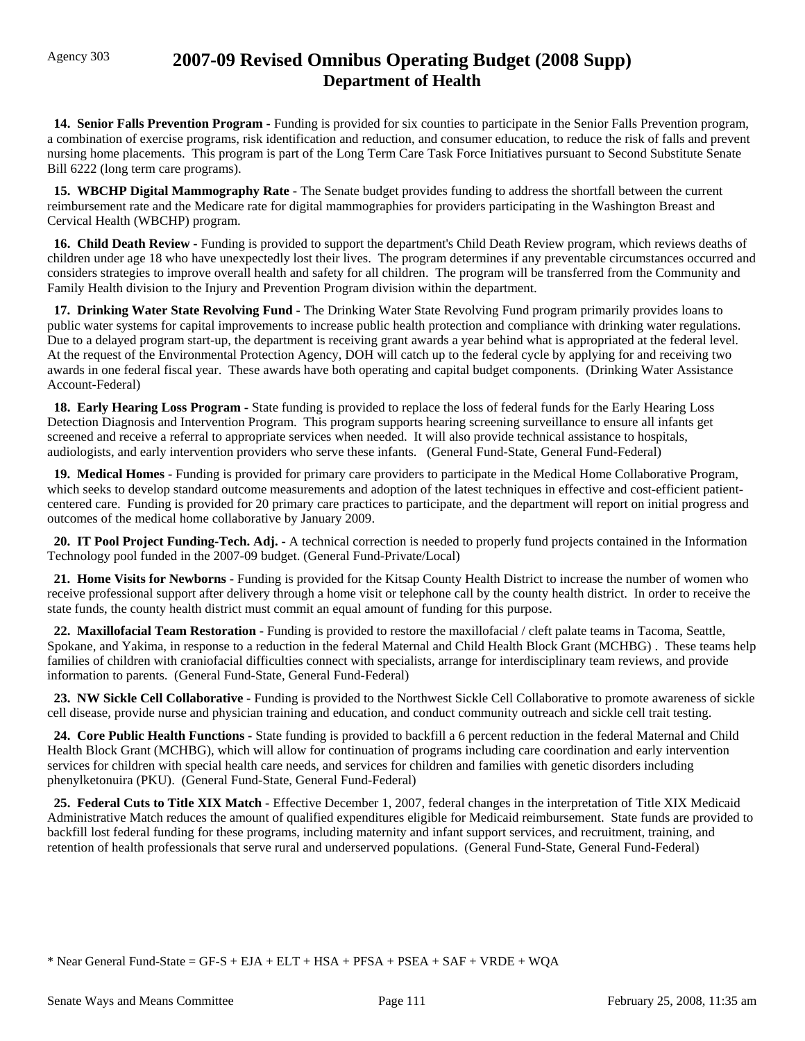Agency 303

# 2007-09 Revised Omnibus Operating Budget (2008 Supp)
## Department of Health

**14. Senior Falls Prevention Program -** Funding is provided for six counties to participate in the Senior Falls Prevention program, a combination of exercise programs, risk identification and reduction, and consumer education, to reduce the risk of falls and prevent nursing home placements. This program is part of the Long Term Care Task Force Initiatives pursuant to Second Substitute Senate Bill 6222 (long term care programs).

**15. WBCHP Digital Mammography Rate -** The Senate budget provides funding to address the shortfall between the current reimbursement rate and the Medicare rate for digital mammographies for providers participating in the Washington Breast and Cervical Health (WBCHP) program.

**16. Child Death Review -** Funding is provided to support the department's Child Death Review program, which reviews deaths of children under age 18 who have unexpectedly lost their lives. The program determines if any preventable circumstances occurred and considers strategies to improve overall health and safety for all children. The program will be transferred from the Community and Family Health division to the Injury and Prevention Program division within the department.

**17. Drinking Water State Revolving Fund -** The Drinking Water State Revolving Fund program primarily provides loans to public water systems for capital improvements to increase public health protection and compliance with drinking water regulations. Due to a delayed program start-up, the department is receiving grant awards a year behind what is appropriated at the federal level. At the request of the Environmental Protection Agency, DOH will catch up to the federal cycle by applying for and receiving two awards in one federal fiscal year. These awards have both operating and capital budget components. (Drinking Water Assistance Account-Federal)

**18. Early Hearing Loss Program -** State funding is provided to replace the loss of federal funds for the Early Hearing Loss Detection Diagnosis and Intervention Program. This program supports hearing screening surveillance to ensure all infants get screened and receive a referral to appropriate services when needed. It will also provide technical assistance to hospitals, audiologists, and early intervention providers who serve these infants. (General Fund-State, General Fund-Federal)

**19. Medical Homes -** Funding is provided for primary care providers to participate in the Medical Home Collaborative Program, which seeks to develop standard outcome measurements and adoption of the latest techniques in effective and cost-efficient patient-centered care. Funding is provided for 20 primary care practices to participate, and the department will report on initial progress and outcomes of the medical home collaborative by January 2009.

**20. IT Pool Project Funding-Tech. Adj. -** A technical correction is needed to properly fund projects contained in the Information Technology pool funded in the 2007-09 budget. (General Fund-Private/Local)

**21. Home Visits for Newborns -** Funding is provided for the Kitsap County Health District to increase the number of women who receive professional support after delivery through a home visit or telephone call by the county health district. In order to receive the state funds, the county health district must commit an equal amount of funding for this purpose.

**22. Maxillofacial Team Restoration -** Funding is provided to restore the maxillofacial / cleft palate teams in Tacoma, Seattle, Spokane, and Yakima, in response to a reduction in the federal Maternal and Child Health Block Grant (MCHBG) . These teams help families of children with craniofacial difficulties connect with specialists, arrange for interdisciplinary team reviews, and provide information to parents. (General Fund-State, General Fund-Federal)

**23. NW Sickle Cell Collaborative -** Funding is provided to the Northwest Sickle Cell Collaborative to promote awareness of sickle cell disease, provide nurse and physician training and education, and conduct community outreach and sickle cell trait testing.

**24. Core Public Health Functions -** State funding is provided to backfill a 6 percent reduction in the federal Maternal and Child Health Block Grant (MCHBG), which will allow for continuation of programs including care coordination and early intervention services for children with special health care needs, and services for children and families with genetic disorders including phenylketonuira (PKU). (General Fund-State, General Fund-Federal)

**25. Federal Cuts to Title XIX Match -** Effective December 1, 2007, federal changes in the interpretation of Title XIX Medicaid Administrative Match reduces the amount of qualified expenditures eligible for Medicaid reimbursement. State funds are provided to backfill lost federal funding for these programs, including maternity and infant support services, and recruitment, training, and retention of health professionals that serve rural and underserved populations. (General Fund-State, General Fund-Federal)

* Near General Fund-State = GF-S + EJA + ELT + HSA + PFSA + PSEA + SAF + VRDE + WQA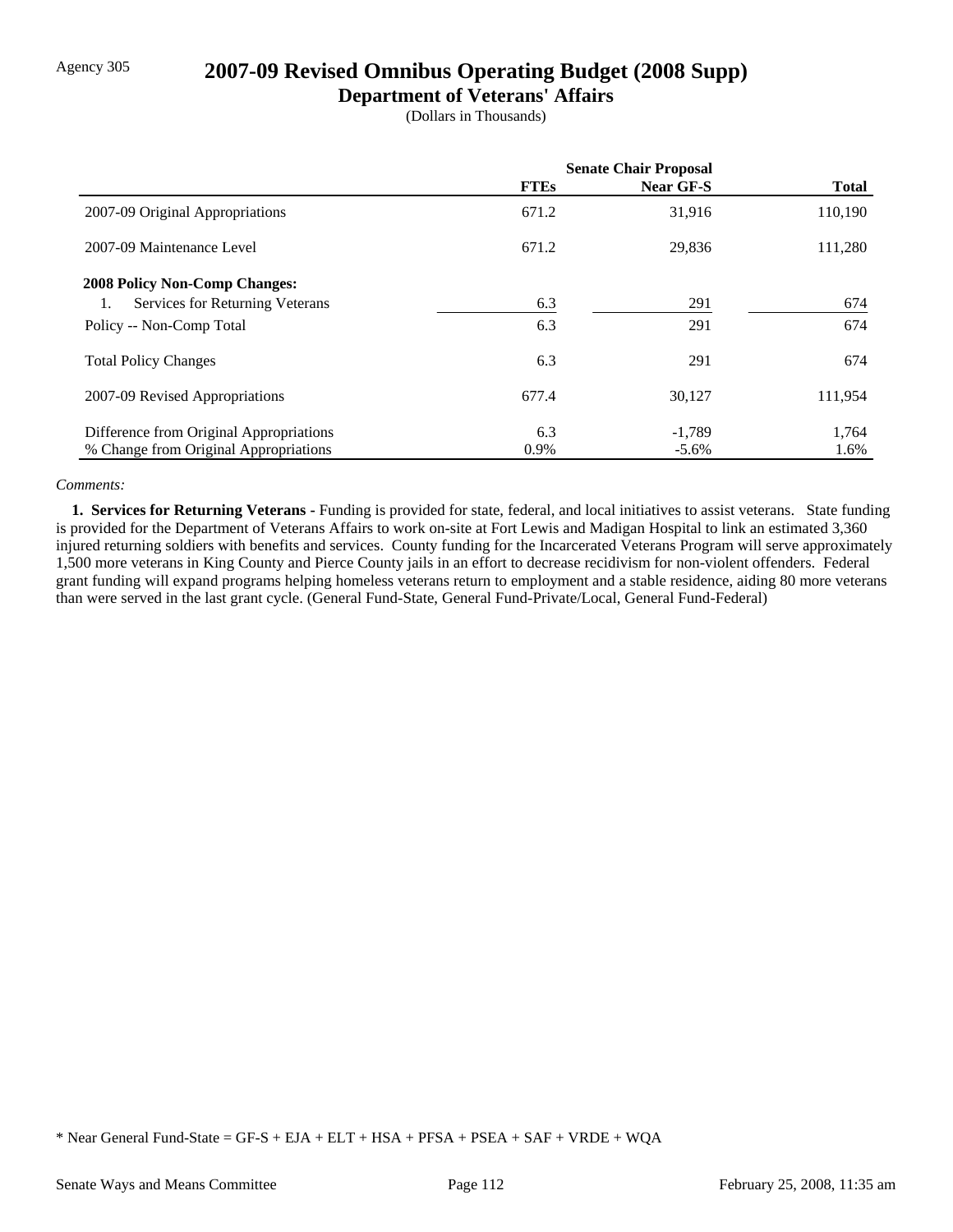Agency 305

# 2007-09 Revised Omnibus Operating Budget (2008 Supp)

## Department of Veterans' Affairs

(Dollars in Thousands)

| | Senate Chair Proposal | | |
|---|---|---|---|
| | **FTEs** | **Near GF-S** | **Total** |
| 2007-09 Original Appropriations | 671.2 | 31,916 | 110,190 |
| 2007-09 Maintenance Level | 671.2 | 29,836 | 111,280 |
| **2008 Policy Non-Comp Changes:** | | | |
| 1. Services for Returning Veterans | 6.3 | 291 | 674 |
| Policy -- Non-Comp Total | 6.3 | 291 | 674 |
| Total Policy Changes | 6.3 | 291 | 674 |
| 2007-09 Revised Appropriations | 677.4 | 30,127 | 111,954 |
| Difference from Original Appropriations | 6.3 | -1,789 | 1,764 |
| % Change from Original Appropriations | 0.9% | -5.6% | 1.6% |

*Comments:*

**1. Services for Returning Veterans -** Funding is provided for state, federal, and local initiatives to assist veterans. State funding is provided for the Department of Veterans Affairs to work on-site at Fort Lewis and Madigan Hospital to link an estimated 3,360 injured returning soldiers with benefits and services. County funding for the Incarcerated Veterans Program will serve approximately 1,500 more veterans in King County and Pierce County jails in an effort to decrease recidivism for non-violent offenders. Federal grant funding will expand programs helping homeless veterans return to employment and a stable residence, aiding 80 more veterans than were served in the last grant cycle. (General Fund-State, General Fund-Private/Local, General Fund-Federal)

* Near General Fund-State = GF-S + EJA + ELT + HSA + PFSA + PSEA + SAF + VRDE + WQA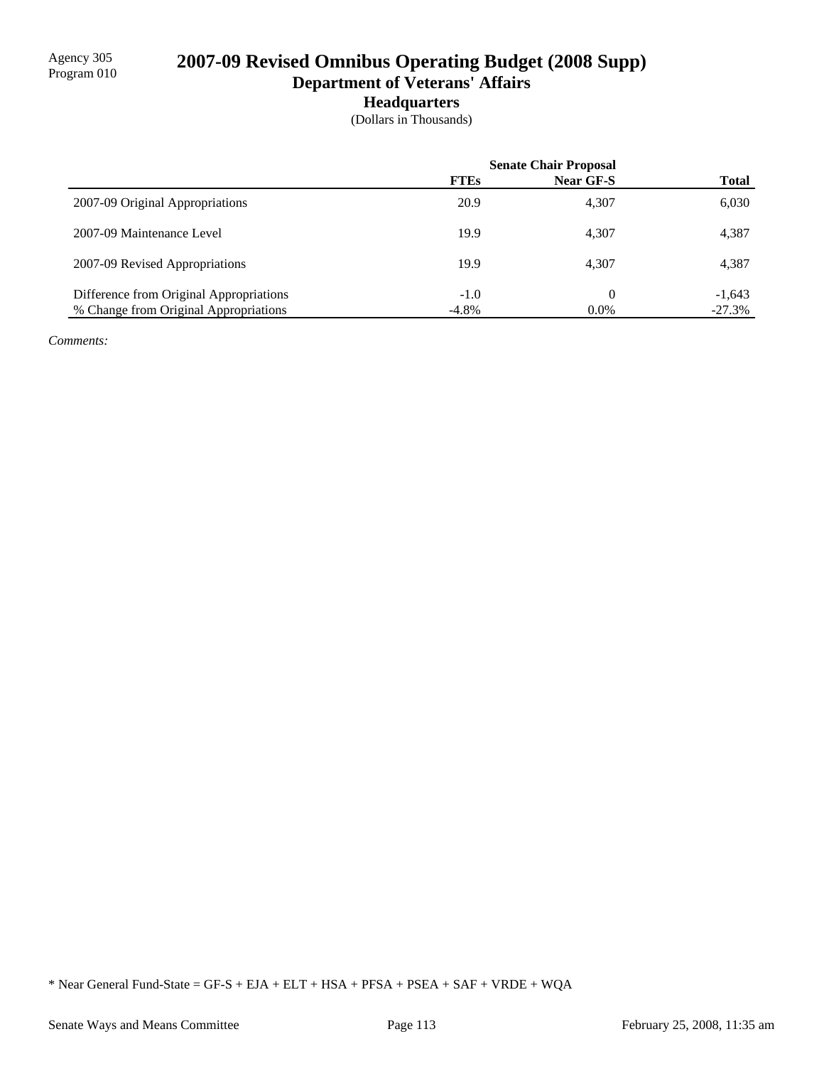Agency 305
Program 010

# 2007-09 Revised Omnibus Operating Budget (2008 Supp)

## Department of Veterans' Affairs

### Headquarters

(Dollars in Thousands)

| | Senate Chair Proposal | | |
|---|---|---|---|
| | **FTEs** | **Near GF-S** | **Total** |
| 2007-09 Original Appropriations | 20.9 | 4,307 | 6,030 |
| 2007-09 Maintenance Level | 19.9 | 4,307 | 4,387 |
| 2007-09 Revised Appropriations | 19.9 | 4,307 | 4,387 |
| Difference from Original Appropriations | -1.0 | 0 | -1,643 |
| % Change from Original Appropriations | -4.8% | 0.0% | -27.3% |

*Comments:*

* Near General Fund-State = GF-S + EJA + ELT + HSA + PFSA + PSEA + SAF + VRDE + WQA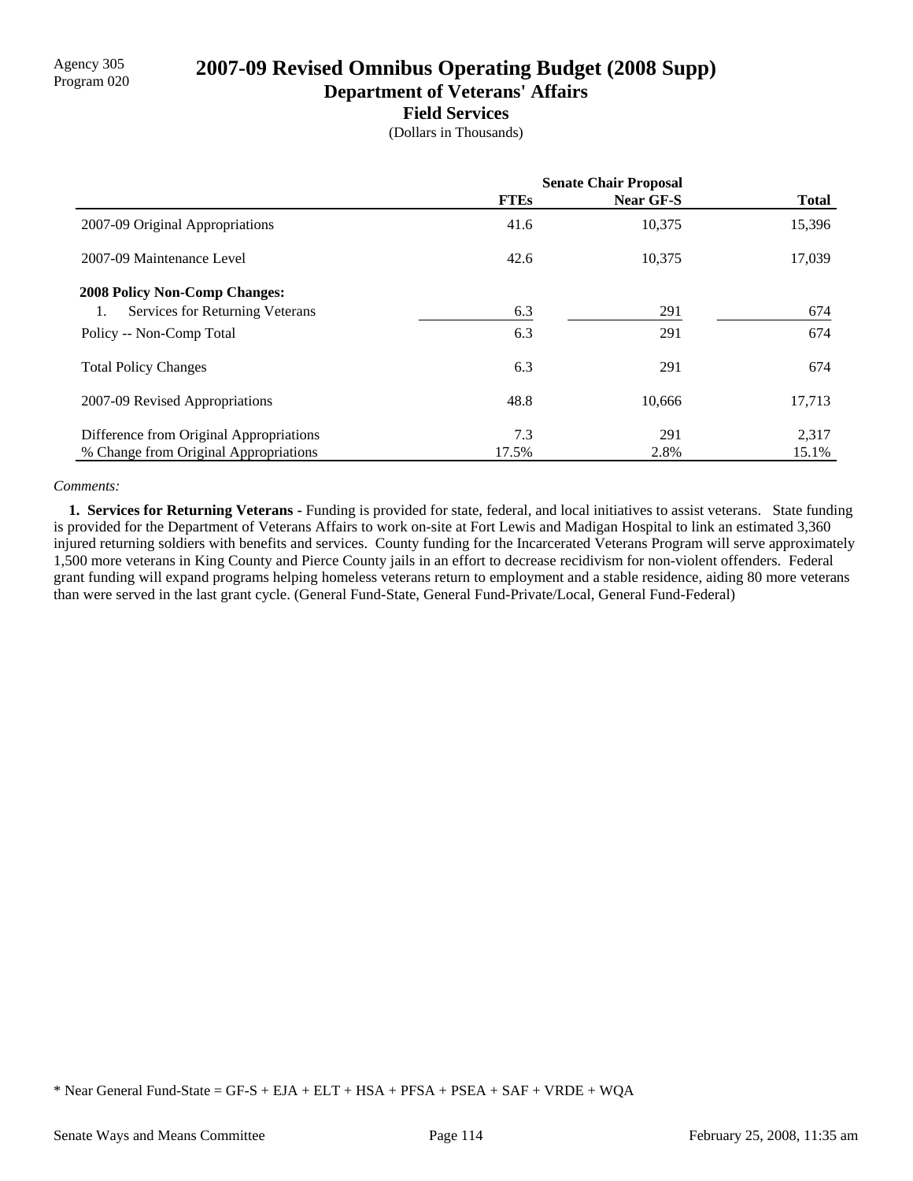Agency 305
Program 020

# 2007-09 Revised Omnibus Operating Budget (2008 Supp)

## Department of Veterans' Affairs

### Field Services

(Dollars in Thousands)

| | Senate Chair Proposal | | |
|---|---|---|---|
| | FTEs | Near GF-S | Total |
| 2007-09 Original Appropriations | 41.6 | 10,375 | 15,396 |
| 2007-09 Maintenance Level | 42.6 | 10,375 | 17,039 |
| **2008 Policy Non-Comp Changes:** | | | |
| 1. Services for Returning Veterans | 6.3 | 291 | 674 |
| Policy -- Non-Comp Total | 6.3 | 291 | 674 |
| Total Policy Changes | 6.3 | 291 | 674 |
| 2007-09 Revised Appropriations | 48.8 | 10,666 | 17,713 |
| Difference from Original Appropriations | 7.3 | 291 | 2,317 |
| % Change from Original Appropriations | 17.5% | 2.8% | 15.1% |

*Comments:*

**1. Services for Returning Veterans -** Funding is provided for state, federal, and local initiatives to assist veterans. State funding is provided for the Department of Veterans Affairs to work on-site at Fort Lewis and Madigan Hospital to link an estimated 3,360 injured returning soldiers with benefits and services. County funding for the Incarcerated Veterans Program will serve approximately 1,500 more veterans in King County and Pierce County jails in an effort to decrease recidivism for non-violent offenders. Federal grant funding will expand programs helping homeless veterans return to employment and a stable residence, aiding 80 more veterans than were served in the last grant cycle. (General Fund-State, General Fund-Private/Local, General Fund-Federal)

* Near General Fund-State = GF-S + EJA + ELT + HSA + PFSA + PSEA + SAF + VRDE + WQA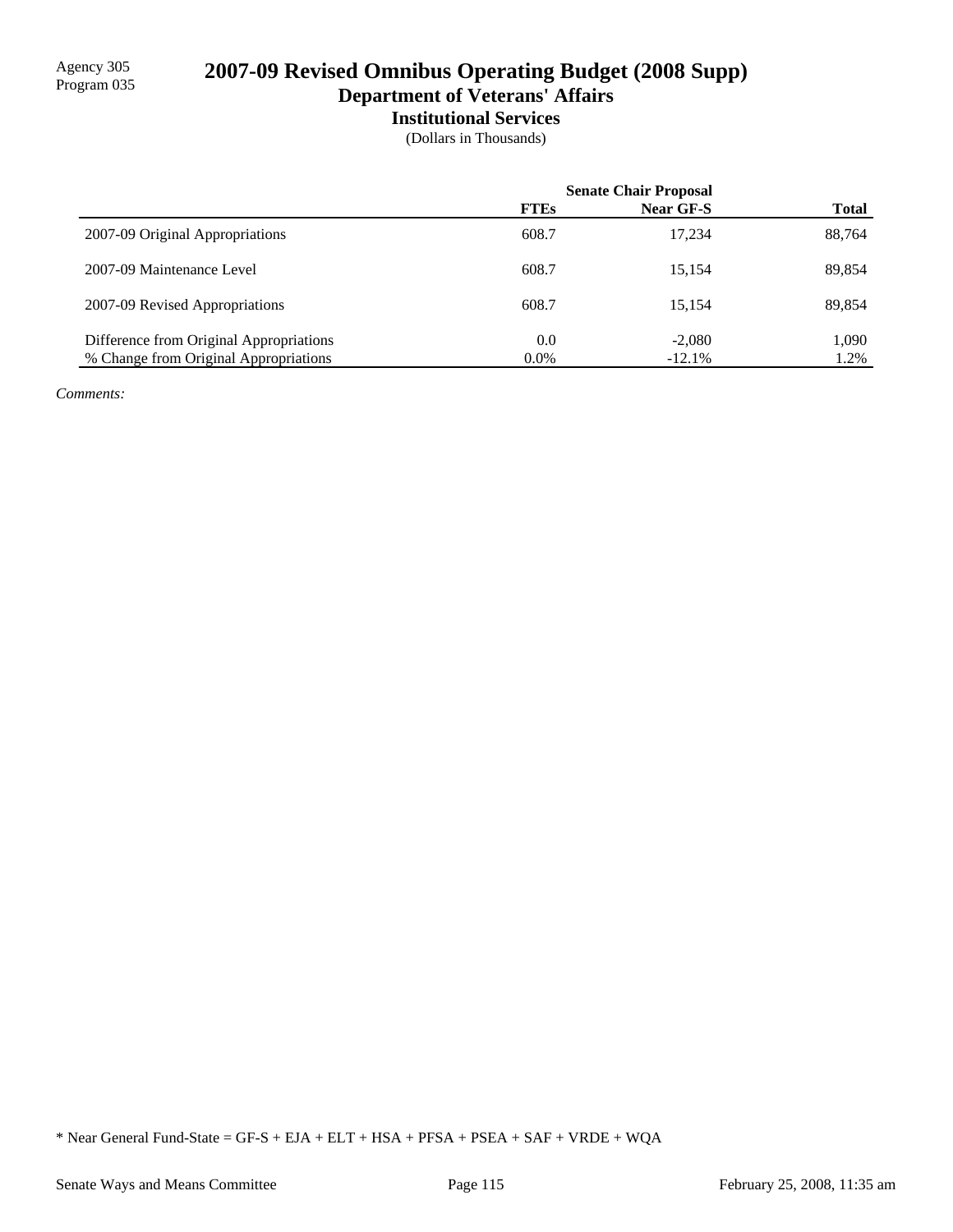Agency 305
Program 035

# 2007-09 Revised Omnibus Operating Budget (2008 Supp)

## Department of Veterans' Affairs

### Institutional Services

(Dollars in Thousands)

| | Senate Chair Proposal | | |
|---|---|---|---|
| | FTEs | Near GF-S | Total |
| 2007-09 Original Appropriations | 608.7 | 17,234 | 88,764 |
| 2007-09 Maintenance Level | 608.7 | 15,154 | 89,854 |
| 2007-09 Revised Appropriations | 608.7 | 15,154 | 89,854 |
| Difference from Original Appropriations | 0.0 | -2,080 | 1,090 |
| % Change from Original Appropriations | 0.0% | -12.1% | 1.2% |

*Comments:*

* Near General Fund-State = GF-S + EJA + ELT + HSA + PFSA + PSEA + SAF + VRDE + WQA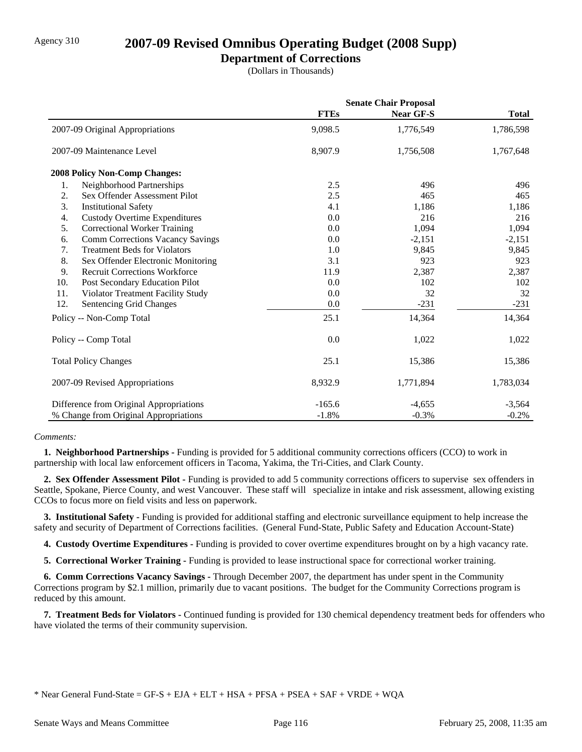Agency 310

# 2007-09 Revised Omnibus Operating Budget (2008 Supp)

## Department of Corrections

(Dollars in Thousands)

| | Senate Chair Proposal | | |
|---|---|---|---|
| | **FTEs** | **Near GF-S** | **Total** |
| 2007-09 Original Appropriations | 9,098.5 | 1,776,549 | 1,786,598 |
| 2007-09 Maintenance Level | 8,907.9 | 1,756,508 | 1,767,648 |
| **2008 Policy Non-Comp Changes:** | | | |
| 1. Neighborhood Partnerships | 2.5 | 496 | 496 |
| 2. Sex Offender Assessment Pilot | 2.5 | 465 | 465 |
| 3. Institutional Safety | 4.1 | 1,186 | 1,186 |
| 4. Custody Overtime Expenditures | 0.0 | 216 | 216 |
| 5. Correctional Worker Training | 0.0 | 1,094 | 1,094 |
| 6. Comm Corrections Vacancy Savings | 0.0 | -2,151 | -2,151 |
| 7. Treatment Beds for Violators | 1.0 | 9,845 | 9,845 |
| 8. Sex Offender Electronic Monitoring | 3.1 | 923 | 923 |
| 9. Recruit Corrections Workforce | 11.9 | 2,387 | 2,387 |
| 10. Post Secondary Education Pilot | 0.0 | 102 | 102 |
| 11. Violator Treatment Facility Study | 0.0 | 32 | 32 |
| 12. Sentencing Grid Changes | 0.0 | -231 | -231 |
| Policy -- Non-Comp Total | 25.1 | 14,364 | 14,364 |
| Policy -- Comp Total | 0.0 | 1,022 | 1,022 |
| Total Policy Changes | 25.1 | 15,386 | 15,386 |
| 2007-09 Revised Appropriations | 8,932.9 | 1,771,894 | 1,783,034 |
| Difference from Original Appropriations | -165.6 | -4,655 | -3,564 |
| % Change from Original Appropriations | -1.8% | -0.3% | -0.2% |

*Comments:*

**1. Neighborhood Partnerships -** Funding is provided for 5 additional community corrections officers (CCO) to work in partnership with local law enforcement officers in Tacoma, Yakima, the Tri-Cities, and Clark County.

**2. Sex Offender Assessment Pilot -** Funding is provided to add 5 community corrections officers to supervise sex offenders in Seattle, Spokane, Pierce County, and west Vancouver. These staff will specialize in intake and risk assessment, allowing existing CCOs to focus more on field visits and less on paperwork.

**3. Institutional Safety -** Funding is provided for additional staffing and electronic surveillance equipment to help increase the safety and security of Department of Corrections facilities. (General Fund-State, Public Safety and Education Account-State)

**4. Custody Overtime Expenditures -** Funding is provided to cover overtime expenditures brought on by a high vacancy rate.

**5. Correctional Worker Training -** Funding is provided to lease instructional space for correctional worker training.

**6. Comm Corrections Vacancy Savings -** Through December 2007, the department has under spent in the Community Corrections program by $2.1 million, primarily due to vacant positions. The budget for the Community Corrections program is reduced by this amount.

**7. Treatment Beds for Violators -** Continued funding is provided for 130 chemical dependency treatment beds for offenders who have violated the terms of their community supervision.

\* Near General Fund-State = GF-S + EJA + ELT + HSA + PFSA + PSEA + SAF + VRDE + WQA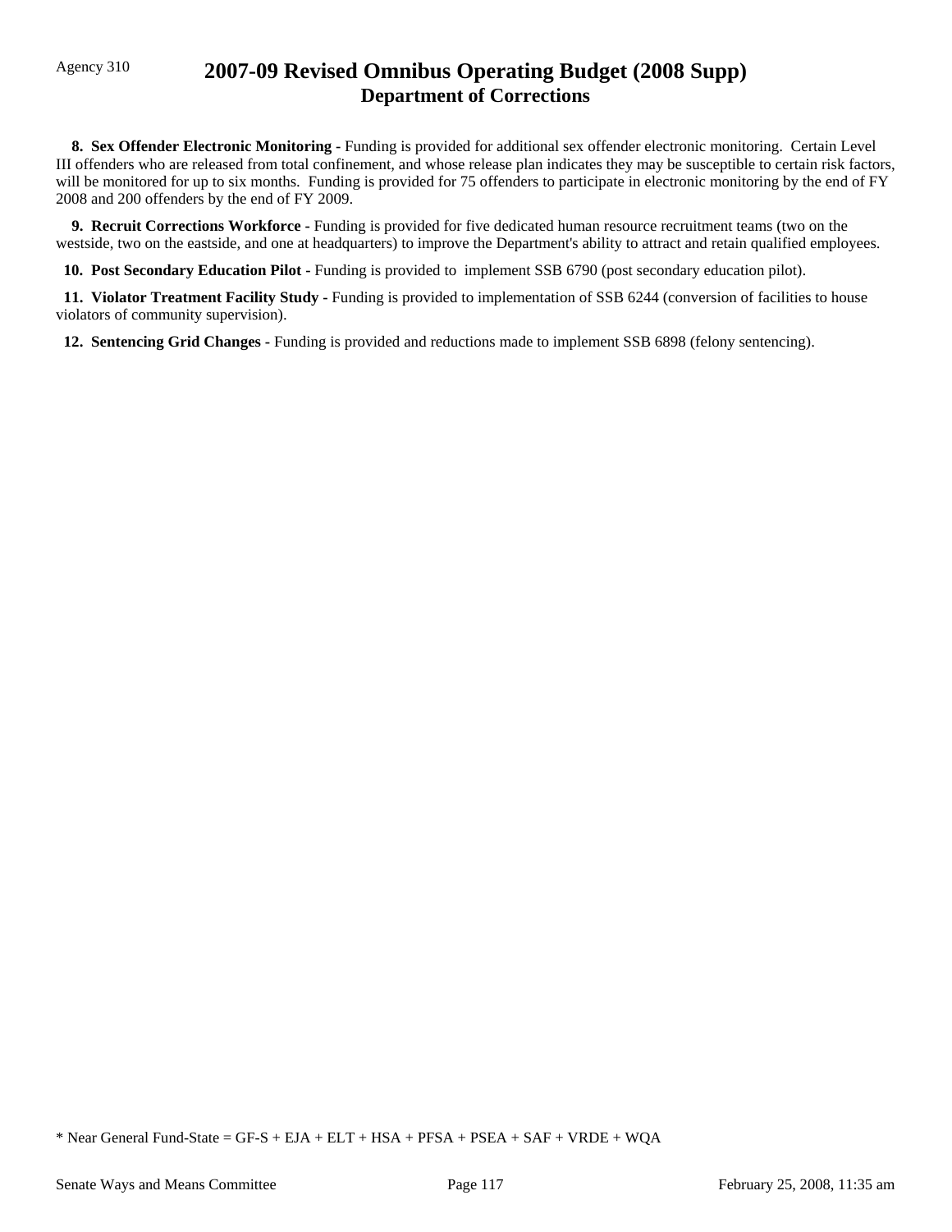**8. Sex Offender Electronic Monitoring -** Funding is provided for additional sex offender electronic monitoring. Certain Level III offenders who are released from total confinement, and whose release plan indicates they may be susceptible to certain risk factors, will be monitored for up to six months. Funding is provided for 75 offenders to participate in electronic monitoring by the end of FY 2008 and 200 offenders by the end of FY 2009.

**9. Recruit Corrections Workforce -** Funding is provided for five dedicated human resource recruitment teams (two on the westside, two on the eastside, and one at headquarters) to improve the Department's ability to attract and retain qualified employees.

**10. Post Secondary Education Pilot -** Funding is provided to implement SSB 6790 (post secondary education pilot).

**11. Violator Treatment Facility Study -** Funding is provided to implementation of SSB 6244 (conversion of facilities to house violators of community supervision).

**12. Sentencing Grid Changes -** Funding is provided and reductions made to implement SSB 6898 (felony sentencing).

* Near General Fund-State = GF-S + EJA + ELT + HSA + PFSA + PSEA + SAF + VRDE + WQA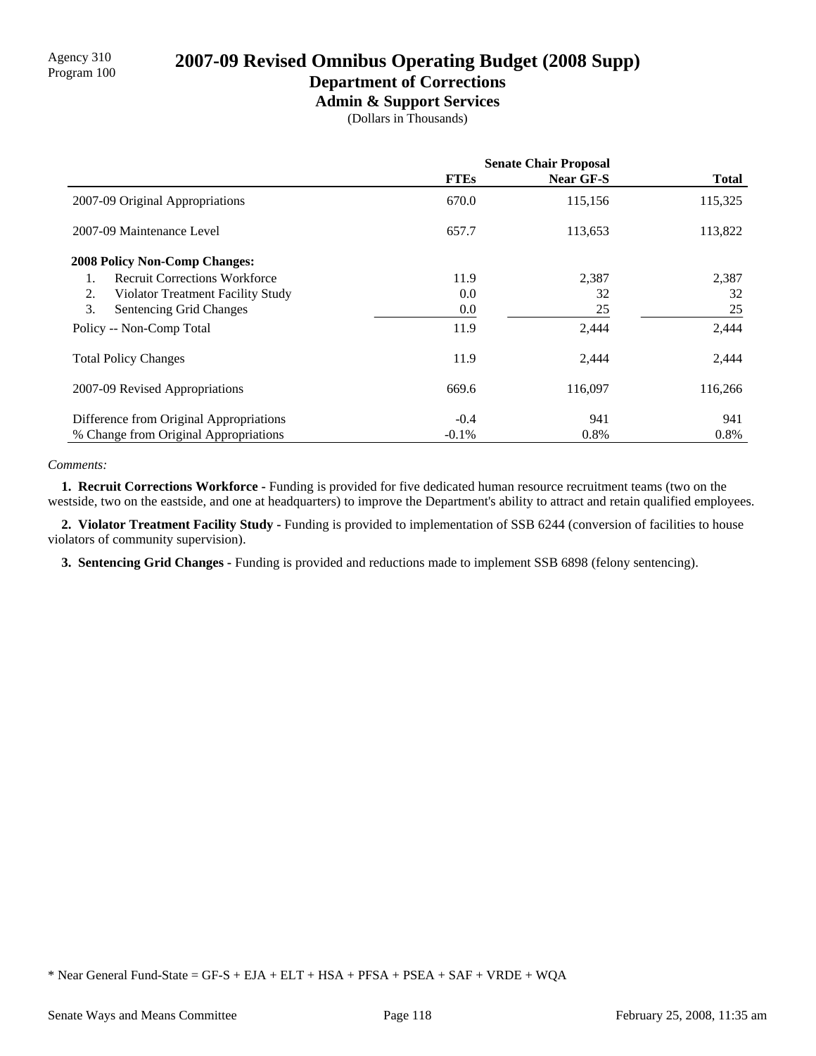Agency 310
Program 100

# 2007-09 Revised Omnibus Operating Budget (2008 Supp)

## Department of Corrections

### Admin & Support Services

(Dollars in Thousands)

| | Senate Chair Proposal | | |
|---|---|---|---|
| | FTEs | Near GF-S | Total |
| 2007-09 Original Appropriations | 670.0 | 115,156 | 115,325 |
| 2007-09 Maintenance Level | 657.7 | 113,653 | 113,822 |
| **2008 Policy Non-Comp Changes:** | | | |
| 1. Recruit Corrections Workforce | 11.9 | 2,387 | 2,387 |
| 2. Violator Treatment Facility Study | 0.0 | 32 | 32 |
| 3. Sentencing Grid Changes | 0.0 | 25 | 25 |
| Policy -- Non-Comp Total | 11.9 | 2,444 | 2,444 |
| Total Policy Changes | 11.9 | 2,444 | 2,444 |
| 2007-09 Revised Appropriations | 669.6 | 116,097 | 116,266 |
| Difference from Original Appropriations | -0.4 | 941 | 941 |
| % Change from Original Appropriations | -0.1% | 0.8% | 0.8% |

*Comments:*

**1. Recruit Corrections Workforce -** Funding is provided for five dedicated human resource recruitment teams (two on the westside, two on the eastside, and one at headquarters) to improve the Department's ability to attract and retain qualified employees.

**2. Violator Treatment Facility Study -** Funding is provided to implementation of SSB 6244 (conversion of facilities to house violators of community supervision).

**3. Sentencing Grid Changes -** Funding is provided and reductions made to implement SSB 6898 (felony sentencing).

* Near General Fund-State = GF-S + EJA + ELT + HSA + PFSA + PSEA + SAF + VRDE + WQA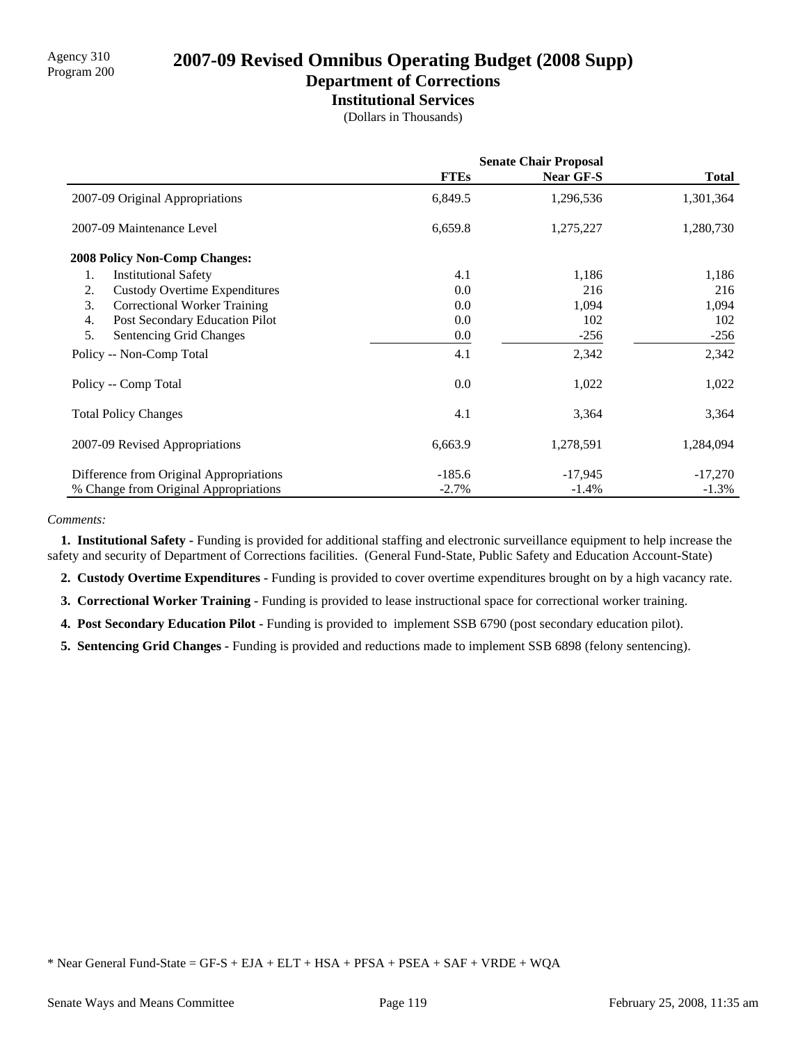Agency 310
Program 200

# 2007-09 Revised Omnibus Operating Budget (2008 Supp)

## Department of Corrections

### Institutional Services

(Dollars in Thousands)

| | Senate Chair Proposal | | |
|---|---|---|---|
| | **FTEs** | **Near GF-S** | **Total** |
| 2007-09 Original Appropriations | 6,849.5 | 1,296,536 | 1,301,364 |
| 2007-09 Maintenance Level | 6,659.8 | 1,275,227 | 1,280,730 |
| **2008 Policy Non-Comp Changes:** | | | |
| 1. Institutional Safety | 4.1 | 1,186 | 1,186 |
| 2. Custody Overtime Expenditures | 0.0 | 216 | 216 |
| 3. Correctional Worker Training | 0.0 | 1,094 | 1,094 |
| 4. Post Secondary Education Pilot | 0.0 | 102 | 102 |
| 5. Sentencing Grid Changes | 0.0 | -256 | -256 |
| Policy -- Non-Comp Total | 4.1 | 2,342 | 2,342 |
| Policy -- Comp Total | 0.0 | 1,022 | 1,022 |
| Total Policy Changes | 4.1 | 3,364 | 3,364 |
| 2007-09 Revised Appropriations | 6,663.9 | 1,278,591 | 1,284,094 |
| Difference from Original Appropriations | -185.6 | -17,945 | -17,270 |
| % Change from Original Appropriations | -2.7% | -1.4% | -1.3% |

*Comments:*

**1. Institutional Safety -** Funding is provided for additional staffing and electronic surveillance equipment to help increase the safety and security of Department of Corrections facilities. (General Fund-State, Public Safety and Education Account-State)

**2. Custody Overtime Expenditures -** Funding is provided to cover overtime expenditures brought on by a high vacancy rate.

**3. Correctional Worker Training -** Funding is provided to lease instructional space for correctional worker training.

**4. Post Secondary Education Pilot -** Funding is provided to implement SSB 6790 (post secondary education pilot).

**5. Sentencing Grid Changes -** Funding is provided and reductions made to implement SSB 6898 (felony sentencing).

* Near General Fund-State = GF-S + EJA + ELT + HSA + PFSA + PSEA + SAF + VRDE + WQA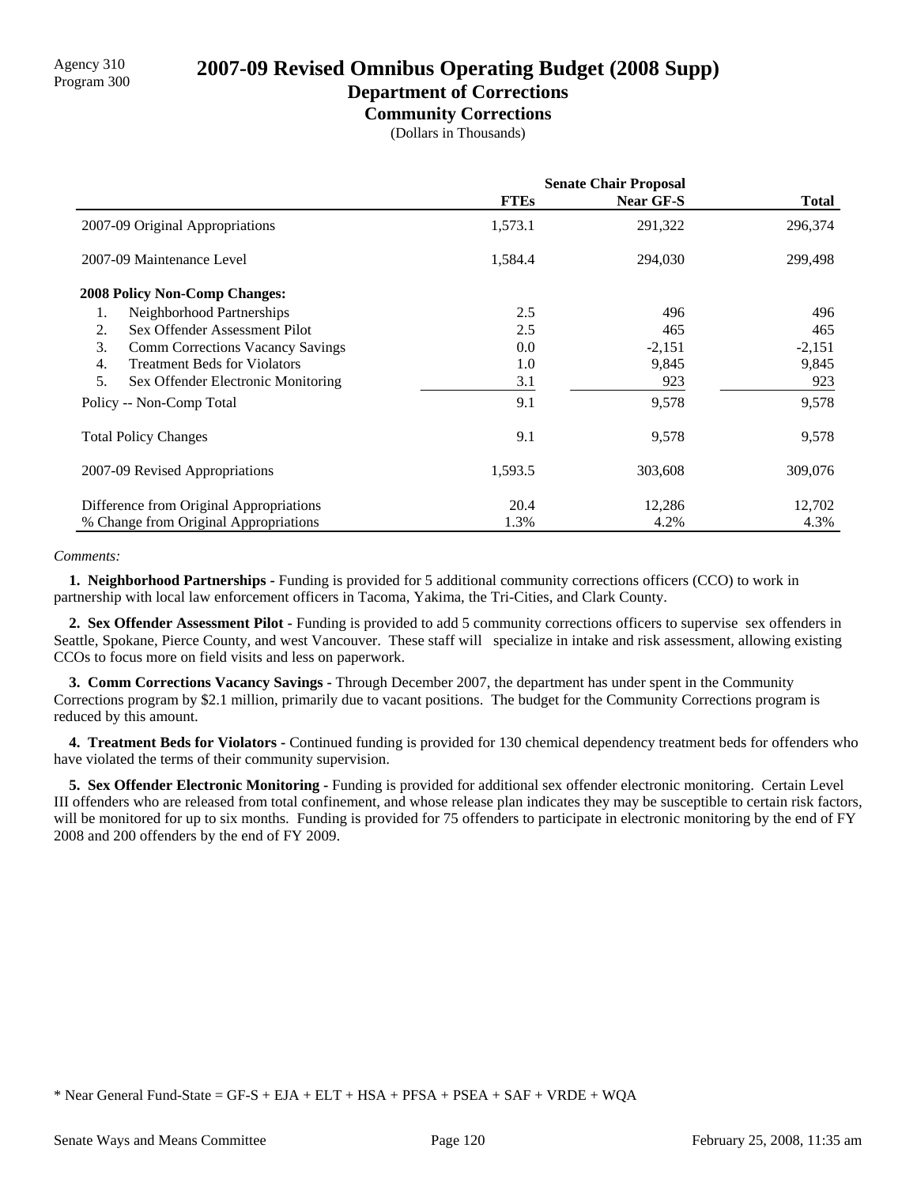Agency 310
Program 300

# 2007-09 Revised Omnibus Operating Budget (2008 Supp)

## Department of Corrections

### Community Corrections

(Dollars in Thousands)

| | Senate Chair Proposal | | |
|---|---|---|---|
| | **FTEs** | **Near GF-S** | **Total** |
| 2007-09 Original Appropriations | 1,573.1 | 291,322 | 296,374 |
| 2007-09 Maintenance Level | 1,584.4 | 294,030 | 299,498 |
| **2008 Policy Non-Comp Changes:** | | | |
| 1. Neighborhood Partnerships | 2.5 | 496 | 496 |
| 2. Sex Offender Assessment Pilot | 2.5 | 465 | 465 |
| 3. Comm Corrections Vacancy Savings | 0.0 | -2,151 | -2,151 |
| 4. Treatment Beds for Violators | 1.0 | 9,845 | 9,845 |
| 5. Sex Offender Electronic Monitoring | 3.1 | 923 | 923 |
| Policy -- Non-Comp Total | 9.1 | 9,578 | 9,578 |
| Total Policy Changes | 9.1 | 9,578 | 9,578 |
| 2007-09 Revised Appropriations | 1,593.5 | 303,608 | 309,076 |
| Difference from Original Appropriations | 20.4 | 12,286 | 12,702 |
| % Change from Original Appropriations | 1.3% | 4.2% | 4.3% |

*Comments:*

**1. Neighborhood Partnerships -** Funding is provided for 5 additional community corrections officers (CCO) to work in partnership with local law enforcement officers in Tacoma, Yakima, the Tri-Cities, and Clark County.

**2. Sex Offender Assessment Pilot -** Funding is provided to add 5 community corrections officers to supervise sex offenders in Seattle, Spokane, Pierce County, and west Vancouver. These staff will specialize in intake and risk assessment, allowing existing CCOs to focus more on field visits and less on paperwork.

**3. Comm Corrections Vacancy Savings -** Through December 2007, the department has under spent in the Community Corrections program by $2.1 million, primarily due to vacant positions. The budget for the Community Corrections program is reduced by this amount.

**4. Treatment Beds for Violators -** Continued funding is provided for 130 chemical dependency treatment beds for offenders who have violated the terms of their community supervision.

**5. Sex Offender Electronic Monitoring -** Funding is provided for additional sex offender electronic monitoring. Certain Level III offenders who are released from total confinement, and whose release plan indicates they may be susceptible to certain risk factors, will be monitored for up to six months. Funding is provided for 75 offenders to participate in electronic monitoring by the end of FY 2008 and 200 offenders by the end of FY 2009.

* Near General Fund-State = GF-S + EJA + ELT + HSA + PFSA + PSEA + SAF + VRDE + WQA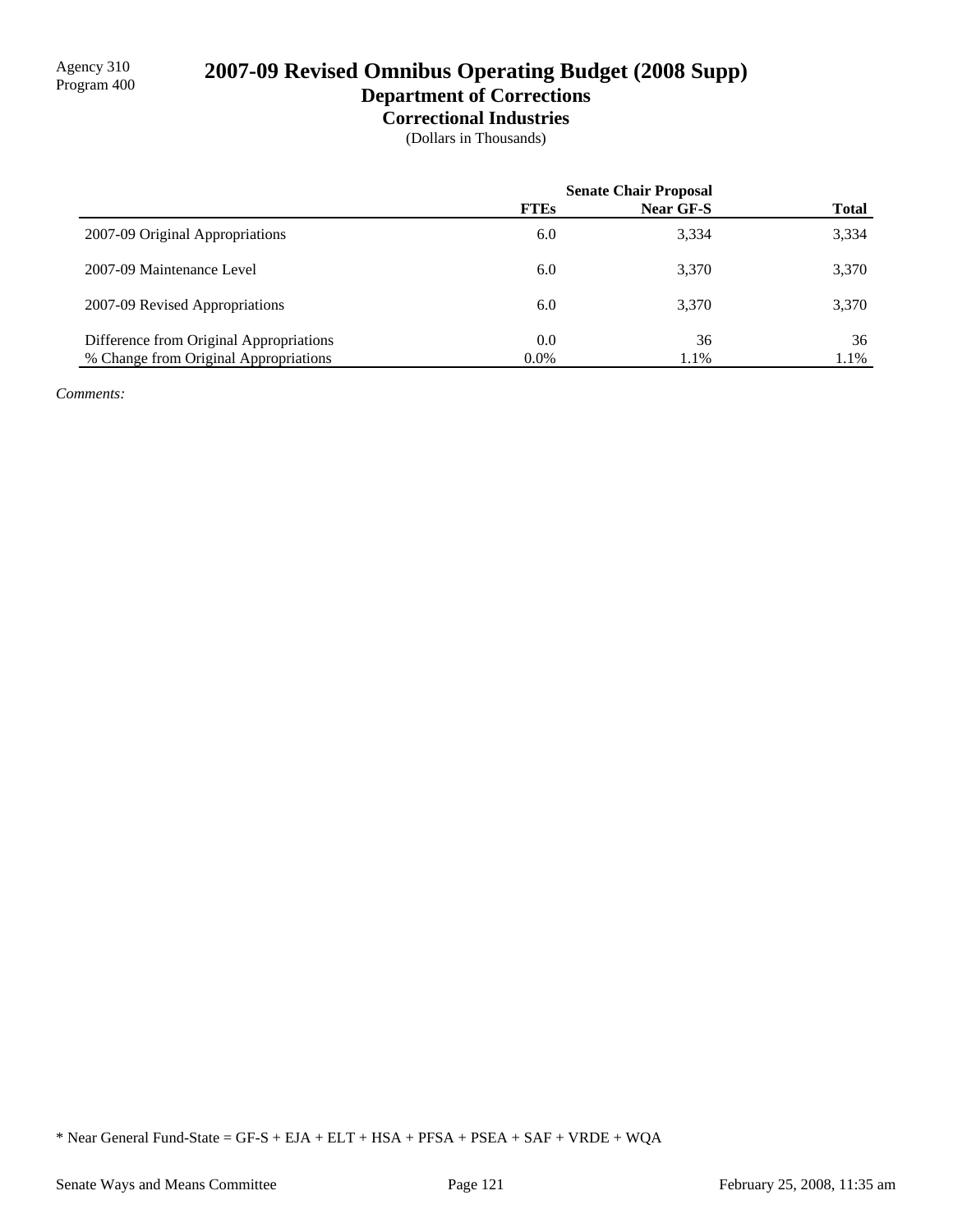Agency 310
Program 400

# 2007-09 Revised Omnibus Operating Budget (2008 Supp)

## Department of Corrections

### Correctional Industries

(Dollars in Thousands)

| | Senate Chair Proposal | | |
|---|---|---|---|
| | FTEs | Near GF-S | Total |
| 2007-09 Original Appropriations | 6.0 | 3,334 | 3,334 |
| 2007-09 Maintenance Level | 6.0 | 3,370 | 3,370 |
| 2007-09 Revised Appropriations | 6.0 | 3,370 | 3,370 |
| Difference from Original Appropriations | 0.0 | 36 | 36 |
| % Change from Original Appropriations | 0.0% | 1.1% | 1.1% |

*Comments:*

* Near General Fund-State = GF-S + EJA + ELT + HSA + PFSA + PSEA + SAF + VRDE + WQA

Senate Ways and Means Committee — February 25, 2008, 11:35 am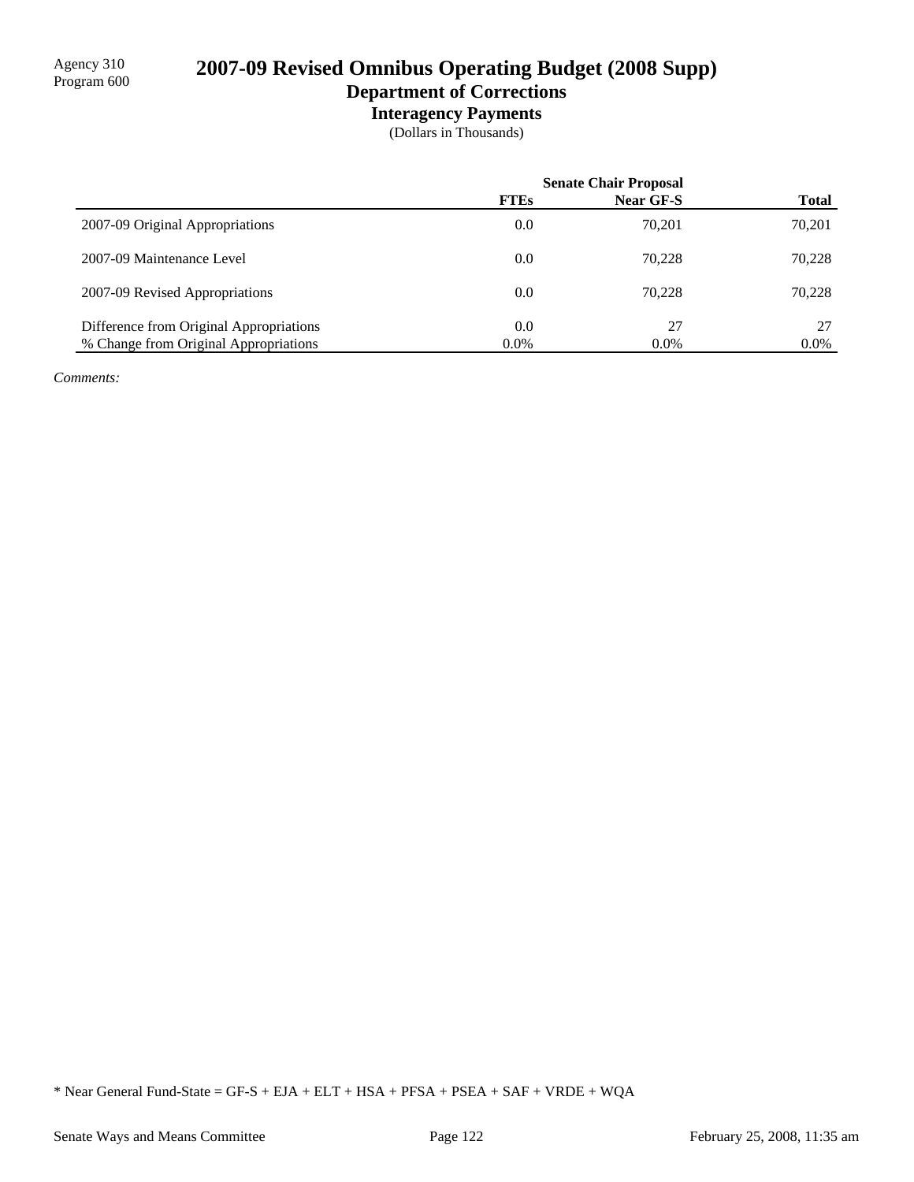Agency 310
Program 600

# 2007-09 Revised Omnibus Operating Budget (2008 Supp)

## Department of Corrections

### Interagency Payments

(Dollars in Thousands)

| | Senate Chair Proposal | | |
|---|---|---|---|
| | **FTEs** | **Near GF-S** | **Total** |
| 2007-09 Original Appropriations | 0.0 | 70,201 | 70,201 |
| 2007-09 Maintenance Level | 0.0 | 70,228 | 70,228 |
| 2007-09 Revised Appropriations | 0.0 | 70,228 | 70,228 |
| Difference from Original Appropriations | 0.0 | 27 | 27 |
| % Change from Original Appropriations | 0.0% | 0.0% | 0.0% |

*Comments:*

* Near General Fund-State = GF-S + EJA + ELT + HSA + PFSA + PSEA + SAF + VRDE + WQA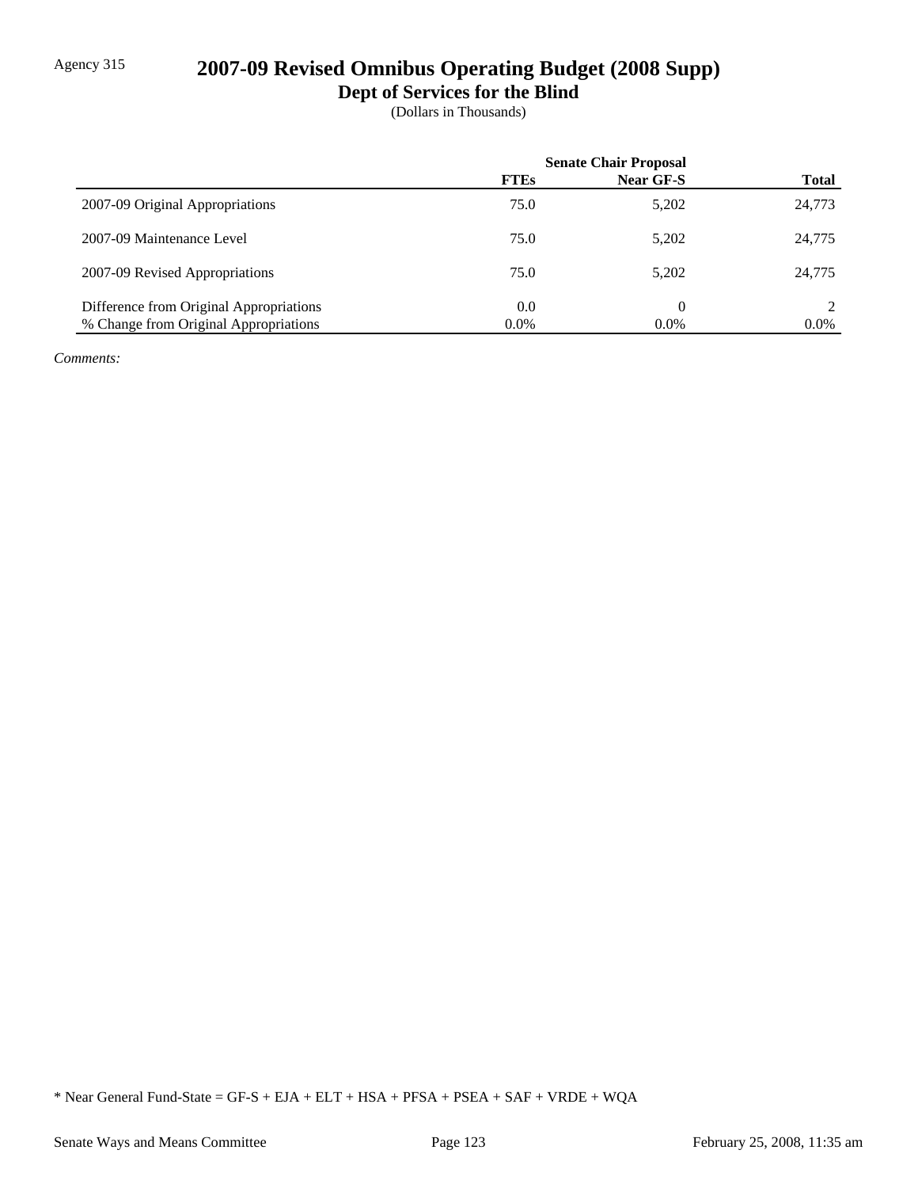Agency 315

# 2007-09 Revised Omnibus Operating Budget (2008 Supp)

## Dept of Services for the Blind

(Dollars in Thousands)

| | Senate Chair Proposal | | |
|---|---|---|---|
| | **FTEs** | **Near GF-S** | **Total** |
| 2007-09 Original Appropriations | 75.0 | 5,202 | 24,773 |
| 2007-09 Maintenance Level | 75.0 | 5,202 | 24,775 |
| 2007-09 Revised Appropriations | 75.0 | 5,202 | 24,775 |
| Difference from Original Appropriations | 0.0 | 0 | 2 |
| % Change from Original Appropriations | 0.0% | 0.0% | 0.0% |

*Comments:*

* Near General Fund-State = GF-S + EJA + ELT + HSA + PFSA + PSEA + SAF + VRDE + WQA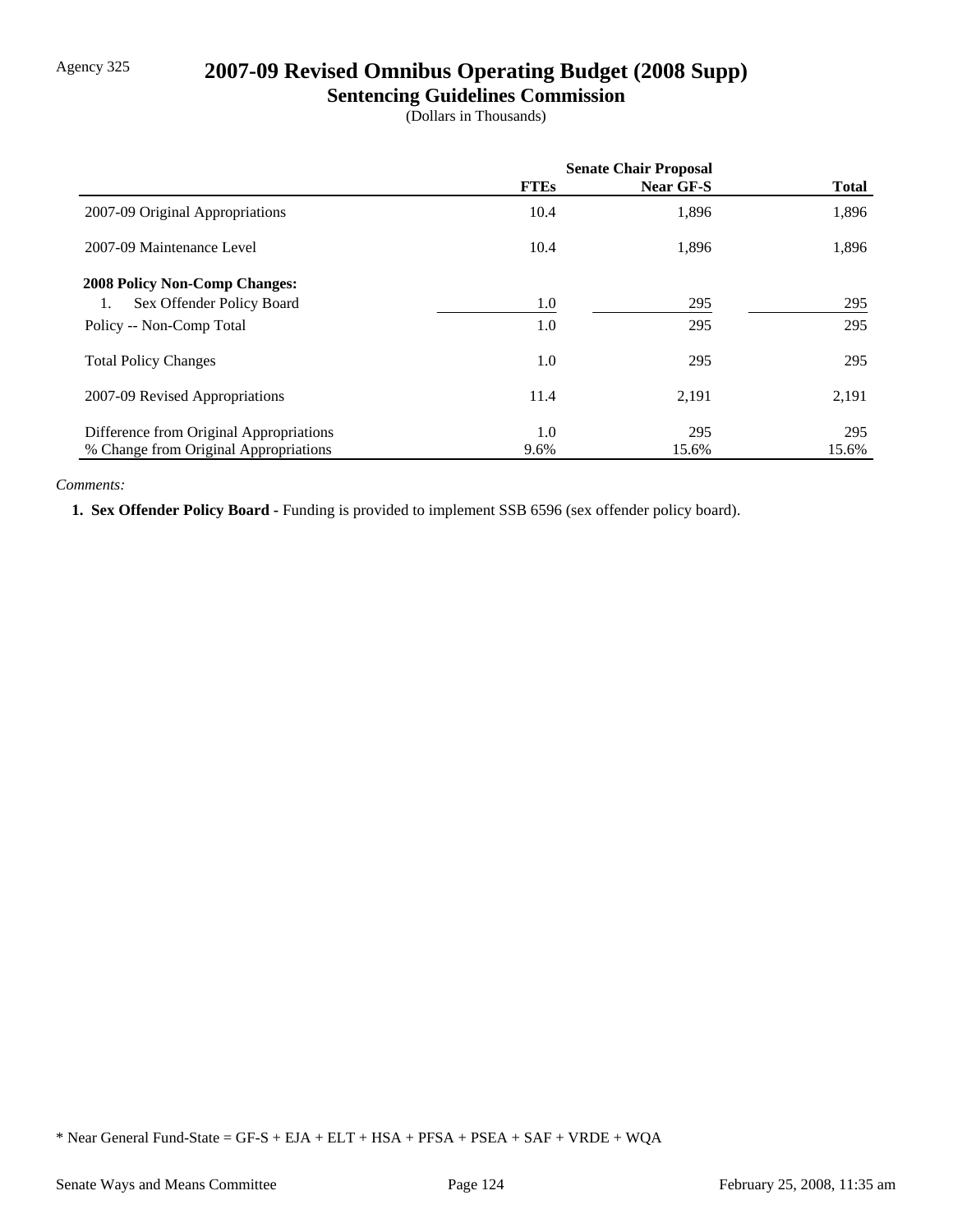Agency 325

# 2007-09 Revised Omnibus Operating Budget (2008 Supp)

## Sentencing Guidelines Commission

(Dollars in Thousands)

| | Senate Chair Proposal | | |
|---|---|---|---|
| | **FTEs** | **Near GF-S** | **Total** |
| 2007-09 Original Appropriations | 10.4 | 1,896 | 1,896 |
| 2007-09 Maintenance Level | 10.4 | 1,896 | 1,896 |
| **2008 Policy Non-Comp Changes:** | | | |
| 1. Sex Offender Policy Board | 1.0 | 295 | 295 |
| Policy -- Non-Comp Total | 1.0 | 295 | 295 |
| Total Policy Changes | 1.0 | 295 | 295 |
| 2007-09 Revised Appropriations | 11.4 | 2,191 | 2,191 |
| Difference from Original Appropriations | 1.0 | 295 | 295 |
| % Change from Original Appropriations | 9.6% | 15.6% | 15.6% |

*Comments:*

**1. Sex Offender Policy Board -** Funding is provided to implement SSB 6596 (sex offender policy board).

\* Near General Fund-State = GF-S + EJA + ELT + HSA + PFSA + PSEA + SAF + VRDE + WQA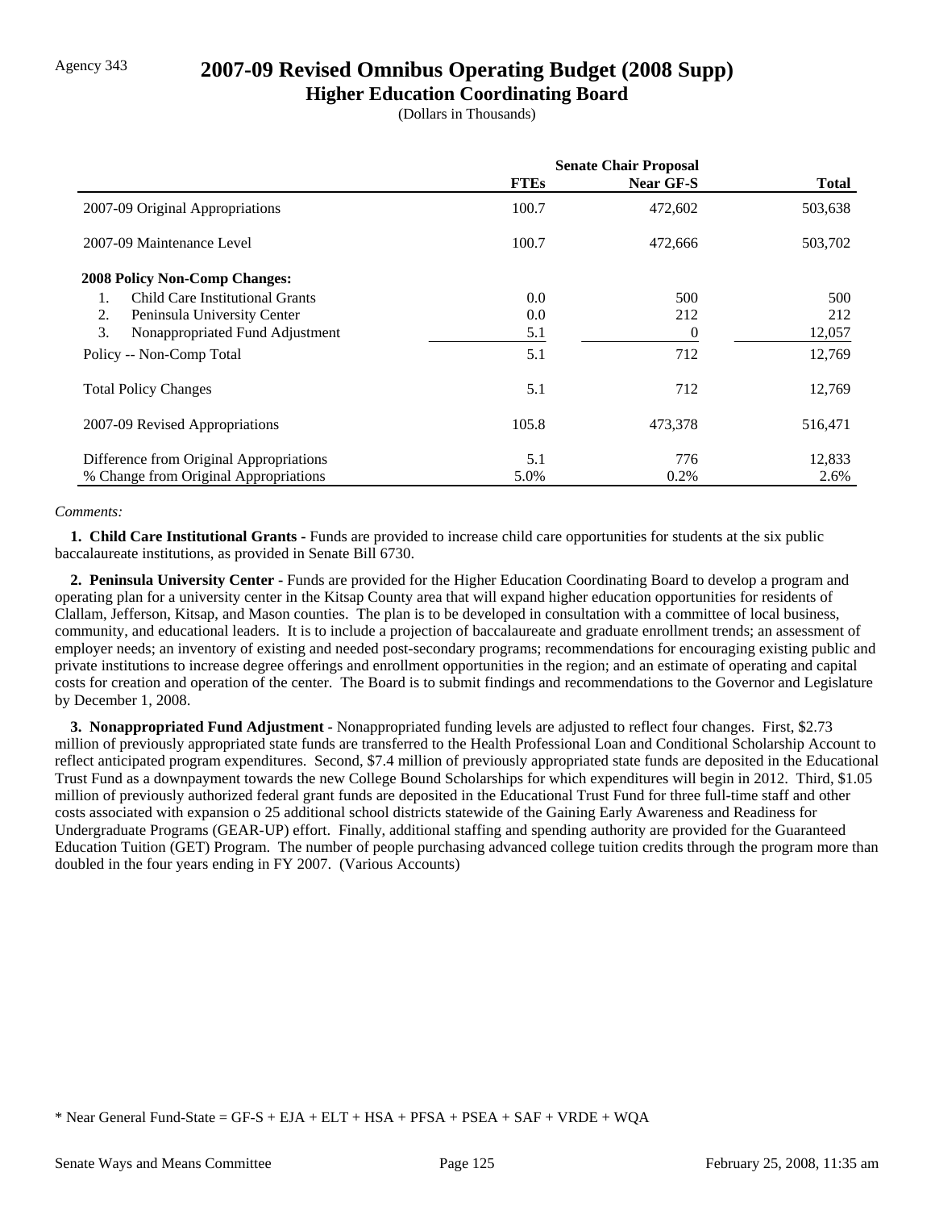Agency 343

# 2007-09 Revised Omnibus Operating Budget (2008 Supp)

## Higher Education Coordinating Board

(Dollars in Thousands)

| | Senate Chair Proposal | | |
|---|---|---|---|
| | **FTEs** | **Near GF-S** | **Total** |
| 2007-09 Original Appropriations | 100.7 | 472,602 | 503,638 |
| 2007-09 Maintenance Level | 100.7 | 472,666 | 503,702 |
| **2008 Policy Non-Comp Changes:** | | | |
| 1. Child Care Institutional Grants | 0.0 | 500 | 500 |
| 2. Peninsula University Center | 0.0 | 212 | 212 |
| 3. Nonappropriated Fund Adjustment | 5.1 | 0 | 12,057 |
| Policy -- Non-Comp Total | 5.1 | 712 | 12,769 |
| Total Policy Changes | 5.1 | 712 | 12,769 |
| 2007-09 Revised Appropriations | 105.8 | 473,378 | 516,471 |
| Difference from Original Appropriations | 5.1 | 776 | 12,833 |
| % Change from Original Appropriations | 5.0% | 0.2% | 2.6% |

*Comments:*

**1. Child Care Institutional Grants -** Funds are provided to increase child care opportunities for students at the six public baccalaureate institutions, as provided in Senate Bill 6730.

**2. Peninsula University Center -** Funds are provided for the Higher Education Coordinating Board to develop a program and operating plan for a university center in the Kitsap County area that will expand higher education opportunities for residents of Clallam, Jefferson, Kitsap, and Mason counties. The plan is to be developed in consultation with a committee of local business, community, and educational leaders. It is to include a projection of baccalaureate and graduate enrollment trends; an assessment of employer needs; an inventory of existing and needed post-secondary programs; recommendations for encouraging existing public and private institutions to increase degree offerings and enrollment opportunities in the region; and an estimate of operating and capital costs for creation and operation of the center. The Board is to submit findings and recommendations to the Governor and Legislature by December 1, 2008.

**3. Nonappropriated Fund Adjustment -** Nonappropriated funding levels are adjusted to reflect four changes. First, $2.73 million of previously appropriated state funds are transferred to the Health Professional Loan and Conditional Scholarship Account to reflect anticipated program expenditures. Second, $7.4 million of previously appropriated state funds are deposited in the Educational Trust Fund as a downpayment towards the new College Bound Scholarships for which expenditures will begin in 2012. Third, $1.05 million of previously authorized federal grant funds are deposited in the Educational Trust Fund for three full-time staff and other costs associated with expansion o 25 additional school districts statewide of the Gaining Early Awareness and Readiness for Undergraduate Programs (GEAR-UP) effort. Finally, additional staffing and spending authority are provided for the Guaranteed Education Tuition (GET) Program. The number of people purchasing advanced college tuition credits through the program more than doubled in the four years ending in FY 2007. (Various Accounts)

\* Near General Fund-State = GF-S + EJA + ELT + HSA + PFSA + PSEA + SAF + VRDE + WQA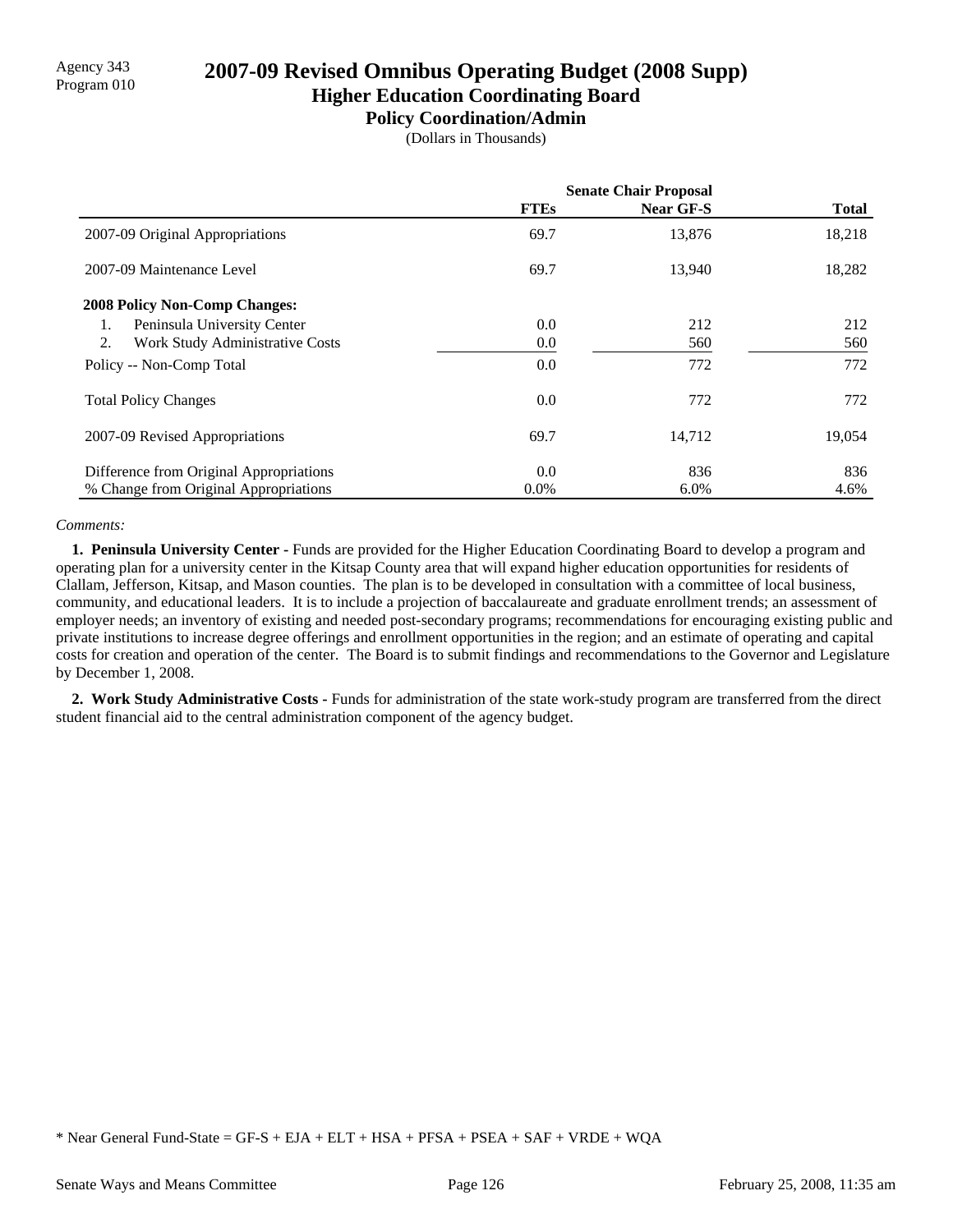Agency 343
Program 010

# 2007-09 Revised Omnibus Operating Budget (2008 Supp)

## Higher Education Coordinating Board

### Policy Coordination/Admin

(Dollars in Thousands)

| | Senate Chair Proposal | | |
|---|---|---|---|
| | **FTEs** | **Near GF-S** | **Total** |
| 2007-09 Original Appropriations | 69.7 | 13,876 | 18,218 |
| 2007-09 Maintenance Level | 69.7 | 13,940 | 18,282 |
| **2008 Policy Non-Comp Changes:** | | | |
| 1. Peninsula University Center | 0.0 | 212 | 212 |
| 2. Work Study Administrative Costs | 0.0 | 560 | 560 |
| Policy -- Non-Comp Total | 0.0 | 772 | 772 |
| Total Policy Changes | 0.0 | 772 | 772 |
| 2007-09 Revised Appropriations | 69.7 | 14,712 | 19,054 |
| Difference from Original Appropriations | 0.0 | 836 | 836 |
| % Change from Original Appropriations | 0.0% | 6.0% | 4.6% |

*Comments:*

**1. Peninsula University Center -** Funds are provided for the Higher Education Coordinating Board to develop a program and operating plan for a university center in the Kitsap County area that will expand higher education opportunities for residents of Clallam, Jefferson, Kitsap, and Mason counties. The plan is to be developed in consultation with a committee of local business, community, and educational leaders. It is to include a projection of baccalaureate and graduate enrollment trends; an assessment of employer needs; an inventory of existing and needed post-secondary programs; recommendations for encouraging existing public and private institutions to increase degree offerings and enrollment opportunities in the region; and an estimate of operating and capital costs for creation and operation of the center. The Board is to submit findings and recommendations to the Governor and Legislature by December 1, 2008.

**2. Work Study Administrative Costs -** Funds for administration of the state work-study program are transferred from the direct student financial aid to the central administration component of the agency budget.

* Near General Fund-State = GF-S + EJA + ELT + HSA + PFSA + PSEA + SAF + VRDE + WQA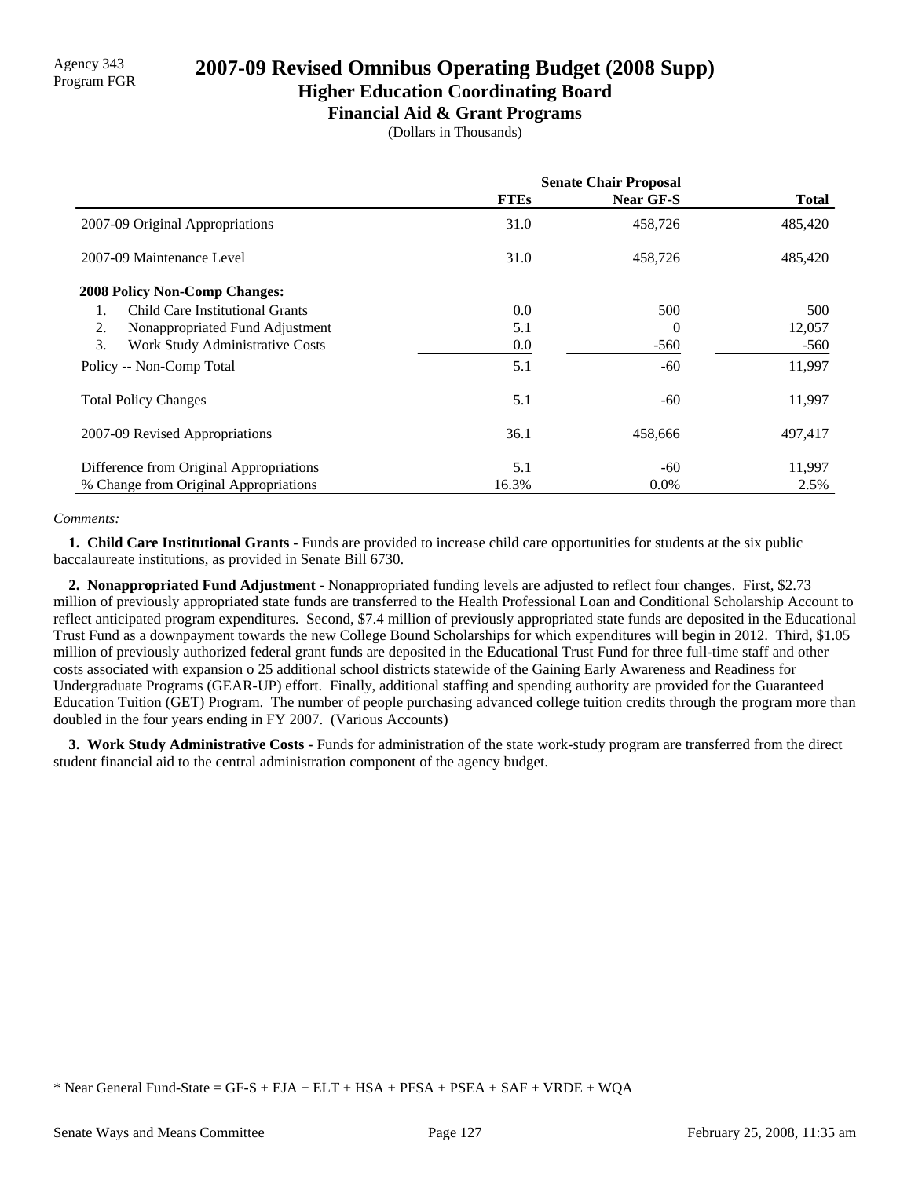Agency 343
Program FGR

# 2007-09 Revised Omnibus Operating Budget (2008 Supp)

## Higher Education Coordinating Board

### Financial Aid & Grant Programs

(Dollars in Thousands)

| | Senate Chair Proposal | | |
|---|---|---|---|
| | **FTEs** | **Near GF-S** | **Total** |
| 2007-09 Original Appropriations | 31.0 | 458,726 | 485,420 |
| 2007-09 Maintenance Level | 31.0 | 458,726 | 485,420 |
| **2008 Policy Non-Comp Changes:** | | | |
| 1. Child Care Institutional Grants | 0.0 | 500 | 500 |
| 2. Nonappropriated Fund Adjustment | 5.1 | 0 | 12,057 |
| 3. Work Study Administrative Costs | 0.0 | -560 | -560 |
| Policy -- Non-Comp Total | 5.1 | -60 | 11,997 |
| Total Policy Changes | 5.1 | -60 | 11,997 |
| 2007-09 Revised Appropriations | 36.1 | 458,666 | 497,417 |
| Difference from Original Appropriations | 5.1 | -60 | 11,997 |
| % Change from Original Appropriations | 16.3% | 0.0% | 2.5% |

*Comments:*

**1. Child Care Institutional Grants -** Funds are provided to increase child care opportunities for students at the six public baccalaureate institutions, as provided in Senate Bill 6730.

**2. Nonappropriated Fund Adjustment -** Nonappropriated funding levels are adjusted to reflect four changes. First, $2.73 million of previously appropriated state funds are transferred to the Health Professional Loan and Conditional Scholarship Account to reflect anticipated program expenditures. Second, $7.4 million of previously appropriated state funds are deposited in the Educational Trust Fund as a downpayment towards the new College Bound Scholarships for which expenditures will begin in 2012. Third, $1.05 million of previously authorized federal grant funds are deposited in the Educational Trust Fund for three full-time staff and other costs associated with expansion o 25 additional school districts statewide of the Gaining Early Awareness and Readiness for Undergraduate Programs (GEAR-UP) effort. Finally, additional staffing and spending authority are provided for the Guaranteed Education Tuition (GET) Program. The number of people purchasing advanced college tuition credits through the program more than doubled in the four years ending in FY 2007. (Various Accounts)

**3. Work Study Administrative Costs -** Funds for administration of the state work-study program are transferred from the direct student financial aid to the central administration component of the agency budget.

* Near General Fund-State = GF-S + EJA + ELT + HSA + PFSA + PSEA + SAF + VRDE + WQA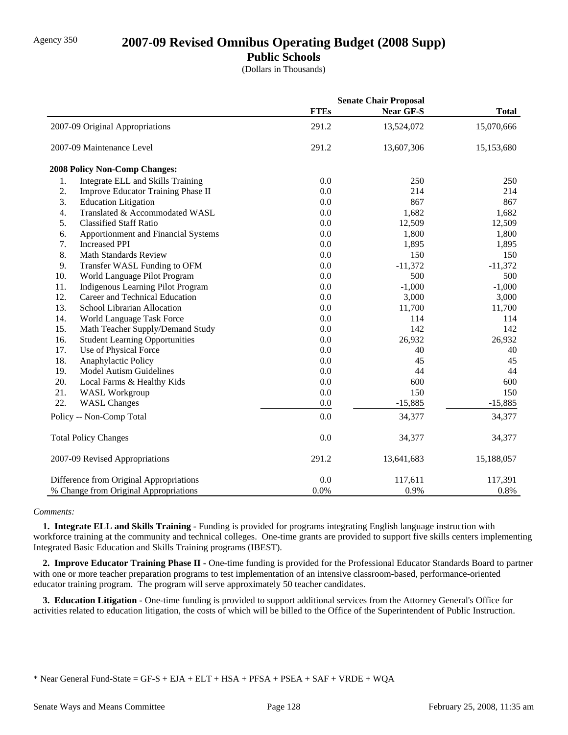Agency 350

# 2007-09 Revised Omnibus Operating Budget (2008 Supp)

## Public Schools

(Dollars in Thousands)

| | Senate Chair Proposal | | |
|---|---|---|---|
| | **FTEs** | **Near GF-S** | **Total** |
| 2007-09 Original Appropriations | 291.2 | 13,524,072 | 15,070,666 |
| 2007-09 Maintenance Level | 291.2 | 13,607,306 | 15,153,680 |
| **2008 Policy Non-Comp Changes:** | | | |
| 1. Integrate ELL and Skills Training | 0.0 | 250 | 250 |
| 2. Improve Educator Training Phase II | 0.0 | 214 | 214 |
| 3. Education Litigation | 0.0 | 867 | 867 |
| 4. Translated & Accommodated WASL | 0.0 | 1,682 | 1,682 |
| 5. Classified Staff Ratio | 0.0 | 12,509 | 12,509 |
| 6. Apportionment and Financial Systems | 0.0 | 1,800 | 1,800 |
| 7. Increased PPI | 0.0 | 1,895 | 1,895 |
| 8. Math Standards Review | 0.0 | 150 | 150 |
| 9. Transfer WASL Funding to OFM | 0.0 | -11,372 | -11,372 |
| 10. World Language Pilot Program | 0.0 | 500 | 500 |
| 11. Indigenous Learning Pilot Program | 0.0 | -1,000 | -1,000 |
| 12. Career and Technical Education | 0.0 | 3,000 | 3,000 |
| 13. School Librarian Allocation | 0.0 | 11,700 | 11,700 |
| 14. World Language Task Force | 0.0 | 114 | 114 |
| 15. Math Teacher Supply/Demand Study | 0.0 | 142 | 142 |
| 16. Student Learning Opportunities | 0.0 | 26,932 | 26,932 |
| 17. Use of Physical Force | 0.0 | 40 | 40 |
| 18. Anaphylactic Policy | 0.0 | 45 | 45 |
| 19. Model Autism Guidelines | 0.0 | 44 | 44 |
| 20. Local Farms & Healthy Kids | 0.0 | 600 | 600 |
| 21. WASL Workgroup | 0.0 | 150 | 150 |
| 22. WASL Changes | 0.0 | -15,885 | -15,885 |
| Policy -- Non-Comp Total | 0.0 | 34,377 | 34,377 |
| Total Policy Changes | 0.0 | 34,377 | 34,377 |
| 2007-09 Revised Appropriations | 291.2 | 13,641,683 | 15,188,057 |
| Difference from Original Appropriations | 0.0 | 117,611 | 117,391 |
| % Change from Original Appropriations | 0.0% | 0.9% | 0.8% |

*Comments:*

**1. Integrate ELL and Skills Training -** Funding is provided for programs integrating English language instruction with workforce training at the community and technical colleges. One-time grants are provided to support five skills centers implementing Integrated Basic Education and Skills Training programs (IBEST).

**2. Improve Educator Training Phase II -** One-time funding is provided for the Professional Educator Standards Board to partner with one or more teacher preparation programs to test implementation of an intensive classroom-based, performance-oriented educator training program. The program will serve approximately 50 teacher candidates.

**3. Education Litigation -** One-time funding is provided to support additional services from the Attorney General's Office for activities related to education litigation, the costs of which will be billed to the Office of the Superintendent of Public Instruction.

\* Near General Fund-State = GF-S + EJA + ELT + HSA + PFSA + PSEA + SAF + VRDE + WQA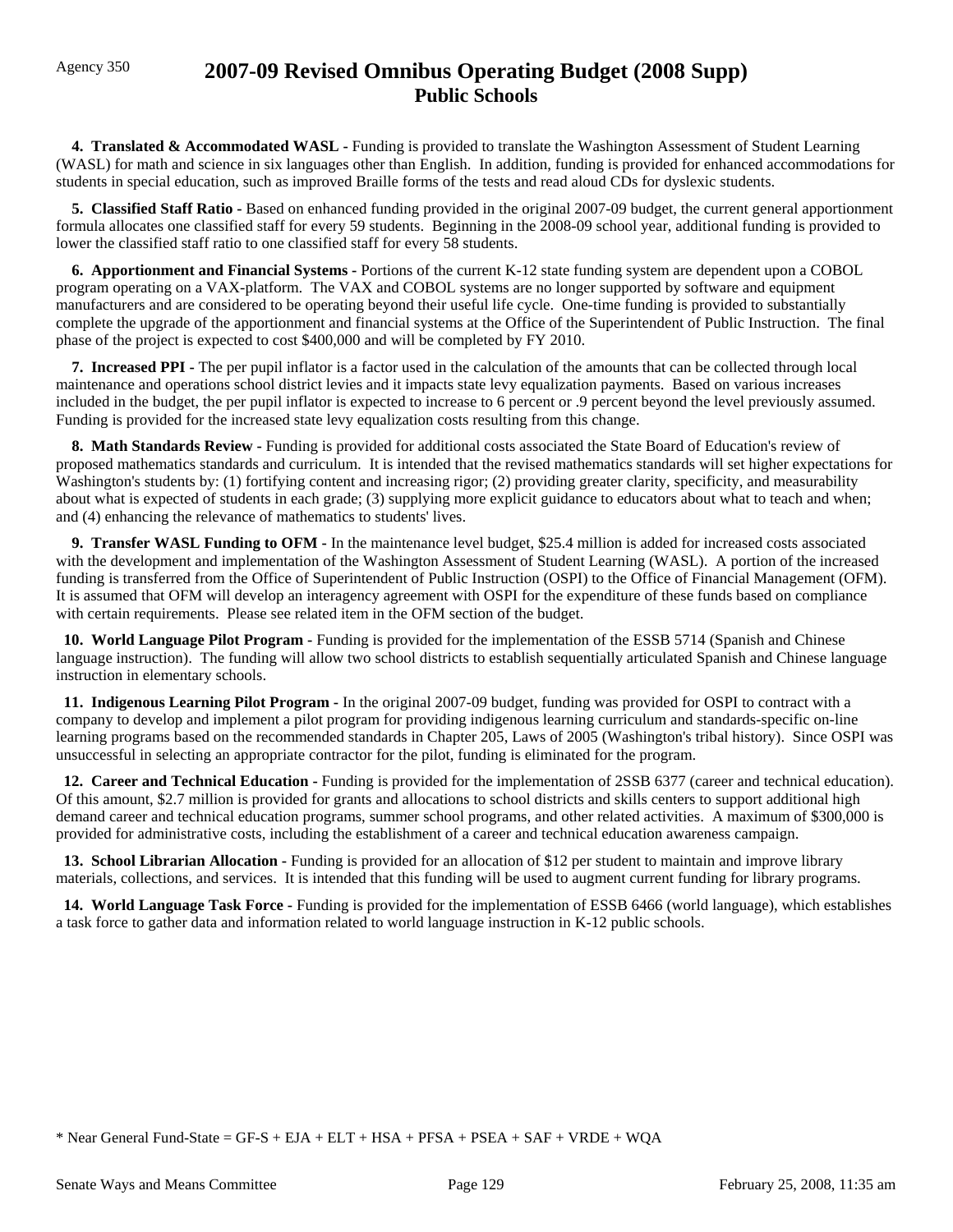Agency 350

# 2007-09 Revised Omnibus Operating Budget (2008 Supp)
## Public Schools

**4. Translated & Accommodated WASL -** Funding is provided to translate the Washington Assessment of Student Learning (WASL) for math and science in six languages other than English. In addition, funding is provided for enhanced accommodations for students in special education, such as improved Braille forms of the tests and read aloud CDs for dyslexic students.

**5. Classified Staff Ratio -** Based on enhanced funding provided in the original 2007-09 budget, the current general apportionment formula allocates one classified staff for every 59 students. Beginning in the 2008-09 school year, additional funding is provided to lower the classified staff ratio to one classified staff for every 58 students.

**6. Apportionment and Financial Systems -** Portions of the current K-12 state funding system are dependent upon a COBOL program operating on a VAX-platform. The VAX and COBOL systems are no longer supported by software and equipment manufacturers and are considered to be operating beyond their useful life cycle. One-time funding is provided to substantially complete the upgrade of the apportionment and financial systems at the Office of the Superintendent of Public Instruction. The final phase of the project is expected to cost $400,000 and will be completed by FY 2010.

**7. Increased PPI -** The per pupil inflator is a factor used in the calculation of the amounts that can be collected through local maintenance and operations school district levies and it impacts state levy equalization payments. Based on various increases included in the budget, the per pupil inflator is expected to increase to 6 percent or .9 percent beyond the level previously assumed. Funding is provided for the increased state levy equalization costs resulting from this change.

**8. Math Standards Review -** Funding is provided for additional costs associated the State Board of Education's review of proposed mathematics standards and curriculum. It is intended that the revised mathematics standards will set higher expectations for Washington's students by: (1) fortifying content and increasing rigor; (2) providing greater clarity, specificity, and measurability about what is expected of students in each grade; (3) supplying more explicit guidance to educators about what to teach and when; and (4) enhancing the relevance of mathematics to students' lives.

**9. Transfer WASL Funding to OFM -** In the maintenance level budget, $25.4 million is added for increased costs associated with the development and implementation of the Washington Assessment of Student Learning (WASL). A portion of the increased funding is transferred from the Office of Superintendent of Public Instruction (OSPI) to the Office of Financial Management (OFM). It is assumed that OFM will develop an interagency agreement with OSPI for the expenditure of these funds based on compliance with certain requirements. Please see related item in the OFM section of the budget.

**10. World Language Pilot Program -** Funding is provided for the implementation of the ESSB 5714 (Spanish and Chinese language instruction). The funding will allow two school districts to establish sequentially articulated Spanish and Chinese language instruction in elementary schools.

**11. Indigenous Learning Pilot Program -** In the original 2007-09 budget, funding was provided for OSPI to contract with a company to develop and implement a pilot program for providing indigenous learning curriculum and standards-specific on-line learning programs based on the recommended standards in Chapter 205, Laws of 2005 (Washington's tribal history). Since OSPI was unsuccessful in selecting an appropriate contractor for the pilot, funding is eliminated for the program.

**12. Career and Technical Education -** Funding is provided for the implementation of 2SSB 6377 (career and technical education). Of this amount, $2.7 million is provided for grants and allocations to school districts and skills centers to support additional high demand career and technical education programs, summer school programs, and other related activities. A maximum of $300,000 is provided for administrative costs, including the establishment of a career and technical education awareness campaign.

**13. School Librarian Allocation -** Funding is provided for an allocation of $12 per student to maintain and improve library materials, collections, and services. It is intended that this funding will be used to augment current funding for library programs.

**14. World Language Task Force -** Funding is provided for the implementation of ESSB 6466 (world language), which establishes a task force to gather data and information related to world language instruction in K-12 public schools.

* Near General Fund-State = GF-S + EJA + ELT + HSA + PFSA + PSEA + SAF + VRDE + WQA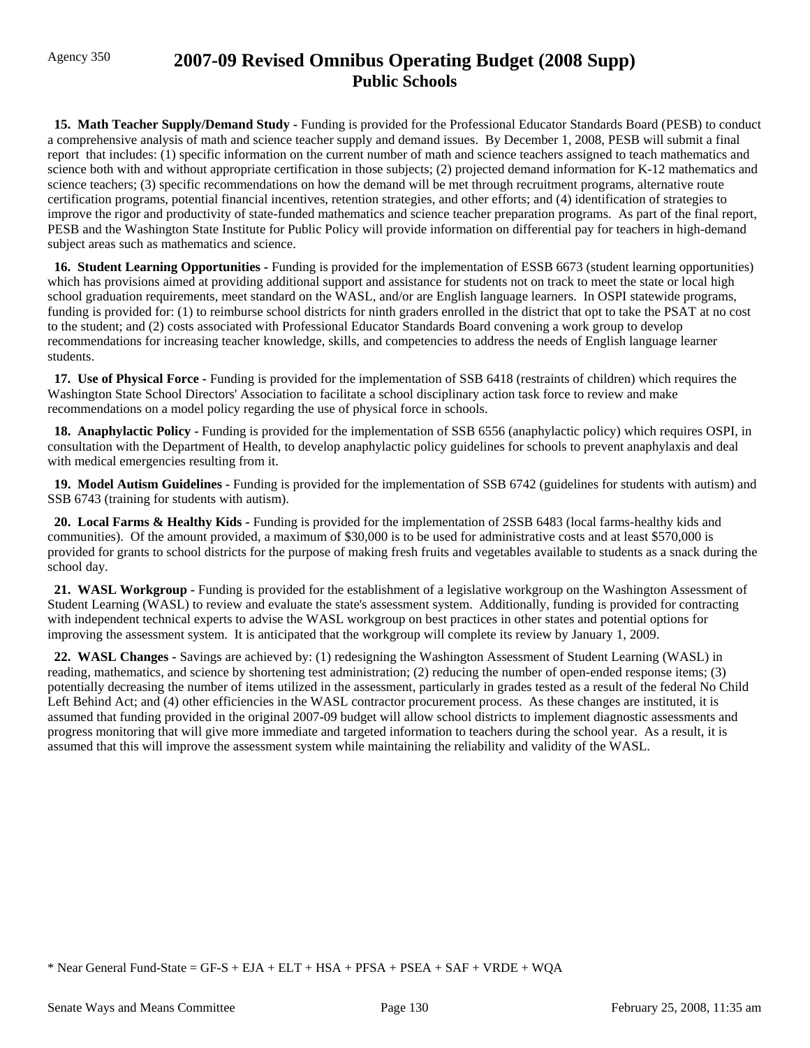**15. Math Teacher Supply/Demand Study -** Funding is provided for the Professional Educator Standards Board (PESB) to conduct a comprehensive analysis of math and science teacher supply and demand issues. By December 1, 2008, PESB will submit a final report that includes: (1) specific information on the current number of math and science teachers assigned to teach mathematics and science both with and without appropriate certification in those subjects; (2) projected demand information for K-12 mathematics and science teachers; (3) specific recommendations on how the demand will be met through recruitment programs, alternative route certification programs, potential financial incentives, retention strategies, and other efforts; and (4) identification of strategies to improve the rigor and productivity of state-funded mathematics and science teacher preparation programs. As part of the final report, PESB and the Washington State Institute for Public Policy will provide information on differential pay for teachers in high-demand subject areas such as mathematics and science.

**16. Student Learning Opportunities -** Funding is provided for the implementation of ESSB 6673 (student learning opportunities) which has provisions aimed at providing additional support and assistance for students not on track to meet the state or local high school graduation requirements, meet standard on the WASL, and/or are English language learners. In OSPI statewide programs, funding is provided for: (1) to reimburse school districts for ninth graders enrolled in the district that opt to take the PSAT at no cost to the student; and (2) costs associated with Professional Educator Standards Board convening a work group to develop recommendations for increasing teacher knowledge, skills, and competencies to address the needs of English language learner students.

**17. Use of Physical Force -** Funding is provided for the implementation of SSB 6418 (restraints of children) which requires the Washington State School Directors' Association to facilitate a school disciplinary action task force to review and make recommendations on a model policy regarding the use of physical force in schools.

**18. Anaphylactic Policy -** Funding is provided for the implementation of SSB 6556 (anaphylactic policy) which requires OSPI, in consultation with the Department of Health, to develop anaphylactic policy guidelines for schools to prevent anaphylaxis and deal with medical emergencies resulting from it.

**19. Model Autism Guidelines -** Funding is provided for the implementation of SSB 6742 (guidelines for students with autism) and SSB 6743 (training for students with autism).

**20. Local Farms & Healthy Kids -** Funding is provided for the implementation of 2SSB 6483 (local farms-healthy kids and communities). Of the amount provided, a maximum of $30,000 is to be used for administrative costs and at least $570,000 is provided for grants to school districts for the purpose of making fresh fruits and vegetables available to students as a snack during the school day.

**21. WASL Workgroup -** Funding is provided for the establishment of a legislative workgroup on the Washington Assessment of Student Learning (WASL) to review and evaluate the state's assessment system. Additionally, funding is provided for contracting with independent technical experts to advise the WASL workgroup on best practices in other states and potential options for improving the assessment system. It is anticipated that the workgroup will complete its review by January 1, 2009.

**22. WASL Changes -** Savings are achieved by: (1) redesigning the Washington Assessment of Student Learning (WASL) in reading, mathematics, and science by shortening test administration; (2) reducing the number of open-ended response items; (3) potentially decreasing the number of items utilized in the assessment, particularly in grades tested as a result of the federal No Child Left Behind Act; and (4) other efficiencies in the WASL contractor procurement process. As these changes are instituted, it is assumed that funding provided in the original 2007-09 budget will allow school districts to implement diagnostic assessments and progress monitoring that will give more immediate and targeted information to teachers during the school year. As a result, it is assumed that this will improve the assessment system while maintaining the reliability and validity of the WASL.

* Near General Fund-State = GF-S + EJA + ELT + HSA + PFSA + PSEA + SAF + VRDE + WQA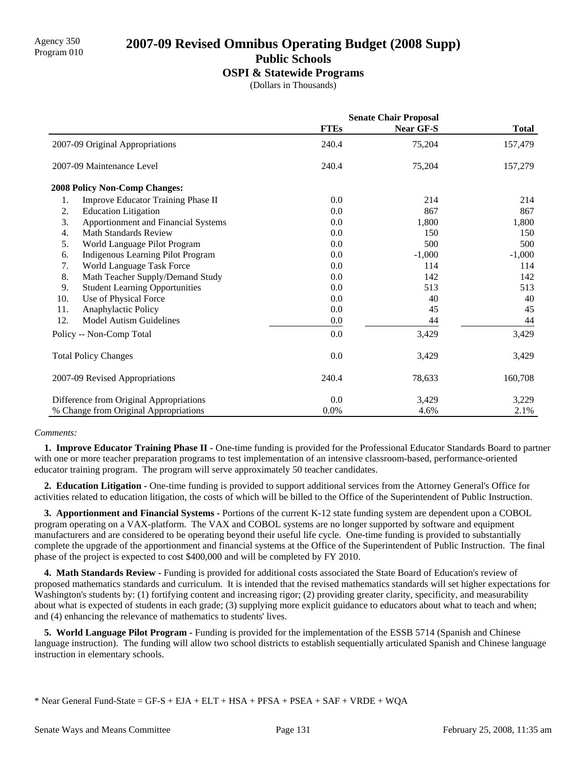Agency 350
Program 010

# 2007-09 Revised Omnibus Operating Budget (2008 Supp)

## Public Schools

### OSPI & Statewide Programs

(Dollars in Thousands)

| | Senate Chair Proposal | | |
|---|---|---|---|
| | **FTEs** | **Near GF-S** | **Total** |
| 2007-09 Original Appropriations | 240.4 | 75,204 | 157,479 |
| 2007-09 Maintenance Level | 240.4 | 75,204 | 157,279 |
| **2008 Policy Non-Comp Changes:** | | | |
| 1. Improve Educator Training Phase II | 0.0 | 214 | 214 |
| 2. Education Litigation | 0.0 | 867 | 867 |
| 3. Apportionment and Financial Systems | 0.0 | 1,800 | 1,800 |
| 4. Math Standards Review | 0.0 | 150 | 150 |
| 5. World Language Pilot Program | 0.0 | 500 | 500 |
| 6. Indigenous Learning Pilot Program | 0.0 | -1,000 | -1,000 |
| 7. World Language Task Force | 0.0 | 114 | 114 |
| 8. Math Teacher Supply/Demand Study | 0.0 | 142 | 142 |
| 9. Student Learning Opportunities | 0.0 | 513 | 513 |
| 10. Use of Physical Force | 0.0 | 40 | 40 |
| 11. Anaphylactic Policy | 0.0 | 45 | 45 |
| 12. Model Autism Guidelines | 0.0 | 44 | 44 |
| Policy -- Non-Comp Total | 0.0 | 3,429 | 3,429 |
| Total Policy Changes | 0.0 | 3,429 | 3,429 |
| 2007-09 Revised Appropriations | 240.4 | 78,633 | 160,708 |
| Difference from Original Appropriations | 0.0 | 3,429 | 3,229 |
| % Change from Original Appropriations | 0.0% | 4.6% | 2.1% |

*Comments:*

**1. Improve Educator Training Phase II -** One-time funding is provided for the Professional Educator Standards Board to partner with one or more teacher preparation programs to test implementation of an intensive classroom-based, performance-oriented educator training program. The program will serve approximately 50 teacher candidates.

**2. Education Litigation -** One-time funding is provided to support additional services from the Attorney General's Office for activities related to education litigation, the costs of which will be billed to the Office of the Superintendent of Public Instruction.

**3. Apportionment and Financial Systems -** Portions of the current K-12 state funding system are dependent upon a COBOL program operating on a VAX-platform. The VAX and COBOL systems are no longer supported by software and equipment manufacturers and are considered to be operating beyond their useful life cycle. One-time funding is provided to substantially complete the upgrade of the apportionment and financial systems at the Office of the Superintendent of Public Instruction. The final phase of the project is expected to cost $400,000 and will be completed by FY 2010.

**4. Math Standards Review -** Funding is provided for additional costs associated the State Board of Education's review of proposed mathematics standards and curriculum. It is intended that the revised mathematics standards will set higher expectations for Washington's students by: (1) fortifying content and increasing rigor; (2) providing greater clarity, specificity, and measurability about what is expected of students in each grade; (3) supplying more explicit guidance to educators about what to teach and when; and (4) enhancing the relevance of mathematics to students' lives.

**5. World Language Pilot Program -** Funding is provided for the implementation of the ESSB 5714 (Spanish and Chinese language instruction). The funding will allow two school districts to establish sequentially articulated Spanish and Chinese language instruction in elementary schools.

* Near General Fund-State = GF-S + EJA + ELT + HSA + PFSA + PSEA + SAF + VRDE + WQA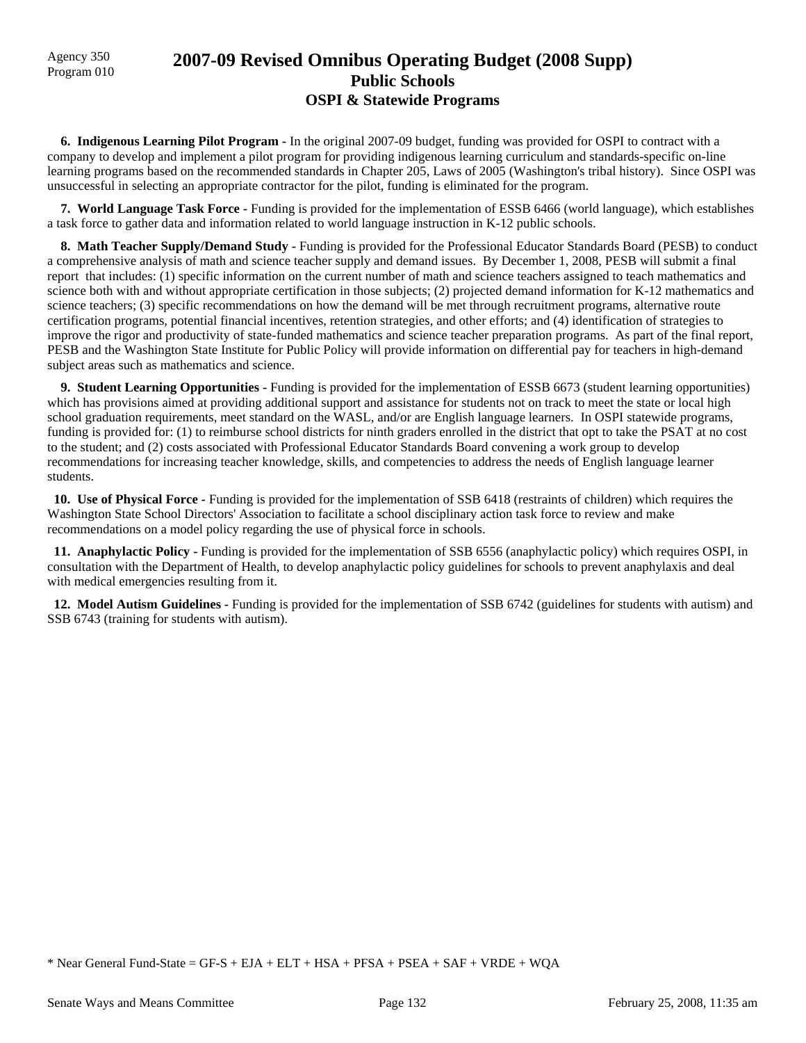Agency 350
Program 010

# 2007-09 Revised Omnibus Operating Budget (2008 Supp)
## Public Schools
### OSPI & Statewide Programs

**6. Indigenous Learning Pilot Program -** In the original 2007-09 budget, funding was provided for OSPI to contract with a company to develop and implement a pilot program for providing indigenous learning curriculum and standards-specific on-line learning programs based on the recommended standards in Chapter 205, Laws of 2005 (Washington's tribal history). Since OSPI was unsuccessful in selecting an appropriate contractor for the pilot, funding is eliminated for the program.

**7. World Language Task Force -** Funding is provided for the implementation of ESSB 6466 (world language), which establishes a task force to gather data and information related to world language instruction in K-12 public schools.

**8. Math Teacher Supply/Demand Study -** Funding is provided for the Professional Educator Standards Board (PESB) to conduct a comprehensive analysis of math and science teacher supply and demand issues. By December 1, 2008, PESB will submit a final report that includes: (1) specific information on the current number of math and science teachers assigned to teach mathematics and science both with and without appropriate certification in those subjects; (2) projected demand information for K-12 mathematics and science teachers; (3) specific recommendations on how the demand will be met through recruitment programs, alternative route certification programs, potential financial incentives, retention strategies, and other efforts; and (4) identification of strategies to improve the rigor and productivity of state-funded mathematics and science teacher preparation programs. As part of the final report, PESB and the Washington State Institute for Public Policy will provide information on differential pay for teachers in high-demand subject areas such as mathematics and science.

**9. Student Learning Opportunities -** Funding is provided for the implementation of ESSB 6673 (student learning opportunities) which has provisions aimed at providing additional support and assistance for students not on track to meet the state or local high school graduation requirements, meet standard on the WASL, and/or are English language learners. In OSPI statewide programs, funding is provided for: (1) to reimburse school districts for ninth graders enrolled in the district that opt to take the PSAT at no cost to the student; and (2) costs associated with Professional Educator Standards Board convening a work group to develop recommendations for increasing teacher knowledge, skills, and competencies to address the needs of English language learner students.

**10. Use of Physical Force -** Funding is provided for the implementation of SSB 6418 (restraints of children) which requires the Washington State School Directors' Association to facilitate a school disciplinary action task force to review and make recommendations on a model policy regarding the use of physical force in schools.

**11. Anaphylactic Policy -** Funding is provided for the implementation of SSB 6556 (anaphylactic policy) which requires OSPI, in consultation with the Department of Health, to develop anaphylactic policy guidelines for schools to prevent anaphylaxis and deal with medical emergencies resulting from it.

**12. Model Autism Guidelines -** Funding is provided for the implementation of SSB 6742 (guidelines for students with autism) and SSB 6743 (training for students with autism).

* Near General Fund-State = GF-S + EJA + ELT + HSA + PFSA + PSEA + SAF + VRDE + WQA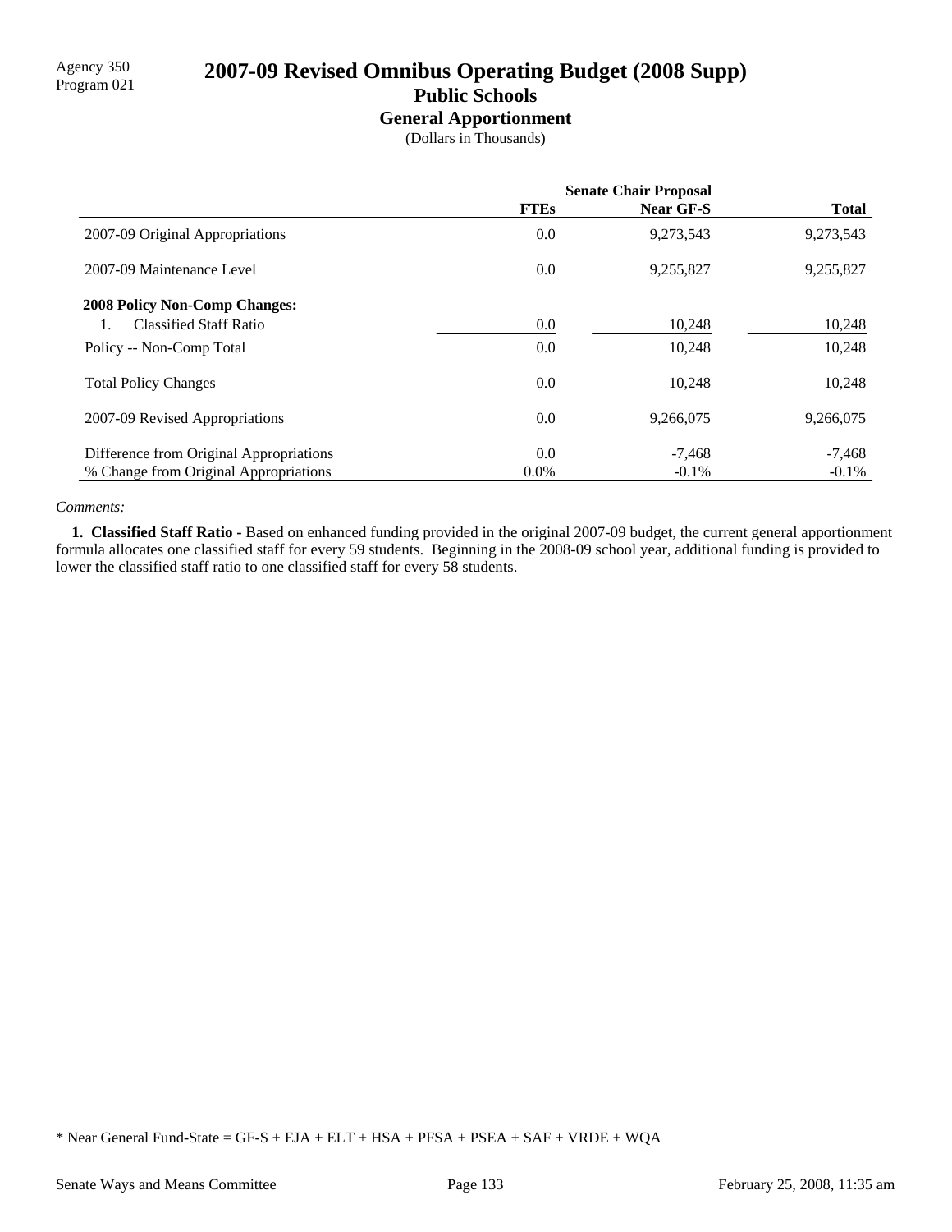Agency 350
Program 021

# 2007-09 Revised Omnibus Operating Budget (2008 Supp)

## Public Schools

### General Apportionment

(Dollars in Thousands)

| | Senate Chair Proposal | | |
|---|---|---|---|
| | FTEs | Near GF-S | Total |
| 2007-09 Original Appropriations | 0.0 | 9,273,543 | 9,273,543 |
| 2007-09 Maintenance Level | 0.0 | 9,255,827 | 9,255,827 |
| **2008 Policy Non-Comp Changes:** | | | |
| 1. Classified Staff Ratio | 0.0 | 10,248 | 10,248 |
| Policy -- Non-Comp Total | 0.0 | 10,248 | 10,248 |
| Total Policy Changes | 0.0 | 10,248 | 10,248 |
| 2007-09 Revised Appropriations | 0.0 | 9,266,075 | 9,266,075 |
| Difference from Original Appropriations | 0.0 | -7,468 | -7,468 |
| % Change from Original Appropriations | 0.0% | -0.1% | -0.1% |

*Comments:*

**1. Classified Staff Ratio -** Based on enhanced funding provided in the original 2007-09 budget, the current general apportionment formula allocates one classified staff for every 59 students. Beginning in the 2008-09 school year, additional funding is provided to lower the classified staff ratio to one classified staff for every 58 students.

* Near General Fund-State = GF-S + EJA + ELT + HSA + PFSA + PSEA + SAF + VRDE + WQA

Senate Ways and Means Committee | February 25, 2008, 11:35 am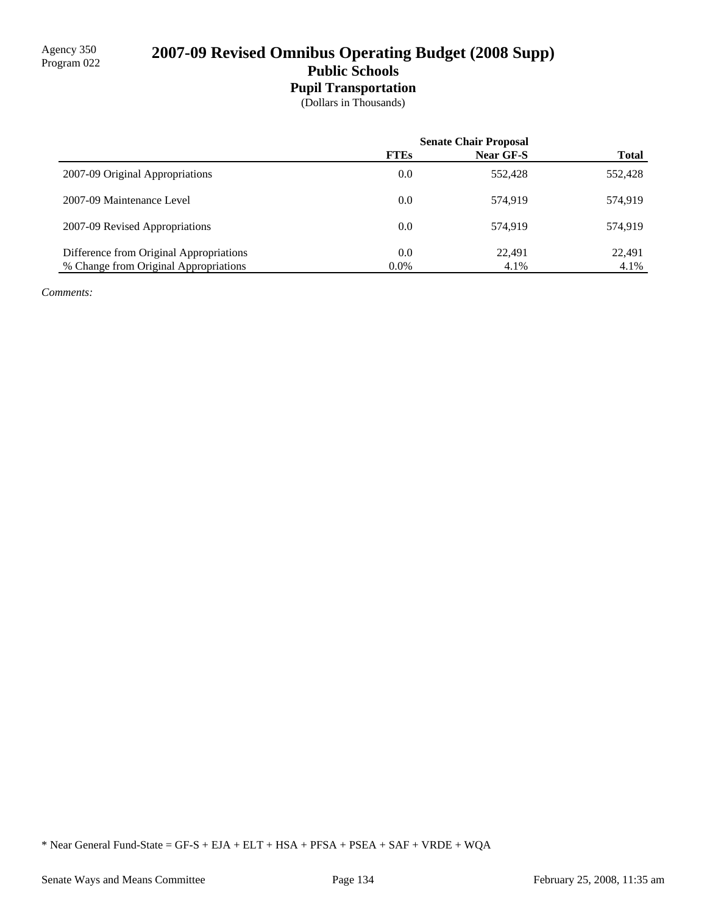Agency 350
Program 022

# 2007-09 Revised Omnibus Operating Budget (2008 Supp)

## Public Schools

### Pupil Transportation

(Dollars in Thousands)

| | Senate Chair Proposal | | |
|---|---|---|---|
| | FTEs | Near GF-S | Total |
| 2007-09 Original Appropriations | 0.0 | 552,428 | 552,428 |
| 2007-09 Maintenance Level | 0.0 | 574,919 | 574,919 |
| 2007-09 Revised Appropriations | 0.0 | 574,919 | 574,919 |
| Difference from Original Appropriations | 0.0 | 22,491 | 22,491 |
| % Change from Original Appropriations | 0.0% | 4.1% | 4.1% |

*Comments:*

* Near General Fund-State = GF-S + EJA + ELT + HSA + PFSA + PSEA + SAF + VRDE + WQA

Senate Ways and Means Committee — February 25, 2008, 11:35 am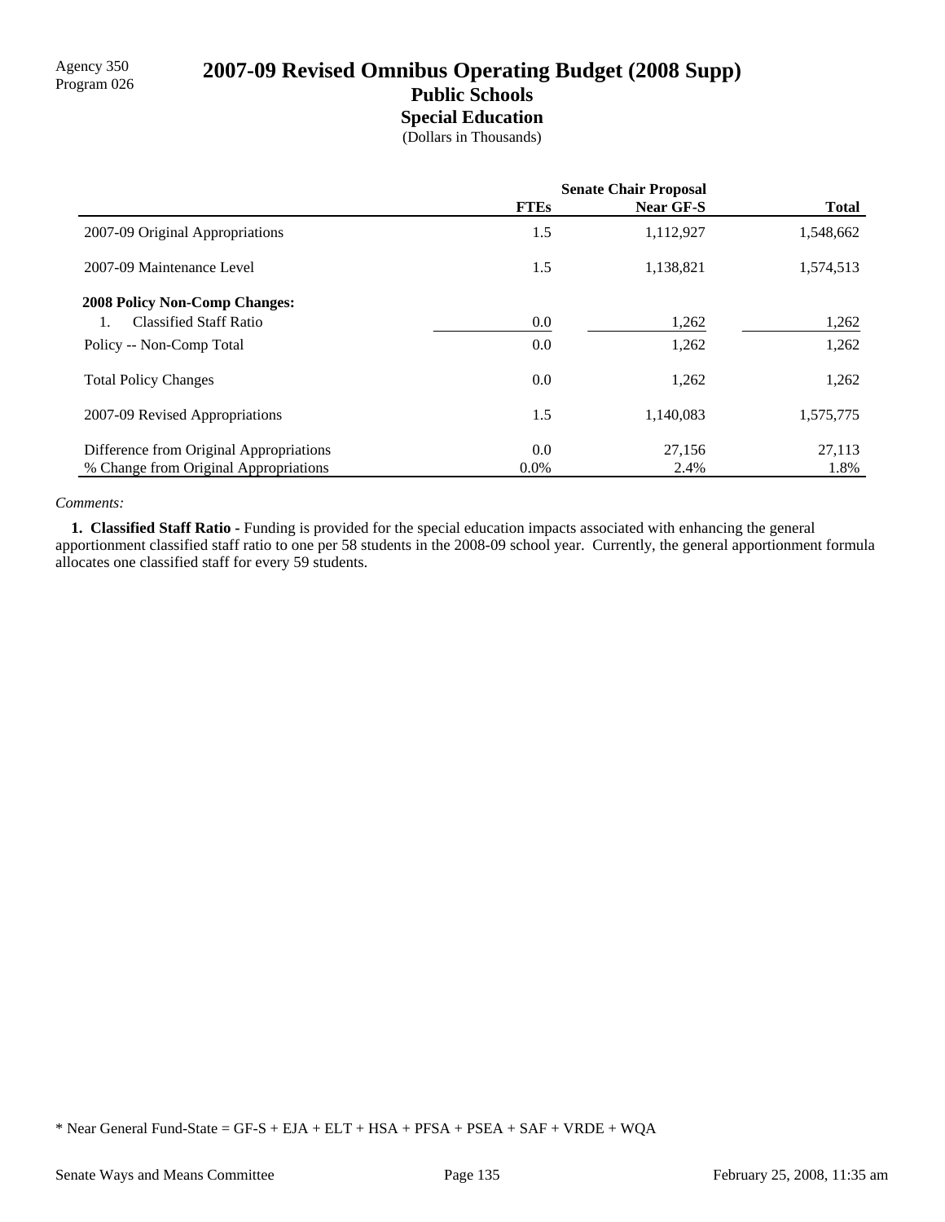Agency 350
Program 026

# 2007-09 Revised Omnibus Operating Budget (2008 Supp)

## Public Schools

### Special Education

(Dollars in Thousands)

| | Senate Chair Proposal | | |
|---|---|---|---|
| | **FTEs** | **Near GF-S** | **Total** |
| 2007-09 Original Appropriations | 1.5 | 1,112,927 | 1,548,662 |
| 2007-09 Maintenance Level | 1.5 | 1,138,821 | 1,574,513 |
| **2008 Policy Non-Comp Changes:** | | | |
| 1. Classified Staff Ratio | 0.0 | 1,262 | 1,262 |
| Policy -- Non-Comp Total | 0.0 | 1,262 | 1,262 |
| Total Policy Changes | 0.0 | 1,262 | 1,262 |
| 2007-09 Revised Appropriations | 1.5 | 1,140,083 | 1,575,775 |
| Difference from Original Appropriations | 0.0 | 27,156 | 27,113 |
| % Change from Original Appropriations | 0.0% | 2.4% | 1.8% |

*Comments:*

**1. Classified Staff Ratio -** Funding is provided for the special education impacts associated with enhancing the general apportionment classified staff ratio to one per 58 students in the 2008-09 school year. Currently, the general apportionment formula allocates one classified staff for every 59 students.

\* Near General Fund-State = GF-S + EJA + ELT + HSA + PFSA + PSEA + SAF + VRDE + WQA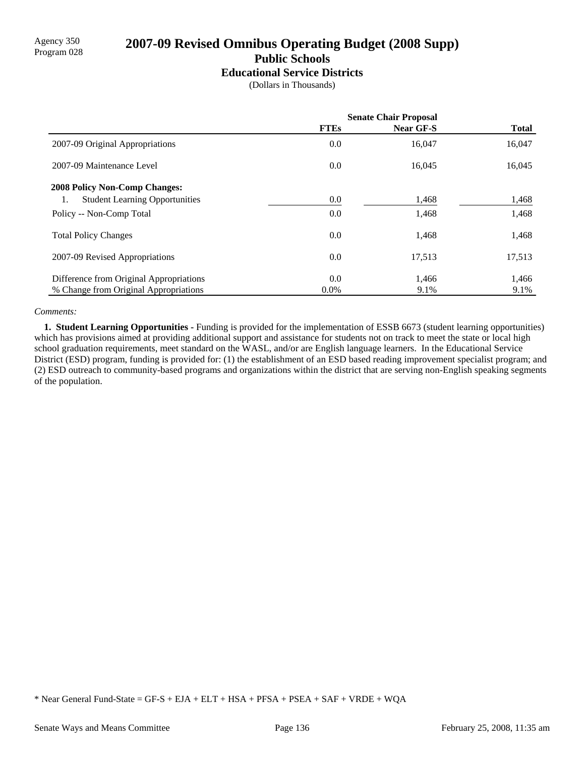Agency 350
Program 028

# 2007-09 Revised Omnibus Operating Budget (2008 Supp)

## Public Schools

### Educational Service Districts

(Dollars in Thousands)

| | Senate Chair Proposal | | |
|---|---|---|---|
| | **FTEs** | **Near GF-S** | **Total** |
| 2007-09 Original Appropriations | 0.0 | 16,047 | 16,047 |
| 2007-09 Maintenance Level | 0.0 | 16,045 | 16,045 |
| **2008 Policy Non-Comp Changes:** | | | |
| 1. Student Learning Opportunities | 0.0 | 1,468 | 1,468 |
| Policy -- Non-Comp Total | 0.0 | 1,468 | 1,468 |
| Total Policy Changes | 0.0 | 1,468 | 1,468 |
| 2007-09 Revised Appropriations | 0.0 | 17,513 | 17,513 |
| Difference from Original Appropriations | 0.0 | 1,466 | 1,466 |
| % Change from Original Appropriations | 0.0% | 9.1% | 9.1% |

*Comments:*

**1. Student Learning Opportunities -** Funding is provided for the implementation of ESSB 6673 (student learning opportunities) which has provisions aimed at providing additional support and assistance for students not on track to meet the state or local high school graduation requirements, meet standard on the WASL, and/or are English language learners. In the Educational Service District (ESD) program, funding is provided for: (1) the establishment of an ESD based reading improvement specialist program; and (2) ESD outreach to community-based programs and organizations within the district that are serving non-English speaking segments of the population.

* Near General Fund-State = GF-S + EJA + ELT + HSA + PFSA + PSEA + SAF + VRDE + WQA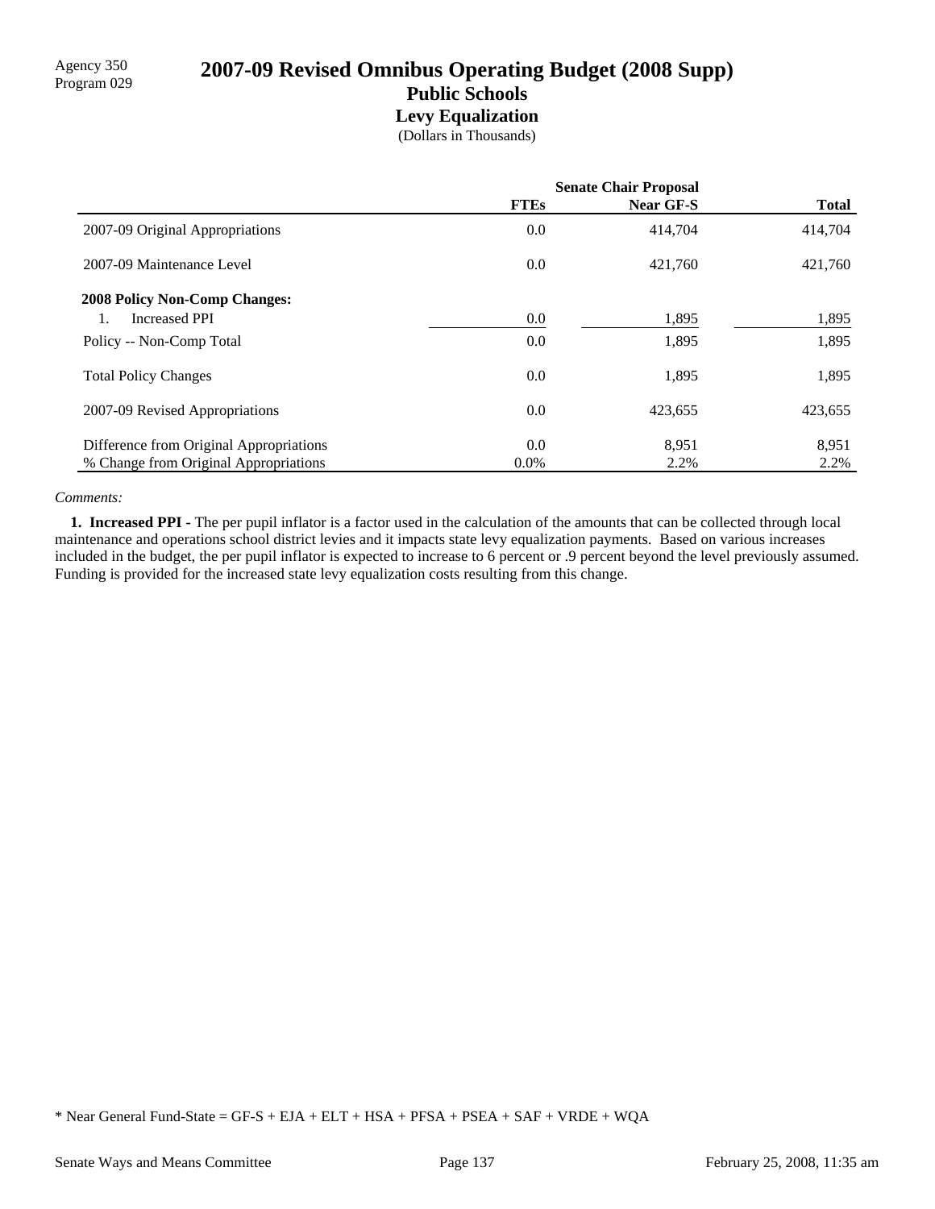Agency 350
Program 029

# 2007-09 Revised Omnibus Operating Budget (2008 Supp)

## Public Schools

### Levy Equalization

(Dollars in Thousands)

| | Senate Chair Proposal | | |
|---|---|---|---|
| | FTEs | Near GF-S | Total |
| 2007-09 Original Appropriations | 0.0 | 414,704 | 414,704 |
| 2007-09 Maintenance Level | 0.0 | 421,760 | 421,760 |
| **2008 Policy Non-Comp Changes:** | | | |
| 1. Increased PPI | 0.0 | 1,895 | 1,895 |
| Policy -- Non-Comp Total | 0.0 | 1,895 | 1,895 |
| Total Policy Changes | 0.0 | 1,895 | 1,895 |
| 2007-09 Revised Appropriations | 0.0 | 423,655 | 423,655 |
| Difference from Original Appropriations | 0.0 | 8,951 | 8,951 |
| % Change from Original Appropriations | 0.0% | 2.2% | 2.2% |

*Comments:*

**1. Increased PPI -** The per pupil inflator is a factor used in the calculation of the amounts that can be collected through local maintenance and operations school district levies and it impacts state levy equalization payments. Based on various increases included in the budget, the per pupil inflator is expected to increase to 6 percent or .9 percent beyond the level previously assumed. Funding is provided for the increased state levy equalization costs resulting from this change.

* Near General Fund-State = GF-S + EJA + ELT + HSA + PFSA + PSEA + SAF + VRDE + WQA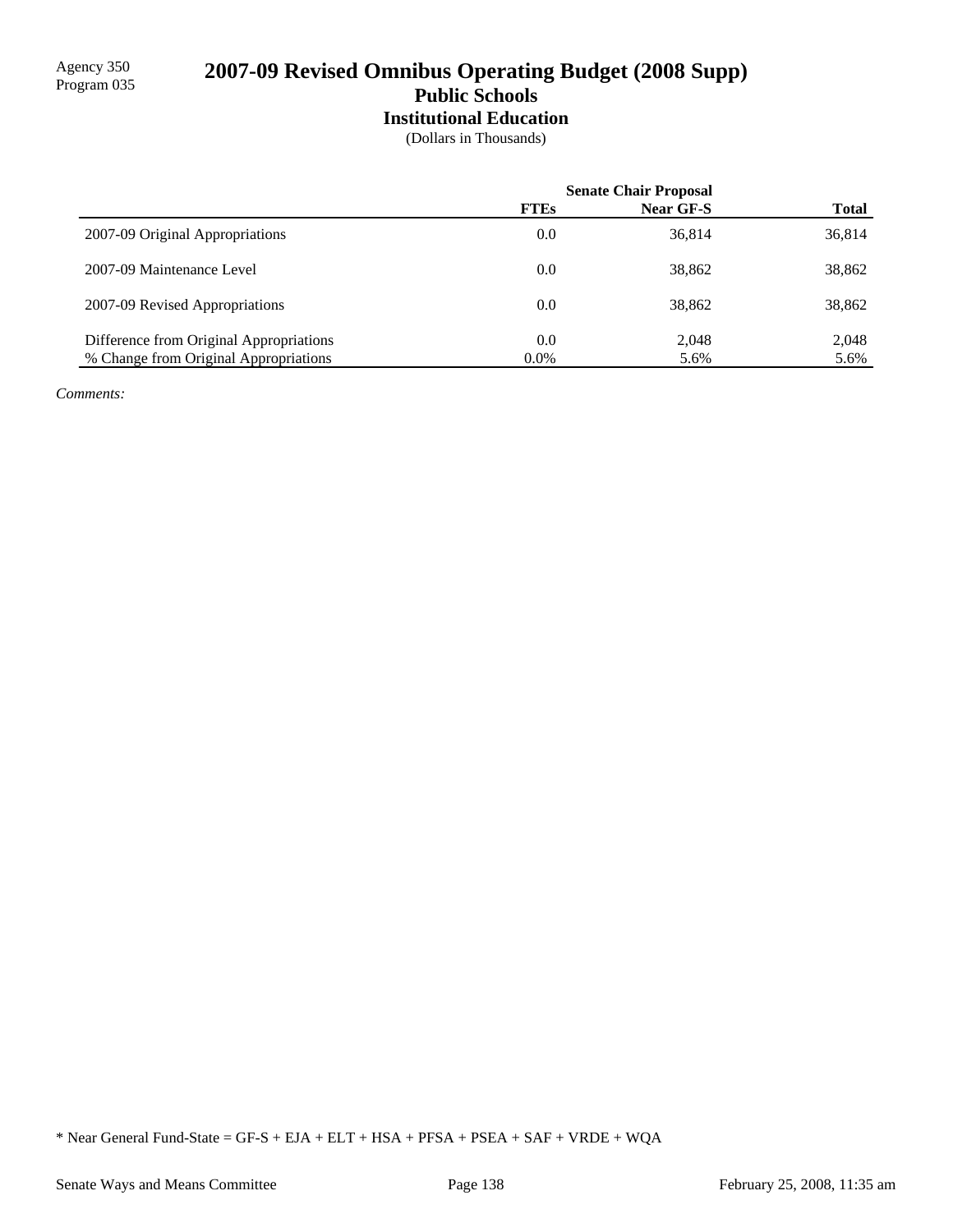Agency 350
Program 035

# 2007-09 Revised Omnibus Operating Budget (2008 Supp)

## Public Schools

### Institutional Education

(Dollars in Thousands)

| | Senate Chair Proposal | | |
|---|---|---|---|
| | **FTEs** | **Near GF-S** | **Total** |
| 2007-09 Original Appropriations | 0.0 | 36,814 | 36,814 |
| 2007-09 Maintenance Level | 0.0 | 38,862 | 38,862 |
| 2007-09 Revised Appropriations | 0.0 | 38,862 | 38,862 |
| Difference from Original Appropriations | 0.0 | 2,048 | 2,048 |
| % Change from Original Appropriations | 0.0% | 5.6% | 5.6% |

*Comments:*

* Near General Fund-State = GF-S + EJA + ELT + HSA + PFSA + PSEA + SAF + VRDE + WQA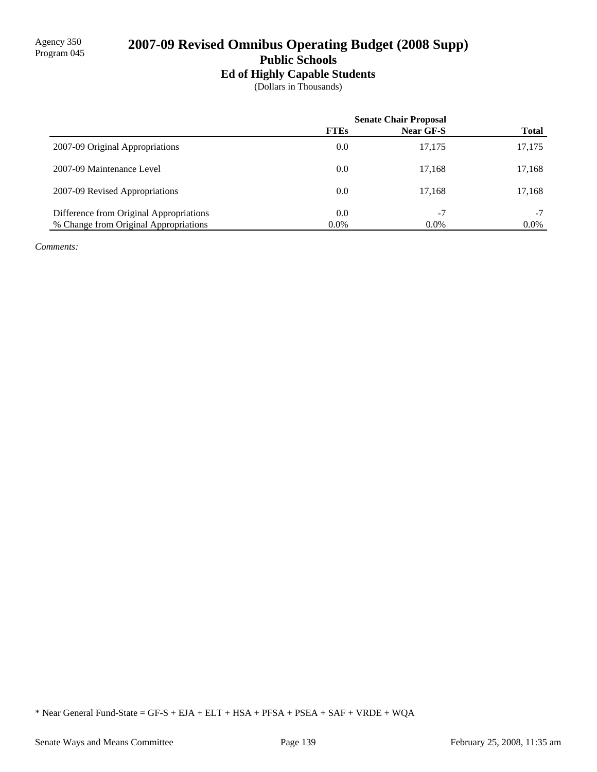Agency 350
Program 045

# 2007-09 Revised Omnibus Operating Budget (2008 Supp)

## Public Schools

### Ed of Highly Capable Students

(Dollars in Thousands)

| | Senate Chair Proposal | | |
|---|---|---|---|
| | FTEs | Near GF-S | Total |
| 2007-09 Original Appropriations | 0.0 | 17,175 | 17,175 |
| 2007-09 Maintenance Level | 0.0 | 17,168 | 17,168 |
| 2007-09 Revised Appropriations | 0.0 | 17,168 | 17,168 |
| Difference from Original Appropriations | 0.0 | -7 | -7 |
| % Change from Original Appropriations | 0.0% | 0.0% | 0.0% |

*Comments:*

* Near General Fund-State = GF-S + EJA + ELT + HSA + PFSA + PSEA + SAF + VRDE + WQA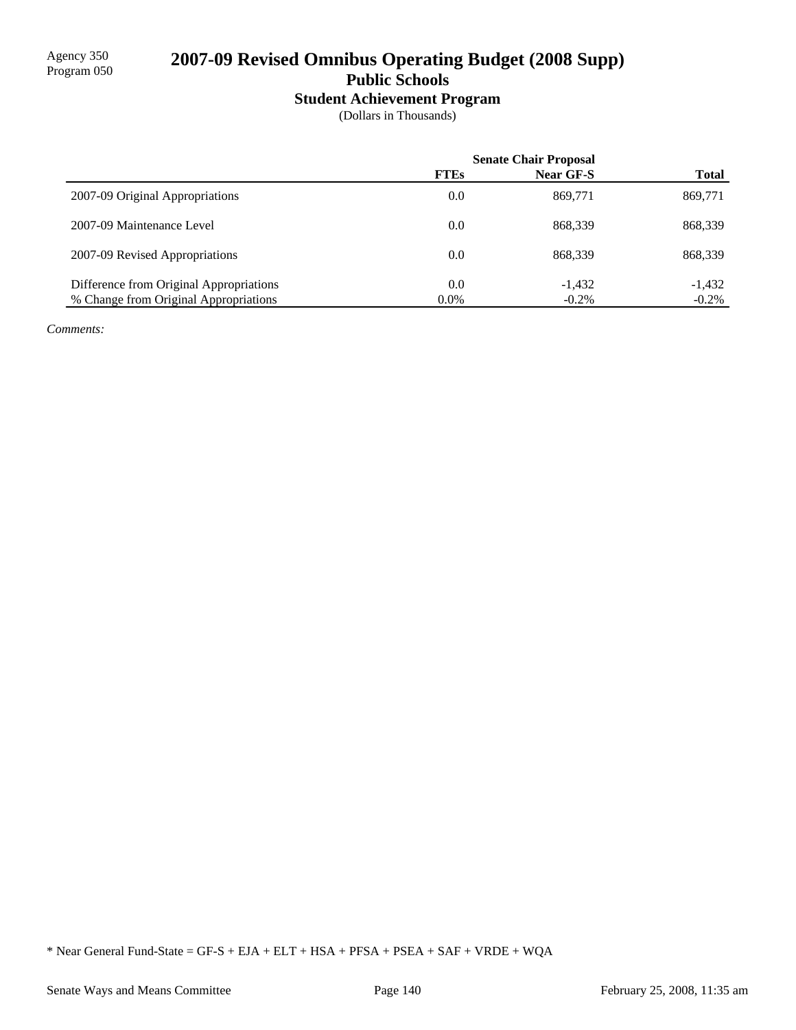Agency 350
Program 050

# 2007-09 Revised Omnibus Operating Budget (2008 Supp)

## Public Schools

### Student Achievement Program

(Dollars in Thousands)

| | Senate Chair Proposal | | |
|---|---|---|---|
| | FTEs | Near GF-S | Total |
| 2007-09 Original Appropriations | 0.0 | 869,771 | 869,771 |
| 2007-09 Maintenance Level | 0.0 | 868,339 | 868,339 |
| 2007-09 Revised Appropriations | 0.0 | 868,339 | 868,339 |
| Difference from Original Appropriations | 0.0 | -1,432 | -1,432 |
| % Change from Original Appropriations | 0.0% | -0.2% | -0.2% |

*Comments:*

* Near General Fund-State = GF-S + EJA + ELT + HSA + PFSA + PSEA + SAF + VRDE + WQA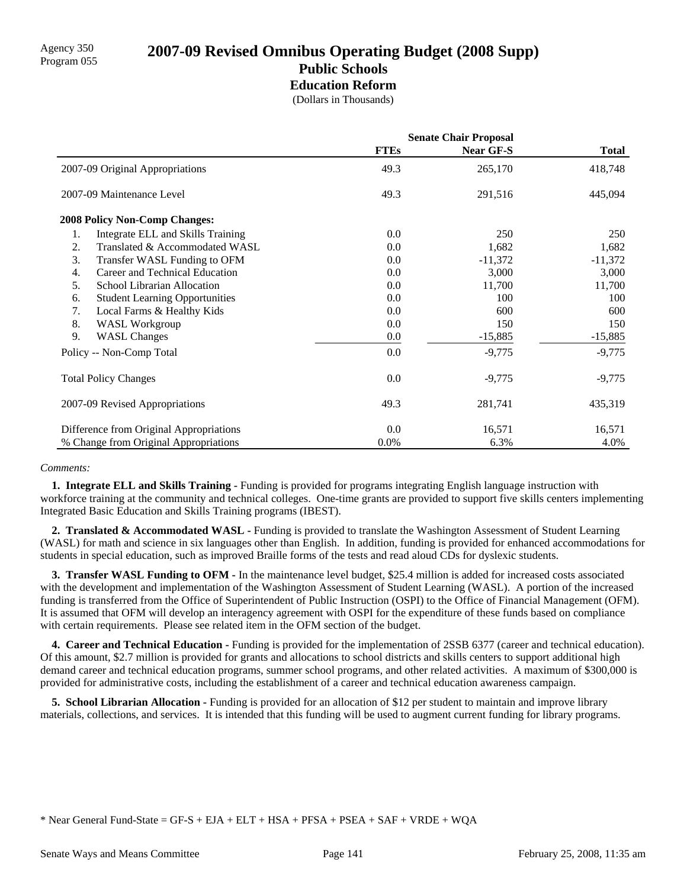Agency 350
Program 055

# 2007-09 Revised Omnibus Operating Budget (2008 Supp)

## Public Schools

### Education Reform

(Dollars in Thousands)

| | Senate Chair Proposal | | |
|---|---|---|---|
| | FTEs | Near GF-S | Total |
| 2007-09 Original Appropriations | 49.3 | 265,170 | 418,748 |
| 2007-09 Maintenance Level | 49.3 | 291,516 | 445,094 |
| **2008 Policy Non-Comp Changes:** | | | |
| 1. Integrate ELL and Skills Training | 0.0 | 250 | 250 |
| 2. Translated & Accommodated WASL | 0.0 | 1,682 | 1,682 |
| 3. Transfer WASL Funding to OFM | 0.0 | -11,372 | -11,372 |
| 4. Career and Technical Education | 0.0 | 3,000 | 3,000 |
| 5. School Librarian Allocation | 0.0 | 11,700 | 11,700 |
| 6. Student Learning Opportunities | 0.0 | 100 | 100 |
| 7. Local Farms & Healthy Kids | 0.0 | 600 | 600 |
| 8. WASL Workgroup | 0.0 | 150 | 150 |
| 9. WASL Changes | 0.0 | -15,885 | -15,885 |
| Policy -- Non-Comp Total | 0.0 | -9,775 | -9,775 |
| Total Policy Changes | 0.0 | -9,775 | -9,775 |
| 2007-09 Revised Appropriations | 49.3 | 281,741 | 435,319 |
| Difference from Original Appropriations | 0.0 | 16,571 | 16,571 |
| % Change from Original Appropriations | 0.0% | 6.3% | 4.0% |

*Comments:*

**1. Integrate ELL and Skills Training -** Funding is provided for programs integrating English language instruction with workforce training at the community and technical colleges. One-time grants are provided to support five skills centers implementing Integrated Basic Education and Skills Training programs (IBEST).

**2. Translated & Accommodated WASL -** Funding is provided to translate the Washington Assessment of Student Learning (WASL) for math and science in six languages other than English. In addition, funding is provided for enhanced accommodations for students in special education, such as improved Braille forms of the tests and read aloud CDs for dyslexic students.

**3. Transfer WASL Funding to OFM -** In the maintenance level budget, $25.4 million is added for increased costs associated with the development and implementation of the Washington Assessment of Student Learning (WASL). A portion of the increased funding is transferred from the Office of Superintendent of Public Instruction (OSPI) to the Office of Financial Management (OFM). It is assumed that OFM will develop an interagency agreement with OSPI for the expenditure of these funds based on compliance with certain requirements. Please see related item in the OFM section of the budget.

**4. Career and Technical Education -** Funding is provided for the implementation of 2SSB 6377 (career and technical education). Of this amount, $2.7 million is provided for grants and allocations to school districts and skills centers to support additional high demand career and technical education programs, summer school programs, and other related activities. A maximum of $300,000 is provided for administrative costs, including the establishment of a career and technical education awareness campaign.

**5. School Librarian Allocation -** Funding is provided for an allocation of $12 per student to maintain and improve library materials, collections, and services. It is intended that this funding will be used to augment current funding for library programs.

* Near General Fund-State = GF-S + EJA + ELT + HSA + PFSA + PSEA + SAF + VRDE + WQA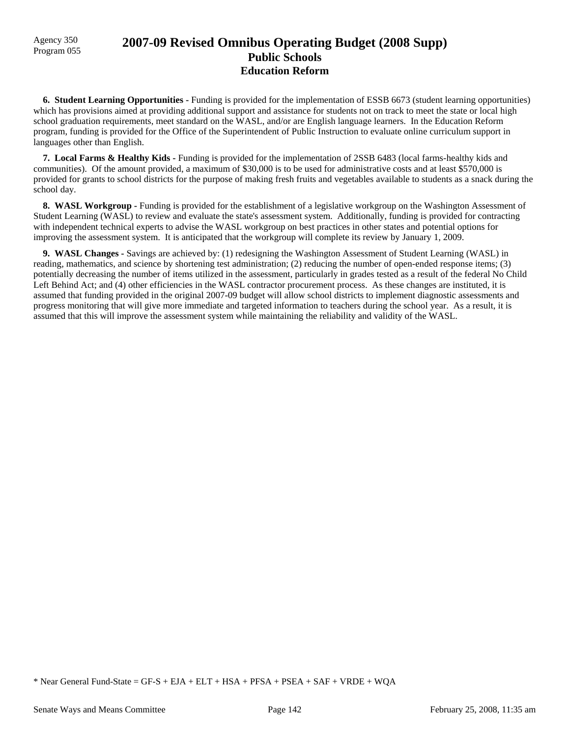Agency 350
Program 055

# 2007-09 Revised Omnibus Operating Budget (2008 Supp)
## Public Schools
### Education Reform

**6. Student Learning Opportunities -** Funding is provided for the implementation of ESSB 6673 (student learning opportunities) which has provisions aimed at providing additional support and assistance for students not on track to meet the state or local high school graduation requirements, meet standard on the WASL, and/or are English language learners. In the Education Reform program, funding is provided for the Office of the Superintendent of Public Instruction to evaluate online curriculum support in languages other than English.

**7. Local Farms & Healthy Kids -** Funding is provided for the implementation of 2SSB 6483 (local farms-healthy kids and communities). Of the amount provided, a maximum of $30,000 is to be used for administrative costs and at least $570,000 is provided for grants to school districts for the purpose of making fresh fruits and vegetables available to students as a snack during the school day.

**8. WASL Workgroup -** Funding is provided for the establishment of a legislative workgroup on the Washington Assessment of Student Learning (WASL) to review and evaluate the state's assessment system. Additionally, funding is provided for contracting with independent technical experts to advise the WASL workgroup on best practices in other states and potential options for improving the assessment system. It is anticipated that the workgroup will complete its review by January 1, 2009.

**9. WASL Changes -** Savings are achieved by: (1) redesigning the Washington Assessment of Student Learning (WASL) in reading, mathematics, and science by shortening test administration; (2) reducing the number of open-ended response items; (3) potentially decreasing the number of items utilized in the assessment, particularly in grades tested as a result of the federal No Child Left Behind Act; and (4) other efficiencies in the WASL contractor procurement process. As these changes are instituted, it is assumed that funding provided in the original 2007-09 budget will allow school districts to implement diagnostic assessments and progress monitoring that will give more immediate and targeted information to teachers during the school year. As a result, it is assumed that this will improve the assessment system while maintaining the reliability and validity of the WASL.

* Near General Fund-State = GF-S + EJA + ELT + HSA + PFSA + PSEA + SAF + VRDE + WQA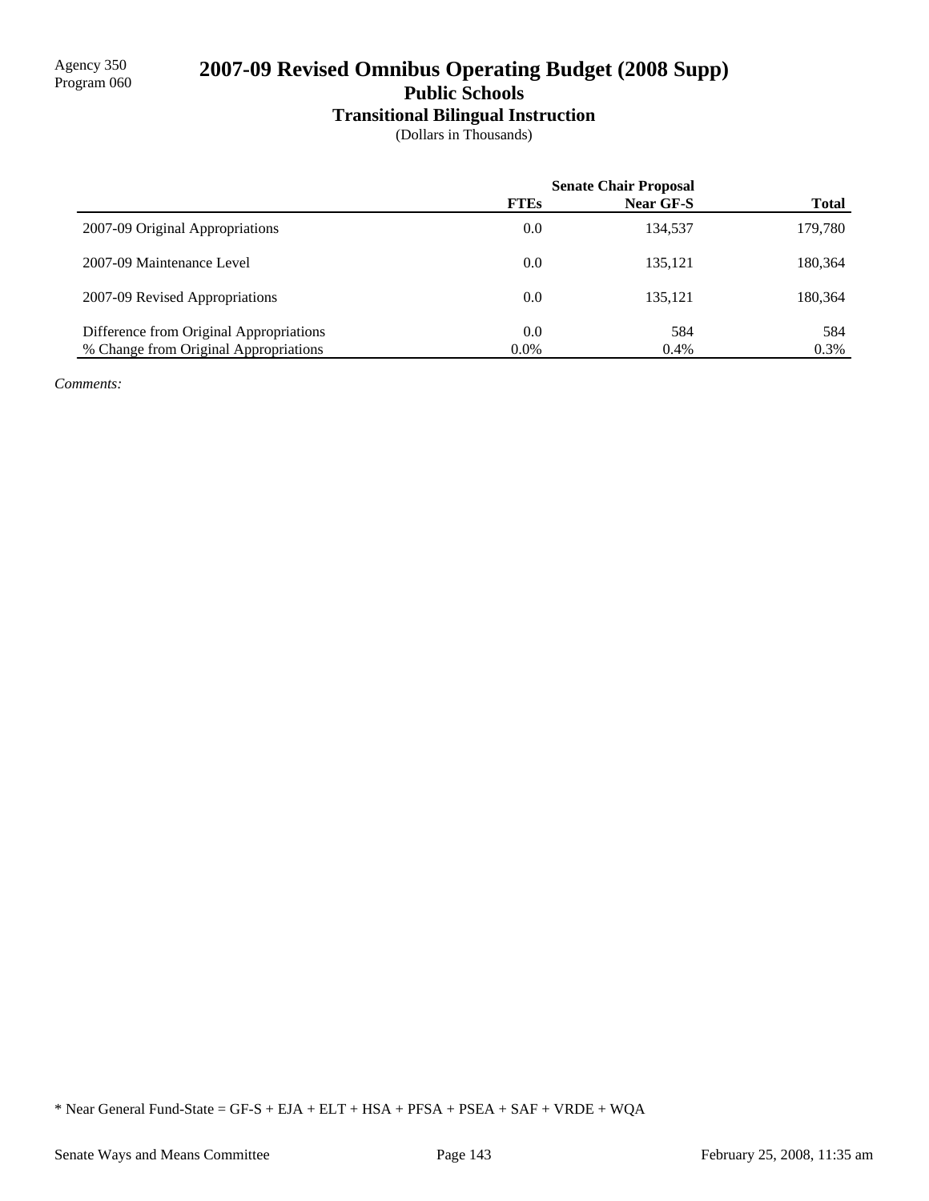Agency 350
Program 060

# 2007-09 Revised Omnibus Operating Budget (2008 Supp)

## Public Schools

### Transitional Bilingual Instruction

(Dollars in Thousands)

| | Senate Chair Proposal | | |
|---|---|---|---|
| | FTEs | Near GF-S | Total |
| 2007-09 Original Appropriations | 0.0 | 134,537 | 179,780 |
| 2007-09 Maintenance Level | 0.0 | 135,121 | 180,364 |
| 2007-09 Revised Appropriations | 0.0 | 135,121 | 180,364 |
| Difference from Original Appropriations | 0.0 | 584 | 584 |
| % Change from Original Appropriations | 0.0% | 0.4% | 0.3% |

*Comments:*

* Near General Fund-State = GF-S + EJA + ELT + HSA + PFSA + PSEA + SAF + VRDE + WQA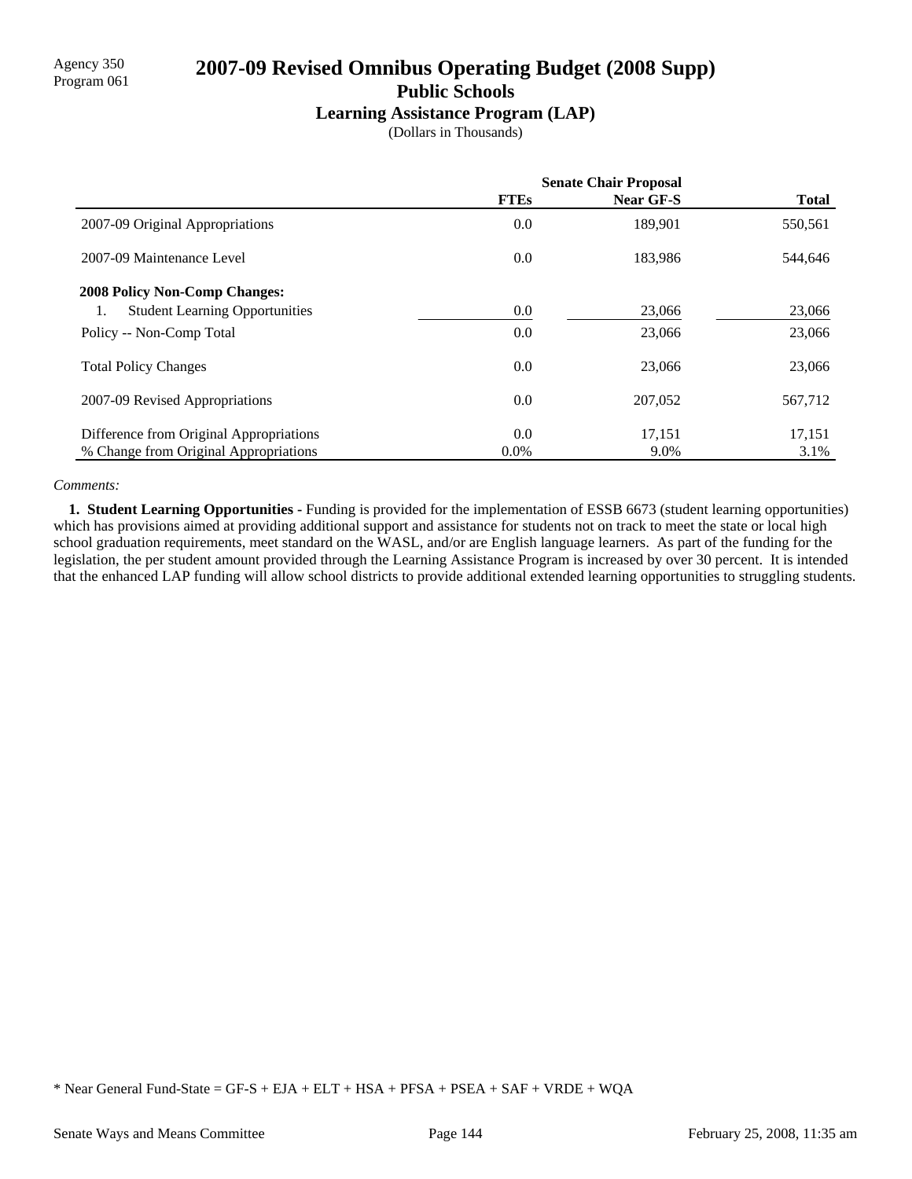Agency 350
Program 061

# 2007-09 Revised Omnibus Operating Budget (2008 Supp)

## Public Schools

### Learning Assistance Program (LAP)

(Dollars in Thousands)

| | Senate Chair Proposal | | |
|---|---|---|---|
| | **FTEs** | **Near GF-S** | **Total** |
| 2007-09 Original Appropriations | 0.0 | 189,901 | 550,561 |
| 2007-09 Maintenance Level | 0.0 | 183,986 | 544,646 |
| **2008 Policy Non-Comp Changes:** | | | |
| 1. Student Learning Opportunities | 0.0 | 23,066 | 23,066 |
| Policy -- Non-Comp Total | 0.0 | 23,066 | 23,066 |
| Total Policy Changes | 0.0 | 23,066 | 23,066 |
| 2007-09 Revised Appropriations | 0.0 | 207,052 | 567,712 |
| Difference from Original Appropriations | 0.0 | 17,151 | 17,151 |
| % Change from Original Appropriations | 0.0% | 9.0% | 3.1% |

*Comments:*

**1. Student Learning Opportunities -** Funding is provided for the implementation of ESSB 6673 (student learning opportunities) which has provisions aimed at providing additional support and assistance for students not on track to meet the state or local high school graduation requirements, meet standard on the WASL, and/or are English language learners. As part of the funding for the legislation, the per student amount provided through the Learning Assistance Program is increased by over 30 percent. It is intended that the enhanced LAP funding will allow school districts to provide additional extended learning opportunities to struggling students.

* Near General Fund-State = GF-S + EJA + ELT + HSA + PFSA + PSEA + SAF + VRDE + WQA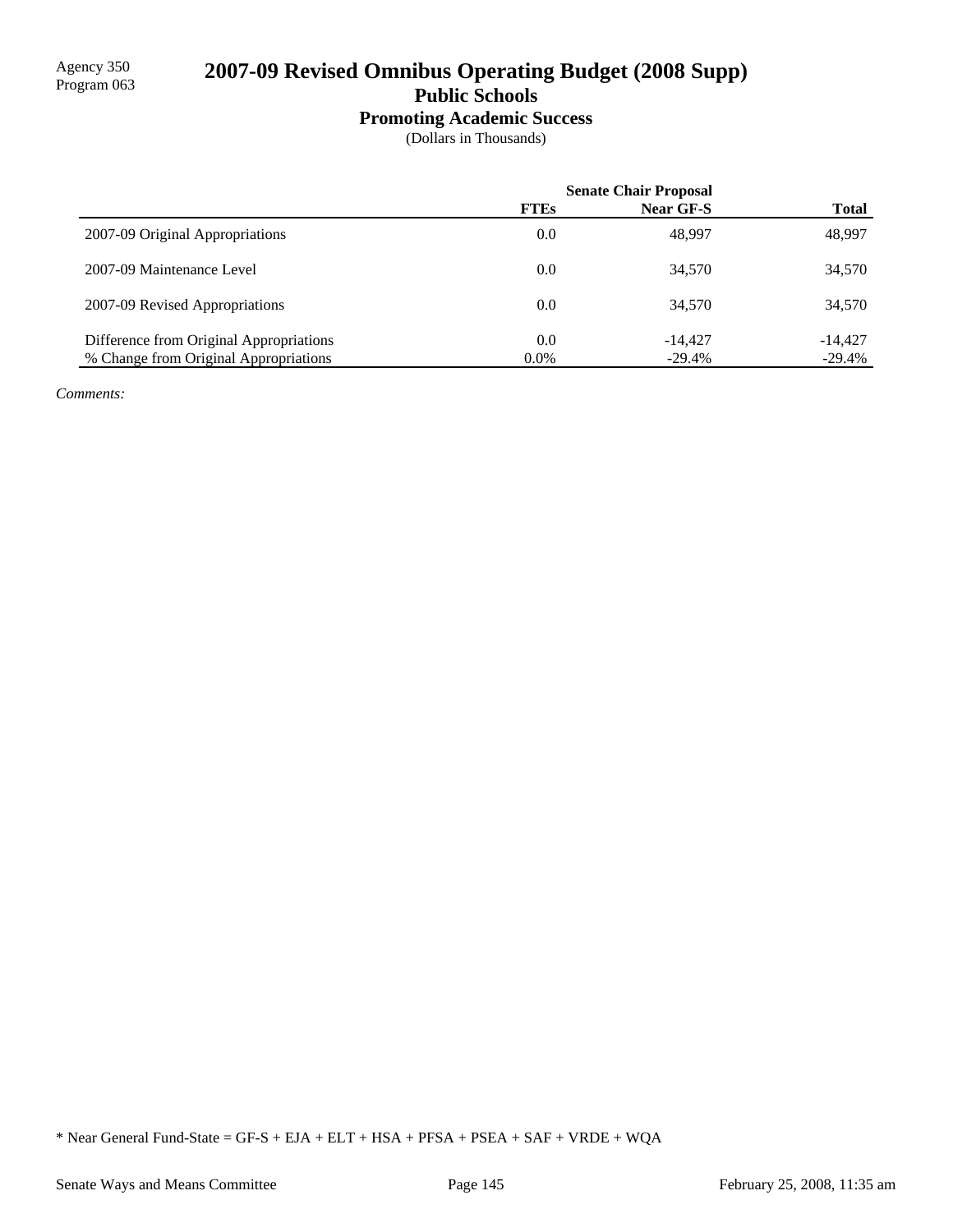Agency 350
Program 063

# 2007-09 Revised Omnibus Operating Budget (2008 Supp)

## Public Schools

### Promoting Academic Success

(Dollars in Thousands)

| | Senate Chair Proposal | | |
|---|---|---|---|
| | **FTEs** | **Near GF-S** | **Total** |
| 2007-09 Original Appropriations | 0.0 | 48,997 | 48,997 |
| 2007-09 Maintenance Level | 0.0 | 34,570 | 34,570 |
| 2007-09 Revised Appropriations | 0.0 | 34,570 | 34,570 |
| Difference from Original Appropriations | 0.0 | -14,427 | -14,427 |
| % Change from Original Appropriations | 0.0% | -29.4% | -29.4% |

*Comments:*

* Near General Fund-State = GF-S + EJA + ELT + HSA + PFSA + PSEA + SAF + VRDE + WQA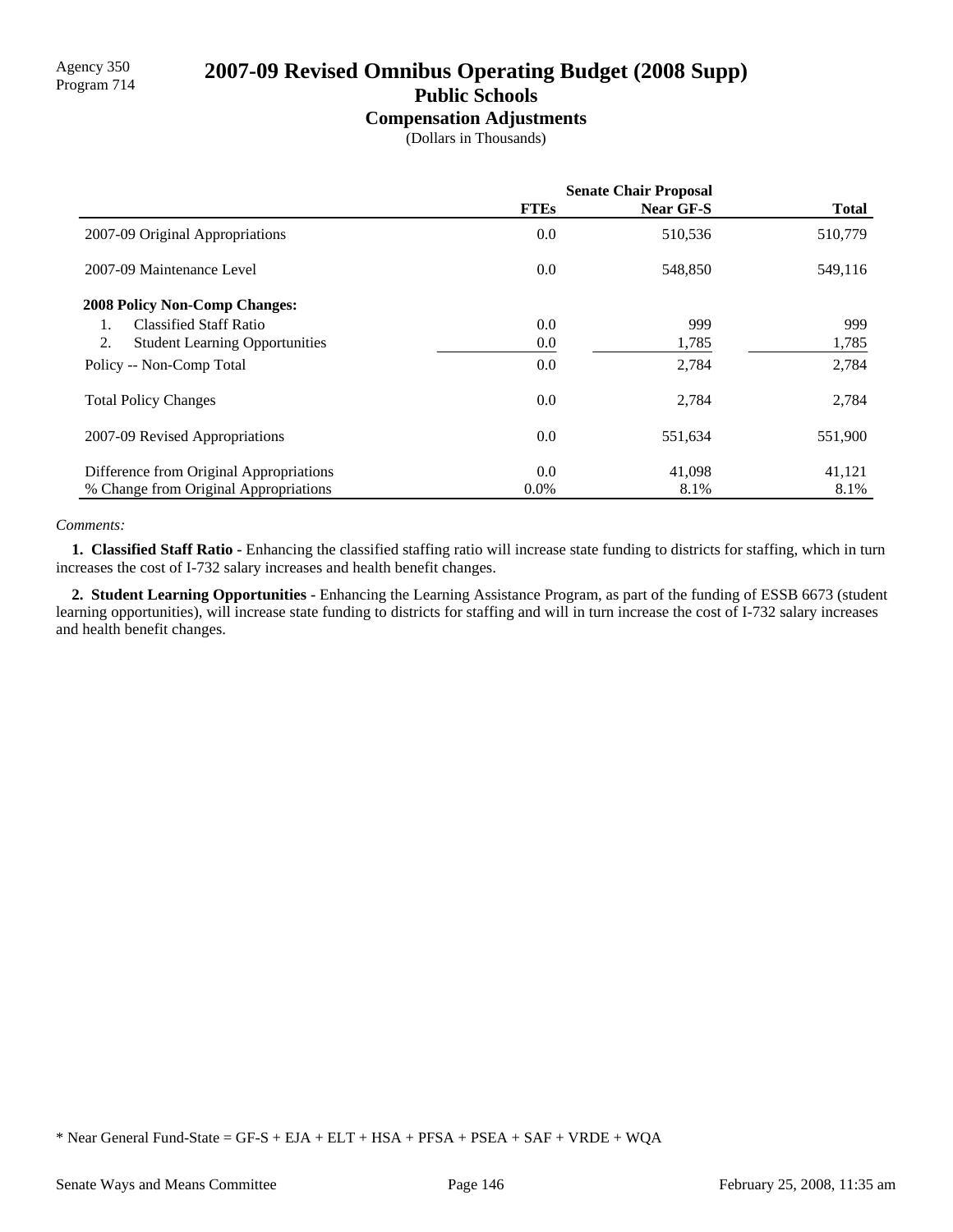Agency 350
Program 714

# 2007-09 Revised Omnibus Operating Budget (2008 Supp)

## Public Schools

### Compensation Adjustments

(Dollars in Thousands)

| | Senate Chair Proposal | | |
|---|---|---|---|
| | FTEs | Near GF-S | Total |
| 2007-09 Original Appropriations | 0.0 | 510,536 | 510,779 |
| 2007-09 Maintenance Level | 0.0 | 548,850 | 549,116 |
| **2008 Policy Non-Comp Changes:** | | | |
| 1. Classified Staff Ratio | 0.0 | 999 | 999 |
| 2. Student Learning Opportunities | 0.0 | 1,785 | 1,785 |
| Policy -- Non-Comp Total | 0.0 | 2,784 | 2,784 |
| Total Policy Changes | 0.0 | 2,784 | 2,784 |
| 2007-09 Revised Appropriations | 0.0 | 551,634 | 551,900 |
| Difference from Original Appropriations | 0.0 | 41,098 | 41,121 |
| % Change from Original Appropriations | 0.0% | 8.1% | 8.1% |

*Comments:*

**1. Classified Staff Ratio -** Enhancing the classified staffing ratio will increase state funding to districts for staffing, which in turn increases the cost of I-732 salary increases and health benefit changes.

**2. Student Learning Opportunities -** Enhancing the Learning Assistance Program, as part of the funding of ESSB 6673 (student learning opportunities), will increase state funding to districts for staffing and will in turn increase the cost of I-732 salary increases and health benefit changes.

* Near General Fund-State = GF-S + EJA + ELT + HSA + PFSA + PSEA + SAF + VRDE + WQA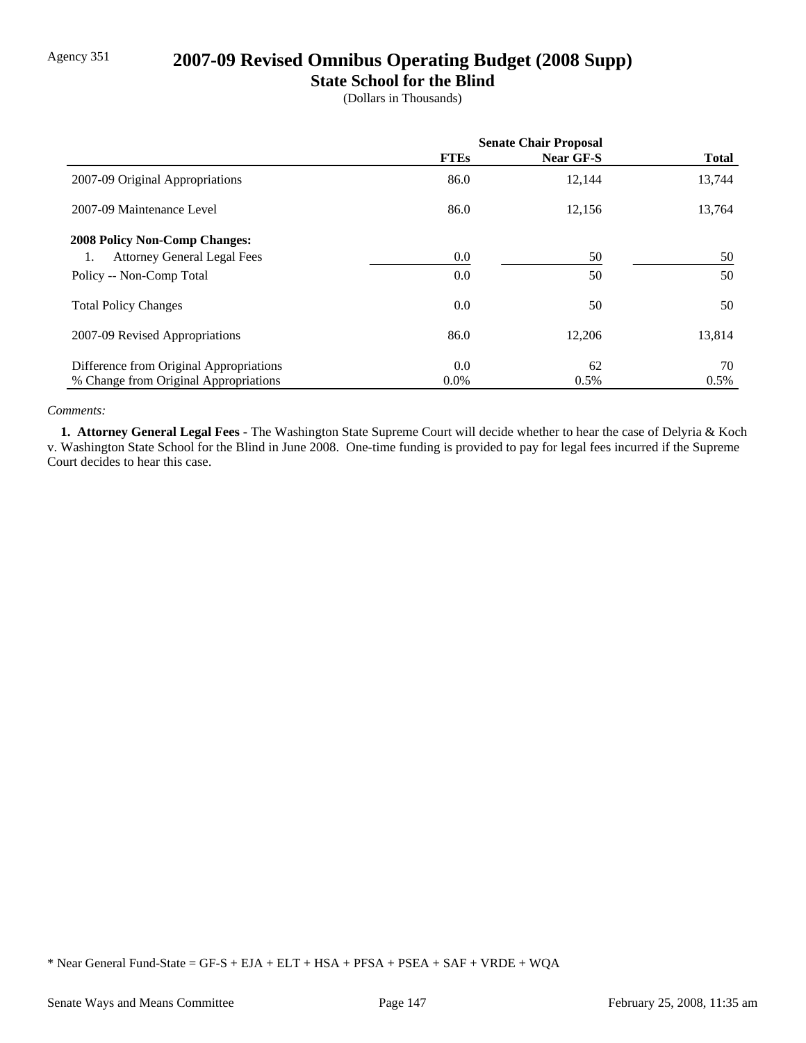Agency 351

# 2007-09 Revised Omnibus Operating Budget (2008 Supp)

## State School for the Blind

(Dollars in Thousands)

| | Senate Chair Proposal | | |
|---|---|---|---|
| | **FTEs** | **Near GF-S** | **Total** |
| 2007-09 Original Appropriations | 86.0 | 12,144 | 13,744 |
| 2007-09 Maintenance Level | 86.0 | 12,156 | 13,764 |
| **2008 Policy Non-Comp Changes:** | | | |
| 1. Attorney General Legal Fees | 0.0 | 50 | 50 |
| Policy -- Non-Comp Total | 0.0 | 50 | 50 |
| Total Policy Changes | 0.0 | 50 | 50 |
| 2007-09 Revised Appropriations | 86.0 | 12,206 | 13,814 |
| Difference from Original Appropriations | 0.0 | 62 | 70 |
| % Change from Original Appropriations | 0.0% | 0.5% | 0.5% |

*Comments:*

**1. Attorney General Legal Fees -** The Washington State Supreme Court will decide whether to hear the case of Delyria & Koch v. Washington State School for the Blind in June 2008. One-time funding is provided to pay for legal fees incurred if the Supreme Court decides to hear this case.

\* Near General Fund-State = GF-S + EJA + ELT + HSA + PFSA + PSEA + SAF + VRDE + WQA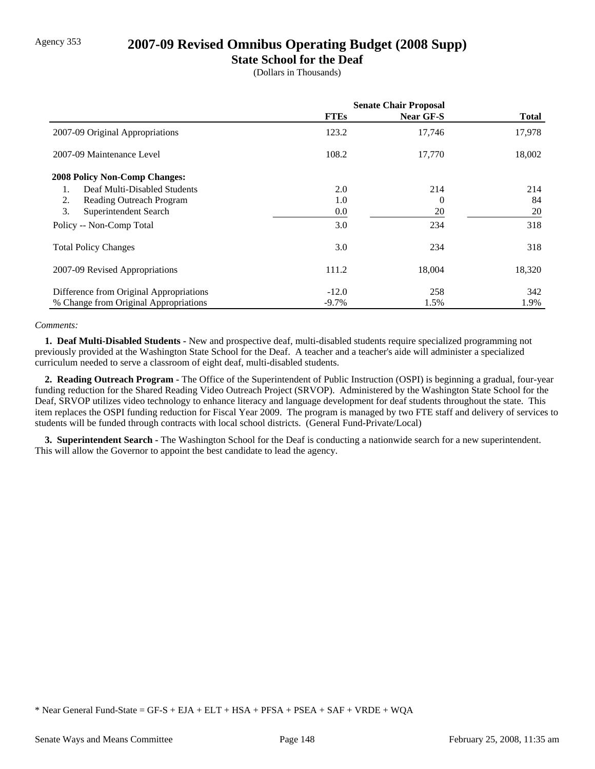Agency 353

# 2007-09 Revised Omnibus Operating Budget (2008 Supp)

## State School for the Deaf

(Dollars in Thousands)

| | Senate Chair Proposal | | |
|---|---|---|---|
| | **FTEs** | **Near GF-S** | **Total** |
| 2007-09 Original Appropriations | 123.2 | 17,746 | 17,978 |
| 2007-09 Maintenance Level | 108.2 | 17,770 | 18,002 |
| **2008 Policy Non-Comp Changes:** | | | |
| 1. Deaf Multi-Disabled Students | 2.0 | 214 | 214 |
| 2. Reading Outreach Program | 1.0 | 0 | 84 |
| 3. Superintendent Search | 0.0 | 20 | 20 |
| Policy -- Non-Comp Total | 3.0 | 234 | 318 |
| Total Policy Changes | 3.0 | 234 | 318 |
| 2007-09 Revised Appropriations | 111.2 | 18,004 | 18,320 |
| Difference from Original Appropriations | -12.0 | 258 | 342 |
| % Change from Original Appropriations | -9.7% | 1.5% | 1.9% |

*Comments:*

**1. Deaf Multi-Disabled Students -** New and prospective deaf, multi-disabled students require specialized programming not previously provided at the Washington State School for the Deaf. A teacher and a teacher's aide will administer a specialized curriculum needed to serve a classroom of eight deaf, multi-disabled students.

**2. Reading Outreach Program -** The Office of the Superintendent of Public Instruction (OSPI) is beginning a gradual, four-year funding reduction for the Shared Reading Video Outreach Project (SRVOP). Administered by the Washington State School for the Deaf, SRVOP utilizes video technology to enhance literacy and language development for deaf students throughout the state. This item replaces the OSPI funding reduction for Fiscal Year 2009. The program is managed by two FTE staff and delivery of services to students will be funded through contracts with local school districts. (General Fund-Private/Local)

**3. Superintendent Search -** The Washington School for the Deaf is conducting a nationwide search for a new superintendent. This will allow the Governor to appoint the best candidate to lead the agency.

* Near General Fund-State = GF-S + EJA + ELT + HSA + PFSA + PSEA + SAF + VRDE + WQA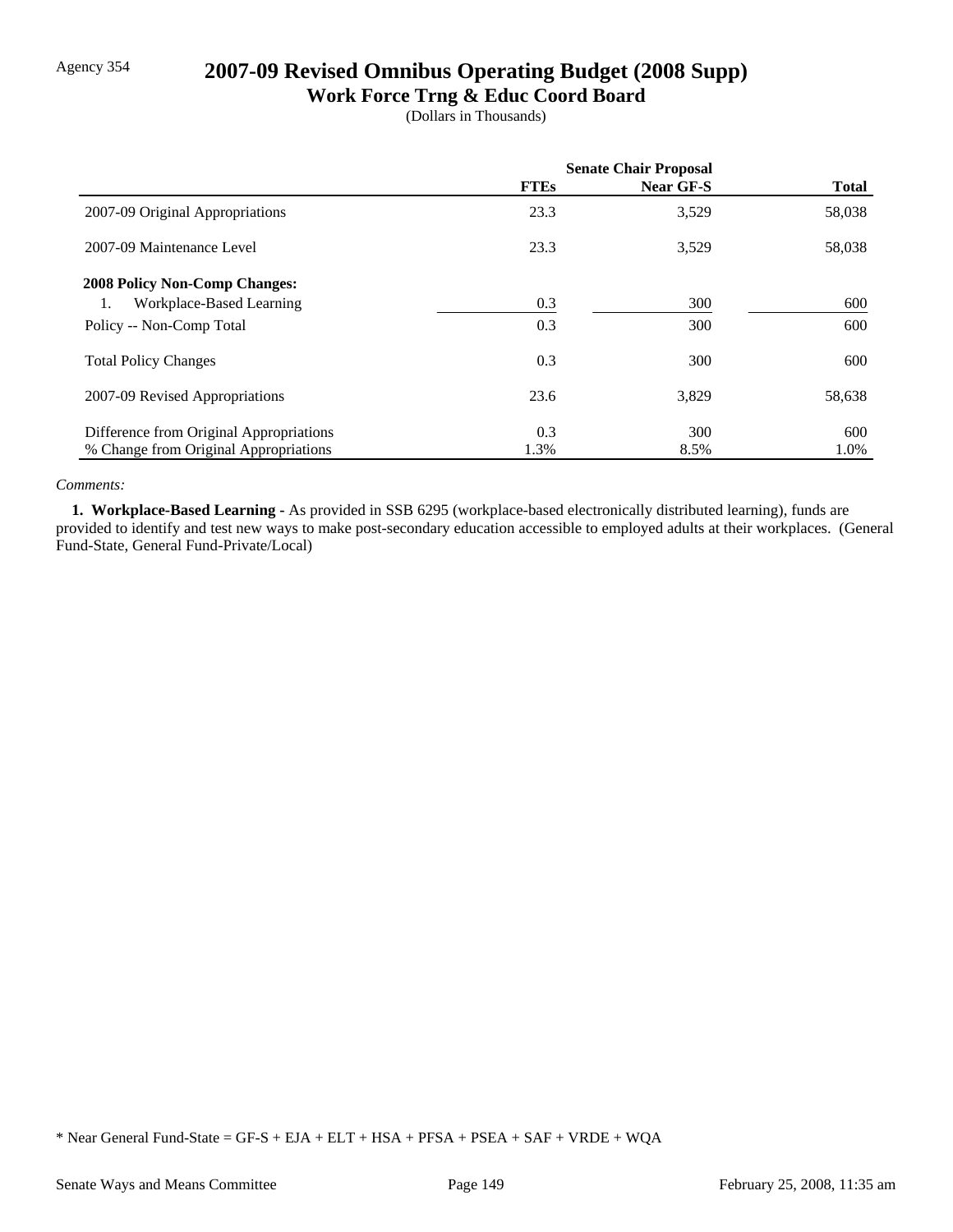Agency 354

# 2007-09 Revised Omnibus Operating Budget (2008 Supp)

## Work Force Trng & Educ Coord Board

(Dollars in Thousands)

| | Senate Chair Proposal | | |
|---|---|---|---|
| | **FTEs** | **Near GF-S** | **Total** |
| 2007-09 Original Appropriations | 23.3 | 3,529 | 58,038 |
| 2007-09 Maintenance Level | 23.3 | 3,529 | 58,038 |
| **2008 Policy Non-Comp Changes:** | | | |
| 1. Workplace-Based Learning | 0.3 | 300 | 600 |
| Policy -- Non-Comp Total | 0.3 | 300 | 600 |
| Total Policy Changes | 0.3 | 300 | 600 |
| 2007-09 Revised Appropriations | 23.6 | 3,829 | 58,638 |
| Difference from Original Appropriations | 0.3 | 300 | 600 |
| % Change from Original Appropriations | 1.3% | 8.5% | 1.0% |

*Comments:*

**1. Workplace-Based Learning -** As provided in SSB 6295 (workplace-based electronically distributed learning), funds are provided to identify and test new ways to make post-secondary education accessible to employed adults at their workplaces. (General Fund-State, General Fund-Private/Local)

* Near General Fund-State = GF-S + EJA + ELT + HSA + PFSA + PSEA + SAF + VRDE + WQA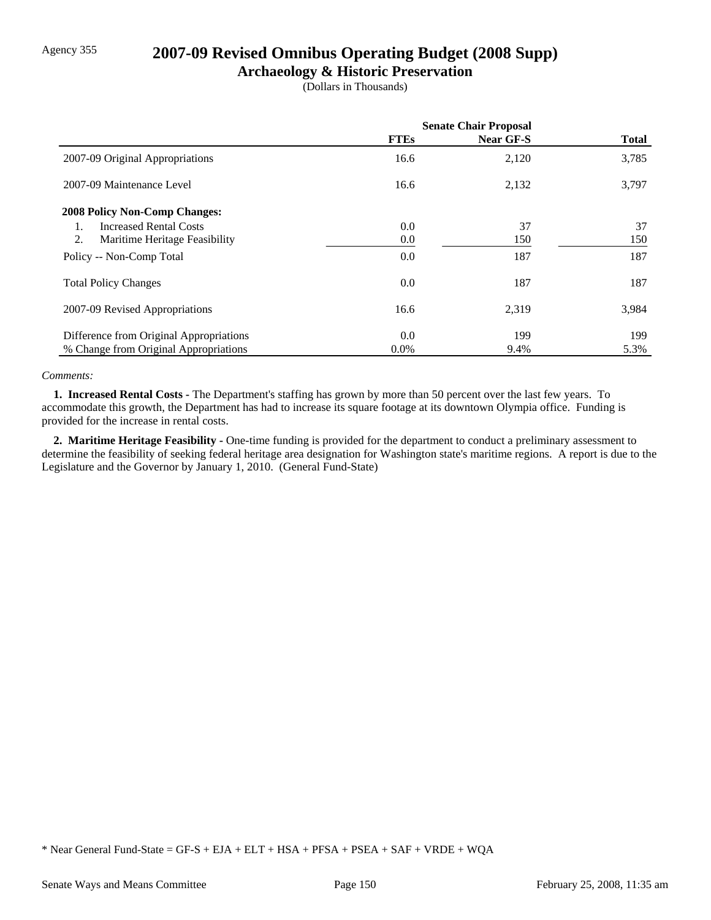Agency 355

# 2007-09 Revised Omnibus Operating Budget (2008 Supp)

## Archaeology & Historic Preservation

(Dollars in Thousands)

| | Senate Chair Proposal | | |
|---|---|---|---|
| | FTEs | Near GF-S | Total |
| 2007-09 Original Appropriations | 16.6 | 2,120 | 3,785 |
| 2007-09 Maintenance Level | 16.6 | 2,132 | 3,797 |
| **2008 Policy Non-Comp Changes:** | | | |
| 1. Increased Rental Costs | 0.0 | 37 | 37 |
| 2. Maritime Heritage Feasibility | 0.0 | 150 | 150 |
| Policy -- Non-Comp Total | 0.0 | 187 | 187 |
| Total Policy Changes | 0.0 | 187 | 187 |
| 2007-09 Revised Appropriations | 16.6 | 2,319 | 3,984 |
| Difference from Original Appropriations | 0.0 | 199 | 199 |
| % Change from Original Appropriations | 0.0% | 9.4% | 5.3% |

*Comments:*

**1. Increased Rental Costs -** The Department's staffing has grown by more than 50 percent over the last few years. To accommodate this growth, the Department has had to increase its square footage at its downtown Olympia office. Funding is provided for the increase in rental costs.

**2. Maritime Heritage Feasibility -** One-time funding is provided for the department to conduct a preliminary assessment to determine the feasibility of seeking federal heritage area designation for Washington state's maritime regions. A report is due to the Legislature and the Governor by January 1, 2010. (General Fund-State)

* Near General Fund-State = GF-S + EJA + ELT + HSA + PFSA + PSEA + SAF + VRDE + WQA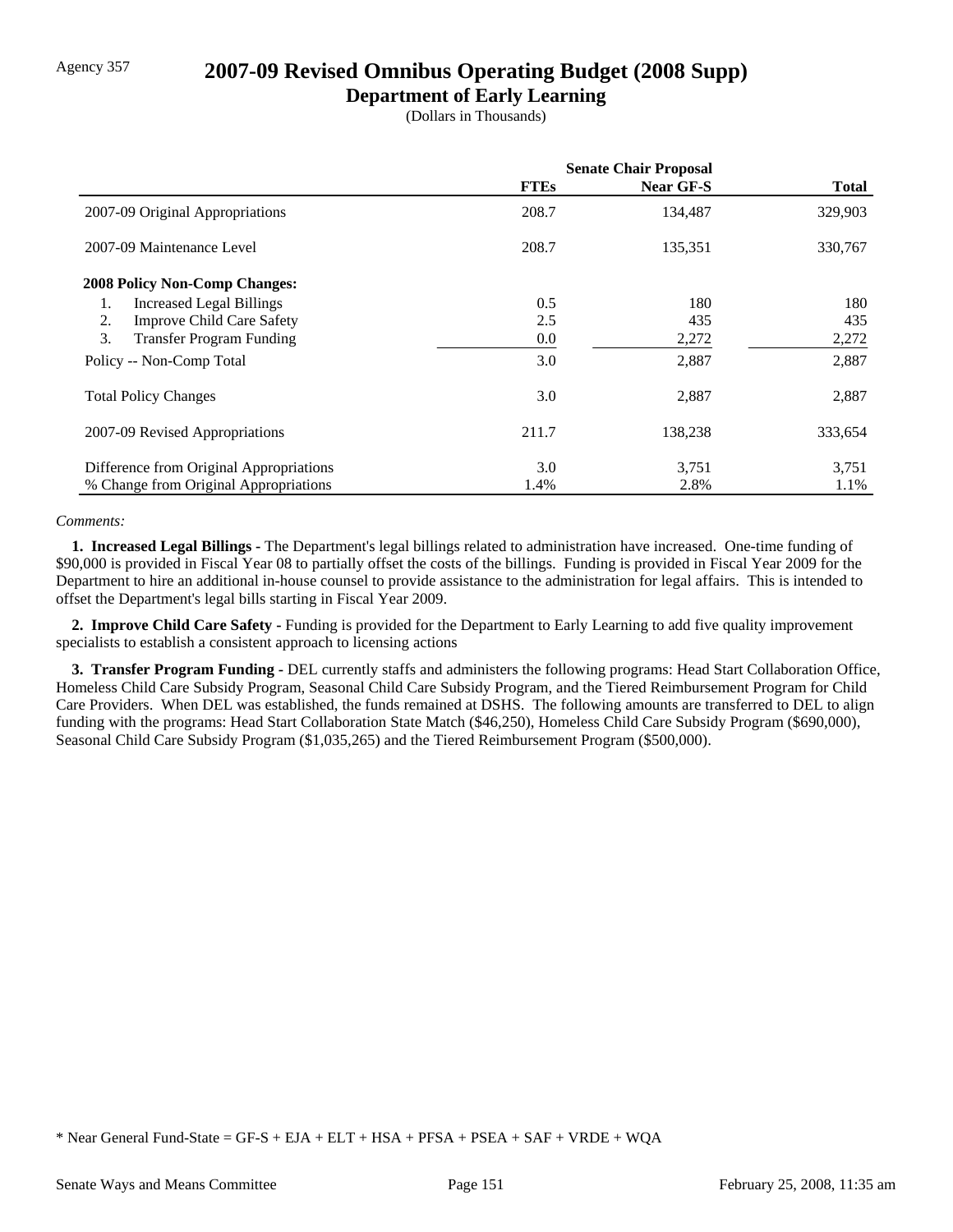Agency 357

# 2007-09 Revised Omnibus Operating Budget (2008 Supp)

## Department of Early Learning

(Dollars in Thousands)

| | Senate Chair Proposal | | |
|---|---|---|---|
| | **FTEs** | **Near GF-S** | **Total** |
| 2007-09 Original Appropriations | 208.7 | 134,487 | 329,903 |
| 2007-09 Maintenance Level | 208.7 | 135,351 | 330,767 |
| **2008 Policy Non-Comp Changes:** | | | |
| 1. Increased Legal Billings | 0.5 | 180 | 180 |
| 2. Improve Child Care Safety | 2.5 | 435 | 435 |
| 3. Transfer Program Funding | 0.0 | 2,272 | 2,272 |
| Policy -- Non-Comp Total | 3.0 | 2,887 | 2,887 |
| Total Policy Changes | 3.0 | 2,887 | 2,887 |
| 2007-09 Revised Appropriations | 211.7 | 138,238 | 333,654 |
| Difference from Original Appropriations | 3.0 | 3,751 | 3,751 |
| % Change from Original Appropriations | 1.4% | 2.8% | 1.1% |

*Comments:*

**1. Increased Legal Billings -** The Department's legal billings related to administration have increased. One-time funding of $90,000 is provided in Fiscal Year 08 to partially offset the costs of the billings. Funding is provided in Fiscal Year 2009 for the Department to hire an additional in-house counsel to provide assistance to the administration for legal affairs. This is intended to offset the Department's legal bills starting in Fiscal Year 2009.

**2. Improve Child Care Safety -** Funding is provided for the Department to Early Learning to add five quality improvement specialists to establish a consistent approach to licensing actions

**3. Transfer Program Funding -** DEL currently staffs and administers the following programs: Head Start Collaboration Office, Homeless Child Care Subsidy Program, Seasonal Child Care Subsidy Program, and the Tiered Reimbursement Program for Child Care Providers. When DEL was established, the funds remained at DSHS. The following amounts are transferred to DEL to align funding with the programs: Head Start Collaboration State Match ($46,250), Homeless Child Care Subsidy Program ($690,000), Seasonal Child Care Subsidy Program ($1,035,265) and the Tiered Reimbursement Program ($500,000).

* Near General Fund-State = GF-S + EJA + ELT + HSA + PFSA + PSEA + SAF + VRDE + WQA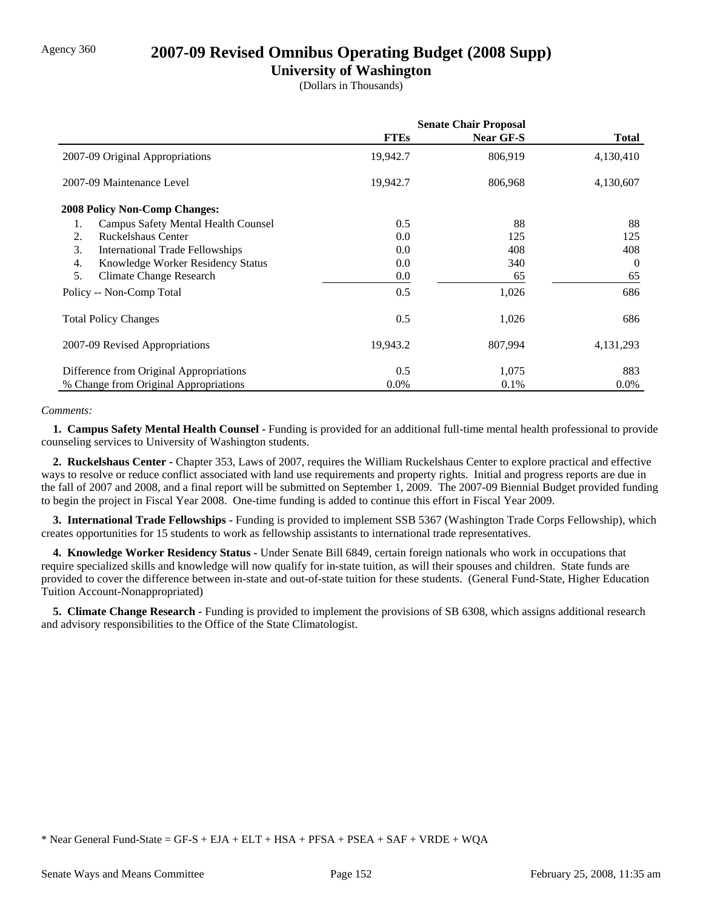Agency 360

# 2007-09 Revised Omnibus Operating Budget (2008 Supp)

## University of Washington

(Dollars in Thousands)

| | Senate Chair Proposal | | |
|---|---|---|---|
| | **FTEs** | **Near GF-S** | **Total** |
| 2007-09 Original Appropriations | 19,942.7 | 806,919 | 4,130,410 |
| 2007-09 Maintenance Level | 19,942.7 | 806,968 | 4,130,607 |
| **2008 Policy Non-Comp Changes:** | | | |
| 1. Campus Safety Mental Health Counsel | 0.5 | 88 | 88 |
| 2. Ruckelshaus Center | 0.0 | 125 | 125 |
| 3. International Trade Fellowships | 0.0 | 408 | 408 |
| 4. Knowledge Worker Residency Status | 0.0 | 340 | 0 |
| 5. Climate Change Research | 0.0 | 65 | 65 |
| Policy -- Non-Comp Total | 0.5 | 1,026 | 686 |
| Total Policy Changes | 0.5 | 1,026 | 686 |
| 2007-09 Revised Appropriations | 19,943.2 | 807,994 | 4,131,293 |
| Difference from Original Appropriations | 0.5 | 1,075 | 883 |
| % Change from Original Appropriations | 0.0% | 0.1% | 0.0% |

*Comments:*

**1. Campus Safety Mental Health Counsel -** Funding is provided for an additional full-time mental health professional to provide counseling services to University of Washington students.

**2. Ruckelshaus Center -** Chapter 353, Laws of 2007, requires the William Ruckelshaus Center to explore practical and effective ways to resolve or reduce conflict associated with land use requirements and property rights. Initial and progress reports are due in the fall of 2007 and 2008, and a final report will be submitted on September 1, 2009. The 2007-09 Biennial Budget provided funding to begin the project in Fiscal Year 2008. One-time funding is added to continue this effort in Fiscal Year 2009.

**3. International Trade Fellowships -** Funding is provided to implement SSB 5367 (Washington Trade Corps Fellowship), which creates opportunities for 15 students to work as fellowship assistants to international trade representatives.

**4. Knowledge Worker Residency Status -** Under Senate Bill 6849, certain foreign nationals who work in occupations that require specialized skills and knowledge will now qualify for in-state tuition, as will their spouses and children. State funds are provided to cover the difference between in-state and out-of-state tuition for these students. (General Fund-State, Higher Education Tuition Account-Nonappropriated)

**5. Climate Change Research -** Funding is provided to implement the provisions of SB 6308, which assigns additional research and advisory responsibilities to the Office of the State Climatologist.

* Near General Fund-State = GF-S + EJA + ELT + HSA + PFSA + PSEA + SAF + VRDE + WQA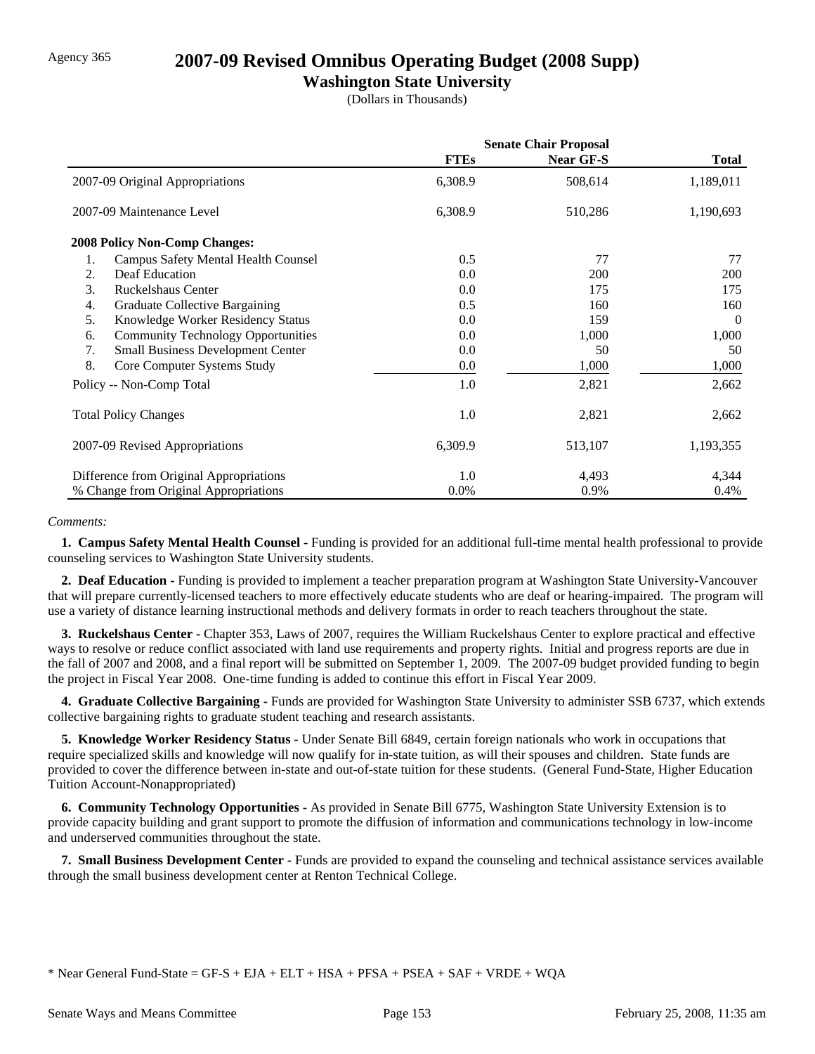Agency 365

# 2007-09 Revised Omnibus Operating Budget (2008 Supp)

## Washington State University

(Dollars in Thousands)

| | Senate Chair Proposal | | |
|---|---|---|---|
| | **FTEs** | **Near GF-S** | **Total** |
| 2007-09 Original Appropriations | 6,308.9 | 508,614 | 1,189,011 |
| 2007-09 Maintenance Level | 6,308.9 | 510,286 | 1,190,693 |
| **2008 Policy Non-Comp Changes:** | | | |
| 1. Campus Safety Mental Health Counsel | 0.5 | 77 | 77 |
| 2. Deaf Education | 0.0 | 200 | 200 |
| 3. Ruckelshaus Center | 0.0 | 175 | 175 |
| 4. Graduate Collective Bargaining | 0.5 | 160 | 160 |
| 5. Knowledge Worker Residency Status | 0.0 | 159 | 0 |
| 6. Community Technology Opportunities | 0.0 | 1,000 | 1,000 |
| 7. Small Business Development Center | 0.0 | 50 | 50 |
| 8. Core Computer Systems Study | 0.0 | 1,000 | 1,000 |
| Policy -- Non-Comp Total | 1.0 | 2,821 | 2,662 |
| Total Policy Changes | 1.0 | 2,821 | 2,662 |
| 2007-09 Revised Appropriations | 6,309.9 | 513,107 | 1,193,355 |
| Difference from Original Appropriations | 1.0 | 4,493 | 4,344 |
| % Change from Original Appropriations | 0.0% | 0.9% | 0.4% |

*Comments:*

**1. Campus Safety Mental Health Counsel -** Funding is provided for an additional full-time mental health professional to provide counseling services to Washington State University students.

**2. Deaf Education -** Funding is provided to implement a teacher preparation program at Washington State University-Vancouver that will prepare currently-licensed teachers to more effectively educate students who are deaf or hearing-impaired. The program will use a variety of distance learning instructional methods and delivery formats in order to reach teachers throughout the state.

**3. Ruckelshaus Center -** Chapter 353, Laws of 2007, requires the William Ruckelshaus Center to explore practical and effective ways to resolve or reduce conflict associated with land use requirements and property rights. Initial and progress reports are due in the fall of 2007 and 2008, and a final report will be submitted on September 1, 2009. The 2007-09 budget provided funding to begin the project in Fiscal Year 2008. One-time funding is added to continue this effort in Fiscal Year 2009.

**4. Graduate Collective Bargaining -** Funds are provided for Washington State University to administer SSB 6737, which extends collective bargaining rights to graduate student teaching and research assistants.

**5. Knowledge Worker Residency Status -** Under Senate Bill 6849, certain foreign nationals who work in occupations that require specialized skills and knowledge will now qualify for in-state tuition, as will their spouses and children. State funds are provided to cover the difference between in-state and out-of-state tuition for these students. (General Fund-State, Higher Education Tuition Account-Nonappropriated)

**6. Community Technology Opportunities -** As provided in Senate Bill 6775, Washington State University Extension is to provide capacity building and grant support to promote the diffusion of information and communications technology in low-income and underserved communities throughout the state.

**7. Small Business Development Center -** Funds are provided to expand the counseling and technical assistance services available through the small business development center at Renton Technical College.

\* Near General Fund-State = GF-S + EJA + ELT + HSA + PFSA + PSEA + SAF + VRDE + WQA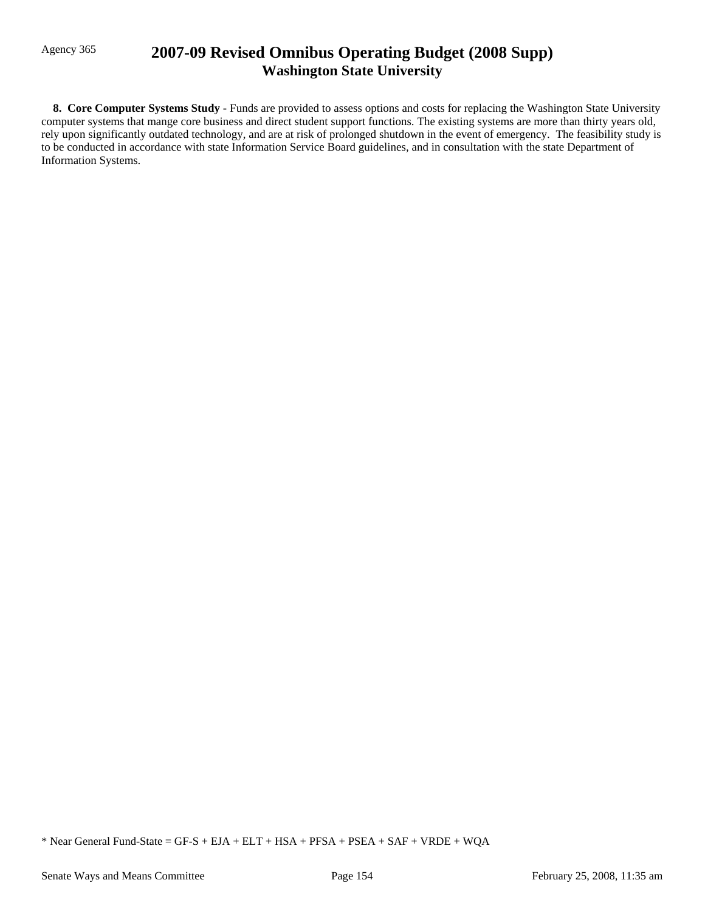**8. Core Computer Systems Study -** Funds are provided to assess options and costs for replacing the Washington State University computer systems that mange core business and direct student support functions. The existing systems are more than thirty years old, rely upon significantly outdated technology, and are at risk of prolonged shutdown in the event of emergency. The feasibility study is to be conducted in accordance with state Information Service Board guidelines, and in consultation with the state Department of Information Systems.

* Near General Fund-State = GF-S + EJA + ELT + HSA + PFSA + PSEA + SAF + VRDE + WQA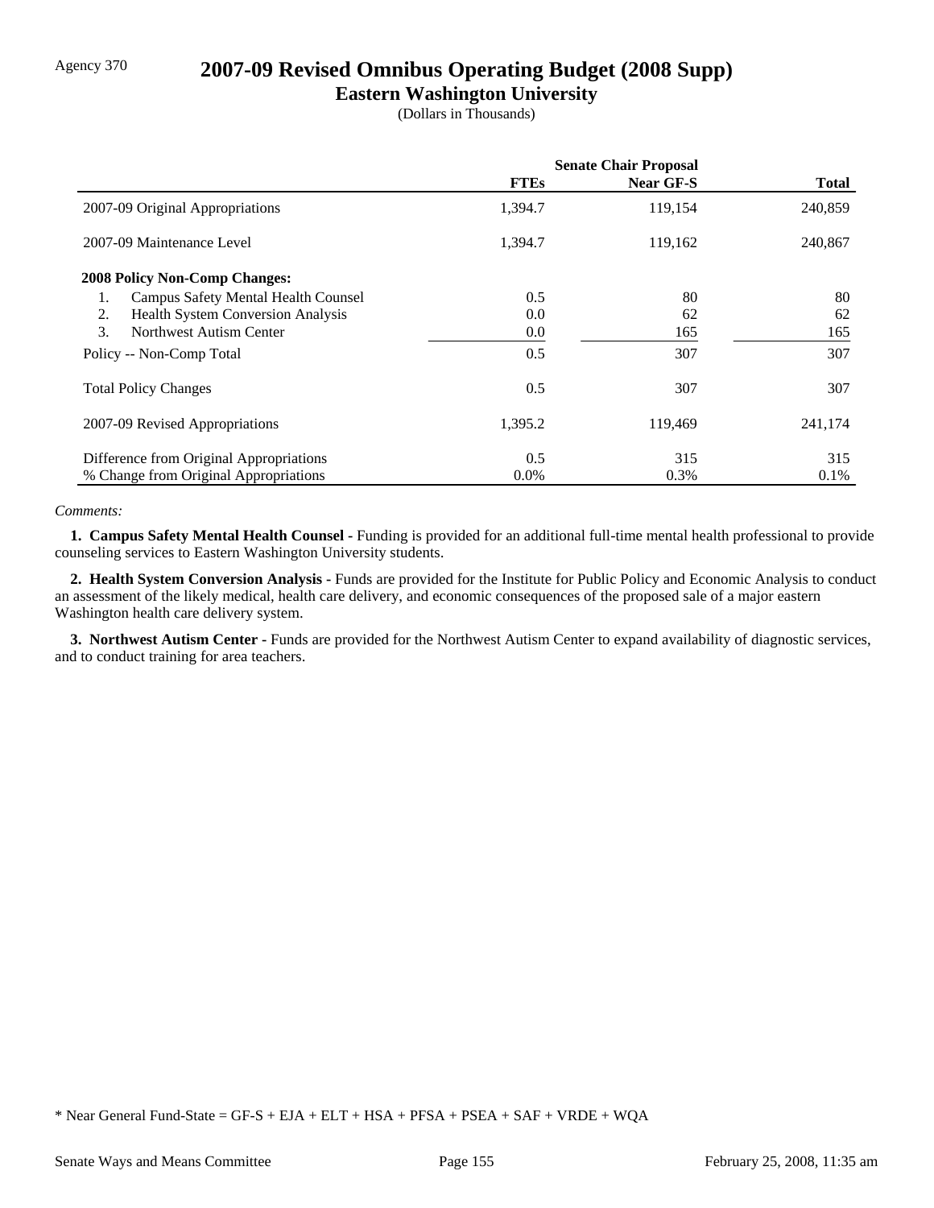Agency 370

# 2007-09 Revised Omnibus Operating Budget (2008 Supp)

## Eastern Washington University

(Dollars in Thousands)

| | Senate Chair Proposal | | |
|---|---|---|---|
| | **FTEs** | **Near GF-S** | **Total** |
| 2007-09 Original Appropriations | 1,394.7 | 119,154 | 240,859 |
| 2007-09 Maintenance Level | 1,394.7 | 119,162 | 240,867 |
| **2008 Policy Non-Comp Changes:** | | | |
| 1. Campus Safety Mental Health Counsel | 0.5 | 80 | 80 |
| 2. Health System Conversion Analysis | 0.0 | 62 | 62 |
| 3. Northwest Autism Center | 0.0 | 165 | 165 |
| Policy -- Non-Comp Total | 0.5 | 307 | 307 |
| Total Policy Changes | 0.5 | 307 | 307 |
| 2007-09 Revised Appropriations | 1,395.2 | 119,469 | 241,174 |
| Difference from Original Appropriations | 0.5 | 315 | 315 |
| % Change from Original Appropriations | 0.0% | 0.3% | 0.1% |

*Comments:*

**1. Campus Safety Mental Health Counsel -** Funding is provided for an additional full-time mental health professional to provide counseling services to Eastern Washington University students.

**2. Health System Conversion Analysis -** Funds are provided for the Institute for Public Policy and Economic Analysis to conduct an assessment of the likely medical, health care delivery, and economic consequences of the proposed sale of a major eastern Washington health care delivery system.

**3. Northwest Autism Center -** Funds are provided for the Northwest Autism Center to expand availability of diagnostic services, and to conduct training for area teachers.

* Near General Fund-State = GF-S + EJA + ELT + HSA + PFSA + PSEA + SAF + VRDE + WQA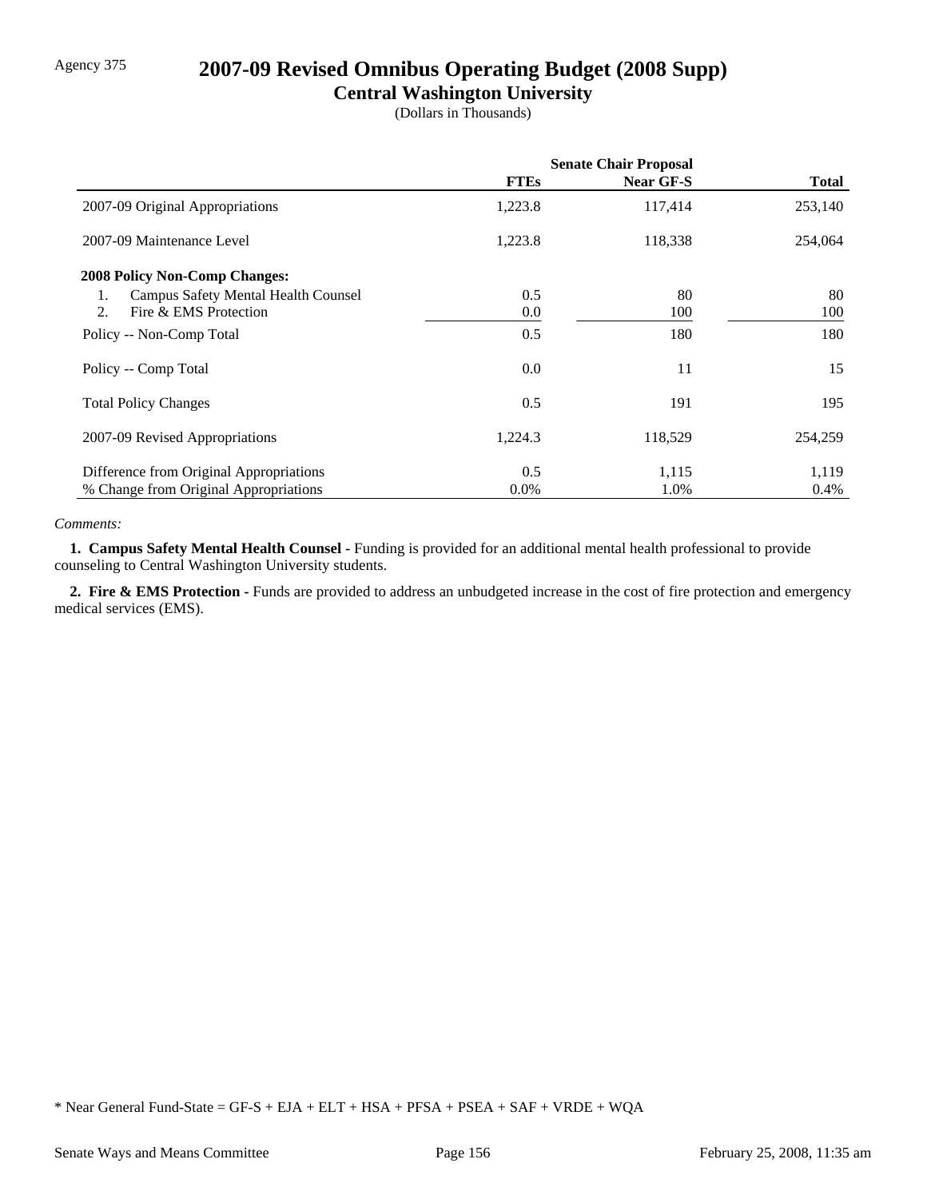Agency 375

# 2007-09 Revised Omnibus Operating Budget (2008 Supp)

## Central Washington University

(Dollars in Thousands)

| | Senate Chair Proposal | | |
|---|---|---|---|
| | FTEs | Near GF-S | Total |
| 2007-09 Original Appropriations | 1,223.8 | 117,414 | 253,140 |
| 2007-09 Maintenance Level | 1,223.8 | 118,338 | 254,064 |
| **2008 Policy Non-Comp Changes:** | | | |
| 1. Campus Safety Mental Health Counsel | 0.5 | 80 | 80 |
| 2. Fire & EMS Protection | 0.0 | 100 | 100 |
| Policy -- Non-Comp Total | 0.5 | 180 | 180 |
| Policy -- Comp Total | 0.0 | 11 | 15 |
| Total Policy Changes | 0.5 | 191 | 195 |
| 2007-09 Revised Appropriations | 1,224.3 | 118,529 | 254,259 |
| Difference from Original Appropriations | 0.5 | 1,115 | 1,119 |
| % Change from Original Appropriations | 0.0% | 1.0% | 0.4% |

*Comments:*

**1. Campus Safety Mental Health Counsel -** Funding is provided for an additional mental health professional to provide counseling to Central Washington University students.

**2. Fire & EMS Protection -** Funds are provided to address an unbudgeted increase in the cost of fire protection and emergency medical services (EMS).

* Near General Fund-State = GF-S + EJA + ELT + HSA + PFSA + PSEA + SAF + VRDE + WQA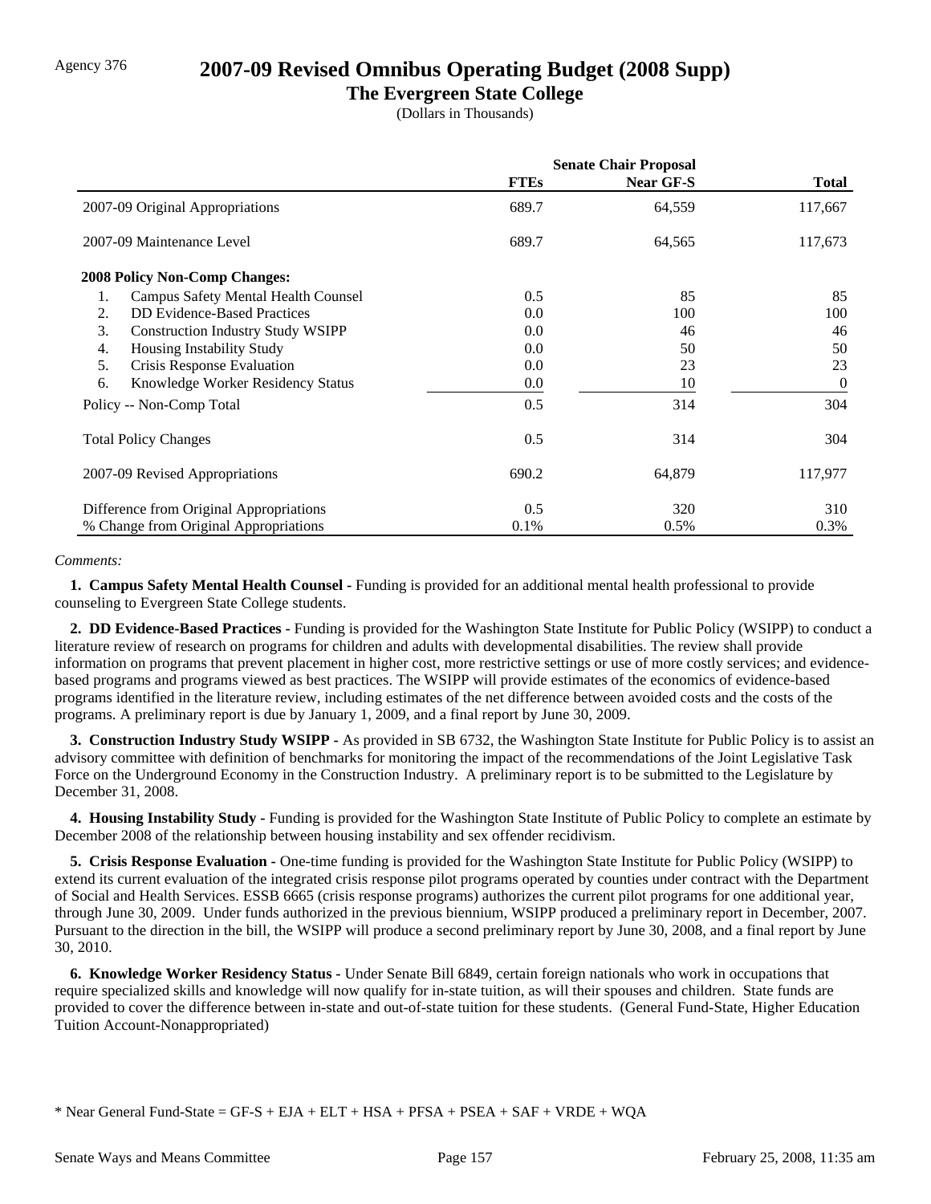Agency 376

# 2007-09 Revised Omnibus Operating Budget (2008 Supp)

## The Evergreen State College

(Dollars in Thousands)

| | Senate Chair Proposal | | |
|---|---|---|---|
| | **FTEs** | **Near GF-S** | **Total** |
| 2007-09 Original Appropriations | 689.7 | 64,559 | 117,667 |
| 2007-09 Maintenance Level | 689.7 | 64,565 | 117,673 |
| **2008 Policy Non-Comp Changes:** | | | |
| 1. Campus Safety Mental Health Counsel | 0.5 | 85 | 85 |
| 2. DD Evidence-Based Practices | 0.0 | 100 | 100 |
| 3. Construction Industry Study WSIPP | 0.0 | 46 | 46 |
| 4. Housing Instability Study | 0.0 | 50 | 50 |
| 5. Crisis Response Evaluation | 0.0 | 23 | 23 |
| 6. Knowledge Worker Residency Status | 0.0 | 10 | 0 |
| Policy -- Non-Comp Total | 0.5 | 314 | 304 |
| Total Policy Changes | 0.5 | 314 | 304 |
| 2007-09 Revised Appropriations | 690.2 | 64,879 | 117,977 |
| Difference from Original Appropriations | 0.5 | 320 | 310 |
| % Change from Original Appropriations | 0.1% | 0.5% | 0.3% |

*Comments:*

**1. Campus Safety Mental Health Counsel -** Funding is provided for an additional mental health professional to provide counseling to Evergreen State College students.

**2. DD Evidence-Based Practices -** Funding is provided for the Washington State Institute for Public Policy (WSIPP) to conduct a literature review of research on programs for children and adults with developmental disabilities. The review shall provide information on programs that prevent placement in higher cost, more restrictive settings or use of more costly services; and evidence-based programs and programs viewed as best practices. The WSIPP will provide estimates of the economics of evidence-based programs identified in the literature review, including estimates of the net difference between avoided costs and the costs of the programs. A preliminary report is due by January 1, 2009, and a final report by June 30, 2009.

**3. Construction Industry Study WSIPP -** As provided in SB 6732, the Washington State Institute for Public Policy is to assist an advisory committee with definition of benchmarks for monitoring the impact of the recommendations of the Joint Legislative Task Force on the Underground Economy in the Construction Industry. A preliminary report is to be submitted to the Legislature by December 31, 2008.

**4. Housing Instability Study -** Funding is provided for the Washington State Institute of Public Policy to complete an estimate by December 2008 of the relationship between housing instability and sex offender recidivism.

**5. Crisis Response Evaluation -** One-time funding is provided for the Washington State Institute for Public Policy (WSIPP) to extend its current evaluation of the integrated crisis response pilot programs operated by counties under contract with the Department of Social and Health Services. ESSB 6665 (crisis response programs) authorizes the current pilot programs for one additional year, through June 30, 2009. Under funds authorized in the previous biennium, WSIPP produced a preliminary report in December, 2007. Pursuant to the direction in the bill, the WSIPP will produce a second preliminary report by June 30, 2008, and a final report by June 30, 2010.

**6. Knowledge Worker Residency Status -** Under Senate Bill 6849, certain foreign nationals who work in occupations that require specialized skills and knowledge will now qualify for in-state tuition, as will their spouses and children. State funds are provided to cover the difference between in-state and out-of-state tuition for these students. (General Fund-State, Higher Education Tuition Account-Nonappropriated)

\* Near General Fund-State = GF-S + EJA + ELT + HSA + PFSA + PSEA + SAF + VRDE + WQA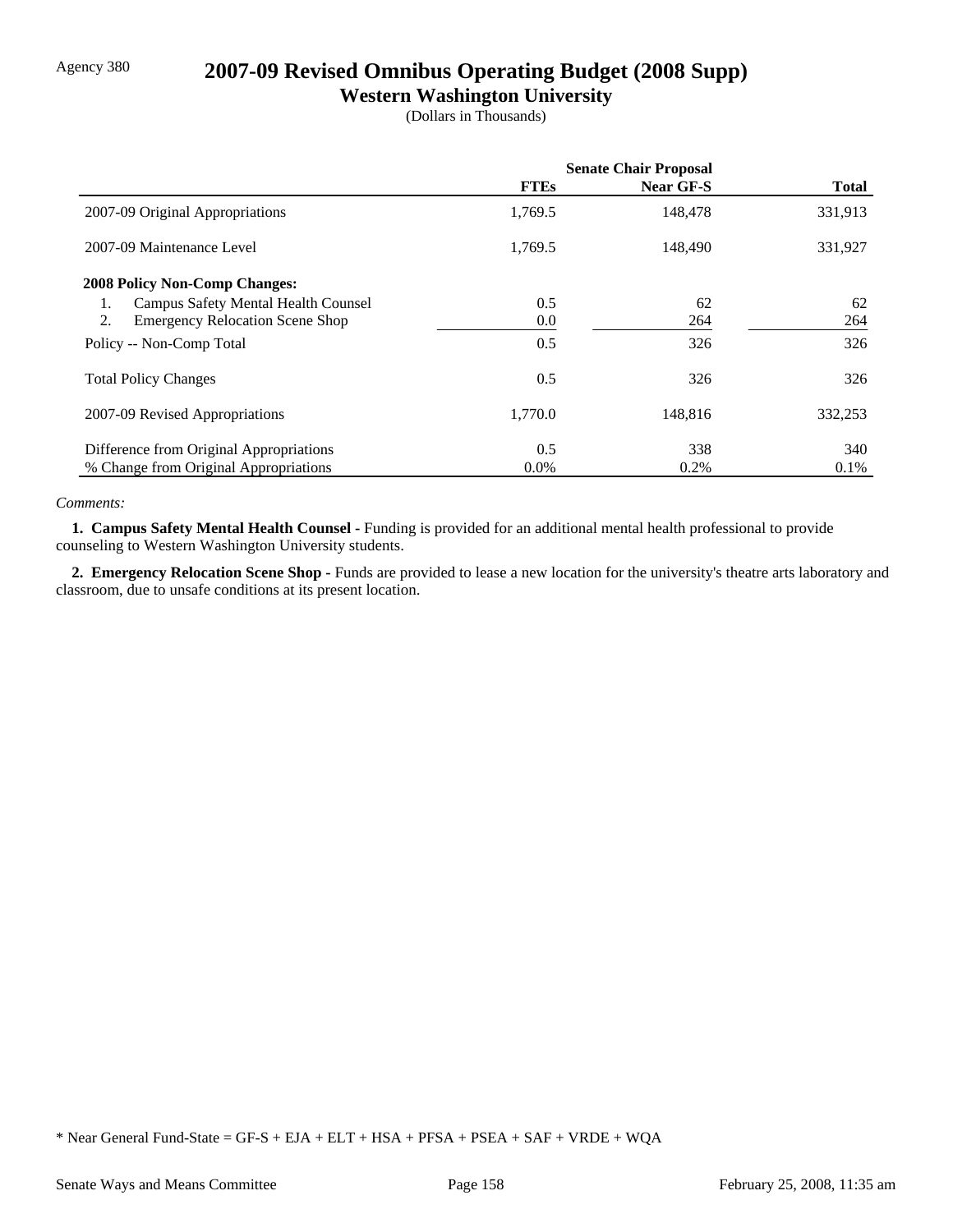Agency 380

# 2007-09 Revised Omnibus Operating Budget (2008 Supp)

## Western Washington University

(Dollars in Thousands)

| | Senate Chair Proposal | | |
|---|---|---|---|
| | **FTEs** | **Near GF-S** | **Total** |
| 2007-09 Original Appropriations | 1,769.5 | 148,478 | 331,913 |
| 2007-09 Maintenance Level | 1,769.5 | 148,490 | 331,927 |
| **2008 Policy Non-Comp Changes:** | | | |
| 1. Campus Safety Mental Health Counsel | 0.5 | 62 | 62 |
| 2. Emergency Relocation Scene Shop | 0.0 | 264 | 264 |
| Policy -- Non-Comp Total | 0.5 | 326 | 326 |
| Total Policy Changes | 0.5 | 326 | 326 |
| 2007-09 Revised Appropriations | 1,770.0 | 148,816 | 332,253 |
| Difference from Original Appropriations | 0.5 | 338 | 340 |
| % Change from Original Appropriations | 0.0% | 0.2% | 0.1% |

*Comments:*

**1. Campus Safety Mental Health Counsel -** Funding is provided for an additional mental health professional to provide counseling to Western Washington University students.

**2. Emergency Relocation Scene Shop -** Funds are provided to lease a new location for the university's theatre arts laboratory and classroom, due to unsafe conditions at its present location.

* Near General Fund-State = GF-S + EJA + ELT + HSA + PFSA + PSEA + SAF + VRDE + WQA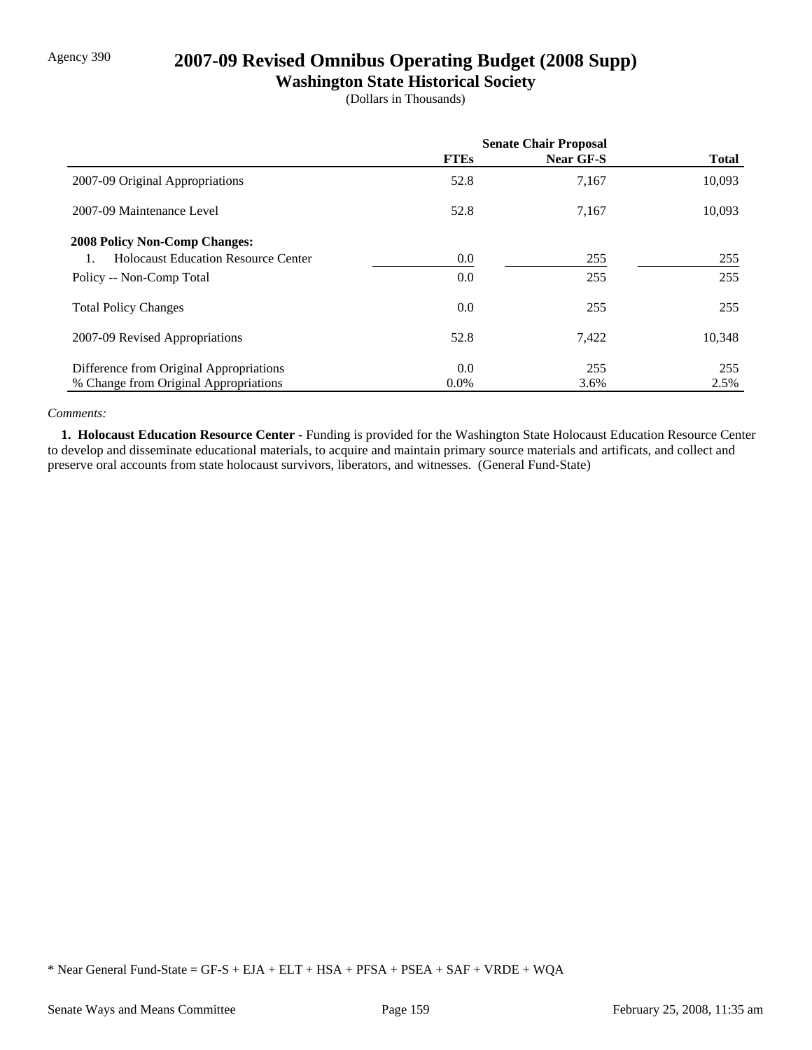Agency 390

# 2007-09 Revised Omnibus Operating Budget (2008 Supp)

## Washington State Historical Society

(Dollars in Thousands)

| | Senate Chair Proposal | | |
|---|---|---|---|
| | FTEs | Near GF-S | Total |
| 2007-09 Original Appropriations | 52.8 | 7,167 | 10,093 |
| 2007-09 Maintenance Level | 52.8 | 7,167 | 10,093 |
| **2008 Policy Non-Comp Changes:** | | | |
| 1. Holocaust Education Resource Center | 0.0 | 255 | 255 |
| Policy -- Non-Comp Total | 0.0 | 255 | 255 |
| Total Policy Changes | 0.0 | 255 | 255 |
| 2007-09 Revised Appropriations | 52.8 | 7,422 | 10,348 |
| Difference from Original Appropriations | 0.0 | 255 | 255 |
| % Change from Original Appropriations | 0.0% | 3.6% | 2.5% |

*Comments:*

**1. Holocaust Education Resource Center -** Funding is provided for the Washington State Holocaust Education Resource Center to develop and disseminate educational materials, to acquire and maintain primary source materials and artificats, and collect and preserve oral accounts from state holocaust survivors, liberators, and witnesses. (General Fund-State)

\* Near General Fund-State = GF-S + EJA + ELT + HSA + PFSA + PSEA + SAF + VRDE + WQA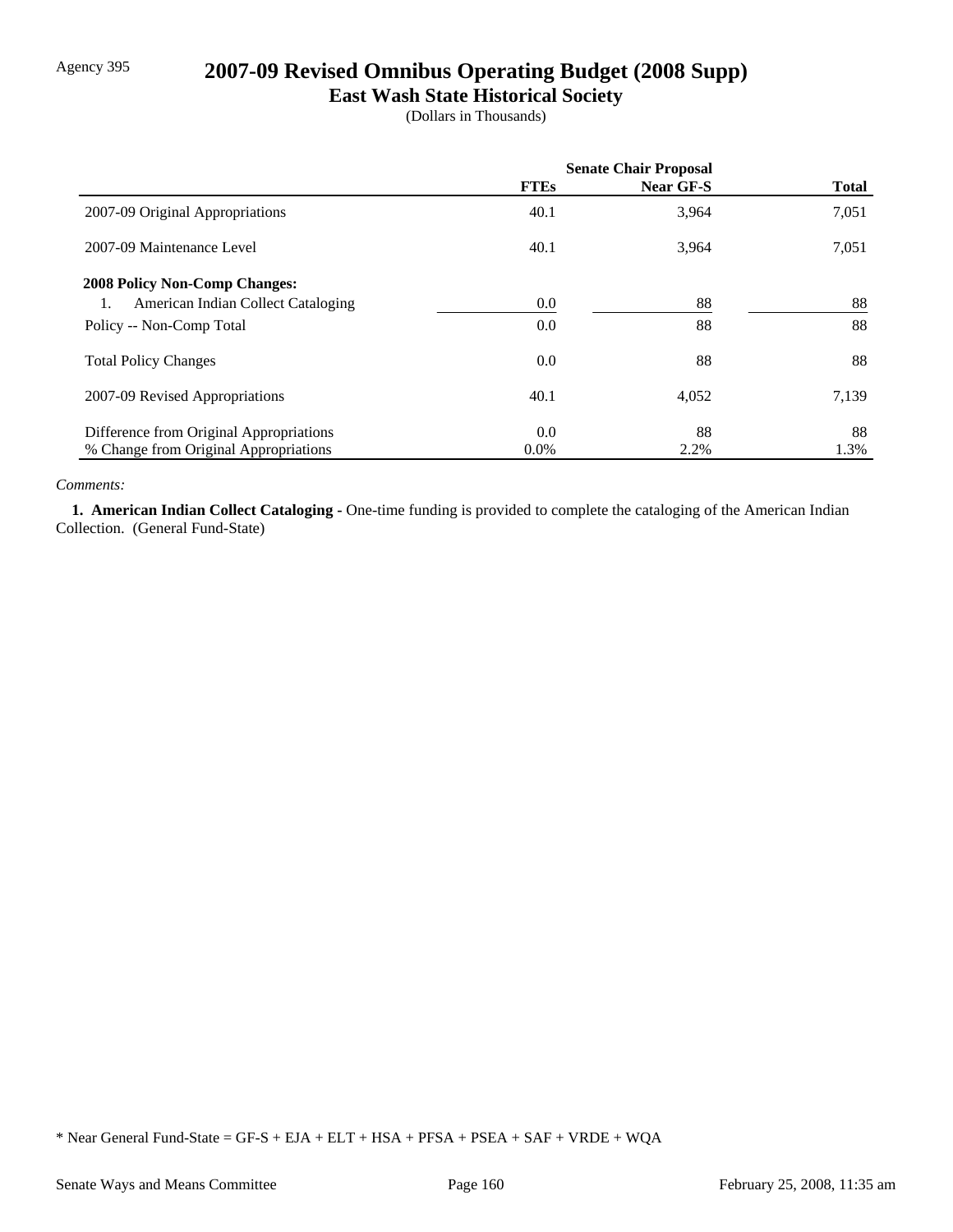Agency 395

# 2007-09 Revised Omnibus Operating Budget (2008 Supp)

## East Wash State Historical Society

(Dollars in Thousands)

| | Senate Chair Proposal | | |
|---|---|---|---|
| | FTEs | Near GF-S | Total |
| 2007-09 Original Appropriations | 40.1 | 3,964 | 7,051 |
| 2007-09 Maintenance Level | 40.1 | 3,964 | 7,051 |
| **2008 Policy Non-Comp Changes:** | | | |
| 1. American Indian Collect Cataloging | 0.0 | 88 | 88 |
| Policy -- Non-Comp Total | 0.0 | 88 | 88 |
| Total Policy Changes | 0.0 | 88 | 88 |
| 2007-09 Revised Appropriations | 40.1 | 4,052 | 7,139 |
| Difference from Original Appropriations | 0.0 | 88 | 88 |
| % Change from Original Appropriations | 0.0% | 2.2% | 1.3% |

*Comments:*

**1. American Indian Collect Cataloging -** One-time funding is provided to complete the cataloging of the American Indian Collection. (General Fund-State)

* Near General Fund-State = GF-S + EJA + ELT + HSA + PFSA + PSEA + SAF + VRDE + WQA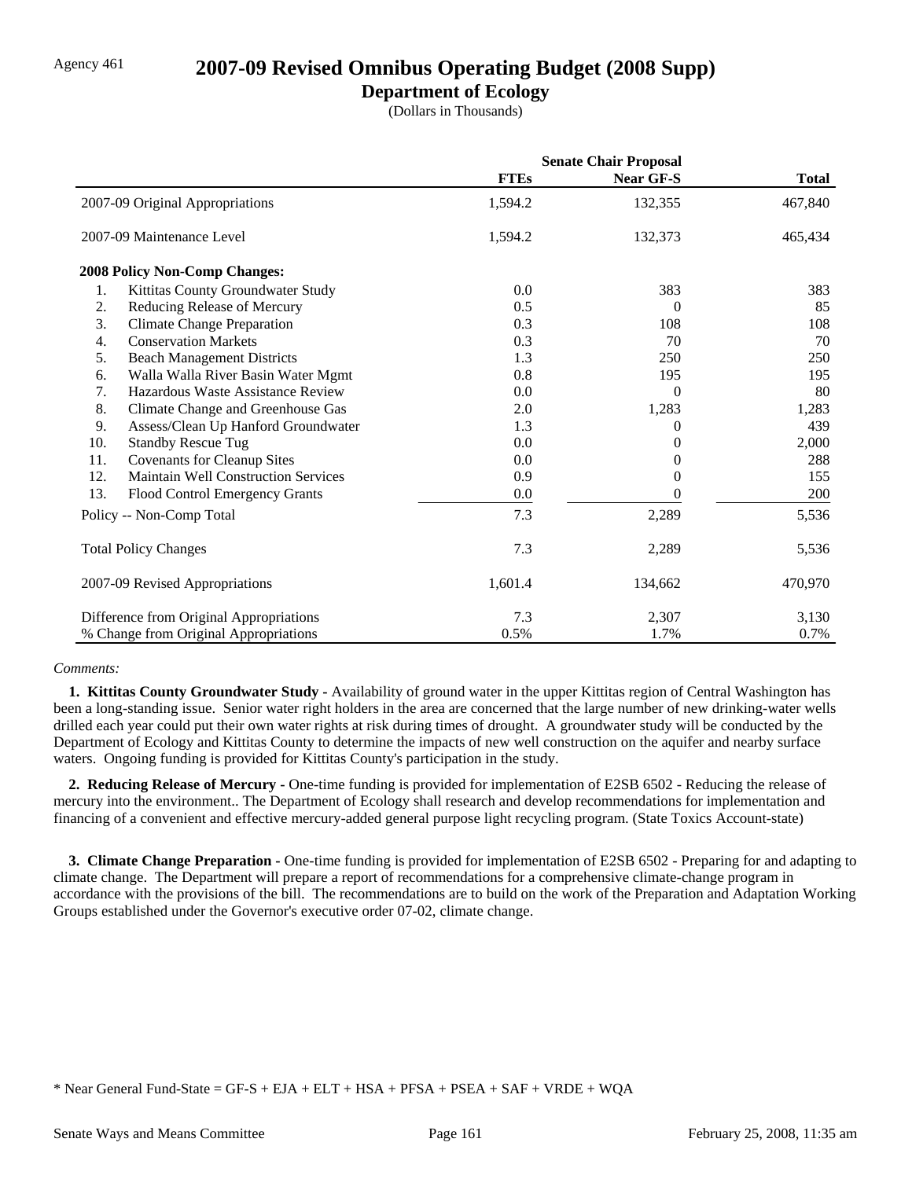Agency 461

# 2007-09 Revised Omnibus Operating Budget (2008 Supp)

## Department of Ecology

(Dollars in Thousands)

| | Senate Chair Proposal | | |
|---|---|---|---|
| | **FTEs** | **Near GF-S** | **Total** |
| 2007-09 Original Appropriations | 1,594.2 | 132,355 | 467,840 |
| 2007-09 Maintenance Level | 1,594.2 | 132,373 | 465,434 |
| **2008 Policy Non-Comp Changes:** | | | |
| 1. Kittitas County Groundwater Study | 0.0 | 383 | 383 |
| 2. Reducing Release of Mercury | 0.5 | 0 | 85 |
| 3. Climate Change Preparation | 0.3 | 108 | 108 |
| 4. Conservation Markets | 0.3 | 70 | 70 |
| 5. Beach Management Districts | 1.3 | 250 | 250 |
| 6. Walla Walla River Basin Water Mgmt | 0.8 | 195 | 195 |
| 7. Hazardous Waste Assistance Review | 0.0 | 0 | 80 |
| 8. Climate Change and Greenhouse Gas | 2.0 | 1,283 | 1,283 |
| 9. Assess/Clean Up Hanford Groundwater | 1.3 | 0 | 439 |
| 10. Standby Rescue Tug | 0.0 | 0 | 2,000 |
| 11. Covenants for Cleanup Sites | 0.0 | 0 | 288 |
| 12. Maintain Well Construction Services | 0.9 | 0 | 155 |
| 13. Flood Control Emergency Grants | 0.0 | 0 | 200 |
| Policy -- Non-Comp Total | 7.3 | 2,289 | 5,536 |
| Total Policy Changes | 7.3 | 2,289 | 5,536 |
| 2007-09 Revised Appropriations | 1,601.4 | 134,662 | 470,970 |
| Difference from Original Appropriations | 7.3 | 2,307 | 3,130 |
| % Change from Original Appropriations | 0.5% | 1.7% | 0.7% |

*Comments:*

**1. Kittitas County Groundwater Study -** Availability of ground water in the upper Kittitas region of Central Washington has been a long-standing issue. Senior water right holders in the area are concerned that the large number of new drinking-water wells drilled each year could put their own water rights at risk during times of drought. A groundwater study will be conducted by the Department of Ecology and Kittitas County to determine the impacts of new well construction on the aquifer and nearby surface waters. Ongoing funding is provided for Kittitas County's participation in the study.

**2. Reducing Release of Mercury -** One-time funding is provided for implementation of E2SB 6502 - Reducing the release of mercury into the environment.. The Department of Ecology shall research and develop recommendations for implementation and financing of a convenient and effective mercury-added general purpose light recycling program. (State Toxics Account-state)

**3. Climate Change Preparation -** One-time funding is provided for implementation of E2SB 6502 - Preparing for and adapting to climate change. The Department will prepare a report of recommendations for a comprehensive climate-change program in accordance with the provisions of the bill. The recommendations are to build on the work of the Preparation and Adaptation Working Groups established under the Governor's executive order 07-02, climate change.

* Near General Fund-State = GF-S + EJA + ELT + HSA + PFSA + PSEA + SAF + VRDE + WQA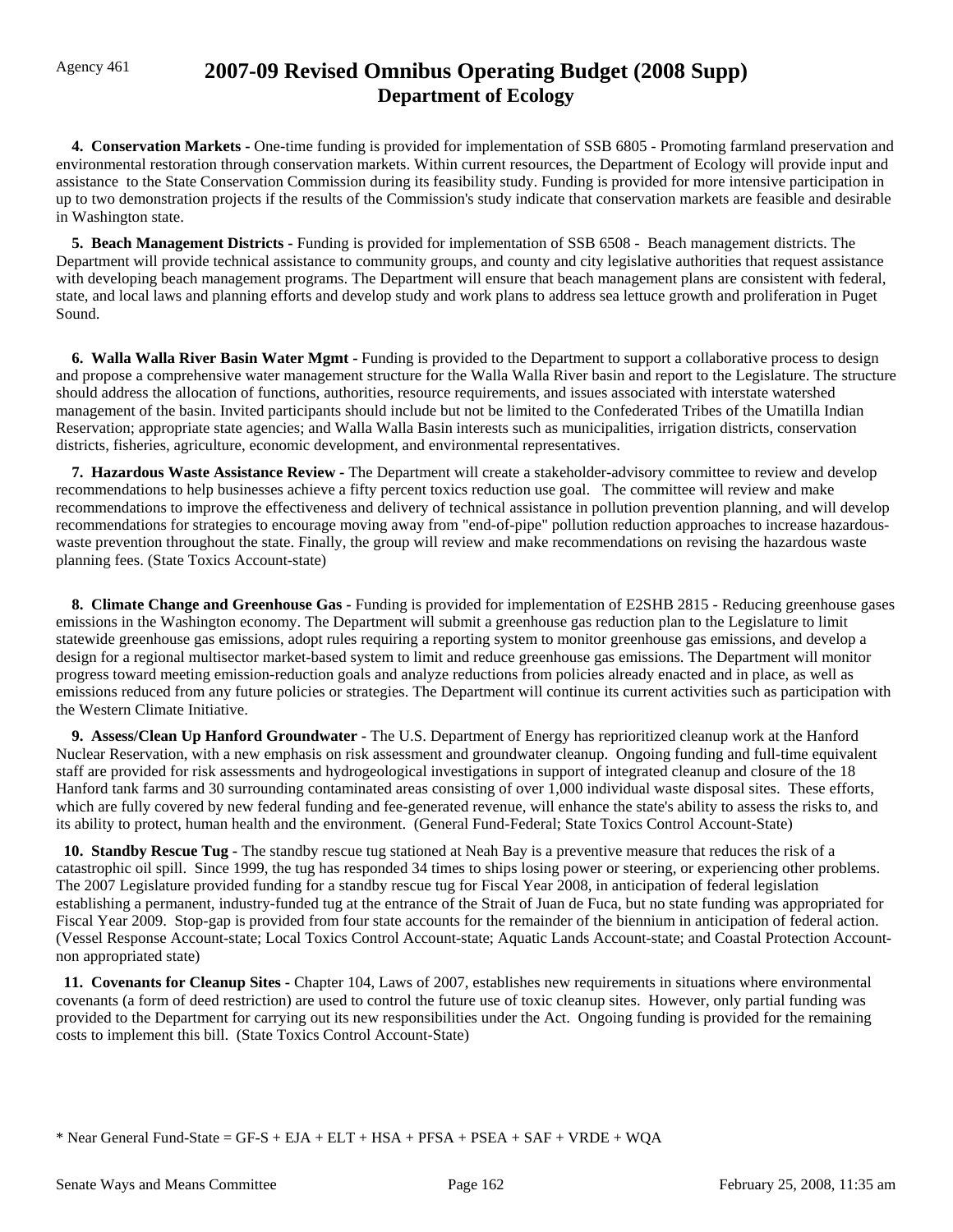Agency 461

# 2007-09 Revised Omnibus Operating Budget (2008 Supp)
## Department of Ecology

**4. Conservation Markets -** One-time funding is provided for implementation of SSB 6805 - Promoting farmland preservation and environmental restoration through conservation markets. Within current resources, the Department of Ecology will provide input and assistance to the State Conservation Commission during its feasibility study. Funding is provided for more intensive participation in up to two demonstration projects if the results of the Commission's study indicate that conservation markets are feasible and desirable in Washington state.

**5. Beach Management Districts -** Funding is provided for implementation of SSB 6508 - Beach management districts. The Department will provide technical assistance to community groups, and county and city legislative authorities that request assistance with developing beach management programs. The Department will ensure that beach management plans are consistent with federal, state, and local laws and planning efforts and develop study and work plans to address sea lettuce growth and proliferation in Puget Sound.

**6. Walla Walla River Basin Water Mgmt -** Funding is provided to the Department to support a collaborative process to design and propose a comprehensive water management structure for the Walla Walla River basin and report to the Legislature. The structure should address the allocation of functions, authorities, resource requirements, and issues associated with interstate watershed management of the basin. Invited participants should include but not be limited to the Confederated Tribes of the Umatilla Indian Reservation; appropriate state agencies; and Walla Walla Basin interests such as municipalities, irrigation districts, conservation districts, fisheries, agriculture, economic development, and environmental representatives.

**7. Hazardous Waste Assistance Review -** The Department will create a stakeholder-advisory committee to review and develop recommendations to help businesses achieve a fifty percent toxics reduction use goal. The committee will review and make recommendations to improve the effectiveness and delivery of technical assistance in pollution prevention planning, and will develop recommendations for strategies to encourage moving away from "end-of-pipe" pollution reduction approaches to increase hazardous-waste prevention throughout the state. Finally, the group will review and make recommendations on revising the hazardous waste planning fees. (State Toxics Account-state)

**8. Climate Change and Greenhouse Gas -** Funding is provided for implementation of E2SHB 2815 - Reducing greenhouse gases emissions in the Washington economy. The Department will submit a greenhouse gas reduction plan to the Legislature to limit statewide greenhouse gas emissions, adopt rules requiring a reporting system to monitor greenhouse gas emissions, and develop a design for a regional multisector market-based system to limit and reduce greenhouse gas emissions. The Department will monitor progress toward meeting emission-reduction goals and analyze reductions from policies already enacted and in place, as well as emissions reduced from any future policies or strategies. The Department will continue its current activities such as participation with the Western Climate Initiative.

**9. Assess/Clean Up Hanford Groundwater -** The U.S. Department of Energy has reprioritized cleanup work at the Hanford Nuclear Reservation, with a new emphasis on risk assessment and groundwater cleanup. Ongoing funding and full-time equivalent staff are provided for risk assessments and hydrogeological investigations in support of integrated cleanup and closure of the 18 Hanford tank farms and 30 surrounding contaminated areas consisting of over 1,000 individual waste disposal sites. These efforts, which are fully covered by new federal funding and fee-generated revenue, will enhance the state's ability to assess the risks to, and its ability to protect, human health and the environment. (General Fund-Federal; State Toxics Control Account-State)

**10. Standby Rescue Tug -** The standby rescue tug stationed at Neah Bay is a preventive measure that reduces the risk of a catastrophic oil spill. Since 1999, the tug has responded 34 times to ships losing power or steering, or experiencing other problems. The 2007 Legislature provided funding for a standby rescue tug for Fiscal Year 2008, in anticipation of federal legislation establishing a permanent, industry-funded tug at the entrance of the Strait of Juan de Fuca, but no state funding was appropriated for Fiscal Year 2009. Stop-gap is provided from four state accounts for the remainder of the biennium in anticipation of federal action. (Vessel Response Account-state; Local Toxics Control Account-state; Aquatic Lands Account-state; and Coastal Protection Account-non appropriated state)

**11. Covenants for Cleanup Sites -** Chapter 104, Laws of 2007, establishes new requirements in situations where environmental covenants (a form of deed restriction) are used to control the future use of toxic cleanup sites. However, only partial funding was provided to the Department for carrying out its new responsibilities under the Act. Ongoing funding is provided for the remaining costs to implement this bill. (State Toxics Control Account-State)

\* Near General Fund-State = GF-S + EJA + ELT + HSA + PFSA + PSEA + SAF + VRDE + WQA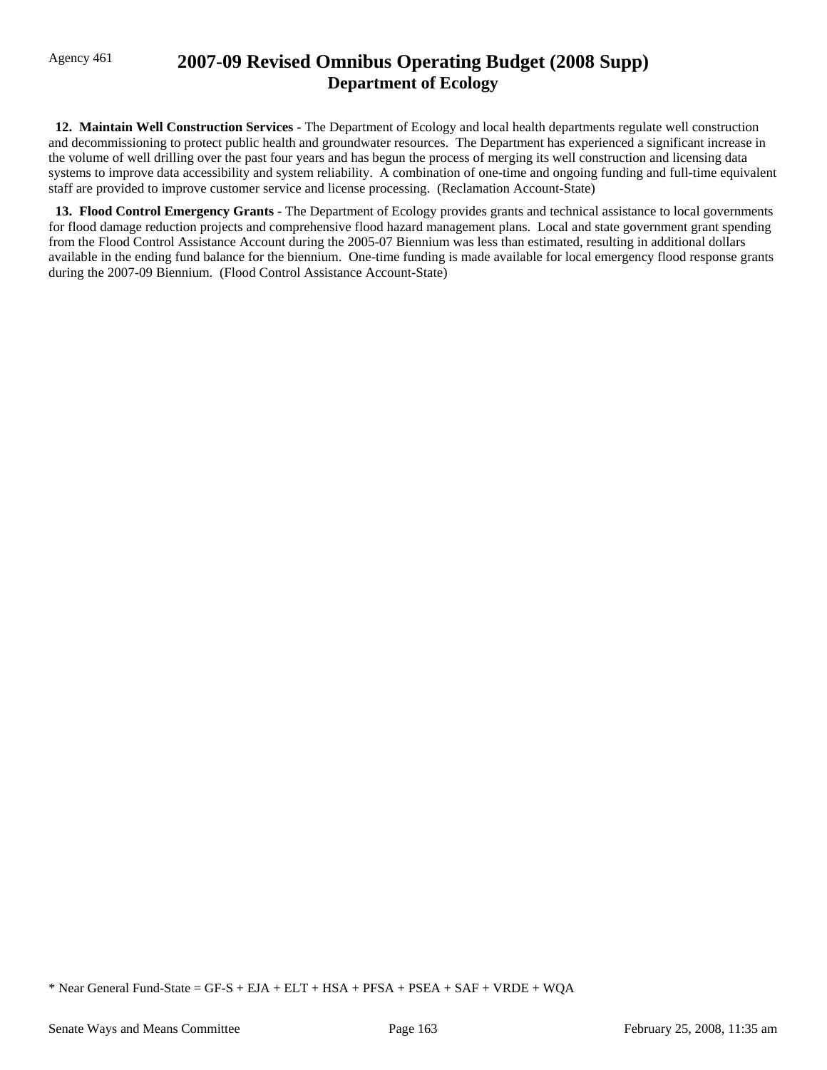**12. Maintain Well Construction Services -** The Department of Ecology and local health departments regulate well construction and decommissioning to protect public health and groundwater resources. The Department has experienced a significant increase in the volume of well drilling over the past four years and has begun the process of merging its well construction and licensing data systems to improve data accessibility and system reliability. A combination of one-time and ongoing funding and full-time equivalent staff are provided to improve customer service and license processing. (Reclamation Account-State)

**13. Flood Control Emergency Grants -** The Department of Ecology provides grants and technical assistance to local governments for flood damage reduction projects and comprehensive flood hazard management plans. Local and state government grant spending from the Flood Control Assistance Account during the 2005-07 Biennium was less than estimated, resulting in additional dollars available in the ending fund balance for the biennium. One-time funding is made available for local emergency flood response grants during the 2007-09 Biennium. (Flood Control Assistance Account-State)

* Near General Fund-State = GF-S + EJA + ELT + HSA + PFSA + PSEA + SAF + VRDE + WQA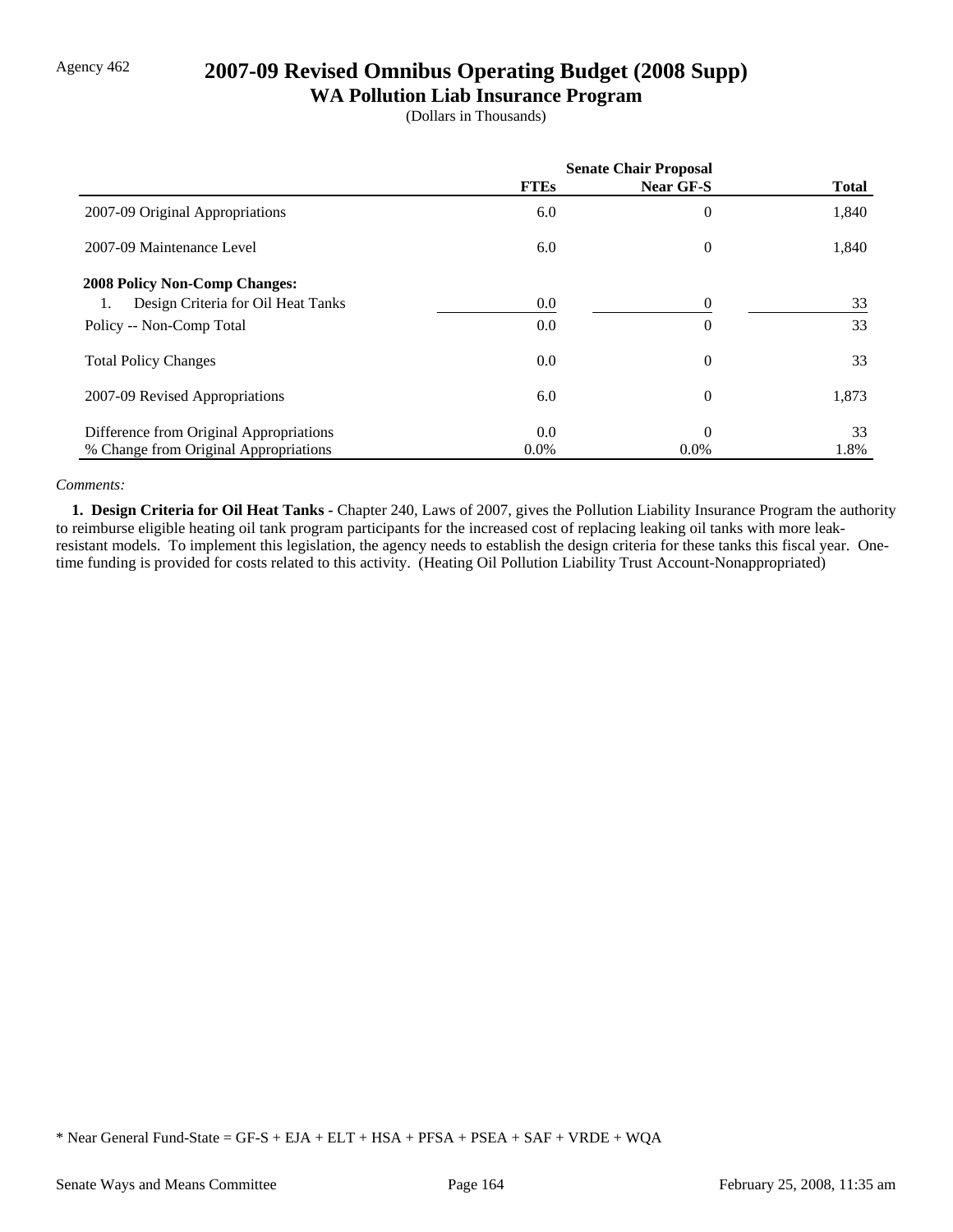Agency 462

# 2007-09 Revised Omnibus Operating Budget (2008 Supp)

## WA Pollution Liab Insurance Program

(Dollars in Thousands)

| | Senate Chair Proposal | | |
|---|---|---|---|
| | FTEs | Near GF-S | Total |
| 2007-09 Original Appropriations | 6.0 | 0 | 1,840 |
| 2007-09 Maintenance Level | 6.0 | 0 | 1,840 |
| **2008 Policy Non-Comp Changes:** | | | |
| 1. Design Criteria for Oil Heat Tanks | 0.0 | 0 | 33 |
| Policy -- Non-Comp Total | 0.0 | 0 | 33 |
| Total Policy Changes | 0.0 | 0 | 33 |
| 2007-09 Revised Appropriations | 6.0 | 0 | 1,873 |
| Difference from Original Appropriations | 0.0 | 0 | 33 |
| % Change from Original Appropriations | 0.0% | 0.0% | 1.8% |

*Comments:*

**1. Design Criteria for Oil Heat Tanks -** Chapter 240, Laws of 2007, gives the Pollution Liability Insurance Program the authority to reimburse eligible heating oil tank program participants for the increased cost of replacing leaking oil tanks with more leak-resistant models. To implement this legislation, the agency needs to establish the design criteria for these tanks this fiscal year. One-time funding is provided for costs related to this activity. (Heating Oil Pollution Liability Trust Account-Nonappropriated)

\* Near General Fund-State = GF-S + EJA + ELT + HSA + PFSA + PSEA + SAF + VRDE + WQA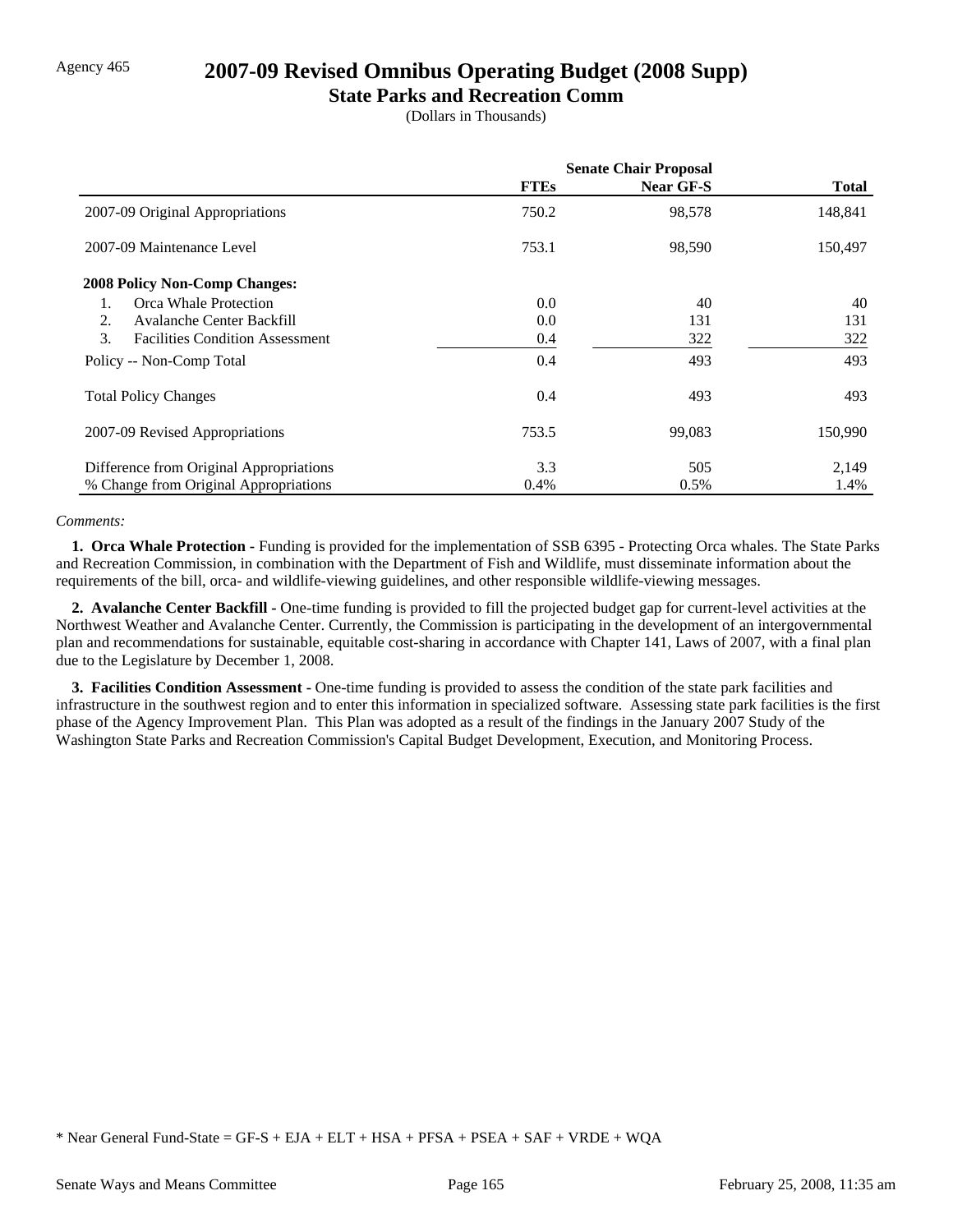Agency 465

# 2007-09 Revised Omnibus Operating Budget (2008 Supp)

## State Parks and Recreation Comm

(Dollars in Thousands)

| | Senate Chair Proposal | | |
|---|---|---|---|
| | FTEs | Near GF-S | Total |
| 2007-09 Original Appropriations | 750.2 | 98,578 | 148,841 |
| 2007-09 Maintenance Level | 753.1 | 98,590 | 150,497 |
| **2008 Policy Non-Comp Changes:** | | | |
| 1. Orca Whale Protection | 0.0 | 40 | 40 |
| 2. Avalanche Center Backfill | 0.0 | 131 | 131 |
| 3. Facilities Condition Assessment | 0.4 | 322 | 322 |
| Policy -- Non-Comp Total | 0.4 | 493 | 493 |
| Total Policy Changes | 0.4 | 493 | 493 |
| 2007-09 Revised Appropriations | 753.5 | 99,083 | 150,990 |
| Difference from Original Appropriations | 3.3 | 505 | 2,149 |
| % Change from Original Appropriations | 0.4% | 0.5% | 1.4% |

*Comments:*

**1. Orca Whale Protection -** Funding is provided for the implementation of SSB 6395 - Protecting Orca whales. The State Parks and Recreation Commission, in combination with the Department of Fish and Wildlife, must disseminate information about the requirements of the bill, orca- and wildlife-viewing guidelines, and other responsible wildlife-viewing messages.

**2. Avalanche Center Backfill -** One-time funding is provided to fill the projected budget gap for current-level activities at the Northwest Weather and Avalanche Center. Currently, the Commission is participating in the development of an intergovernmental plan and recommendations for sustainable, equitable cost-sharing in accordance with Chapter 141, Laws of 2007, with a final plan due to the Legislature by December 1, 2008.

**3. Facilities Condition Assessment -** One-time funding is provided to assess the condition of the state park facilities and infrastructure in the southwest region and to enter this information in specialized software. Assessing state park facilities is the first phase of the Agency Improvement Plan. This Plan was adopted as a result of the findings in the January 2007 Study of the Washington State Parks and Recreation Commission's Capital Budget Development, Execution, and Monitoring Process.

* Near General Fund-State = GF-S + EJA + ELT + HSA + PFSA + PSEA + SAF + VRDE + WQA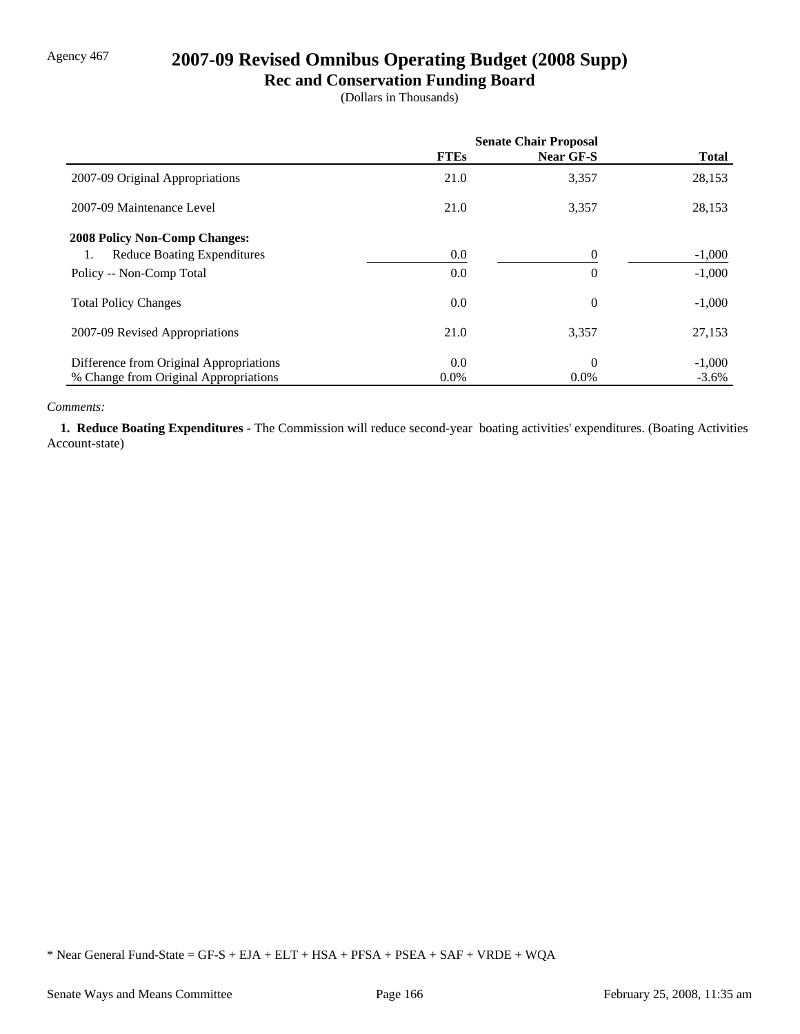Agency 467

# 2007-09 Revised Omnibus Operating Budget (2008 Supp)

## Rec and Conservation Funding Board

(Dollars in Thousands)

| | Senate Chair Proposal | | |
|---|---|---|---|
| | **FTEs** | **Near GF-S** | **Total** |
| 2007-09 Original Appropriations | 21.0 | 3,357 | 28,153 |
| 2007-09 Maintenance Level | 21.0 | 3,357 | 28,153 |
| **2008 Policy Non-Comp Changes:** | | | |
| 1. Reduce Boating Expenditures | 0.0 | 0 | -1,000 |
| Policy -- Non-Comp Total | 0.0 | 0 | -1,000 |
| Total Policy Changes | 0.0 | 0 | -1,000 |
| 2007-09 Revised Appropriations | 21.0 | 3,357 | 27,153 |
| Difference from Original Appropriations | 0.0 | 0 | -1,000 |
| % Change from Original Appropriations | 0.0% | 0.0% | -3.6% |

*Comments:*

**1. Reduce Boating Expenditures -** The Commission will reduce second-year boating activities' expenditures. (Boating Activities Account-state)

* Near General Fund-State = GF-S + EJA + ELT + HSA + PFSA + PSEA + SAF + VRDE + WQA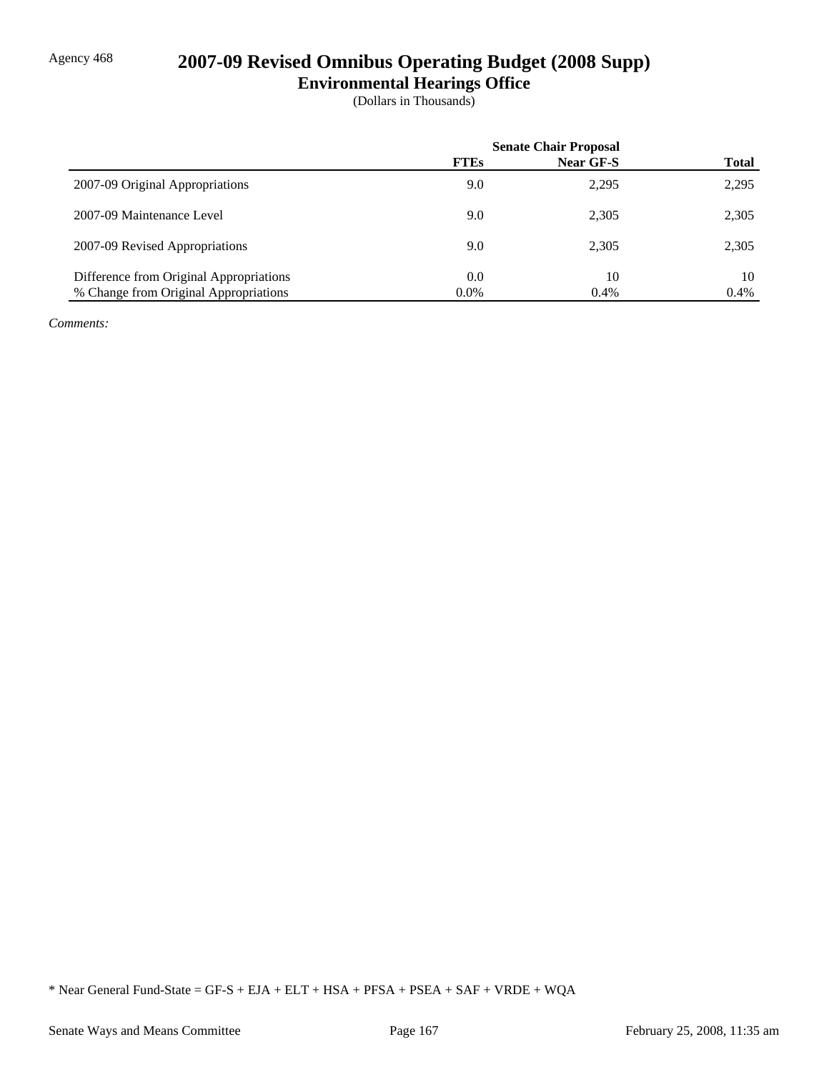Agency 468

# 2007-09 Revised Omnibus Operating Budget (2008 Supp)

## Environmental Hearings Office

(Dollars in Thousands)

| | Senate Chair Proposal | | |
|---|---|---|---|
| | **FTEs** | **Near GF-S** | **Total** |
| 2007-09 Original Appropriations | 9.0 | 2,295 | 2,295 |
| 2007-09 Maintenance Level | 9.0 | 2,305 | 2,305 |
| 2007-09 Revised Appropriations | 9.0 | 2,305 | 2,305 |
| Difference from Original Appropriations | 0.0 | 10 | 10 |
| % Change from Original Appropriations | 0.0% | 0.4% | 0.4% |

*Comments:*

* Near General Fund-State = GF-S + EJA + ELT + HSA + PFSA + PSEA + SAF + VRDE + WQA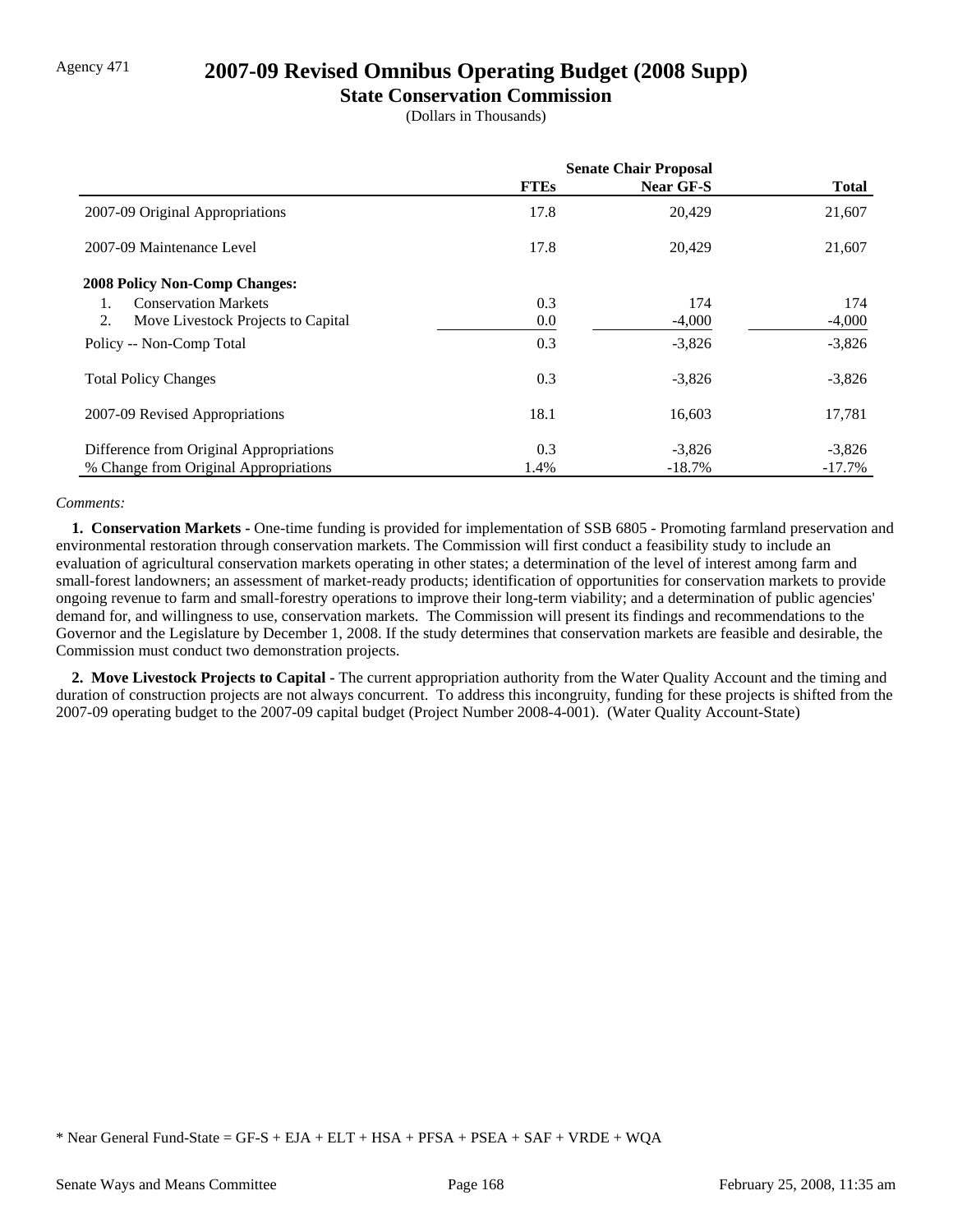Agency 471

# 2007-09 Revised Omnibus Operating Budget (2008 Supp)

## State Conservation Commission

(Dollars in Thousands)

| | Senate Chair Proposal | | |
|---|---|---|---|
| | **FTEs** | **Near GF-S** | **Total** |
| 2007-09 Original Appropriations | 17.8 | 20,429 | 21,607 |
| 2007-09 Maintenance Level | 17.8 | 20,429 | 21,607 |
| **2008 Policy Non-Comp Changes:** | | | |
| 1. Conservation Markets | 0.3 | 174 | 174 |
| 2. Move Livestock Projects to Capital | 0.0 | -4,000 | -4,000 |
| Policy -- Non-Comp Total | 0.3 | -3,826 | -3,826 |
| Total Policy Changes | 0.3 | -3,826 | -3,826 |
| 2007-09 Revised Appropriations | 18.1 | 16,603 | 17,781 |
| Difference from Original Appropriations | 0.3 | -3,826 | -3,826 |
| % Change from Original Appropriations | 1.4% | -18.7% | -17.7% |

*Comments:*

**1. Conservation Markets -** One-time funding is provided for implementation of SSB 6805 - Promoting farmland preservation and environmental restoration through conservation markets. The Commission will first conduct a feasibility study to include an evaluation of agricultural conservation markets operating in other states; a determination of the level of interest among farm and small-forest landowners; an assessment of market-ready products; identification of opportunities for conservation markets to provide ongoing revenue to farm and small-forestry operations to improve their long-term viability; and a determination of public agencies' demand for, and willingness to use, conservation markets. The Commission will present its findings and recommendations to the Governor and the Legislature by December 1, 2008. If the study determines that conservation markets are feasible and desirable, the Commission must conduct two demonstration projects.

**2. Move Livestock Projects to Capital -** The current appropriation authority from the Water Quality Account and the timing and duration of construction projects are not always concurrent. To address this incongruity, funding for these projects is shifted from the 2007-09 operating budget to the 2007-09 capital budget (Project Number 2008-4-001). (Water Quality Account-State)

* Near General Fund-State = GF-S + EJA + ELT + HSA + PFSA + PSEA + SAF + VRDE + WQA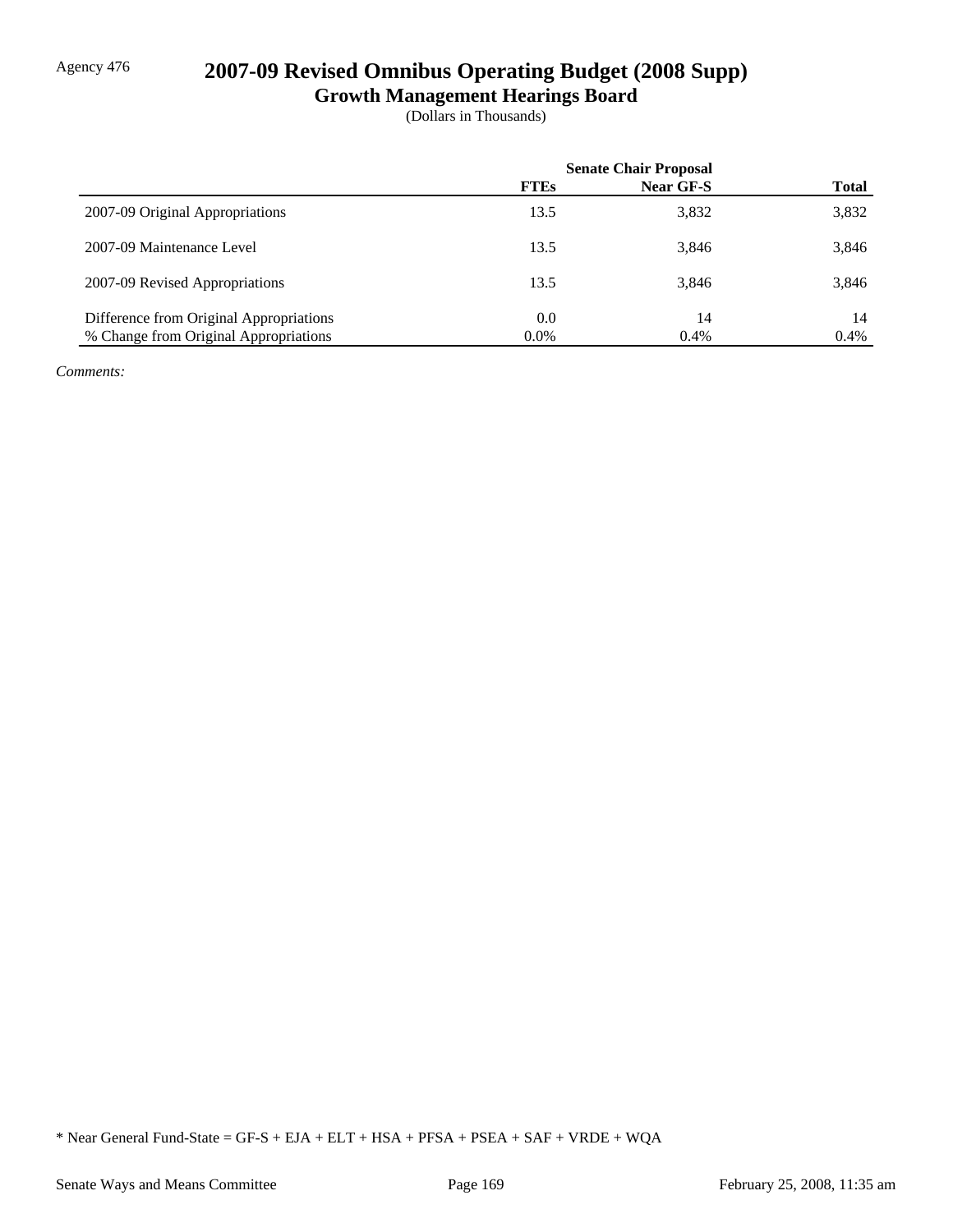Agency 476

# 2007-09 Revised Omnibus Operating Budget (2008 Supp)

## Growth Management Hearings Board

(Dollars in Thousands)

| | Senate Chair Proposal | | |
|---|---|---|---|
| | FTEs | Near GF-S | Total |
| 2007-09 Original Appropriations | 13.5 | 3,832 | 3,832 |
| 2007-09 Maintenance Level | 13.5 | 3,846 | 3,846 |
| 2007-09 Revised Appropriations | 13.5 | 3,846 | 3,846 |
| Difference from Original Appropriations | 0.0 | 14 | 14 |
| % Change from Original Appropriations | 0.0% | 0.4% | 0.4% |

*Comments:*

* Near General Fund-State = GF-S + EJA + ELT + HSA + PFSA + PSEA + SAF + VRDE + WQA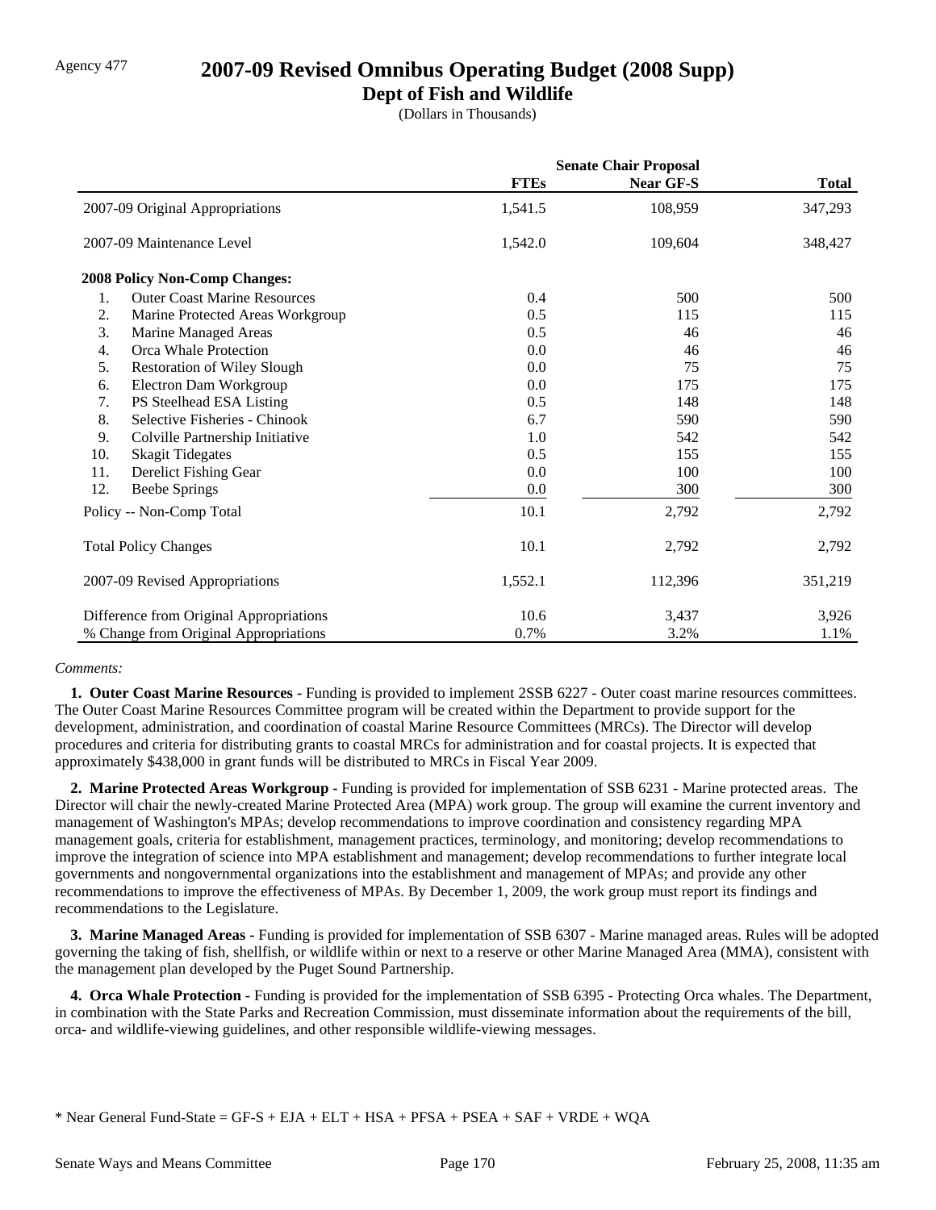Agency 477

# 2007-09 Revised Omnibus Operating Budget (2008 Supp)

## Dept of Fish and Wildlife

(Dollars in Thousands)

| | Senate Chair Proposal | | |
|---|---|---|---|
| | **FTEs** | **Near GF-S** | **Total** |
| 2007-09 Original Appropriations | 1,541.5 | 108,959 | 347,293 |
| 2007-09 Maintenance Level | 1,542.0 | 109,604 | 348,427 |
| **2008 Policy Non-Comp Changes:** | | | |
| 1. Outer Coast Marine Resources | 0.4 | 500 | 500 |
| 2. Marine Protected Areas Workgroup | 0.5 | 115 | 115 |
| 3. Marine Managed Areas | 0.5 | 46 | 46 |
| 4. Orca Whale Protection | 0.0 | 46 | 46 |
| 5. Restoration of Wiley Slough | 0.0 | 75 | 75 |
| 6. Electron Dam Workgroup | 0.0 | 175 | 175 |
| 7. PS Steelhead ESA Listing | 0.5 | 148 | 148 |
| 8. Selective Fisheries - Chinook | 6.7 | 590 | 590 |
| 9. Colville Partnership Initiative | 1.0 | 542 | 542 |
| 10. Skagit Tidegates | 0.5 | 155 | 155 |
| 11. Derelict Fishing Gear | 0.0 | 100 | 100 |
| 12. Beebe Springs | 0.0 | 300 | 300 |
| Policy -- Non-Comp Total | 10.1 | 2,792 | 2,792 |
| Total Policy Changes | 10.1 | 2,792 | 2,792 |
| 2007-09 Revised Appropriations | 1,552.1 | 112,396 | 351,219 |
| Difference from Original Appropriations | 10.6 | 3,437 | 3,926 |
| % Change from Original Appropriations | 0.7% | 3.2% | 1.1% |

*Comments:*

**1. Outer Coast Marine Resources -** Funding is provided to implement 2SSB 6227 - Outer coast marine resources committees. The Outer Coast Marine Resources Committee program will be created within the Department to provide support for the development, administration, and coordination of coastal Marine Resource Committees (MRCs). The Director will develop procedures and criteria for distributing grants to coastal MRCs for administration and for coastal projects. It is expected that approximately $438,000 in grant funds will be distributed to MRCs in Fiscal Year 2009.

**2. Marine Protected Areas Workgroup -** Funding is provided for implementation of SSB 6231 - Marine protected areas. The Director will chair the newly-created Marine Protected Area (MPA) work group. The group will examine the current inventory and management of Washington's MPAs; develop recommendations to improve coordination and consistency regarding MPA management goals, criteria for establishment, management practices, terminology, and monitoring; develop recommendations to improve the integration of science into MPA establishment and management; develop recommendations to further integrate local governments and nongovernmental organizations into the establishment and management of MPAs; and provide any other recommendations to improve the effectiveness of MPAs. By December 1, 2009, the work group must report its findings and recommendations to the Legislature.

**3. Marine Managed Areas -** Funding is provided for implementation of SSB 6307 - Marine managed areas. Rules will be adopted governing the taking of fish, shellfish, or wildlife within or next to a reserve or other Marine Managed Area (MMA), consistent with the management plan developed by the Puget Sound Partnership.

**4. Orca Whale Protection -** Funding is provided for the implementation of SSB 6395 - Protecting Orca whales. The Department, in combination with the State Parks and Recreation Commission, must disseminate information about the requirements of the bill, orca- and wildlife-viewing guidelines, and other responsible wildlife-viewing messages.

* Near General Fund-State = GF-S + EJA + ELT + HSA + PFSA + PSEA + SAF + VRDE + WQA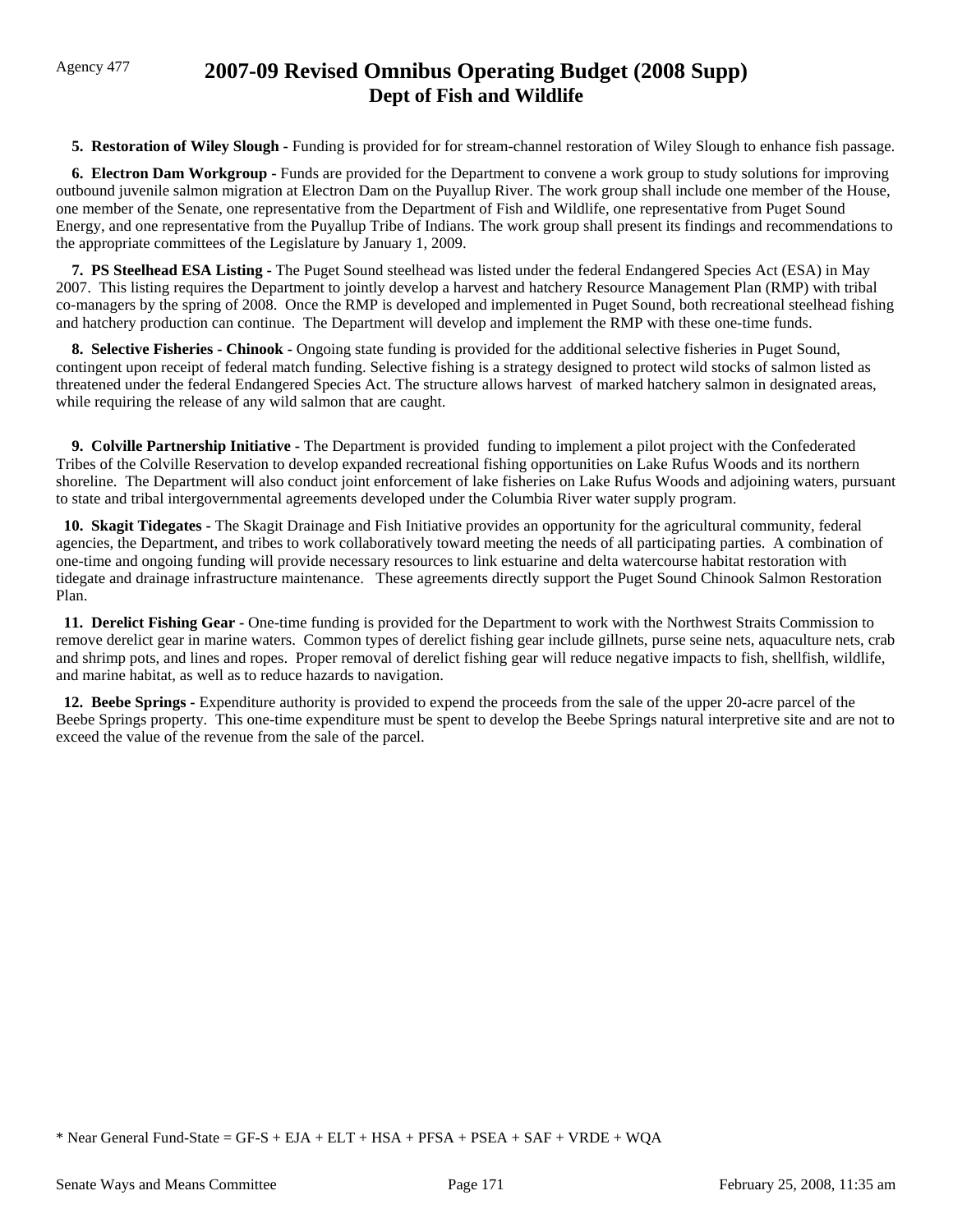Agency 477

# 2007-09 Revised Omnibus Operating Budget (2008 Supp)
## Dept of Fish and Wildlife

**5. Restoration of Wiley Slough -** Funding is provided for for stream-channel restoration of Wiley Slough to enhance fish passage.

**6. Electron Dam Workgroup -** Funds are provided for the Department to convene a work group to study solutions for improving outbound juvenile salmon migration at Electron Dam on the Puyallup River. The work group shall include one member of the House, one member of the Senate, one representative from the Department of Fish and Wildlife, one representative from Puget Sound Energy, and one representative from the Puyallup Tribe of Indians. The work group shall present its findings and recommendations to the appropriate committees of the Legislature by January 1, 2009.

**7. PS Steelhead ESA Listing -** The Puget Sound steelhead was listed under the federal Endangered Species Act (ESA) in May 2007. This listing requires the Department to jointly develop a harvest and hatchery Resource Management Plan (RMP) with tribal co-managers by the spring of 2008. Once the RMP is developed and implemented in Puget Sound, both recreational steelhead fishing and hatchery production can continue. The Department will develop and implement the RMP with these one-time funds.

**8. Selective Fisheries - Chinook -** Ongoing state funding is provided for the additional selective fisheries in Puget Sound, contingent upon receipt of federal match funding. Selective fishing is a strategy designed to protect wild stocks of salmon listed as threatened under the federal Endangered Species Act. The structure allows harvest of marked hatchery salmon in designated areas, while requiring the release of any wild salmon that are caught.

**9. Colville Partnership Initiative -** The Department is provided funding to implement a pilot project with the Confederated Tribes of the Colville Reservation to develop expanded recreational fishing opportunities on Lake Rufus Woods and its northern shoreline. The Department will also conduct joint enforcement of lake fisheries on Lake Rufus Woods and adjoining waters, pursuant to state and tribal intergovernmental agreements developed under the Columbia River water supply program.

**10. Skagit Tidegates -** The Skagit Drainage and Fish Initiative provides an opportunity for the agricultural community, federal agencies, the Department, and tribes to work collaboratively toward meeting the needs of all participating parties. A combination of one-time and ongoing funding will provide necessary resources to link estuarine and delta watercourse habitat restoration with tidegate and drainage infrastructure maintenance. These agreements directly support the Puget Sound Chinook Salmon Restoration Plan.

**11. Derelict Fishing Gear -** One-time funding is provided for the Department to work with the Northwest Straits Commission to remove derelict gear in marine waters. Common types of derelict fishing gear include gillnets, purse seine nets, aquaculture nets, crab and shrimp pots, and lines and ropes. Proper removal of derelict fishing gear will reduce negative impacts to fish, shellfish, wildlife, and marine habitat, as well as to reduce hazards to navigation.

**12. Beebe Springs -** Expenditure authority is provided to expend the proceeds from the sale of the upper 20-acre parcel of the Beebe Springs property. This one-time expenditure must be spent to develop the Beebe Springs natural interpretive site and are not to exceed the value of the revenue from the sale of the parcel.

* Near General Fund-State = GF-S + EJA + ELT + HSA + PFSA + PSEA + SAF + VRDE + WQA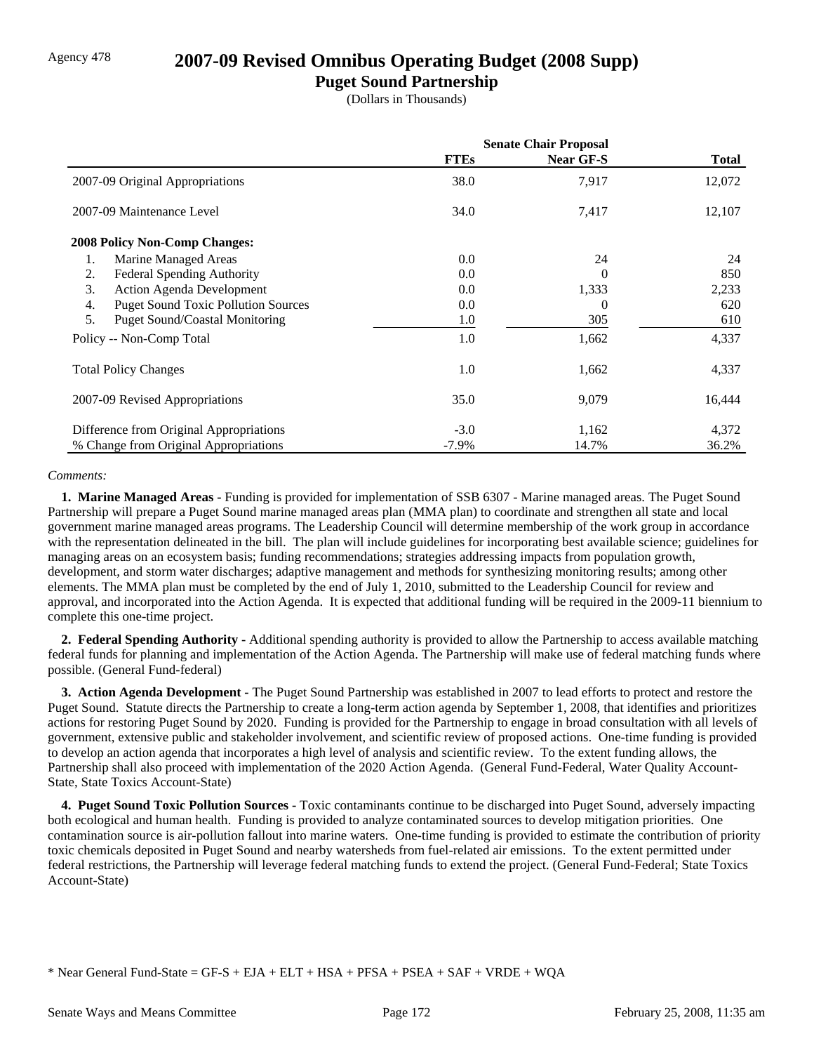Agency 478

# 2007-09 Revised Omnibus Operating Budget (2008 Supp)

## Puget Sound Partnership

(Dollars in Thousands)

| | Senate Chair Proposal | | |
|---|---|---|---|
| | **FTEs** | **Near GF-S** | **Total** |
| 2007-09 Original Appropriations | 38.0 | 7,917 | 12,072 |
| 2007-09 Maintenance Level | 34.0 | 7,417 | 12,107 |
| **2008 Policy Non-Comp Changes:** | | | |
| 1. Marine Managed Areas | 0.0 | 24 | 24 |
| 2. Federal Spending Authority | 0.0 | 0 | 850 |
| 3. Action Agenda Development | 0.0 | 1,333 | 2,233 |
| 4. Puget Sound Toxic Pollution Sources | 0.0 | 0 | 620 |
| 5. Puget Sound/Coastal Monitoring | 1.0 | 305 | 610 |
| Policy -- Non-Comp Total | 1.0 | 1,662 | 4,337 |
| Total Policy Changes | 1.0 | 1,662 | 4,337 |
| 2007-09 Revised Appropriations | 35.0 | 9,079 | 16,444 |
| Difference from Original Appropriations | -3.0 | 1,162 | 4,372 |
| % Change from Original Appropriations | -7.9% | 14.7% | 36.2% |

*Comments:*

**1. Marine Managed Areas -** Funding is provided for implementation of SSB 6307 - Marine managed areas. The Puget Sound Partnership will prepare a Puget Sound marine managed areas plan (MMA plan) to coordinate and strengthen all state and local government marine managed areas programs. The Leadership Council will determine membership of the work group in accordance with the representation delineated in the bill. The plan will include guidelines for incorporating best available science; guidelines for managing areas on an ecosystem basis; funding recommendations; strategies addressing impacts from population growth, development, and storm water discharges; adaptive management and methods for synthesizing monitoring results; among other elements. The MMA plan must be completed by the end of July 1, 2010, submitted to the Leadership Council for review and approval, and incorporated into the Action Agenda. It is expected that additional funding will be required in the 2009-11 biennium to complete this one-time project.

**2. Federal Spending Authority -** Additional spending authority is provided to allow the Partnership to access available matching federal funds for planning and implementation of the Action Agenda. The Partnership will make use of federal matching funds where possible. (General Fund-federal)

**3. Action Agenda Development -** The Puget Sound Partnership was established in 2007 to lead efforts to protect and restore the Puget Sound. Statute directs the Partnership to create a long-term action agenda by September 1, 2008, that identifies and prioritizes actions for restoring Puget Sound by 2020. Funding is provided for the Partnership to engage in broad consultation with all levels of government, extensive public and stakeholder involvement, and scientific review of proposed actions. One-time funding is provided to develop an action agenda that incorporates a high level of analysis and scientific review. To the extent funding allows, the Partnership shall also proceed with implementation of the 2020 Action Agenda. (General Fund-Federal, Water Quality Account-State, State Toxics Account-State)

**4. Puget Sound Toxic Pollution Sources -** Toxic contaminants continue to be discharged into Puget Sound, adversely impacting both ecological and human health. Funding is provided to analyze contaminated sources to develop mitigation priorities. One contamination source is air-pollution fallout into marine waters. One-time funding is provided to estimate the contribution of priority toxic chemicals deposited in Puget Sound and nearby watersheds from fuel-related air emissions. To the extent permitted under federal restrictions, the Partnership will leverage federal matching funds to extend the project. (General Fund-Federal; State Toxics Account-State)

\* Near General Fund-State = GF-S + EJA + ELT + HSA + PFSA + PSEA + SAF + VRDE + WQA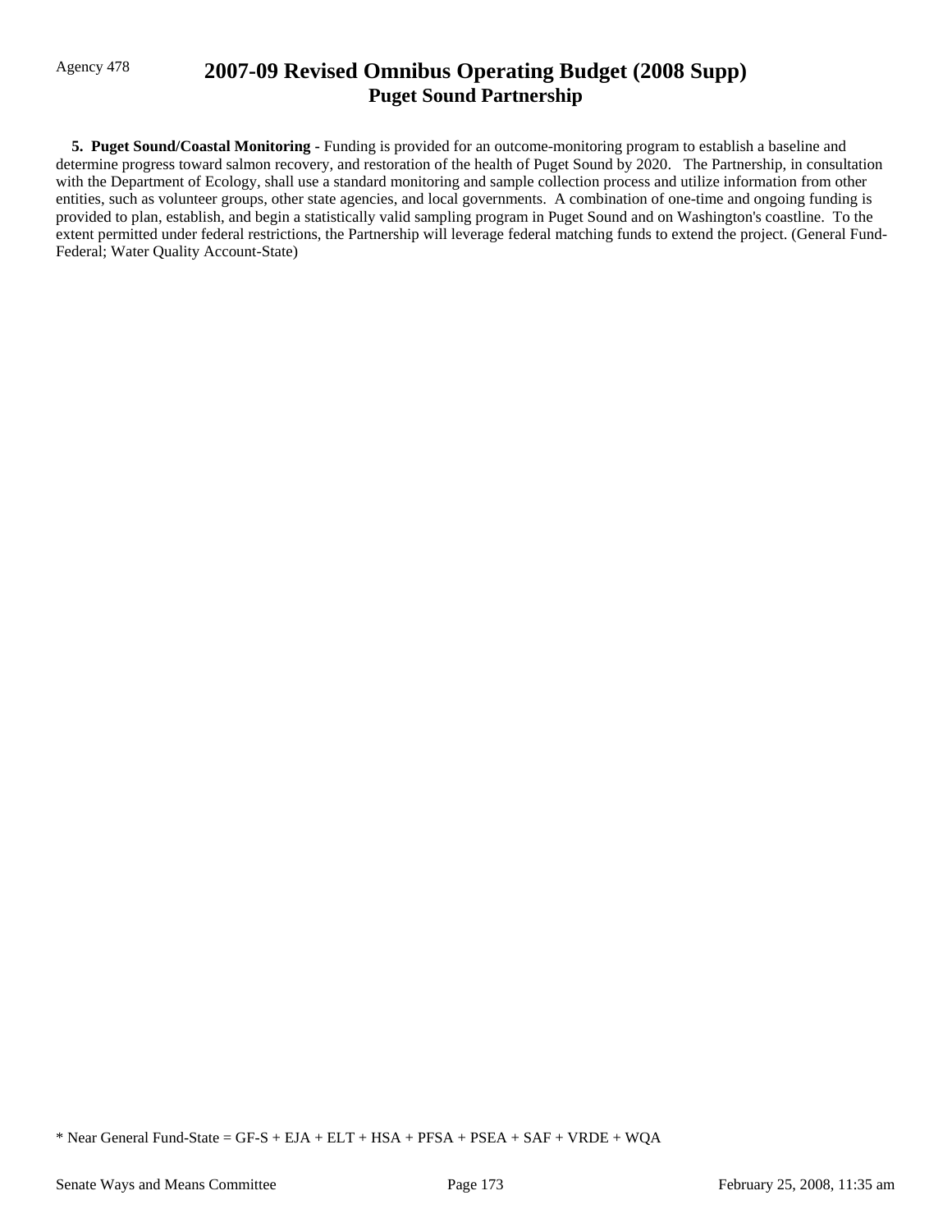**5. Puget Sound/Coastal Monitoring -** Funding is provided for an outcome-monitoring program to establish a baseline and determine progress toward salmon recovery, and restoration of the health of Puget Sound by 2020. The Partnership, in consultation with the Department of Ecology, shall use a standard monitoring and sample collection process and utilize information from other entities, such as volunteer groups, other state agencies, and local governments. A combination of one-time and ongoing funding is provided to plan, establish, and begin a statistically valid sampling program in Puget Sound and on Washington's coastline. To the extent permitted under federal restrictions, the Partnership will leverage federal matching funds to extend the project. (General Fund-Federal; Water Quality Account-State)

* Near General Fund-State = GF-S + EJA + ELT + HSA + PFSA + PSEA + SAF + VRDE + WQA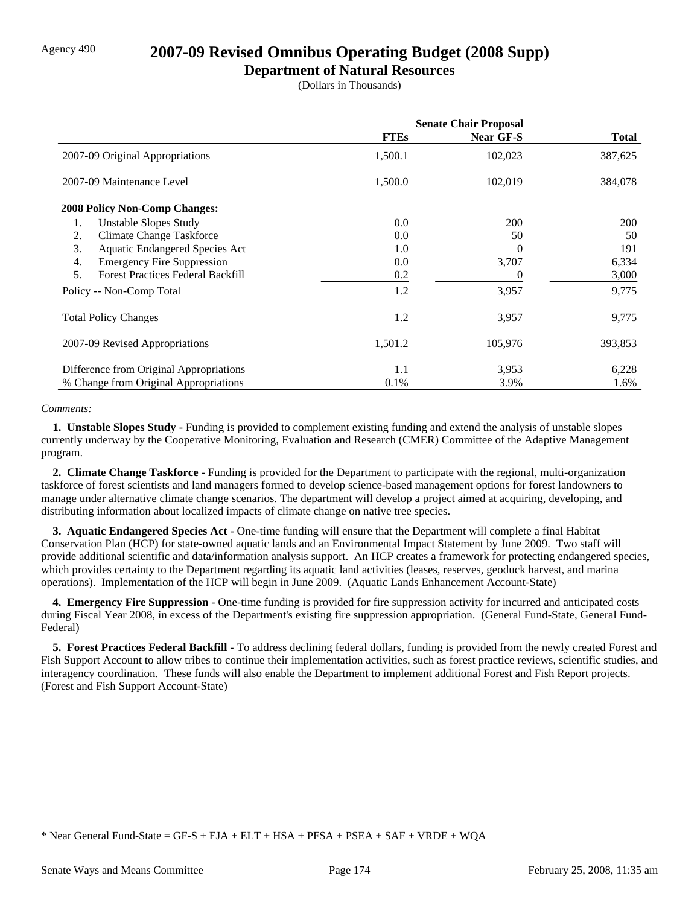Agency 490

# 2007-09 Revised Omnibus Operating Budget (2008 Supp)

## Department of Natural Resources

(Dollars in Thousands)

| | Senate Chair Proposal | | |
|---|---|---|---|
| | **FTEs** | **Near GF-S** | **Total** |
| 2007-09 Original Appropriations | 1,500.1 | 102,023 | 387,625 |
| 2007-09 Maintenance Level | 1,500.0 | 102,019 | 384,078 |
| **2008 Policy Non-Comp Changes:** | | | |
| 1. Unstable Slopes Study | 0.0 | 200 | 200 |
| 2. Climate Change Taskforce | 0.0 | 50 | 50 |
| 3. Aquatic Endangered Species Act | 1.0 | 0 | 191 |
| 4. Emergency Fire Suppression | 0.0 | 3,707 | 6,334 |
| 5. Forest Practices Federal Backfill | 0.2 | 0 | 3,000 |
| Policy -- Non-Comp Total | 1.2 | 3,957 | 9,775 |
| Total Policy Changes | 1.2 | 3,957 | 9,775 |
| 2007-09 Revised Appropriations | 1,501.2 | 105,976 | 393,853 |
| Difference from Original Appropriations | 1.1 | 3,953 | 6,228 |
| % Change from Original Appropriations | 0.1% | 3.9% | 1.6% |

*Comments:*

**1. Unstable Slopes Study -** Funding is provided to complement existing funding and extend the analysis of unstable slopes currently underway by the Cooperative Monitoring, Evaluation and Research (CMER) Committee of the Adaptive Management program.

**2. Climate Change Taskforce -** Funding is provided for the Department to participate with the regional, multi-organization taskforce of forest scientists and land managers formed to develop science-based management options for forest landowners to manage under alternative climate change scenarios. The department will develop a project aimed at acquiring, developing, and distributing information about localized impacts of climate change on native tree species.

**3. Aquatic Endangered Species Act -** One-time funding will ensure that the Department will complete a final Habitat Conservation Plan (HCP) for state-owned aquatic lands and an Environmental Impact Statement by June 2009. Two staff will provide additional scientific and data/information analysis support. An HCP creates a framework for protecting endangered species, which provides certainty to the Department regarding its aquatic land activities (leases, reserves, geoduck harvest, and marina operations). Implementation of the HCP will begin in June 2009. (Aquatic Lands Enhancement Account-State)

**4. Emergency Fire Suppression -** One-time funding is provided for fire suppression activity for incurred and anticipated costs during Fiscal Year 2008, in excess of the Department's existing fire suppression appropriation. (General Fund-State, General Fund-Federal)

**5. Forest Practices Federal Backfill -** To address declining federal dollars, funding is provided from the newly created Forest and Fish Support Account to allow tribes to continue their implementation activities, such as forest practice reviews, scientific studies, and interagency coordination. These funds will also enable the Department to implement additional Forest and Fish Report projects. (Forest and Fish Support Account-State)

* Near General Fund-State = GF-S + EJA + ELT + HSA + PFSA + PSEA + SAF + VRDE + WQA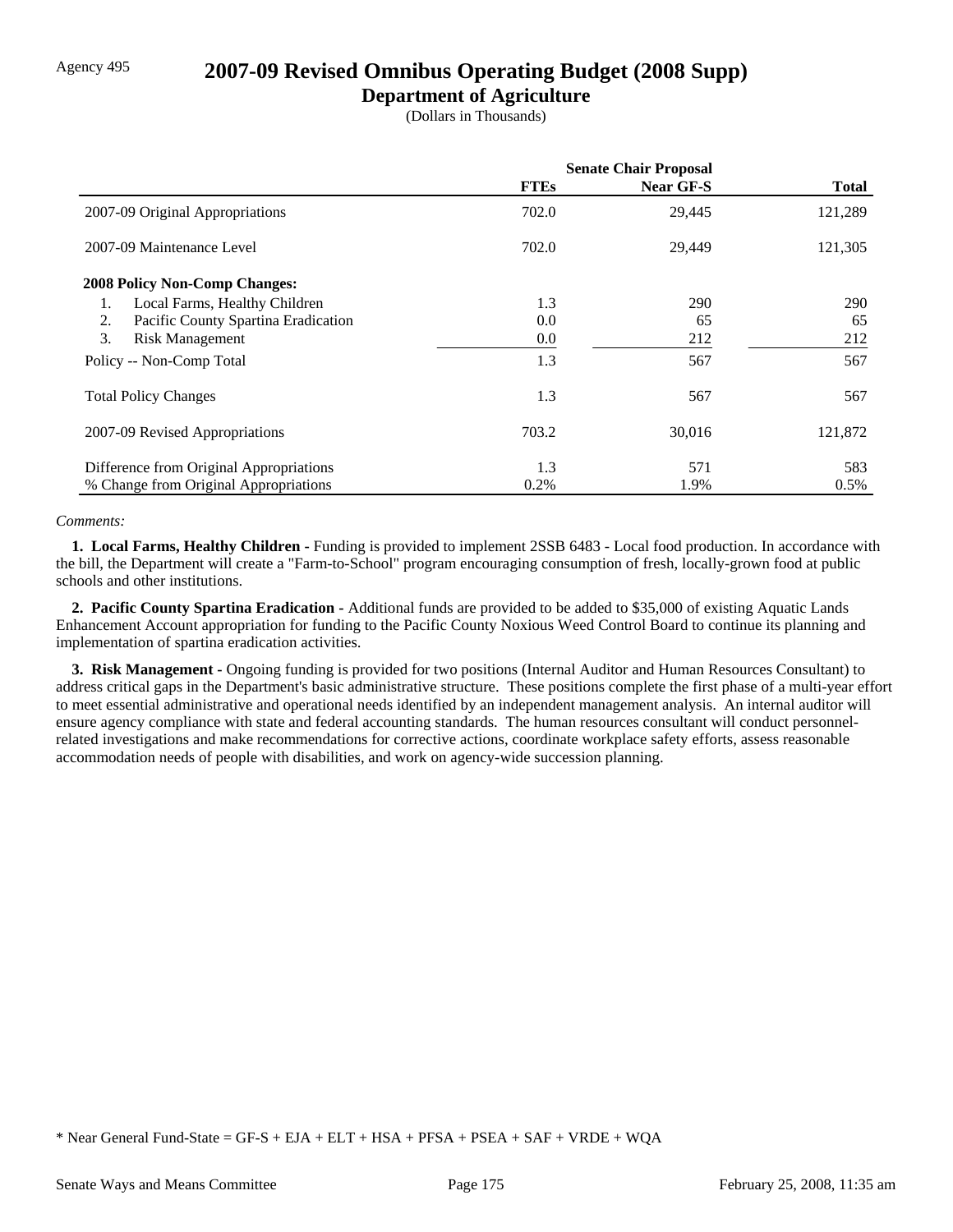Agency 495

# 2007-09 Revised Omnibus Operating Budget (2008 Supp)

## Department of Agriculture

(Dollars in Thousands)

| | Senate Chair Proposal | | |
|---|---|---|---|
| | FTEs | Near GF-S | Total |
| 2007-09 Original Appropriations | 702.0 | 29,445 | 121,289 |
| 2007-09 Maintenance Level | 702.0 | 29,449 | 121,305 |
| **2008 Policy Non-Comp Changes:** | | | |
| 1. Local Farms, Healthy Children | 1.3 | 290 | 290 |
| 2. Pacific County Spartina Eradication | 0.0 | 65 | 65 |
| 3. Risk Management | 0.0 | 212 | 212 |
| Policy -- Non-Comp Total | 1.3 | 567 | 567 |
| Total Policy Changes | 1.3 | 567 | 567 |
| 2007-09 Revised Appropriations | 703.2 | 30,016 | 121,872 |
| Difference from Original Appropriations | 1.3 | 571 | 583 |
| % Change from Original Appropriations | 0.2% | 1.9% | 0.5% |

*Comments:*

**1. Local Farms, Healthy Children -** Funding is provided to implement 2SSB 6483 - Local food production. In accordance with the bill, the Department will create a "Farm-to-School" program encouraging consumption of fresh, locally-grown food at public schools and other institutions.

**2. Pacific County Spartina Eradication -** Additional funds are provided to be added to $35,000 of existing Aquatic Lands Enhancement Account appropriation for funding to the Pacific County Noxious Weed Control Board to continue its planning and implementation of spartina eradication activities.

**3. Risk Management -** Ongoing funding is provided for two positions (Internal Auditor and Human Resources Consultant) to address critical gaps in the Department's basic administrative structure. These positions complete the first phase of a multi-year effort to meet essential administrative and operational needs identified by an independent management analysis. An internal auditor will ensure agency compliance with state and federal accounting standards. The human resources consultant will conduct personnel-related investigations and make recommendations for corrective actions, coordinate workplace safety efforts, assess reasonable accommodation needs of people with disabilities, and work on agency-wide succession planning.

* Near General Fund-State = GF-S + EJA + ELT + HSA + PFSA + PSEA + SAF + VRDE + WQA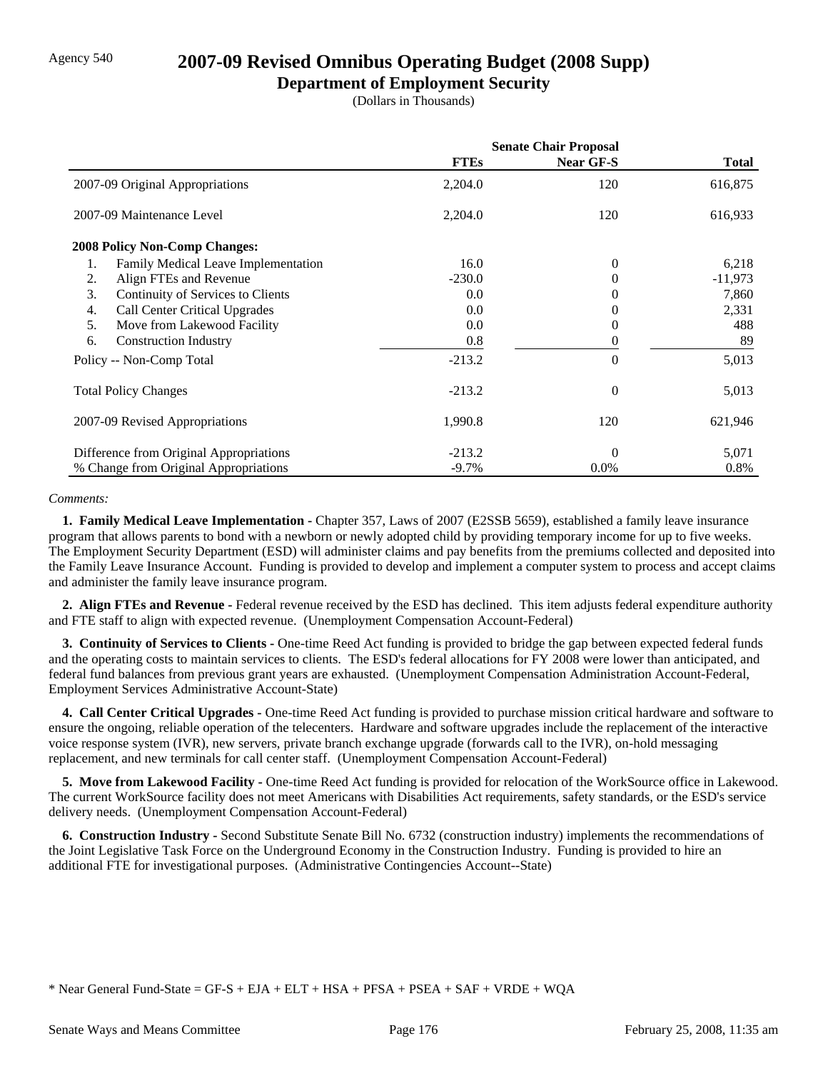Agency 540

# 2007-09 Revised Omnibus Operating Budget (2008 Supp)

## Department of Employment Security

(Dollars in Thousands)

| | Senate Chair Proposal | | |
|---|---|---|---|
| | **FTEs** | **Near GF-S** | **Total** |
| 2007-09 Original Appropriations | 2,204.0 | 120 | 616,875 |
| 2007-09 Maintenance Level | 2,204.0 | 120 | 616,933 |
| **2008 Policy Non-Comp Changes:** | | | |
| 1. Family Medical Leave Implementation | 16.0 | 0 | 6,218 |
| 2. Align FTEs and Revenue | -230.0 | 0 | -11,973 |
| 3. Continuity of Services to Clients | 0.0 | 0 | 7,860 |
| 4. Call Center Critical Upgrades | 0.0 | 0 | 2,331 |
| 5. Move from Lakewood Facility | 0.0 | 0 | 488 |
| 6. Construction Industry | 0.8 | 0 | 89 |
| Policy -- Non-Comp Total | -213.2 | 0 | 5,013 |
| Total Policy Changes | -213.2 | 0 | 5,013 |
| 2007-09 Revised Appropriations | 1,990.8 | 120 | 621,946 |
| Difference from Original Appropriations | -213.2 | 0 | 5,071 |
| % Change from Original Appropriations | -9.7% | 0.0% | 0.8% |

*Comments:*

**1. Family Medical Leave Implementation -** Chapter 357, Laws of 2007 (E2SSB 5659), established a family leave insurance program that allows parents to bond with a newborn or newly adopted child by providing temporary income for up to five weeks. The Employment Security Department (ESD) will administer claims and pay benefits from the premiums collected and deposited into the Family Leave Insurance Account. Funding is provided to develop and implement a computer system to process and accept claims and administer the family leave insurance program.

**2. Align FTEs and Revenue -** Federal revenue received by the ESD has declined. This item adjusts federal expenditure authority and FTE staff to align with expected revenue. (Unemployment Compensation Account-Federal)

**3. Continuity of Services to Clients -** One-time Reed Act funding is provided to bridge the gap between expected federal funds and the operating costs to maintain services to clients. The ESD's federal allocations for FY 2008 were lower than anticipated, and federal fund balances from previous grant years are exhausted. (Unemployment Compensation Administration Account-Federal, Employment Services Administrative Account-State)

**4. Call Center Critical Upgrades -** One-time Reed Act funding is provided to purchase mission critical hardware and software to ensure the ongoing, reliable operation of the telecenters. Hardware and software upgrades include the replacement of the interactive voice response system (IVR), new servers, private branch exchange upgrade (forwards call to the IVR), on-hold messaging replacement, and new terminals for call center staff. (Unemployment Compensation Account-Federal)

**5. Move from Lakewood Facility -** One-time Reed Act funding is provided for relocation of the WorkSource office in Lakewood. The current WorkSource facility does not meet Americans with Disabilities Act requirements, safety standards, or the ESD's service delivery needs. (Unemployment Compensation Account-Federal)

**6. Construction Industry -** Second Substitute Senate Bill No. 6732 (construction industry) implements the recommendations of the Joint Legislative Task Force on the Underground Economy in the Construction Industry. Funding is provided to hire an additional FTE for investigational purposes. (Administrative Contingencies Account--State)

\* Near General Fund-State = GF-S + EJA + ELT + HSA + PFSA + PSEA + SAF + VRDE + WQA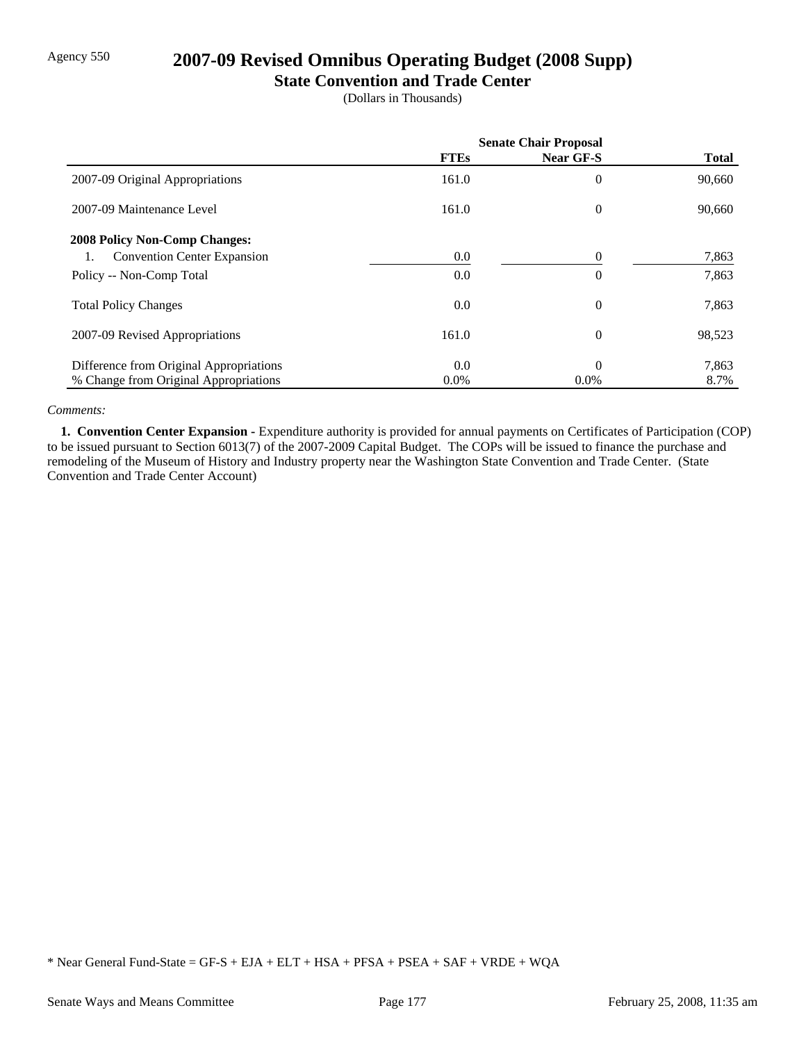Agency 550

# 2007-09 Revised Omnibus Operating Budget (2008 Supp)

## State Convention and Trade Center

(Dollars in Thousands)

| | Senate Chair Proposal | | |
|---|---|---|---|
| | **FTEs** | **Near GF-S** | **Total** |
| 2007-09 Original Appropriations | 161.0 | 0 | 90,660 |
| 2007-09 Maintenance Level | 161.0 | 0 | 90,660 |
| **2008 Policy Non-Comp Changes:** | | | |
| 1. Convention Center Expansion | 0.0 | 0 | 7,863 |
| Policy -- Non-Comp Total | 0.0 | 0 | 7,863 |
| Total Policy Changes | 0.0 | 0 | 7,863 |
| 2007-09 Revised Appropriations | 161.0 | 0 | 98,523 |
| Difference from Original Appropriations | 0.0 | 0 | 7,863 |
| % Change from Original Appropriations | 0.0% | 0.0% | 8.7% |

*Comments:*

**1. Convention Center Expansion -** Expenditure authority is provided for annual payments on Certificates of Participation (COP) to be issued pursuant to Section 6013(7) of the 2007-2009 Capital Budget. The COPs will be issued to finance the purchase and remodeling of the Museum of History and Industry property near the Washington State Convention and Trade Center. (State Convention and Trade Center Account)

* Near General Fund-State = GF-S + EJA + ELT + HSA + PFSA + PSEA + SAF + VRDE + WQA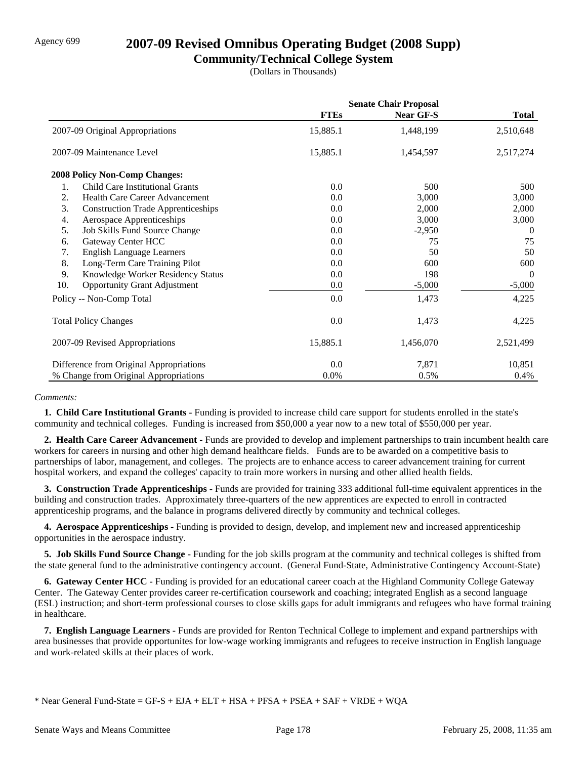Agency 699

# 2007-09 Revised Omnibus Operating Budget (2008 Supp)

## Community/Technical College System

(Dollars in Thousands)

| | Senate Chair Proposal | | |
|---|---|---|---|
| | FTEs | Near GF-S | Total |
| 2007-09 Original Appropriations | 15,885.1 | 1,448,199 | 2,510,648 |
| 2007-09 Maintenance Level | 15,885.1 | 1,454,597 | 2,517,274 |
| **2008 Policy Non-Comp Changes:** | | | |
| 1. Child Care Institutional Grants | 0.0 | 500 | 500 |
| 2. Health Care Career Advancement | 0.0 | 3,000 | 3,000 |
| 3. Construction Trade Apprenticeships | 0.0 | 2,000 | 2,000 |
| 4. Aerospace Apprenticeships | 0.0 | 3,000 | 3,000 |
| 5. Job Skills Fund Source Change | 0.0 | -2,950 | 0 |
| 6. Gateway Center HCC | 0.0 | 75 | 75 |
| 7. English Language Learners | 0.0 | 50 | 50 |
| 8. Long-Term Care Training Pilot | 0.0 | 600 | 600 |
| 9. Knowledge Worker Residency Status | 0.0 | 198 | 0 |
| 10. Opportunity Grant Adjustment | 0.0 | -5,000 | -5,000 |
| Policy -- Non-Comp Total | 0.0 | 1,473 | 4,225 |
| Total Policy Changes | 0.0 | 1,473 | 4,225 |
| 2007-09 Revised Appropriations | 15,885.1 | 1,456,070 | 2,521,499 |
| Difference from Original Appropriations | 0.0 | 7,871 | 10,851 |
| % Change from Original Appropriations | 0.0% | 0.5% | 0.4% |

*Comments:*

**1. Child Care Institutional Grants -** Funding is provided to increase child care support for students enrolled in the state's community and technical colleges. Funding is increased from $50,000 a year now to a new total of $550,000 per year.

**2. Health Care Career Advancement -** Funds are provided to develop and implement partnerships to train incumbent health care workers for careers in nursing and other high demand healthcare fields. Funds are to be awarded on a competitive basis to partnerships of labor, management, and colleges. The projects are to enhance access to career advancement training for current hospital workers, and expand the colleges' capacity to train more workers in nursing and other allied health fields.

**3. Construction Trade Apprenticeships -** Funds are provided for training 333 additional full-time equivalent apprentices in the building and construction trades. Approximately three-quarters of the new apprentices are expected to enroll in contracted apprenticeship programs, and the balance in programs delivered directly by community and technical colleges.

**4. Aerospace Apprenticeships -** Funding is provided to design, develop, and implement new and increased apprenticeship opportunities in the aerospace industry.

**5. Job Skills Fund Source Change -** Funding for the job skills program at the community and technical colleges is shifted from the state general fund to the administrative contingency account. (General Fund-State, Administrative Contingency Account-State)

**6. Gateway Center HCC -** Funding is provided for an educational career coach at the Highland Community College Gateway Center. The Gateway Center provides career re-certification coursework and coaching; integrated English as a second language (ESL) instruction; and short-term professional courses to close skills gaps for adult immigrants and refugees who have formal training in healthcare.

**7. English Language Learners -** Funds are provided for Renton Technical College to implement and expand partnerships with area businesses that provide opportunites for low-wage working immigrants and refugees to receive instruction in English language and work-related skills at their places of work.

* Near General Fund-State = GF-S + EJA + ELT + HSA + PFSA + PSEA + SAF + VRDE + WQA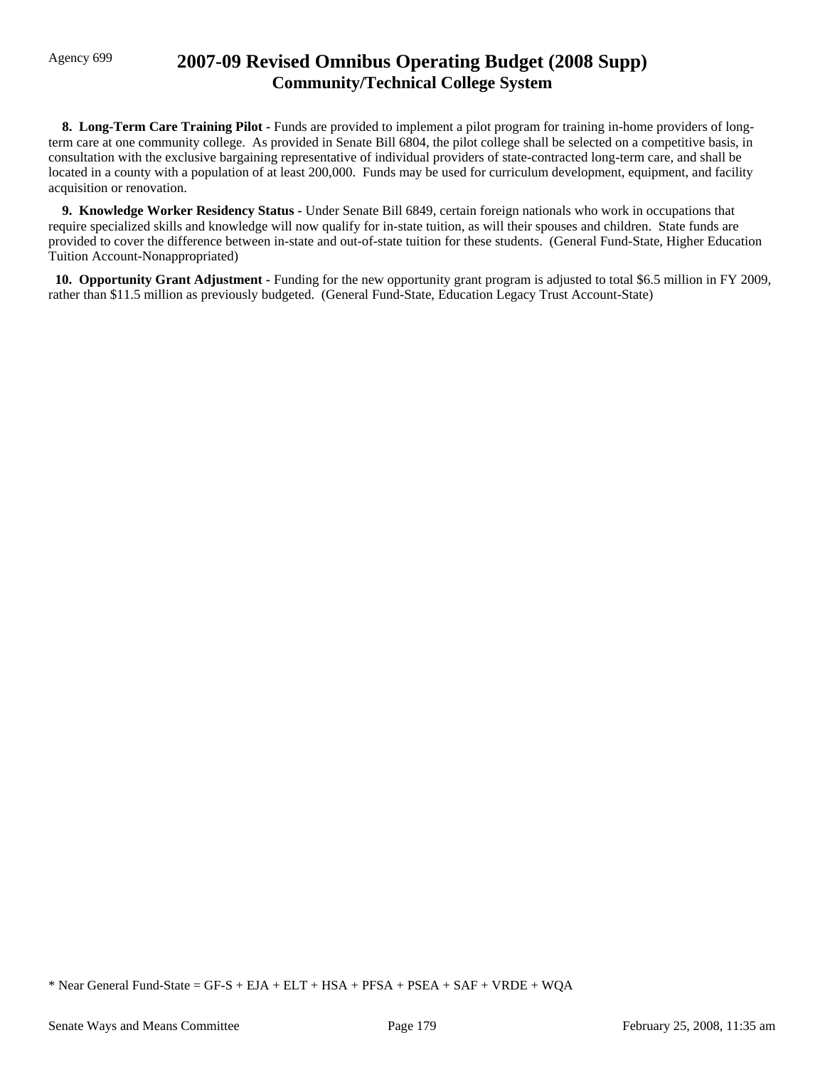# 2007-09 Revised Omnibus Operating Budget (2008 Supp)
## Community/Technical College System

Agency 699

**8. Long-Term Care Training Pilot -** Funds are provided to implement a pilot program for training in-home providers of long-term care at one community college. As provided in Senate Bill 6804, the pilot college shall be selected on a competitive basis, in consultation with the exclusive bargaining representative of individual providers of state-contracted long-term care, and shall be located in a county with a population of at least 200,000. Funds may be used for curriculum development, equipment, and facility acquisition or renovation.

**9. Knowledge Worker Residency Status -** Under Senate Bill 6849, certain foreign nationals who work in occupations that require specialized skills and knowledge will now qualify for in-state tuition, as will their spouses and children. State funds are provided to cover the difference between in-state and out-of-state tuition for these students. (General Fund-State, Higher Education Tuition Account-Nonappropriated)

**10. Opportunity Grant Adjustment -** Funding for the new opportunity grant program is adjusted to total $6.5 million in FY 2009, rather than $11.5 million as previously budgeted. (General Fund-State, Education Legacy Trust Account-State)

* Near General Fund-State = GF-S + EJA + ELT + HSA + PFSA + PSEA + SAF + VRDE + WQA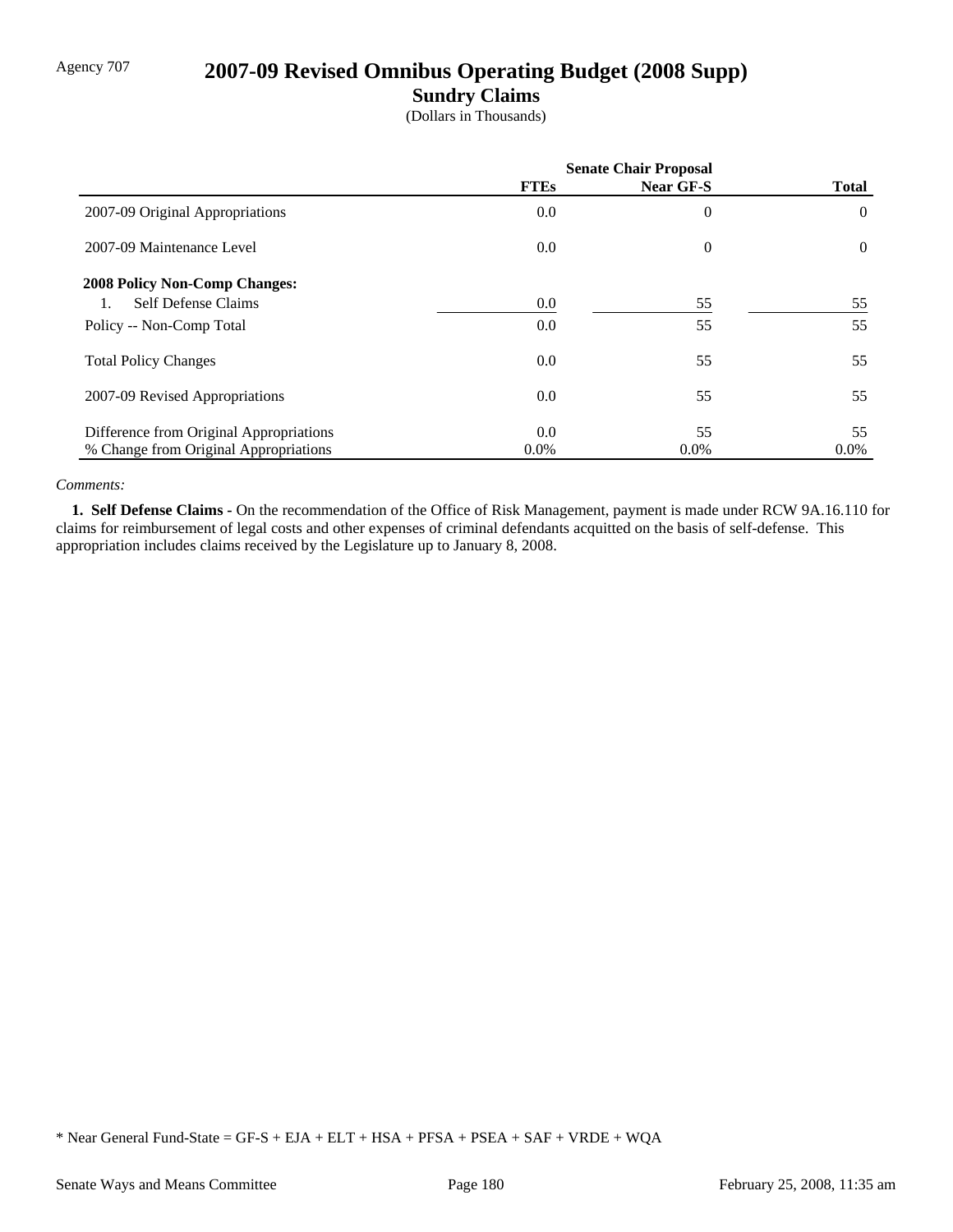Agency 707

# 2007-09 Revised Omnibus Operating Budget (2008 Supp)

## Sundry Claims

(Dollars in Thousands)

| | Senate Chair Proposal | | |
|---|---|---|---|
| | **FTEs** | **Near GF-S** | **Total** |
| 2007-09 Original Appropriations | 0.0 | 0 | 0 |
| 2007-09 Maintenance Level | 0.0 | 0 | 0 |
| **2008 Policy Non-Comp Changes:** | | | |
| 1. Self Defense Claims | 0.0 | 55 | 55 |
| Policy -- Non-Comp Total | 0.0 | 55 | 55 |
| Total Policy Changes | 0.0 | 55 | 55 |
| 2007-09 Revised Appropriations | 0.0 | 55 | 55 |
| Difference from Original Appropriations | 0.0 | 55 | 55 |
| % Change from Original Appropriations | 0.0% | 0.0% | 0.0% |

*Comments:*

**1. Self Defense Claims -** On the recommendation of the Office of Risk Management, payment is made under RCW 9A.16.110 for claims for reimbursement of legal costs and other expenses of criminal defendants acquitted on the basis of self-defense. This appropriation includes claims received by the Legislature up to January 8, 2008.

* Near General Fund-State = GF-S + EJA + ELT + HSA + PFSA + PSEA + SAF + VRDE + WQA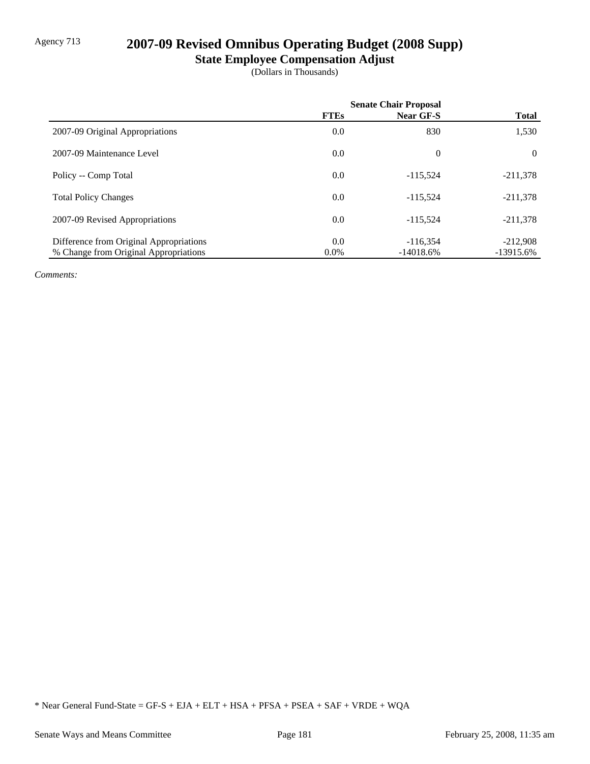Agency 713

# 2007-09 Revised Omnibus Operating Budget (2008 Supp)

## State Employee Compensation Adjust

(Dollars in Thousands)

| | Senate Chair Proposal | | |
|---|---|---|---|
| | FTEs | Near GF-S | Total |
| 2007-09 Original Appropriations | 0.0 | 830 | 1,530 |
| 2007-09 Maintenance Level | 0.0 | 0 | 0 |
| Policy -- Comp Total | 0.0 | -115,524 | -211,378 |
| Total Policy Changes | 0.0 | -115,524 | -211,378 |
| 2007-09 Revised Appropriations | 0.0 | -115,524 | -211,378 |
| Difference from Original Appropriations | 0.0 | -116,354 | -212,908 |
| % Change from Original Appropriations | 0.0% | -14018.6% | -13915.6% |

*Comments:*

* Near General Fund-State = GF-S + EJA + ELT + HSA + PFSA + PSEA + SAF + VRDE + WQA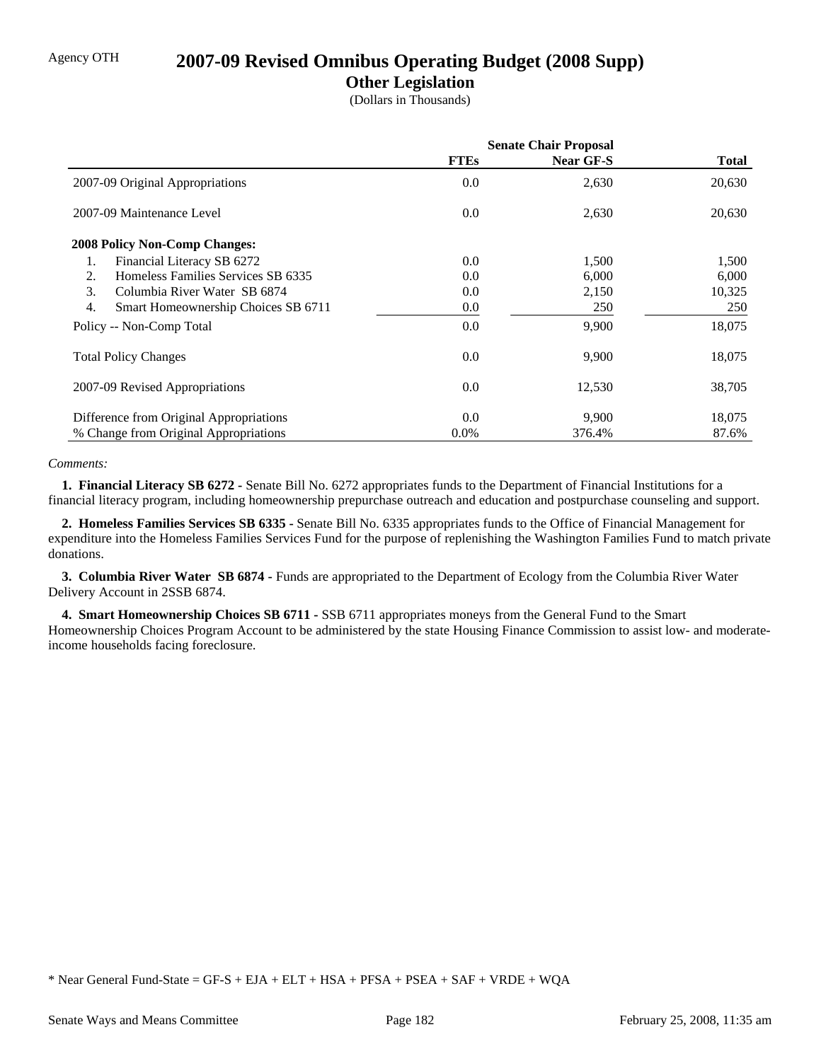Agency OTH

# 2007-09 Revised Omnibus Operating Budget (2008 Supp)

## Other Legislation

(Dollars in Thousands)

| | Senate Chair Proposal | | |
|---|---|---|---|
| | **FTEs** | **Near GF-S** | **Total** |
| 2007-09 Original Appropriations | 0.0 | 2,630 | 20,630 |
| 2007-09 Maintenance Level | 0.0 | 2,630 | 20,630 |
| **2008 Policy Non-Comp Changes:** | | | |
| 1. Financial Literacy SB 6272 | 0.0 | 1,500 | 1,500 |
| 2. Homeless Families Services SB 6335 | 0.0 | 6,000 | 6,000 |
| 3. Columbia River Water SB 6874 | 0.0 | 2,150 | 10,325 |
| 4. Smart Homeownership Choices SB 6711 | 0.0 | 250 | 250 |
| Policy -- Non-Comp Total | 0.0 | 9,900 | 18,075 |
| Total Policy Changes | 0.0 | 9,900 | 18,075 |
| 2007-09 Revised Appropriations | 0.0 | 12,530 | 38,705 |
| Difference from Original Appropriations | 0.0 | 9,900 | 18,075 |
| % Change from Original Appropriations | 0.0% | 376.4% | 87.6% |

*Comments:*

**1. Financial Literacy SB 6272 -** Senate Bill No. 6272 appropriates funds to the Department of Financial Institutions for a financial literacy program, including homeownership prepurchase outreach and education and postpurchase counseling and support.

**2. Homeless Families Services SB 6335 -** Senate Bill No. 6335 appropriates funds to the Office of Financial Management for expenditure into the Homeless Families Services Fund for the purpose of replenishing the Washington Families Fund to match private donations.

**3. Columbia River Water SB 6874 -** Funds are appropriated to the Department of Ecology from the Columbia River Water Delivery Account in 2SSB 6874.

**4. Smart Homeownership Choices SB 6711 -** SSB 6711 appropriates moneys from the General Fund to the Smart Homeownership Choices Program Account to be administered by the state Housing Finance Commission to assist low- and moderate-income households facing foreclosure.

* Near General Fund-State = GF-S + EJA + ELT + HSA + PFSA + PSEA + SAF + VRDE + WQA